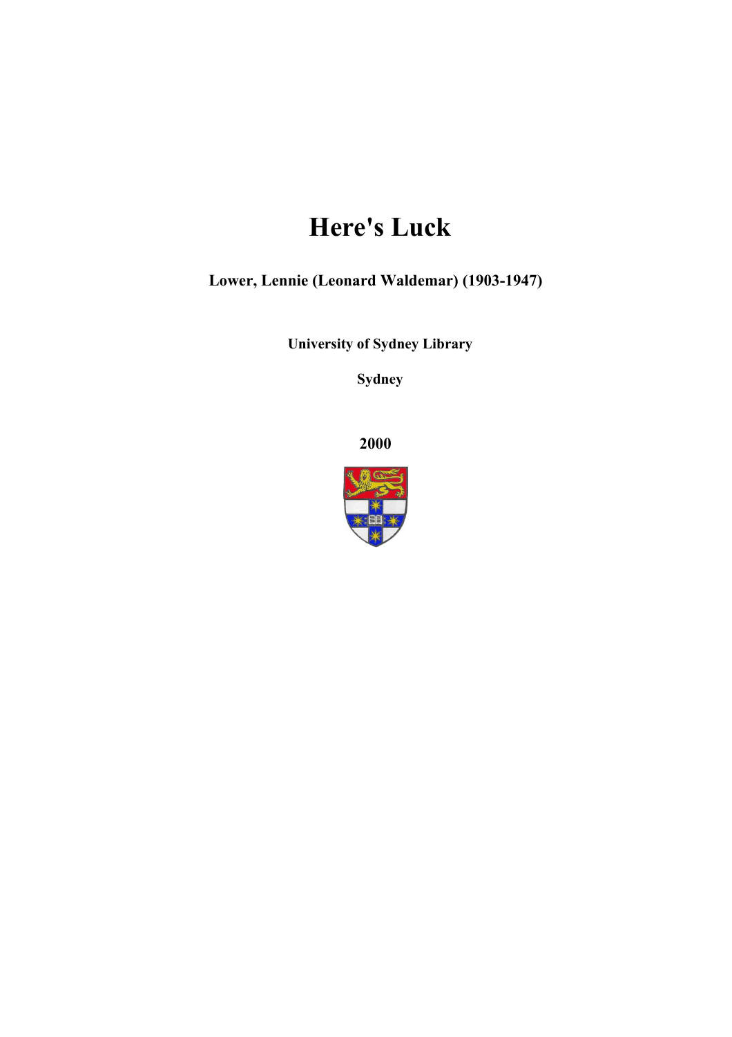# Here's Luck

**Lower, Lennie (Leonard Waldemar) (1903-1947)**

**University of Sydney Library**

**Sydney**

**2000**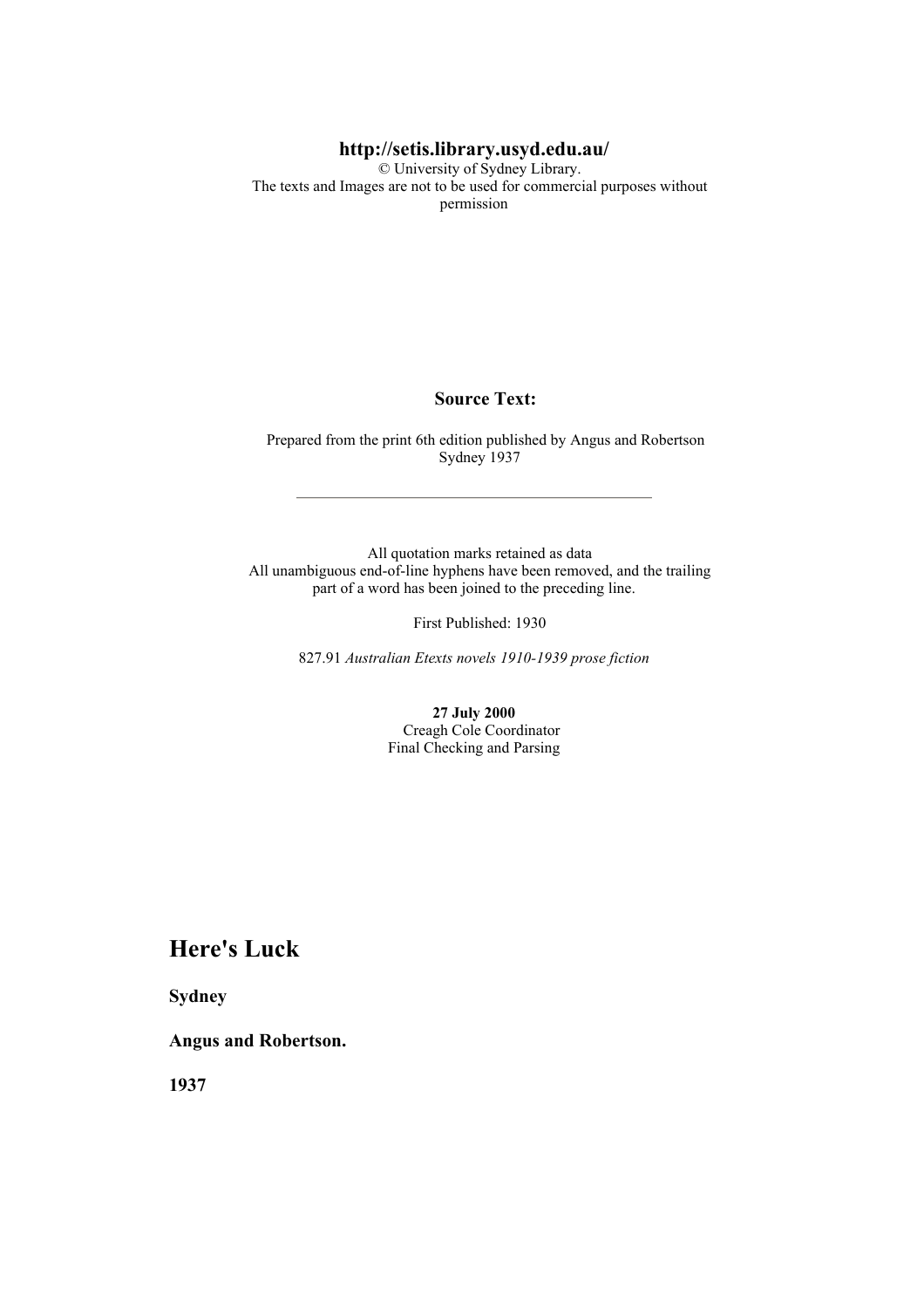**http://setis.library.usyd.edu.au/**
© University of Sydney Library.
The texts and Images are not to be used for commercial purposes without permission

**Source Text:**

Prepared from the print 6th edition published by Angus and Robertson Sydney 1937

---

All quotation marks retained as data
All unambiguous end-of-line hyphens have been removed, and the trailing part of a word has been joined to the preceding line.

First Published: 1930

827.91 *Australian Etexts novels 1910-1939 prose fiction*

**27 July 2000**
Creagh Cole Coordinator
Final Checking and Parsing

# Here's Luck

**Sydney**

**Angus and Robertson.**

**1937**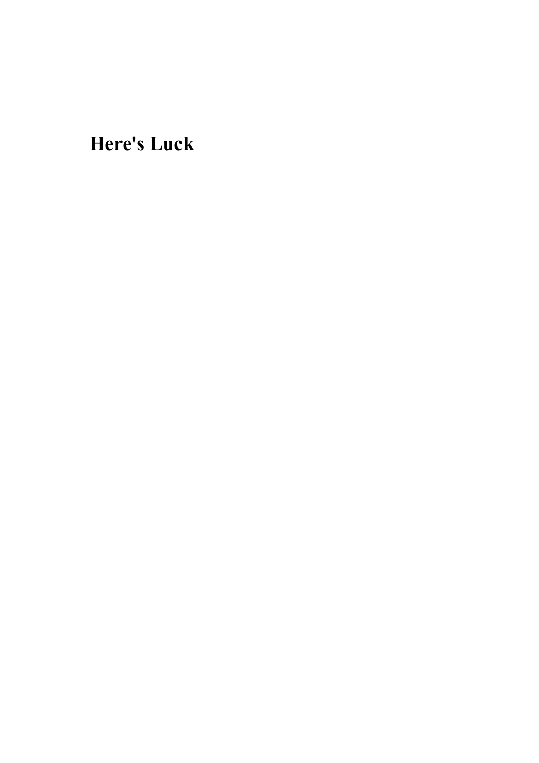# Here's Luck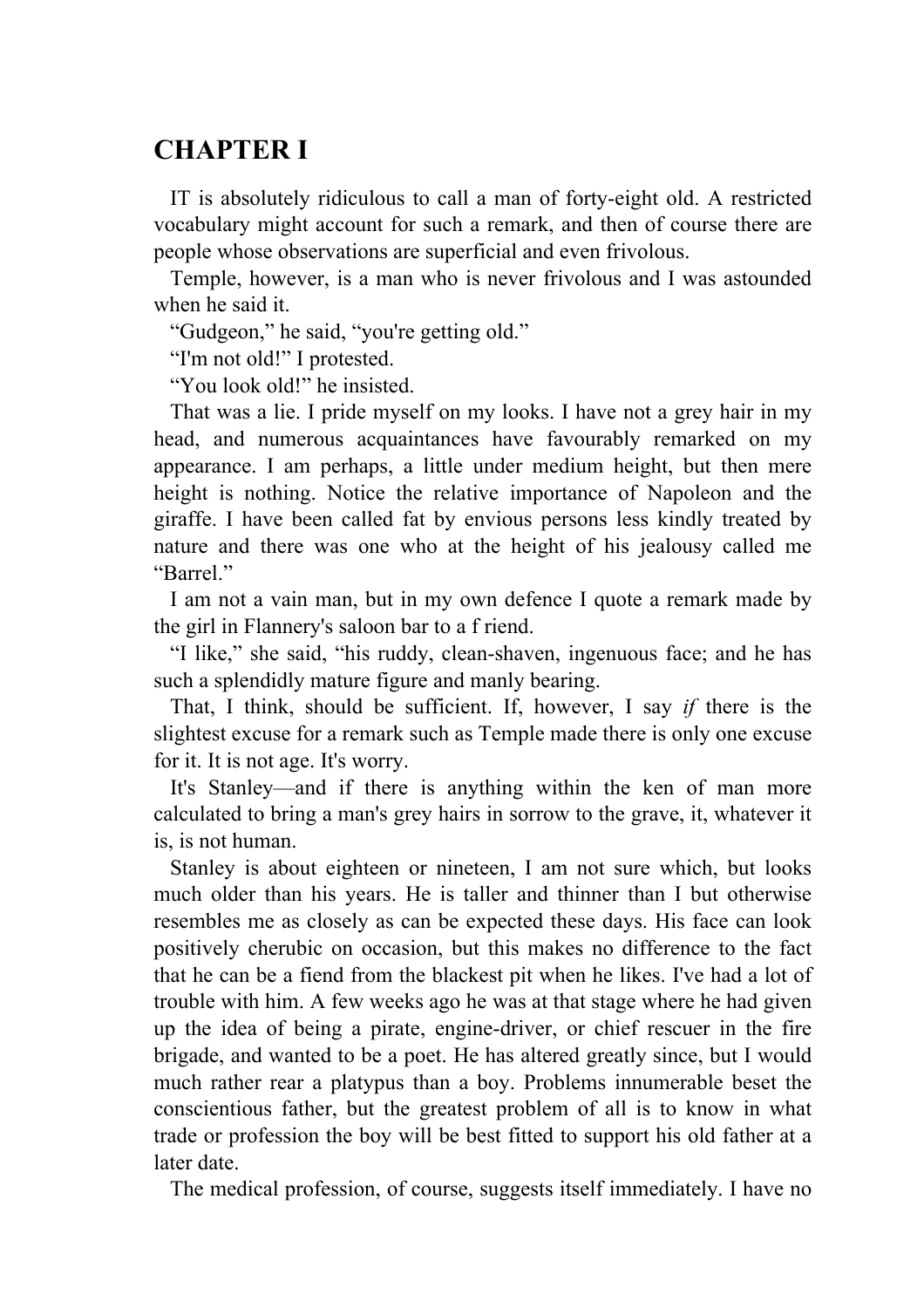# CHAPTER I

IT is absolutely ridiculous to call a man of forty-eight old. A restricted vocabulary might account for such a remark, and then of course there are people whose observations are superficial and even frivolous.

Temple, however, is a man who is never frivolous and I was astounded when he said it.

"Gudgeon," he said, "you're getting old."

"I'm not old!" I protested.

"You look old!" he insisted.

That was a lie. I pride myself on my looks. I have not a grey hair in my head, and numerous acquaintances have favourably remarked on my appearance. I am perhaps, a little under medium height, but then mere height is nothing. Notice the relative importance of Napoleon and the giraffe. I have been called fat by envious persons less kindly treated by nature and there was one who at the height of his jealousy called me "Barrel."

I am not a vain man, but in my own defence I quote a remark made by the girl in Flannery's saloon bar to a f riend.

"I like," she said, "his ruddy, clean-shaven, ingenuous face; and he has such a splendidly mature figure and manly bearing.

That, I think, should be sufficient. If, however, I say *if* there is the slightest excuse for a remark such as Temple made there is only one excuse for it. It is not age. It's worry.

It's Stanley—and if there is anything within the ken of man more calculated to bring a man's grey hairs in sorrow to the grave, it, whatever it is, is not human.

Stanley is about eighteen or nineteen, I am not sure which, but looks much older than his years. He is taller and thinner than I but otherwise resembles me as closely as can be expected these days. His face can look positively cherubic on occasion, but this makes no difference to the fact that he can be a fiend from the blackest pit when he likes. I've had a lot of trouble with him. A few weeks ago he was at that stage where he had given up the idea of being a pirate, engine-driver, or chief rescuer in the fire brigade, and wanted to be a poet. He has altered greatly since, but I would much rather rear a platypus than a boy. Problems innumerable beset the conscientious father, but the greatest problem of all is to know in what trade or profession the boy will be best fitted to support his old father at a later date.

The medical profession, of course, suggests itself immediately. I have no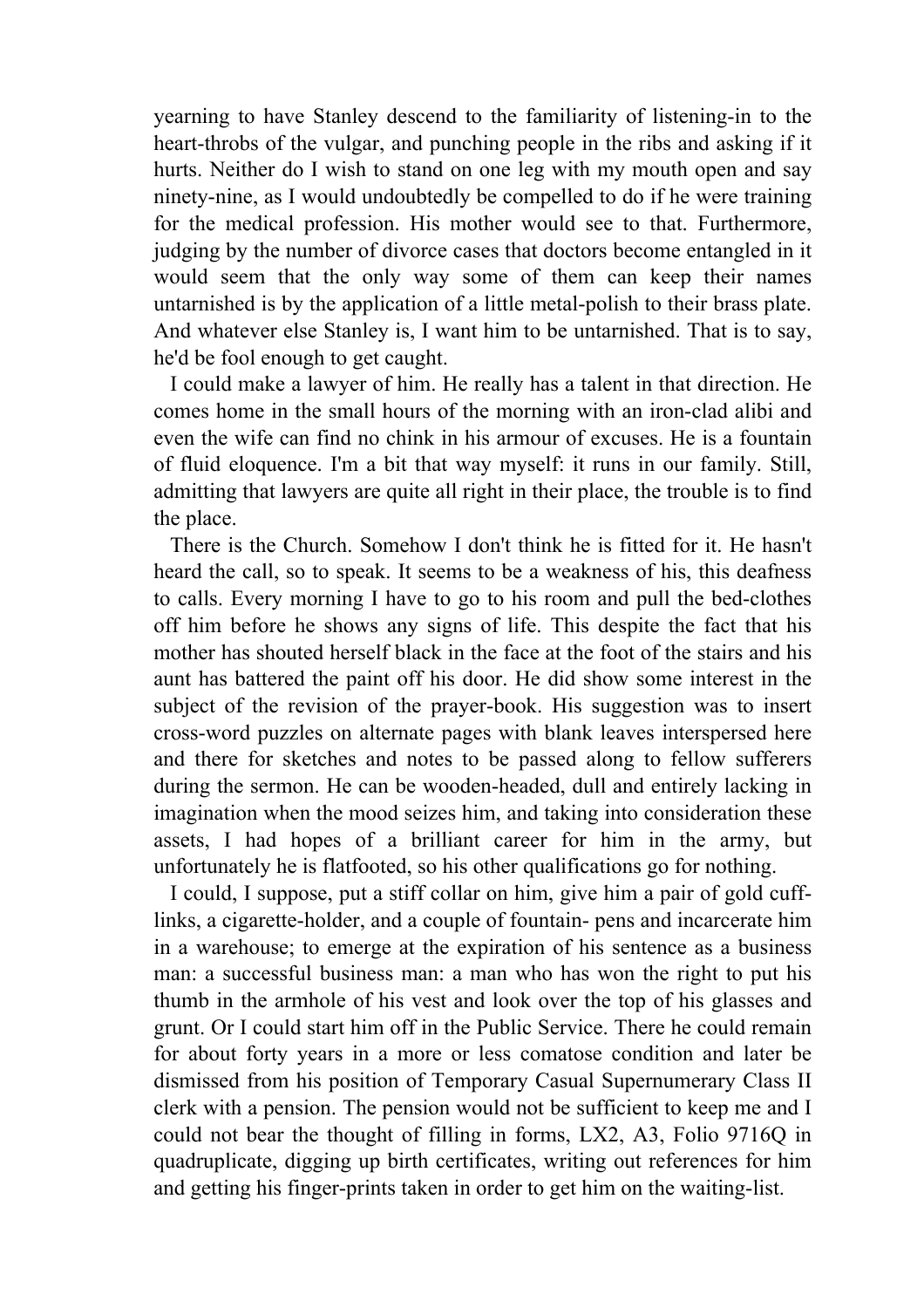yearning to have Stanley descend to the familiarity of listening-in to the heart-throbs of the vulgar, and punching people in the ribs and asking if it hurts. Neither do I wish to stand on one leg with my mouth open and say ninety-nine, as I would undoubtedly be compelled to do if he were training for the medical profession. His mother would see to that. Furthermore, judging by the number of divorce cases that doctors become entangled in it would seem that the only way some of them can keep their names untarnished is by the application of a little metal-polish to their brass plate. And whatever else Stanley is, I want him to be untarnished. That is to say, he'd be fool enough to get caught.

I could make a lawyer of him. He really has a talent in that direction. He comes home in the small hours of the morning with an iron-clad alibi and even the wife can find no chink in his armour of excuses. He is a fountain of fluid eloquence. I'm a bit that way myself: it runs in our family. Still, admitting that lawyers are quite all right in their place, the trouble is to find the place.

There is the Church. Somehow I don't think he is fitted for it. He hasn't heard the call, so to speak. It seems to be a weakness of his, this deafness to calls. Every morning I have to go to his room and pull the bed-clothes off him before he shows any signs of life. This despite the fact that his mother has shouted herself black in the face at the foot of the stairs and his aunt has battered the paint off his door. He did show some interest in the subject of the revision of the prayer-book. His suggestion was to insert cross-word puzzles on alternate pages with blank leaves interspersed here and there for sketches and notes to be passed along to fellow sufferers during the sermon. He can be wooden-headed, dull and entirely lacking in imagination when the mood seizes him, and taking into consideration these assets, I had hopes of a brilliant career for him in the army, but unfortunately he is flatfooted, so his other qualifications go for nothing.

I could, I suppose, put a stiff collar on him, give him a pair of gold cuff-links, a cigarette-holder, and a couple of fountain- pens and incarcerate him in a warehouse; to emerge at the expiration of his sentence as a business man: a successful business man: a man who has won the right to put his thumb in the armhole of his vest and look over the top of his glasses and grunt. Or I could start him off in the Public Service. There he could remain for about forty years in a more or less comatose condition and later be dismissed from his position of Temporary Casual Supernumerary Class II clerk with a pension. The pension would not be sufficient to keep me and I could not bear the thought of filling in forms, LX2, A3, Folio 9716Q in quadruplicate, digging up birth certificates, writing out references for him and getting his finger-prints taken in order to get him on the waiting-list.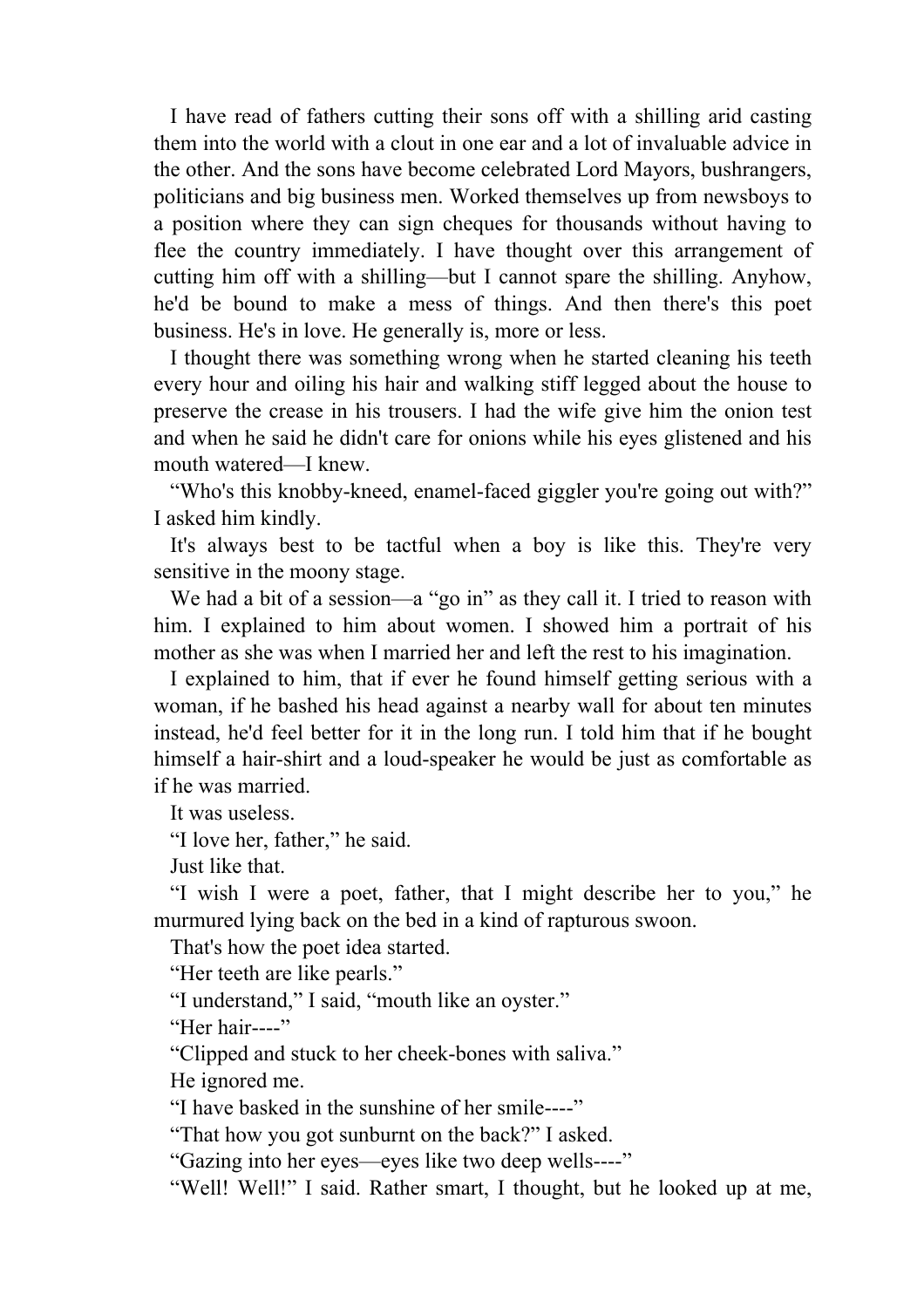I have read of fathers cutting their sons off with a shilling arid casting them into the world with a clout in one ear and a lot of invaluable advice in the other. And the sons have become celebrated Lord Mayors, bushrangers, politicians and big business men. Worked themselves up from newsboys to a position where they can sign cheques for thousands without having to flee the country immediately. I have thought over this arrangement of cutting him off with a shilling—but I cannot spare the shilling. Anyhow, he'd be bound to make a mess of things. And then there's this poet business. He's in love. He generally is, more or less.

I thought there was something wrong when he started cleaning his teeth every hour and oiling his hair and walking stiff legged about the house to preserve the crease in his trousers. I had the wife give him the onion test and when he said he didn't care for onions while his eyes glistened and his mouth watered—I knew.

"Who's this knobby-kneed, enamel-faced giggler you're going out with?" I asked him kindly.

It's always best to be tactful when a boy is like this. They're very sensitive in the moony stage.

We had a bit of a session—a "go in" as they call it. I tried to reason with him. I explained to him about women. I showed him a portrait of his mother as she was when I married her and left the rest to his imagination.

I explained to him, that if ever he found himself getting serious with a woman, if he bashed his head against a nearby wall for about ten minutes instead, he'd feel better for it in the long run. I told him that if he bought himself a hair-shirt and a loud-speaker he would be just as comfortable as if he was married.

It was useless.

"I love her, father," he said.

Just like that.

"I wish I were a poet, father, that I might describe her to you," he murmured lying back on the bed in a kind of rapturous swoon.

That's how the poet idea started.

"Her teeth are like pearls."

"I understand," I said, "mouth like an oyster."

"Her hair----"

"Clipped and stuck to her cheek-bones with saliva."

He ignored me.

"I have basked in the sunshine of her smile----"

"That how you got sunburnt on the back?" I asked.

"Gazing into her eyes—eyes like two deep wells----"

"Well! Well!" I said. Rather smart, I thought, but he looked up at me,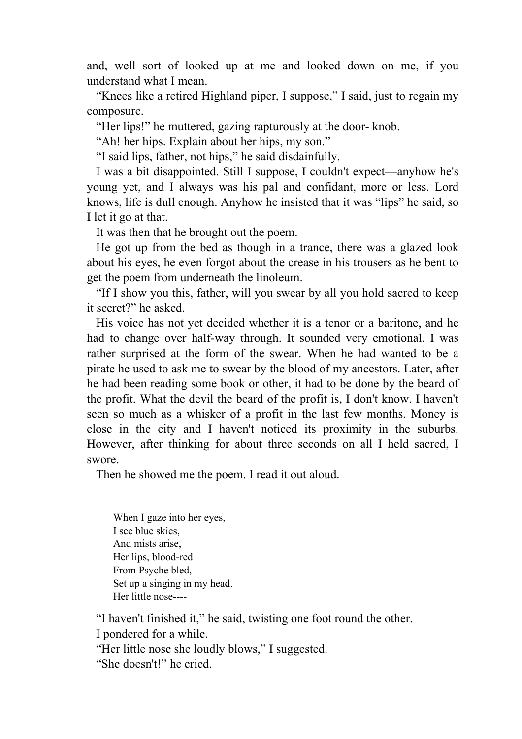and, well sort of looked up at me and looked down on me, if you understand what I mean.

"Knees like a retired Highland piper, I suppose," I said, just to regain my composure.

"Her lips!" he muttered, gazing rapturously at the door- knob.

"Ah! her hips. Explain about her hips, my son."

"I said lips, father, not hips," he said disdainfully.

I was a bit disappointed. Still I suppose, I couldn't expect—anyhow he's young yet, and I always was his pal and confidant, more or less. Lord knows, life is dull enough. Anyhow he insisted that it was "lips" he said, so I let it go at that.

It was then that he brought out the poem.

He got up from the bed as though in a trance, there was a glazed look about his eyes, he even forgot about the crease in his trousers as he bent to get the poem from underneath the linoleum.

"If I show you this, father, will you swear by all you hold sacred to keep it secret?" he asked.

His voice has not yet decided whether it is a tenor or a baritone, and he had to change over half-way through. It sounded very emotional. I was rather surprised at the form of the swear. When he had wanted to be a pirate he used to ask me to swear by the blood of my ancestors. Later, after he had been reading some book or other, it had to be done by the beard of the profit. What the devil the beard of the profit is, I don't know. I haven't seen so much as a whisker of a profit in the last few months. Money is close in the city and I haven't noticed its proximity in the suburbs. However, after thinking for about three seconds on all I held sacred, I swore.

Then he showed me the poem. I read it out aloud.

> When I gaze into her eyes,
> I see blue skies,
> And mists arise,
> Her lips, blood-red
> From Psyche bled,
> Set up a singing in my head.
> Her little nose----

"I haven't finished it," he said, twisting one foot round the other.

I pondered for a while.

"Her little nose she loudly blows," I suggested.

"She doesn't!" he cried.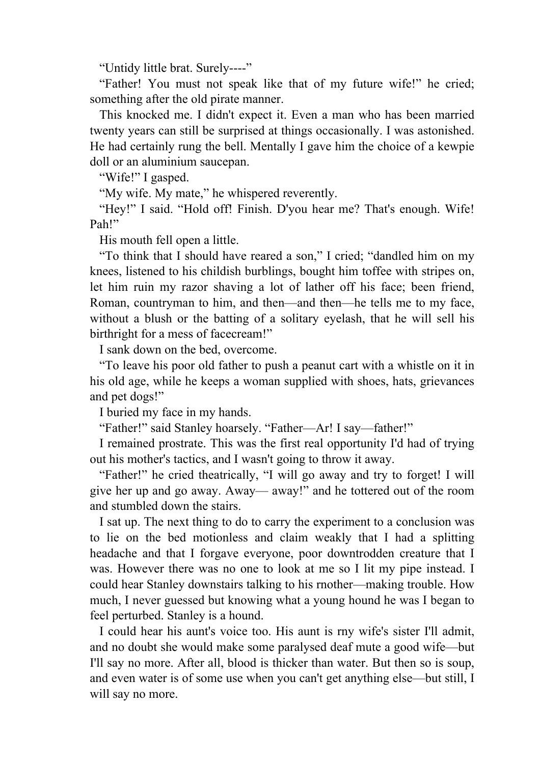"Untidy little brat. Surely----"

"Father! You must not speak like that of my future wife!" he cried; something after the old pirate manner.

This knocked me. I didn't expect it. Even a man who has been married twenty years can still be surprised at things occasionally. I was astonished. He had certainly rung the bell. Mentally I gave him the choice of a kewpie doll or an aluminium saucepan.

"Wife!" I gasped.

"My wife. My mate," he whispered reverently.

"Hey!" I said. "Hold off! Finish. D'you hear me? That's enough. Wife! Pah!"

His mouth fell open a little.

"To think that I should have reared a son," I cried; "dandled him on my knees, listened to his childish burblings, bought him toffee with stripes on, let him ruin my razor shaving a lot of lather off his face; been friend, Roman, countryman to him, and then—and then—he tells me to my face, without a blush or the batting of a solitary eyelash, that he will sell his birthright for a mess of facecream!"

I sank down on the bed, overcome.

"To leave his poor old father to push a peanut cart with a whistle on it in his old age, while he keeps a woman supplied with shoes, hats, grievances and pet dogs!"

I buried my face in my hands.

"Father!" said Stanley hoarsely. "Father—Ar! I say—father!"

I remained prostrate. This was the first real opportunity I'd had of trying out his mother's tactics, and I wasn't going to throw it away.

"Father!" he cried theatrically, "I will go away and try to forget! I will give her up and go away. Away— away!" and he tottered out of the room and stumbled down the stairs.

I sat up. The next thing to do to carry the experiment to a conclusion was to lie on the bed motionless and claim weakly that I had a splitting headache and that I forgave everyone, poor downtrodden creature that I was. However there was no one to look at me so I lit my pipe instead. I could hear Stanley downstairs talking to his rnother—making trouble. How much, I never guessed but knowing what a young hound he was I began to feel perturbed. Stanley is a hound.

I could hear his aunt's voice too. His aunt is rny wife's sister I'll admit, and no doubt she would make some paralysed deaf mute a good wife—but I'll say no more. After all, blood is thicker than water. But then so is soup, and even water is of some use when you can't get anything else—but still, I will say no more.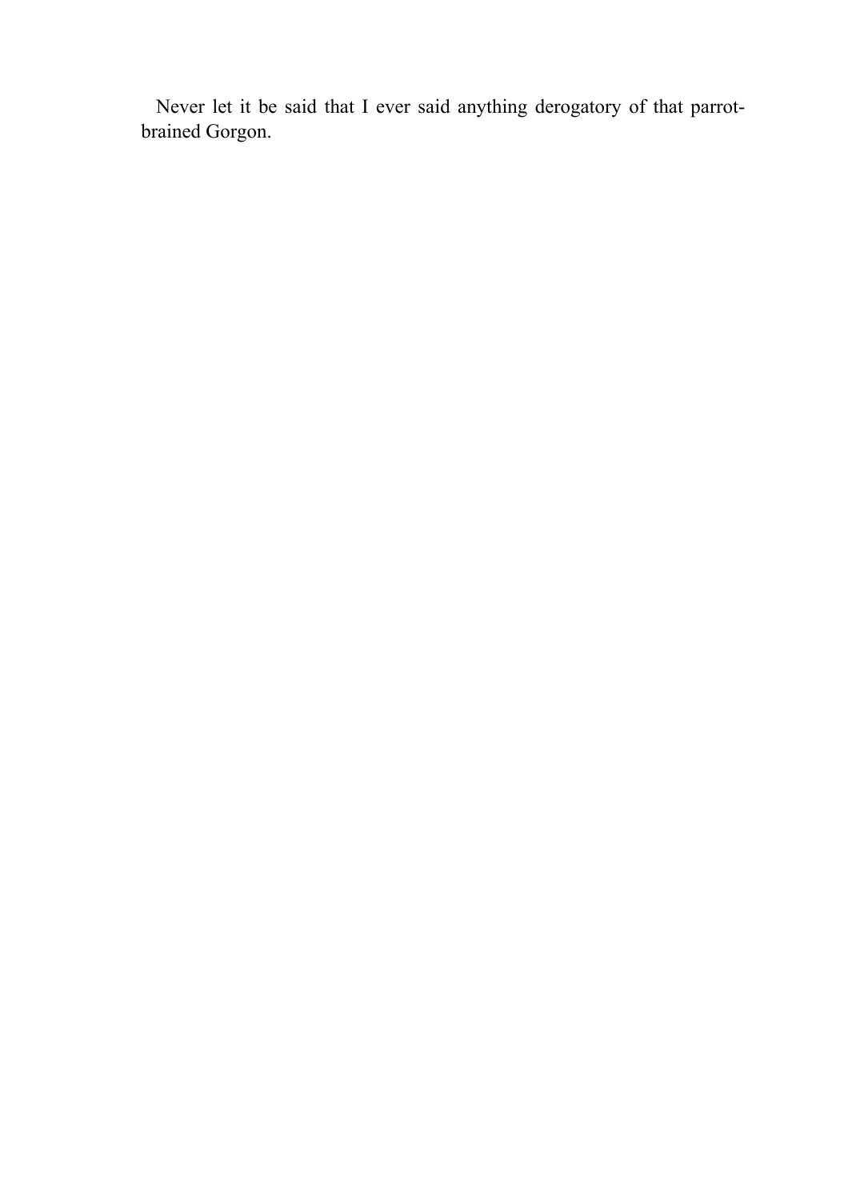Never let it be said that I ever said anything derogatory of that parrot-brained Gorgon.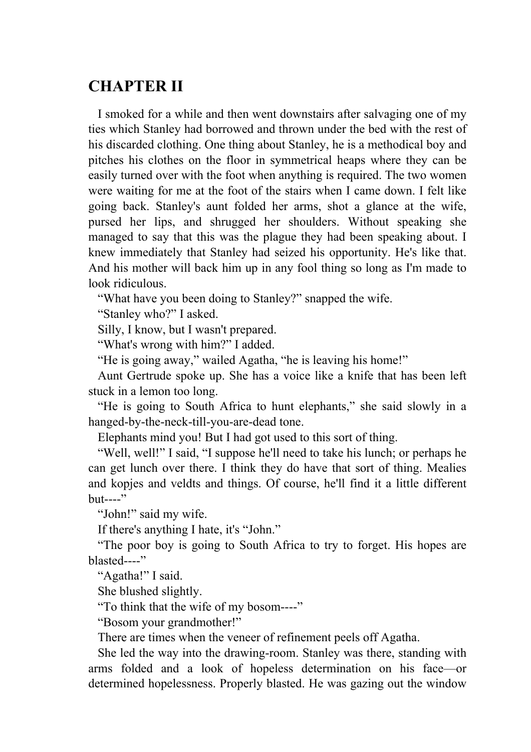## CHAPTER II

I smoked for a while and then went downstairs after salvaging one of my ties which Stanley had borrowed and thrown under the bed with the rest of his discarded clothing. One thing about Stanley, he is a methodical boy and pitches his clothes on the floor in symmetrical heaps where they can be easily turned over with the foot when anything is required. The two women were waiting for me at the foot of the stairs when I came down. I felt like going back. Stanley's aunt folded her arms, shot a glance at the wife, pursed her lips, and shrugged her shoulders. Without speaking she managed to say that this was the plague they had been speaking about. I knew immediately that Stanley had seized his opportunity. He's like that. And his mother will back him up in any fool thing so long as I'm made to look ridiculous.

"What have you been doing to Stanley?" snapped the wife.

"Stanley who?" I asked.

Silly, I know, but I wasn't prepared.

"What's wrong with him?" I added.

"He is going away," wailed Agatha, "he is leaving his home!"

Aunt Gertrude spoke up. She has a voice like a knife that has been left stuck in a lemon too long.

"He is going to South Africa to hunt elephants," she said slowly in a hanged-by-the-neck-till-you-are-dead tone.

Elephants mind you! But I had got used to this sort of thing.

"Well, well!" I said, "I suppose he'll need to take his lunch; or perhaps he can get lunch over there. I think they do have that sort of thing. Mealies and kopjes and veldts and things. Of course, he'll find it a little different but----"

"John!" said my wife.

If there's anything I hate, it's "John."

"The poor boy is going to South Africa to try to forget. His hopes are blasted----"

"Agatha!" I said.

She blushed slightly.

"To think that the wife of my bosom----"

"Bosom your grandmother!"

There are times when the veneer of refinement peels off Agatha.

She led the way into the drawing-room. Stanley was there, standing with arms folded and a look of hopeless determination on his face—or determined hopelessness. Properly blasted. He was gazing out the window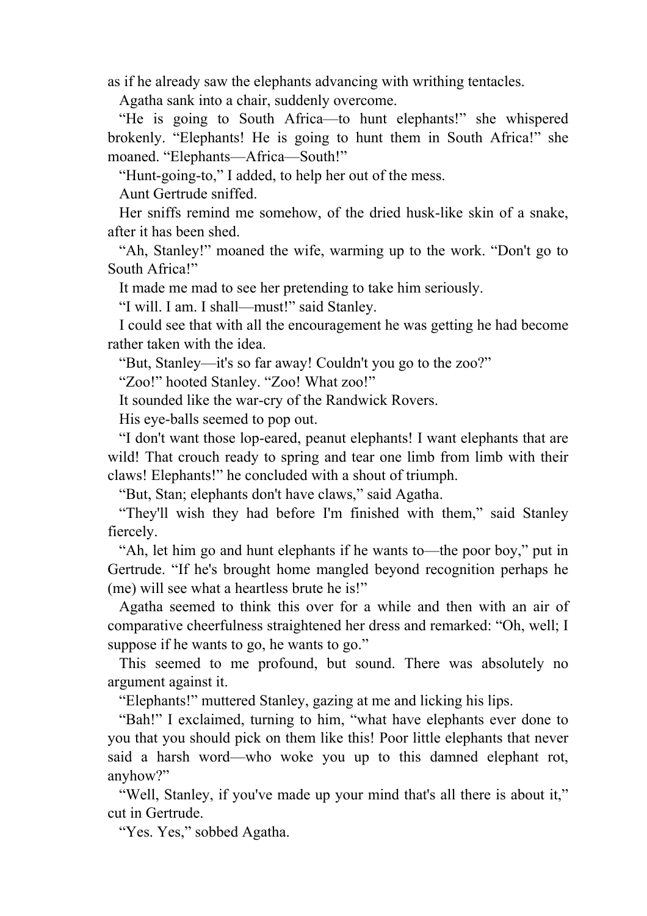as if he already saw the elephants advancing with writhing tentacles.

Agatha sank into a chair, suddenly overcome.

"He is going to South Africa—to hunt elephants!" she whispered brokenly. "Elephants! He is going to hunt them in South Africa!" she moaned. "Elephants—Africa—South!"

"Hunt-going-to," I added, to help her out of the mess.

Aunt Gertrude sniffed.

Her sniffs remind me somehow, of the dried husk-like skin of a snake, after it has been shed.

"Ah, Stanley!" moaned the wife, warming up to the work. "Don't go to South Africa!"

It made me mad to see her pretending to take him seriously.

"I will. I am. I shall—must!" said Stanley.

I could see that with all the encouragement he was getting he had become rather taken with the idea.

"But, Stanley—it's so far away! Couldn't you go to the zoo?"

"Zoo!" hooted Stanley. "Zoo! What zoo!"

It sounded like the war-cry of the Randwick Rovers.

His eye-balls seemed to pop out.

"I don't want those lop-eared, peanut elephants! I want elephants that are wild! That crouch ready to spring and tear one limb from limb with their claws! Elephants!" he concluded with a shout of triumph.

"But, Stan; elephants don't have claws," said Agatha.

"They'll wish they had before I'm finished with them," said Stanley fiercely.

"Ah, let him go and hunt elephants if he wants to—the poor boy," put in Gertrude. "If he's brought home mangled beyond recognition perhaps he (me) will see what a heartless brute he is!"

Agatha seemed to think this over for a while and then with an air of comparative cheerfulness straightened her dress and remarked: "Oh, well; I suppose if he wants to go, he wants to go."

This seemed to me profound, but sound. There was absolutely no argument against it.

"Elephants!" muttered Stanley, gazing at me and licking his lips.

"Bah!" I exclaimed, turning to him, "what have elephants ever done to you that you should pick on them like this! Poor little elephants that never said a harsh word—who woke you up to this damned elephant rot, anyhow?"

"Well, Stanley, if you've made up your mind that's all there is about it," cut in Gertrude.

"Yes. Yes," sobbed Agatha.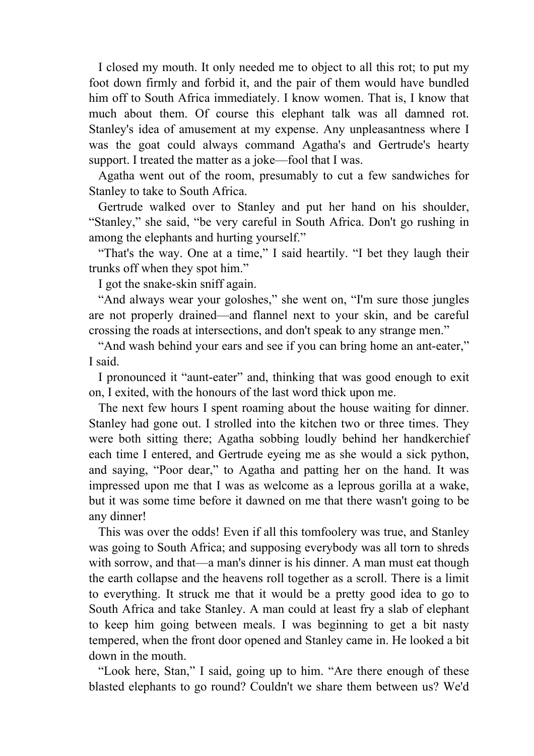I closed my mouth. It only needed me to object to all this rot; to put my foot down firmly and forbid it, and the pair of them would have bundled him off to South Africa immediately. I know women. That is, I know that much about them. Of course this elephant talk was all damned rot. Stanley's idea of amusement at my expense. Any unpleasantness where I was the goat could always command Agatha's and Gertrude's hearty support. I treated the matter as a joke—fool that I was.

Agatha went out of the room, presumably to cut a few sandwiches for Stanley to take to South Africa.

Gertrude walked over to Stanley and put her hand on his shoulder, "Stanley," she said, "be very careful in South Africa. Don't go rushing in among the elephants and hurting yourself."

"That's the way. One at a time," I said heartily. "I bet they laugh their trunks off when they spot him."

I got the snake-skin sniff again.

"And always wear your goloshes," she went on, "I'm sure those jungles are not properly drained—and flannel next to your skin, and be careful crossing the roads at intersections, and don't speak to any strange men."

"And wash behind your ears and see if you can bring home an ant-eater," I said.

I pronounced it "aunt-eater" and, thinking that was good enough to exit on, I exited, with the honours of the last word thick upon me.

The next few hours I spent roaming about the house waiting for dinner. Stanley had gone out. I strolled into the kitchen two or three times. They were both sitting there; Agatha sobbing loudly behind her handkerchief each time I entered, and Gertrude eyeing me as she would a sick python, and saying, "Poor dear," to Agatha and patting her on the hand. It was impressed upon me that I was as welcome as a leprous gorilla at a wake, but it was some time before it dawned on me that there wasn't going to be any dinner!

This was over the odds! Even if all this tomfoolery was true, and Stanley was going to South Africa; and supposing everybody was all torn to shreds with sorrow, and that—a man's dinner is his dinner. A man must eat though the earth collapse and the heavens roll together as a scroll. There is a limit to everything. It struck me that it would be a pretty good idea to go to South Africa and take Stanley. A man could at least fry a slab of elephant to keep him going between meals. I was beginning to get a bit nasty tempered, when the front door opened and Stanley came in. He looked a bit down in the mouth.

"Look here, Stan," I said, going up to him. "Are there enough of these blasted elephants to go round? Couldn't we share them between us? We'd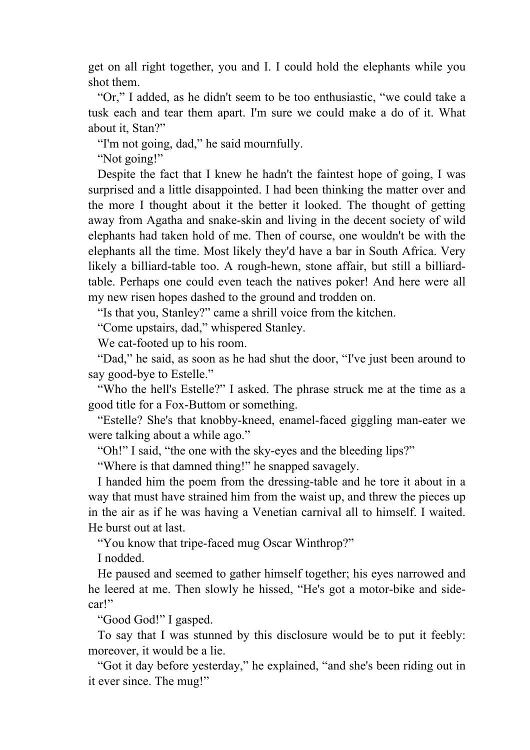get on all right together, you and I. I could hold the elephants while you shot them.

"Or," I added, as he didn't seem to be too enthusiastic, "we could take a tusk each and tear them apart. I'm sure we could make a do of it. What about it, Stan?"

"I'm not going, dad," he said mournfully.

"Not going!"

Despite the fact that I knew he hadn't the faintest hope of going, I was surprised and a little disappointed. I had been thinking the matter over and the more I thought about it the better it looked. The thought of getting away from Agatha and snake-skin and living in the decent society of wild elephants had taken hold of me. Then of course, one wouldn't be with the elephants all the time. Most likely they'd have a bar in South Africa. Very likely a billiard-table too. A rough-hewn, stone affair, but still a billiard-table. Perhaps one could even teach the natives poker! And here were all my new risen hopes dashed to the ground and trodden on.

"Is that you, Stanley?" came a shrill voice from the kitchen.

"Come upstairs, dad," whispered Stanley.

We cat-footed up to his room.

"Dad," he said, as soon as he had shut the door, "I've just been around to say good-bye to Estelle."

"Who the hell's Estelle?" I asked. The phrase struck me at the time as a good title for a Fox-Buttom or something.

"Estelle? She's that knobby-kneed, enamel-faced giggling man-eater we were talking about a while ago."

"Oh!" I said, "the one with the sky-eyes and the bleeding lips?"

"Where is that damned thing!" he snapped savagely.

I handed him the poem from the dressing-table and he tore it about in a way that must have strained him from the waist up, and threw the pieces up in the air as if he was having a Venetian carnival all to himself. I waited. He burst out at last.

"You know that tripe-faced mug Oscar Winthrop?"

I nodded.

He paused and seemed to gather himself together; his eyes narrowed and he leered at me. Then slowly he hissed, "He's got a motor-bike and side-car!"

"Good God!" I gasped.

To say that I was stunned by this disclosure would be to put it feebly: moreover, it would be a lie.

"Got it day before yesterday," he explained, "and she's been riding out in it ever since. The mug!"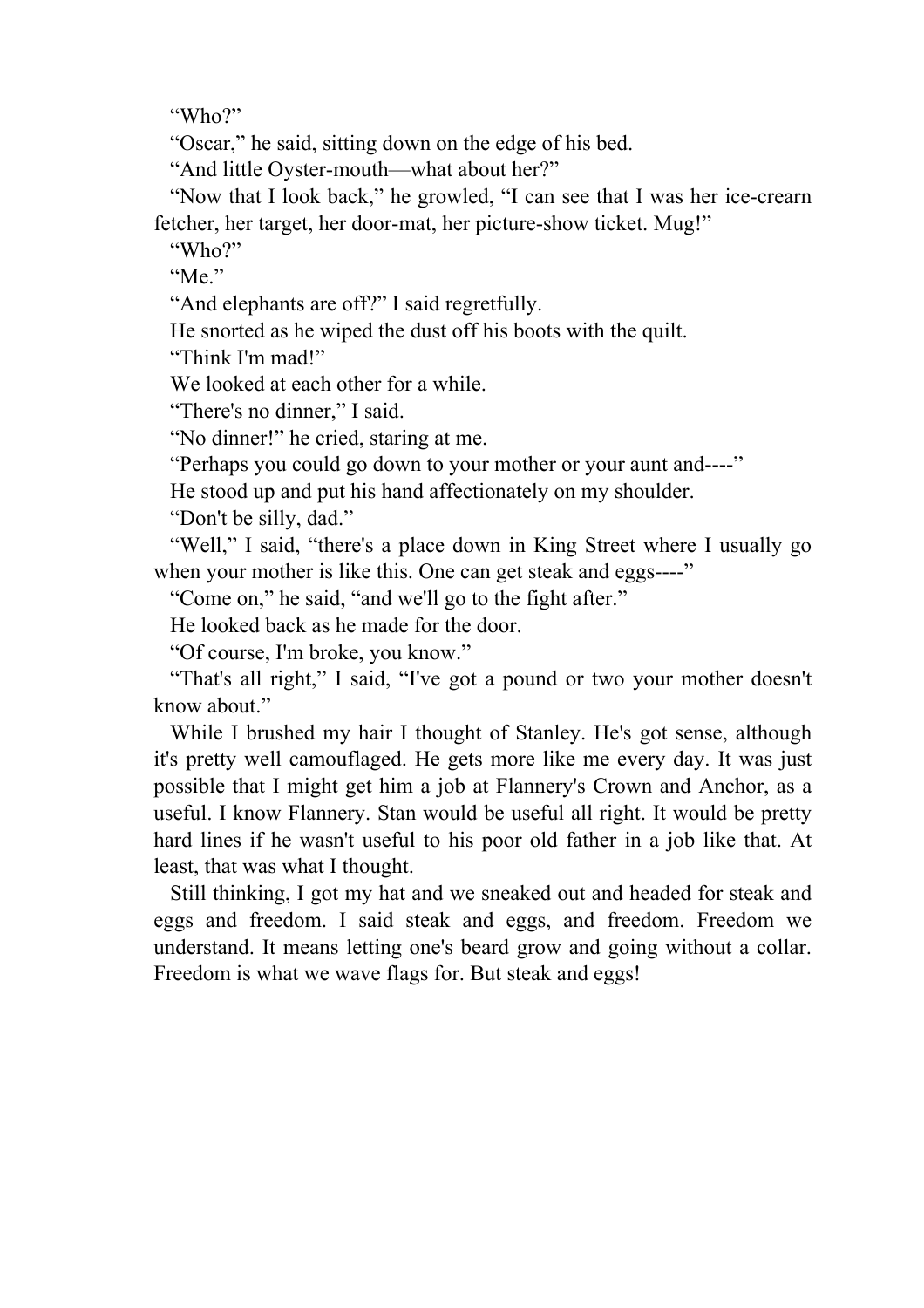"Who?"

"Oscar," he said, sitting down on the edge of his bed.

"And little Oyster-mouth—what about her?"

"Now that I look back," he growled, "I can see that I was her ice-crearn fetcher, her target, her door-mat, her picture-show ticket. Mug!"

"Who?"

"Me."

"And elephants are off?" I said regretfully.

He snorted as he wiped the dust off his boots with the quilt.

"Think I'm mad!"

We looked at each other for a while.

"There's no dinner," I said.

"No dinner!" he cried, staring at me.

"Perhaps you could go down to your mother or your aunt and----"

He stood up and put his hand affectionately on my shoulder.

"Don't be silly, dad."

"Well," I said, "there's a place down in King Street where I usually go when your mother is like this. One can get steak and eggs----"

"Come on," he said, "and we'll go to the fight after."

He looked back as he made for the door.

"Of course, I'm broke, you know."

"That's all right," I said, "I've got a pound or two your mother doesn't know about."

While I brushed my hair I thought of Stanley. He's got sense, although it's pretty well camouflaged. He gets more like me every day. It was just possible that I might get him a job at Flannery's Crown and Anchor, as a useful. I know Flannery. Stan would be useful all right. It would be pretty hard lines if he wasn't useful to his poor old father in a job like that. At least, that was what I thought.

Still thinking, I got my hat and we sneaked out and headed for steak and eggs and freedom. I said steak and eggs, and freedom. Freedom we understand. It means letting one's beard grow and going without a collar. Freedom is what we wave flags for. But steak and eggs!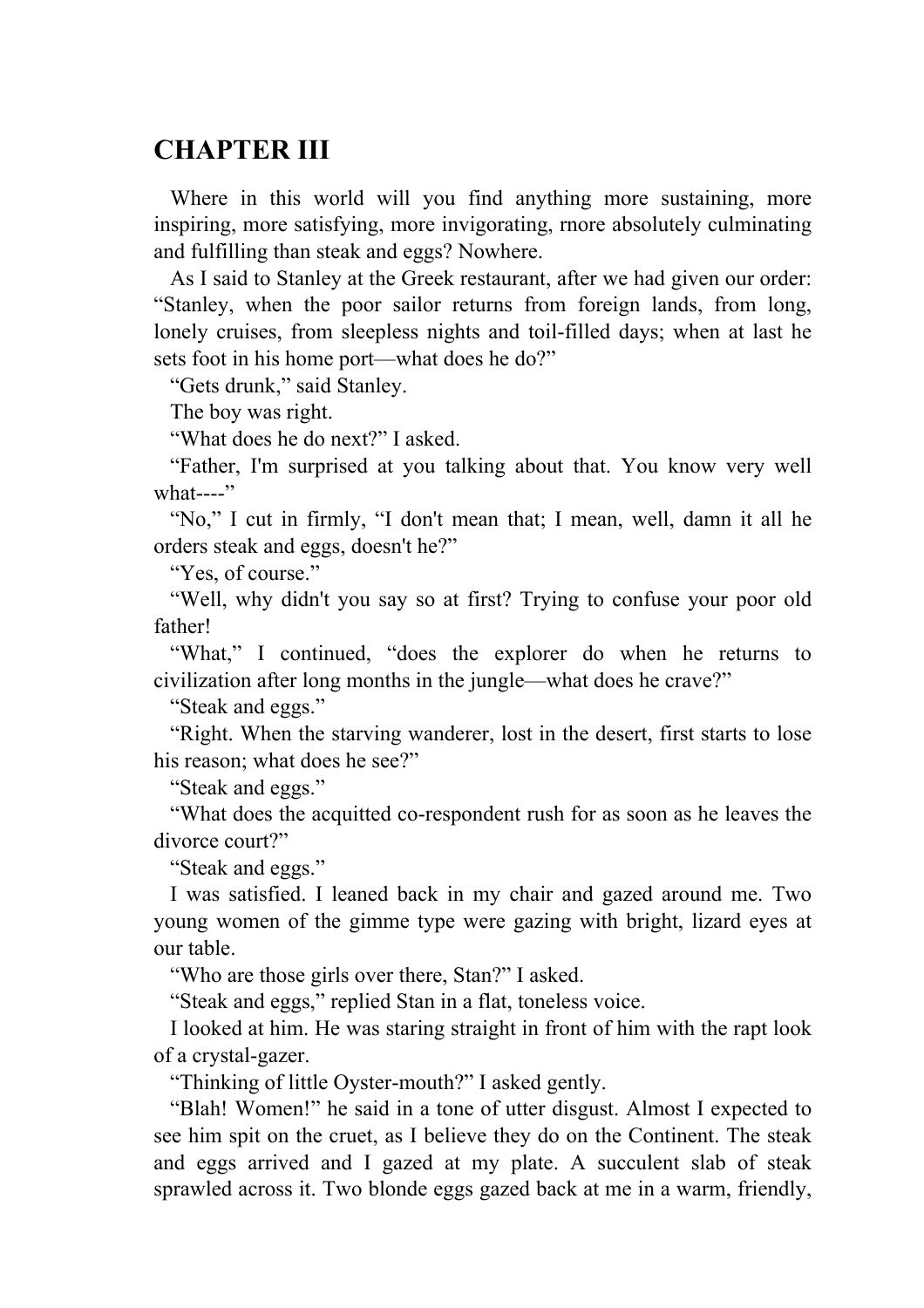## CHAPTER III

Where in this world will you find anything more sustaining, more inspiring, more satisfying, more invigorating, rnore absolutely culminating and fulfilling than steak and eggs? Nowhere.

As I said to Stanley at the Greek restaurant, after we had given our order: "Stanley, when the poor sailor returns from foreign lands, from long, lonely cruises, from sleepless nights and toil-filled days; when at last he sets foot in his home port—what does he do?"

"Gets drunk," said Stanley.

The boy was right.

"What does he do next?" I asked.

"Father, I'm surprised at you talking about that. You know very well what----"

"No," I cut in firmly, "I don't mean that; I mean, well, damn it all he orders steak and eggs, doesn't he?"

"Yes, of course."

"Well, why didn't you say so at first? Trying to confuse your poor old father!

"What," I continued, "does the explorer do when he returns to civilization after long months in the jungle—what does he crave?"

"Steak and eggs."

"Right. When the starving wanderer, lost in the desert, first starts to lose his reason; what does he see?"

"Steak and eggs."

"What does the acquitted co-respondent rush for as soon as he leaves the divorce court?"

"Steak and eggs."

I was satisfied. I leaned back in my chair and gazed around me. Two young women of the gimme type were gazing with bright, lizard eyes at our table.

"Who are those girls over there, Stan?" I asked.

"Steak and eggs," replied Stan in a flat, toneless voice.

I looked at him. He was staring straight in front of him with the rapt look of a crystal-gazer.

"Thinking of little Oyster-mouth?" I asked gently.

"Blah! Women!" he said in a tone of utter disgust. Almost I expected to see him spit on the cruet, as I believe they do on the Continent. The steak and eggs arrived and I gazed at my plate. A succulent slab of steak sprawled across it. Two blonde eggs gazed back at me in a warm, friendly,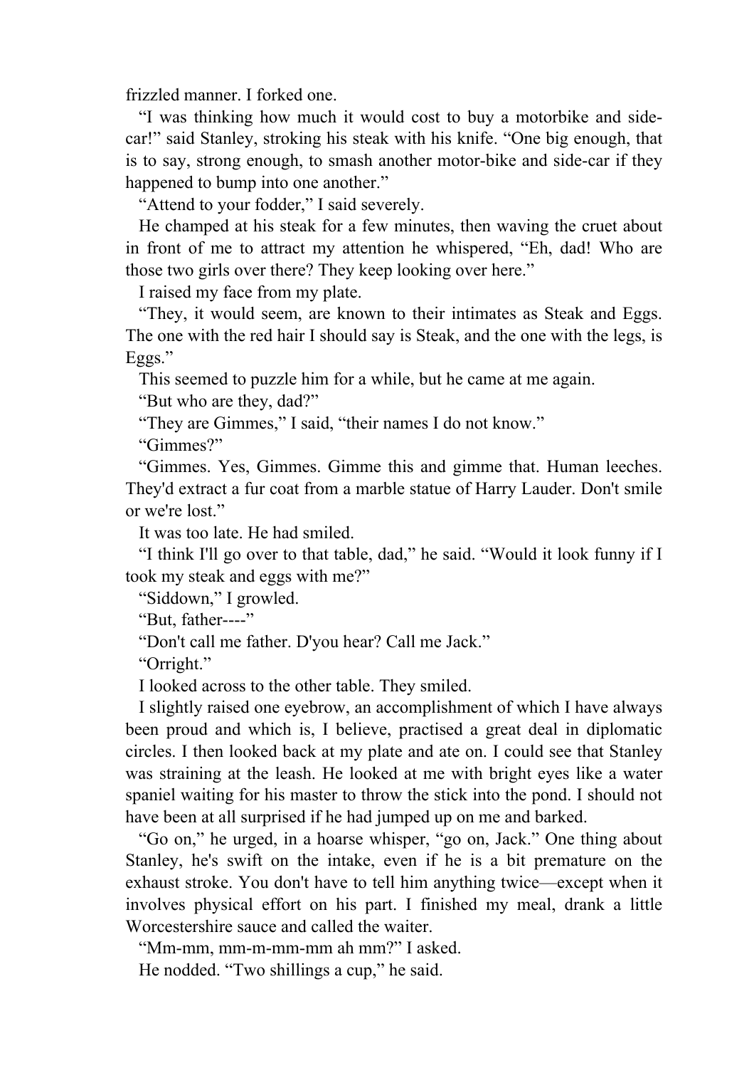frizzled manner. I forked one.

"I was thinking how much it would cost to buy a motorbike and side-car!" said Stanley, stroking his steak with his knife. "One big enough, that is to say, strong enough, to smash another motor-bike and side-car if they happened to bump into one another."

"Attend to your fodder," I said severely.

He champed at his steak for a few minutes, then waving the cruet about in front of me to attract my attention he whispered, "Eh, dad! Who are those two girls over there? They keep looking over here."

I raised my face from my plate.

"They, it would seem, are known to their intimates as Steak and Eggs. The one with the red hair I should say is Steak, and the one with the legs, is Eggs."

This seemed to puzzle him for a while, but he came at me again.

"But who are they, dad?"

"They are Gimmes," I said, "their names I do not know."

"Gimmes?"

"Gimmes. Yes, Gimmes. Gimme this and gimme that. Human leeches. They'd extract a fur coat from a marble statue of Harry Lauder. Don't smile or we're lost."

It was too late. He had smiled.

"I think I'll go over to that table, dad," he said. "Would it look funny if I took my steak and eggs with me?"

"Siddown," I growled.

"But, father----"

"Don't call me father. D'you hear? Call me Jack."

"Orright."

I looked across to the other table. They smiled.

I slightly raised one eyebrow, an accomplishment of which I have always been proud and which is, I believe, practised a great deal in diplomatic circles. I then looked back at my plate and ate on. I could see that Stanley was straining at the leash. He looked at me with bright eyes like a water spaniel waiting for his master to throw the stick into the pond. I should not have been at all surprised if he had jumped up on me and barked.

"Go on," he urged, in a hoarse whisper, "go on, Jack." One thing about Stanley, he's swift on the intake, even if he is a bit premature on the exhaust stroke. You don't have to tell him anything twice—except when it involves physical effort on his part. I finished my meal, drank a little Worcestershire sauce and called the waiter.

"Mm-mm, mm-m-mm-mm ah mm?" I asked.

He nodded. "Two shillings a cup," he said.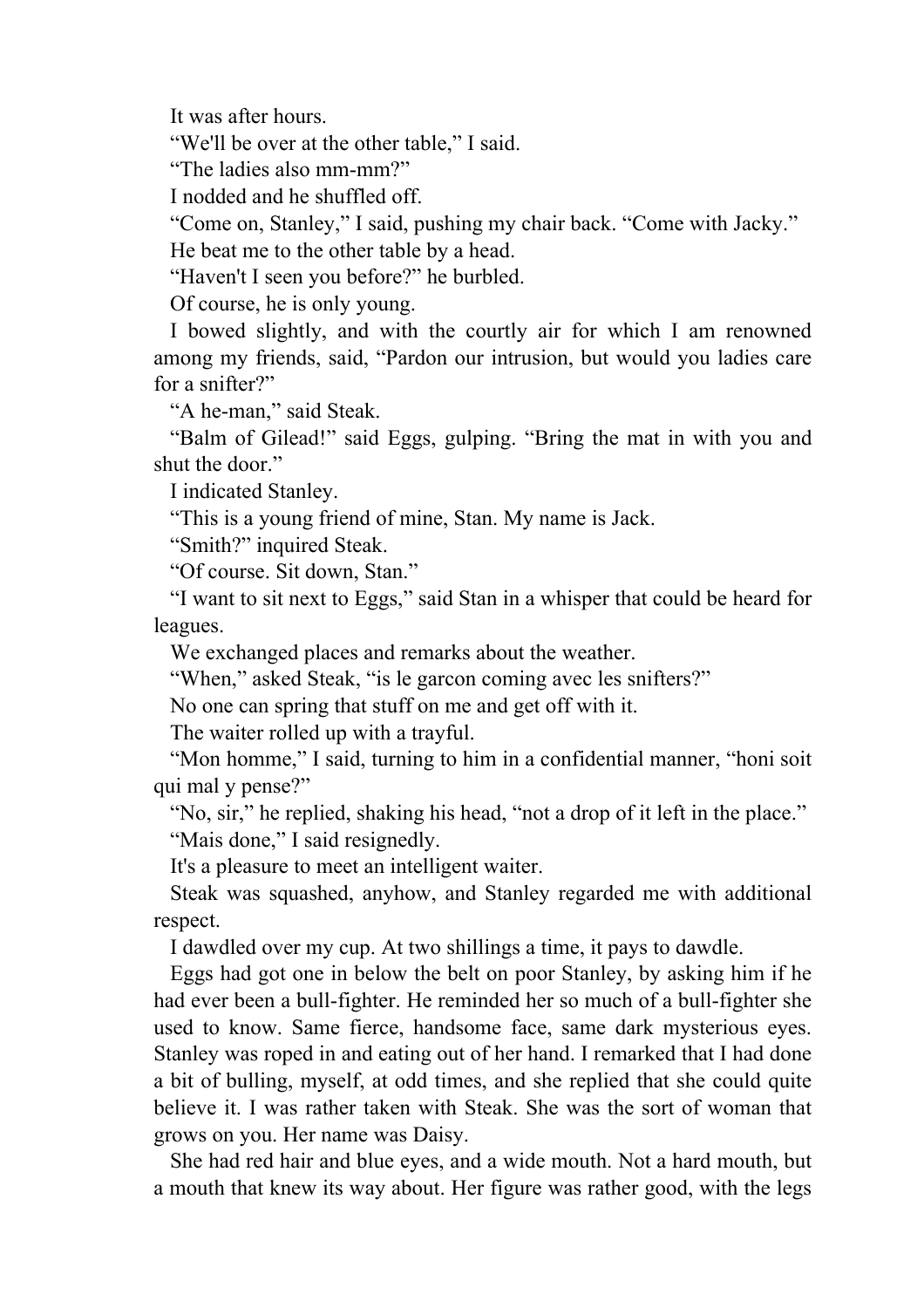It was after hours.

"We'll be over at the other table," I said.

"The ladies also mm-mm?"

I nodded and he shuffled off.

"Come on, Stanley," I said, pushing my chair back. "Come with Jacky."

He beat me to the other table by a head.

"Haven't I seen you before?" he burbled.

Of course, he is only young.

I bowed slightly, and with the courtly air for which I am renowned among my friends, said, "Pardon our intrusion, but would you ladies care for a snifter?"

"A he-man," said Steak.

"Balm of Gilead!" said Eggs, gulping. "Bring the mat in with you and shut the door."

I indicated Stanley.

"This is a young friend of mine, Stan. My name is Jack.

"Smith?" inquired Steak.

"Of course. Sit down, Stan."

"I want to sit next to Eggs," said Stan in a whisper that could be heard for leagues.

We exchanged places and remarks about the weather.

"When," asked Steak, "is le garcon coming avec les snifters?"

No one can spring that stuff on me and get off with it.

The waiter rolled up with a trayful.

"Mon homme," I said, turning to him in a confidential manner, "honi soit qui mal y pense?"

"No, sir," he replied, shaking his head, "not a drop of it left in the place."

"Mais done," I said resignedly.

It's a pleasure to meet an intelligent waiter.

Steak was squashed, anyhow, and Stanley regarded me with additional respect.

I dawdled over my cup. At two shillings a time, it pays to dawdle.

Eggs had got one in below the belt on poor Stanley, by asking him if he had ever been a bull-fighter. He reminded her so much of a bull-fighter she used to know. Same fierce, handsome face, same dark mysterious eyes. Stanley was roped in and eating out of her hand. I remarked that I had done a bit of bulling, myself, at odd times, and she replied that she could quite believe it. I was rather taken with Steak. She was the sort of woman that grows on you. Her name was Daisy.

She had red hair and blue eyes, and a wide mouth. Not a hard mouth, but a mouth that knew its way about. Her figure was rather good, with the legs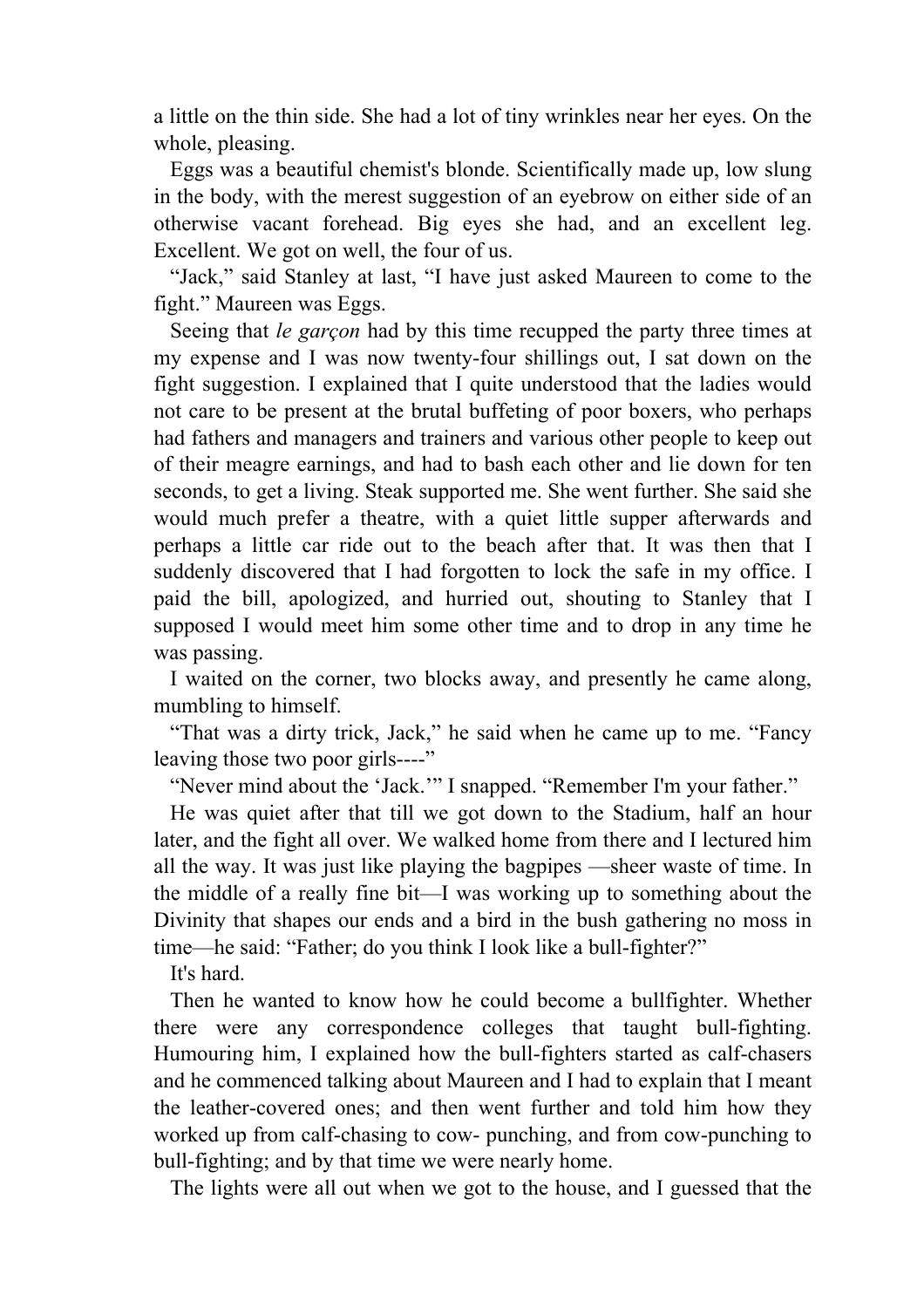a little on the thin side. She had a lot of tiny wrinkles near her eyes. On the whole, pleasing.

Eggs was a beautiful chemist's blonde. Scientifically made up, low slung in the body, with the merest suggestion of an eyebrow on either side of an otherwise vacant forehead. Big eyes she had, and an excellent leg. Excellent. We got on well, the four of us.

"Jack," said Stanley at last, "I have just asked Maureen to come to the fight." Maureen was Eggs.

Seeing that *le garçon* had by this time recupped the party three times at my expense and I was now twenty-four shillings out, I sat down on the fight suggestion. I explained that I quite understood that the ladies would not care to be present at the brutal buffeting of poor boxers, who perhaps had fathers and managers and trainers and various other people to keep out of their meagre earnings, and had to bash each other and lie down for ten seconds, to get a living. Steak supported me. She went further. She said she would much prefer a theatre, with a quiet little supper afterwards and perhaps a little car ride out to the beach after that. It was then that I suddenly discovered that I had forgotten to lock the safe in my office. I paid the bill, apologized, and hurried out, shouting to Stanley that I supposed I would meet him some other time and to drop in any time he was passing.

I waited on the corner, two blocks away, and presently he came along, mumbling to himself.

"That was a dirty trick, Jack," he said when he came up to me. "Fancy leaving those two poor girls----"

"Never mind about the 'Jack.'" I snapped. "Remember I'm your father."

He was quiet after that till we got down to the Stadium, half an hour later, and the fight all over. We walked home from there and I lectured him all the way. It was just like playing the bagpipes —sheer waste of time. In the middle of a really fine bit—I was working up to something about the Divinity that shapes our ends and a bird in the bush gathering no moss in time—he said: "Father; do you think I look like a bull-fighter?"

It's hard.

Then he wanted to know how he could become a bullfighter. Whether there were any correspondence colleges that taught bull-fighting. Humouring him, I explained how the bull-fighters started as calf-chasers and he commenced talking about Maureen and I had to explain that I meant the leather-covered ones; and then went further and told him how they worked up from calf-chasing to cow- punching, and from cow-punching to bull-fighting; and by that time we were nearly home.

The lights were all out when we got to the house, and I guessed that the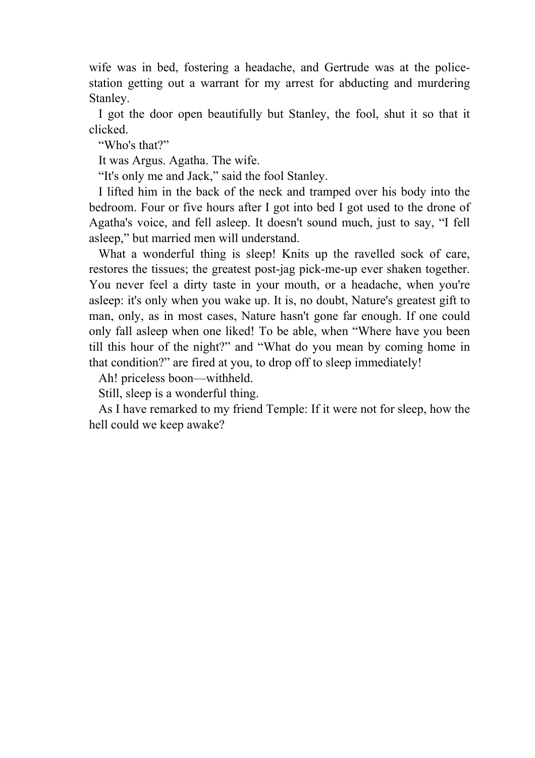wife was in bed, fostering a headache, and Gertrude was at the police-station getting out a warrant for my arrest for abducting and murdering Stanley.

I got the door open beautifully but Stanley, the fool, shut it so that it clicked.

"Who's that?"

It was Argus. Agatha. The wife.

"It's only me and Jack," said the fool Stanley.

I lifted him in the back of the neck and tramped over his body into the bedroom. Four or five hours after I got into bed I got used to the drone of Agatha's voice, and fell asleep. It doesn't sound much, just to say, "I fell asleep," but married men will understand.

What a wonderful thing is sleep! Knits up the ravelled sock of care, restores the tissues; the greatest post-jag pick-me-up ever shaken together. You never feel a dirty taste in your mouth, or a headache, when you're asleep: it's only when you wake up. It is, no doubt, Nature's greatest gift to man, only, as in most cases, Nature hasn't gone far enough. If one could only fall asleep when one liked! To be able, when "Where have you been till this hour of the night?" and "What do you mean by coming home in that condition?" are fired at you, to drop off to sleep immediately!

Ah! priceless boon—withheld.

Still, sleep is a wonderful thing.

As I have remarked to my friend Temple: If it were not for sleep, how the hell could we keep awake?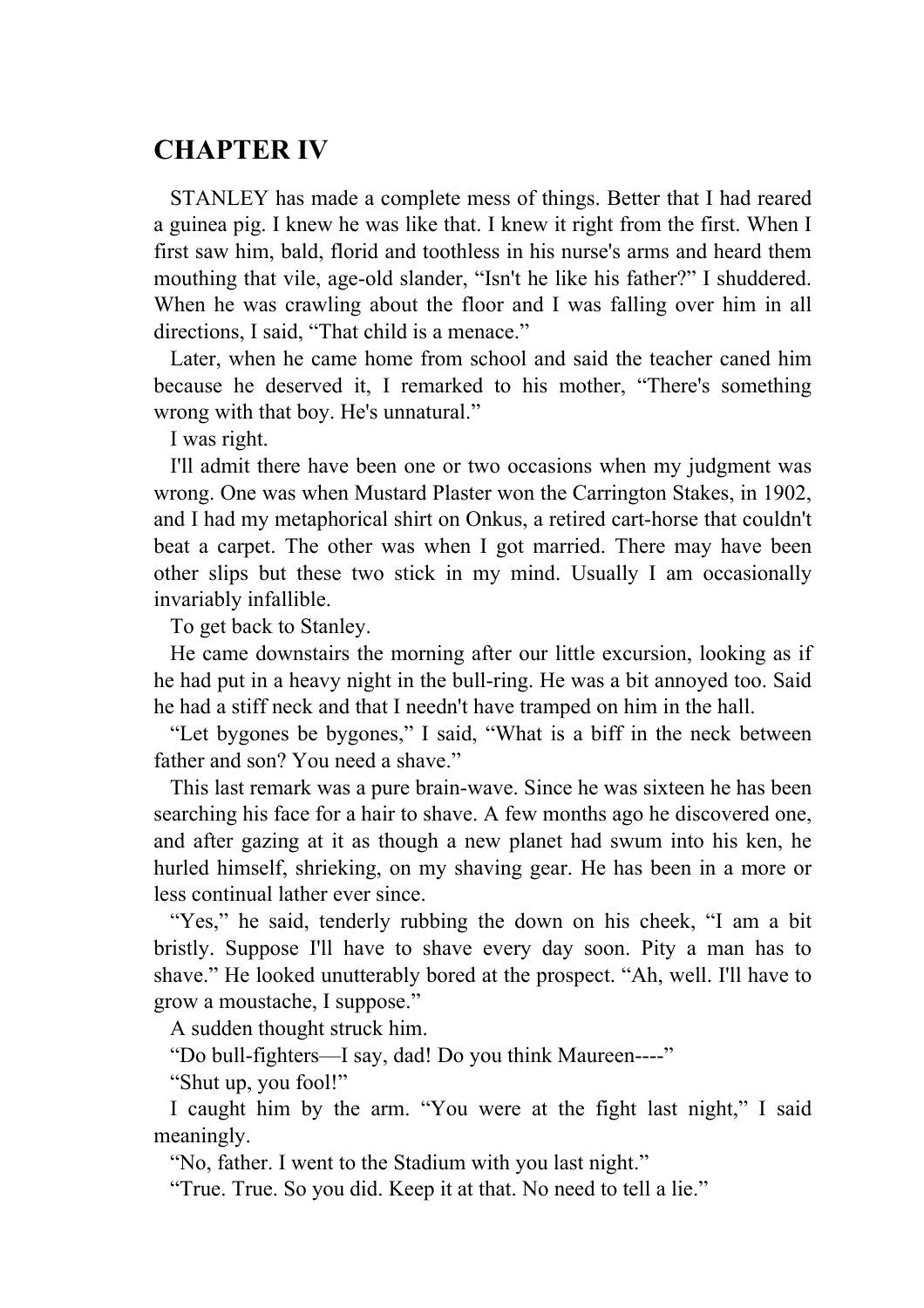## CHAPTER IV

STANLEY has made a complete mess of things. Better that I had reared a guinea pig. I knew he was like that. I knew it right from the first. When I first saw him, bald, florid and toothless in his nurse's arms and heard them mouthing that vile, age-old slander, "Isn't he like his father?" I shuddered. When he was crawling about the floor and I was falling over him in all directions, I said, "That child is a menace."

Later, when he came home from school and said the teacher caned him because he deserved it, I remarked to his mother, "There's something wrong with that boy. He's unnatural."

I was right.

I'll admit there have been one or two occasions when my judgment was wrong. One was when Mustard Plaster won the Carrington Stakes, in 1902, and I had my metaphorical shirt on Onkus, a retired cart-horse that couldn't beat a carpet. The other was when I got married. There may have been other slips but these two stick in my mind. Usually I am occasionally invariably infallible.

To get back to Stanley.

He came downstairs the morning after our little excursion, looking as if he had put in a heavy night in the bull-ring. He was a bit annoyed too. Said he had a stiff neck and that I needn't have tramped on him in the hall.

"Let bygones be bygones," I said, "What is a biff in the neck between father and son? You need a shave."

This last remark was a pure brain-wave. Since he was sixteen he has been searching his face for a hair to shave. A few months ago he discovered one, and after gazing at it as though a new planet had swum into his ken, he hurled himself, shrieking, on my shaving gear. He has been in a more or less continual lather ever since.

"Yes," he said, tenderly rubbing the down on his cheek, "I am a bit bristly. Suppose I'll have to shave every day soon. Pity a man has to shave." He looked unutterably bored at the prospect. "Ah, well. I'll have to grow a moustache, I suppose."

A sudden thought struck him.

"Do bull-fighters—I say, dad! Do you think Maureen----"

"Shut up, you fool!"

I caught him by the arm. "You were at the fight last night," I said meaningly.

"No, father. I went to the Stadium with you last night."

"True. True. So you did. Keep it at that. No need to tell a lie."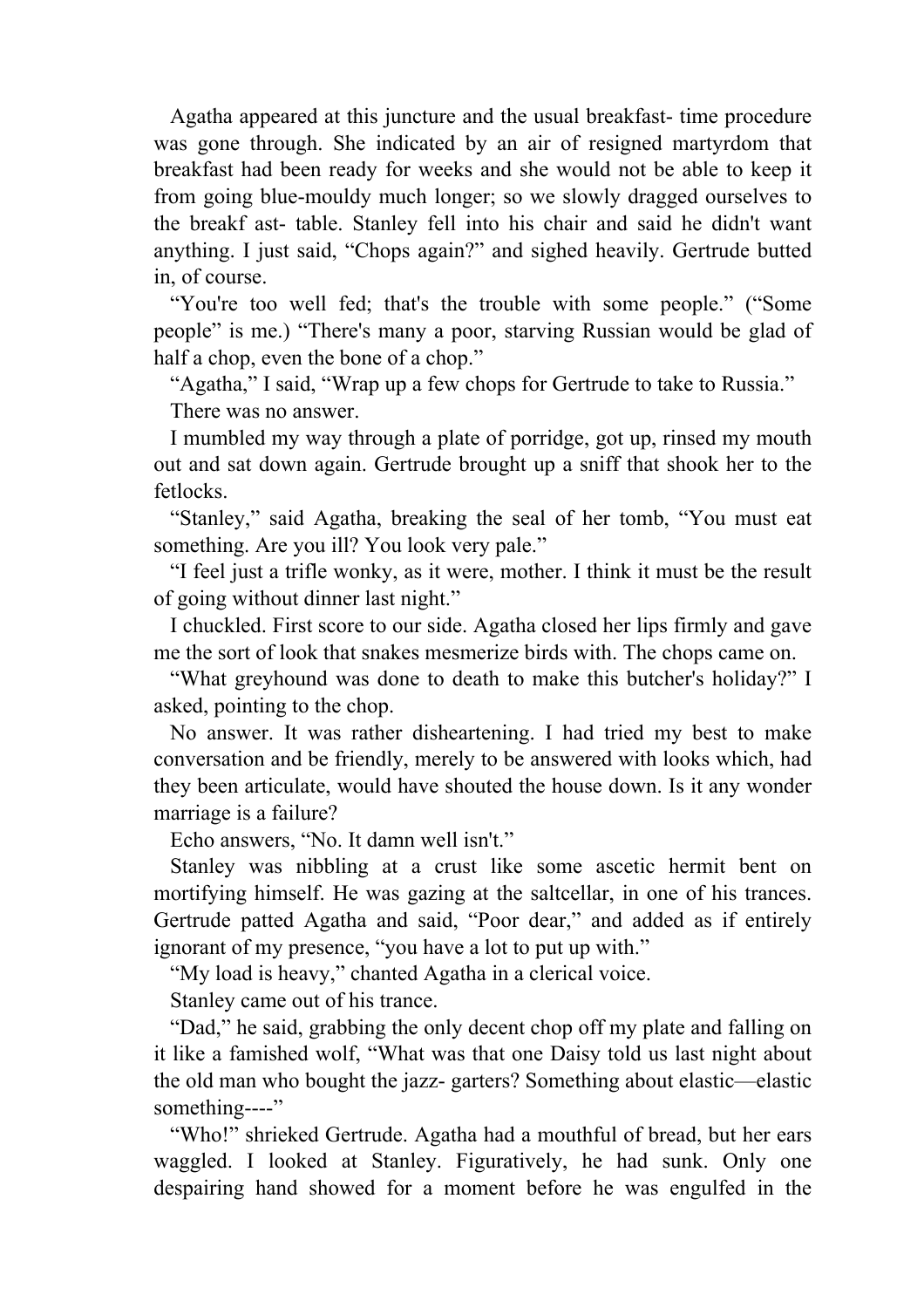Agatha appeared at this juncture and the usual breakfast- time procedure was gone through. She indicated by an air of resigned martyrdom that breakfast had been ready for weeks and she would not be able to keep it from going blue-mouldy much longer; so we slowly dragged ourselves to the breakf ast- table. Stanley fell into his chair and said he didn't want anything. I just said, "Chops again?" and sighed heavily. Gertrude butted in, of course.

"You're too well fed; that's the trouble with some people." ("Some people" is me.) "There's many a poor, starving Russian would be glad of half a chop, even the bone of a chop."

"Agatha," I said, "Wrap up a few chops for Gertrude to take to Russia."

There was no answer.

I mumbled my way through a plate of porridge, got up, rinsed my mouth out and sat down again. Gertrude brought up a sniff that shook her to the fetlocks.

"Stanley," said Agatha, breaking the seal of her tomb, "You must eat something. Are you ill? You look very pale."

"I feel just a trifle wonky, as it were, mother. I think it must be the result of going without dinner last night."

I chuckled. First score to our side. Agatha closed her lips firmly and gave me the sort of look that snakes mesmerize birds with. The chops came on.

"What greyhound was done to death to make this butcher's holiday?" I asked, pointing to the chop.

No answer. It was rather disheartening. I had tried my best to make conversation and be friendly, merely to be answered with looks which, had they been articulate, would have shouted the house down. Is it any wonder marriage is a failure?

Echo answers, "No. It damn well isn't."

Stanley was nibbling at a crust like some ascetic hermit bent on mortifying himself. He was gazing at the saltcellar, in one of his trances. Gertrude patted Agatha and said, "Poor dear," and added as if entirely ignorant of my presence, "you have a lot to put up with."

"My load is heavy," chanted Agatha in a clerical voice.

Stanley came out of his trance.

"Dad," he said, grabbing the only decent chop off my plate and falling on it like a famished wolf, "What was that one Daisy told us last night about the old man who bought the jazz- garters? Something about elastic—elastic something----"

"Who!" shrieked Gertrude. Agatha had a mouthful of bread, but her ears waggled. I looked at Stanley. Figuratively, he had sunk. Only one despairing hand showed for a moment before he was engulfed in the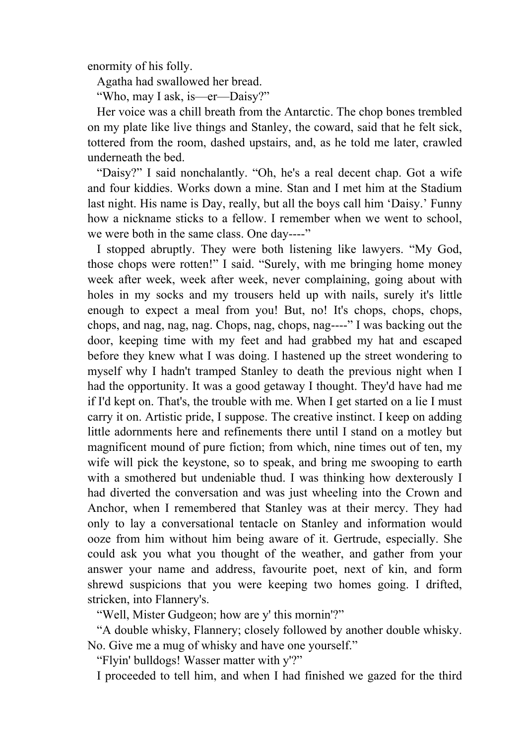enormity of his folly.

Agatha had swallowed her bread.

“Who, may I ask, is—er—Daisy?”

Her voice was a chill breath from the Antarctic. The chop bones trembled on my plate like live things and Stanley, the coward, said that he felt sick, tottered from the room, dashed upstairs, and, as he told me later, crawled underneath the bed.

“Daisy?” I said nonchalantly. “Oh, he's a real decent chap. Got a wife and four kiddies. Works down a mine. Stan and I met him at the Stadium last night. His name is Day, really, but all the boys call him ‘Daisy.’ Funny how a nickname sticks to a fellow. I remember when we went to school, we were both in the same class. One day----”

I stopped abruptly. They were both listening like lawyers. “My God, those chops were rotten!” I said. “Surely, with me bringing home money week after week, week after week, never complaining, going about with holes in my socks and my trousers held up with nails, surely it's little enough to expect a meal from you! But, no! It's chops, chops, chops, chops, and nag, nag, nag. Chops, nag, chops, nag----” I was backing out the door, keeping time with my feet and had grabbed my hat and escaped before they knew what I was doing. I hastened up the street wondering to myself why I hadn't tramped Stanley to death the previous night when I had the opportunity. It was a good getaway I thought. They'd have had me if I'd kept on. That's, the trouble with me. When I get started on a lie I must carry it on. Artistic pride, I suppose. The creative instinct. I keep on adding little adornments here and refinements there until I stand on a motley but magnificent mound of pure fiction; from which, nine times out of ten, my wife will pick the keystone, so to speak, and bring me swooping to earth with a smothered but undeniable thud. I was thinking how dexterously I had diverted the conversation and was just wheeling into the Crown and Anchor, when I remembered that Stanley was at their mercy. They had only to lay a conversational tentacle on Stanley and information would ooze from him without him being aware of it. Gertrude, especially. She could ask you what you thought of the weather, and gather from your answer your name and address, favourite poet, next of kin, and form shrewd suspicions that you were keeping two homes going. I drifted, stricken, into Flannery's.

“Well, Mister Gudgeon; how are y' this mornin'?”

“A double whisky, Flannery; closely followed by another double whisky. No. Give me a mug of whisky and have one yourself.”

“Flyin' bulldogs! Wasser matter with y'?”

I proceeded to tell him, and when I had finished we gazed for the third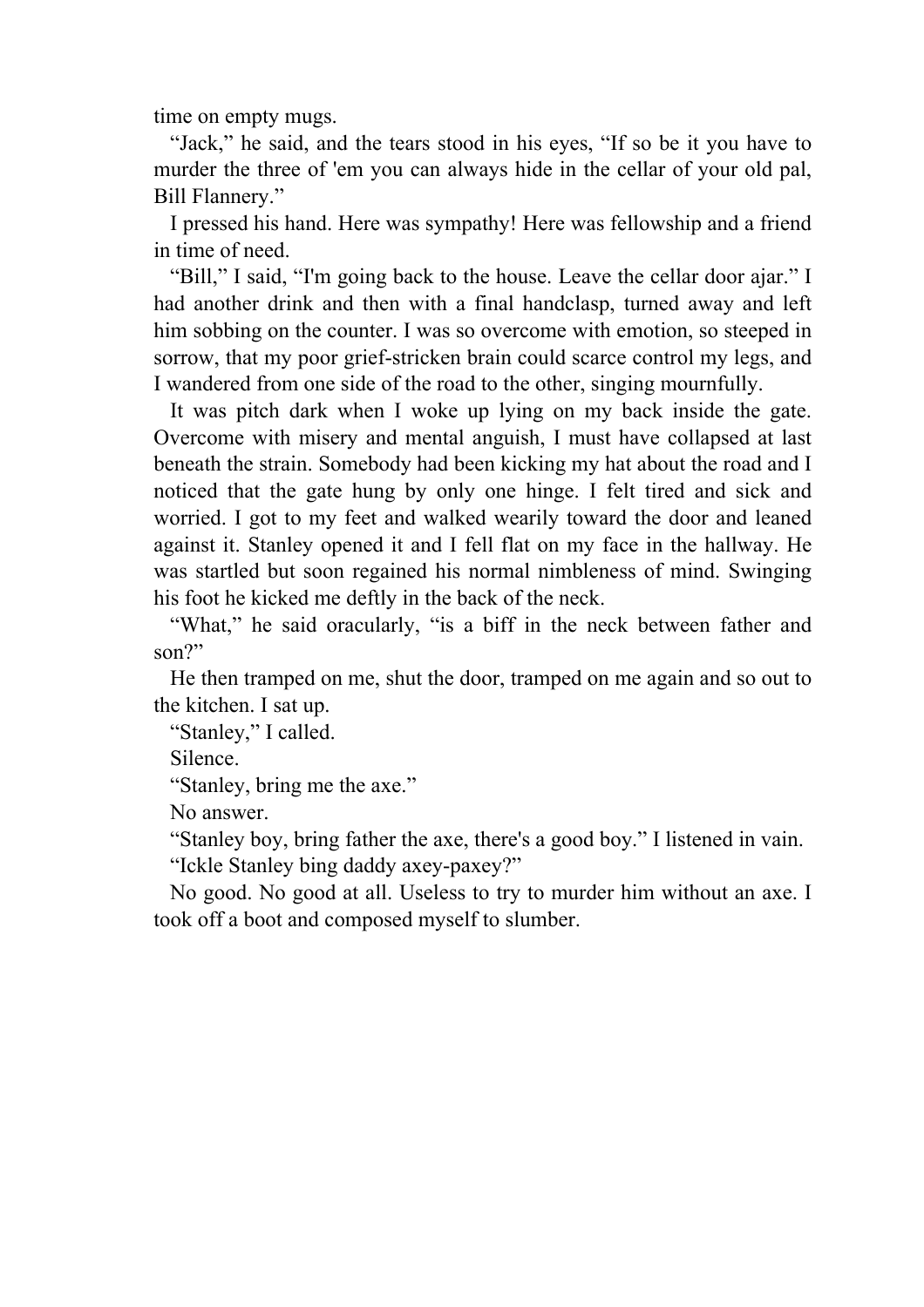time on empty mugs.

"Jack," he said, and the tears stood in his eyes, "If so be it you have to murder the three of 'em you can always hide in the cellar of your old pal, Bill Flannery."

I pressed his hand. Here was sympathy! Here was fellowship and a friend in time of need.

"Bill," I said, "I'm going back to the house. Leave the cellar door ajar." I had another drink and then with a final handclasp, turned away and left him sobbing on the counter. I was so overcome with emotion, so steeped in sorrow, that my poor grief-stricken brain could scarce control my legs, and I wandered from one side of the road to the other, singing mournfully.

It was pitch dark when I woke up lying on my back inside the gate. Overcome with misery and mental anguish, I must have collapsed at last beneath the strain. Somebody had been kicking my hat about the road and I noticed that the gate hung by only one hinge. I felt tired and sick and worried. I got to my feet and walked wearily toward the door and leaned against it. Stanley opened it and I fell flat on my face in the hallway. He was startled but soon regained his normal nimbleness of mind. Swinging his foot he kicked me deftly in the back of the neck.

"What," he said oracularly, "is a biff in the neck between father and son?"

He then tramped on me, shut the door, tramped on me again and so out to the kitchen. I sat up.

"Stanley," I called.

Silence.

"Stanley, bring me the axe."

No answer.

"Stanley boy, bring father the axe, there's a good boy." I listened in vain.

"Ickle Stanley bing daddy axey-paxey?"

No good. No good at all. Useless to try to murder him without an axe. I took off a boot and composed myself to slumber.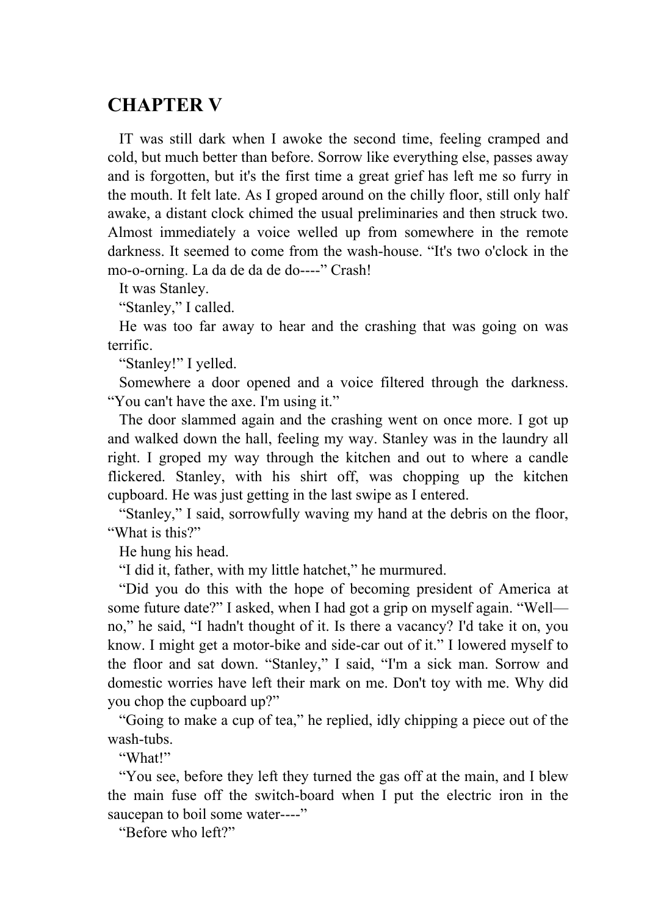# CHAPTER V

IT was still dark when I awoke the second time, feeling cramped and cold, but much better than before. Sorrow like everything else, passes away and is forgotten, but it's the first time a great grief has left me so furry in the mouth. It felt late. As I groped around on the chilly floor, still only half awake, a distant clock chimed the usual preliminaries and then struck two. Almost immediately a voice welled up from somewhere in the remote darkness. It seemed to come from the wash-house. "It's two o'clock in the mo-o-orning. La da de da de do----" Crash!

It was Stanley.

"Stanley," I called.

He was too far away to hear and the crashing that was going on was terrific.

"Stanley!" I yelled.

Somewhere a door opened and a voice filtered through the darkness. "You can't have the axe. I'm using it."

The door slammed again and the crashing went on once more. I got up and walked down the hall, feeling my way. Stanley was in the laundry all right. I groped my way through the kitchen and out to where a candle flickered. Stanley, with his shirt off, was chopping up the kitchen cupboard. He was just getting in the last swipe as I entered.

"Stanley," I said, sorrowfully waving my hand at the debris on the floor, "What is this?"

He hung his head.

"I did it, father, with my little hatchet," he murmured.

"Did you do this with the hope of becoming president of America at some future date?" I asked, when I had got a grip on myself again. "Well—no," he said, "I hadn't thought of it. Is there a vacancy? I'd take it on, you know. I might get a motor-bike and side-car out of it." I lowered myself to the floor and sat down. "Stanley," I said, "I'm a sick man. Sorrow and domestic worries have left their mark on me. Don't toy with me. Why did you chop the cupboard up?"

"Going to make a cup of tea," he replied, idly chipping a piece out of the wash-tubs.

"What!"

"You see, before they left they turned the gas off at the main, and I blew the main fuse off the switch-board when I put the electric iron in the saucepan to boil some water----"

"Before who left?"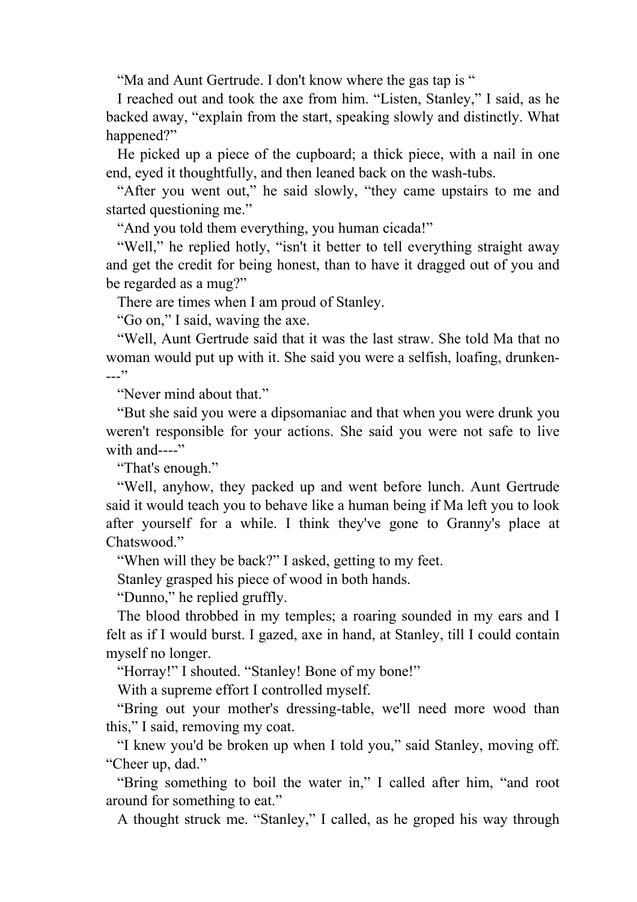“Ma and Aunt Gertrude. I don't know where the gas tap is “

I reached out and took the axe from him. “Listen, Stanley,” I said, as he backed away, “explain from the start, speaking slowly and distinctly. What happened?”

He picked up a piece of the cupboard; a thick piece, with a nail in one end, eyed it thoughtfully, and then leaned back on the wash-tubs.

“After you went out,” he said slowly, “they came upstairs to me and started questioning me.”

“And you told them everything, you human cicada!”

“Well,” he replied hotly, “isn't it better to tell everything straight away and get the credit for being honest, than to have it dragged out of you and be regarded as a mug?”

There are times when I am proud of Stanley.

“Go on,” I said, waving the axe.

“Well, Aunt Gertrude said that it was the last straw. She told Ma that no woman would put up with it. She said you were a selfish, loafing, drunken----”

“Never mind about that.”

“But she said you were a dipsomaniac and that when you were drunk you weren't responsible for your actions. She said you were not safe to live with and----”

“That's enough.”

“Well, anyhow, they packed up and went before lunch. Aunt Gertrude said it would teach you to behave like a human being if Ma left you to look after yourself for a while. I think they've gone to Granny's place at Chatswood.”

“When will they be back?” I asked, getting to my feet.

Stanley grasped his piece of wood in both hands.

“Dunno,” he replied gruffly.

The blood throbbed in my temples; a roaring sounded in my ears and I felt as if I would burst. I gazed, axe in hand, at Stanley, till I could contain myself no longer.

“Horray!” I shouted. “Stanley! Bone of my bone!”

With a supreme effort I controlled myself.

“Bring out your mother's dressing-table, we'll need more wood than this,” I said, removing my coat.

“I knew you'd be broken up when I told you,” said Stanley, moving off. “Cheer up, dad.”

“Bring something to boil the water in,” I called after him, “and root around for something to eat.”

A thought struck me. “Stanley,” I called, as he groped his way through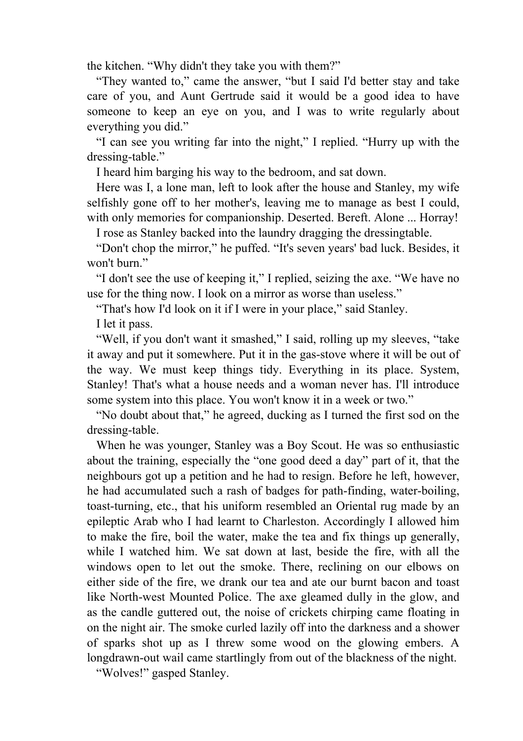the kitchen. “Why didn't they take you with them?”

“They wanted to,” came the answer, “but I said I'd better stay and take care of you, and Aunt Gertrude said it would be a good idea to have someone to keep an eye on you, and I was to write regularly about everything you did.”

“I can see you writing far into the night,” I replied. “Hurry up with the dressing-table.”

I heard him barging his way to the bedroom, and sat down.

Here was I, a lone man, left to look after the house and Stanley, my wife selfishly gone off to her mother's, leaving me to manage as best I could, with only memories for companionship. Deserted. Bereft. Alone ... Horray!

I rose as Stanley backed into the laundry dragging the dressingtable.

“Don't chop the mirror,” he puffed. “It's seven years' bad luck. Besides, it won't burn.”

“I don't see the use of keeping it,” I replied, seizing the axe. “We have no use for the thing now. I look on a mirror as worse than useless.”

“That's how I'd look on it if I were in your place,” said Stanley.

I let it pass.

“Well, if you don't want it smashed,” I said, rolling up my sleeves, “take it away and put it somewhere. Put it in the gas-stove where it will be out of the way. We must keep things tidy. Everything in its place. System, Stanley! That's what a house needs and a woman never has. I'll introduce some system into this place. You won't know it in a week or two.”

“No doubt about that,” he agreed, ducking as I turned the first sod on the dressing-table.

When he was younger, Stanley was a Boy Scout. He was so enthusiastic about the training, especially the “one good deed a day” part of it, that the neighbours got up a petition and he had to resign. Before he left, however, he had accumulated such a rash of badges for path-finding, water-boiling, toast-turning, etc., that his uniform resembled an Oriental rug made by an epileptic Arab who I had learnt to Charleston. Accordingly I allowed him to make the fire, boil the water, make the tea and fix things up generally, while I watched him. We sat down at last, beside the fire, with all the windows open to let out the smoke. There, reclining on our elbows on either side of the fire, we drank our tea and ate our burnt bacon and toast like North-west Mounted Police. The axe gleamed dully in the glow, and as the candle guttered out, the noise of crickets chirping came floating in on the night air. The smoke curled lazily off into the darkness and a shower of sparks shot up as I threw some wood on the glowing embers. A longdrawn-out wail came startlingly from out of the blackness of the night.

“Wolves!” gasped Stanley.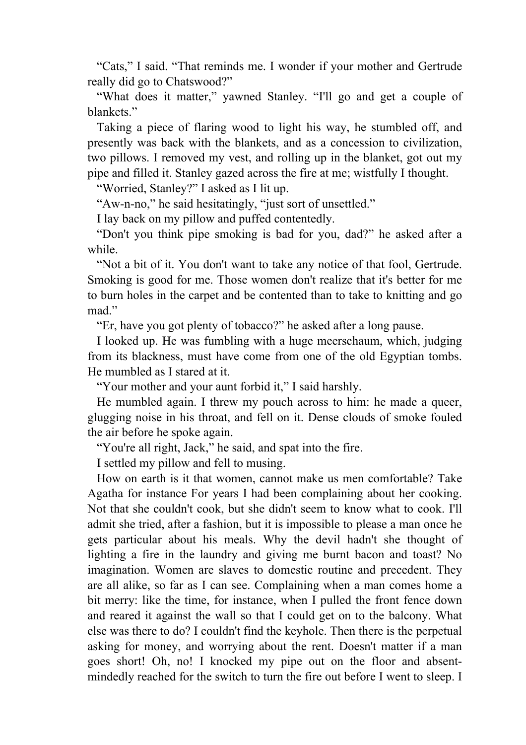"Cats," I said. "That reminds me. I wonder if your mother and Gertrude really did go to Chatswood?"

"What does it matter," yawned Stanley. "I'll go and get a couple of blankets."

Taking a piece of flaring wood to light his way, he stumbled off, and presently was back with the blankets, and as a concession to civilization, two pillows. I removed my vest, and rolling up in the blanket, got out my pipe and filled it. Stanley gazed across the fire at me; wistfully I thought.

"Worried, Stanley?" I asked as I lit up.

"Aw-n-no," he said hesitatingly, "just sort of unsettled."

I lay back on my pillow and puffed contentedly.

"Don't you think pipe smoking is bad for you, dad?" he asked after a while.

"Not a bit of it. You don't want to take any notice of that fool, Gertrude. Smoking is good for me. Those women don't realize that it's better for me to burn holes in the carpet and be contented than to take to knitting and go mad."

"Er, have you got plenty of tobacco?" he asked after a long pause.

I looked up. He was fumbling with a huge meerschaum, which, judging from its blackness, must have come from one of the old Egyptian tombs. He mumbled as I stared at it.

"Your mother and your aunt forbid it," I said harshly.

He mumbled again. I threw my pouch across to him: he made a queer, glugging noise in his throat, and fell on it. Dense clouds of smoke fouled the air before he spoke again.

"You're all right, Jack," he said, and spat into the fire.

I settled my pillow and fell to musing.

How on earth is it that women, cannot make us men comfortable? Take Agatha for instance For years I had been complaining about her cooking. Not that she couldn't cook, but she didn't seem to know what to cook. I'll admit she tried, after a fashion, but it is impossible to please a man once he gets particular about his meals. Why the devil hadn't she thought of lighting a fire in the laundry and giving me burnt bacon and toast? No imagination. Women are slaves to domestic routine and precedent. They are all alike, so far as I can see. Complaining when a man comes home a bit merry: like the time, for instance, when I pulled the front fence down and reared it against the wall so that I could get on to the balcony. What else was there to do? I couldn't find the keyhole. Then there is the perpetual asking for money, and worrying about the rent. Doesn't matter if a man goes short! Oh, no! I knocked my pipe out on the floor and absent-mindedly reached for the switch to turn the fire out before I went to sleep. I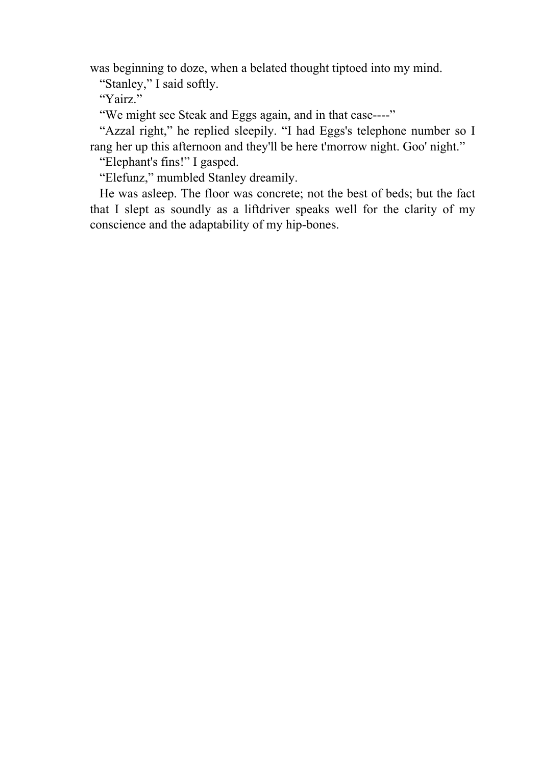was beginning to doze, when a belated thought tiptoed into my mind.

"Stanley," I said softly.

"Yairz."

"We might see Steak and Eggs again, and in that case----"

"Azzal right," he replied sleepily. "I had Eggs's telephone number so I rang her up this afternoon and they'll be here t'morrow night. Goo' night."

"Elephant's fins!" I gasped.

"Elefunz," mumbled Stanley dreamily.

He was asleep. The floor was concrete; not the best of beds; but the fact that I slept as soundly as a liftdriver speaks well for the clarity of my conscience and the adaptability of my hip-bones.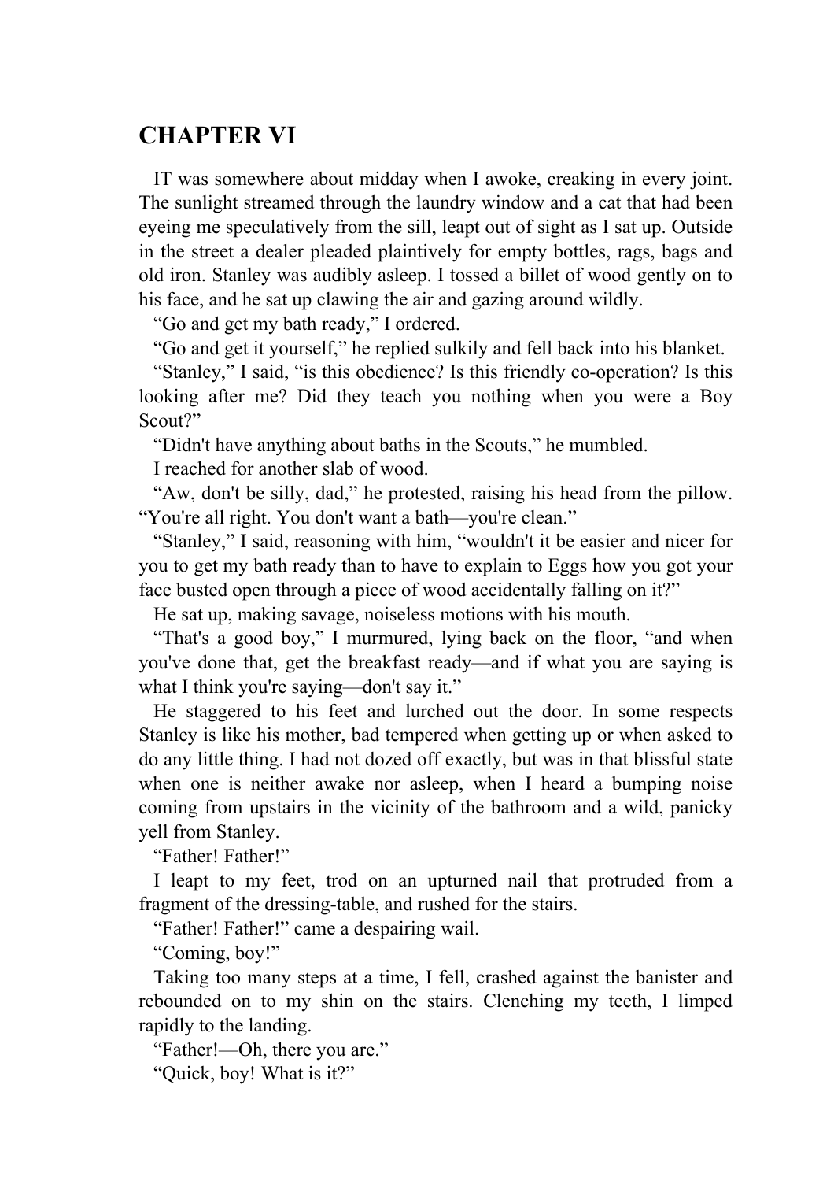# CHAPTER VI

IT was somewhere about midday when I awoke, creaking in every joint. The sunlight streamed through the laundry window and a cat that had been eyeing me speculatively from the sill, leapt out of sight as I sat up. Outside in the street a dealer pleaded plaintively for empty bottles, rags, bags and old iron. Stanley was audibly asleep. I tossed a billet of wood gently on to his face, and he sat up clawing the air and gazing around wildly.

"Go and get my bath ready," I ordered.

"Go and get it yourself," he replied sulkily and fell back into his blanket.

"Stanley," I said, "is this obedience? Is this friendly co-operation? Is this looking after me? Did they teach you nothing when you were a Boy Scout?"

"Didn't have anything about baths in the Scouts," he mumbled.

I reached for another slab of wood.

"Aw, don't be silly, dad," he protested, raising his head from the pillow. "You're all right. You don't want a bath—you're clean."

"Stanley," I said, reasoning with him, "wouldn't it be easier and nicer for you to get my bath ready than to have to explain to Eggs how you got your face busted open through a piece of wood accidentally falling on it?"

He sat up, making savage, noiseless motions with his mouth.

"That's a good boy," I murmured, lying back on the floor, "and when you've done that, get the breakfast ready—and if what you are saying is what I think you're saying—don't say it."

He staggered to his feet and lurched out the door. In some respects Stanley is like his mother, bad tempered when getting up or when asked to do any little thing. I had not dozed off exactly, but was in that blissful state when one is neither awake nor asleep, when I heard a bumping noise coming from upstairs in the vicinity of the bathroom and a wild, panicky yell from Stanley.

"Father! Father!"

I leapt to my feet, trod on an upturned nail that protruded from a fragment of the dressing-table, and rushed for the stairs.

"Father! Father!" came a despairing wail.

"Coming, boy!"

Taking too many steps at a time, I fell, crashed against the banister and rebounded on to my shin on the stairs. Clenching my teeth, I limped rapidly to the landing.

"Father!—Oh, there you are."

"Quick, boy! What is it?"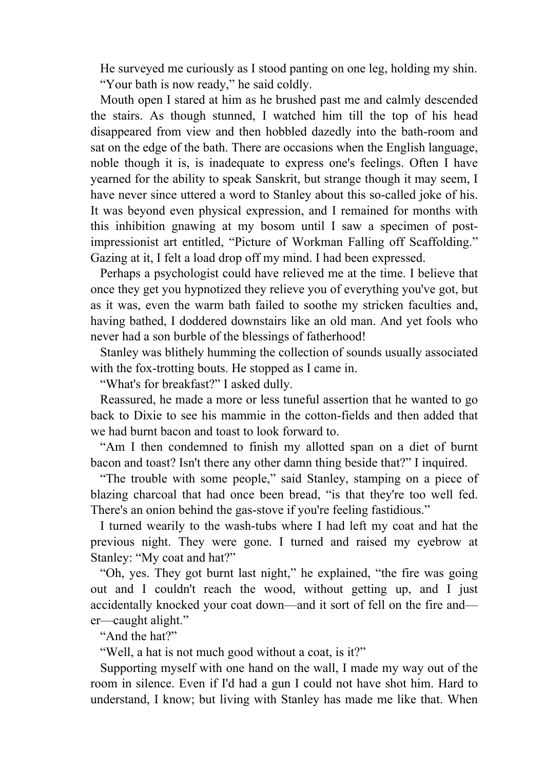He surveyed me curiously as I stood panting on one leg, holding my shin.

"Your bath is now ready," he said coldly.

Mouth open I stared at him as he brushed past me and calmly descended the stairs. As though stunned, I watched him till the top of his head disappeared from view and then hobbled dazedly into the bath-room and sat on the edge of the bath. There are occasions when the English language, noble though it is, is inadequate to express one's feelings. Often I have yearned for the ability to speak Sanskrit, but strange though it may seem, I have never since uttered a word to Stanley about this so-called joke of his. It was beyond even physical expression, and I remained for months with this inhibition gnawing at my bosom until I saw a specimen of post-impressionist art entitled, "Picture of Workman Falling off Scaffolding." Gazing at it, I felt a load drop off my mind. I had been expressed.

Perhaps a psychologist could have relieved me at the time. I believe that once they get you hypnotized they relieve you of everything you've got, but as it was, even the warm bath failed to soothe my stricken faculties and, having bathed, I doddered downstairs like an old man. And yet fools who never had a son burble of the blessings of fatherhood!

Stanley was blithely humming the collection of sounds usually associated with the fox-trotting bouts. He stopped as I came in.

"What's for breakfast?" I asked dully.

Reassured, he made a more or less tuneful assertion that he wanted to go back to Dixie to see his mammie in the cotton-fields and then added that we had burnt bacon and toast to look forward to.

"Am I then condemned to finish my allotted span on a diet of burnt bacon and toast? Isn't there any other damn thing beside that?" I inquired.

"The trouble with some people," said Stanley, stamping on a piece of blazing charcoal that had once been bread, "is that they're too well fed. There's an onion behind the gas-stove if you're feeling fastidious."

I turned wearily to the wash-tubs where I had left my coat and hat the previous night. They were gone. I turned and raised my eyebrow at Stanley: "My coat and hat?"

"Oh, yes. They got burnt last night," he explained, "the fire was going out and I couldn't reach the wood, without getting up, and I just accidentally knocked your coat down—and it sort of fell on the fire and—er—caught alight."

"And the hat?"

"Well, a hat is not much good without a coat, is it?"

Supporting myself with one hand on the wall, I made my way out of the room in silence. Even if I'd had a gun I could not have shot him. Hard to understand, I know; but living with Stanley has made me like that. When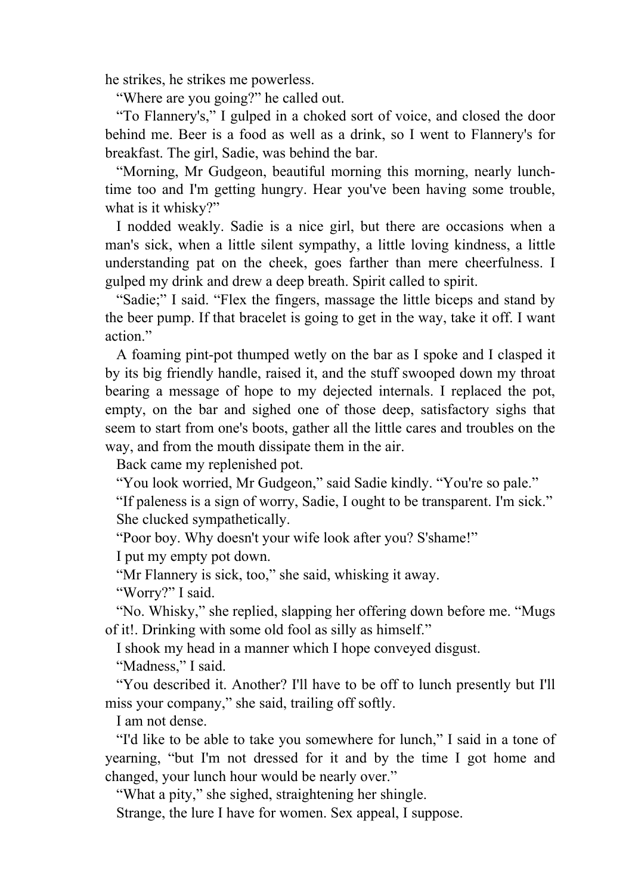he strikes, he strikes me powerless.

"Where are you going?" he called out.

"To Flannery's," I gulped in a choked sort of voice, and closed the door behind me. Beer is a food as well as a drink, so I went to Flannery's for breakfast. The girl, Sadie, was behind the bar.

"Morning, Mr Gudgeon, beautiful morning this morning, nearly lunch-time too and I'm getting hungry. Hear you've been having some trouble, what is it whisky?"

I nodded weakly. Sadie is a nice girl, but there are occasions when a man's sick, when a little silent sympathy, a little loving kindness, a little understanding pat on the cheek, goes farther than mere cheerfulness. I gulped my drink and drew a deep breath. Spirit called to spirit.

"Sadie;" I said. "Flex the fingers, massage the little biceps and stand by the beer pump. If that bracelet is going to get in the way, take it off. I want action."

A foaming pint-pot thumped wetly on the bar as I spoke and I clasped it by its big friendly handle, raised it, and the stuff swooped down my throat bearing a message of hope to my dejected internals. I replaced the pot, empty, on the bar and sighed one of those deep, satisfactory sighs that seem to start from one's boots, gather all the little cares and troubles on the way, and from the mouth dissipate them in the air.

Back came my replenished pot.

"You look worried, Mr Gudgeon," said Sadie kindly. "You're so pale."

"If paleness is a sign of worry, Sadie, I ought to be transparent. I'm sick."

She clucked sympathetically.

"Poor boy. Why doesn't your wife look after you? S'shame!"

I put my empty pot down.

"Mr Flannery is sick, too," she said, whisking it away.

"Worry?" I said.

"No. Whisky," she replied, slapping her offering down before me. "Mugs of it!. Drinking with some old fool as silly as himself."

I shook my head in a manner which I hope conveyed disgust.

"Madness," I said.

"You described it. Another? I'll have to be off to lunch presently but I'll miss your company," she said, trailing off softly.

I am not dense.

"I'd like to be able to take you somewhere for lunch," I said in a tone of yearning, "but I'm not dressed for it and by the time I got home and changed, your lunch hour would be nearly over."

"What a pity," she sighed, straightening her shingle.

Strange, the lure I have for women. Sex appeal, I suppose.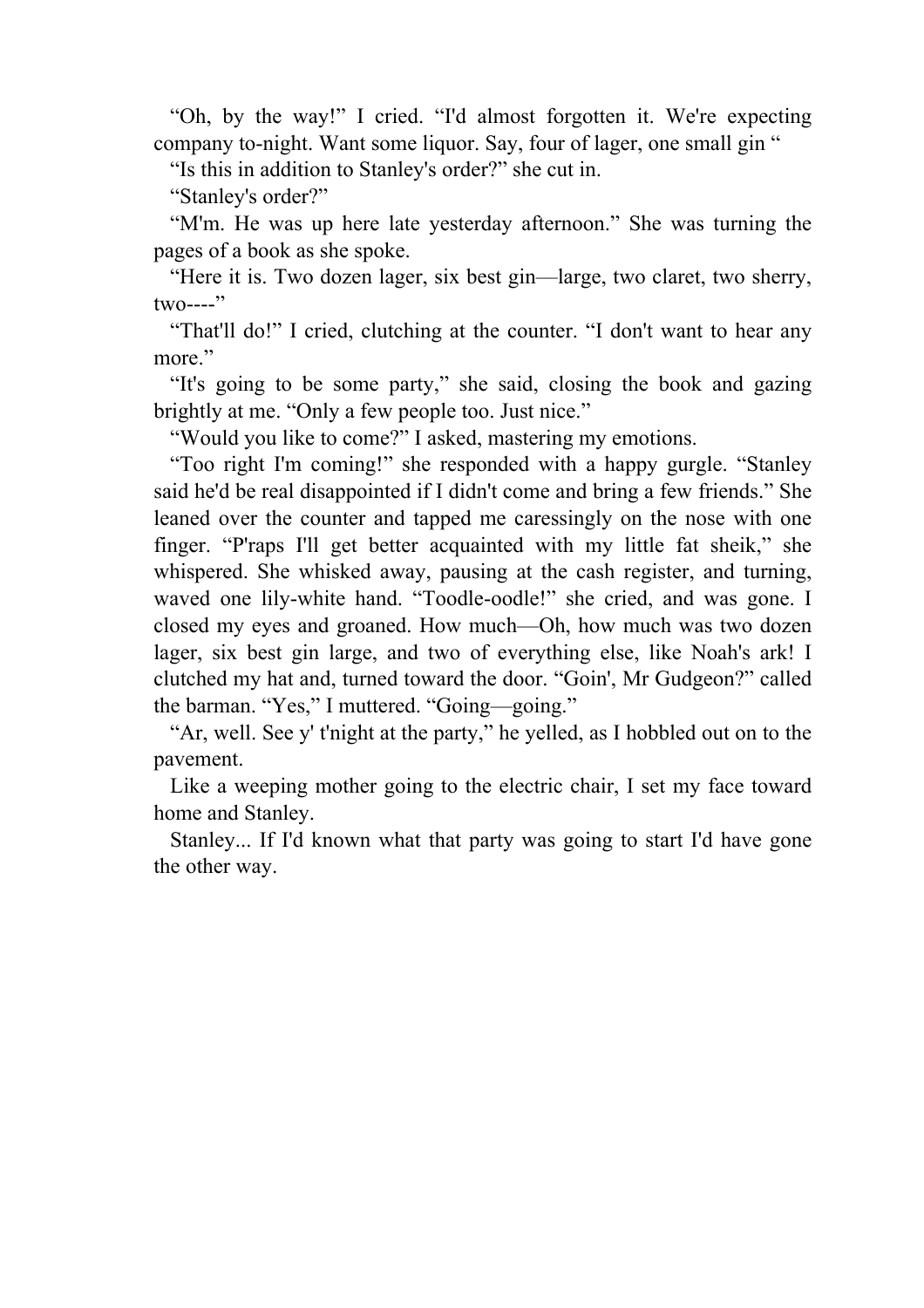"Oh, by the way!" I cried. "I'd almost forgotten it. We're expecting company to-night. Want some liquor. Say, four of lager, one small gin "

"Is this in addition to Stanley's order?" she cut in.

"Stanley's order?"

"M'm. He was up here late yesterday afternoon." She was turning the pages of a book as she spoke.

"Here it is. Two dozen lager, six best gin—large, two claret, two sherry, two----"

"That'll do!" I cried, clutching at the counter. "I don't want to hear any more."

"It's going to be some party," she said, closing the book and gazing brightly at me. "Only a few people too. Just nice."

"Would you like to come?" I asked, mastering my emotions.

"Too right I'm coming!" she responded with a happy gurgle. "Stanley said he'd be real disappointed if I didn't come and bring a few friends." She leaned over the counter and tapped me caressingly on the nose with one finger. "P'raps I'll get better acquainted with my little fat sheik," she whispered. She whisked away, pausing at the cash register, and turning, waved one lily-white hand. "Toodle-oodle!" she cried, and was gone. I closed my eyes and groaned. How much—Oh, how much was two dozen lager, six best gin large, and two of everything else, like Noah's ark! I clutched my hat and, turned toward the door. "Goin', Mr Gudgeon?" called the barman. "Yes," I muttered. "Going—going."

"Ar, well. See y' t'night at the party," he yelled, as I hobbled out on to the pavement.

Like a weeping mother going to the electric chair, I set my face toward home and Stanley.

Stanley... If I'd known what that party was going to start I'd have gone the other way.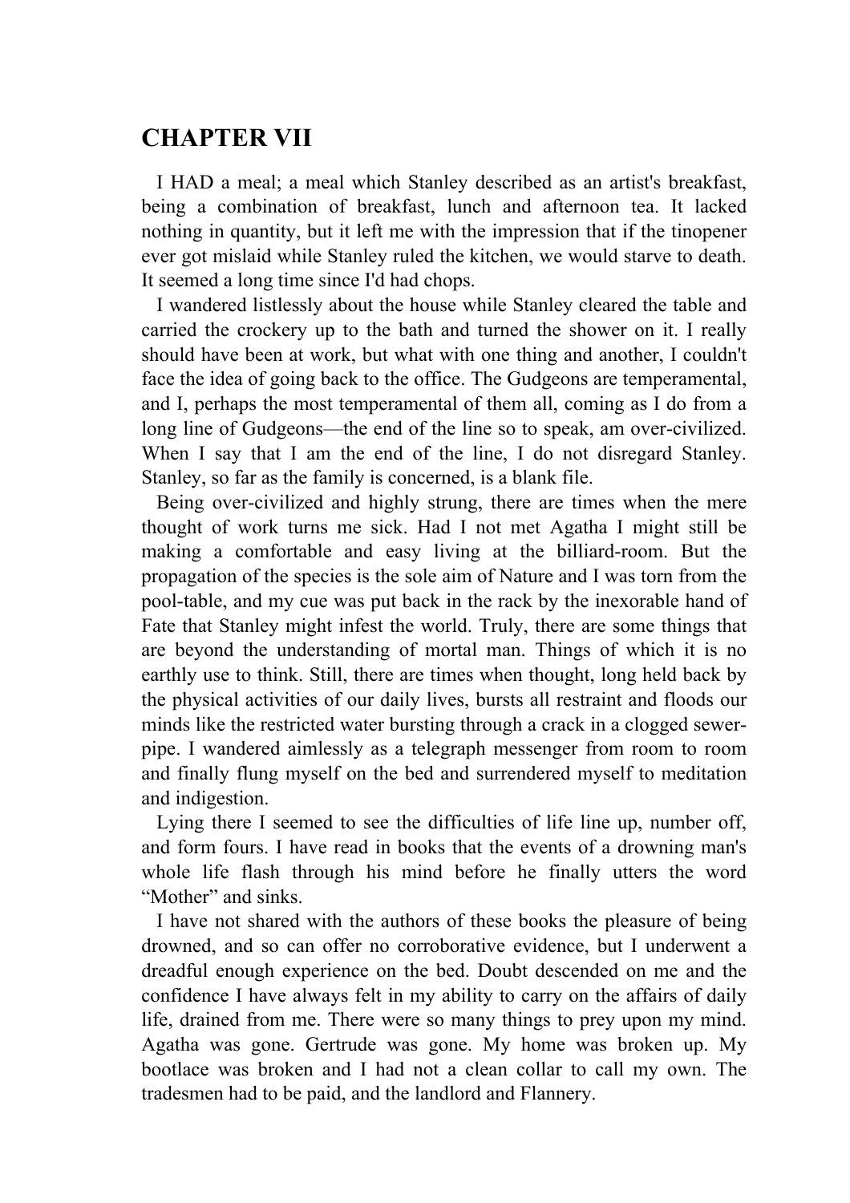## CHAPTER VII

I HAD a meal; a meal which Stanley described as an artist's breakfast, being a combination of breakfast, lunch and afternoon tea. It lacked nothing in quantity, but it left me with the impression that if the tinopener ever got mislaid while Stanley ruled the kitchen, we would starve to death. It seemed a long time since I'd had chops.

I wandered listlessly about the house while Stanley cleared the table and carried the crockery up to the bath and turned the shower on it. I really should have been at work, but what with one thing and another, I couldn't face the idea of going back to the office. The Gudgeons are temperamental, and I, perhaps the most temperamental of them all, coming as I do from a long line of Gudgeons—the end of the line so to speak, am over-civilized. When I say that I am the end of the line, I do not disregard Stanley. Stanley, so far as the family is concerned, is a blank file.

Being over-civilized and highly strung, there are times when the mere thought of work turns me sick. Had I not met Agatha I might still be making a comfortable and easy living at the billiard-room. But the propagation of the species is the sole aim of Nature and I was torn from the pool-table, and my cue was put back in the rack by the inexorable hand of Fate that Stanley might infest the world. Truly, there are some things that are beyond the understanding of mortal man. Things of which it is no earthly use to think. Still, there are times when thought, long held back by the physical activities of our daily lives, bursts all restraint and floods our minds like the restricted water bursting through a crack in a clogged sewer-pipe. I wandered aimlessly as a telegraph messenger from room to room and finally flung myself on the bed and surrendered myself to meditation and indigestion.

Lying there I seemed to see the difficulties of life line up, number off, and form fours. I have read in books that the events of a drowning man's whole life flash through his mind before he finally utters the word "Mother" and sinks.

I have not shared with the authors of these books the pleasure of being drowned, and so can offer no corroborative evidence, but I underwent a dreadful enough experience on the bed. Doubt descended on me and the confidence I have always felt in my ability to carry on the affairs of daily life, drained from me. There were so many things to prey upon my mind. Agatha was gone. Gertrude was gone. My home was broken up. My bootlace was broken and I had not a clean collar to call my own. The tradesmen had to be paid, and the landlord and Flannery.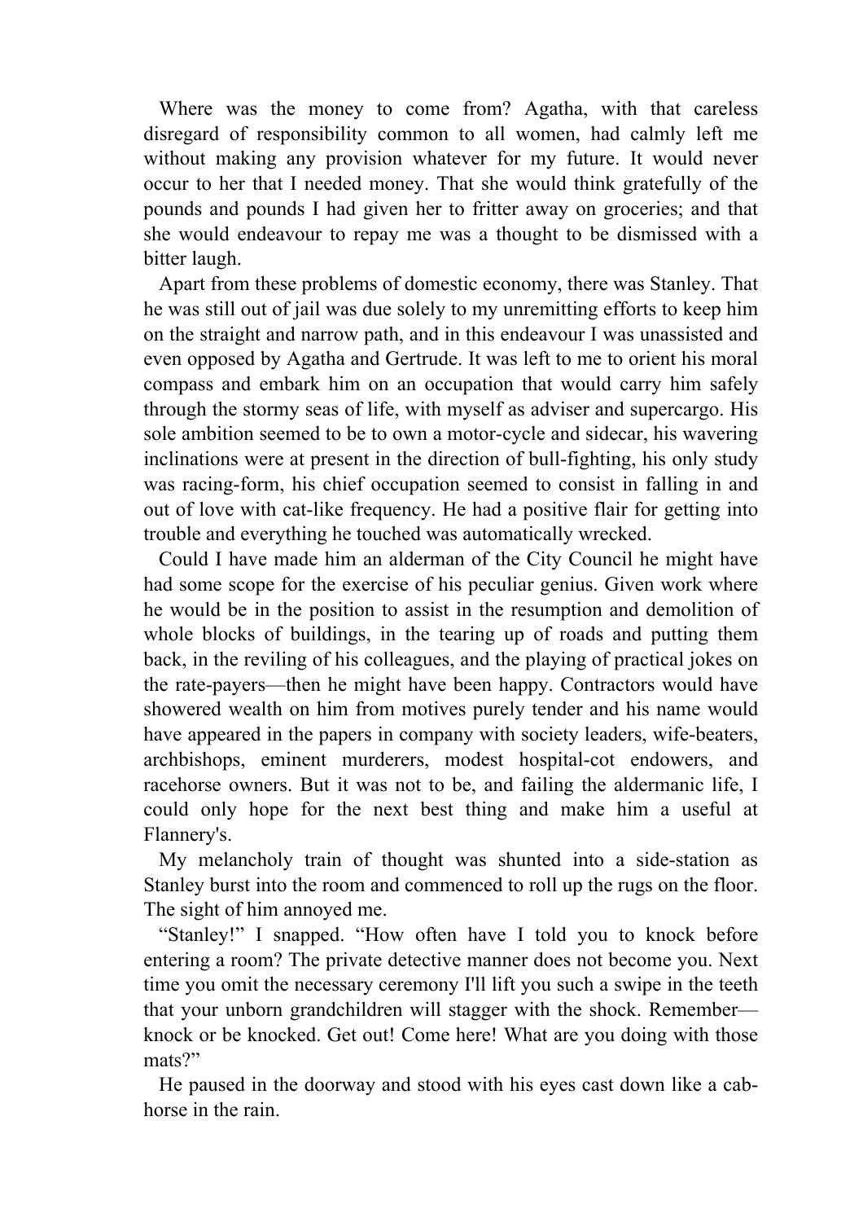Where was the money to come from? Agatha, with that careless disregard of responsibility common to all women, had calmly left me without making any provision whatever for my future. It would never occur to her that I needed money. That she would think gratefully of the pounds and pounds I had given her to fritter away on groceries; and that she would endeavour to repay me was a thought to be dismissed with a bitter laugh.

Apart from these problems of domestic economy, there was Stanley. That he was still out of jail was due solely to my unremitting efforts to keep him on the straight and narrow path, and in this endeavour I was unassisted and even opposed by Agatha and Gertrude. It was left to me to orient his moral compass and embark him on an occupation that would carry him safely through the stormy seas of life, with myself as adviser and supercargo. His sole ambition seemed to be to own a motor-cycle and sidecar, his wavering inclinations were at present in the direction of bull-fighting, his only study was racing-form, his chief occupation seemed to consist in falling in and out of love with cat-like frequency. He had a positive flair for getting into trouble and everything he touched was automatically wrecked.

Could I have made him an alderman of the City Council he might have had some scope for the exercise of his peculiar genius. Given work where he would be in the position to assist in the resumption and demolition of whole blocks of buildings, in the tearing up of roads and putting them back, in the reviling of his colleagues, and the playing of practical jokes on the rate-payers—then he might have been happy. Contractors would have showered wealth on him from motives purely tender and his name would have appeared in the papers in company with society leaders, wife-beaters, archbishops, eminent murderers, modest hospital-cot endowers, and racehorse owners. But it was not to be, and failing the aldermanic life, I could only hope for the next best thing and make him a useful at Flannery's.

My melancholy train of thought was shunted into a side-station as Stanley burst into the room and commenced to roll up the rugs on the floor. The sight of him annoyed me.

"Stanley!" I snapped. "How often have I told you to knock before entering a room? The private detective manner does not become you. Next time you omit the necessary ceremony I'll lift you such a swipe in the teeth that your unborn grandchildren will stagger with the shock. Remember—knock or be knocked. Get out! Come here! What are you doing with those mats?"

He paused in the doorway and stood with his eyes cast down like a cab-horse in the rain.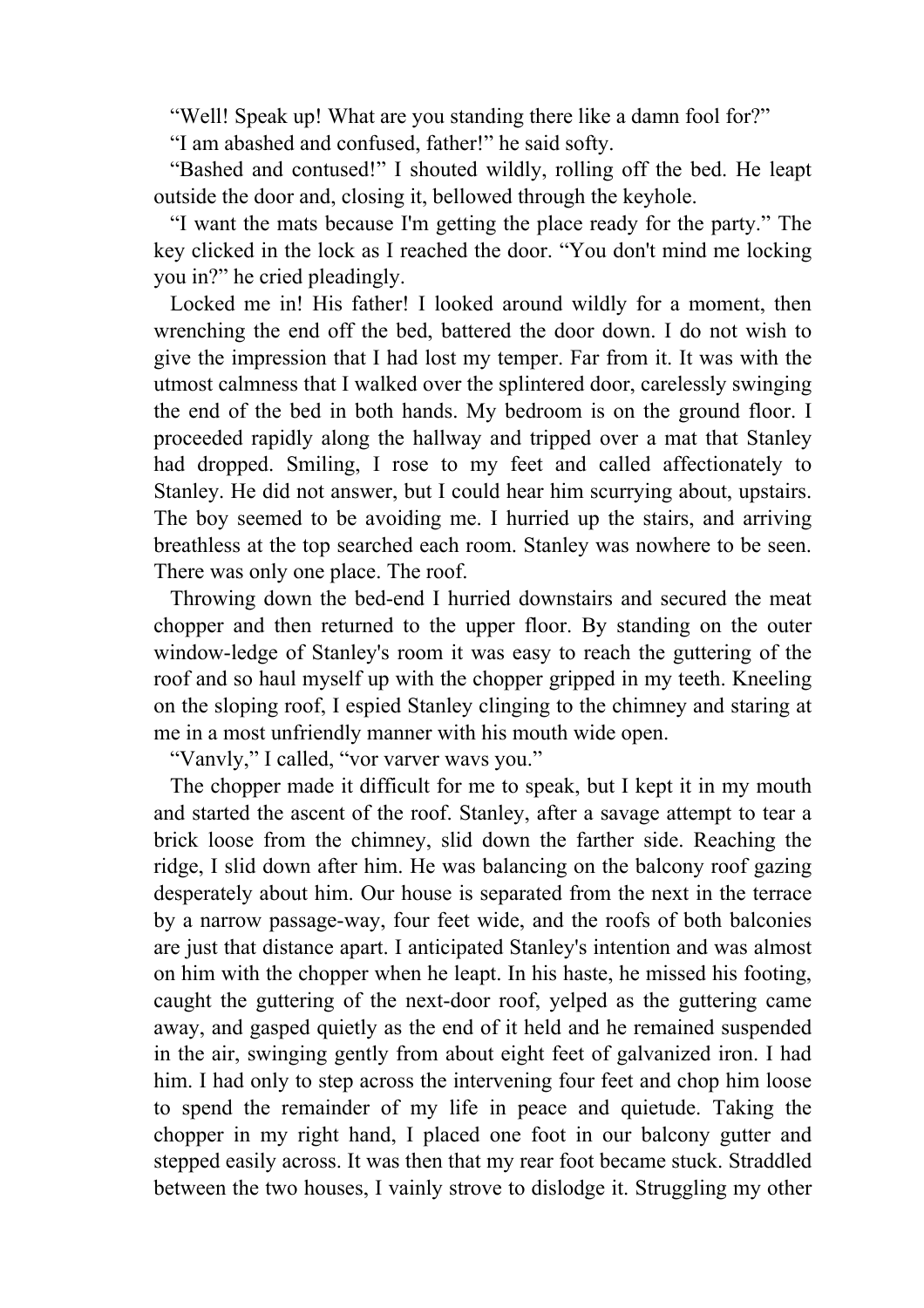"Well! Speak up! What are you standing there like a damn fool for?"

"I am abashed and confused, father!" he said softy.

"Bashed and contused!" I shouted wildly, rolling off the bed. He leapt outside the door and, closing it, bellowed through the keyhole.

"I want the mats because I'm getting the place ready for the party." The key clicked in the lock as I reached the door. "You don't mind me locking you in?" he cried pleadingly.

Locked me in! His father! I looked around wildly for a moment, then wrenching the end off the bed, battered the door down. I do not wish to give the impression that I had lost my temper. Far from it. It was with the utmost calmness that I walked over the splintered door, carelessly swinging the end of the bed in both hands. My bedroom is on the ground floor. I proceeded rapidly along the hallway and tripped over a mat that Stanley had dropped. Smiling, I rose to my feet and called affectionately to Stanley. He did not answer, but I could hear him scurrying about, upstairs. The boy seemed to be avoiding me. I hurried up the stairs, and arriving breathless at the top searched each room. Stanley was nowhere to be seen. There was only one place. The roof.

Throwing down the bed-end I hurried downstairs and secured the meat chopper and then returned to the upper floor. By standing on the outer window-ledge of Stanley's room it was easy to reach the guttering of the roof and so haul myself up with the chopper gripped in my teeth. Kneeling on the sloping roof, I espied Stanley clinging to the chimney and staring at me in a most unfriendly manner with his mouth wide open.

"Vanvly," I called, "vor varver wavs you."

The chopper made it difficult for me to speak, but I kept it in my mouth and started the ascent of the roof. Stanley, after a savage attempt to tear a brick loose from the chimney, slid down the farther side. Reaching the ridge, I slid down after him. He was balancing on the balcony roof gazing desperately about him. Our house is separated from the next in the terrace by a narrow passage-way, four feet wide, and the roofs of both balconies are just that distance apart. I anticipated Stanley's intention and was almost on him with the chopper when he leapt. In his haste, he missed his footing, caught the guttering of the next-door roof, yelped as the guttering came away, and gasped quietly as the end of it held and he remained suspended in the air, swinging gently from about eight feet of galvanized iron. I had him. I had only to step across the intervening four feet and chop him loose to spend the remainder of my life in peace and quietude. Taking the chopper in my right hand, I placed one foot in our balcony gutter and stepped easily across. It was then that my rear foot became stuck. Straddled between the two houses, I vainly strove to dislodge it. Struggling my other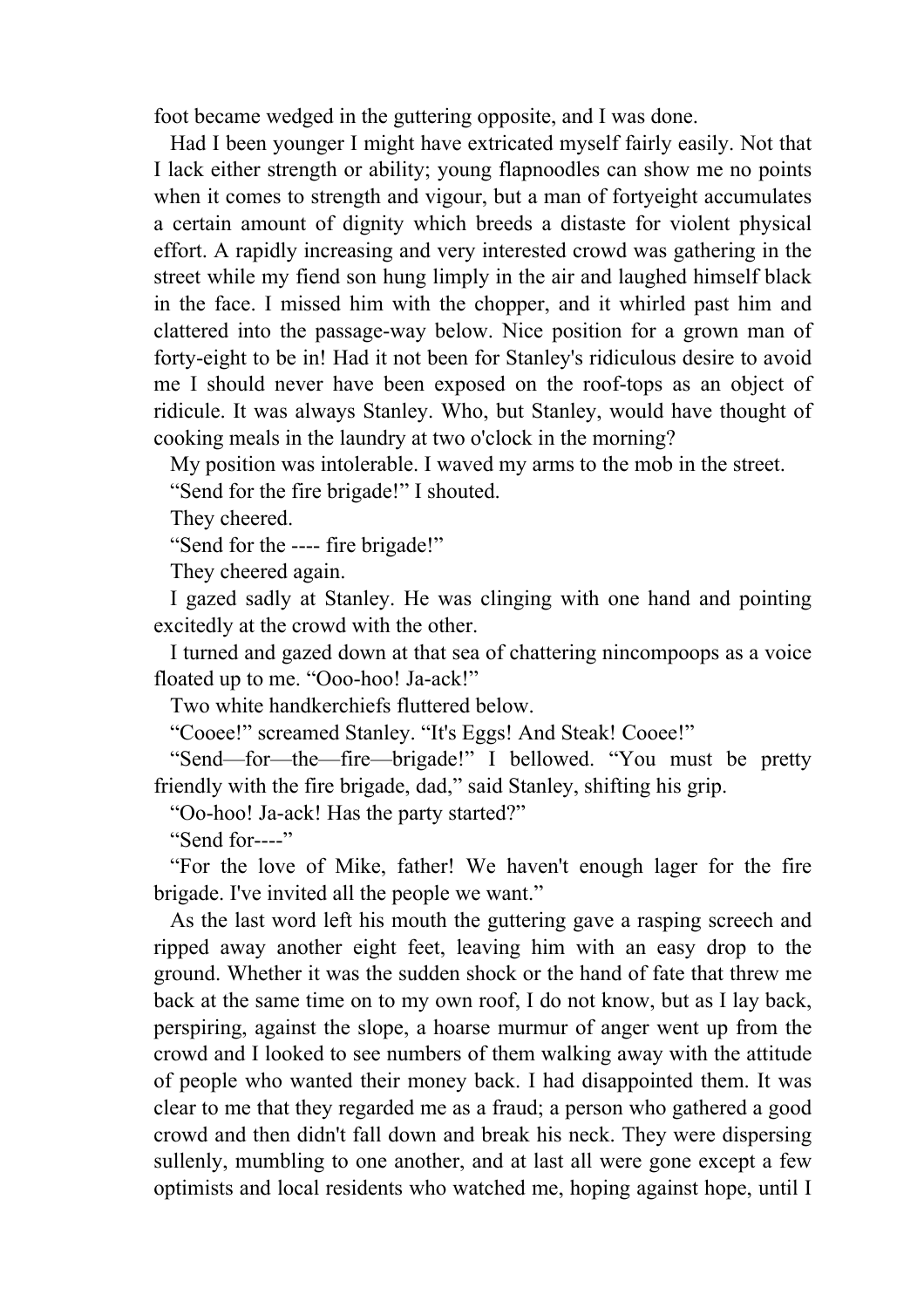foot became wedged in the guttering opposite, and I was done.

Had I been younger I might have extricated myself fairly easily. Not that I lack either strength or ability; young flapnoodles can show me no points when it comes to strength and vigour, but a man of fortyeight accumulates a certain amount of dignity which breeds a distaste for violent physical effort. A rapidly increasing and very interested crowd was gathering in the street while my fiend son hung limply in the air and laughed himself black in the face. I missed him with the chopper, and it whirled past him and clattered into the passage-way below. Nice position for a grown man of forty-eight to be in! Had it not been for Stanley's ridiculous desire to avoid me I should never have been exposed on the roof-tops as an object of ridicule. It was always Stanley. Who, but Stanley, would have thought of cooking meals in the laundry at two o'clock in the morning?

My position was intolerable. I waved my arms to the mob in the street.

"Send for the fire brigade!" I shouted.

They cheered.

"Send for the ---- fire brigade!"

They cheered again.

I gazed sadly at Stanley. He was clinging with one hand and pointing excitedly at the crowd with the other.

I turned and gazed down at that sea of chattering nincompoops as a voice floated up to me. "Ooo-hoo! Ja-ack!"

Two white handkerchiefs fluttered below.

"Cooee!" screamed Stanley. "It's Eggs! And Steak! Cooee!"

"Send—for—the—fire—brigade!" I bellowed. "You must be pretty friendly with the fire brigade, dad," said Stanley, shifting his grip.

"Oo-hoo! Ja-ack! Has the party started?"

"Send for----"

"For the love of Mike, father! We haven't enough lager for the fire brigade. I've invited all the people we want."

As the last word left his mouth the guttering gave a rasping screech and ripped away another eight feet, leaving him with an easy drop to the ground. Whether it was the sudden shock or the hand of fate that threw me back at the same time on to my own roof, I do not know, but as I lay back, perspiring, against the slope, a hoarse murmur of anger went up from the crowd and I looked to see numbers of them walking away with the attitude of people who wanted their money back. I had disappointed them. It was clear to me that they regarded me as a fraud; a person who gathered a good crowd and then didn't fall down and break his neck. They were dispersing sullenly, mumbling to one another, and at last all were gone except a few optimists and local residents who watched me, hoping against hope, until I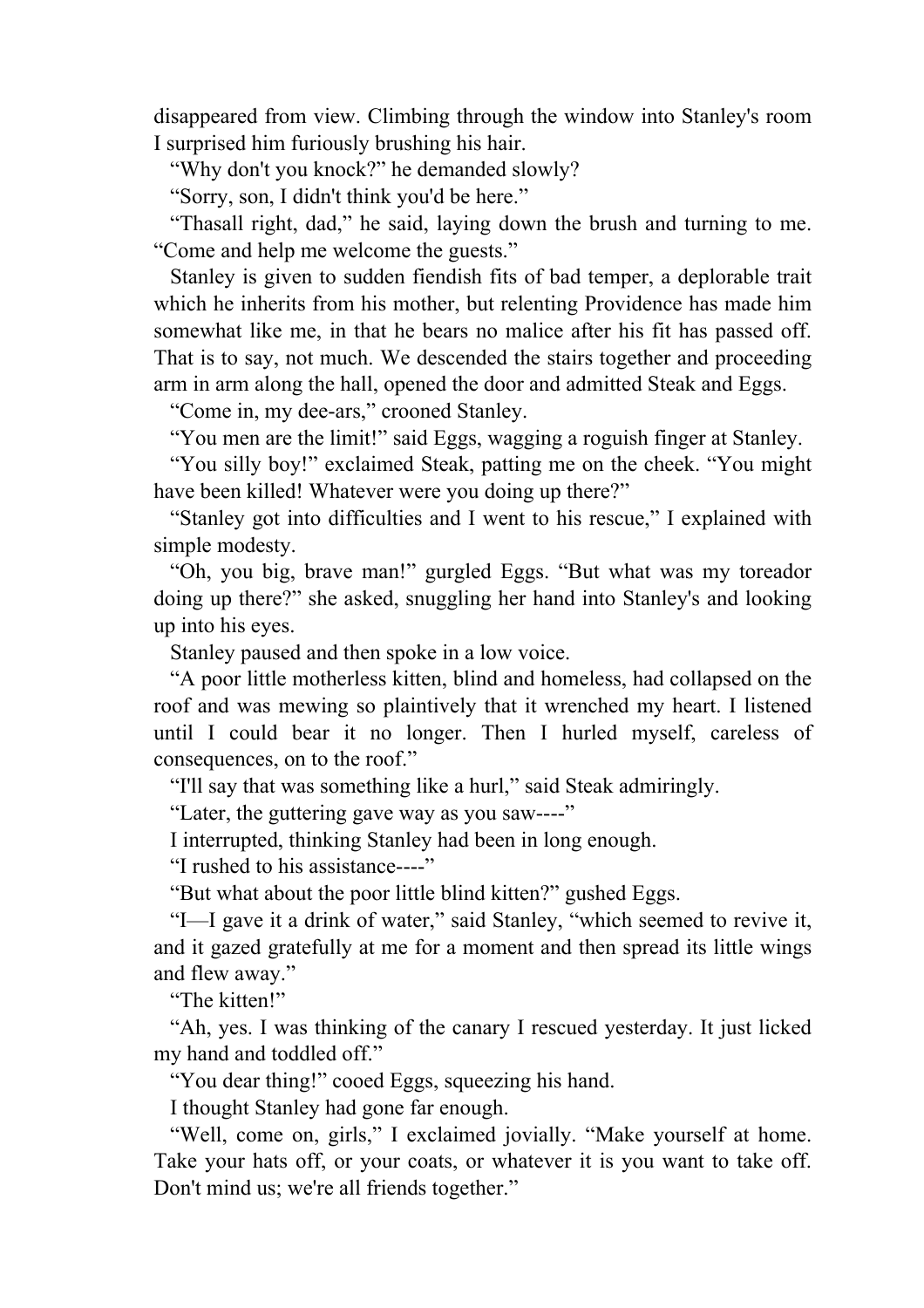disappeared from view. Climbing through the window into Stanley's room I surprised him furiously brushing his hair.

"Why don't you knock?" he demanded slowly?

"Sorry, son, I didn't think you'd be here."

"Thasall right, dad," he said, laying down the brush and turning to me. "Come and help me welcome the guests."

Stanley is given to sudden fiendish fits of bad temper, a deplorable trait which he inherits from his mother, but relenting Providence has made him somewhat like me, in that he bears no malice after his fit has passed off. That is to say, not much. We descended the stairs together and proceeding arm in arm along the hall, opened the door and admitted Steak and Eggs.

"Come in, my dee-ars," crooned Stanley.

"You men are the limit!" said Eggs, wagging a roguish finger at Stanley.

"You silly boy!" exclaimed Steak, patting me on the cheek. "You might have been killed! Whatever were you doing up there?"

"Stanley got into difficulties and I went to his rescue," I explained with simple modesty.

"Oh, you big, brave man!" gurgled Eggs. "But what was my toreador doing up there?" she asked, snuggling her hand into Stanley's and looking up into his eyes.

Stanley paused and then spoke in a low voice.

"A poor little motherless kitten, blind and homeless, had collapsed on the roof and was mewing so plaintively that it wrenched my heart. I listened until I could bear it no longer. Then I hurled myself, careless of consequences, on to the roof."

"I'll say that was something like a hurl," said Steak admiringly.

"Later, the guttering gave way as you saw----"

I interrupted, thinking Stanley had been in long enough.

"I rushed to his assistance----"

"But what about the poor little blind kitten?" gushed Eggs.

"I—I gave it a drink of water," said Stanley, "which seemed to revive it, and it gazed gratefully at me for a moment and then spread its little wings and flew away."

"The kitten!"

"Ah, yes. I was thinking of the canary I rescued yesterday. It just licked my hand and toddled off."

"You dear thing!" cooed Eggs, squeezing his hand.

I thought Stanley had gone far enough.

"Well, come on, girls," I exclaimed jovially. "Make yourself at home. Take your hats off, or your coats, or whatever it is you want to take off. Don't mind us; we're all friends together."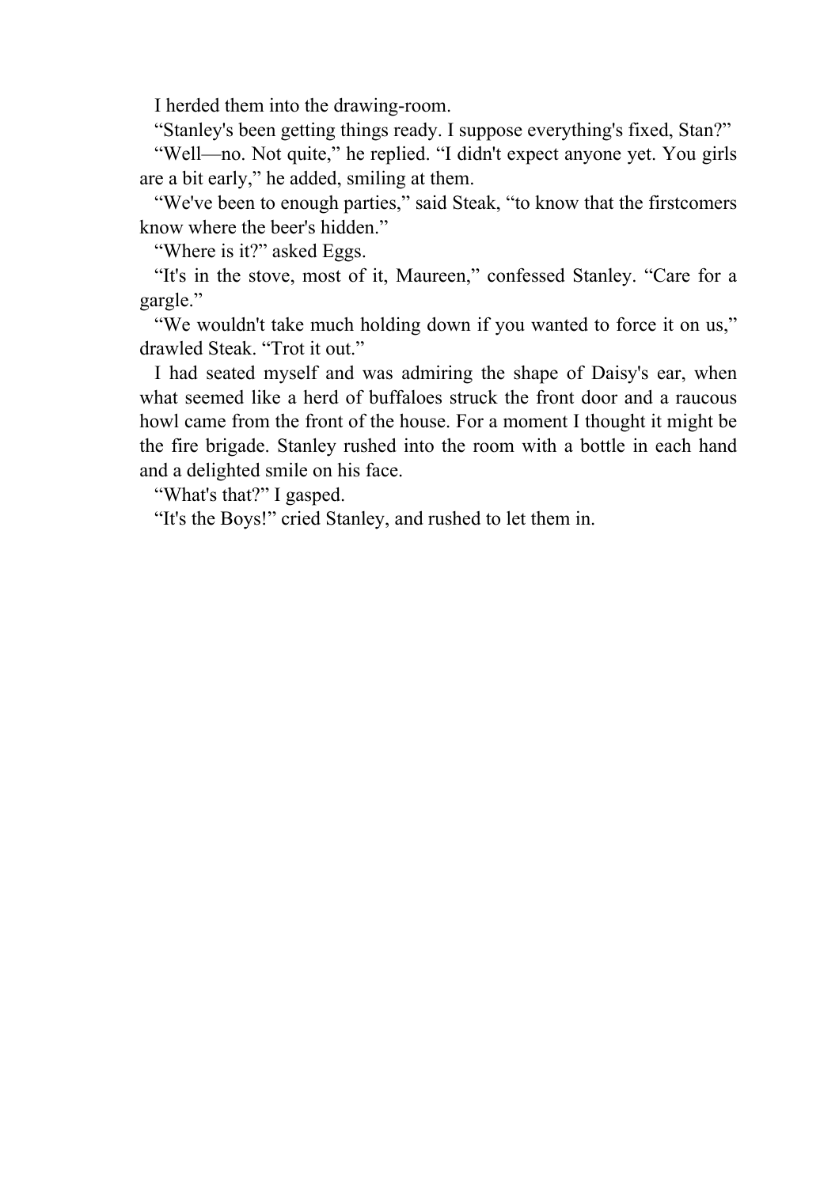I herded them into the drawing-room.

“Stanley's been getting things ready. I suppose everything's fixed, Stan?”

“Well—no. Not quite,” he replied. “I didn't expect anyone yet. You girls are a bit early,” he added, smiling at them.

“We've been to enough parties,” said Steak, “to know that the firstcomers know where the beer's hidden.”

“Where is it?” asked Eggs.

“It's in the stove, most of it, Maureen,” confessed Stanley. “Care for a gargle.”

“We wouldn't take much holding down if you wanted to force it on us,” drawled Steak. “Trot it out.”

I had seated myself and was admiring the shape of Daisy's ear, when what seemed like a herd of buffaloes struck the front door and a raucous howl came from the front of the house. For a moment I thought it might be the fire brigade. Stanley rushed into the room with a bottle in each hand and a delighted smile on his face.

“What's that?” I gasped.

“It's the Boys!” cried Stanley, and rushed to let them in.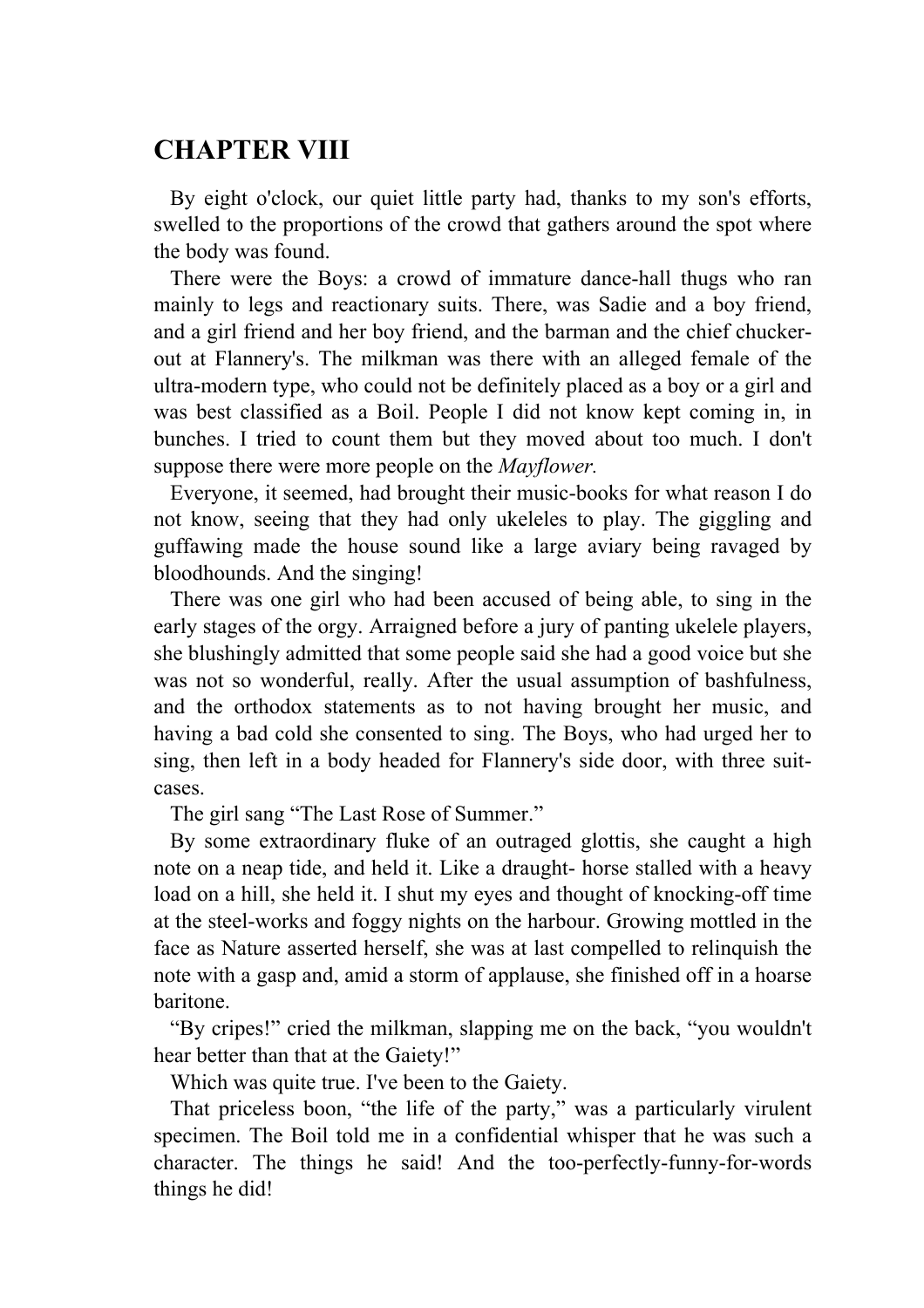# CHAPTER VIII

By eight o'clock, our quiet little party had, thanks to my son's efforts, swelled to the proportions of the crowd that gathers around the spot where the body was found.

There were the Boys: a crowd of immature dance-hall thugs who ran mainly to legs and reactionary suits. There, was Sadie and a boy friend, and a girl friend and her boy friend, and the barman and the chief chucker-out at Flannery's. The milkman was there with an alleged female of the ultra-modern type, who could not be definitely placed as a boy or a girl and was best classified as a Boil. People I did not know kept coming in, in bunches. I tried to count them but they moved about too much. I don't suppose there were more people on the *Mayflower.*

Everyone, it seemed, had brought their music-books for what reason I do not know, seeing that they had only ukeleles to play. The giggling and guffawing made the house sound like a large aviary being ravaged by bloodhounds. And the singing!

There was one girl who had been accused of being able, to sing in the early stages of the orgy. Arraigned before a jury of panting ukelele players, she blushingly admitted that some people said she had a good voice but she was not so wonderful, really. After the usual assumption of bashfulness, and the orthodox statements as to not having brought her music, and having a bad cold she consented to sing. The Boys, who had urged her to sing, then left in a body headed for Flannery's side door, with three suit-cases.

The girl sang “The Last Rose of Summer.”

By some extraordinary fluke of an outraged glottis, she caught a high note on a neap tide, and held it. Like a draught- horse stalled with a heavy load on a hill, she held it. I shut my eyes and thought of knocking-off time at the steel-works and foggy nights on the harbour. Growing mottled in the face as Nature asserted herself, she was at last compelled to relinquish the note with a gasp and, amid a storm of applause, she finished off in a hoarse baritone.

“By cripes!” cried the milkman, slapping me on the back, “you wouldn't hear better than that at the Gaiety!”

Which was quite true. I've been to the Gaiety.

That priceless boon, “the life of the party,” was a particularly virulent specimen. The Boil told me in a confidential whisper that he was such a character. The things he said! And the too-perfectly-funny-for-words things he did!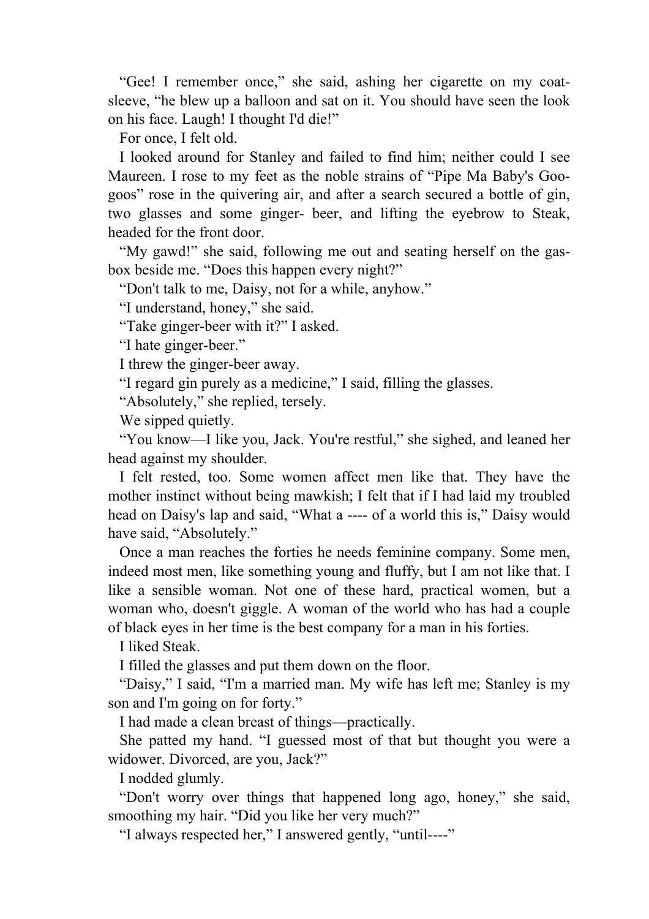"Gee! I remember once," she said, ashing her cigarette on my coat-sleeve, "he blew up a balloon and sat on it. You should have seen the look on his face. Laugh! I thought I'd die!"

For once, I felt old.

I looked around for Stanley and failed to find him; neither could I see Maureen. I rose to my feet as the noble strains of "Pipe Ma Baby's Goo-goos" rose in the quivering air, and after a search secured a bottle of gin, two glasses and some ginger- beer, and lifting the eyebrow to Steak, headed for the front door.

"My gawd!" she said, following me out and seating herself on the gas-box beside me. "Does this happen every night?"

"Don't talk to me, Daisy, not for a while, anyhow."

"I understand, honey," she said.

"Take ginger-beer with it?" I asked.

"I hate ginger-beer."

I threw the ginger-beer away.

"I regard gin purely as a medicine," I said, filling the glasses.

"Absolutely," she replied, tersely.

We sipped quietly.

"You know—I like you, Jack. You're restful," she sighed, and leaned her head against my shoulder.

I felt rested, too. Some women affect men like that. They have the mother instinct without being mawkish; I felt that if I had laid my troubled head on Daisy's lap and said, "What a ---- of a world this is," Daisy would have said, "Absolutely."

Once a man reaches the forties he needs feminine company. Some men, indeed most men, like something young and fluffy, but I am not like that. I like a sensible woman. Not one of these hard, practical women, but a woman who, doesn't giggle. A woman of the world who has had a couple of black eyes in her time is the best company for a man in his forties.

I liked Steak.

I filled the glasses and put them down on the floor.

"Daisy," I said, "I'm a married man. My wife has left me; Stanley is my son and I'm going on for forty."

I had made a clean breast of things—practically.

She patted my hand. "I guessed most of that but thought you were a widower. Divorced, are you, Jack?"

I nodded glumly.

"Don't worry over things that happened long ago, honey," she said, smoothing my hair. "Did you like her very much?"

"I always respected her," I answered gently, "until----"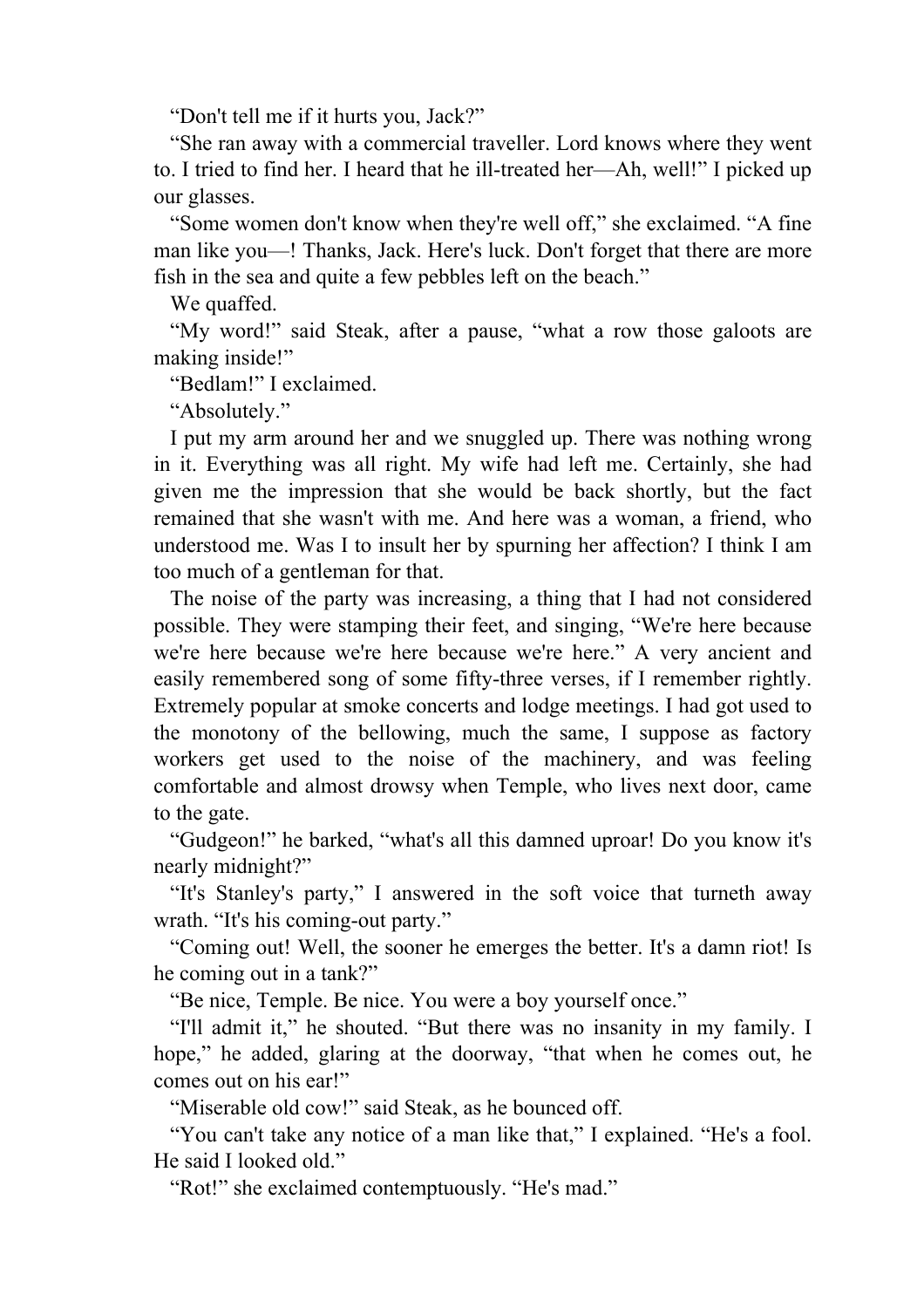"Don't tell me if it hurts you, Jack?"

"She ran away with a commercial traveller. Lord knows where they went to. I tried to find her. I heard that he ill-treated her—Ah, well!" I picked up our glasses.

"Some women don't know when they're well off," she exclaimed. "A fine man like you—! Thanks, Jack. Here's luck. Don't forget that there are more fish in the sea and quite a few pebbles left on the beach."

We quaffed.

"My word!" said Steak, after a pause, "what a row those galoots are making inside!"

"Bedlam!" I exclaimed.

"Absolutely."

I put my arm around her and we snuggled up. There was nothing wrong in it. Everything was all right. My wife had left me. Certainly, she had given me the impression that she would be back shortly, but the fact remained that she wasn't with me. And here was a woman, a friend, who understood me. Was I to insult her by spurning her affection? I think I am too much of a gentleman for that.

The noise of the party was increasing, a thing that I had not considered possible. They were stamping their feet, and singing, "We're here because we're here because we're here because we're here." A very ancient and easily remembered song of some fifty-three verses, if I remember rightly. Extremely popular at smoke concerts and lodge meetings. I had got used to the monotony of the bellowing, much the same, I suppose as factory workers get used to the noise of the machinery, and was feeling comfortable and almost drowsy when Temple, who lives next door, came to the gate.

"Gudgeon!" he barked, "what's all this damned uproar! Do you know it's nearly midnight?"

"It's Stanley's party," I answered in the soft voice that turneth away wrath. "It's his coming-out party."

"Coming out! Well, the sooner he emerges the better. It's a damn riot! Is he coming out in a tank?"

"Be nice, Temple. Be nice. You were a boy yourself once."

"I'll admit it," he shouted. "But there was no insanity in my family. I hope," he added, glaring at the doorway, "that when he comes out, he comes out on his ear!"

"Miserable old cow!" said Steak, as he bounced off.

"You can't take any notice of a man like that," I explained. "He's a fool. He said I looked old."

"Rot!" she exclaimed contemptuously. "He's mad."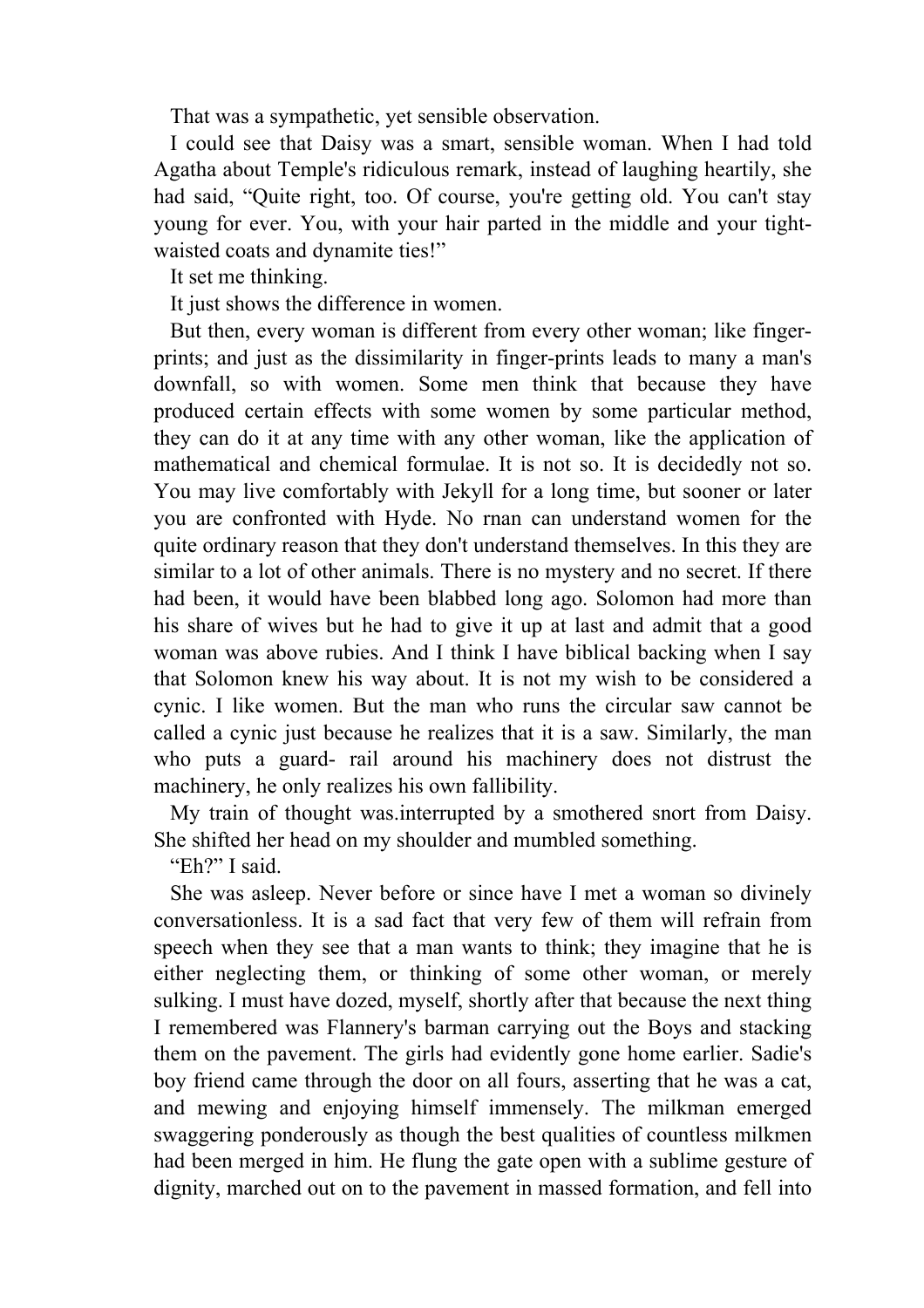That was a sympathetic, yet sensible observation.

I could see that Daisy was a smart, sensible woman. When I had told Agatha about Temple's ridiculous remark, instead of laughing heartily, she had said, “Quite right, too. Of course, you're getting old. You can't stay young for ever. You, with your hair parted in the middle and your tight-waisted coats and dynamite ties!”

It set me thinking.

It just shows the difference in women.

But then, every woman is different from every other woman; like finger-prints; and just as the dissimilarity in finger-prints leads to many a man's downfall, so with women. Some men think that because they have produced certain effects with some women by some particular method, they can do it at any time with any other woman, like the application of mathematical and chemical formulae. It is not so. It is decidedly not so. You may live comfortably with Jekyll for a long time, but sooner or later you are confronted with Hyde. No rnan can understand women for the quite ordinary reason that they don't understand themselves. In this they are similar to a lot of other animals. There is no mystery and no secret. If there had been, it would have been blabbed long ago. Solomon had more than his share of wives but he had to give it up at last and admit that a good woman was above rubies. And I think I have biblical backing when I say that Solomon knew his way about. It is not my wish to be considered a cynic. I like women. But the man who runs the circular saw cannot be called a cynic just because he realizes that it is a saw. Similarly, the man who puts a guard- rail around his machinery does not distrust the machinery, he only realizes his own fallibility.

My train of thought was.interrupted by a smothered snort from Daisy. She shifted her head on my shoulder and mumbled something.

“Eh?” I said.

She was asleep. Never before or since have I met a woman so divinely conversationless. It is a sad fact that very few of them will refrain from speech when they see that a man wants to think; they imagine that he is either neglecting them, or thinking of some other woman, or merely sulking. I must have dozed, myself, shortly after that because the next thing I remembered was Flannery's barman carrying out the Boys and stacking them on the pavement. The girls had evidently gone home earlier. Sadie's boy friend came through the door on all fours, asserting that he was a cat, and mewing and enjoying himself immensely. The milkman emerged swaggering ponderously as though the best qualities of countless milkmen had been merged in him. He flung the gate open with a sublime gesture of dignity, marched out on to the pavement in massed formation, and fell into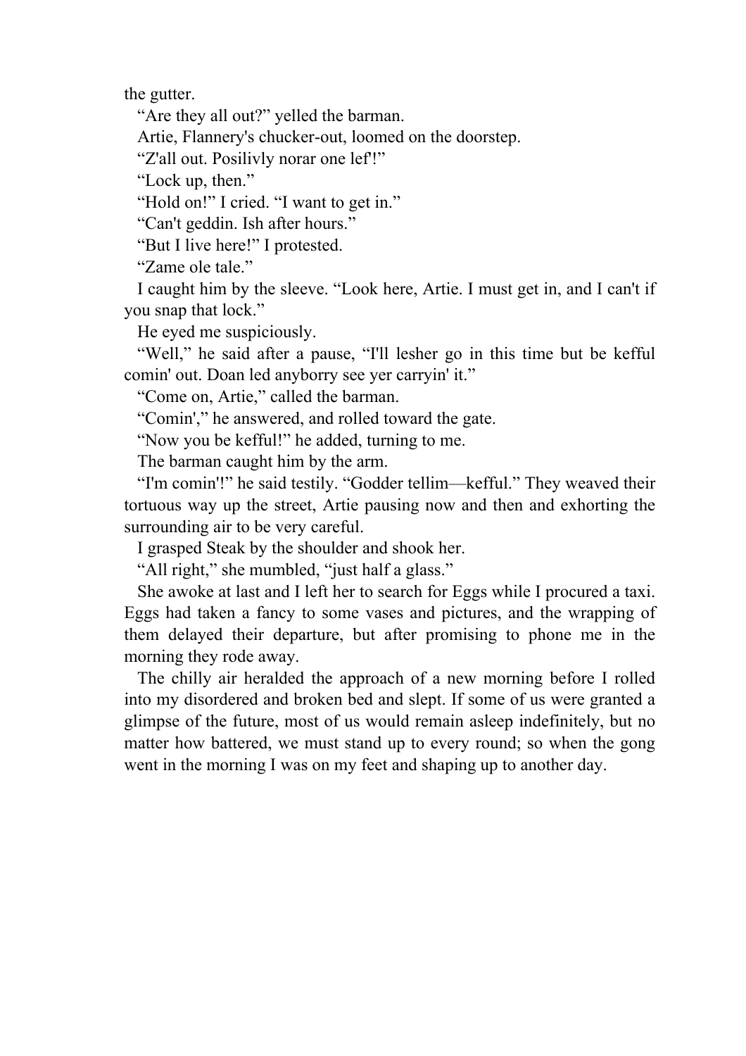the gutter.

"Are they all out?" yelled the barman.

Artie, Flannery's chucker-out, loomed on the doorstep.

"Z'all out. Posilivly norar one lef'!"

"Lock up, then."

"Hold on!" I cried. "I want to get in."

"Can't geddin. Ish after hours."

"But I live here!" I protested.

"Zame ole tale."

I caught him by the sleeve. "Look here, Artie. I must get in, and I can't if you snap that lock."

He eyed me suspiciously.

"Well," he said after a pause, "I'll lesher go in this time but be kefful comin' out. Doan led anyborry see yer carryin' it."

"Come on, Artie," called the barman.

"Comin'," he answered, and rolled toward the gate.

"Now you be kefful!" he added, turning to me.

The barman caught him by the arm.

"I'm comin'!" he said testily. "Godder tellim—kefful." They weaved their tortuous way up the street, Artie pausing now and then and exhorting the surrounding air to be very careful.

I grasped Steak by the shoulder and shook her.

"All right," she mumbled, "just half a glass."

She awoke at last and I left her to search for Eggs while I procured a taxi. Eggs had taken a fancy to some vases and pictures, and the wrapping of them delayed their departure, but after promising to phone me in the morning they rode away.

The chilly air heralded the approach of a new morning before I rolled into my disordered and broken bed and slept. If some of us were granted a glimpse of the future, most of us would remain asleep indefinitely, but no matter how battered, we must stand up to every round; so when the gong went in the morning I was on my feet and shaping up to another day.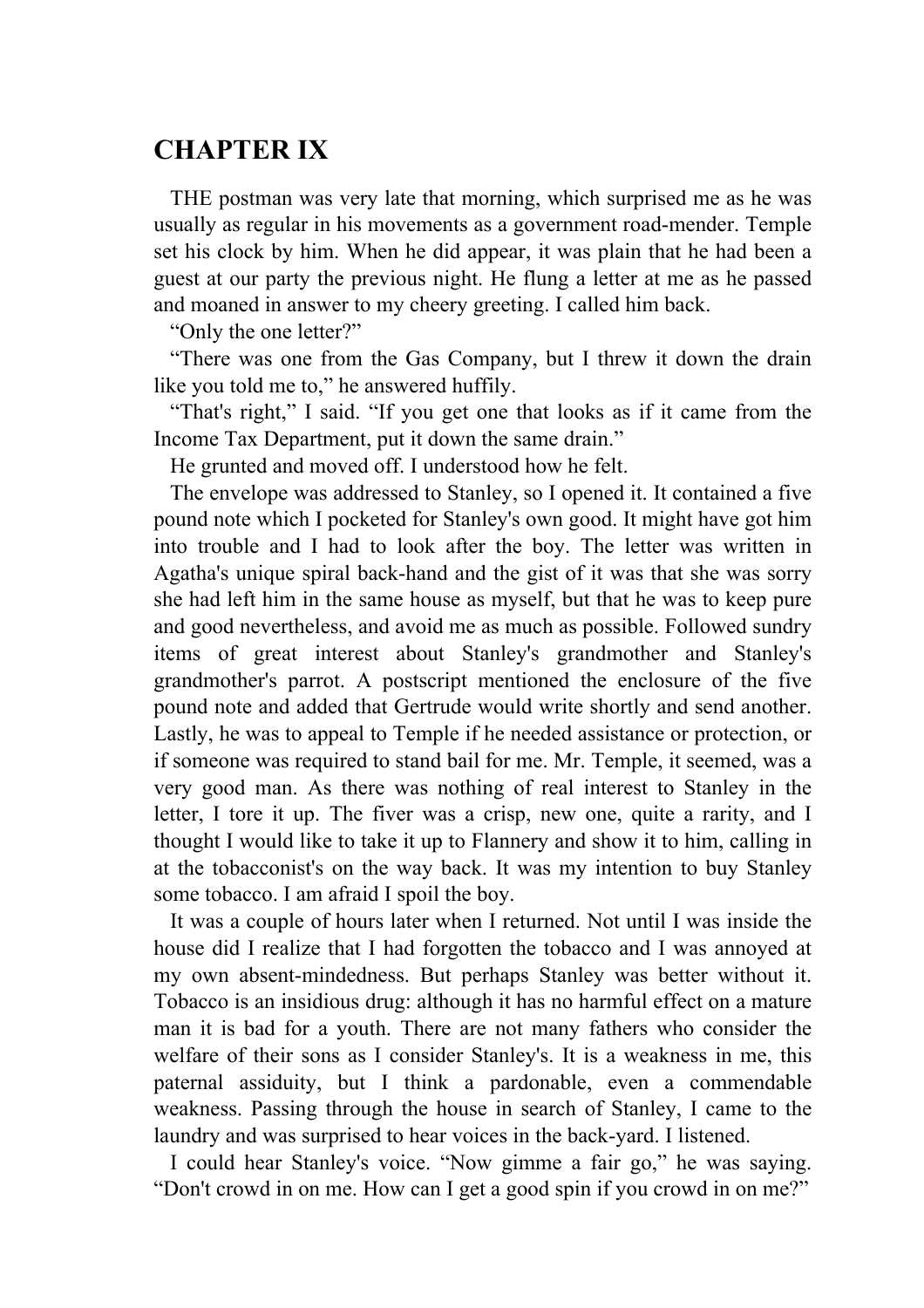# CHAPTER IX

THE postman was very late that morning, which surprised me as he was usually as regular in his movements as a government road-mender. Temple set his clock by him. When he did appear, it was plain that he had been a guest at our party the previous night. He flung a letter at me as he passed and moaned in answer to my cheery greeting. I called him back.

"Only the one letter?"

"There was one from the Gas Company, but I threw it down the drain like you told me to," he answered huffily.

"That's right," I said. "If you get one that looks as if it came from the Income Tax Department, put it down the same drain."

He grunted and moved off. I understood how he felt.

The envelope was addressed to Stanley, so I opened it. It contained a five pound note which I pocketed for Stanley's own good. It might have got him into trouble and I had to look after the boy. The letter was written in Agatha's unique spiral back-hand and the gist of it was that she was sorry she had left him in the same house as myself, but that he was to keep pure and good nevertheless, and avoid me as much as possible. Followed sundry items of great interest about Stanley's grandmother and Stanley's grandmother's parrot. A postscript mentioned the enclosure of the five pound note and added that Gertrude would write shortly and send another. Lastly, he was to appeal to Temple if he needed assistance or protection, or if someone was required to stand bail for me. Mr. Temple, it seemed, was a very good man. As there was nothing of real interest to Stanley in the letter, I tore it up. The fiver was a crisp, new one, quite a rarity, and I thought I would like to take it up to Flannery and show it to him, calling in at the tobacconist's on the way back. It was my intention to buy Stanley some tobacco. I am afraid I spoil the boy.

It was a couple of hours later when I returned. Not until I was inside the house did I realize that I had forgotten the tobacco and I was annoyed at my own absent-mindedness. But perhaps Stanley was better without it. Tobacco is an insidious drug: although it has no harmful effect on a mature man it is bad for a youth. There are not many fathers who consider the welfare of their sons as I consider Stanley's. It is a weakness in me, this paternal assiduity, but I think a pardonable, even a commendable weakness. Passing through the house in search of Stanley, I came to the laundry and was surprised to hear voices in the back-yard. I listened.

I could hear Stanley's voice. "Now gimme a fair go," he was saying. "Don't crowd in on me. How can I get a good spin if you crowd in on me?"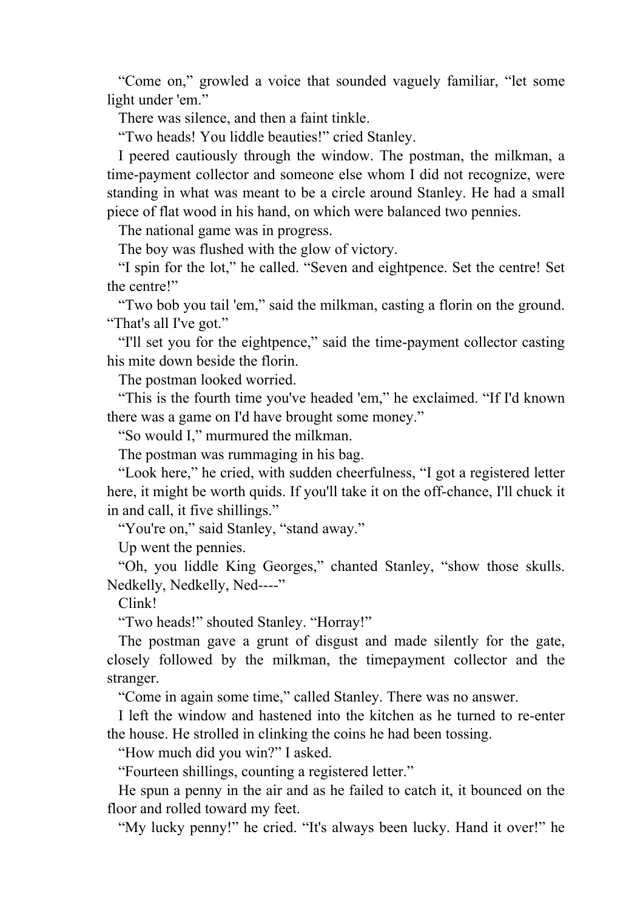"Come on," growled a voice that sounded vaguely familiar, "let some light under 'em."

There was silence, and then a faint tinkle.

"Two heads! You liddle beauties!" cried Stanley.

I peered cautiously through the window. The postman, the milkman, a time-payment collector and someone else whom I did not recognize, were standing in what was meant to be a circle around Stanley. He had a small piece of flat wood in his hand, on which were balanced two pennies.

The national game was in progress.

The boy was flushed with the glow of victory.

"I spin for the lot," he called. "Seven and eightpence. Set the centre! Set the centre!"

"Two bob you tail 'em," said the milkman, casting a florin on the ground. "That's all I've got."

"I'll set you for the eightpence," said the time-payment collector casting his mite down beside the florin.

The postman looked worried.

"This is the fourth time you've headed 'em," he exclaimed. "If I'd known there was a game on I'd have brought some money."

"So would I," murmured the milkman.

The postman was rummaging in his bag.

"Look here," he cried, with sudden cheerfulness, "I got a registered letter here, it might be worth quids. If you'll take it on the off-chance, I'll chuck it in and call, it five shillings."

"You're on," said Stanley, "stand away."

Up went the pennies.

"Oh, you liddle King Georges," chanted Stanley, "show those skulls. Nedkelly, Nedkelly, Ned----"

Clink!

"Two heads!" shouted Stanley. "Horray!"

The postman gave a grunt of disgust and made silently for the gate, closely followed by the milkman, the timepayment collector and the stranger.

"Come in again some time," called Stanley. There was no answer.

I left the window and hastened into the kitchen as he turned to re-enter the house. He strolled in clinking the coins he had been tossing.

"How much did you win?" I asked.

"Fourteen shillings, counting a registered letter."

He spun a penny in the air and as he failed to catch it, it bounced on the floor and rolled toward my feet.

"My lucky penny!" he cried. "It's always been lucky. Hand it over!" he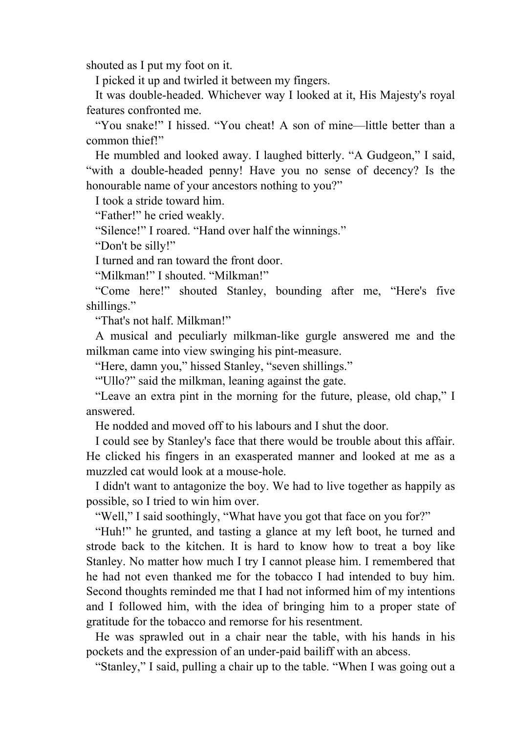shouted as I put my foot on it.

I picked it up and twirled it between my fingers.

It was double-headed. Whichever way I looked at it, His Majesty's royal features confronted me.

“You snake!” I hissed. “You cheat! A son of mine—little better than a common thief!”

He mumbled and looked away. I laughed bitterly. “A Gudgeon,” I said, “with a double-headed penny! Have you no sense of decency? Is the honourable name of your ancestors nothing to you?”

I took a stride toward him.

“Father!” he cried weakly.

“Silence!” I roared. “Hand over half the winnings.”

“Don't be silly!”

I turned and ran toward the front door.

“Milkman!” I shouted. “Milkman!”

“Come here!” shouted Stanley, bounding after me, “Here's five shillings.”

“That's not half. Milkman!”

A musical and peculiarly milkman-like gurgle answered me and the milkman came into view swinging his pint-measure.

“Here, damn you,” hissed Stanley, “seven shillings.”

“'Ullo?” said the milkman, leaning against the gate.

“Leave an extra pint in the morning for the future, please, old chap,” I answered.

He nodded and moved off to his labours and I shut the door.

I could see by Stanley's face that there would be trouble about this affair. He clicked his fingers in an exasperated manner and looked at me as a muzzled cat would look at a mouse-hole.

I didn't want to antagonize the boy. We had to live together as happily as possible, so I tried to win him over.

“Well,” I said soothingly, “What have you got that face on you for?”

“Huh!” he grunted, and tasting a glance at my left boot, he turned and strode back to the kitchen. It is hard to know how to treat a boy like Stanley. No matter how much I try I cannot please him. I remembered that he had not even thanked me for the tobacco I had intended to buy him. Second thoughts reminded me that I had not informed him of my intentions and I followed him, with the idea of bringing him to a proper state of gratitude for the tobacco and remorse for his resentment.

He was sprawled out in a chair near the table, with his hands in his pockets and the expression of an under-paid bailiff with an abcess.

“Stanley,” I said, pulling a chair up to the table. “When I was going out a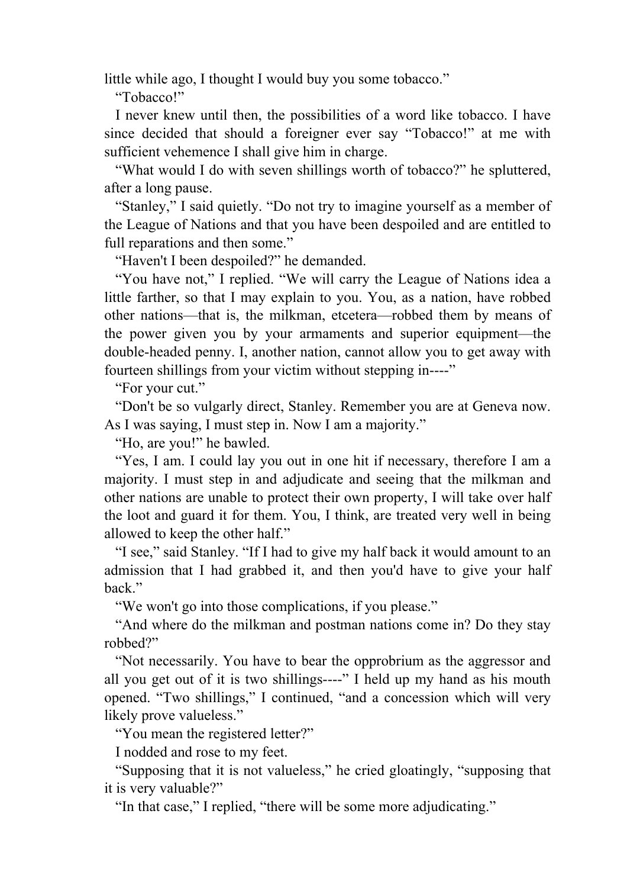little while ago, I thought I would buy you some tobacco."

"Tobacco!"

I never knew until then, the possibilities of a word like tobacco. I have since decided that should a foreigner ever say "Tobacco!" at me with sufficient vehemence I shall give him in charge.

"What would I do with seven shillings worth of tobacco?" he spluttered, after a long pause.

"Stanley," I said quietly. "Do not try to imagine yourself as a member of the League of Nations and that you have been despoiled and are entitled to full reparations and then some."

"Haven't I been despoiled?" he demanded.

"You have not," I replied. "We will carry the League of Nations idea a little farther, so that I may explain to you. You, as a nation, have robbed other nations—that is, the milkman, etcetera—robbed them by means of the power given you by your armaments and superior equipment—the double-headed penny. I, another nation, cannot allow you to get away with fourteen shillings from your victim without stepping in----"

"For your cut."

"Don't be so vulgarly direct, Stanley. Remember you are at Geneva now. As I was saying, I must step in. Now I am a majority."

"Ho, are you!" he bawled.

"Yes, I am. I could lay you out in one hit if necessary, therefore I am a majority. I must step in and adjudicate and seeing that the milkman and other nations are unable to protect their own property, I will take over half the loot and guard it for them. You, I think, are treated very well in being allowed to keep the other half."

"I see," said Stanley. "If I had to give my half back it would amount to an admission that I had grabbed it, and then you'd have to give your half back."

"We won't go into those complications, if you please."

"And where do the milkman and postman nations come in? Do they stay robbed?"

"Not necessarily. You have to bear the opprobrium as the aggressor and all you get out of it is two shillings----" I held up my hand as his mouth opened. "Two shillings," I continued, "and a concession which will very likely prove valueless."

"You mean the registered letter?"

I nodded and rose to my feet.

"Supposing that it is not valueless," he cried gloatingly, "supposing that it is very valuable?"

"In that case," I replied, "there will be some more adjudicating."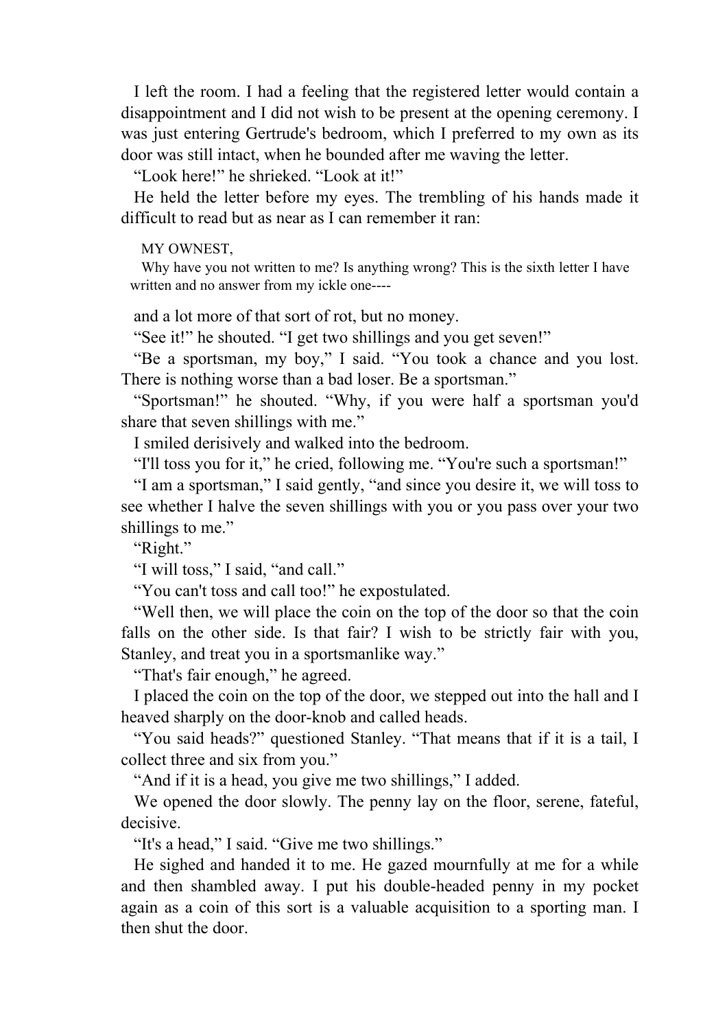I left the room. I had a feeling that the registered letter would contain a disappointment and I did not wish to be present at the opening ceremony. I was just entering Gertrude's bedroom, which I preferred to my own as its door was still intact, when he bounded after me waving the letter.

"Look here!" he shrieked. "Look at it!"

He held the letter before my eyes. The trembling of his hands made it difficult to read but as near as I can remember it ran:

> MY OWNEST,
>
> Why have you not written to me? Is anything wrong? This is the sixth letter I have written and no answer from my ickle one----

and a lot more of that sort of rot, but no money.

"See it!" he shouted. "I get two shillings and you get seven!"

"Be a sportsman, my boy," I said. "You took a chance and you lost. There is nothing worse than a bad loser. Be a sportsman."

"Sportsman!" he shouted. "Why, if you were half a sportsman you'd share that seven shillings with me."

I smiled derisively and walked into the bedroom.

"I'll toss you for it," he cried, following me. "You're such a sportsman!"

"I am a sportsman," I said gently, "and since you desire it, we will toss to see whether I halve the seven shillings with you or you pass over your two shillings to me."

"Right."

"I will toss," I said, "and call."

"You can't toss and call too!" he expostulated.

"Well then, we will place the coin on the top of the door so that the coin falls on the other side. Is that fair? I wish to be strictly fair with you, Stanley, and treat you in a sportsmanlike way."

"That's fair enough," he agreed.

I placed the coin on the top of the door, we stepped out into the hall and I heaved sharply on the door-knob and called heads.

"You said heads?" questioned Stanley. "That means that if it is a tail, I collect three and six from you."

"And if it is a head, you give me two shillings," I added.

We opened the door slowly. The penny lay on the floor, serene, fateful, decisive.

"It's a head," I said. "Give me two shillings."

He sighed and handed it to me. He gazed mournfully at me for a while and then shambled away. I put his double-headed penny in my pocket again as a coin of this sort is a valuable acquisition to a sporting man. I then shut the door.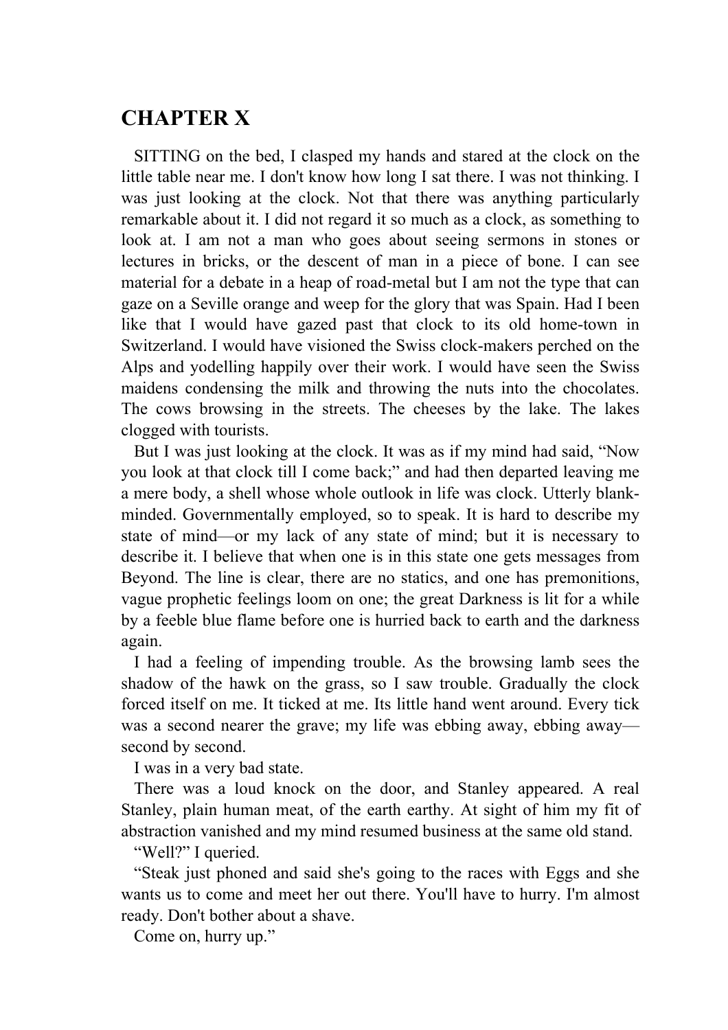# CHAPTER X

SITTING on the bed, I clasped my hands and stared at the clock on the little table near me. I don't know how long I sat there. I was not thinking. I was just looking at the clock. Not that there was anything particularly remarkable about it. I did not regard it so much as a clock, as something to look at. I am not a man who goes about seeing sermons in stones or lectures in bricks, or the descent of man in a piece of bone. I can see material for a debate in a heap of road-metal but I am not the type that can gaze on a Seville orange and weep for the glory that was Spain. Had I been like that I would have gazed past that clock to its old home-town in Switzerland. I would have visioned the Swiss clock-makers perched on the Alps and yodelling happily over their work. I would have seen the Swiss maidens condensing the milk and throwing the nuts into the chocolates. The cows browsing in the streets. The cheeses by the lake. The lakes clogged with tourists.

But I was just looking at the clock. It was as if my mind had said, "Now you look at that clock till I come back;" and had then departed leaving me a mere body, a shell whose whole outlook in life was clock. Utterly blank-minded. Governmentally employed, so to speak. It is hard to describe my state of mind—or my lack of any state of mind; but it is necessary to describe it. I believe that when one is in this state one gets messages from Beyond. The line is clear, there are no statics, and one has premonitions, vague prophetic feelings loom on one; the great Darkness is lit for a while by a feeble blue flame before one is hurried back to earth and the darkness again.

I had a feeling of impending trouble. As the browsing lamb sees the shadow of the hawk on the grass, so I saw trouble. Gradually the clock forced itself on me. It ticked at me. Its little hand went around. Every tick was a second nearer the grave; my life was ebbing away, ebbing away—second by second.

I was in a very bad state.

There was a loud knock on the door, and Stanley appeared. A real Stanley, plain human meat, of the earth earthy. At sight of him my fit of abstraction vanished and my mind resumed business at the same old stand.

"Well?" I queried.

"Steak just phoned and said she's going to the races with Eggs and she wants us to come and meet her out there. You'll have to hurry. I'm almost ready. Don't bother about a shave.

Come on, hurry up."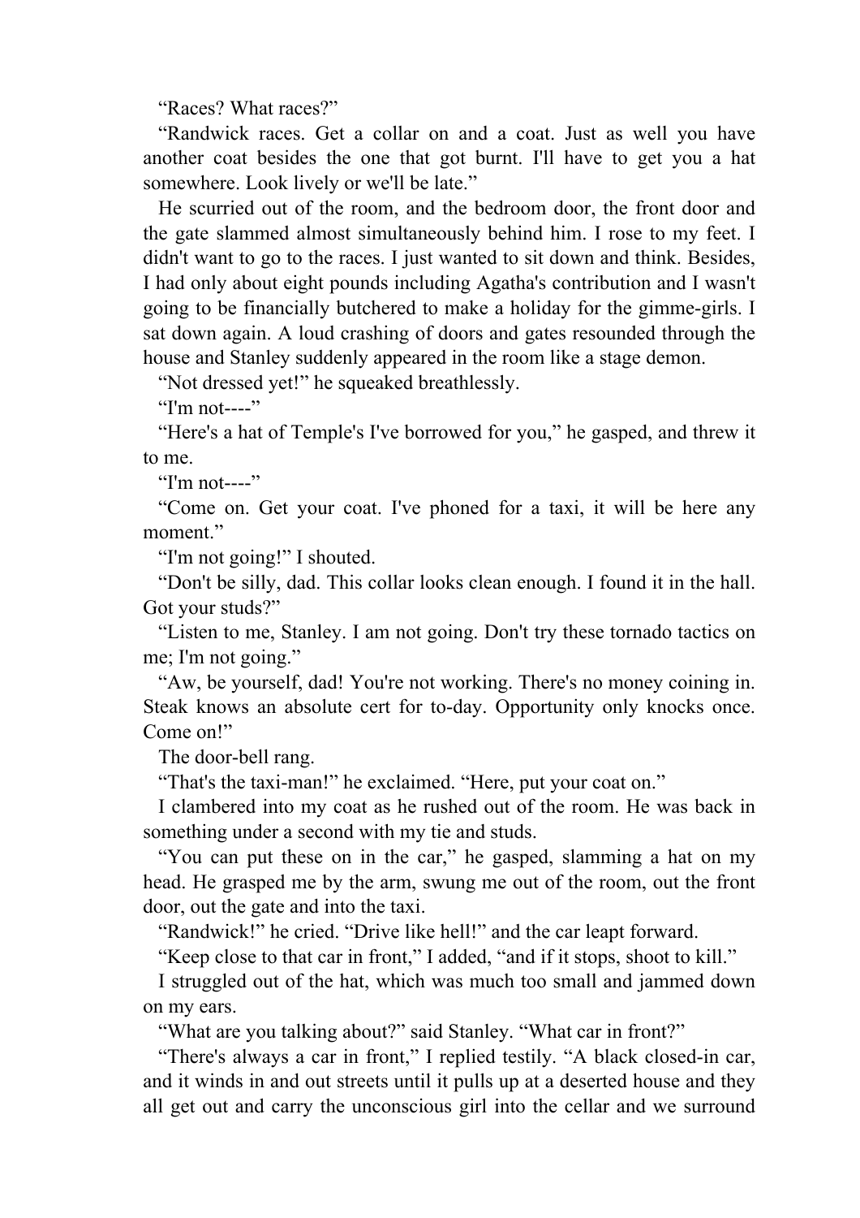“Races? What races?”

“Randwick races. Get a collar on and a coat. Just as well you have another coat besides the one that got burnt. I'll have to get you a hat somewhere. Look lively or we'll be late.”

He scurried out of the room, and the bedroom door, the front door and the gate slammed almost simultaneously behind him. I rose to my feet. I didn't want to go to the races. I just wanted to sit down and think. Besides, I had only about eight pounds including Agatha's contribution and I wasn't going to be financially butchered to make a holiday for the gimme-girls. I sat down again. A loud crashing of doors and gates resounded through the house and Stanley suddenly appeared in the room like a stage demon.

“Not dressed yet!” he squeaked breathlessly.

“I'm not----”

“Here's a hat of Temple's I've borrowed for you,” he gasped, and threw it to me.

“I'm not----”

“Come on. Get your coat. I've phoned for a taxi, it will be here any moment.”

“I'm not going!” I shouted.

“Don't be silly, dad. This collar looks clean enough. I found it in the hall. Got your studs?”

“Listen to me, Stanley. I am not going. Don't try these tornado tactics on me; I'm not going.”

“Aw, be yourself, dad! You're not working. There's no money coining in. Steak knows an absolute cert for to-day. Opportunity only knocks once. Come on!”

The door-bell rang.

“That's the taxi-man!” he exclaimed. “Here, put your coat on.”

I clambered into my coat as he rushed out of the room. He was back in something under a second with my tie and studs.

“You can put these on in the car,” he gasped, slamming a hat on my head. He grasped me by the arm, swung me out of the room, out the front door, out the gate and into the taxi.

“Randwick!” he cried. “Drive like hell!” and the car leapt forward.

“Keep close to that car in front,” I added, “and if it stops, shoot to kill.”

I struggled out of the hat, which was much too small and jammed down on my ears.

“What are you talking about?” said Stanley. “What car in front?”

“There's always a car in front,” I replied testily. “A black closed-in car, and it winds in and out streets until it pulls up at a deserted house and they all get out and carry the unconscious girl into the cellar and we surround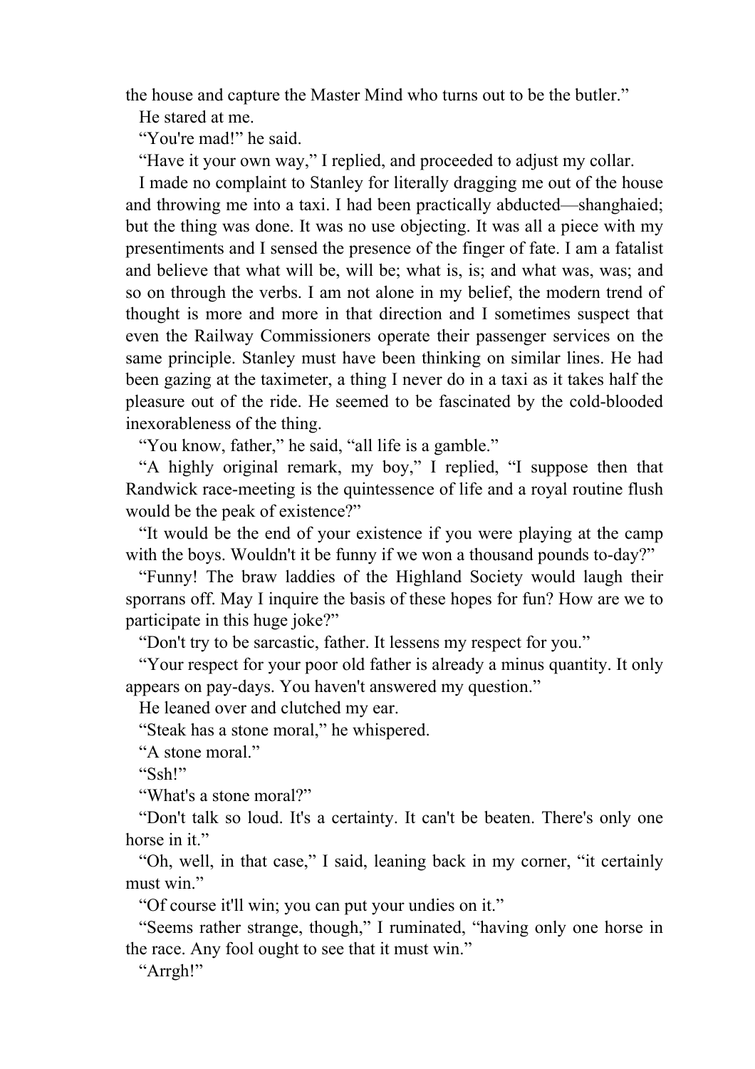the house and capture the Master Mind who turns out to be the butler."

He stared at me.

"You're mad!" he said.

"Have it your own way," I replied, and proceeded to adjust my collar.

I made no complaint to Stanley for literally dragging me out of the house and throwing me into a taxi. I had been practically abducted—shanghaied; but the thing was done. It was no use objecting. It was all a piece with my presentiments and I sensed the presence of the finger of fate. I am a fatalist and believe that what will be, will be; what is, is; and what was, was; and so on through the verbs. I am not alone in my belief, the modern trend of thought is more and more in that direction and I sometimes suspect that even the Railway Commissioners operate their passenger services on the same principle. Stanley must have been thinking on similar lines. He had been gazing at the taximeter, a thing I never do in a taxi as it takes half the pleasure out of the ride. He seemed to be fascinated by the cold-blooded inexorableness of the thing.

"You know, father," he said, "all life is a gamble."

"A highly original remark, my boy," I replied, "I suppose then that Randwick race-meeting is the quintessence of life and a royal routine flush would be the peak of existence?"

"It would be the end of your existence if you were playing at the camp with the boys. Wouldn't it be funny if we won a thousand pounds to-day?"

"Funny! The braw laddies of the Highland Society would laugh their sporrans off. May I inquire the basis of these hopes for fun? How are we to participate in this huge joke?"

"Don't try to be sarcastic, father. It lessens my respect for you."

"Your respect for your poor old father is already a minus quantity. It only appears on pay-days. You haven't answered my question."

He leaned over and clutched my ear.

"Steak has a stone moral," he whispered.

"A stone moral."

"Ssh!"

"What's a stone moral?"

"Don't talk so loud. It's a certainty. It can't be beaten. There's only one horse in it."

"Oh, well, in that case," I said, leaning back in my corner, "it certainly must win."

"Of course it'll win; you can put your undies on it."

"Seems rather strange, though," I ruminated, "having only one horse in the race. Any fool ought to see that it must win."

"Arrgh!"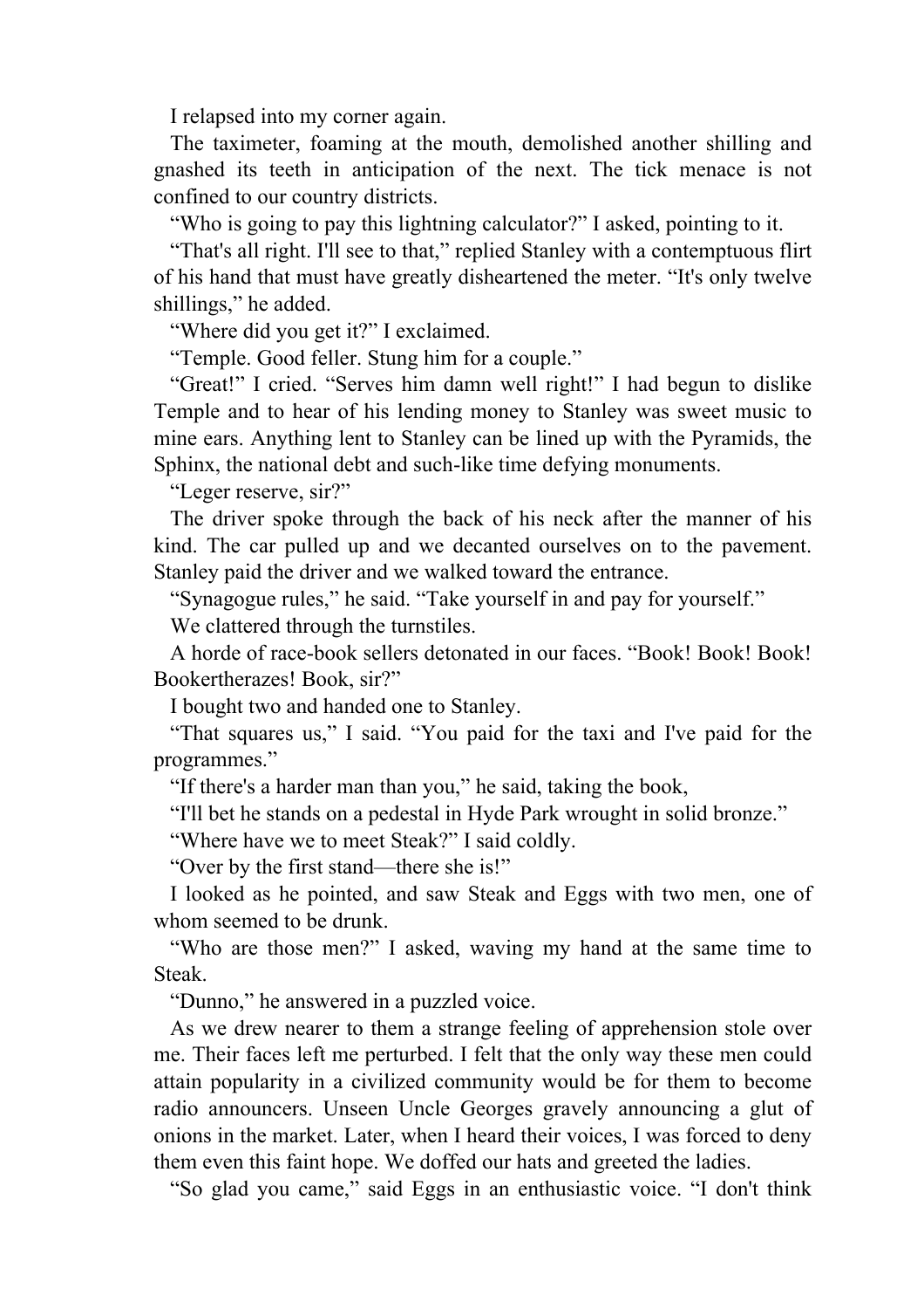I relapsed into my corner again.

The taximeter, foaming at the mouth, demolished another shilling and gnashed its teeth in anticipation of the next. The tick menace is not confined to our country districts.

"Who is going to pay this lightning calculator?" I asked, pointing to it.

"That's all right. I'll see to that," replied Stanley with a contemptuous flirt of his hand that must have greatly disheartened the meter. "It's only twelve shillings," he added.

"Where did you get it?" I exclaimed.

"Temple. Good feller. Stung him for a couple."

"Great!" I cried. "Serves him damn well right!" I had begun to dislike Temple and to hear of his lending money to Stanley was sweet music to mine ears. Anything lent to Stanley can be lined up with the Pyramids, the Sphinx, the national debt and such-like time defying monuments.

"Leger reserve, sir?"

The driver spoke through the back of his neck after the manner of his kind. The car pulled up and we decanted ourselves on to the pavement. Stanley paid the driver and we walked toward the entrance.

"Synagogue rules," he said. "Take yourself in and pay for yourself."

We clattered through the turnstiles.

A horde of race-book sellers detonated in our faces. "Book! Book! Book! Bookertherazes! Book, sir?"

I bought two and handed one to Stanley.

"That squares us," I said. "You paid for the taxi and I've paid for the programmes."

"If there's a harder man than you," he said, taking the book,

"I'll bet he stands on a pedestal in Hyde Park wrought in solid bronze."

"Where have we to meet Steak?" I said coldly.

"Over by the first stand—there she is!"

I looked as he pointed, and saw Steak and Eggs with two men, one of whom seemed to be drunk.

"Who are those men?" I asked, waving my hand at the same time to Steak.

"Dunno," he answered in a puzzled voice.

As we drew nearer to them a strange feeling of apprehension stole over me. Their faces left me perturbed. I felt that the only way these men could attain popularity in a civilized community would be for them to become radio announcers. Unseen Uncle Georges gravely announcing a glut of onions in the market. Later, when I heard their voices, I was forced to deny them even this faint hope. We doffed our hats and greeted the ladies.

"So glad you came," said Eggs in an enthusiastic voice. "I don't think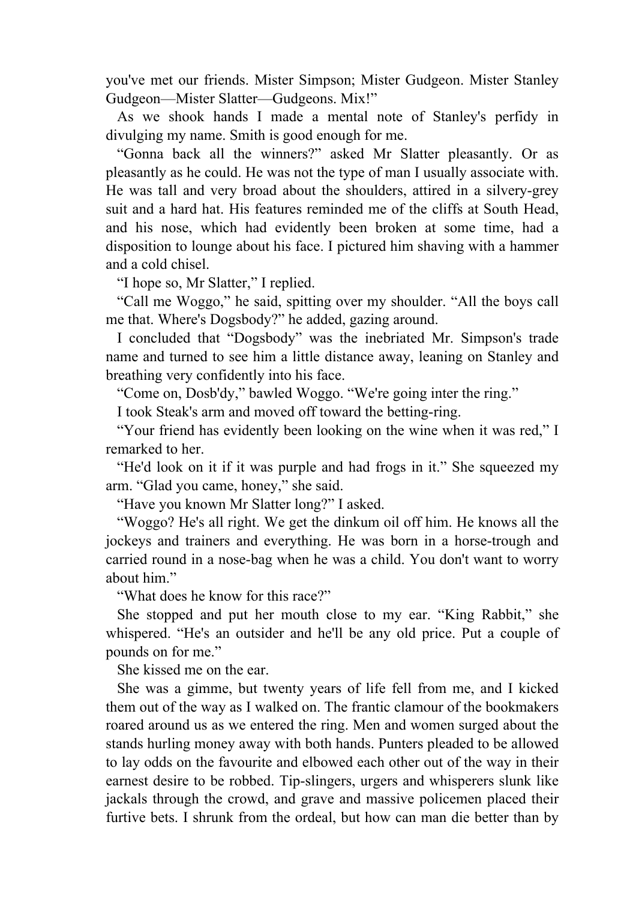you've met our friends. Mister Simpson; Mister Gudgeon. Mister Stanley Gudgeon—Mister Slatter—Gudgeons. Mix!"

As we shook hands I made a mental note of Stanley's perfidy in divulging my name. Smith is good enough for me.

"Gonna back all the winners?" asked Mr Slatter pleasantly. Or as pleasantly as he could. He was not the type of man I usually associate with. He was tall and very broad about the shoulders, attired in a silvery-grey suit and a hard hat. His features reminded me of the cliffs at South Head, and his nose, which had evidently been broken at some time, had a disposition to lounge about his face. I pictured him shaving with a hammer and a cold chisel.

"I hope so, Mr Slatter," I replied.

"Call me Woggo," he said, spitting over my shoulder. "All the boys call me that. Where's Dogsbody?" he added, gazing around.

I concluded that "Dogsbody" was the inebriated Mr. Simpson's trade name and turned to see him a little distance away, leaning on Stanley and breathing very confidently into his face.

"Come on, Dosb'dy," bawled Woggo. "We're going inter the ring."

I took Steak's arm and moved off toward the betting-ring.

"Your friend has evidently been looking on the wine when it was red," I remarked to her.

"He'd look on it if it was purple and had frogs in it." She squeezed my arm. "Glad you came, honey," she said.

"Have you known Mr Slatter long?" I asked.

"Woggo? He's all right. We get the dinkum oil off him. He knows all the jockeys and trainers and everything. He was born in a horse-trough and carried round in a nose-bag when he was a child. You don't want to worry about him."

"What does he know for this race?"

She stopped and put her mouth close to my ear. "King Rabbit," she whispered. "He's an outsider and he'll be any old price. Put a couple of pounds on for me."

She kissed me on the ear.

She was a gimme, but twenty years of life fell from me, and I kicked them out of the way as I walked on. The frantic clamour of the bookmakers roared around us as we entered the ring. Men and women surged about the stands hurling money away with both hands. Punters pleaded to be allowed to lay odds on the favourite and elbowed each other out of the way in their earnest desire to be robbed. Tip-slingers, urgers and whisperers slunk like jackals through the crowd, and grave and massive policemen placed their furtive bets. I shrunk from the ordeal, but how can man die better than by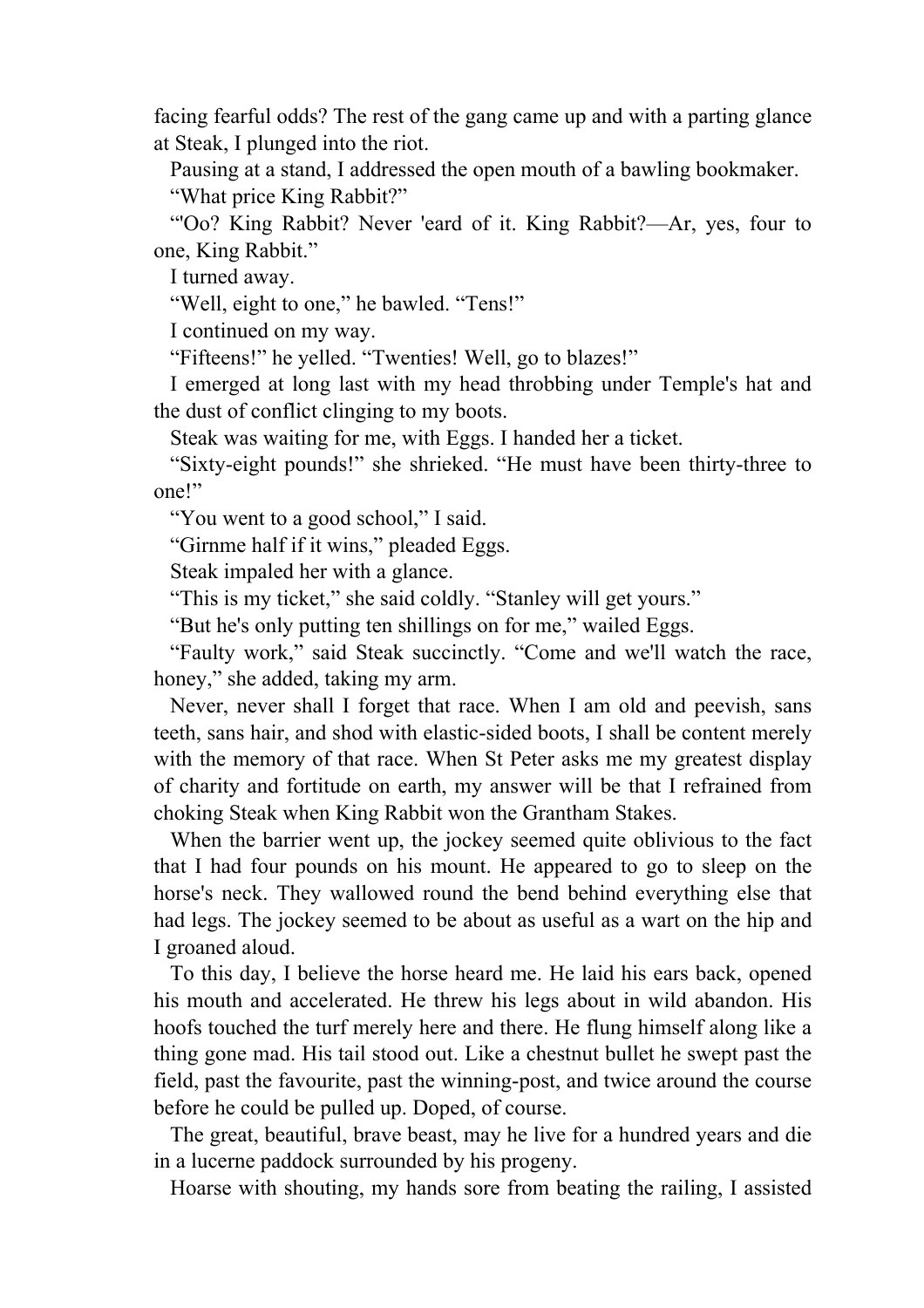facing fearful odds? The rest of the gang came up and with a parting glance at Steak, I plunged into the riot.

Pausing at a stand, I addressed the open mouth of a bawling bookmaker.

"What price King Rabbit?"

"'Oo? King Rabbit? Never 'eard of it. King Rabbit?—Ar, yes, four to one, King Rabbit."

I turned away.

"Well, eight to one," he bawled. "Tens!"

I continued on my way.

"Fifteens!" he yelled. "Twenties! Well, go to blazes!"

I emerged at long last with my head throbbing under Temple's hat and the dust of conflict clinging to my boots.

Steak was waiting for me, with Eggs. I handed her a ticket.

"Sixty-eight pounds!" she shrieked. "He must have been thirty-three to one!"

"You went to a good school," I said.

"Girnme half if it wins," pleaded Eggs.

Steak impaled her with a glance.

"This is my ticket," she said coldly. "Stanley will get yours."

"But he's only putting ten shillings on for me," wailed Eggs.

"Faulty work," said Steak succinctly. "Come and we'll watch the race, honey," she added, taking my arm.

Never, never shall I forget that race. When I am old and peevish, sans teeth, sans hair, and shod with elastic-sided boots, I shall be content merely with the memory of that race. When St Peter asks me my greatest display of charity and fortitude on earth, my answer will be that I refrained from choking Steak when King Rabbit won the Grantham Stakes.

When the barrier went up, the jockey seemed quite oblivious to the fact that I had four pounds on his mount. He appeared to go to sleep on the horse's neck. They wallowed round the bend behind everything else that had legs. The jockey seemed to be about as useful as a wart on the hip and I groaned aloud.

To this day, I believe the horse heard me. He laid his ears back, opened his mouth and accelerated. He threw his legs about in wild abandon. His hoofs touched the turf merely here and there. He flung himself along like a thing gone mad. His tail stood out. Like a chestnut bullet he swept past the field, past the favourite, past the winning-post, and twice around the course before he could be pulled up. Doped, of course.

The great, beautiful, brave beast, may he live for a hundred years and die in a lucerne paddock surrounded by his progeny.

Hoarse with shouting, my hands sore from beating the railing, I assisted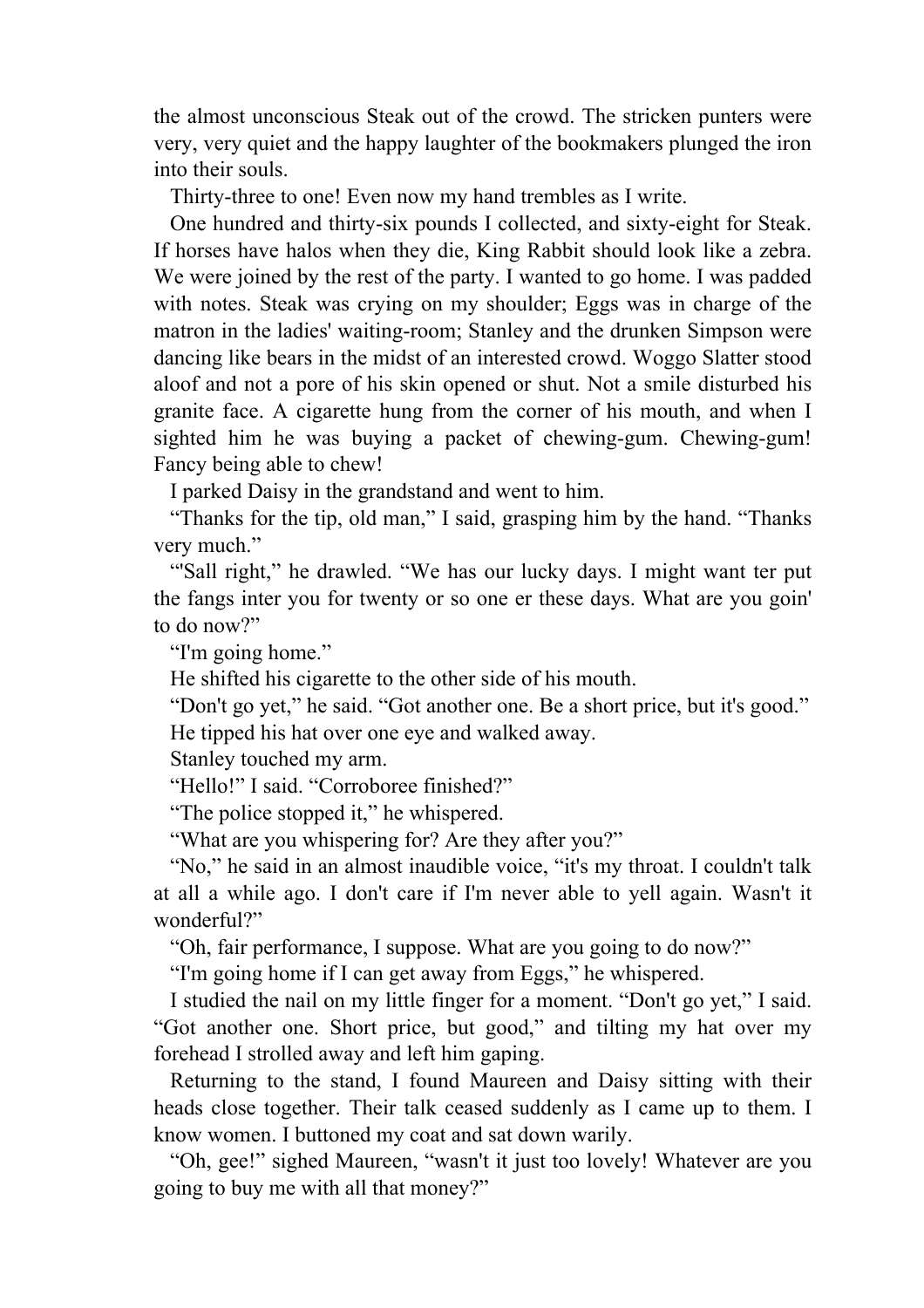the almost unconscious Steak out of the crowd. The stricken punters were very, very quiet and the happy laughter of the bookmakers plunged the iron into their souls.

Thirty-three to one! Even now my hand trembles as I write.

One hundred and thirty-six pounds I collected, and sixty-eight for Steak. If horses have halos when they die, King Rabbit should look like a zebra. We were joined by the rest of the party. I wanted to go home. I was padded with notes. Steak was crying on my shoulder; Eggs was in charge of the matron in the ladies' waiting-room; Stanley and the drunken Simpson were dancing like bears in the midst of an interested crowd. Woggo Slatter stood aloof and not a pore of his skin opened or shut. Not a smile disturbed his granite face. A cigarette hung from the corner of his mouth, and when I sighted him he was buying a packet of chewing-gum. Chewing-gum! Fancy being able to chew!

I parked Daisy in the grandstand and went to him.

"Thanks for the tip, old man," I said, grasping him by the hand. "Thanks very much."

"'Sall right," he drawled. "We has our lucky days. I might want ter put the fangs inter you for twenty or so one er these days. What are you goin' to do now?"

"I'm going home."

He shifted his cigarette to the other side of his mouth.

"Don't go yet," he said. "Got another one. Be a short price, but it's good."

He tipped his hat over one eye and walked away.

Stanley touched my arm.

"Hello!" I said. "Corroboree finished?"

"The police stopped it," he whispered.

"What are you whispering for? Are they after you?"

"No," he said in an almost inaudible voice, "it's my throat. I couldn't talk at all a while ago. I don't care if I'm never able to yell again. Wasn't it wonderful?"

"Oh, fair performance, I suppose. What are you going to do now?"

"I'm going home if I can get away from Eggs," he whispered.

I studied the nail on my little finger for a moment. "Don't go yet," I said. "Got another one. Short price, but good," and tilting my hat over my forehead I strolled away and left him gaping.

Returning to the stand, I found Maureen and Daisy sitting with their heads close together. Their talk ceased suddenly as I came up to them. I know women. I buttoned my coat and sat down warily.

"Oh, gee!" sighed Maureen, "wasn't it just too lovely! Whatever are you going to buy me with all that money?"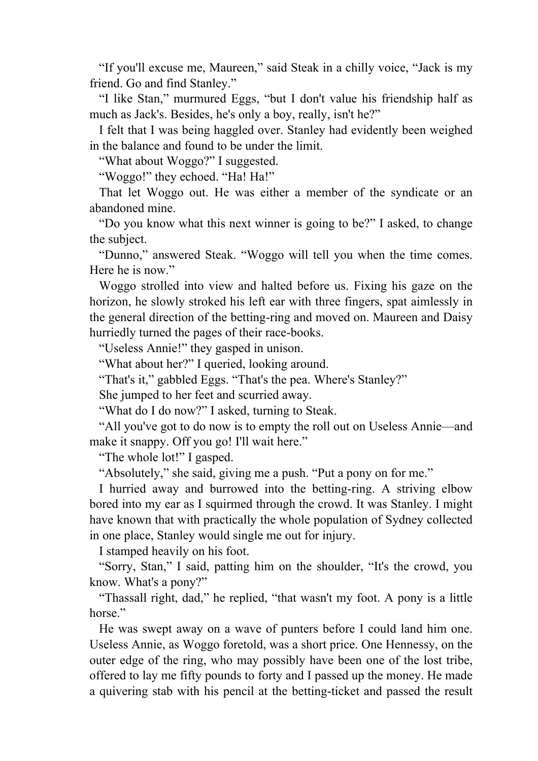“If you'll excuse me, Maureen,” said Steak in a chilly voice, “Jack is my friend. Go and find Stanley.”

“I like Stan,” murmured Eggs, “but I don't value his friendship half as much as Jack's. Besides, he's only a boy, really, isn't he?”

I felt that I was being haggled over. Stanley had evidently been weighed in the balance and found to be under the limit.

“What about Woggo?” I suggested.

“Woggo!” they echoed. “Ha! Ha!”

That let Woggo out. He was either a member of the syndicate or an abandoned mine.

“Do you know what this next winner is going to be?” I asked, to change the subject.

“Dunno,” answered Steak. “Woggo will tell you when the time comes. Here he is now.”

Woggo strolled into view and halted before us. Fixing his gaze on the horizon, he slowly stroked his left ear with three fingers, spat aimlessly in the general direction of the betting-ring and moved on. Maureen and Daisy hurriedly turned the pages of their race-books.

“Useless Annie!” they gasped in unison.

“What about her?” I queried, looking around.

“That's it,” gabbled Eggs. “That's the pea. Where's Stanley?”

She jumped to her feet and scurried away.

“What do I do now?” I asked, turning to Steak.

“All you've got to do now is to empty the roll out on Useless Annie—and make it snappy. Off you go! I'll wait here.”

“The whole lot!” I gasped.

“Absolutely,” she said, giving me a push. “Put a pony on for me.”

I hurried away and burrowed into the betting-ring. A striving elbow bored into my ear as I squirmed through the crowd. It was Stanley. I might have known that with practically the whole population of Sydney collected in one place, Stanley would single me out for injury.

I stamped heavily on his foot.

“Sorry, Stan,” I said, patting him on the shoulder, “It's the crowd, you know. What's a pony?”

“Thassall right, dad,” he replied, “that wasn't my foot. A pony is a little horse.”

He was swept away on a wave of punters before I could land him one. Useless Annie, as Woggo foretold, was a short price. One Hennessy, on the outer edge of the ring, who may possibly have been one of the lost tribe, offered to lay me fifty pounds to forty and I passed up the money. He made a quivering stab with his pencil at the betting-ticket and passed the result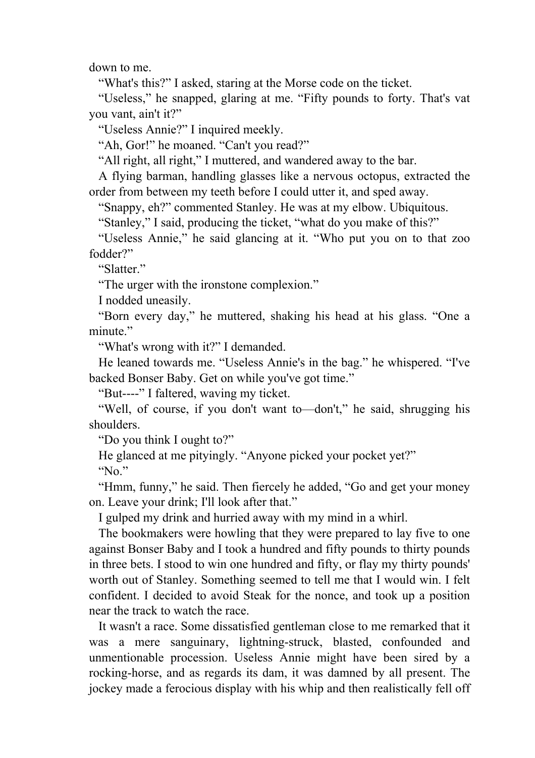down to me.

“What's this?” I asked, staring at the Morse code on the ticket.

“Useless,” he snapped, glaring at me. “Fifty pounds to forty. That's vat you vant, ain't it?”

“Useless Annie?” I inquired meekly.

“Ah, Gor!” he moaned. “Can't you read?”

“All right, all right,” I muttered, and wandered away to the bar.

A flying barman, handling glasses like a nervous octopus, extracted the order from between my teeth before I could utter it, and sped away.

“Snappy, eh?” commented Stanley. He was at my elbow. Ubiquitous.

“Stanley,” I said, producing the ticket, “what do you make of this?”

“Useless Annie,” he said glancing at it. “Who put you on to that zoo fodder?”

“Slatter.”

“The urger with the ironstone complexion.”

I nodded uneasily.

“Born every day,” he muttered, shaking his head at his glass. “One a minute.”

“What's wrong with it?” I demanded.

He leaned towards me. “Useless Annie's in the bag.” he whispered. “I've backed Bonser Baby. Get on while you've got time.”

“But----” I faltered, waving my ticket.

“Well, of course, if you don't want to—don't,” he said, shrugging his shoulders.

“Do you think I ought to?”

He glanced at me pityingly. “Anyone picked your pocket yet?”

“No.”

“Hmm, funny,” he said. Then fiercely he added, “Go and get your money on. Leave your drink; I'll look after that.”

I gulped my drink and hurried away with my mind in a whirl.

The bookmakers were howling that they were prepared to lay five to one against Bonser Baby and I took a hundred and fifty pounds to thirty pounds in three bets. I stood to win one hundred and fifty, or flay my thirty pounds' worth out of Stanley. Something seemed to tell me that I would win. I felt confident. I decided to avoid Steak for the nonce, and took up a position near the track to watch the race.

It wasn't a race. Some dissatisfied gentleman close to me remarked that it was a mere sanguinary, lightning-struck, blasted, confounded and unmentionable procession. Useless Annie might have been sired by a rocking-horse, and as regards its dam, it was damned by all present. The jockey made a ferocious display with his whip and then realistically fell off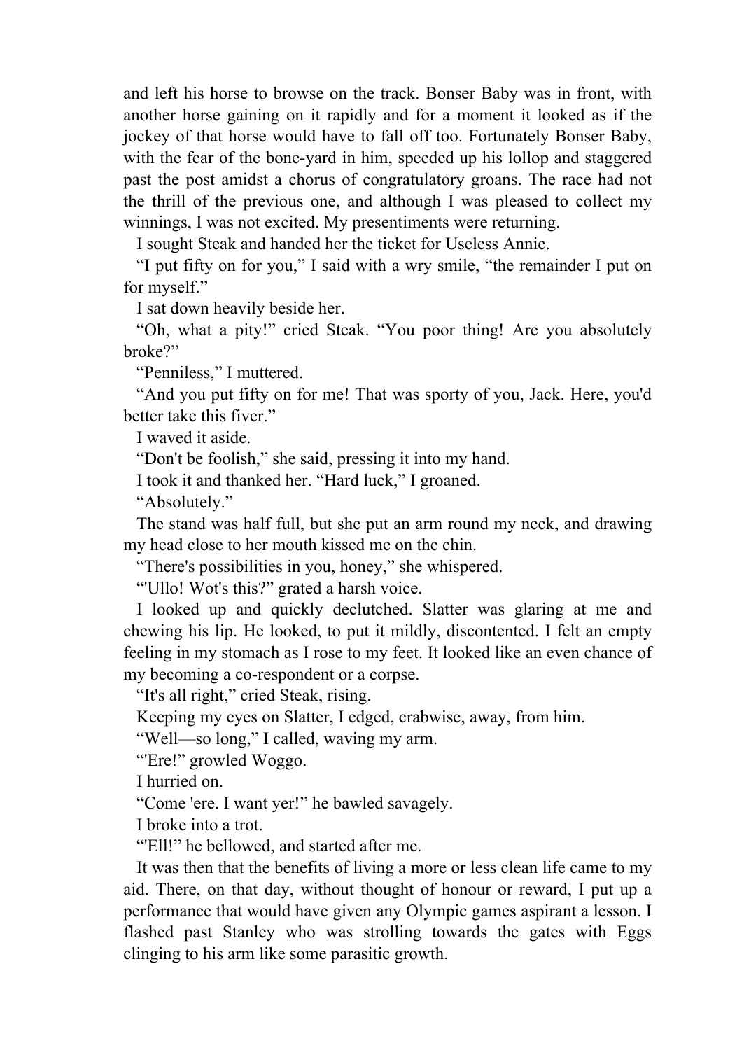and left his horse to browse on the track. Bonser Baby was in front, with another horse gaining on it rapidly and for a moment it looked as if the jockey of that horse would have to fall off too. Fortunately Bonser Baby, with the fear of the bone-yard in him, speeded up his lollop and staggered past the post amidst a chorus of congratulatory groans. The race had not the thrill of the previous one, and although I was pleased to collect my winnings, I was not excited. My presentiments were returning.

I sought Steak and handed her the ticket for Useless Annie.

“I put fifty on for you,” I said with a wry smile, “the remainder I put on for myself.”

I sat down heavily beside her.

“Oh, what a pity!” cried Steak. “You poor thing! Are you absolutely broke?”

“Penniless,” I muttered.

“And you put fifty on for me! That was sporty of you, Jack. Here, you'd better take this fiver.”

I waved it aside.

“Don't be foolish,” she said, pressing it into my hand.

I took it and thanked her. “Hard luck,” I groaned.

“Absolutely.”

The stand was half full, but she put an arm round my neck, and drawing my head close to her mouth kissed me on the chin.

“There's possibilities in you, honey,” she whispered.

“'Ullo! Wot's this?” grated a harsh voice.

I looked up and quickly declutched. Slatter was glaring at me and chewing his lip. He looked, to put it mildly, discontented. I felt an empty feeling in my stomach as I rose to my feet. It looked like an even chance of my becoming a co-respondent or a corpse.

“It's all right,” cried Steak, rising.

Keeping my eyes on Slatter, I edged, crabwise, away, from him.

“Well—so long,” I called, waving my arm.

“'Ere!” growled Woggo.

I hurried on.

“Come 'ere. I want yer!” he bawled savagely.

I broke into a trot.

“'Ell!” he bellowed, and started after me.

It was then that the benefits of living a more or less clean life came to my aid. There, on that day, without thought of honour or reward, I put up a performance that would have given any Olympic games aspirant a lesson. I flashed past Stanley who was strolling towards the gates with Eggs clinging to his arm like some parasitic growth.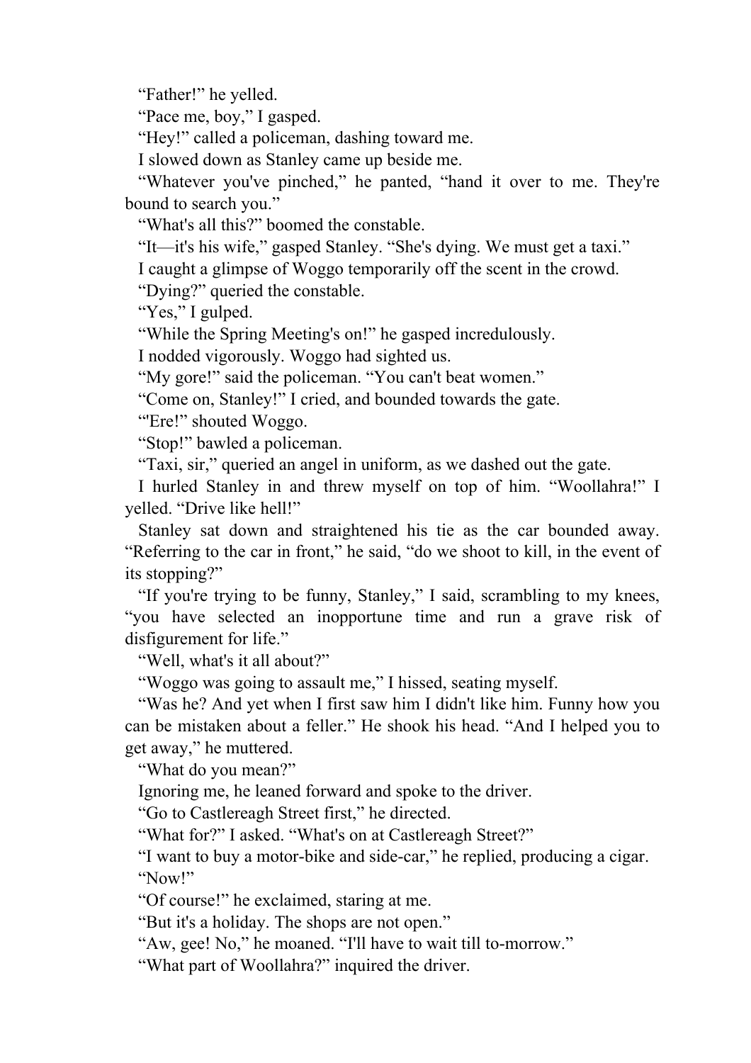“Father!” he yelled.

“Pace me, boy,” I gasped.

“Hey!” called a policeman, dashing toward me.

I slowed down as Stanley came up beside me.

“Whatever you've pinched,” he panted, “hand it over to me. They're bound to search you.”

“What's all this?” boomed the constable.

“It—it's his wife,” gasped Stanley. “She's dying. We must get a taxi.”

I caught a glimpse of Woggo temporarily off the scent in the crowd.

“Dying?” queried the constable.

“Yes,” I gulped.

“While the Spring Meeting's on!” he gasped incredulously.

I nodded vigorously. Woggo had sighted us.

“My gore!” said the policeman. “You can't beat women.”

“Come on, Stanley!” I cried, and bounded towards the gate.

“'Ere!” shouted Woggo.

“Stop!” bawled a policeman.

“Taxi, sir,” queried an angel in uniform, as we dashed out the gate.

I hurled Stanley in and threw myself on top of him. “Woollahra!” I yelled. “Drive like hell!”

Stanley sat down and straightened his tie as the car bounded away. “Referring to the car in front,” he said, “do we shoot to kill, in the event of its stopping?”

“If you're trying to be funny, Stanley,” I said, scrambling to my knees, “you have selected an inopportune time and run a grave risk of disfigurement for life.”

“Well, what's it all about?”

“Woggo was going to assault me,” I hissed, seating myself.

“Was he? And yet when I first saw him I didn't like him. Funny how you can be mistaken about a feller.” He shook his head. “And I helped you to get away,” he muttered.

“What do you mean?”

Ignoring me, he leaned forward and spoke to the driver.

“Go to Castlereagh Street first,” he directed.

“What for?” I asked. “What's on at Castlereagh Street?”

“I want to buy a motor-bike and side-car,” he replied, producing a cigar.

“Now!”

“Of course!” he exclaimed, staring at me.

“But it's a holiday. The shops are not open.”

“Aw, gee! No,” he moaned. “I'll have to wait till to-morrow.”

“What part of Woollahra?” inquired the driver.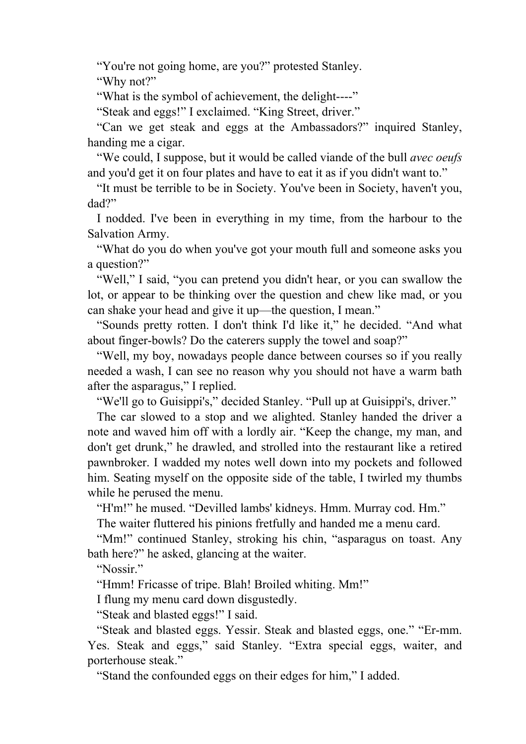"You're not going home, are you?" protested Stanley.

"Why not?"

"What is the symbol of achievement, the delight----"

"Steak and eggs!" I exclaimed. "King Street, driver."

"Can we get steak and eggs at the Ambassadors?" inquired Stanley, handing me a cigar.

"We could, I suppose, but it would be called viande of the bull *avec oeufs* and you'd get it on four plates and have to eat it as if you didn't want to."

"It must be terrible to be in Society. You've been in Society, haven't you, dad?"

I nodded. I've been in everything in my time, from the harbour to the Salvation Army.

"What do you do when you've got your mouth full and someone asks you a question?"

"Well," I said, "you can pretend you didn't hear, or you can swallow the lot, or appear to be thinking over the question and chew like mad, or you can shake your head and give it up—the question, I mean."

"Sounds pretty rotten. I don't think I'd like it," he decided. "And what about finger-bowls? Do the caterers supply the towel and soap?"

"Well, my boy, nowadays people dance between courses so if you really needed a wash, I can see no reason why you should not have a warm bath after the asparagus," I replied.

"We'll go to Guisippi's," decided Stanley. "Pull up at Guisippi's, driver."

The car slowed to a stop and we alighted. Stanley handed the driver a note and waved him off with a lordly air. "Keep the change, my man, and don't get drunk," he drawled, and strolled into the restaurant like a retired pawnbroker. I wadded my notes well down into my pockets and followed him. Seating myself on the opposite side of the table, I twirled my thumbs while he perused the menu.

"H'm!" he mused. "Devilled lambs' kidneys. Hmm. Murray cod. Hm."

The waiter fluttered his pinions fretfully and handed me a menu card.

"Mm!" continued Stanley, stroking his chin, "asparagus on toast. Any bath here?" he asked, glancing at the waiter.

"Nossir."

"Hmm! Fricasse of tripe. Blah! Broiled whiting. Mm!"

I flung my menu card down disgustedly.

"Steak and blasted eggs!" I said.

"Steak and blasted eggs. Yessir. Steak and blasted eggs, one." "Er-mm. Yes. Steak and eggs," said Stanley. "Extra special eggs, waiter, and porterhouse steak."

"Stand the confounded eggs on their edges for him," I added.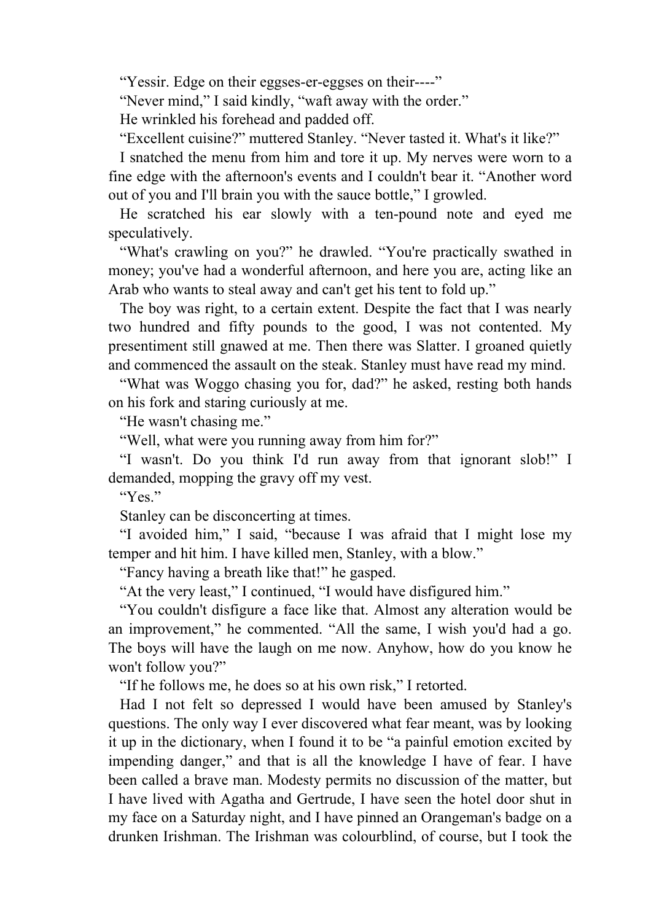“Yessir. Edge on their eggses-er-eggses on their----”

“Never mind,” I said kindly, “waft away with the order.”

He wrinkled his forehead and padded off.

“Excellent cuisine?” muttered Stanley. “Never tasted it. What's it like?”

I snatched the menu from him and tore it up. My nerves were worn to a fine edge with the afternoon's events and I couldn't bear it. “Another word out of you and I'll brain you with the sauce bottle,” I growled.

He scratched his ear slowly with a ten-pound note and eyed me speculatively.

“What's crawling on you?” he drawled. “You're practically swathed in money; you've had a wonderful afternoon, and here you are, acting like an Arab who wants to steal away and can't get his tent to fold up.”

The boy was right, to a certain extent. Despite the fact that I was nearly two hundred and fifty pounds to the good, I was not contented. My presentiment still gnawed at me. Then there was Slatter. I groaned quietly and commenced the assault on the steak. Stanley must have read my mind.

“What was Woggo chasing you for, dad?” he asked, resting both hands on his fork and staring curiously at me.

“He wasn't chasing me.”

“Well, what were you running away from him for?”

“I wasn't. Do you think I'd run away from that ignorant slob!” I demanded, mopping the gravy off my vest.

“Yes.”

Stanley can be disconcerting at times.

“I avoided him,” I said, “because I was afraid that I might lose my temper and hit him. I have killed men, Stanley, with a blow.”

“Fancy having a breath like that!” he gasped.

“At the very least,” I continued, “I would have disfigured him.”

“You couldn't disfigure a face like that. Almost any alteration would be an improvement,” he commented. “All the same, I wish you'd had a go. The boys will have the laugh on me now. Anyhow, how do you know he won't follow you?”

“If he follows me, he does so at his own risk,” I retorted.

Had I not felt so depressed I would have been amused by Stanley's questions. The only way I ever discovered what fear meant, was by looking it up in the dictionary, when I found it to be “a painful emotion excited by impending danger,” and that is all the knowledge I have of fear. I have been called a brave man. Modesty permits no discussion of the matter, but I have lived with Agatha and Gertrude, I have seen the hotel door shut in my face on a Saturday night, and I have pinned an Orangeman's badge on a drunken Irishman. The Irishman was colourblind, of course, but I took the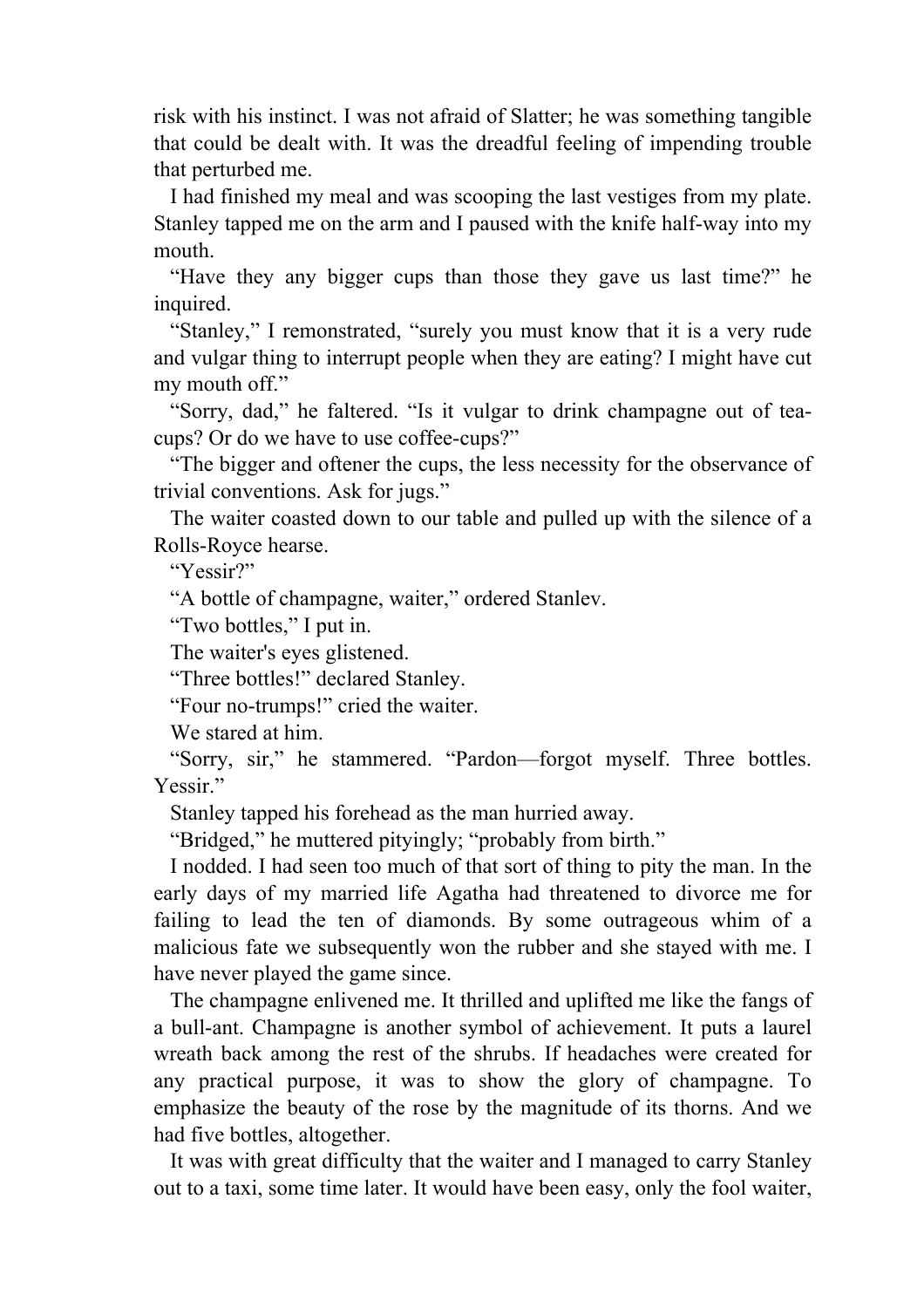risk with his instinct. I was not afraid of Slatter; he was something tangible that could be dealt with. It was the dreadful feeling of impending trouble that perturbed me.

I had finished my meal and was scooping the last vestiges from my plate. Stanley tapped me on the arm and I paused with the knife half-way into my mouth.

"Have they any bigger cups than those they gave us last time?" he inquired.

"Stanley," I remonstrated, "surely you must know that it is a very rude and vulgar thing to interrupt people when they are eating? I might have cut my mouth off."

"Sorry, dad," he faltered. "Is it vulgar to drink champagne out of tea-cups? Or do we have to use coffee-cups?"

"The bigger and oftener the cups, the less necessity for the observance of trivial conventions. Ask for jugs."

The waiter coasted down to our table and pulled up with the silence of a Rolls-Royce hearse.

"Yessir?"

"A bottle of champagne, waiter," ordered Stanlev.

"Two bottles," I put in.

The waiter's eyes glistened.

"Three bottles!" declared Stanley.

"Four no-trumps!" cried the waiter.

We stared at him.

"Sorry, sir," he stammered. "Pardon—forgot myself. Three bottles. Yessir."

Stanley tapped his forehead as the man hurried away.

"Bridged," he muttered pityingly; "probably from birth."

I nodded. I had seen too much of that sort of thing to pity the man. In the early days of my married life Agatha had threatened to divorce me for failing to lead the ten of diamonds. By some outrageous whim of a malicious fate we subsequently won the rubber and she stayed with me. I have never played the game since.

The champagne enlivened me. It thrilled and uplifted me like the fangs of a bull-ant. Champagne is another symbol of achievement. It puts a laurel wreath back among the rest of the shrubs. If headaches were created for any practical purpose, it was to show the glory of champagne. To emphasize the beauty of the rose by the magnitude of its thorns. And we had five bottles, altogether.

It was with great difficulty that the waiter and I managed to carry Stanley out to a taxi, some time later. It would have been easy, only the fool waiter,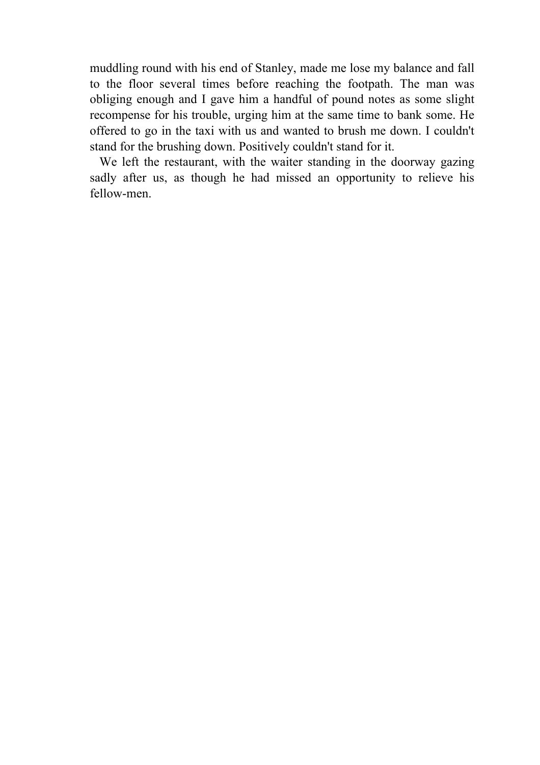muddling round with his end of Stanley, made me lose my balance and fall to the floor several times before reaching the footpath. The man was obliging enough and I gave him a handful of pound notes as some slight recompense for his trouble, urging him at the same time to bank some. He offered to go in the taxi with us and wanted to brush me down. I couldn't stand for the brushing down. Positively couldn't stand for it.

We left the restaurant, with the waiter standing in the doorway gazing sadly after us, as though he had missed an opportunity to relieve his fellow-men.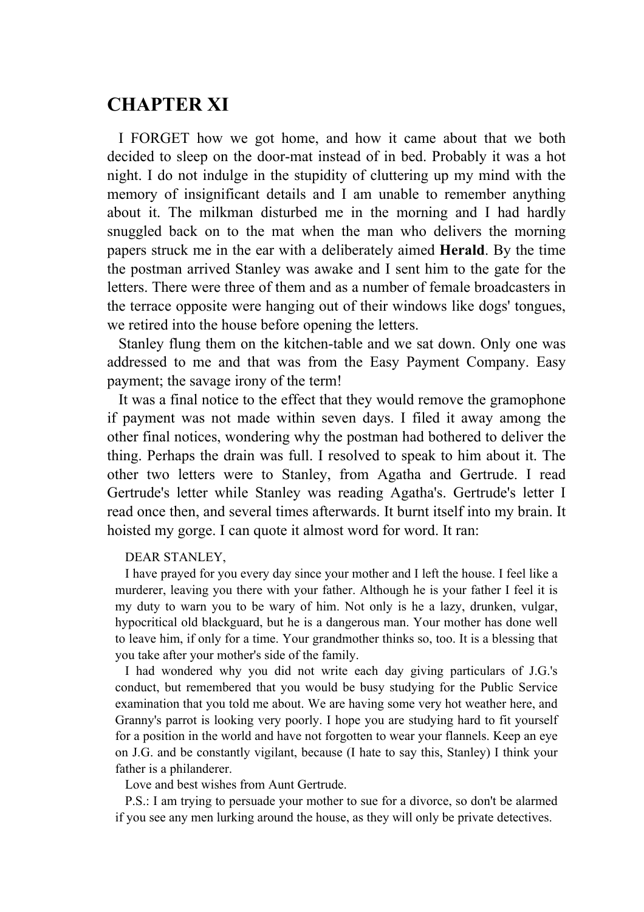## CHAPTER XI

I FORGET how we got home, and how it came about that we both decided to sleep on the door-mat instead of in bed. Probably it was a hot night. I do not indulge in the stupidity of cluttering up my mind with the memory of insignificant details and I am unable to remember anything about it. The milkman disturbed me in the morning and I had hardly snuggled back on to the mat when the man who delivers the morning papers struck me in the ear with a deliberately aimed **Herald**. By the time the postman arrived Stanley was awake and I sent him to the gate for the letters. There were three of them and as a number of female broadcasters in the terrace opposite were hanging out of their windows like dogs' tongues, we retired into the house before opening the letters.

Stanley flung them on the kitchen-table and we sat down. Only one was addressed to me and that was from the Easy Payment Company. Easy payment; the savage irony of the term!

It was a final notice to the effect that they would remove the gramophone if payment was not made within seven days. I filed it away among the other final notices, wondering why the postman had bothered to deliver the thing. Perhaps the drain was full. I resolved to speak to him about it. The other two letters were to Stanley, from Agatha and Gertrude. I read Gertrude's letter while Stanley was reading Agatha's. Gertrude's letter I read once then, and several times afterwards. It burnt itself into my brain. It hoisted my gorge. I can quote it almost word for word. It ran:

> DEAR STANLEY,
>
> I have prayed for you every day since your mother and I left the house. I feel like a murderer, leaving you there with your father. Although he is your father I feel it is my duty to warn you to be wary of him. Not only is he a lazy, drunken, vulgar, hypocritical old blackguard, but he is a dangerous man. Your mother has done well to leave him, if only for a time. Your grandmother thinks so, too. It is a blessing that you take after your mother's side of the family.
>
> I had wondered why you did not write each day giving particulars of J.G.'s conduct, but remembered that you would be busy studying for the Public Service examination that you told me about. We are having some very hot weather here, and Granny's parrot is looking very poorly. I hope you are studying hard to fit yourself for a position in the world and have not forgotten to wear your flannels. Keep an eye on J.G. and be constantly vigilant, because (I hate to say this, Stanley) I think your father is a philanderer.
>
> Love and best wishes from Aunt Gertrude.
>
> P.S.: I am trying to persuade your mother to sue for a divorce, so don't be alarmed if you see any men lurking around the house, as they will only be private detectives.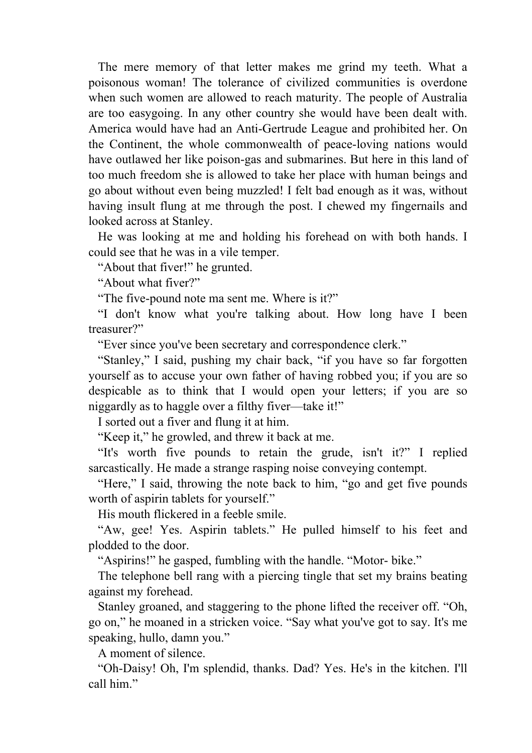The mere memory of that letter makes me grind my teeth. What a poisonous woman! The tolerance of civilized communities is overdone when such women are allowed to reach maturity. The people of Australia are too easygoing. In any other country she would have been dealt with. America would have had an Anti-Gertrude League and prohibited her. On the Continent, the whole commonwealth of peace-loving nations would have outlawed her like poison-gas and submarines. But here in this land of too much freedom she is allowed to take her place with human beings and go about without even being muzzled! I felt bad enough as it was, without having insult flung at me through the post. I chewed my fingernails and looked across at Stanley.

He was looking at me and holding his forehead on with both hands. I could see that he was in a vile temper.

"About that fiver!" he grunted.

"About what fiver?"

"The five-pound note ma sent me. Where is it?"

"I don't know what you're talking about. How long have I been treasurer?"

"Ever since you've been secretary and correspondence clerk."

"Stanley," I said, pushing my chair back, "if you have so far forgotten yourself as to accuse your own father of having robbed you; if you are so despicable as to think that I would open your letters; if you are so niggardly as to haggle over a filthy fiver—take it!"

I sorted out a fiver and flung it at him.

"Keep it," he growled, and threw it back at me.

"It's worth five pounds to retain the grude, isn't it?" I replied sarcastically. He made a strange rasping noise conveying contempt.

"Here," I said, throwing the note back to him, "go and get five pounds worth of aspirin tablets for yourself."

His mouth flickered in a feeble smile.

"Aw, gee! Yes. Aspirin tablets." He pulled himself to his feet and plodded to the door.

"Aspirins!" he gasped, fumbling with the handle. "Motor- bike."

The telephone bell rang with a piercing tingle that set my brains beating against my forehead.

Stanley groaned, and staggering to the phone lifted the receiver off. "Oh, go on," he moaned in a stricken voice. "Say what you've got to say. It's me speaking, hullo, damn you."

A moment of silence.

"Oh-Daisy! Oh, I'm splendid, thanks. Dad? Yes. He's in the kitchen. I'll call him."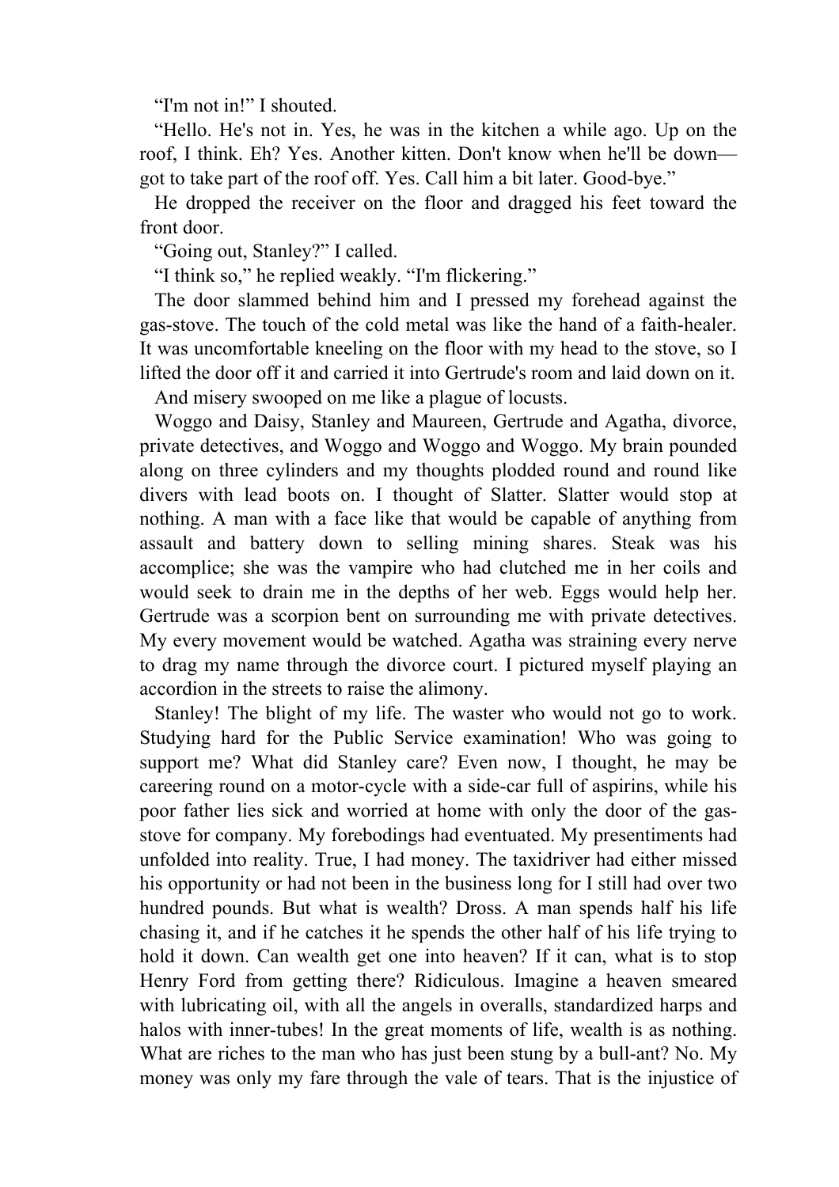"I'm not in!" I shouted.

"Hello. He's not in. Yes, he was in the kitchen a while ago. Up on the roof, I think. Eh? Yes. Another kitten. Don't know when he'll be down—got to take part of the roof off. Yes. Call him a bit later. Good-bye."

He dropped the receiver on the floor and dragged his feet toward the front door.

"Going out, Stanley?" I called.

"I think so," he replied weakly. "I'm flickering."

The door slammed behind him and I pressed my forehead against the gas-stove. The touch of the cold metal was like the hand of a faith-healer. It was uncomfortable kneeling on the floor with my head to the stove, so I lifted the door off it and carried it into Gertrude's room and laid down on it.

And misery swooped on me like a plague of locusts.

Woggo and Daisy, Stanley and Maureen, Gertrude and Agatha, divorce, private detectives, and Woggo and Woggo and Woggo. My brain pounded along on three cylinders and my thoughts plodded round and round like divers with lead boots on. I thought of Slatter. Slatter would stop at nothing. A man with a face like that would be capable of anything from assault and battery down to selling mining shares. Steak was his accomplice; she was the vampire who had clutched me in her coils and would seek to drain me in the depths of her web. Eggs would help her. Gertrude was a scorpion bent on surrounding me with private detectives. My every movement would be watched. Agatha was straining every nerve to drag my name through the divorce court. I pictured myself playing an accordion in the streets to raise the alimony.

Stanley! The blight of my life. The waster who would not go to work. Studying hard for the Public Service examination! Who was going to support me? What did Stanley care? Even now, I thought, he may be careering round on a motor-cycle with a side-car full of aspirins, while his poor father lies sick and worried at home with only the door of the gas-stove for company. My forebodings had eventuated. My presentiments had unfolded into reality. True, I had money. The taxidriver had either missed his opportunity or had not been in the business long for I still had over two hundred pounds. But what is wealth? Dross. A man spends half his life chasing it, and if he catches it he spends the other half of his life trying to hold it down. Can wealth get one into heaven? If it can, what is to stop Henry Ford from getting there? Ridiculous. Imagine a heaven smeared with lubricating oil, with all the angels in overalls, standardized harps and halos with inner-tubes! In the great moments of life, wealth is as nothing. What are riches to the man who has just been stung by a bull-ant? No. My money was only my fare through the vale of tears. That is the injustice of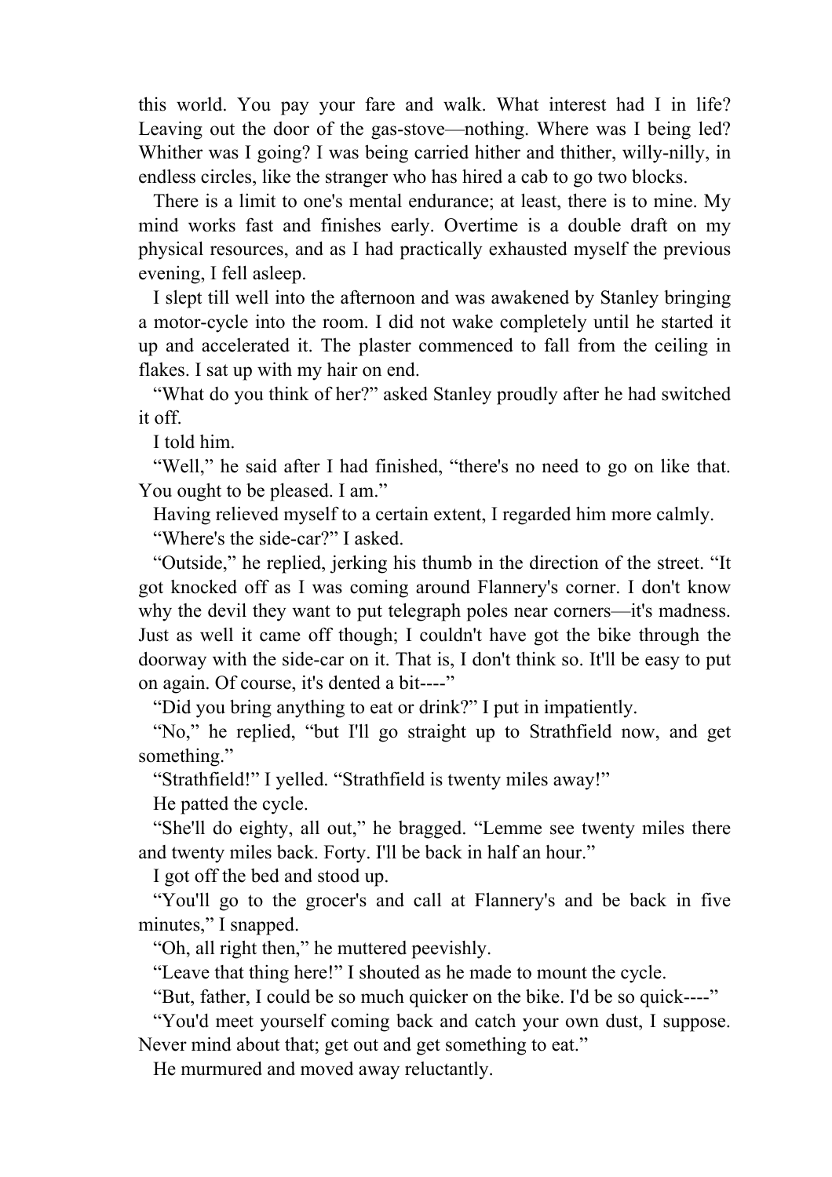this world. You pay your fare and walk. What interest had I in life? Leaving out the door of the gas-stove—nothing. Where was I being led? Whither was I going? I was being carried hither and thither, willy-nilly, in endless circles, like the stranger who has hired a cab to go two blocks.

There is a limit to one's mental endurance; at least, there is to mine. My mind works fast and finishes early. Overtime is a double draft on my physical resources, and as I had practically exhausted myself the previous evening, I fell asleep.

I slept till well into the afternoon and was awakened by Stanley bringing a motor-cycle into the room. I did not wake completely until he started it up and accelerated it. The plaster commenced to fall from the ceiling in flakes. I sat up with my hair on end.

“What do you think of her?” asked Stanley proudly after he had switched it off.

I told him.

“Well,” he said after I had finished, “there's no need to go on like that. You ought to be pleased. I am.”

Having relieved myself to a certain extent, I regarded him more calmly.

“Where's the side-car?” I asked.

“Outside,” he replied, jerking his thumb in the direction of the street. “It got knocked off as I was coming around Flannery's corner. I don't know why the devil they want to put telegraph poles near corners—it's madness. Just as well it came off though; I couldn't have got the bike through the doorway with the side-car on it. That is, I don't think so. It'll be easy to put on again. Of course, it's dented a bit----”

“Did you bring anything to eat or drink?” I put in impatiently.

“No,” he replied, “but I'll go straight up to Strathfield now, and get something.”

“Strathfield!” I yelled. “Strathfield is twenty miles away!”

He patted the cycle.

“She'll do eighty, all out,” he bragged. “Lemme see twenty miles there and twenty miles back. Forty. I'll be back in half an hour.”

I got off the bed and stood up.

“You'll go to the grocer's and call at Flannery's and be back in five minutes,” I snapped.

“Oh, all right then,” he muttered peevishly.

“Leave that thing here!” I shouted as he made to mount the cycle.

“But, father, I could be so much quicker on the bike. I'd be so quick----”

“You'd meet yourself coming back and catch your own dust, I suppose. Never mind about that; get out and get something to eat.”

He murmured and moved away reluctantly.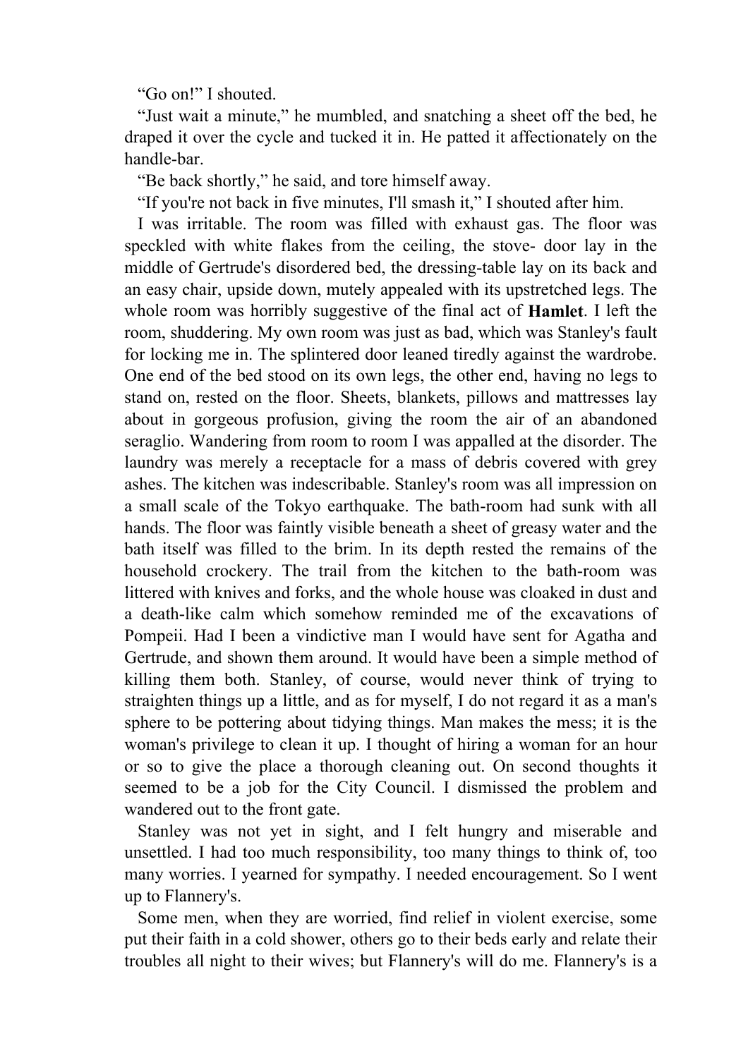“Go on!” I shouted.

“Just wait a minute,” he mumbled, and snatching a sheet off the bed, he draped it over the cycle and tucked it in. He patted it affectionately on the handle-bar.

“Be back shortly,” he said, and tore himself away.

“If you're not back in five minutes, I'll smash it,” I shouted after him.

I was irritable. The room was filled with exhaust gas. The floor was speckled with white flakes from the ceiling, the stove- door lay in the middle of Gertrude's disordered bed, the dressing-table lay on its back and an easy chair, upside down, mutely appealed with its upstretched legs. The whole room was horribly suggestive of the final act of **Hamlet**. I left the room, shuddering. My own room was just as bad, which was Stanley's fault for locking me in. The splintered door leaned tiredly against the wardrobe. One end of the bed stood on its own legs, the other end, having no legs to stand on, rested on the floor. Sheets, blankets, pillows and mattresses lay about in gorgeous profusion, giving the room the air of an abandoned seraglio. Wandering from room to room I was appalled at the disorder. The laundry was merely a receptacle for a mass of debris covered with grey ashes. The kitchen was indescribable. Stanley's room was all impression on a small scale of the Tokyo earthquake. The bath-room had sunk with all hands. The floor was faintly visible beneath a sheet of greasy water and the bath itself was filled to the brim. In its depth rested the remains of the household crockery. The trail from the kitchen to the bath-room was littered with knives and forks, and the whole house was cloaked in dust and a death-like calm which somehow reminded me of the excavations of Pompeii. Had I been a vindictive man I would have sent for Agatha and Gertrude, and shown them around. It would have been a simple method of killing them both. Stanley, of course, would never think of trying to straighten things up a little, and as for myself, I do not regard it as a man's sphere to be pottering about tidying things. Man makes the mess; it is the woman's privilege to clean it up. I thought of hiring a woman for an hour or so to give the place a thorough cleaning out. On second thoughts it seemed to be a job for the City Council. I dismissed the problem and wandered out to the front gate.

Stanley was not yet in sight, and I felt hungry and miserable and unsettled. I had too much responsibility, too many things to think of, too many worries. I yearned for sympathy. I needed encouragement. So I went up to Flannery's.

Some men, when they are worried, find relief in violent exercise, some put their faith in a cold shower, others go to their beds early and relate their troubles all night to their wives; but Flannery's will do me. Flannery's is a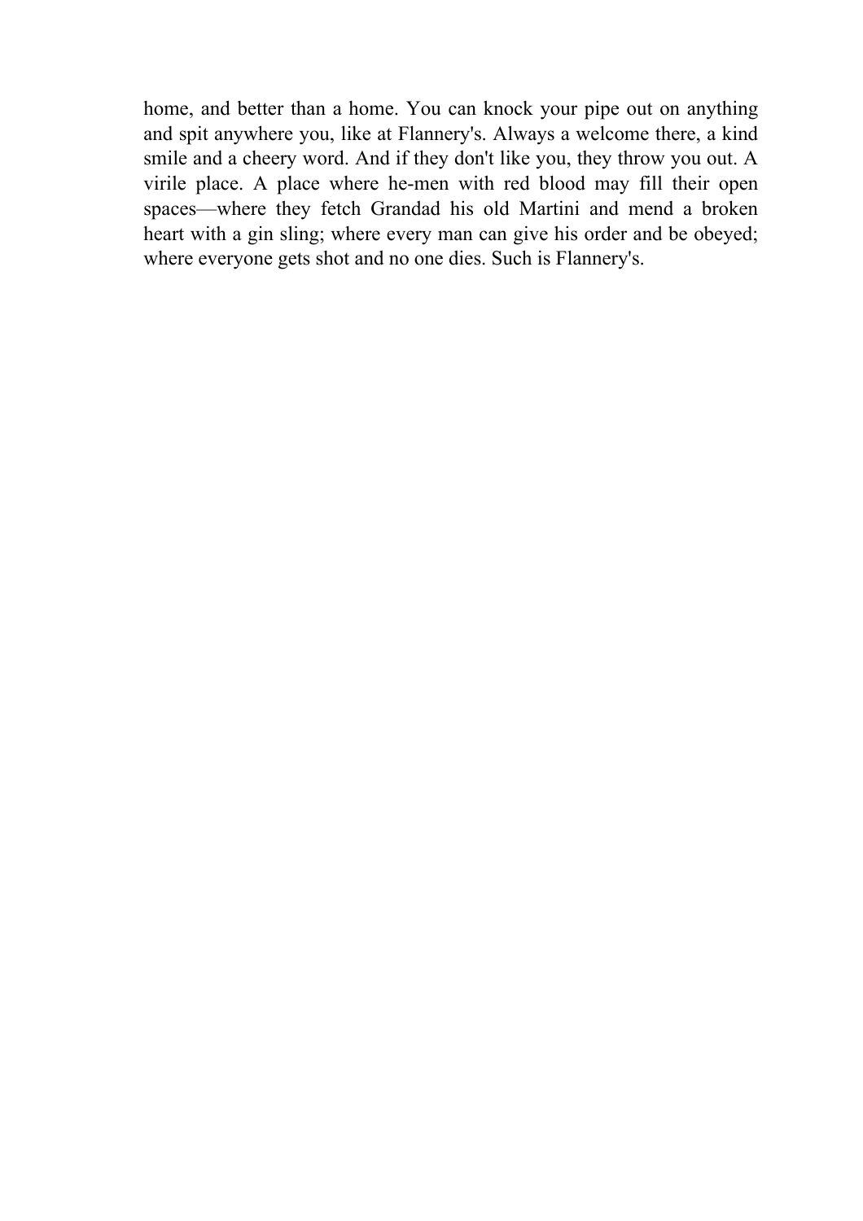home, and better than a home. You can knock your pipe out on anything and spit anywhere you, like at Flannery's. Always a welcome there, a kind smile and a cheery word. And if they don't like you, they throw you out. A virile place. A place where he-men with red blood may fill their open spaces—where they fetch Grandad his old Martini and mend a broken heart with a gin sling; where every man can give his order and be obeyed; where everyone gets shot and no one dies. Such is Flannery's.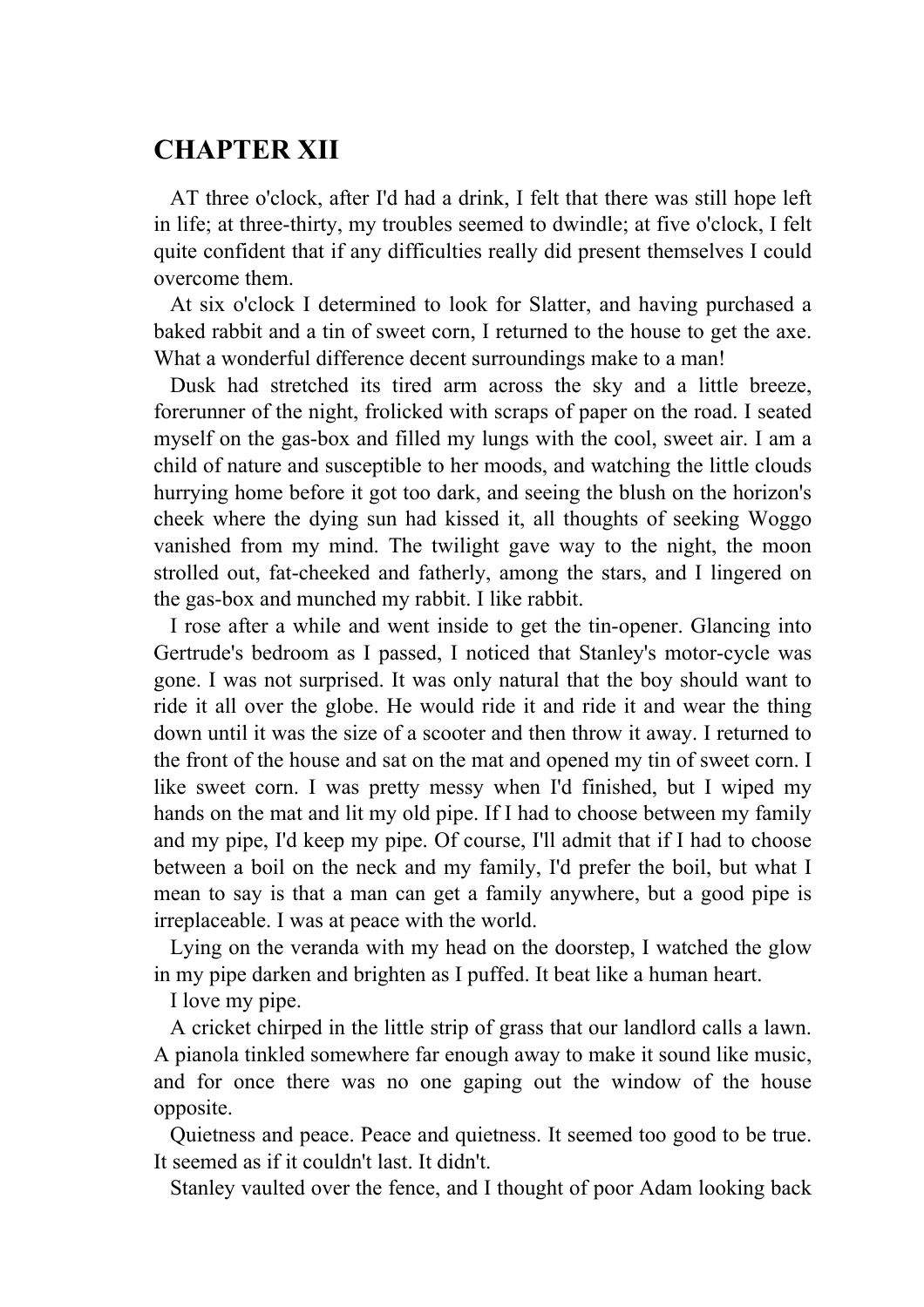# CHAPTER XII

AT three o'clock, after I'd had a drink, I felt that there was still hope left in life; at three-thirty, my troubles seemed to dwindle; at five o'clock, I felt quite confident that if any difficulties really did present themselves I could overcome them.

At six o'clock I determined to look for Slatter, and having purchased a baked rabbit and a tin of sweet corn, I returned to the house to get the axe. What a wonderful difference decent surroundings make to a man!

Dusk had stretched its tired arm across the sky and a little breeze, forerunner of the night, frolicked with scraps of paper on the road. I seated myself on the gas-box and filled my lungs with the cool, sweet air. I am a child of nature and susceptible to her moods, and watching the little clouds hurrying home before it got too dark, and seeing the blush on the horizon's cheek where the dying sun had kissed it, all thoughts of seeking Woggo vanished from my mind. The twilight gave way to the night, the moon strolled out, fat-cheeked and fatherly, among the stars, and I lingered on the gas-box and munched my rabbit. I like rabbit.

I rose after a while and went inside to get the tin-opener. Glancing into Gertrude's bedroom as I passed, I noticed that Stanley's motor-cycle was gone. I was not surprised. It was only natural that the boy should want to ride it all over the globe. He would ride it and ride it and wear the thing down until it was the size of a scooter and then throw it away. I returned to the front of the house and sat on the mat and opened my tin of sweet corn. I like sweet corn. I was pretty messy when I'd finished, but I wiped my hands on the mat and lit my old pipe. If I had to choose between my family and my pipe, I'd keep my pipe. Of course, I'll admit that if I had to choose between a boil on the neck and my family, I'd prefer the boil, but what I mean to say is that a man can get a family anywhere, but a good pipe is irreplaceable. I was at peace with the world.

Lying on the veranda with my head on the doorstep, I watched the glow in my pipe darken and brighten as I puffed. It beat like a human heart.

I love my pipe.

A cricket chirped in the little strip of grass that our landlord calls a lawn. A pianola tinkled somewhere far enough away to make it sound like music, and for once there was no one gaping out the window of the house opposite.

Quietness and peace. Peace and quietness. It seemed too good to be true. It seemed as if it couldn't last. It didn't.

Stanley vaulted over the fence, and I thought of poor Adam looking back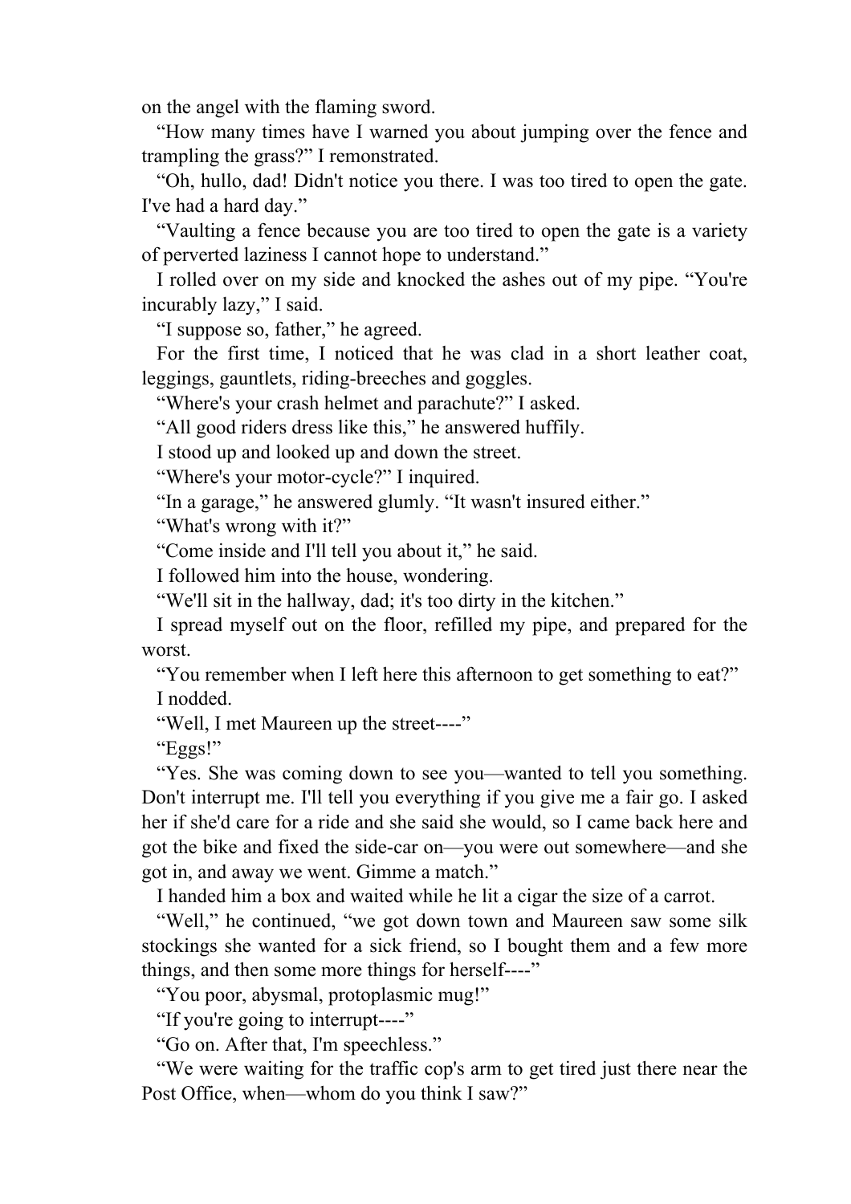on the angel with the flaming sword.

“How many times have I warned you about jumping over the fence and trampling the grass?” I remonstrated.

“Oh, hullo, dad! Didn't notice you there. I was too tired to open the gate. I've had a hard day.”

“Vaulting a fence because you are too tired to open the gate is a variety of perverted laziness I cannot hope to understand.”

I rolled over on my side and knocked the ashes out of my pipe. “You're incurably lazy,” I said.

“I suppose so, father,” he agreed.

For the first time, I noticed that he was clad in a short leather coat, leggings, gauntlets, riding-breeches and goggles.

“Where's your crash helmet and parachute?” I asked.

“All good riders dress like this,” he answered huffily.

I stood up and looked up and down the street.

“Where's your motor-cycle?” I inquired.

“In a garage,” he answered glumly. “It wasn't insured either.”

“What's wrong with it?”

“Come inside and I'll tell you about it,” he said.

I followed him into the house, wondering.

“We'll sit in the hallway, dad; it's too dirty in the kitchen.”

I spread myself out on the floor, refilled my pipe, and prepared for the worst.

“You remember when I left here this afternoon to get something to eat?”

I nodded.

“Well, I met Maureen up the street----”

“Eggs!”

“Yes. She was coming down to see you—wanted to tell you something. Don't interrupt me. I'll tell you everything if you give me a fair go. I asked her if she'd care for a ride and she said she would, so I came back here and got the bike and fixed the side-car on—you were out somewhere—and she got in, and away we went. Gimme a match.”

I handed him a box and waited while he lit a cigar the size of a carrot.

“Well,” he continued, “we got down town and Maureen saw some silk stockings she wanted for a sick friend, so I bought them and a few more things, and then some more things for herself----”

“You poor, abysmal, protoplasmic mug!”

“If you're going to interrupt----”

“Go on. After that, I'm speechless.”

“We were waiting for the traffic cop's arm to get tired just there near the Post Office, when—whom do you think I saw?”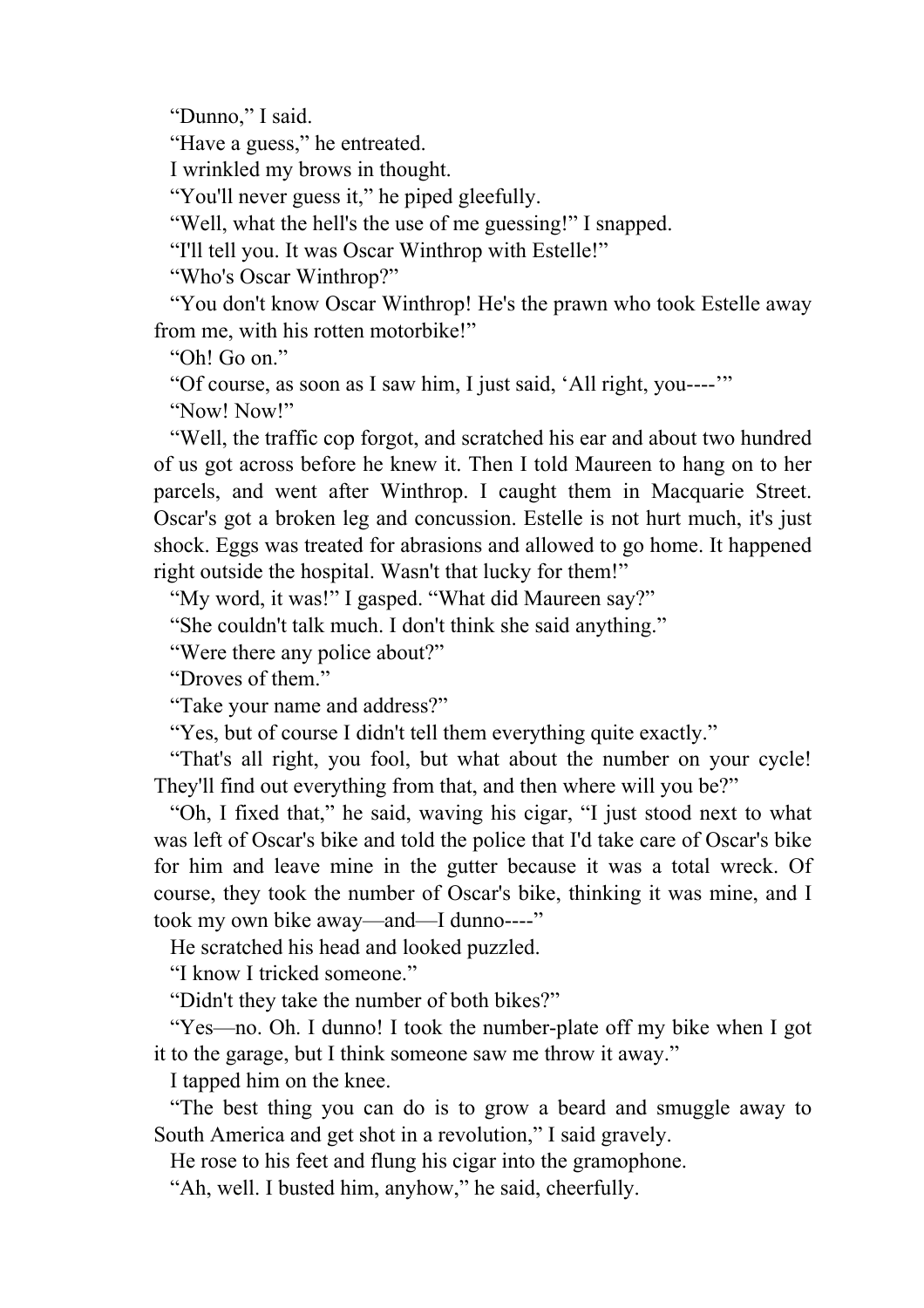"Dunno," I said.

"Have a guess," he entreated.

I wrinkled my brows in thought.

"You'll never guess it," he piped gleefully.

"Well, what the hell's the use of me guessing!" I snapped.

"I'll tell you. It was Oscar Winthrop with Estelle!"

"Who's Oscar Winthrop?"

"You don't know Oscar Winthrop! He's the prawn who took Estelle away from me, with his rotten motorbike!"

"Oh! Go on."

"Of course, as soon as I saw him, I just said, 'All right, you----'"

"Now! Now!"

"Well, the traffic cop forgot, and scratched his ear and about two hundred of us got across before he knew it. Then I told Maureen to hang on to her parcels, and went after Winthrop. I caught them in Macquarie Street. Oscar's got a broken leg and concussion. Estelle is not hurt much, it's just shock. Eggs was treated for abrasions and allowed to go home. It happened right outside the hospital. Wasn't that lucky for them!"

"My word, it was!" I gasped. "What did Maureen say?"

"She couldn't talk much. I don't think she said anything."

"Were there any police about?"

"Droves of them."

"Take your name and address?"

"Yes, but of course I didn't tell them everything quite exactly."

"That's all right, you fool, but what about the number on your cycle! They'll find out everything from that, and then where will you be?"

"Oh, I fixed that," he said, waving his cigar, "I just stood next to what was left of Oscar's bike and told the police that I'd take care of Oscar's bike for him and leave mine in the gutter because it was a total wreck. Of course, they took the number of Oscar's bike, thinking it was mine, and I took my own bike away—and—I dunno----"

He scratched his head and looked puzzled.

"I know I tricked someone."

"Didn't they take the number of both bikes?"

"Yes—no. Oh. I dunno! I took the number-plate off my bike when I got it to the garage, but I think someone saw me throw it away."

I tapped him on the knee.

"The best thing you can do is to grow a beard and smuggle away to South America and get shot in a revolution," I said gravely.

He rose to his feet and flung his cigar into the gramophone.

"Ah, well. I busted him, anyhow," he said, cheerfully.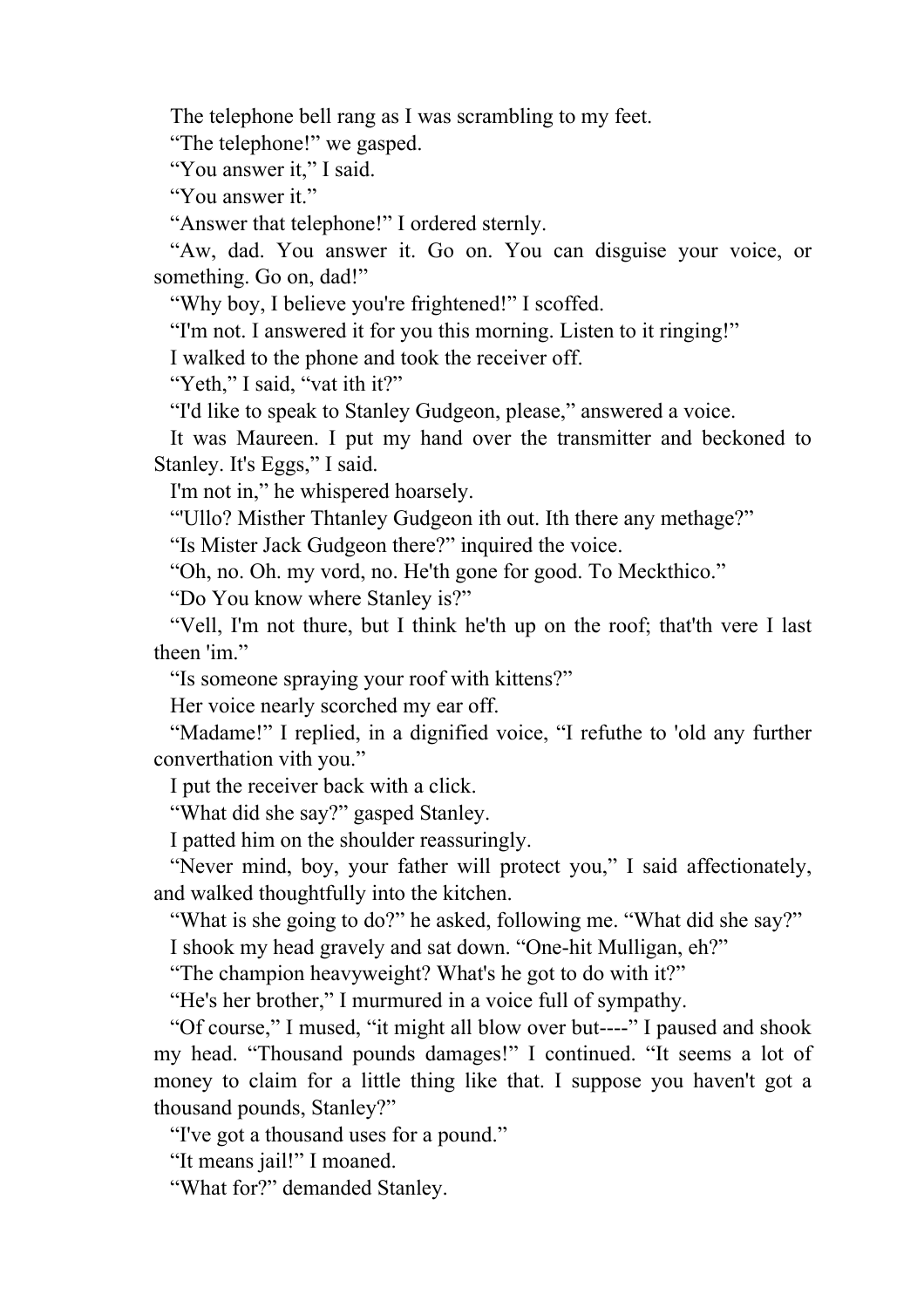The telephone bell rang as I was scrambling to my feet.

“The telephone!” we gasped.

“You answer it,” I said.

“You answer it.”

“Answer that telephone!” I ordered sternly.

“Aw, dad. You answer it. Go on. You can disguise your voice, or something. Go on, dad!”

“Why boy, I believe you're frightened!” I scoffed.

“I'm not. I answered it for you this morning. Listen to it ringing!”

I walked to the phone and took the receiver off.

“Yeth,” I said, “vat ith it?”

“I'd like to speak to Stanley Gudgeon, please,” answered a voice.

It was Maureen. I put my hand over the transmitter and beckoned to Stanley. It's Eggs,” I said.

I'm not in,” he whispered hoarsely.

“'Ullo? Misther Thtanley Gudgeon ith out. Ith there any methage?”

“Is Mister Jack Gudgeon there?” inquired the voice.

“Oh, no. Oh. my vord, no. He'th gone for good. To Meckthico.”

“Do You know where Stanley is?”

“Vell, I'm not thure, but I think he'th up on the roof; that'th vere I last theen 'im.”

“Is someone spraying your roof with kittens?”

Her voice nearly scorched my ear off.

“Madame!” I replied, in a dignified voice, “I refuthe to 'old any further converthation vith you.”

I put the receiver back with a click.

“What did she say?” gasped Stanley.

I patted him on the shoulder reassuringly.

“Never mind, boy, your father will protect you,” I said affectionately, and walked thoughtfully into the kitchen.

“What is she going to do?” he asked, following me. “What did she say?”

I shook my head gravely and sat down. “One-hit Mulligan, eh?”

“The champion heavyweight? What's he got to do with it?”

“He's her brother,” I murmured in a voice full of sympathy.

“Of course,” I mused, “it might all blow over but----” I paused and shook my head. “Thousand pounds damages!” I continued. “It seems a lot of money to claim for a little thing like that. I suppose you haven't got a thousand pounds, Stanley?”

“I've got a thousand uses for a pound.”

“It means jail!” I moaned.

“What for?” demanded Stanley.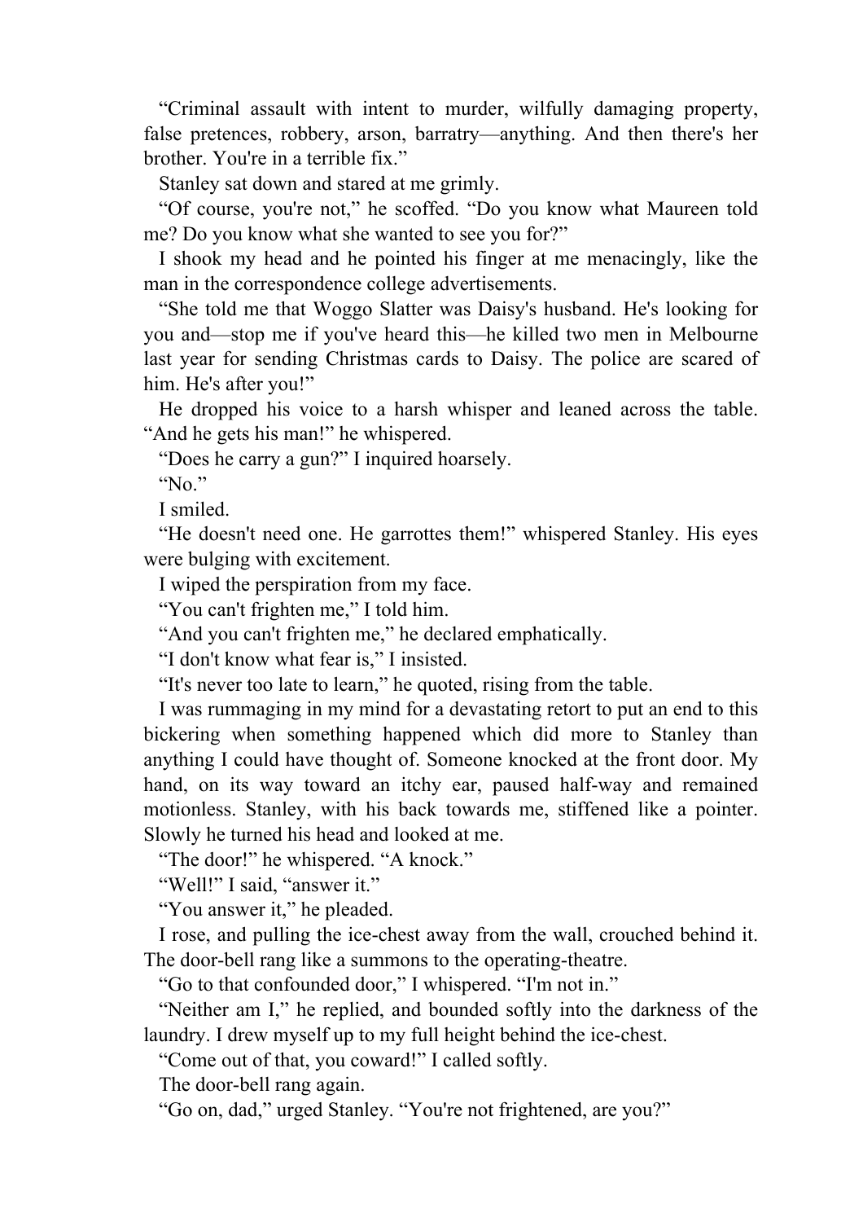"Criminal assault with intent to murder, wilfully damaging property, false pretences, robbery, arson, barratry—anything. And then there's her brother. You're in a terrible fix."

Stanley sat down and stared at me grimly.

"Of course, you're not," he scoffed. "Do you know what Maureen told me? Do you know what she wanted to see you for?"

I shook my head and he pointed his finger at me menacingly, like the man in the correspondence college advertisements.

"She told me that Woggo Slatter was Daisy's husband. He's looking for you and—stop me if you've heard this—he killed two men in Melbourne last year for sending Christmas cards to Daisy. The police are scared of him. He's after you!"

He dropped his voice to a harsh whisper and leaned across the table. "And he gets his man!" he whispered.

"Does he carry a gun?" I inquired hoarsely.

"No."

I smiled.

"He doesn't need one. He garrottes them!" whispered Stanley. His eyes were bulging with excitement.

I wiped the perspiration from my face.

"You can't frighten me," I told him.

"And you can't frighten me," he declared emphatically.

"I don't know what fear is," I insisted.

"It's never too late to learn," he quoted, rising from the table.

I was rummaging in my mind for a devastating retort to put an end to this bickering when something happened which did more to Stanley than anything I could have thought of. Someone knocked at the front door. My hand, on its way toward an itchy ear, paused half-way and remained motionless. Stanley, with his back towards me, stiffened like a pointer. Slowly he turned his head and looked at me.

"The door!" he whispered. "A knock."

"Well!" I said, "answer it."

"You answer it," he pleaded.

I rose, and pulling the ice-chest away from the wall, crouched behind it. The door-bell rang like a summons to the operating-theatre.

"Go to that confounded door," I whispered. "I'm not in."

"Neither am I," he replied, and bounded softly into the darkness of the laundry. I drew myself up to my full height behind the ice-chest.

"Come out of that, you coward!" I called softly.

The door-bell rang again.

"Go on, dad," urged Stanley. "You're not frightened, are you?"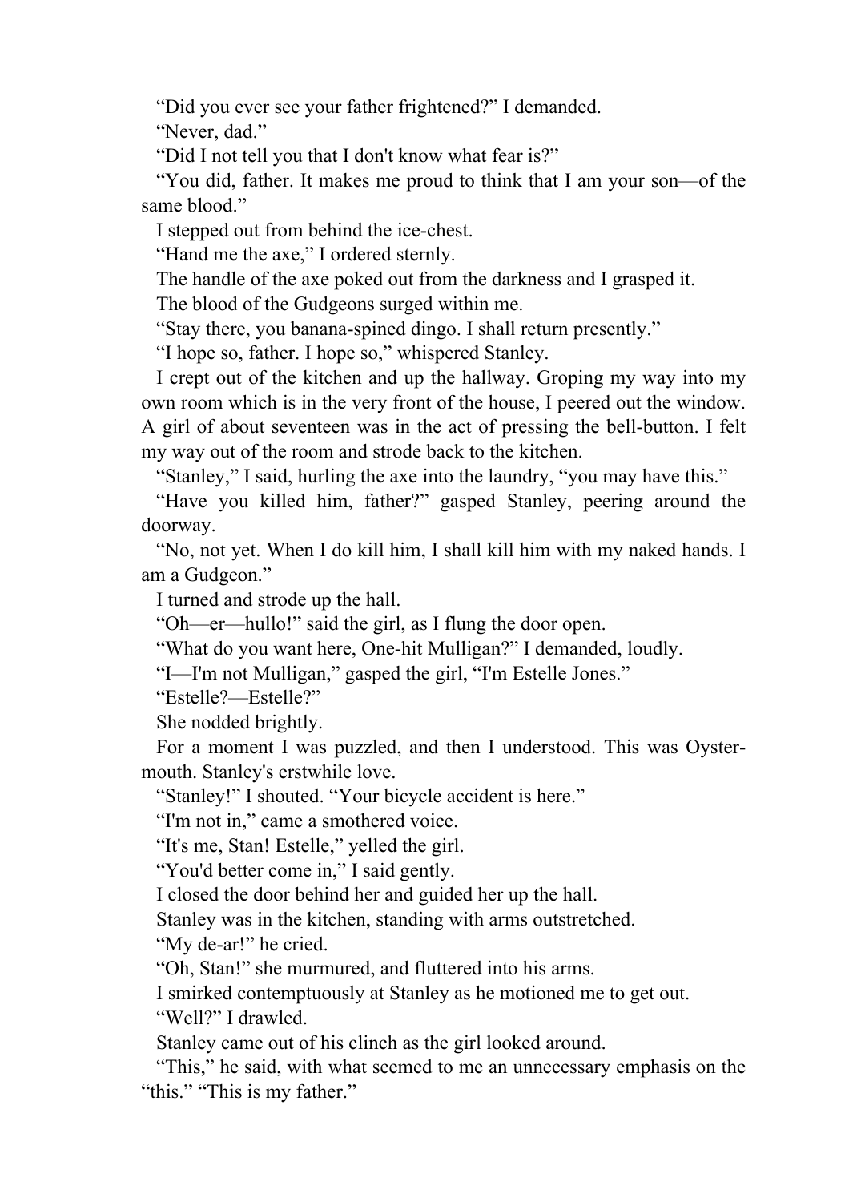"Did you ever see your father frightened?" I demanded.

"Never, dad."

"Did I not tell you that I don't know what fear is?"

"You did, father. It makes me proud to think that I am your son—of the same blood."

I stepped out from behind the ice-chest.

"Hand me the axe," I ordered sternly.

The handle of the axe poked out from the darkness and I grasped it.

The blood of the Gudgeons surged within me.

"Stay there, you banana-spined dingo. I shall return presently."

"I hope so, father. I hope so," whispered Stanley.

I crept out of the kitchen and up the hallway. Groping my way into my own room which is in the very front of the house, I peered out the window. A girl of about seventeen was in the act of pressing the bell-button. I felt my way out of the room and strode back to the kitchen.

"Stanley," I said, hurling the axe into the laundry, "you may have this."

"Have you killed him, father?" gasped Stanley, peering around the doorway.

"No, not yet. When I do kill him, I shall kill him with my naked hands. I am a Gudgeon."

I turned and strode up the hall.

"Oh—er—hullo!" said the girl, as I flung the door open.

"What do you want here, One-hit Mulligan?" I demanded, loudly.

"I—I'm not Mulligan," gasped the girl, "I'm Estelle Jones."

"Estelle?—Estelle?"

She nodded brightly.

For a moment I was puzzled, and then I understood. This was Oystermouth. Stanley's erstwhile love.

"Stanley!" I shouted. "Your bicycle accident is here."

"I'm not in," came a smothered voice.

"It's me, Stan! Estelle," yelled the girl.

"You'd better come in," I said gently.

I closed the door behind her and guided her up the hall.

Stanley was in the kitchen, standing with arms outstretched.

"My de-ar!" he cried.

"Oh, Stan!" she murmured, and fluttered into his arms.

I smirked contemptuously at Stanley as he motioned me to get out.

"Well?" I drawled.

Stanley came out of his clinch as the girl looked around.

"This," he said, with what seemed to me an unnecessary emphasis on the "this." "This is my father."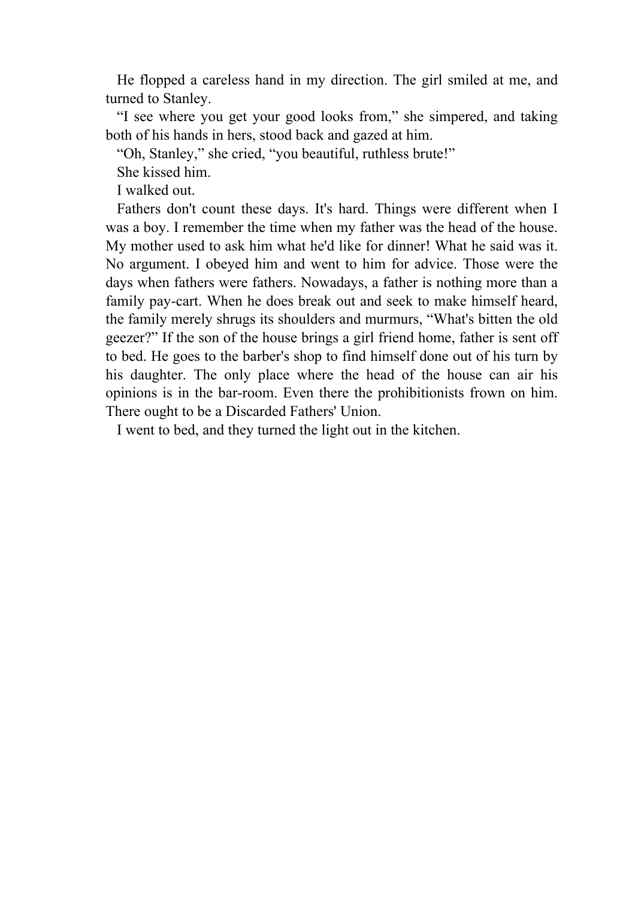He flopped a careless hand in my direction. The girl smiled at me, and turned to Stanley.

"I see where you get your good looks from," she simpered, and taking both of his hands in hers, stood back and gazed at him.

"Oh, Stanley," she cried, "you beautiful, ruthless brute!"

She kissed him.

I walked out.

Fathers don't count these days. It's hard. Things were different when I was a boy. I remember the time when my father was the head of the house. My mother used to ask him what he'd like for dinner! What he said was it. No argument. I obeyed him and went to him for advice. Those were the days when fathers were fathers. Nowadays, a father is nothing more than a family pay-cart. When he does break out and seek to make himself heard, the family merely shrugs its shoulders and murmurs, "What's bitten the old geezer?" If the son of the house brings a girl friend home, father is sent off to bed. He goes to the barber's shop to find himself done out of his turn by his daughter. The only place where the head of the house can air his opinions is in the bar-room. Even there the prohibitionists frown on him. There ought to be a Discarded Fathers' Union.

I went to bed, and they turned the light out in the kitchen.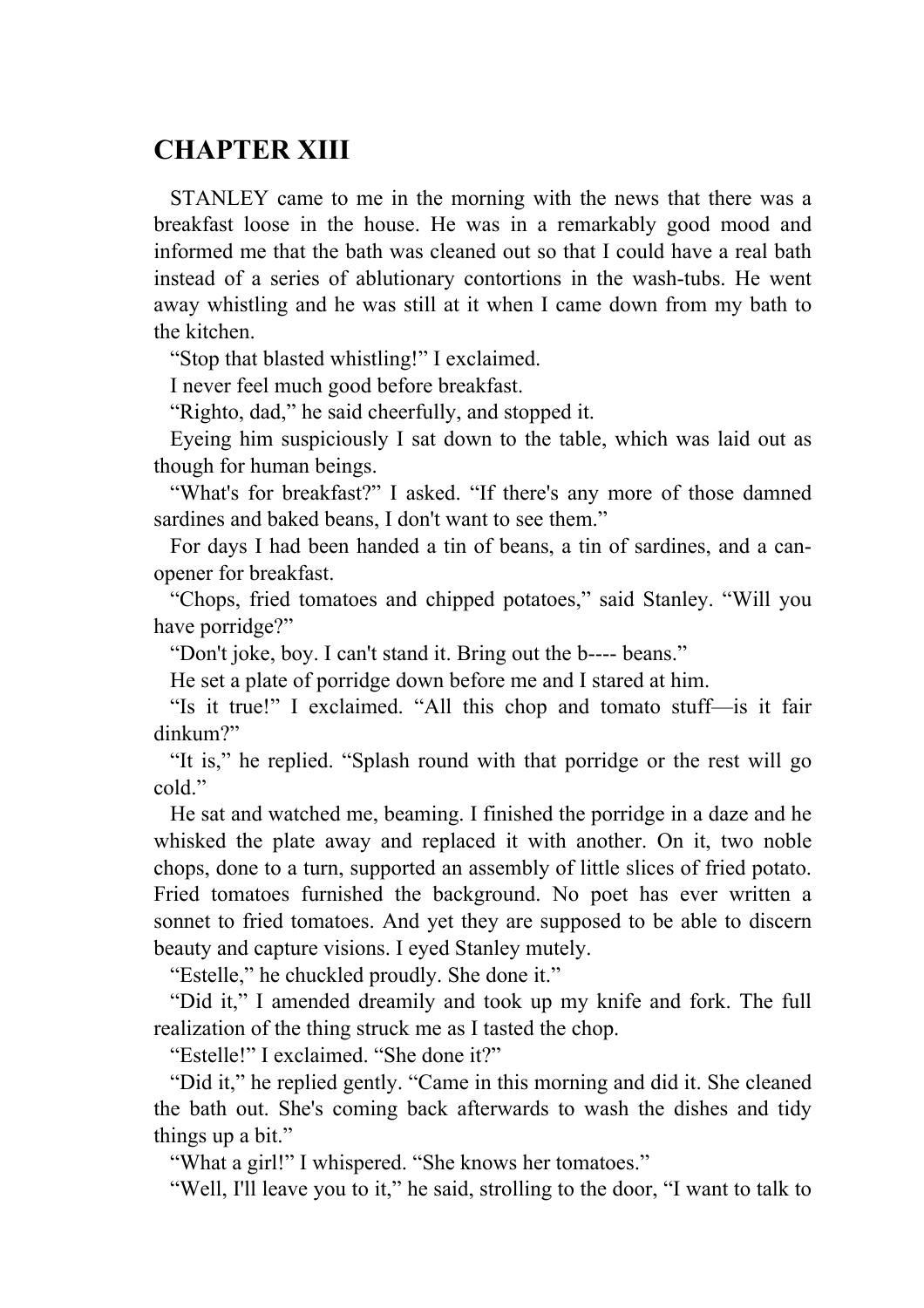# CHAPTER XIII

STANLEY came to me in the morning with the news that there was a breakfast loose in the house. He was in a remarkably good mood and informed me that the bath was cleaned out so that I could have a real bath instead of a series of ablutionary contortions in the wash-tubs. He went away whistling and he was still at it when I came down from my bath to the kitchen.

"Stop that blasted whistling!" I exclaimed.

I never feel much good before breakfast.

"Righto, dad," he said cheerfully, and stopped it.

Eyeing him suspiciously I sat down to the table, which was laid out as though for human beings.

"What's for breakfast?" I asked. "If there's any more of those damned sardines and baked beans, I don't want to see them."

For days I had been handed a tin of beans, a tin of sardines, and a can-opener for breakfast.

"Chops, fried tomatoes and chipped potatoes," said Stanley. "Will you have porridge?"

"Don't joke, boy. I can't stand it. Bring out the b---- beans."

He set a plate of porridge down before me and I stared at him.

"Is it true!" I exclaimed. "All this chop and tomato stuff—is it fair dinkum?"

"It is," he replied. "Splash round with that porridge or the rest will go cold."

He sat and watched me, beaming. I finished the porridge in a daze and he whisked the plate away and replaced it with another. On it, two noble chops, done to a turn, supported an assembly of little slices of fried potato. Fried tomatoes furnished the background. No poet has ever written a sonnet to fried tomatoes. And yet they are supposed to be able to discern beauty and capture visions. I eyed Stanley mutely.

"Estelle," he chuckled proudly. She done it."

"Did it," I amended dreamily and took up my knife and fork. The full realization of the thing struck me as I tasted the chop.

"Estelle!" I exclaimed. "She done it?"

"Did it," he replied gently. "Came in this morning and did it. She cleaned the bath out. She's coming back afterwards to wash the dishes and tidy things up a bit."

"What a girl!" I whispered. "She knows her tomatoes."

"Well, I'll leave you to it," he said, strolling to the door, "I want to talk to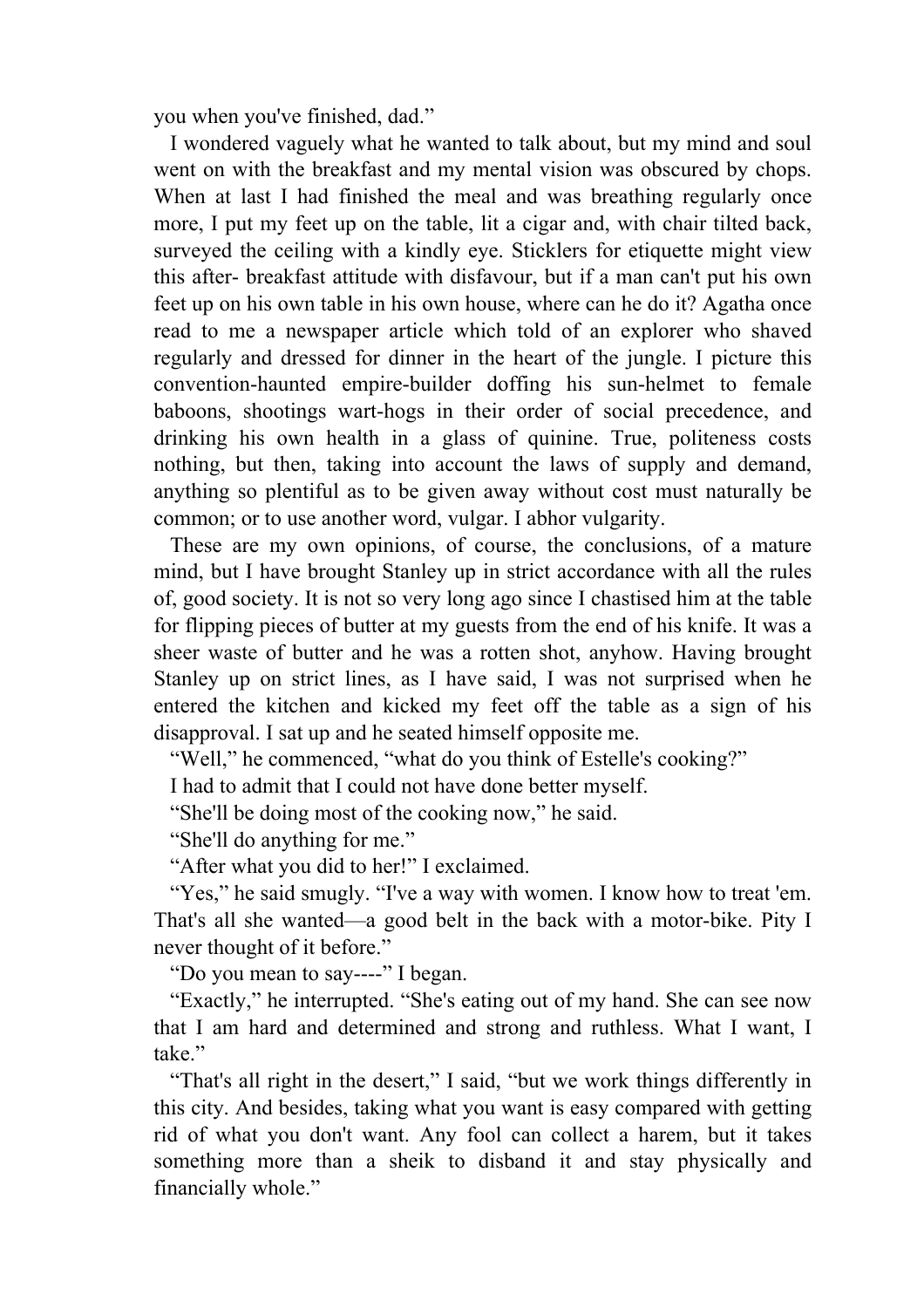you when you've finished, dad."

I wondered vaguely what he wanted to talk about, but my mind and soul went on with the breakfast and my mental vision was obscured by chops. When at last I had finished the meal and was breathing regularly once more, I put my feet up on the table, lit a cigar and, with chair tilted back, surveyed the ceiling with a kindly eye. Sticklers for etiquette might view this after- breakfast attitude with disfavour, but if a man can't put his own feet up on his own table in his own house, where can he do it? Agatha once read to me a newspaper article which told of an explorer who shaved regularly and dressed for dinner in the heart of the jungle. I picture this convention-haunted empire-builder doffing his sun-helmet to female baboons, shootings wart-hogs in their order of social precedence, and drinking his own health in a glass of quinine. True, politeness costs nothing, but then, taking into account the laws of supply and demand, anything so plentiful as to be given away without cost must naturally be common; or to use another word, vulgar. I abhor vulgarity.

These are my own opinions, of course, the conclusions, of a mature mind, but I have brought Stanley up in strict accordance with all the rules of, good society. It is not so very long ago since I chastised him at the table for flipping pieces of butter at my guests from the end of his knife. It was a sheer waste of butter and he was a rotten shot, anyhow. Having brought Stanley up on strict lines, as I have said, I was not surprised when he entered the kitchen and kicked my feet off the table as a sign of his disapproval. I sat up and he seated himself opposite me.

"Well," he commenced, "what do you think of Estelle's cooking?"

I had to admit that I could not have done better myself.

"She'll be doing most of the cooking now," he said.

"She'll do anything for me."

"After what you did to her!" I exclaimed.

"Yes," he said smugly. "I've a way with women. I know how to treat 'em. That's all she wanted—a good belt in the back with a motor-bike. Pity I never thought of it before."

"Do you mean to say----" I began.

"Exactly," he interrupted. "She's eating out of my hand. She can see now that I am hard and determined and strong and ruthless. What I want, I take."

"That's all right in the desert," I said, "but we work things differently in this city. And besides, taking what you want is easy compared with getting rid of what you don't want. Any fool can collect a harem, but it takes something more than a sheik to disband it and stay physically and financially whole."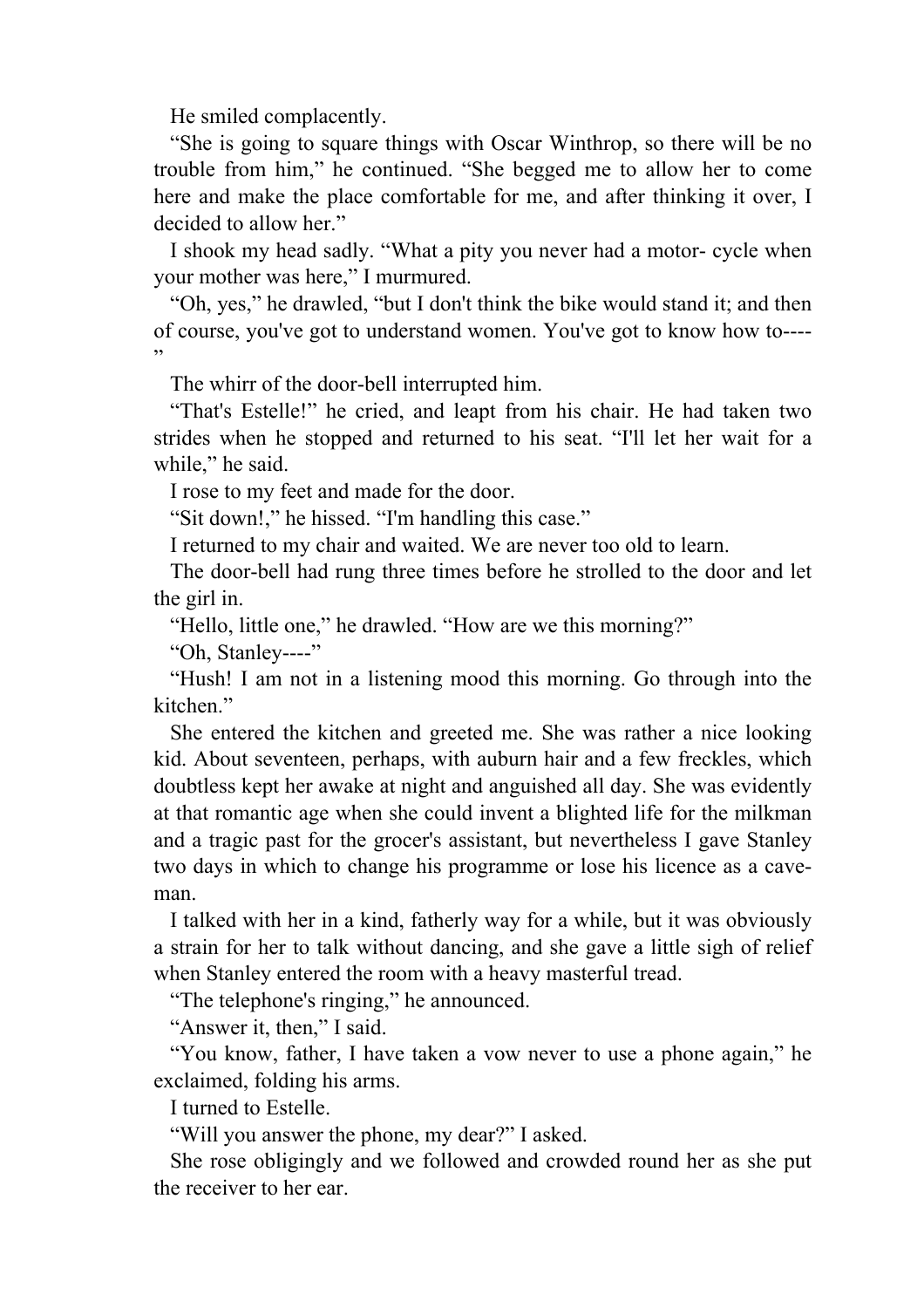He smiled complacently.

"She is going to square things with Oscar Winthrop, so there will be no trouble from him," he continued. "She begged me to allow her to come here and make the place comfortable for me, and after thinking it over, I decided to allow her."

I shook my head sadly. "What a pity you never had a motor- cycle when your mother was here," I murmured.

"Oh, yes," he drawled, "but I don't think the bike would stand it; and then of course, you've got to understand women. You've got to know how to----"

The whirr of the door-bell interrupted him.

"That's Estelle!" he cried, and leapt from his chair. He had taken two strides when he stopped and returned to his seat. "I'll let her wait for a while," he said.

I rose to my feet and made for the door.

"Sit down!," he hissed. "I'm handling this case."

I returned to my chair and waited. We are never too old to learn.

The door-bell had rung three times before he strolled to the door and let the girl in.

"Hello, little one," he drawled. "How are we this morning?"

"Oh, Stanley----"

"Hush! I am not in a listening mood this morning. Go through into the kitchen."

She entered the kitchen and greeted me. She was rather a nice looking kid. About seventeen, perhaps, with auburn hair and a few freckles, which doubtless kept her awake at night and anguished all day. She was evidently at that romantic age when she could invent a blighted life for the milkman and a tragic past for the grocer's assistant, but nevertheless I gave Stanley two days in which to change his programme or lose his licence as a cave-man.

I talked with her in a kind, fatherly way for a while, but it was obviously a strain for her to talk without dancing, and she gave a little sigh of relief when Stanley entered the room with a heavy masterful tread.

"The telephone's ringing," he announced.

"Answer it, then," I said.

"You know, father, I have taken a vow never to use a phone again," he exclaimed, folding his arms.

I turned to Estelle.

"Will you answer the phone, my dear?" I asked.

She rose obligingly and we followed and crowded round her as she put the receiver to her ear.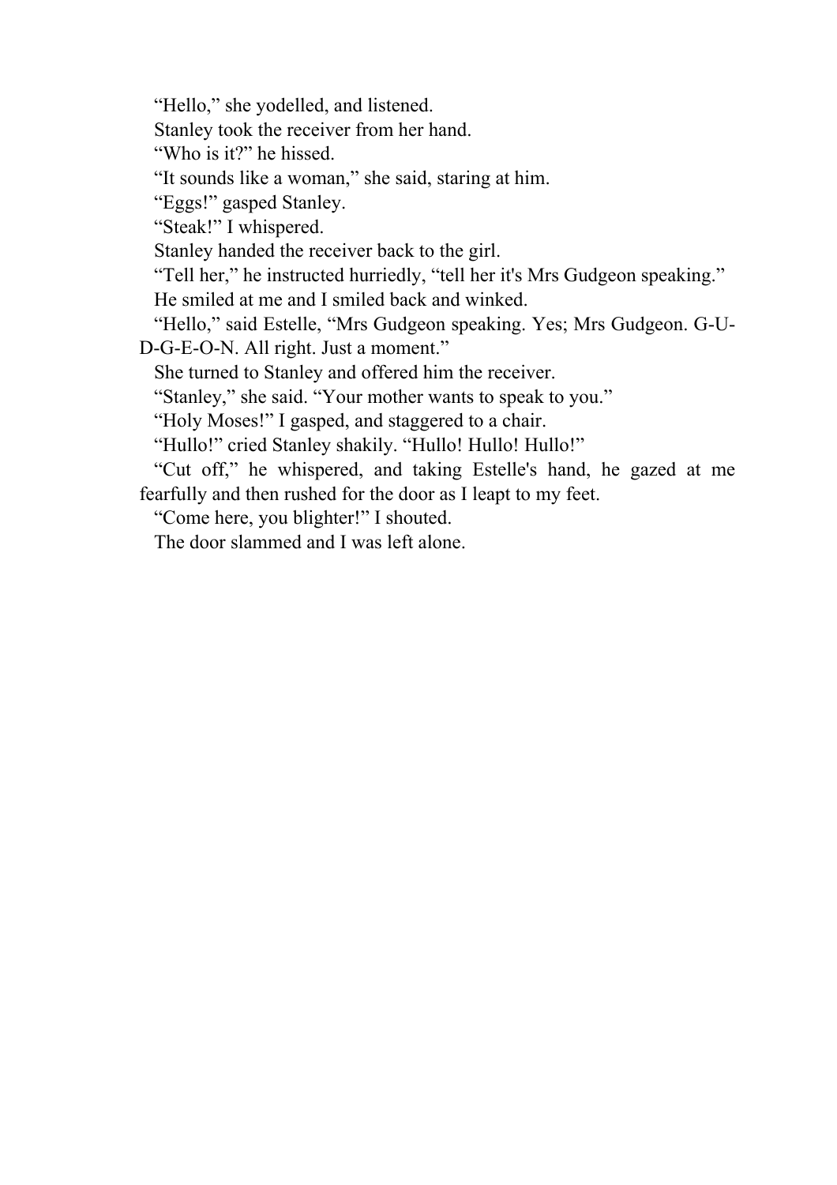“Hello,” she yodelled, and listened.

Stanley took the receiver from her hand.

“Who is it?” he hissed.

“It sounds like a woman,” she said, staring at him.

“Eggs!” gasped Stanley.

“Steak!” I whispered.

Stanley handed the receiver back to the girl.

“Tell her,” he instructed hurriedly, “tell her it's Mrs Gudgeon speaking.”

He smiled at me and I smiled back and winked.

“Hello,” said Estelle, “Mrs Gudgeon speaking. Yes; Mrs Gudgeon. G-U-D-G-E-O-N. All right. Just a moment.”

She turned to Stanley and offered him the receiver.

“Stanley,” she said. “Your mother wants to speak to you.”

“Holy Moses!” I gasped, and staggered to a chair.

“Hullo!” cried Stanley shakily. “Hullo! Hullo! Hullo!”

“Cut off,” he whispered, and taking Estelle's hand, he gazed at me fearfully and then rushed for the door as I leapt to my feet.

“Come here, you blighter!” I shouted.

The door slammed and I was left alone.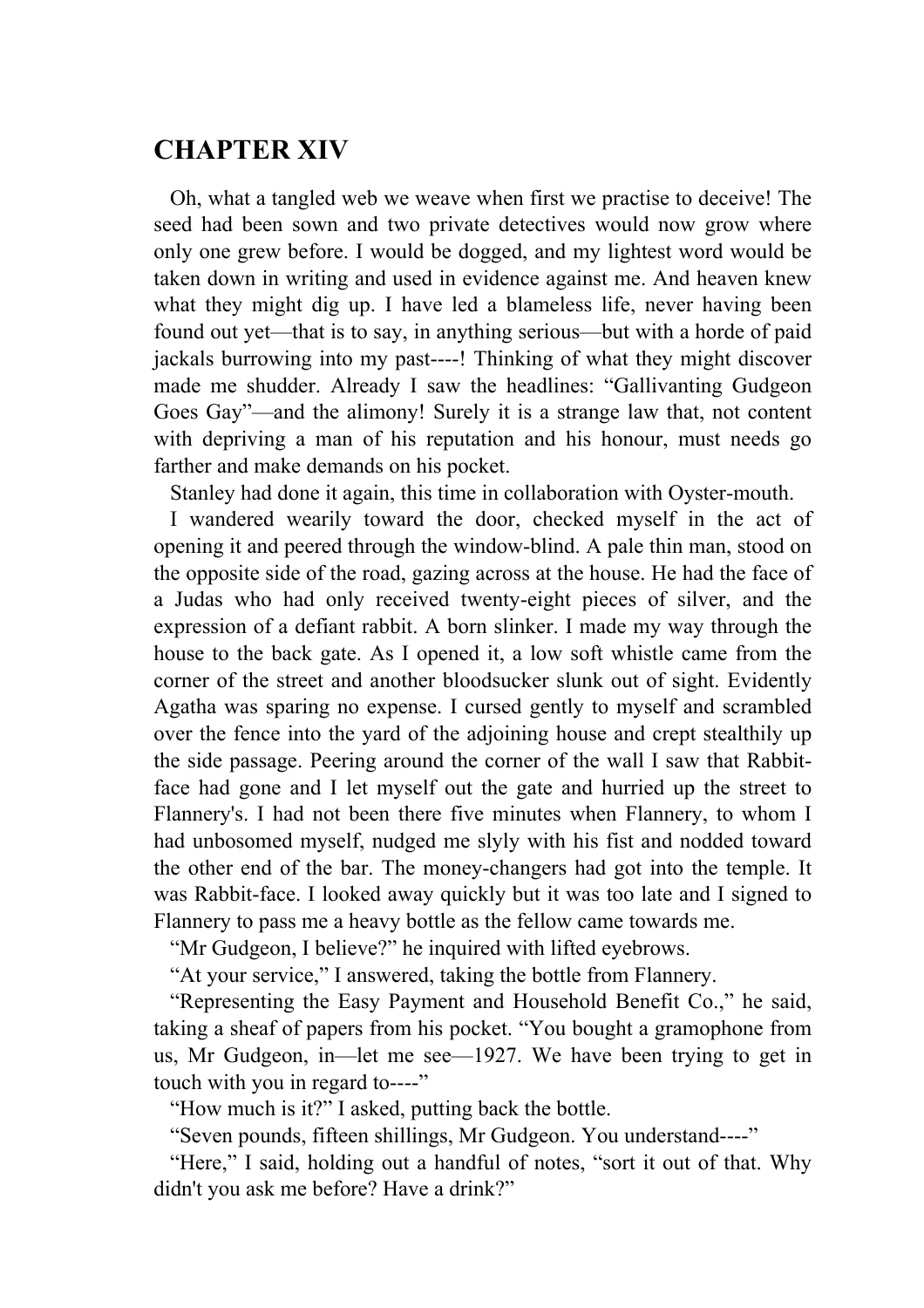## CHAPTER XIV

Oh, what a tangled web we weave when first we practise to deceive! The seed had been sown and two private detectives would now grow where only one grew before. I would be dogged, and my lightest word would be taken down in writing and used in evidence against me. And heaven knew what they might dig up. I have led a blameless life, never having been found out yet—that is to say, in anything serious—but with a horde of paid jackals burrowing into my past----! Thinking of what they might discover made me shudder. Already I saw the headlines: "Gallivanting Gudgeon Goes Gay"—and the alimony! Surely it is a strange law that, not content with depriving a man of his reputation and his honour, must needs go farther and make demands on his pocket.

Stanley had done it again, this time in collaboration with Oyster-mouth.

I wandered wearily toward the door, checked myself in the act of opening it and peered through the window-blind. A pale thin man, stood on the opposite side of the road, gazing across at the house. He had the face of a Judas who had only received twenty-eight pieces of silver, and the expression of a defiant rabbit. A born slinker. I made my way through the house to the back gate. As I opened it, a low soft whistle came from the corner of the street and another bloodsucker slunk out of sight. Evidently Agatha was sparing no expense. I cursed gently to myself and scrambled over the fence into the yard of the adjoining house and crept stealthily up the side passage. Peering around the corner of the wall I saw that Rabbit-face had gone and I let myself out the gate and hurried up the street to Flannery's. I had not been there five minutes when Flannery, to whom I had unbosomed myself, nudged me slyly with his fist and nodded toward the other end of the bar. The money-changers had got into the temple. It was Rabbit-face. I looked away quickly but it was too late and I signed to Flannery to pass me a heavy bottle as the fellow came towards me.

"Mr Gudgeon, I believe?" he inquired with lifted eyebrows.

"At your service," I answered, taking the bottle from Flannery.

"Representing the Easy Payment and Household Benefit Co.," he said, taking a sheaf of papers from his pocket. "You bought a gramophone from us, Mr Gudgeon, in—let me see—1927. We have been trying to get in touch with you in regard to----"

"How much is it?" I asked, putting back the bottle.

"Seven pounds, fifteen shillings, Mr Gudgeon. You understand----"

"Here," I said, holding out a handful of notes, "sort it out of that. Why didn't you ask me before? Have a drink?"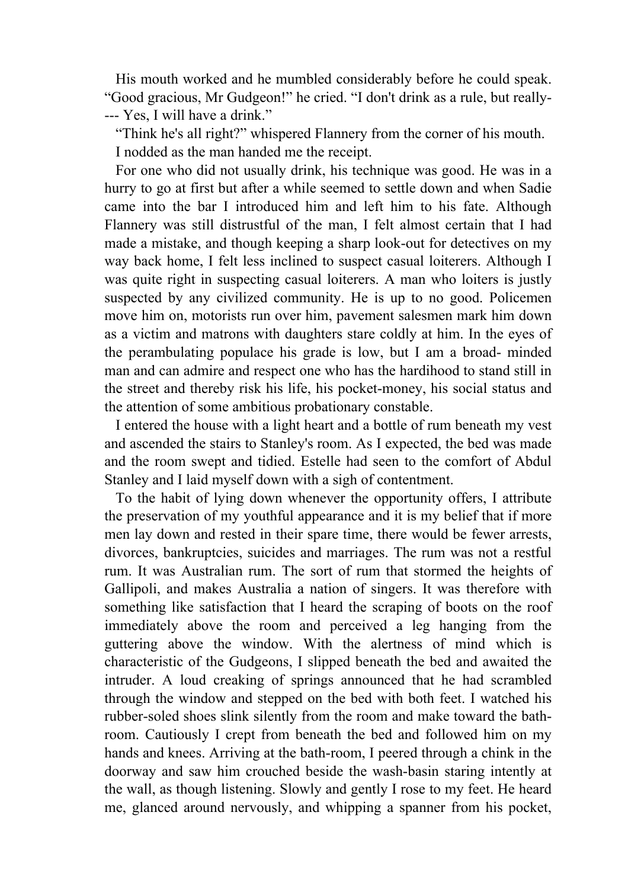His mouth worked and he mumbled considerably before he could speak. “Good gracious, Mr Gudgeon!” he cried. “I don't drink as a rule, but really---- Yes, I will have a drink.”

“Think he's all right?” whispered Flannery from the corner of his mouth.

I nodded as the man handed me the receipt.

For one who did not usually drink, his technique was good. He was in a hurry to go at first but after a while seemed to settle down and when Sadie came into the bar I introduced him and left him to his fate. Although Flannery was still distrustful of the man, I felt almost certain that I had made a mistake, and though keeping a sharp look-out for detectives on my way back home, I felt less inclined to suspect casual loiterers. Although I was quite right in suspecting casual loiterers. A man who loiters is justly suspected by any civilized community. He is up to no good. Policemen move him on, motorists run over him, pavement salesmen mark him down as a victim and matrons with daughters stare coldly at him. In the eyes of the perambulating populace his grade is low, but I am a broad- minded man and can admire and respect one who has the hardihood to stand still in the street and thereby risk his life, his pocket-money, his social status and the attention of some ambitious probationary constable.

I entered the house with a light heart and a bottle of rum beneath my vest and ascended the stairs to Stanley's room. As I expected, the bed was made and the room swept and tidied. Estelle had seen to the comfort of Abdul Stanley and I laid myself down with a sigh of contentment.

To the habit of lying down whenever the opportunity offers, I attribute the preservation of my youthful appearance and it is my belief that if more men lay down and rested in their spare time, there would be fewer arrests, divorces, bankruptcies, suicides and marriages. The rum was not a restful rum. It was Australian rum. The sort of rum that stormed the heights of Gallipoli, and makes Australia a nation of singers. It was therefore with something like satisfaction that I heard the scraping of boots on the roof immediately above the room and perceived a leg hanging from the guttering above the window. With the alertness of mind which is characteristic of the Gudgeons, I slipped beneath the bed and awaited the intruder. A loud creaking of springs announced that he had scrambled through the window and stepped on the bed with both feet. I watched his rubber-soled shoes slink silently from the room and make toward the bath-room. Cautiously I crept from beneath the bed and followed him on my hands and knees. Arriving at the bath-room, I peered through a chink in the doorway and saw him crouched beside the wash-basin staring intently at the wall, as though listening. Slowly and gently I rose to my feet. He heard me, glanced around nervously, and whipping a spanner from his pocket,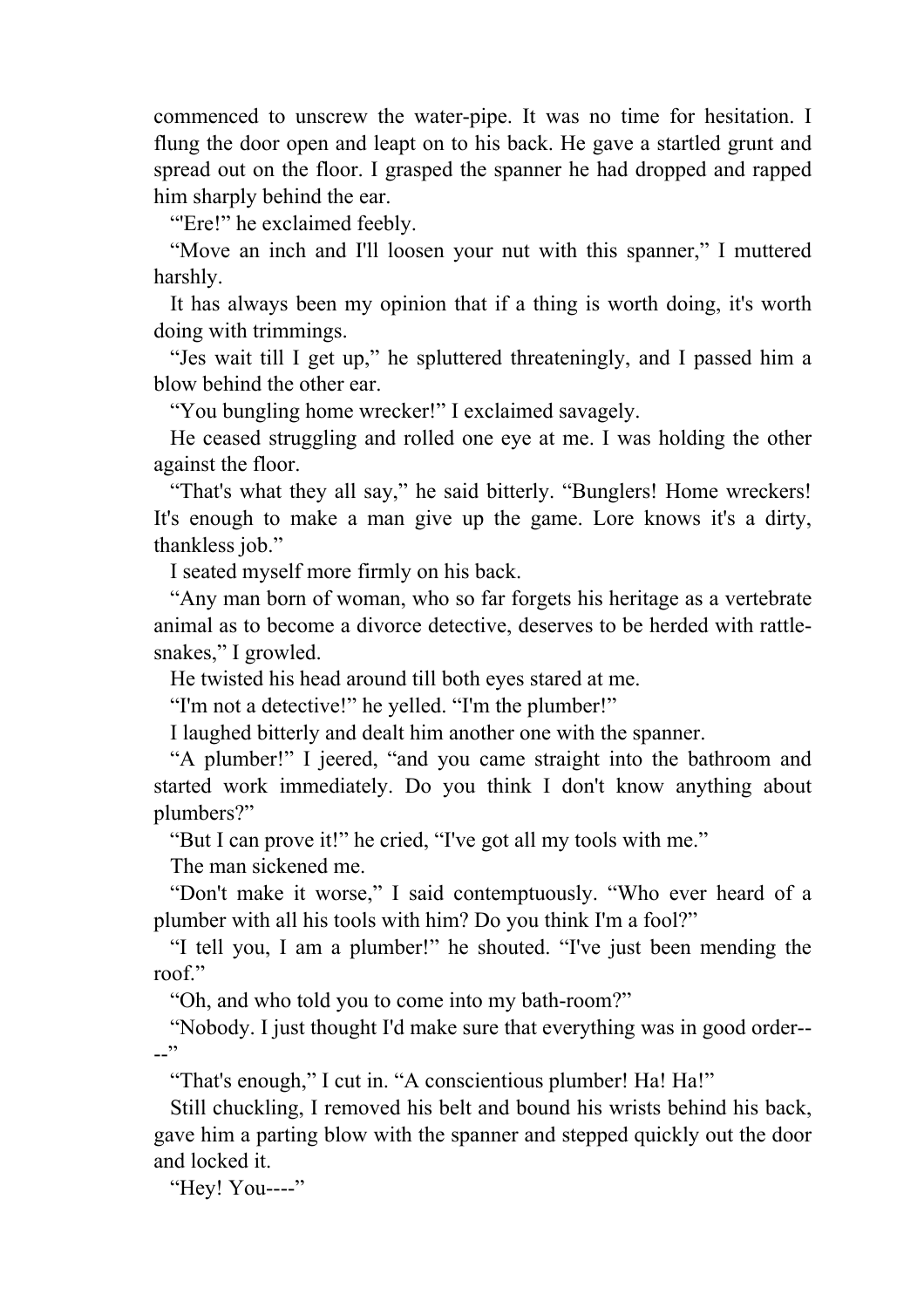commenced to unscrew the water-pipe. It was no time for hesitation. I flung the door open and leapt on to his back. He gave a startled grunt and spread out on the floor. I grasped the spanner he had dropped and rapped him sharply behind the ear.

“'Ere!” he exclaimed feebly.

“Move an inch and I'll loosen your nut with this spanner,” I muttered harshly.

It has always been my opinion that if a thing is worth doing, it's worth doing with trimmings.

“Jes wait till I get up,” he spluttered threateningly, and I passed him a blow behind the other ear.

“You bungling home wrecker!” I exclaimed savagely.

He ceased struggling and rolled one eye at me. I was holding the other against the floor.

“That's what they all say,” he said bitterly. “Bunglers! Home wreckers! It's enough to make a man give up the game. Lore knows it's a dirty, thankless job.”

I seated myself more firmly on his back.

“Any man born of woman, who so far forgets his heritage as a vertebrate animal as to become a divorce detective, deserves to be herded with rattle-snakes,” I growled.

He twisted his head around till both eyes stared at me.

“I'm not a detective!” he yelled. “I'm the plumber!”

I laughed bitterly and dealt him another one with the spanner.

“A plumber!” I jeered, “and you came straight into the bathroom and started work immediately. Do you think I don't know anything about plumbers?”

“But I can prove it!” he cried, “I've got all my tools with me.”

The man sickened me.

“Don't make it worse,” I said contemptuously. “Who ever heard of a plumber with all his tools with him? Do you think I'm a fool?”

“I tell you, I am a plumber!” he shouted. “I've just been mending the roof.”

“Oh, and who told you to come into my bath-room?”

“Nobody. I just thought I'd make sure that everything was in good order----”

“That's enough,” I cut in. “A conscientious plumber! Ha! Ha!”

Still chuckling, I removed his belt and bound his wrists behind his back, gave him a parting blow with the spanner and stepped quickly out the door and locked it.

“Hey! You----”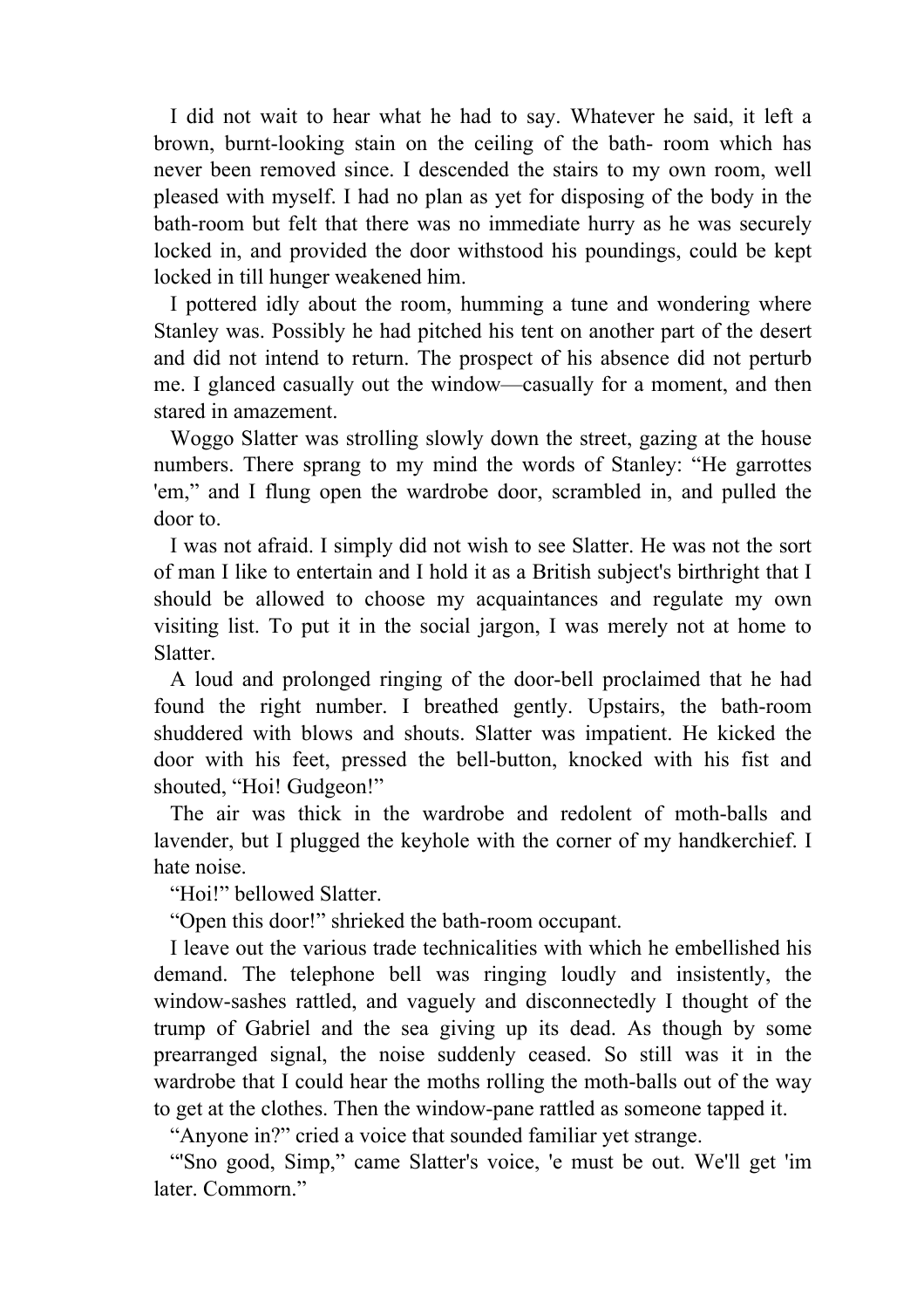I did not wait to hear what he had to say. Whatever he said, it left a brown, burnt-looking stain on the ceiling of the bath- room which has never been removed since. I descended the stairs to my own room, well pleased with myself. I had no plan as yet for disposing of the body in the bath-room but felt that there was no immediate hurry as he was securely locked in, and provided the door withstood his poundings, could be kept locked in till hunger weakened him.

I pottered idly about the room, humming a tune and wondering where Stanley was. Possibly he had pitched his tent on another part of the desert and did not intend to return. The prospect of his absence did not perturb me. I glanced casually out the window—casually for a moment, and then stared in amazement.

Woggo Slatter was strolling slowly down the street, gazing at the house numbers. There sprang to my mind the words of Stanley: “He garrottes 'em,” and I flung open the wardrobe door, scrambled in, and pulled the door to.

I was not afraid. I simply did not wish to see Slatter. He was not the sort of man I like to entertain and I hold it as a British subject's birthright that I should be allowed to choose my acquaintances and regulate my own visiting list. To put it in the social jargon, I was merely not at home to Slatter.

A loud and prolonged ringing of the door-bell proclaimed that he had found the right number. I breathed gently. Upstairs, the bath-room shuddered with blows and shouts. Slatter was impatient. He kicked the door with his feet, pressed the bell-button, knocked with his fist and shouted, “Hoi! Gudgeon!”

The air was thick in the wardrobe and redolent of moth-balls and lavender, but I plugged the keyhole with the corner of my handkerchief. I hate noise.

“Hoi!” bellowed Slatter.

“Open this door!” shrieked the bath-room occupant.

I leave out the various trade technicalities with which he embellished his demand. The telephone bell was ringing loudly and insistently, the window-sashes rattled, and vaguely and disconnectedly I thought of the trump of Gabriel and the sea giving up its dead. As though by some prearranged signal, the noise suddenly ceased. So still was it in the wardrobe that I could hear the moths rolling the moth-balls out of the way to get at the clothes. Then the window-pane rattled as someone tapped it.

“Anyone in?” cried a voice that sounded familiar yet strange.

“'Sno good, Simp,” came Slatter's voice, 'e must be out. We'll get 'im later. Commorn.”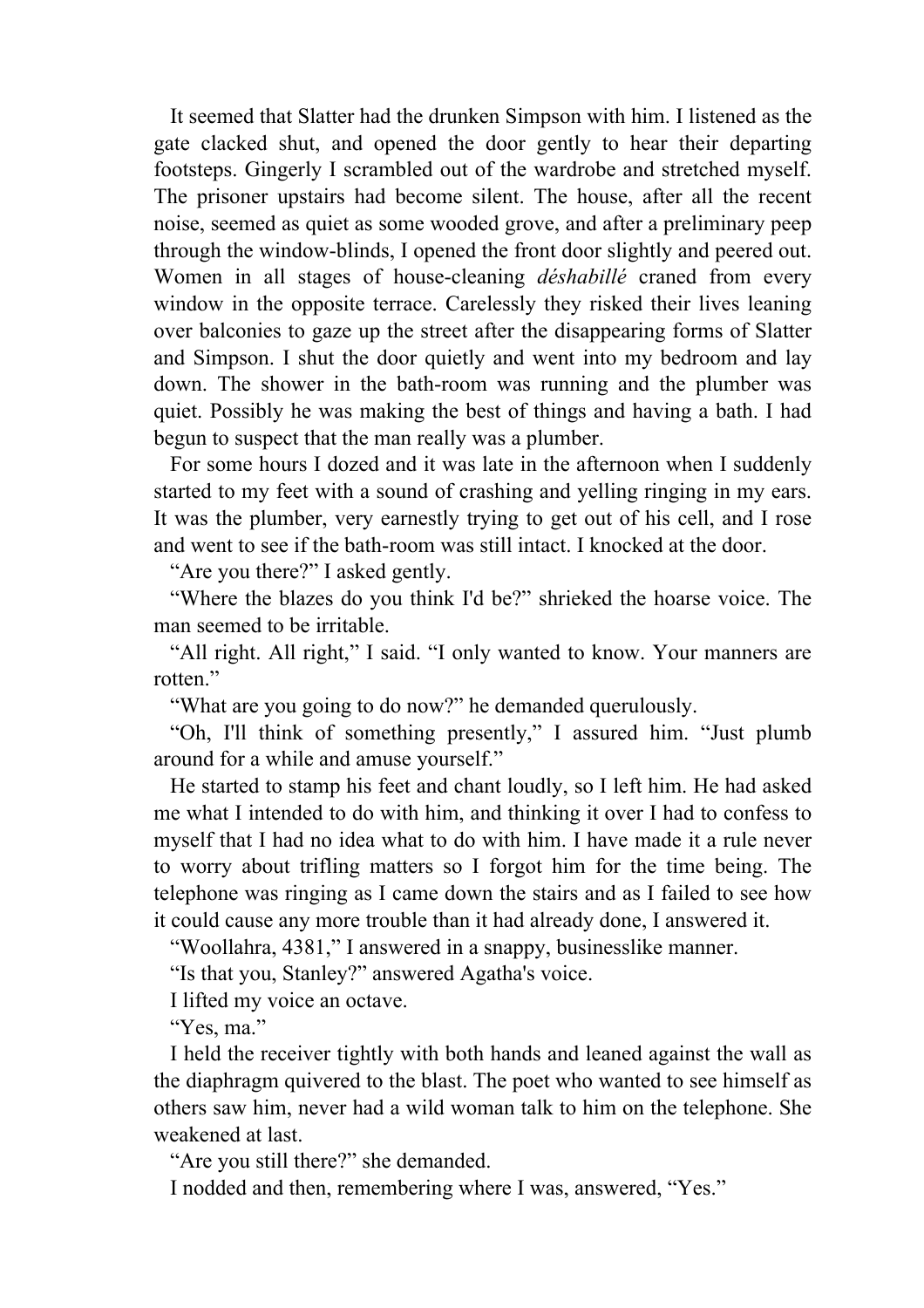It seemed that Slatter had the drunken Simpson with him. I listened as the gate clacked shut, and opened the door gently to hear their departing footsteps. Gingerly I scrambled out of the wardrobe and stretched myself. The prisoner upstairs had become silent. The house, after all the recent noise, seemed as quiet as some wooded grove, and after a preliminary peep through the window-blinds, I opened the front door slightly and peered out. Women in all stages of house-cleaning *déshabillé* craned from every window in the opposite terrace. Carelessly they risked their lives leaning over balconies to gaze up the street after the disappearing forms of Slatter and Simpson. I shut the door quietly and went into my bedroom and lay down. The shower in the bath-room was running and the plumber was quiet. Possibly he was making the best of things and having a bath. I had begun to suspect that the man really was a plumber.

For some hours I dozed and it was late in the afternoon when I suddenly started to my feet with a sound of crashing and yelling ringing in my ears. It was the plumber, very earnestly trying to get out of his cell, and I rose and went to see if the bath-room was still intact. I knocked at the door.

"Are you there?" I asked gently.

"Where the blazes do you think I'd be?" shrieked the hoarse voice. The man seemed to be irritable.

"All right. All right," I said. "I only wanted to know. Your manners are rotten."

"What are you going to do now?" he demanded querulously.

"Oh, I'll think of something presently," I assured him. "Just plumb around for a while and amuse yourself."

He started to stamp his feet and chant loudly, so I left him. He had asked me what I intended to do with him, and thinking it over I had to confess to myself that I had no idea what to do with him. I have made it a rule never to worry about trifling matters so I forgot him for the time being. The telephone was ringing as I came down the stairs and as I failed to see how it could cause any more trouble than it had already done, I answered it.

"Woollahra, 4381," I answered in a snappy, businesslike manner.

"Is that you, Stanley?" answered Agatha's voice.

I lifted my voice an octave.

"Yes, ma."

I held the receiver tightly with both hands and leaned against the wall as the diaphragm quivered to the blast. The poet who wanted to see himself as others saw him, never had a wild woman talk to him on the telephone. She weakened at last.

"Are you still there?" she demanded.

I nodded and then, remembering where I was, answered, "Yes."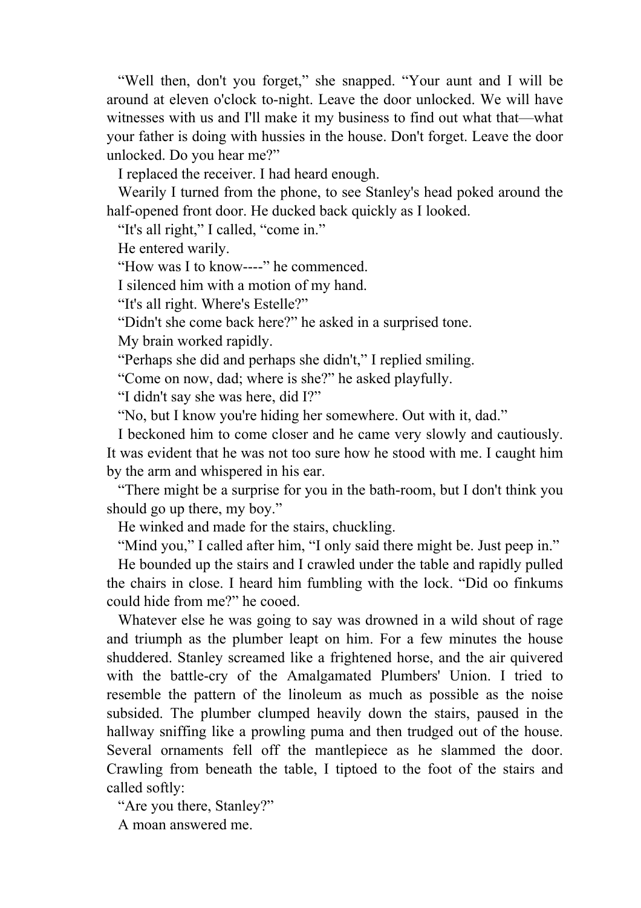"Well then, don't you forget," she snapped. "Your aunt and I will be around at eleven o'clock to-night. Leave the door unlocked. We will have witnesses with us and I'll make it my business to find out what that—what your father is doing with hussies in the house. Don't forget. Leave the door unlocked. Do you hear me?"

I replaced the receiver. I had heard enough.

Wearily I turned from the phone, to see Stanley's head poked around the half-opened front door. He ducked back quickly as I looked.

"It's all right," I called, "come in."

He entered warily.

"How was I to know----" he commenced.

I silenced him with a motion of my hand.

"It's all right. Where's Estelle?"

"Didn't she come back here?" he asked in a surprised tone.

My brain worked rapidly.

"Perhaps she did and perhaps she didn't," I replied smiling.

"Come on now, dad; where is she?" he asked playfully.

"I didn't say she was here, did I?"

"No, but I know you're hiding her somewhere. Out with it, dad."

I beckoned him to come closer and he came very slowly and cautiously. It was evident that he was not too sure how he stood with me. I caught him by the arm and whispered in his ear.

"There might be a surprise for you in the bath-room, but I don't think you should go up there, my boy."

He winked and made for the stairs, chuckling.

"Mind you," I called after him, "I only said there might be. Just peep in."

He bounded up the stairs and I crawled under the table and rapidly pulled the chairs in close. I heard him fumbling with the lock. "Did oo finkums could hide from me?" he cooed.

Whatever else he was going to say was drowned in a wild shout of rage and triumph as the plumber leapt on him. For a few minutes the house shuddered. Stanley screamed like a frightened horse, and the air quivered with the battle-cry of the Amalgamated Plumbers' Union. I tried to resemble the pattern of the linoleum as much as possible as the noise subsided. The plumber clumped heavily down the stairs, paused in the hallway sniffing like a prowling puma and then trudged out of the house. Several ornaments fell off the mantlepiece as he slammed the door. Crawling from beneath the table, I tiptoed to the foot of the stairs and called softly:

"Are you there, Stanley?"

A moan answered me.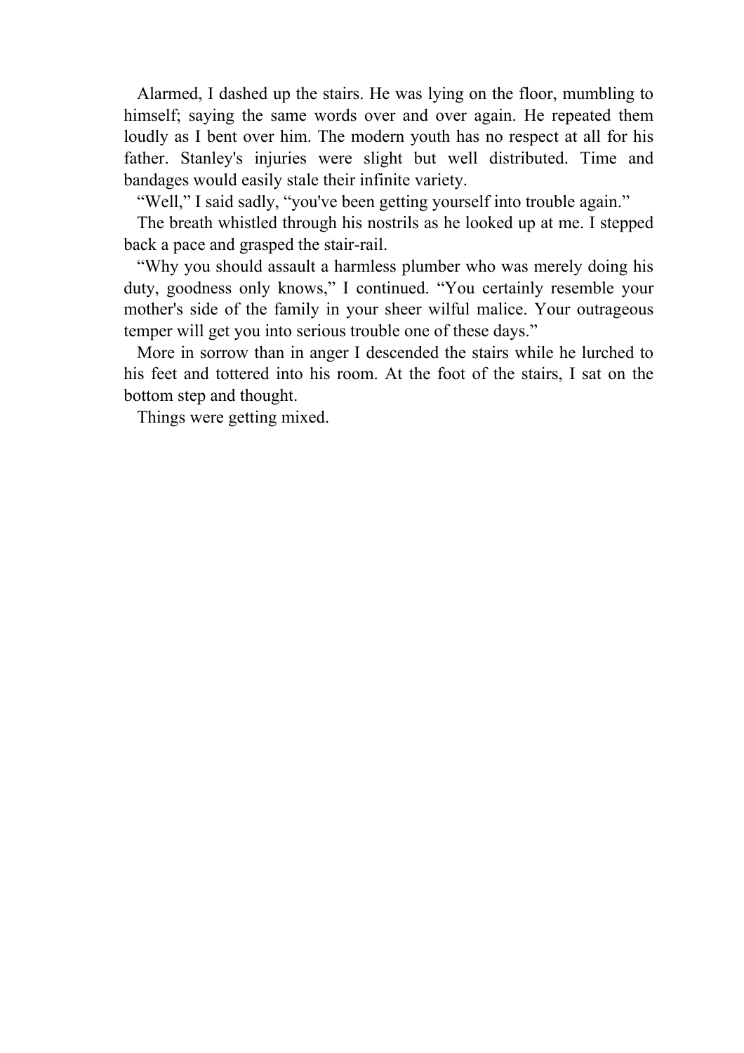Alarmed, I dashed up the stairs. He was lying on the floor, mumbling to himself; saying the same words over and over again. He repeated them loudly as I bent over him. The modern youth has no respect at all for his father. Stanley's injuries were slight but well distributed. Time and bandages would easily stale their infinite variety.

"Well," I said sadly, "you've been getting yourself into trouble again."

The breath whistled through his nostrils as he looked up at me. I stepped back a pace and grasped the stair-rail.

"Why you should assault a harmless plumber who was merely doing his duty, goodness only knows," I continued. "You certainly resemble your mother's side of the family in your sheer wilful malice. Your outrageous temper will get you into serious trouble one of these days."

More in sorrow than in anger I descended the stairs while he lurched to his feet and tottered into his room. At the foot of the stairs, I sat on the bottom step and thought.

Things were getting mixed.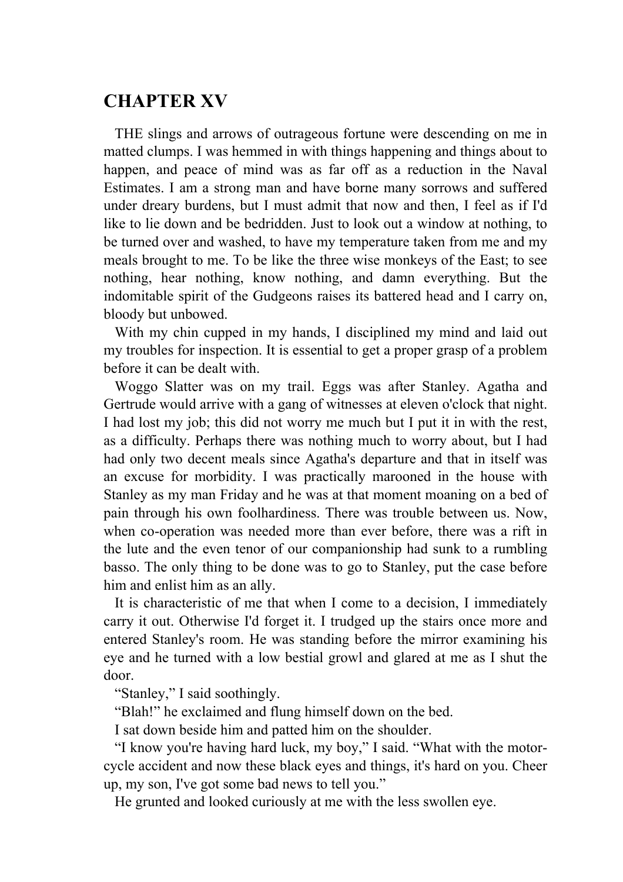## CHAPTER XV

THE slings and arrows of outrageous fortune were descending on me in matted clumps. I was hemmed in with things happening and things about to happen, and peace of mind was as far off as a reduction in the Naval Estimates. I am a strong man and have borne many sorrows and suffered under dreary burdens, but I must admit that now and then, I feel as if I'd like to lie down and be bedridden. Just to look out a window at nothing, to be turned over and washed, to have my temperature taken from me and my meals brought to me. To be like the three wise monkeys of the East; to see nothing, hear nothing, know nothing, and damn everything. But the indomitable spirit of the Gudgeons raises its battered head and I carry on, bloody but unbowed.

With my chin cupped in my hands, I disciplined my mind and laid out my troubles for inspection. It is essential to get a proper grasp of a problem before it can be dealt with.

Woggo Slatter was on my trail. Eggs was after Stanley. Agatha and Gertrude would arrive with a gang of witnesses at eleven o'clock that night. I had lost my job; this did not worry me much but I put it in with the rest, as a difficulty. Perhaps there was nothing much to worry about, but I had had only two decent meals since Agatha's departure and that in itself was an excuse for morbidity. I was practically marooned in the house with Stanley as my man Friday and he was at that moment moaning on a bed of pain through his own foolhardiness. There was trouble between us. Now, when co-operation was needed more than ever before, there was a rift in the lute and the even tenor of our companionship had sunk to a rumbling basso. The only thing to be done was to go to Stanley, put the case before him and enlist him as an ally.

It is characteristic of me that when I come to a decision, I immediately carry it out. Otherwise I'd forget it. I trudged up the stairs once more and entered Stanley's room. He was standing before the mirror examining his eye and he turned with a low bestial growl and glared at me as I shut the door.

"Stanley," I said soothingly.

"Blah!" he exclaimed and flung himself down on the bed.

I sat down beside him and patted him on the shoulder.

"I know you're having hard luck, my boy," I said. "What with the motor-cycle accident and now these black eyes and things, it's hard on you. Cheer up, my son, I've got some bad news to tell you."

He grunted and looked curiously at me with the less swollen eye.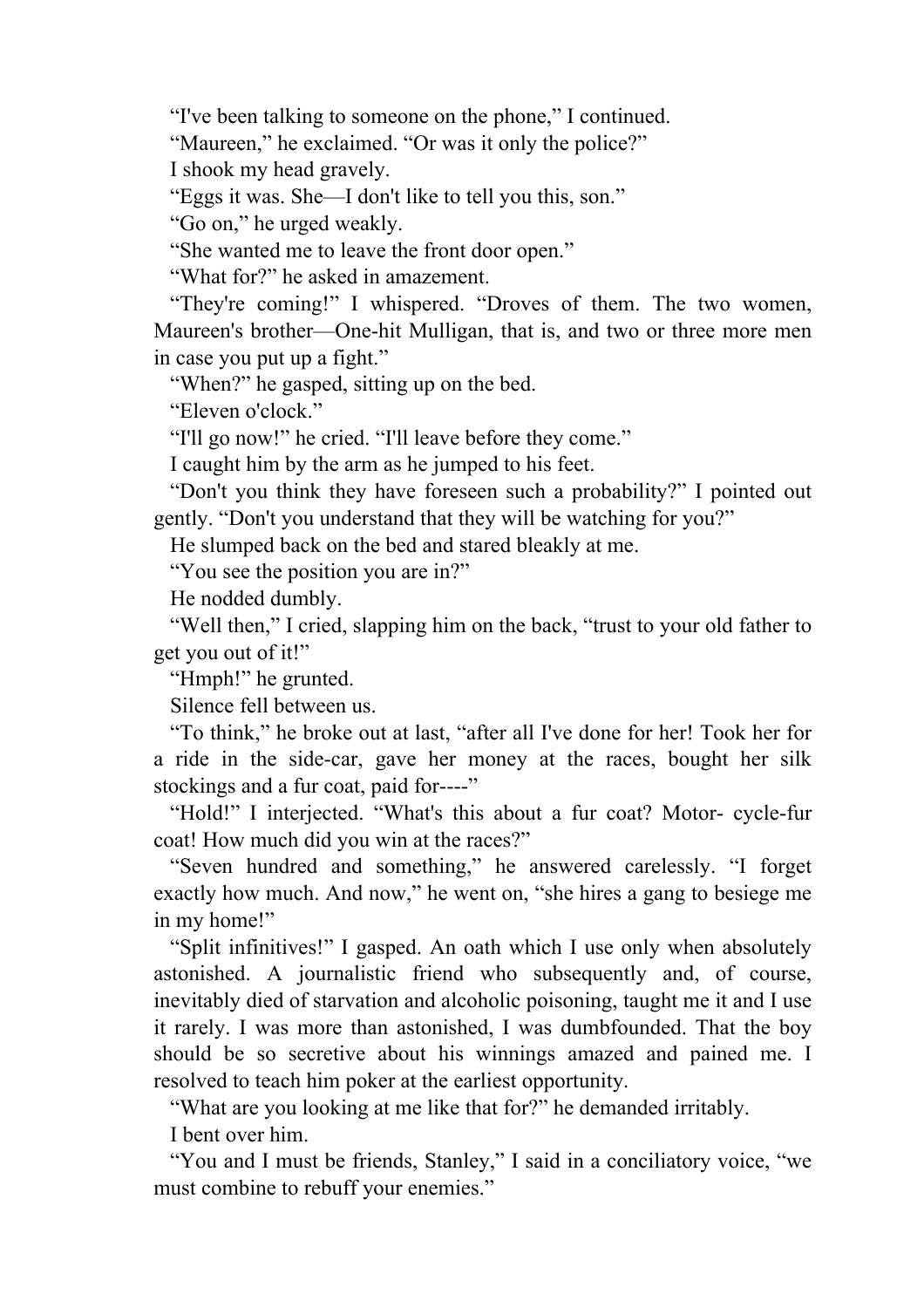“I've been talking to someone on the phone,” I continued.

“Maureen,” he exclaimed. “Or was it only the police?”

I shook my head gravely.

“Eggs it was. She—I don't like to tell you this, son.”

“Go on,” he urged weakly.

“She wanted me to leave the front door open.”

“What for?” he asked in amazement.

“They're coming!” I whispered. “Droves of them. The two women, Maureen's brother—One-hit Mulligan, that is, and two or three more men in case you put up a fight.”

“When?” he gasped, sitting up on the bed.

“Eleven o'clock.”

“I'll go now!” he cried. “I'll leave before they come.”

I caught him by the arm as he jumped to his feet.

“Don't you think they have foreseen such a probability?” I pointed out gently. “Don't you understand that they will be watching for you?”

He slumped back on the bed and stared bleakly at me.

“You see the position you are in?”

He nodded dumbly.

“Well then,” I cried, slapping him on the back, “trust to your old father to get you out of it!”

“Hmph!” he grunted.

Silence fell between us.

“To think,” he broke out at last, “after all I've done for her! Took her for a ride in the side-car, gave her money at the races, bought her silk stockings and a fur coat, paid for----”

“Hold!” I interjected. “What's this about a fur coat? Motor- cycle-fur coat! How much did you win at the races?”

“Seven hundred and something,” he answered carelessly. “I forget exactly how much. And now,” he went on, “she hires a gang to besiege me in my home!”

“Split infinitives!” I gasped. An oath which I use only when absolutely astonished. A journalistic friend who subsequently and, of course, inevitably died of starvation and alcoholic poisoning, taught me it and I use it rarely. I was more than astonished, I was dumbfounded. That the boy should be so secretive about his winnings amazed and pained me. I resolved to teach him poker at the earliest opportunity.

“What are you looking at me like that for?” he demanded irritably.

I bent over him.

“You and I must be friends, Stanley,” I said in a conciliatory voice, “we must combine to rebuff your enemies.”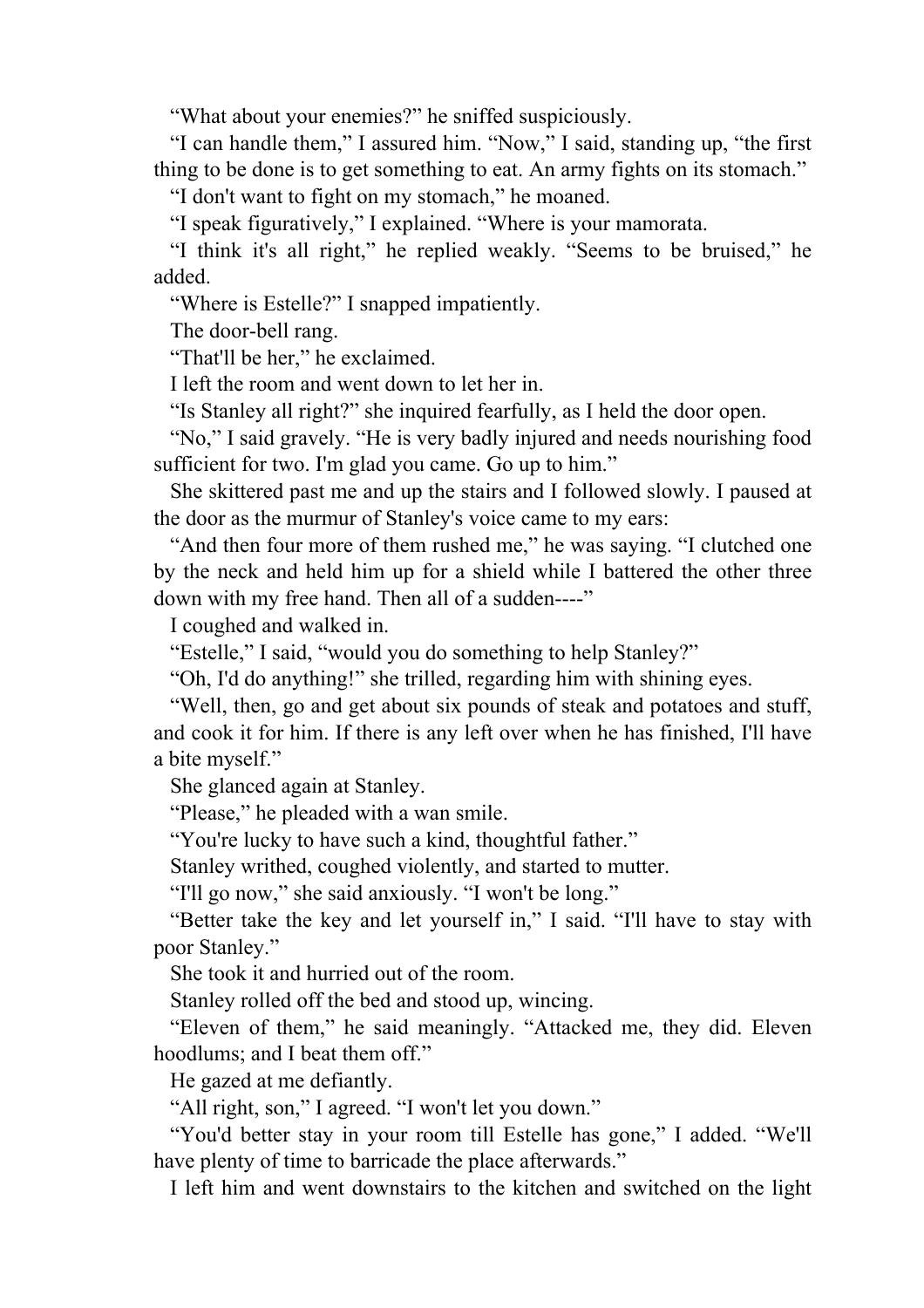"What about your enemies?" he sniffed suspiciously.

"I can handle them," I assured him. "Now," I said, standing up, "the first thing to be done is to get something to eat. An army fights on its stomach."

"I don't want to fight on my stomach," he moaned.

"I speak figuratively," I explained. "Where is your mamorata.

"I think it's all right," he replied weakly. "Seems to be bruised," he added.

"Where is Estelle?" I snapped impatiently.

The door-bell rang.

"That'll be her," he exclaimed.

I left the room and went down to let her in.

"Is Stanley all right?" she inquired fearfully, as I held the door open.

"No," I said gravely. "He is very badly injured and needs nourishing food sufficient for two. I'm glad you came. Go up to him."

She skittered past me and up the stairs and I followed slowly. I paused at the door as the murmur of Stanley's voice came to my ears:

"And then four more of them rushed me," he was saying. "I clutched one by the neck and held him up for a shield while I battered the other three down with my free hand. Then all of a sudden----"

I coughed and walked in.

"Estelle," I said, "would you do something to help Stanley?"

"Oh, I'd do anything!" she trilled, regarding him with shining eyes.

"Well, then, go and get about six pounds of steak and potatoes and stuff, and cook it for him. If there is any left over when he has finished, I'll have a bite myself."

She glanced again at Stanley.

"Please," he pleaded with a wan smile.

"You're lucky to have such a kind, thoughtful father."

Stanley writhed, coughed violently, and started to mutter.

"I'll go now," she said anxiously. "I won't be long."

"Better take the key and let yourself in," I said. "I'll have to stay with poor Stanley."

She took it and hurried out of the room.

Stanley rolled off the bed and stood up, wincing.

"Eleven of them," he said meaningly. "Attacked me, they did. Eleven hoodlums; and I beat them off."

He gazed at me defiantly.

"All right, son," I agreed. "I won't let you down."

"You'd better stay in your room till Estelle has gone," I added. "We'll have plenty of time to barricade the place afterwards."

I left him and went downstairs to the kitchen and switched on the light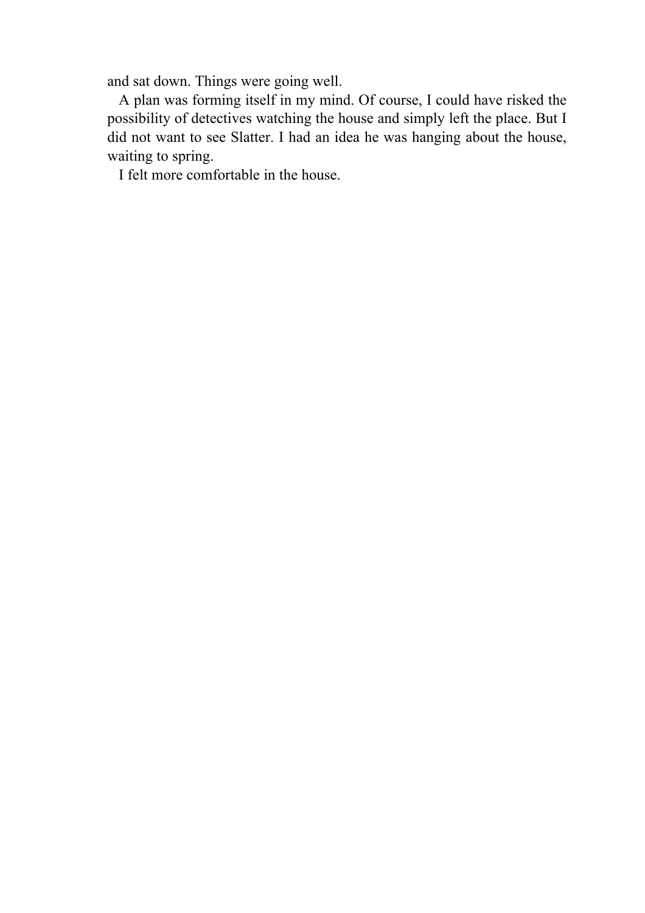and sat down. Things were going well.

A plan was forming itself in my mind. Of course, I could have risked the possibility of detectives watching the house and simply left the place. But I did not want to see Slatter. I had an idea he was hanging about the house, waiting to spring.

I felt more comfortable in the house.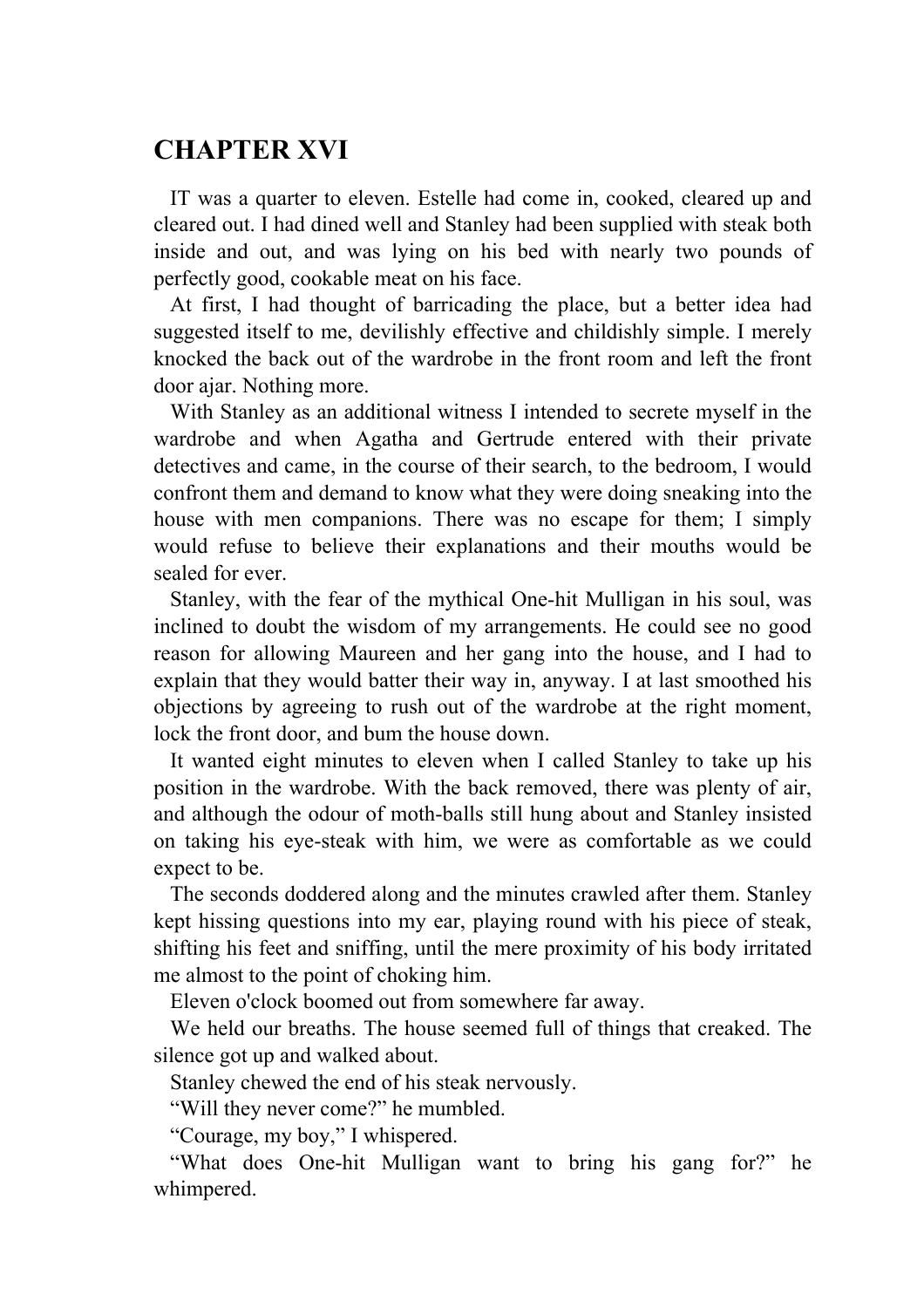# CHAPTER XVI

IT was a quarter to eleven. Estelle had come in, cooked, cleared up and cleared out. I had dined well and Stanley had been supplied with steak both inside and out, and was lying on his bed with nearly two pounds of perfectly good, cookable meat on his face.

At first, I had thought of barricading the place, but a better idea had suggested itself to me, devilishly effective and childishly simple. I merely knocked the back out of the wardrobe in the front room and left the front door ajar. Nothing more.

With Stanley as an additional witness I intended to secrete myself in the wardrobe and when Agatha and Gertrude entered with their private detectives and came, in the course of their search, to the bedroom, I would confront them and demand to know what they were doing sneaking into the house with men companions. There was no escape for them; I simply would refuse to believe their explanations and their mouths would be sealed for ever.

Stanley, with the fear of the mythical One-hit Mulligan in his soul, was inclined to doubt the wisdom of my arrangements. He could see no good reason for allowing Maureen and her gang into the house, and I had to explain that they would batter their way in, anyway. I at last smoothed his objections by agreeing to rush out of the wardrobe at the right moment, lock the front door, and bum the house down.

It wanted eight minutes to eleven when I called Stanley to take up his position in the wardrobe. With the back removed, there was plenty of air, and although the odour of moth-balls still hung about and Stanley insisted on taking his eye-steak with him, we were as comfortable as we could expect to be.

The seconds doddered along and the minutes crawled after them. Stanley kept hissing questions into my ear, playing round with his piece of steak, shifting his feet and sniffing, until the mere proximity of his body irritated me almost to the point of choking him.

Eleven o'clock boomed out from somewhere far away.

We held our breaths. The house seemed full of things that creaked. The silence got up and walked about.

Stanley chewed the end of his steak nervously.

"Will they never come?" he mumbled.

"Courage, my boy," I whispered.

"What does One-hit Mulligan want to bring his gang for?" he whimpered.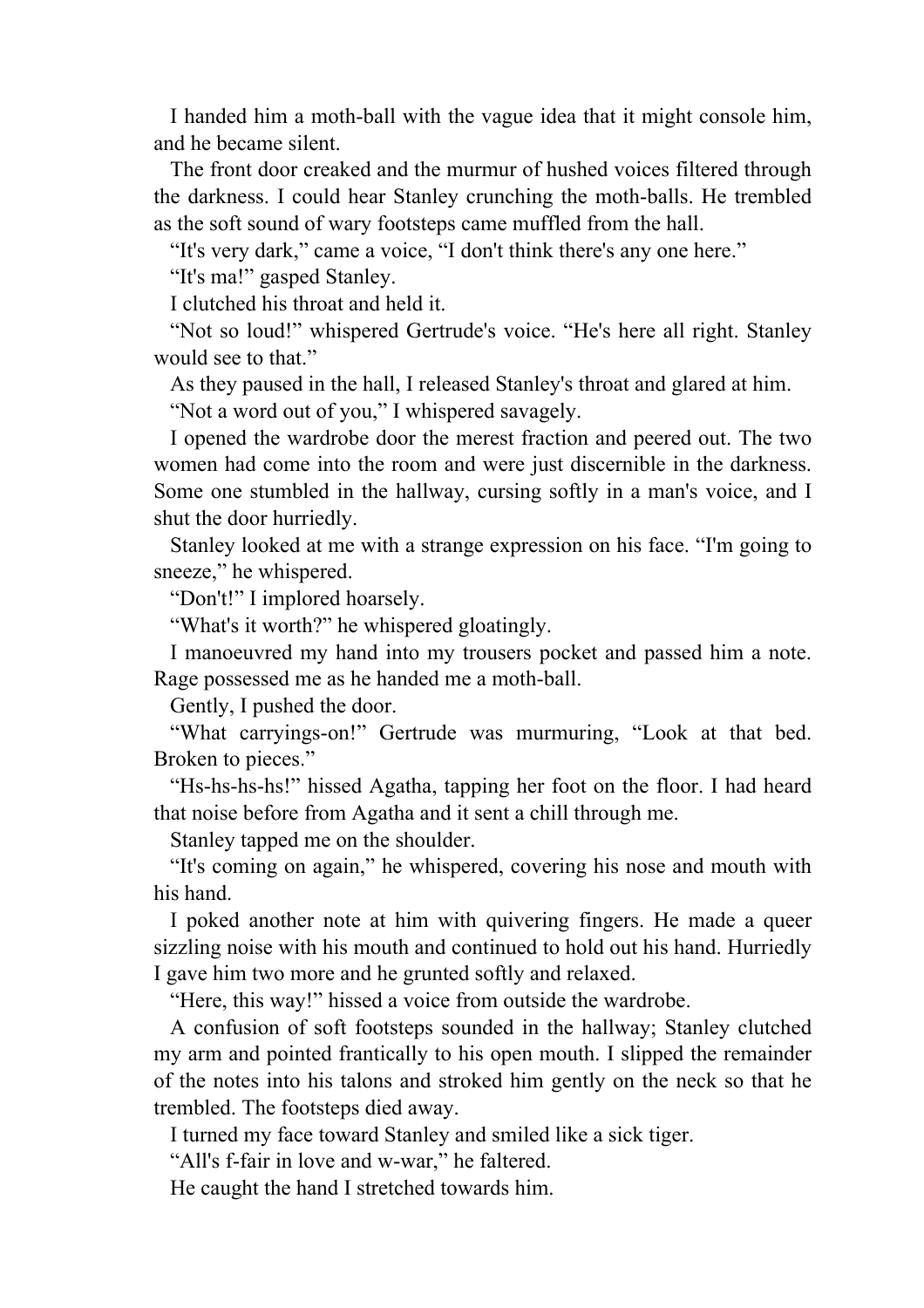I handed him a moth-ball with the vague idea that it might console him, and he became silent.

The front door creaked and the murmur of hushed voices filtered through the darkness. I could hear Stanley crunching the moth-balls. He trembled as the soft sound of wary footsteps came muffled from the hall.

“It's very dark,” came a voice, “I don't think there's any one here.”

“It's ma!” gasped Stanley.

I clutched his throat and held it.

“Not so loud!” whispered Gertrude's voice. “He's here all right. Stanley would see to that.”

As they paused in the hall, I released Stanley's throat and glared at him.

“Not a word out of you,” I whispered savagely.

I opened the wardrobe door the merest fraction and peered out. The two women had come into the room and were just discernible in the darkness. Some one stumbled in the hallway, cursing softly in a man's voice, and I shut the door hurriedly.

Stanley looked at me with a strange expression on his face. “I'm going to sneeze,” he whispered.

“Don't!” I implored hoarsely.

“What's it worth?” he whispered gloatingly.

I manoeuvred my hand into my trousers pocket and passed him a note. Rage possessed me as he handed me a moth-ball.

Gently, I pushed the door.

“What carryings-on!” Gertrude was murmuring, “Look at that bed. Broken to pieces.”

“Hs-hs-hs-hs!” hissed Agatha, tapping her foot on the floor. I had heard that noise before from Agatha and it sent a chill through me.

Stanley tapped me on the shoulder.

“It's coming on again,” he whispered, covering his nose and mouth with his hand.

I poked another note at him with quivering fingers. He made a queer sizzling noise with his mouth and continued to hold out his hand. Hurriedly I gave him two more and he grunted softly and relaxed.

“Here, this way!” hissed a voice from outside the wardrobe.

A confusion of soft footsteps sounded in the hallway; Stanley clutched my arm and pointed frantically to his open mouth. I slipped the remainder of the notes into his talons and stroked him gently on the neck so that he trembled. The footsteps died away.

I turned my face toward Stanley and smiled like a sick tiger.

“All's f-fair in love and w-war,” he faltered.

He caught the hand I stretched towards him.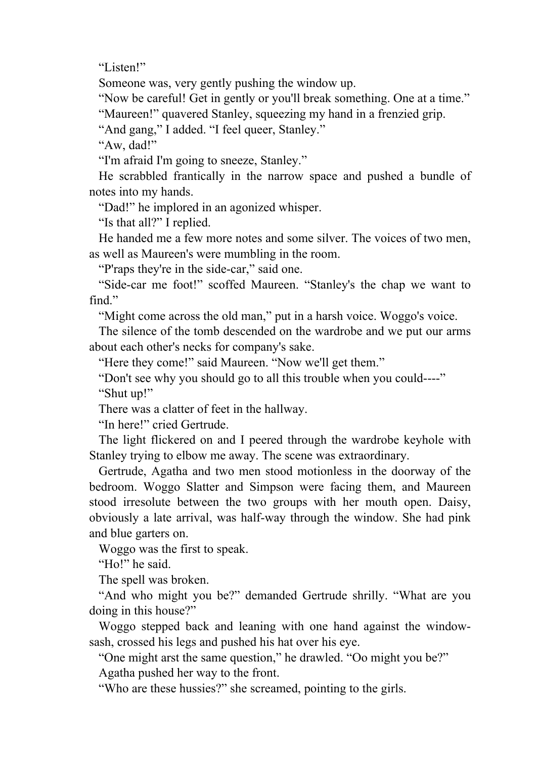“Listen!”

Someone was, very gently pushing the window up.

“Now be careful! Get in gently or you'll break something. One at a time.”

“Maureen!” quavered Stanley, squeezing my hand in a frenzied grip.

“And gang,” I added. “I feel queer, Stanley.”

“Aw, dad!”

“I'm afraid I'm going to sneeze, Stanley.”

He scrabbled frantically in the narrow space and pushed a bundle of notes into my hands.

“Dad!” he implored in an agonized whisper.

“Is that all?” I replied.

He handed me a few more notes and some silver. The voices of two men, as well as Maureen's were mumbling in the room.

“P'raps they're in the side-car,” said one.

“Side-car me foot!” scoffed Maureen. “Stanley's the chap we want to find.”

“Might come across the old man,” put in a harsh voice. Woggo's voice.

The silence of the tomb descended on the wardrobe and we put our arms about each other's necks for company's sake.

“Here they come!” said Maureen. “Now we'll get them.”

“Don't see why you should go to all this trouble when you could----”

“Shut up!”

There was a clatter of feet in the hallway.

“In here!” cried Gertrude.

The light flickered on and I peered through the wardrobe keyhole with Stanley trying to elbow me away. The scene was extraordinary.

Gertrude, Agatha and two men stood motionless in the doorway of the bedroom. Woggo Slatter and Simpson were facing them, and Maureen stood irresolute between the two groups with her mouth open. Daisy, obviously a late arrival, was half-way through the window. She had pink and blue garters on.

Woggo was the first to speak.

“Ho!” he said.

The spell was broken.

“And who might you be?” demanded Gertrude shrilly. “What are you doing in this house?”

Woggo stepped back and leaning with one hand against the window-sash, crossed his legs and pushed his hat over his eye.

“One might arst the same question,” he drawled. “Oo might you be?”

Agatha pushed her way to the front.

“Who are these hussies?” she screamed, pointing to the girls.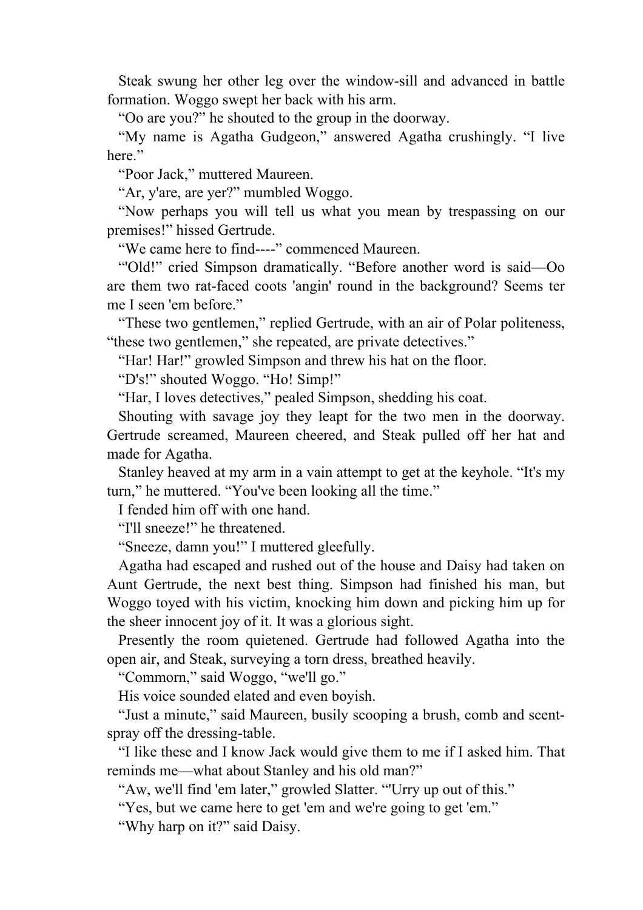Steak swung her other leg over the window-sill and advanced in battle formation. Woggo swept her back with his arm.

"Oo are you?" he shouted to the group in the doorway.

"My name is Agatha Gudgeon," answered Agatha crushingly. "I live here."

"Poor Jack," muttered Maureen.

"Ar, y'are, are yer?" mumbled Woggo.

"Now perhaps you will tell us what you mean by trespassing on our premises!" hissed Gertrude.

"We came here to find----" commenced Maureen.

"'Old!" cried Simpson dramatically. "Before another word is said—Oo are them two rat-faced coots 'angin' round in the background? Seems ter me I seen 'em before."

"These two gentlemen," replied Gertrude, with an air of Polar politeness, "these two gentlemen," she repeated, are private detectives."

"Har! Har!" growled Simpson and threw his hat on the floor.

"D's!" shouted Woggo. "Ho! Simp!"

"Har, I loves detectives," pealed Simpson, shedding his coat.

Shouting with savage joy they leapt for the two men in the doorway. Gertrude screamed, Maureen cheered, and Steak pulled off her hat and made for Agatha.

Stanley heaved at my arm in a vain attempt to get at the keyhole. "It's my turn," he muttered. "You've been looking all the time."

I fended him off with one hand.

"I'll sneeze!" he threatened.

"Sneeze, damn you!" I muttered gleefully.

Agatha had escaped and rushed out of the house and Daisy had taken on Aunt Gertrude, the next best thing. Simpson had finished his man, but Woggo toyed with his victim, knocking him down and picking him up for the sheer innocent joy of it. It was a glorious sight.

Presently the room quietened. Gertrude had followed Agatha into the open air, and Steak, surveying a torn dress, breathed heavily.

"Commorn," said Woggo, "we'll go."

His voice sounded elated and even boyish.

"Just a minute," said Maureen, busily scooping a brush, comb and scent-spray off the dressing-table.

"I like these and I know Jack would give them to me if I asked him. That reminds me—what about Stanley and his old man?"

"Aw, we'll find 'em later," growled Slatter. "'Urry up out of this."

"Yes, but we came here to get 'em and we're going to get 'em."

"Why harp on it?" said Daisy.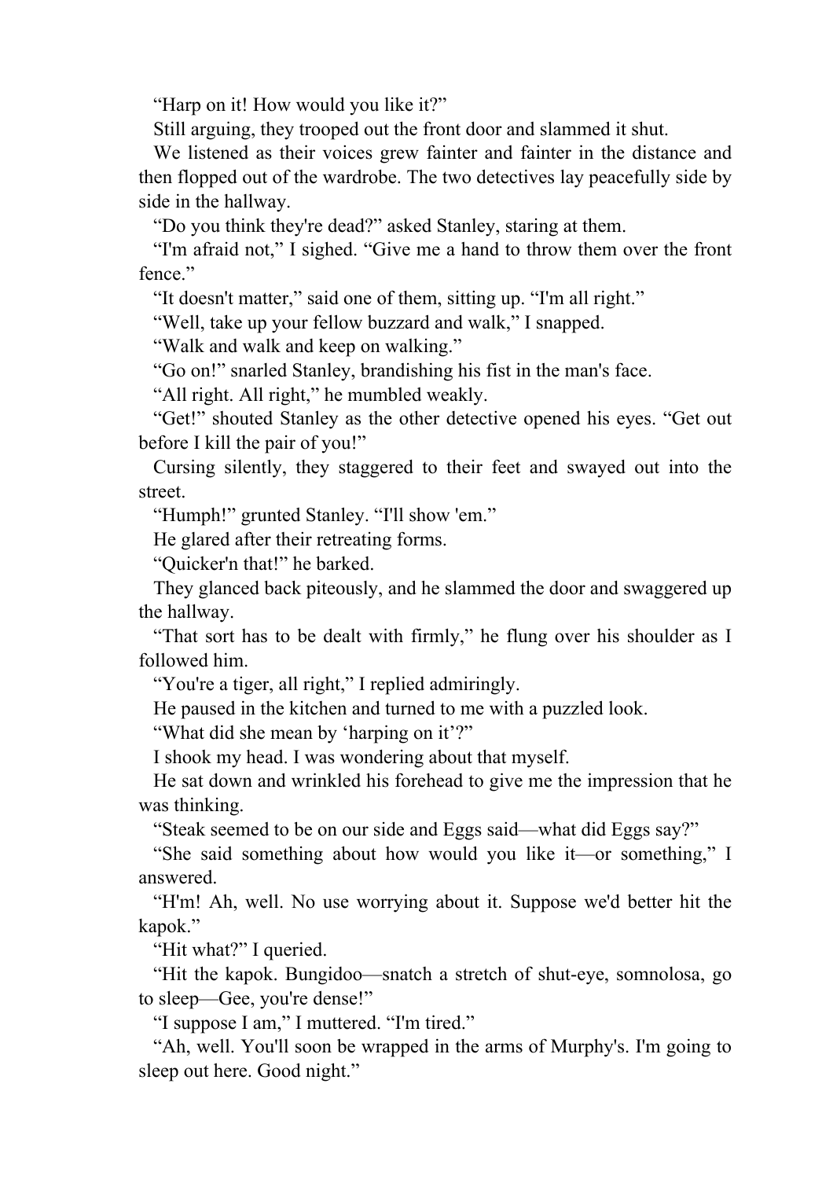“Harp on it! How would you like it?”

Still arguing, they trooped out the front door and slammed it shut.

We listened as their voices grew fainter and fainter in the distance and then flopped out of the wardrobe. The two detectives lay peacefully side by side in the hallway.

“Do you think they're dead?” asked Stanley, staring at them.

“I'm afraid not,” I sighed. “Give me a hand to throw them over the front fence.”

“It doesn't matter,” said one of them, sitting up. “I'm all right.”

“Well, take up your fellow buzzard and walk,” I snapped.

“Walk and walk and keep on walking.”

“Go on!” snarled Stanley, brandishing his fist in the man's face.

“All right. All right,” he mumbled weakly.

“Get!” shouted Stanley as the other detective opened his eyes. “Get out before I kill the pair of you!”

Cursing silently, they staggered to their feet and swayed out into the street.

“Humph!” grunted Stanley. “I'll show 'em.”

He glared after their retreating forms.

“Quicker'n that!” he barked.

They glanced back piteously, and he slammed the door and swaggered up the hallway.

“That sort has to be dealt with firmly,” he flung over his shoulder as I followed him.

“You're a tiger, all right,” I replied admiringly.

He paused in the kitchen and turned to me with a puzzled look.

“What did she mean by ‘harping on it’?”

I shook my head. I was wondering about that myself.

He sat down and wrinkled his forehead to give me the impression that he was thinking.

“Steak seemed to be on our side and Eggs said—what did Eggs say?”

“She said something about how would you like it—or something,” I answered.

“H'm! Ah, well. No use worrying about it. Suppose we'd better hit the kapok.”

“Hit what?” I queried.

“Hit the kapok. Bungidoo—snatch a stretch of shut-eye, somnolosa, go to sleep—Gee, you're dense!”

“I suppose I am,” I muttered. “I'm tired.”

“Ah, well. You'll soon be wrapped in the arms of Murphy's. I'm going to sleep out here. Good night.”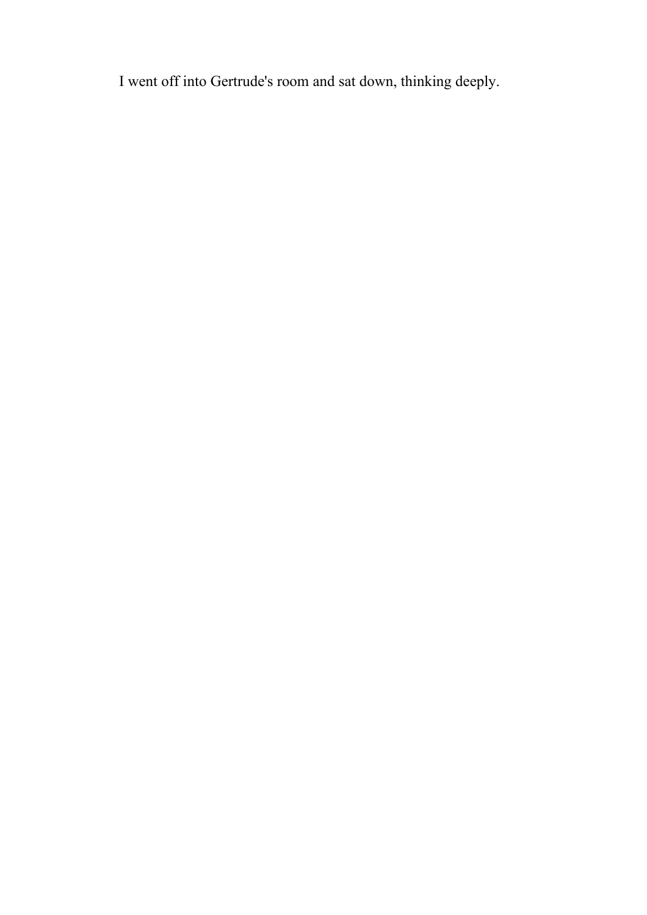I went off into Gertrude's room and sat down, thinking deeply.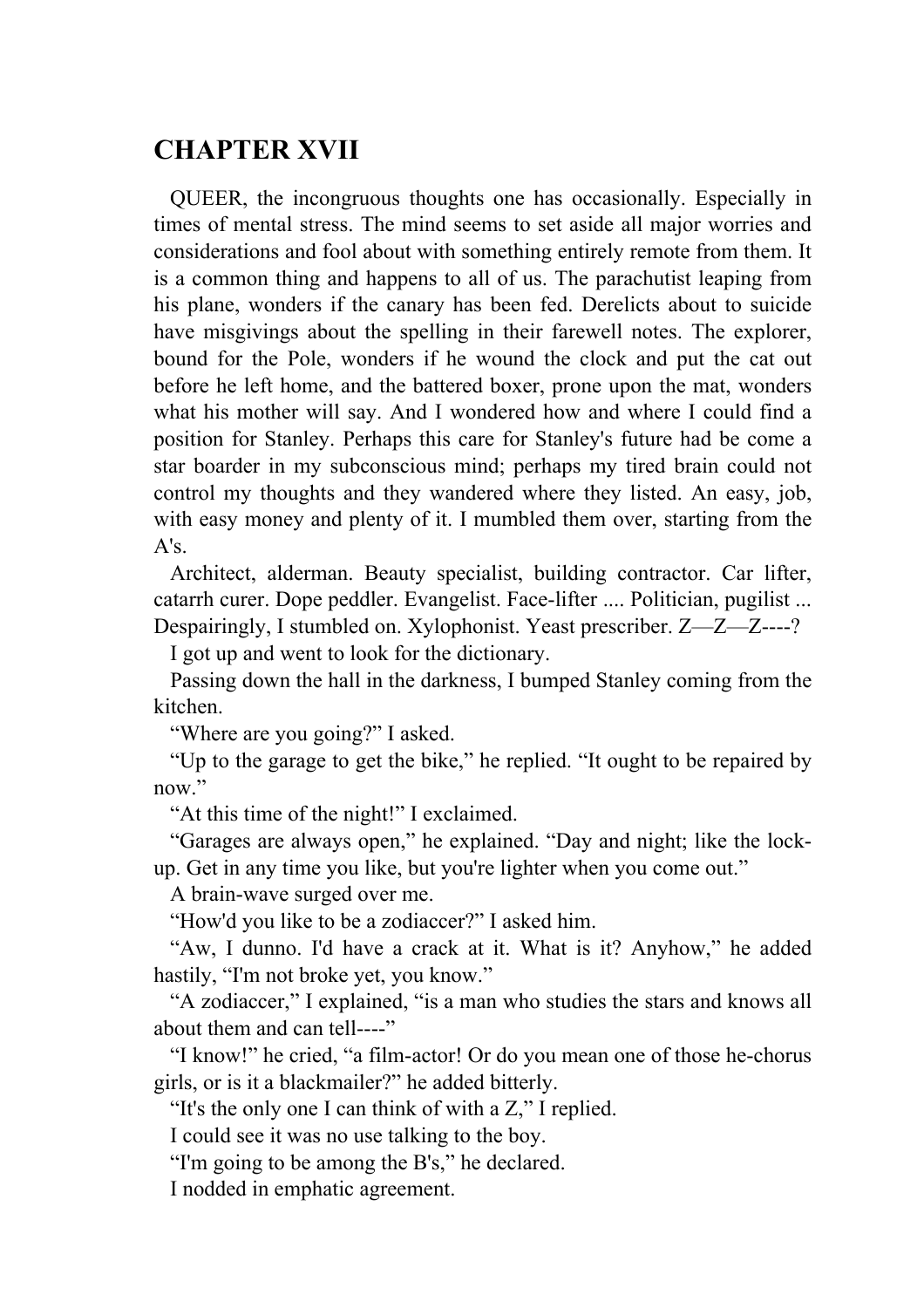# CHAPTER XVII

QUEER, the incongruous thoughts one has occasionally. Especially in times of mental stress. The mind seems to set aside all major worries and considerations and fool about with something entirely remote from them. It is a common thing and happens to all of us. The parachutist leaping from his plane, wonders if the canary has been fed. Derelicts about to suicide have misgivings about the spelling in their farewell notes. The explorer, bound for the Pole, wonders if he wound the clock and put the cat out before he left home, and the battered boxer, prone upon the mat, wonders what his mother will say. And I wondered how and where I could find a position for Stanley. Perhaps this care for Stanley's future had be come a star boarder in my subconscious mind; perhaps my tired brain could not control my thoughts and they wandered where they listed. An easy, job, with easy money and plenty of it. I mumbled them over, starting from the A's.

Architect, alderman. Beauty specialist, building contractor. Car lifter, catarrh curer. Dope peddler. Evangelist. Face-lifter .... Politician, pugilist ... Despairingly, I stumbled on. Xylophonist. Yeast prescriber. Z—Z—Z----?

I got up and went to look for the dictionary.

Passing down the hall in the darkness, I bumped Stanley coming from the kitchen.

“Where are you going?” I asked.

“Up to the garage to get the bike,” he replied. “It ought to be repaired by now.”

“At this time of the night!” I exclaimed.

“Garages are always open,” he explained. “Day and night; like the lock-up. Get in any time you like, but you're lighter when you come out.”

A brain-wave surged over me.

“How'd you like to be a zodiaccer?” I asked him.

“Aw, I dunno. I'd have a crack at it. What is it? Anyhow,” he added hastily, “I'm not broke yet, you know.”

“A zodiaccer,” I explained, “is a man who studies the stars and knows all about them and can tell----”

“I know!” he cried, “a film-actor! Or do you mean one of those he-chorus girls, or is it a blackmailer?” he added bitterly.

“It's the only one I can think of with a Z,” I replied.

I could see it was no use talking to the boy.

“I'm going to be among the B's,” he declared.

I nodded in emphatic agreement.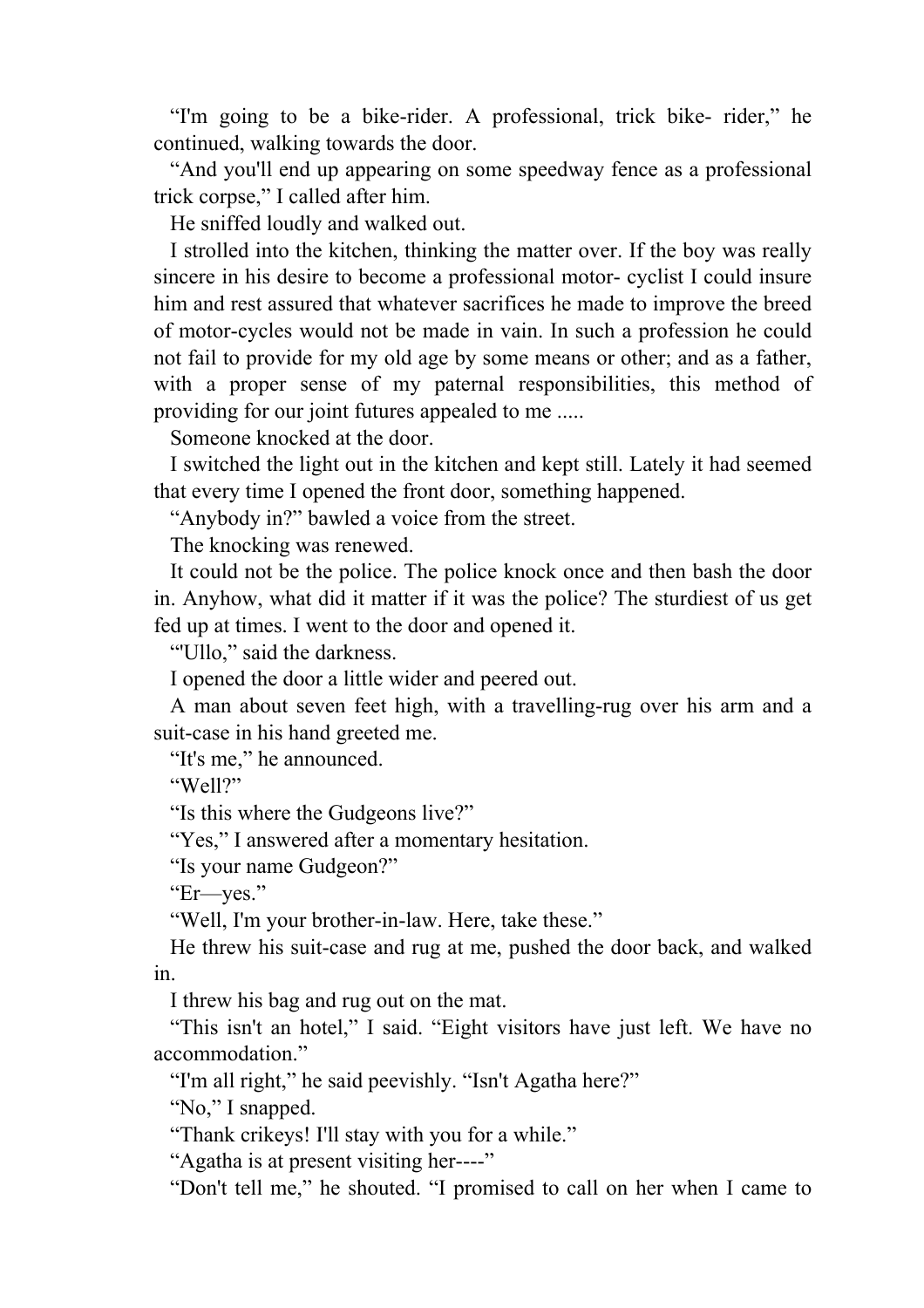“I'm going to be a bike-rider. A professional, trick bike- rider,” he continued, walking towards the door.

“And you'll end up appearing on some speedway fence as a professional trick corpse,” I called after him.

He sniffed loudly and walked out.

I strolled into the kitchen, thinking the matter over. If the boy was really sincere in his desire to become a professional motor- cyclist I could insure him and rest assured that whatever sacrifices he made to improve the breed of motor-cycles would not be made in vain. In such a profession he could not fail to provide for my old age by some means or other; and as a father, with a proper sense of my paternal responsibilities, this method of providing for our joint futures appealed to me .....

Someone knocked at the door.

I switched the light out in the kitchen and kept still. Lately it had seemed that every time I opened the front door, something happened.

“Anybody in?” bawled a voice from the street.

The knocking was renewed.

It could not be the police. The police knock once and then bash the door in. Anyhow, what did it matter if it was the police? The sturdiest of us get fed up at times. I went to the door and opened it.

“'Ullo,” said the darkness.

I opened the door a little wider and peered out.

A man about seven feet high, with a travelling-rug over his arm and a suit-case in his hand greeted me.

“It's me,” he announced.

“Well?”

“Is this where the Gudgeons live?”

“Yes,” I answered after a momentary hesitation.

“Is your name Gudgeon?”

“Er—yes.”

“Well, I'm your brother-in-law. Here, take these.”

He threw his suit-case and rug at me, pushed the door back, and walked in.

I threw his bag and rug out on the mat.

“This isn't an hotel,” I said. “Eight visitors have just left. We have no accommodation.”

“I'm all right,” he said peevishly. “Isn't Agatha here?”

“No,” I snapped.

“Thank crikeys! I'll stay with you for a while.”

“Agatha is at present visiting her----”

“Don't tell me,” he shouted. “I promised to call on her when I came to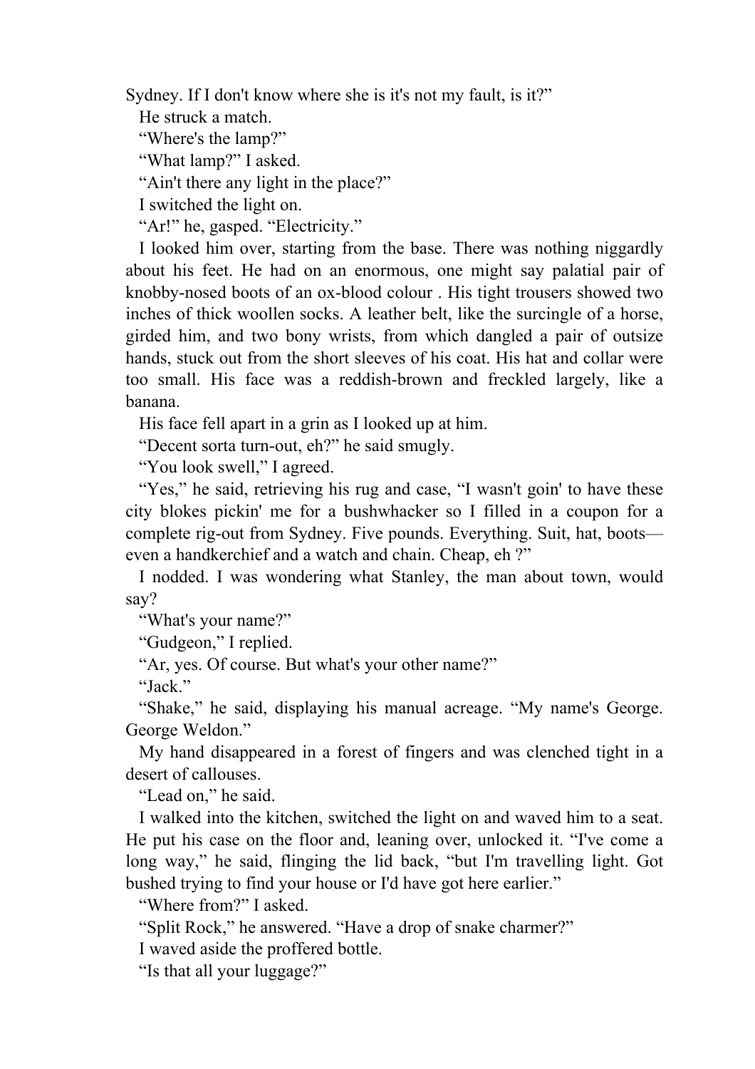Sydney. If I don't know where she is it's not my fault, is it?"

He struck a match.

"Where's the lamp?"

"What lamp?" I asked.

"Ain't there any light in the place?"

I switched the light on.

"Ar!" he, gasped. "Electricity."

I looked him over, starting from the base. There was nothing niggardly about his feet. He had on an enormous, one might say palatial pair of knobby-nosed boots of an ox-blood colour . His tight trousers showed two inches of thick woollen socks. A leather belt, like the surcingle of a horse, girded him, and two bony wrists, from which dangled a pair of outsize hands, stuck out from the short sleeves of his coat. His hat and collar were too small. His face was a reddish-brown and freckled largely, like a banana.

His face fell apart in a grin as I looked up at him.

"Decent sorta turn-out, eh?" he said smugly.

"You look swell," I agreed.

"Yes," he said, retrieving his rug and case, "I wasn't goin' to have these city blokes pickin' me for a bushwhacker so I filled in a coupon for a complete rig-out from Sydney. Five pounds. Everything. Suit, hat, boots—even a handkerchief and a watch and chain. Cheap, eh ?"

I nodded. I was wondering what Stanley, the man about town, would say?

"What's your name?"

"Gudgeon," I replied.

"Ar, yes. Of course. But what's your other name?"

"Jack."

"Shake," he said, displaying his manual acreage. "My name's George. George Weldon."

My hand disappeared in a forest of fingers and was clenched tight in a desert of callouses.

"Lead on," he said.

I walked into the kitchen, switched the light on and waved him to a seat. He put his case on the floor and, leaning over, unlocked it. "I've come a long way," he said, flinging the lid back, "but I'm travelling light. Got bushed trying to find your house or I'd have got here earlier."

"Where from?" I asked.

"Split Rock," he answered. "Have a drop of snake charmer?"

I waved aside the proffered bottle.

"Is that all your luggage?"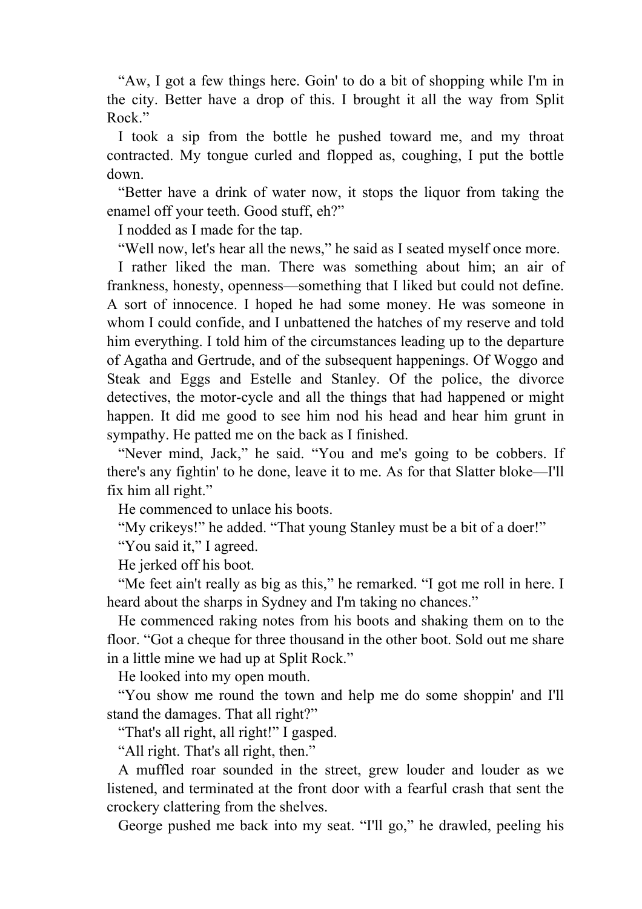“Aw, I got a few things here. Goin' to do a bit of shopping while I'm in the city. Better have a drop of this. I brought it all the way from Split Rock.”

I took a sip from the bottle he pushed toward me, and my throat contracted. My tongue curled and flopped as, coughing, I put the bottle down.

“Better have a drink of water now, it stops the liquor from taking the enamel off your teeth. Good stuff, eh?”

I nodded as I made for the tap.

“Well now, let's hear all the news,” he said as I seated myself once more.

I rather liked the man. There was something about him; an air of frankness, honesty, openness—something that I liked but could not define. A sort of innocence. I hoped he had some money. He was someone in whom I could confide, and I unbattened the hatches of my reserve and told him everything. I told him of the circumstances leading up to the departure of Agatha and Gertrude, and of the subsequent happenings. Of Woggo and Steak and Eggs and Estelle and Stanley. Of the police, the divorce detectives, the motor-cycle and all the things that had happened or might happen. It did me good to see him nod his head and hear him grunt in sympathy. He patted me on the back as I finished.

“Never mind, Jack,” he said. “You and me's going to be cobbers. If there's any fightin' to he done, leave it to me. As for that Slatter bloke—I'll fix him all right.”

He commenced to unlace his boots.

“My crikeys!” he added. “That young Stanley must be a bit of a doer!”

“You said it,” I agreed.

He jerked off his boot.

“Me feet ain't really as big as this,” he remarked. “I got me roll in here. I heard about the sharps in Sydney and I'm taking no chances.”

He commenced raking notes from his boots and shaking them on to the floor. “Got a cheque for three thousand in the other boot. Sold out me share in a little mine we had up at Split Rock.”

He looked into my open mouth.

“You show me round the town and help me do some shoppin' and I'll stand the damages. That all right?”

“That's all right, all right!” I gasped.

“All right. That's all right, then.”

A muffled roar sounded in the street, grew louder and louder as we listened, and terminated at the front door with a fearful crash that sent the crockery clattering from the shelves.

George pushed me back into my seat. “I'll go,” he drawled, peeling his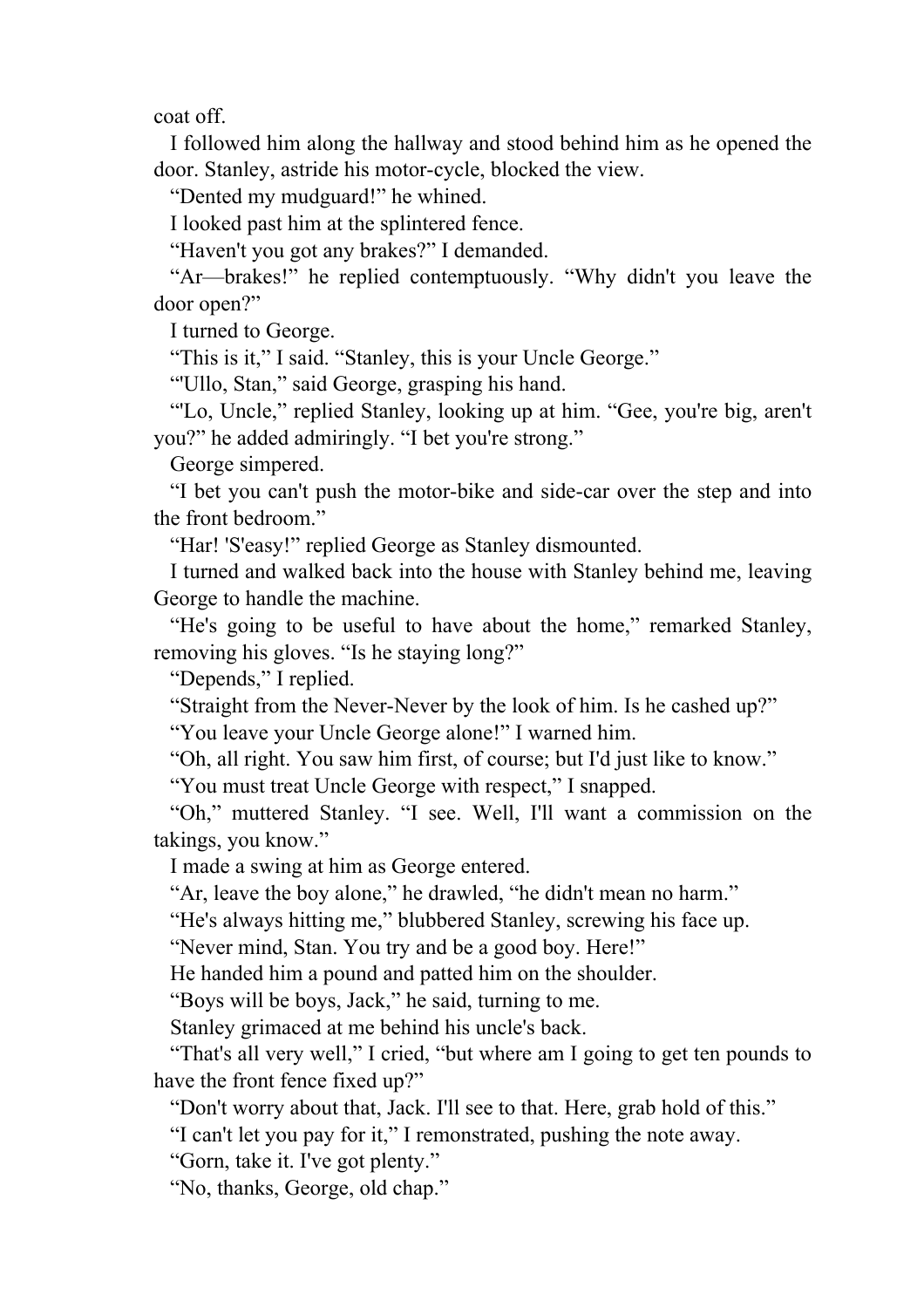coat off.

I followed him along the hallway and stood behind him as he opened the door. Stanley, astride his motor-cycle, blocked the view.

“Dented my mudguard!” he whined.

I looked past him at the splintered fence.

“Haven't you got any brakes?” I demanded.

“Ar—brakes!” he replied contemptuously. “Why didn't you leave the door open?”

I turned to George.

“This is it,” I said. “Stanley, this is your Uncle George.”

“'Ullo, Stan,” said George, grasping his hand.

“'Lo, Uncle,” replied Stanley, looking up at him. “Gee, you're big, aren't you?” he added admiringly. “I bet you're strong.”

George simpered.

“I bet you can't push the motor-bike and side-car over the step and into the front bedroom.”

“Har! 'S'easy!” replied George as Stanley dismounted.

I turned and walked back into the house with Stanley behind me, leaving George to handle the machine.

“He's going to be useful to have about the home,” remarked Stanley, removing his gloves. “Is he staying long?”

“Depends,” I replied.

“Straight from the Never-Never by the look of him. Is he cashed up?”

“You leave your Uncle George alone!” I warned him.

“Oh, all right. You saw him first, of course; but I'd just like to know.”

“You must treat Uncle George with respect,” I snapped.

“Oh,” muttered Stanley. “I see. Well, I'll want a commission on the takings, you know.”

I made a swing at him as George entered.

“Ar, leave the boy alone,” he drawled, “he didn't mean no harm.”

“He's always hitting me,” blubbered Stanley, screwing his face up.

“Never mind, Stan. You try and be a good boy. Here!”

He handed him a pound and patted him on the shoulder.

“Boys will be boys, Jack,” he said, turning to me.

Stanley grimaced at me behind his uncle's back.

“That's all very well,” I cried, “but where am I going to get ten pounds to have the front fence fixed up?”

“Don't worry about that, Jack. I'll see to that. Here, grab hold of this.”

“I can't let you pay for it,” I remonstrated, pushing the note away.

“Gorn, take it. I've got plenty.”

“No, thanks, George, old chap.”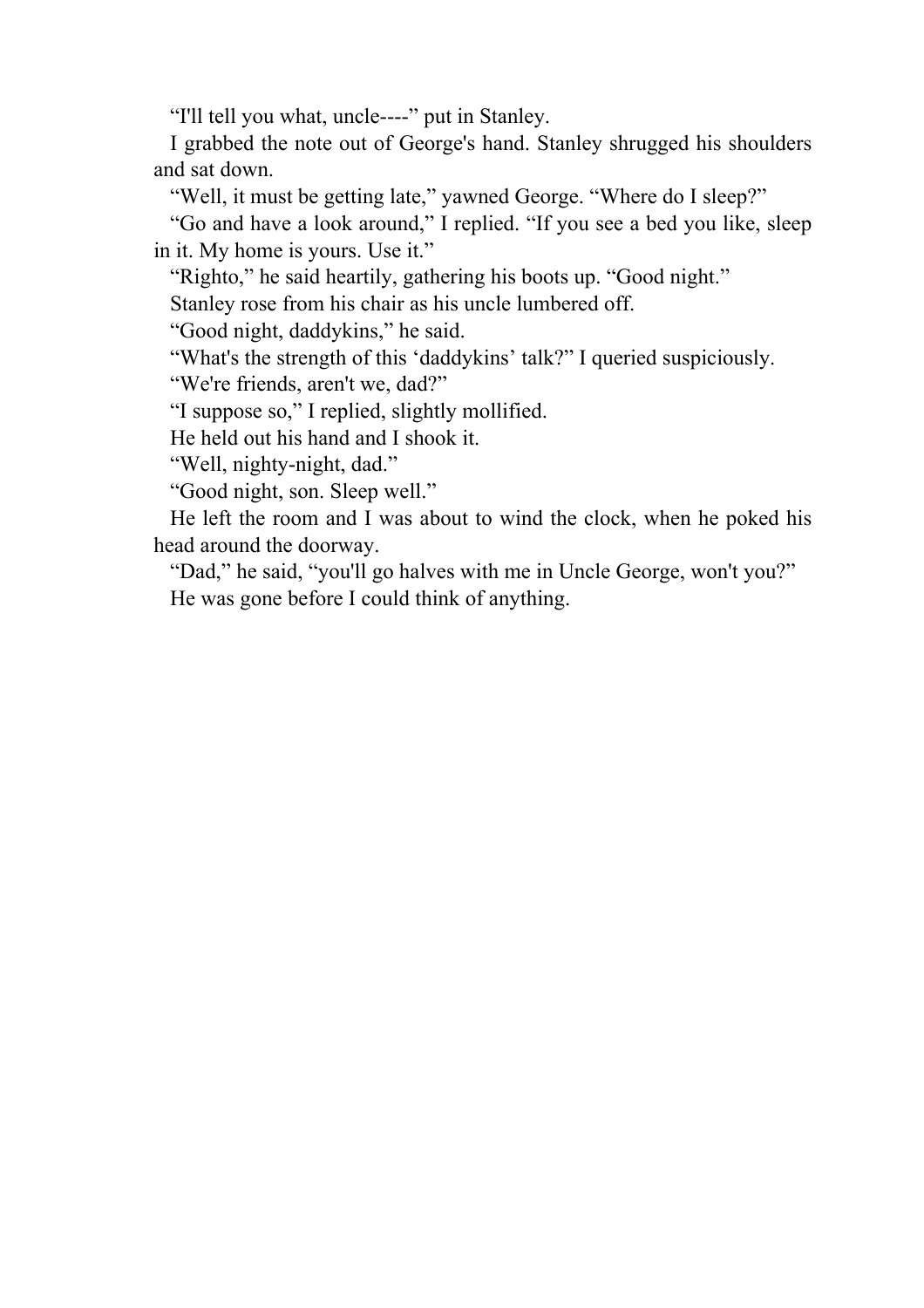“I'll tell you what, uncle----” put in Stanley.

I grabbed the note out of George's hand. Stanley shrugged his shoulders and sat down.

“Well, it must be getting late,” yawned George. “Where do I sleep?”

“Go and have a look around,” I replied. “If you see a bed you like, sleep in it. My home is yours. Use it.”

“Righto,” he said heartily, gathering his boots up. “Good night.”

Stanley rose from his chair as his uncle lumbered off.

“Good night, daddykins,” he said.

“What's the strength of this ‘daddykins’ talk?” I queried suspiciously.

“We're friends, aren't we, dad?”

“I suppose so,” I replied, slightly mollified.

He held out his hand and I shook it.

“Well, nighty-night, dad.”

“Good night, son. Sleep well.”

He left the room and I was about to wind the clock, when he poked his head around the doorway.

“Dad,” he said, “you'll go halves with me in Uncle George, won't you?”

He was gone before I could think of anything.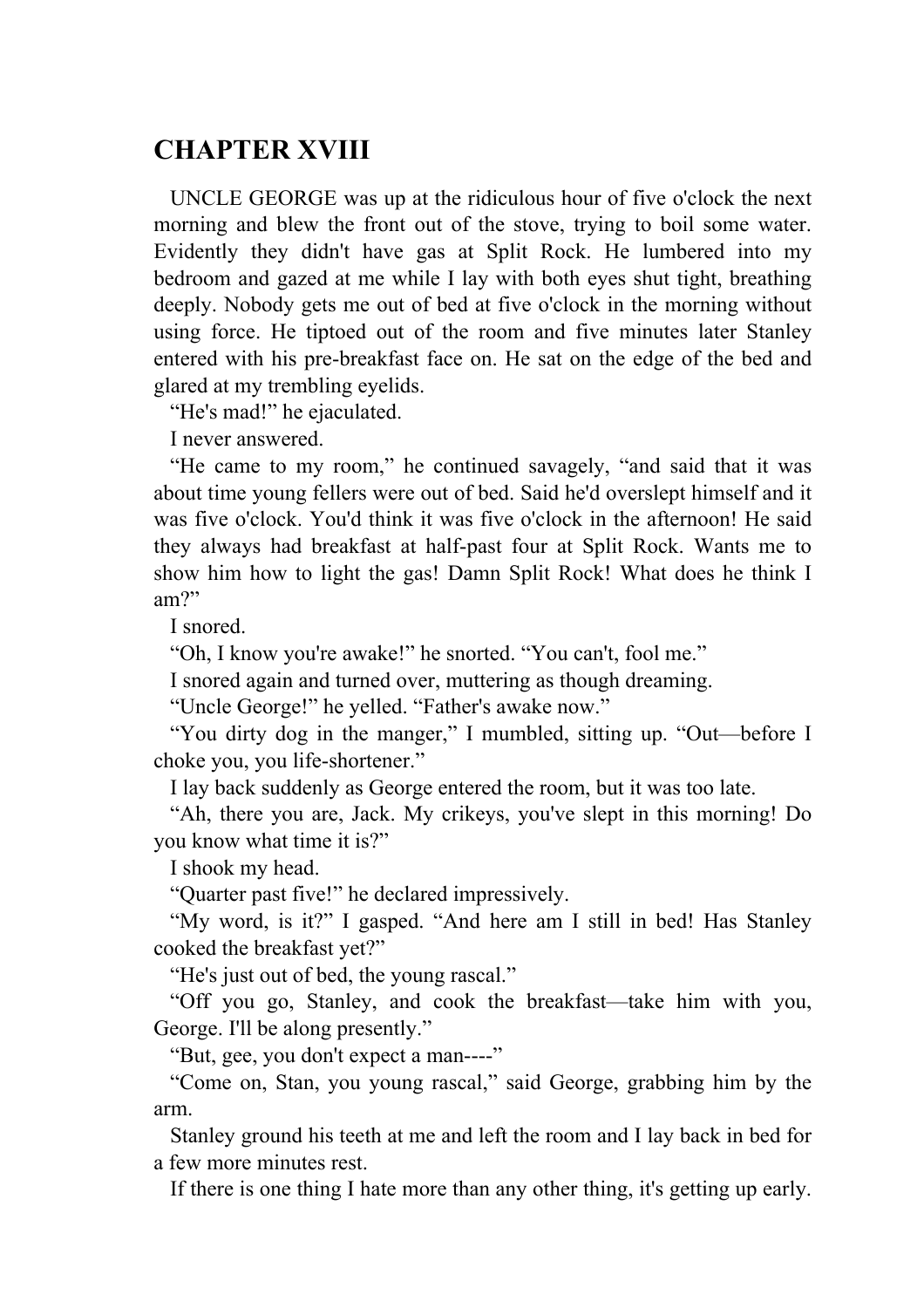## CHAPTER XVIII

UNCLE GEORGE was up at the ridiculous hour of five o'clock the next morning and blew the front out of the stove, trying to boil some water. Evidently they didn't have gas at Split Rock. He lumbered into my bedroom and gazed at me while I lay with both eyes shut tight, breathing deeply. Nobody gets me out of bed at five o'clock in the morning without using force. He tiptoed out of the room and five minutes later Stanley entered with his pre-breakfast face on. He sat on the edge of the bed and glared at my trembling eyelids.

“He's mad!” he ejaculated.

I never answered.

“He came to my room,” he continued savagely, “and said that it was about time young fellers were out of bed. Said he'd overslept himself and it was five o'clock. You'd think it was five o'clock in the afternoon! He said they always had breakfast at half-past four at Split Rock. Wants me to show him how to light the gas! Damn Split Rock! What does he think I am?”

I snored.

“Oh, I know you're awake!” he snorted. “You can't, fool me.”

I snored again and turned over, muttering as though dreaming.

“Uncle George!” he yelled. “Father's awake now.”

“You dirty dog in the manger,” I mumbled, sitting up. “Out—before I choke you, you life-shortener.”

I lay back suddenly as George entered the room, but it was too late.

“Ah, there you are, Jack. My crikeys, you've slept in this morning! Do you know what time it is?”

I shook my head.

“Quarter past five!” he declared impressively.

“My word, is it?” I gasped. “And here am I still in bed! Has Stanley cooked the breakfast yet?”

“He's just out of bed, the young rascal.”

“Off you go, Stanley, and cook the breakfast—take him with you, George. I'll be along presently.”

“But, gee, you don't expect a man----”

“Come on, Stan, you young rascal,” said George, grabbing him by the arm.

Stanley ground his teeth at me and left the room and I lay back in bed for a few more minutes rest.

If there is one thing I hate more than any other thing, it's getting up early.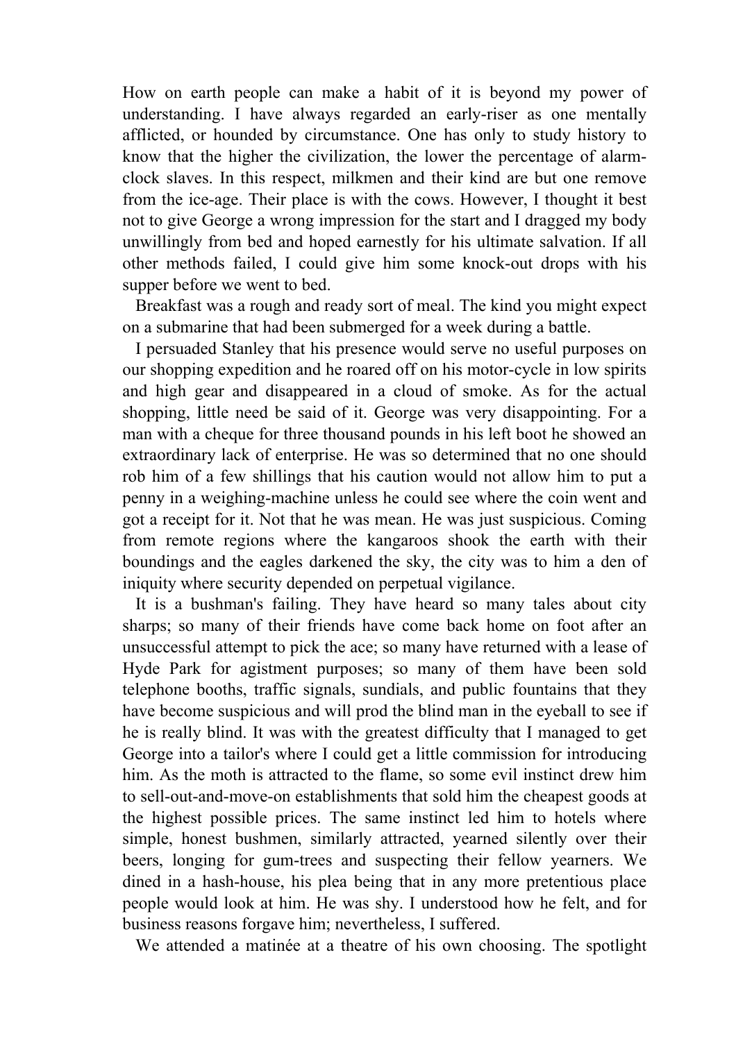How on earth people can make a habit of it is beyond my power of understanding. I have always regarded an early-riser as one mentally afflicted, or hounded by circumstance. One has only to study history to know that the higher the civilization, the lower the percentage of alarm-clock slaves. In this respect, milkmen and their kind are but one remove from the ice-age. Their place is with the cows. However, I thought it best not to give George a wrong impression for the start and I dragged my body unwillingly from bed and hoped earnestly for his ultimate salvation. If all other methods failed, I could give him some knock-out drops with his supper before we went to bed.

Breakfast was a rough and ready sort of meal. The kind you might expect on a submarine that had been submerged for a week during a battle.

I persuaded Stanley that his presence would serve no useful purposes on our shopping expedition and he roared off on his motor-cycle in low spirits and high gear and disappeared in a cloud of smoke. As for the actual shopping, little need be said of it. George was very disappointing. For a man with a cheque for three thousand pounds in his left boot he showed an extraordinary lack of enterprise. He was so determined that no one should rob him of a few shillings that his caution would not allow him to put a penny in a weighing-machine unless he could see where the coin went and got a receipt for it. Not that he was mean. He was just suspicious. Coming from remote regions where the kangaroos shook the earth with their boundings and the eagles darkened the sky, the city was to him a den of iniquity where security depended on perpetual vigilance.

It is a bushman's failing. They have heard so many tales about city sharps; so many of their friends have come back home on foot after an unsuccessful attempt to pick the ace; so many have returned with a lease of Hyde Park for agistment purposes; so many of them have been sold telephone booths, traffic signals, sundials, and public fountains that they have become suspicious and will prod the blind man in the eyeball to see if he is really blind. It was with the greatest difficulty that I managed to get George into a tailor's where I could get a little commission for introducing him. As the moth is attracted to the flame, so some evil instinct drew him to sell-out-and-move-on establishments that sold him the cheapest goods at the highest possible prices. The same instinct led him to hotels where simple, honest bushmen, similarly attracted, yearned silently over their beers, longing for gum-trees and suspecting their fellow yearners. We dined in a hash-house, his plea being that in any more pretentious place people would look at him. He was shy. I understood how he felt, and for business reasons forgave him; nevertheless, I suffered.

We attended a matinée at a theatre of his own choosing. The spotlight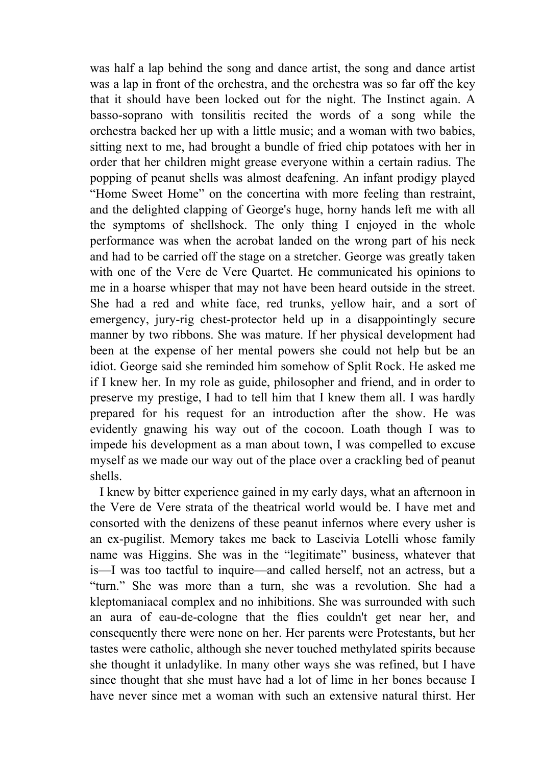was half a lap behind the song and dance artist, the song and dance artist was a lap in front of the orchestra, and the orchestra was so far off the key that it should have been locked out for the night. The Instinct again. A basso-soprano with tonsilitis recited the words of a song while the orchestra backed her up with a little music; and a woman with two babies, sitting next to me, had brought a bundle of fried chip potatoes with her in order that her children might grease everyone within a certain radius. The popping of peanut shells was almost deafening. An infant prodigy played "Home Sweet Home" on the concertina with more feeling than restraint, and the delighted clapping of George's huge, horny hands left me with all the symptoms of shellshock. The only thing I enjoyed in the whole performance was when the acrobat landed on the wrong part of his neck and had to be carried off the stage on a stretcher. George was greatly taken with one of the Vere de Vere Quartet. He communicated his opinions to me in a hoarse whisper that may not have been heard outside in the street. She had a red and white face, red trunks, yellow hair, and a sort of emergency, jury-rig chest-protector held up in a disappointingly secure manner by two ribbons. She was mature. If her physical development had been at the expense of her mental powers she could not help but be an idiot. George said she reminded him somehow of Split Rock. He asked me if I knew her. In my role as guide, philosopher and friend, and in order to preserve my prestige, I had to tell him that I knew them all. I was hardly prepared for his request for an introduction after the show. He was evidently gnawing his way out of the cocoon. Loath though I was to impede his development as a man about town, I was compelled to excuse myself as we made our way out of the place over a crackling bed of peanut shells.

I knew by bitter experience gained in my early days, what an afternoon in the Vere de Vere strata of the theatrical world would be. I have met and consorted with the denizens of these peanut infernos where every usher is an ex-pugilist. Memory takes me back to Lascivia Lotelli whose family name was Higgins. She was in the "legitimate" business, whatever that is—I was too tactful to inquire—and called herself, not an actress, but a "turn." She was more than a turn, she was a revolution. She had a kleptomaniacal complex and no inhibitions. She was surrounded with such an aura of eau-de-cologne that the flies couldn't get near her, and consequently there were none on her. Her parents were Protestants, but her tastes were catholic, although she never touched methylated spirits because she thought it unladylike. In many other ways she was refined, but I have since thought that she must have had a lot of lime in her bones because I have never since met a woman with such an extensive natural thirst. Her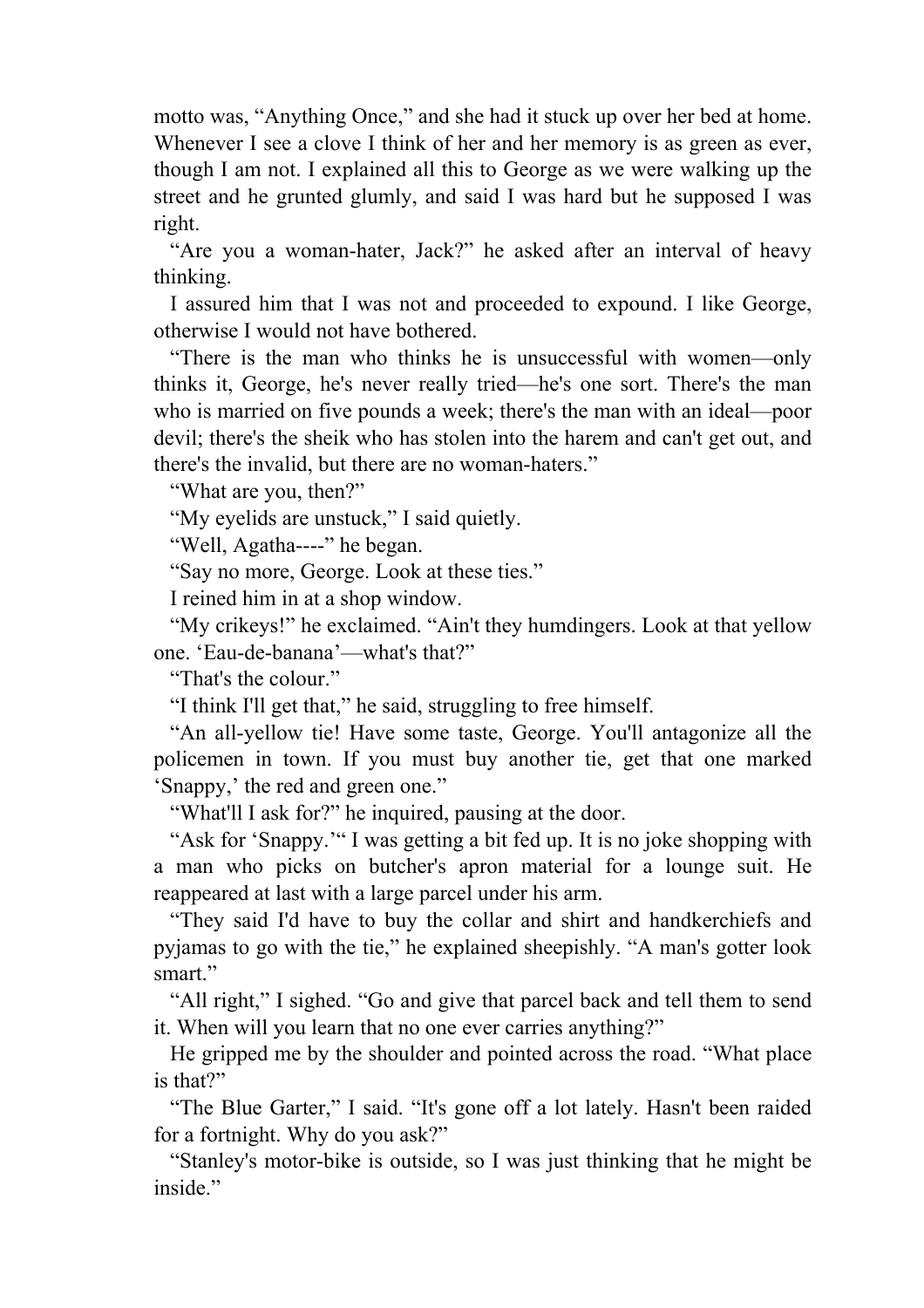motto was, “Anything Once,” and she had it stuck up over her bed at home. Whenever I see a clove I think of her and her memory is as green as ever, though I am not. I explained all this to George as we were walking up the street and he grunted glumly, and said I was hard but he supposed I was right.

“Are you a woman-hater, Jack?” he asked after an interval of heavy thinking.

I assured him that I was not and proceeded to expound. I like George, otherwise I would not have bothered.

“There is the man who thinks he is unsuccessful with women—only thinks it, George, he's never really tried—he's one sort. There's the man who is married on five pounds a week; there's the man with an ideal—poor devil; there's the sheik who has stolen into the harem and can't get out, and there's the invalid, but there are no woman-haters.”

“What are you, then?”

“My eyelids are unstuck,” I said quietly.

“Well, Agatha----” he began.

“Say no more, George. Look at these ties.”

I reined him in at a shop window.

“My crikeys!” he exclaimed. “Ain't they humdingers. Look at that yellow one. ‘Eau-de-banana’—what's that?”

“That's the colour.”

“I think I'll get that,” he said, struggling to free himself.

“An all-yellow tie! Have some taste, George. You'll antagonize all the policemen in town. If you must buy another tie, get that one marked ‘Snappy,’ the red and green one.”

“What'll I ask for?” he inquired, pausing at the door.

“Ask for ‘Snappy.’“ I was getting a bit fed up. It is no joke shopping with a man who picks on butcher's apron material for a lounge suit. He reappeared at last with a large parcel under his arm.

“They said I'd have to buy the collar and shirt and handkerchiefs and pyjamas to go with the tie,” he explained sheepishly. “A man's gotter look smart.”

“All right,” I sighed. “Go and give that parcel back and tell them to send it. When will you learn that no one ever carries anything?”

He gripped me by the shoulder and pointed across the road. “What place is that?”

“The Blue Garter,” I said. “It's gone off a lot lately. Hasn't been raided for a fortnight. Why do you ask?”

“Stanley's motor-bike is outside, so I was just thinking that he might be inside.”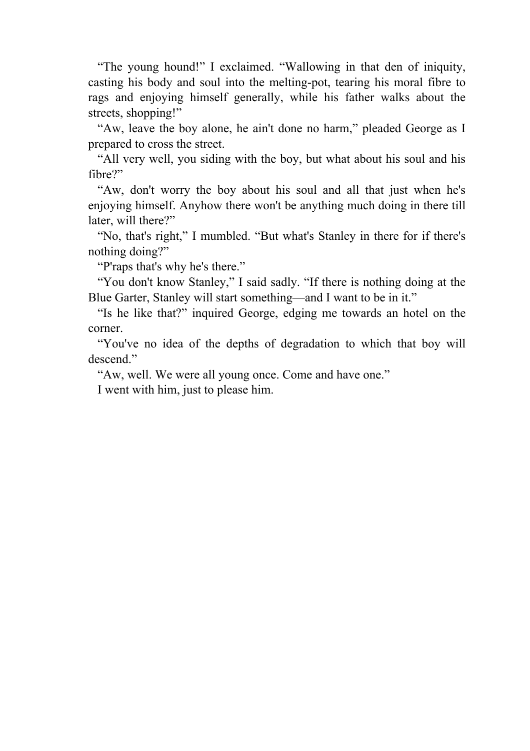“The young hound!” I exclaimed. “Wallowing in that den of iniquity, casting his body and soul into the melting-pot, tearing his moral fibre to rags and enjoying himself generally, while his father walks about the streets, shopping!”

“Aw, leave the boy alone, he ain't done no harm,” pleaded George as I prepared to cross the street.

“All very well, you siding with the boy, but what about his soul and his fibre?”

“Aw, don't worry the boy about his soul and all that just when he's enjoying himself. Anyhow there won't be anything much doing in there till later, will there?”

“No, that's right,” I mumbled. “But what's Stanley in there for if there's nothing doing?”

“P'raps that's why he's there.”

“You don't know Stanley,” I said sadly. “If there is nothing doing at the Blue Garter, Stanley will start something—and I want to be in it.”

“Is he like that?” inquired George, edging me towards an hotel on the corner.

“You've no idea of the depths of degradation to which that boy will descend.”

“Aw, well. We were all young once. Come and have one.”

I went with him, just to please him.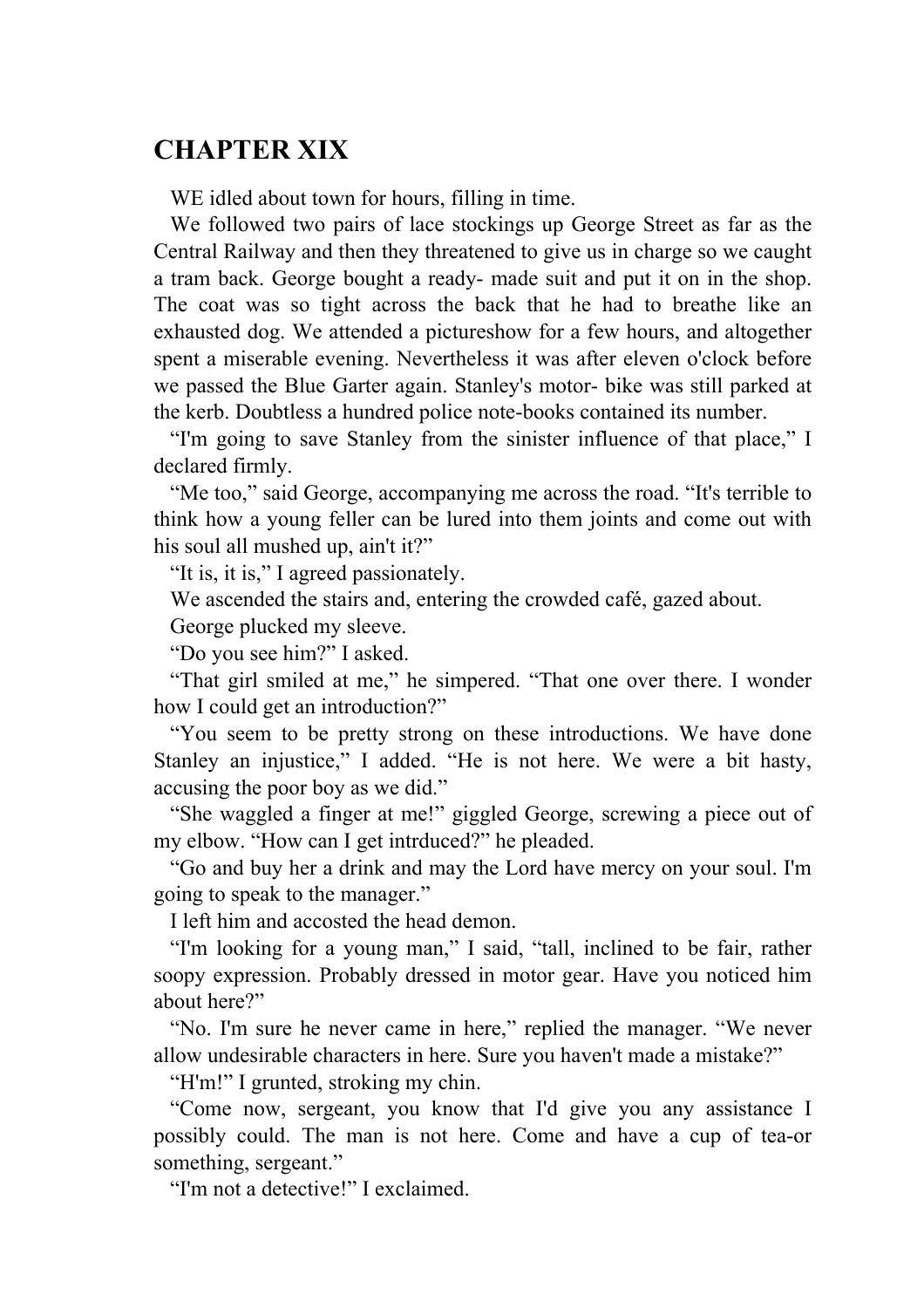# CHAPTER XIX

WE idled about town for hours, filling in time.

We followed two pairs of lace stockings up George Street as far as the Central Railway and then they threatened to give us in charge so we caught a tram back. George bought a ready- made suit and put it on in the shop. The coat was so tight across the back that he had to breathe like an exhausted dog. We attended a pictureshow for a few hours, and altogether spent a miserable evening. Nevertheless it was after eleven o'clock before we passed the Blue Garter again. Stanley's motor- bike was still parked at the kerb. Doubtless a hundred police note-books contained its number.

"I'm going to save Stanley from the sinister influence of that place," I declared firmly.

"Me too," said George, accompanying me across the road. "It's terrible to think how a young feller can be lured into them joints and come out with his soul all mushed up, ain't it?"

"It is, it is," I agreed passionately.

We ascended the stairs and, entering the crowded café, gazed about.

George plucked my sleeve.

"Do you see him?" I asked.

"That girl smiled at me," he simpered. "That one over there. I wonder how I could get an introduction?"

"You seem to be pretty strong on these introductions. We have done Stanley an injustice," I added. "He is not here. We were a bit hasty, accusing the poor boy as we did."

"She waggled a finger at me!" giggled George, screwing a piece out of my elbow. "How can I get intrduced?" he pleaded.

"Go and buy her a drink and may the Lord have mercy on your soul. I'm going to speak to the manager."

I left him and accosted the head demon.

"I'm looking for a young man," I said, "tall, inclined to be fair, rather soopy expression. Probably dressed in motor gear. Have you noticed him about here?"

"No. I'm sure he never came in here," replied the manager. "We never allow undesirable characters in here. Sure you haven't made a mistake?"

"H'm!" I grunted, stroking my chin.

"Come now, sergeant, you know that I'd give you any assistance I possibly could. The man is not here. Come and have a cup of tea-or something, sergeant."

"I'm not a detective!" I exclaimed.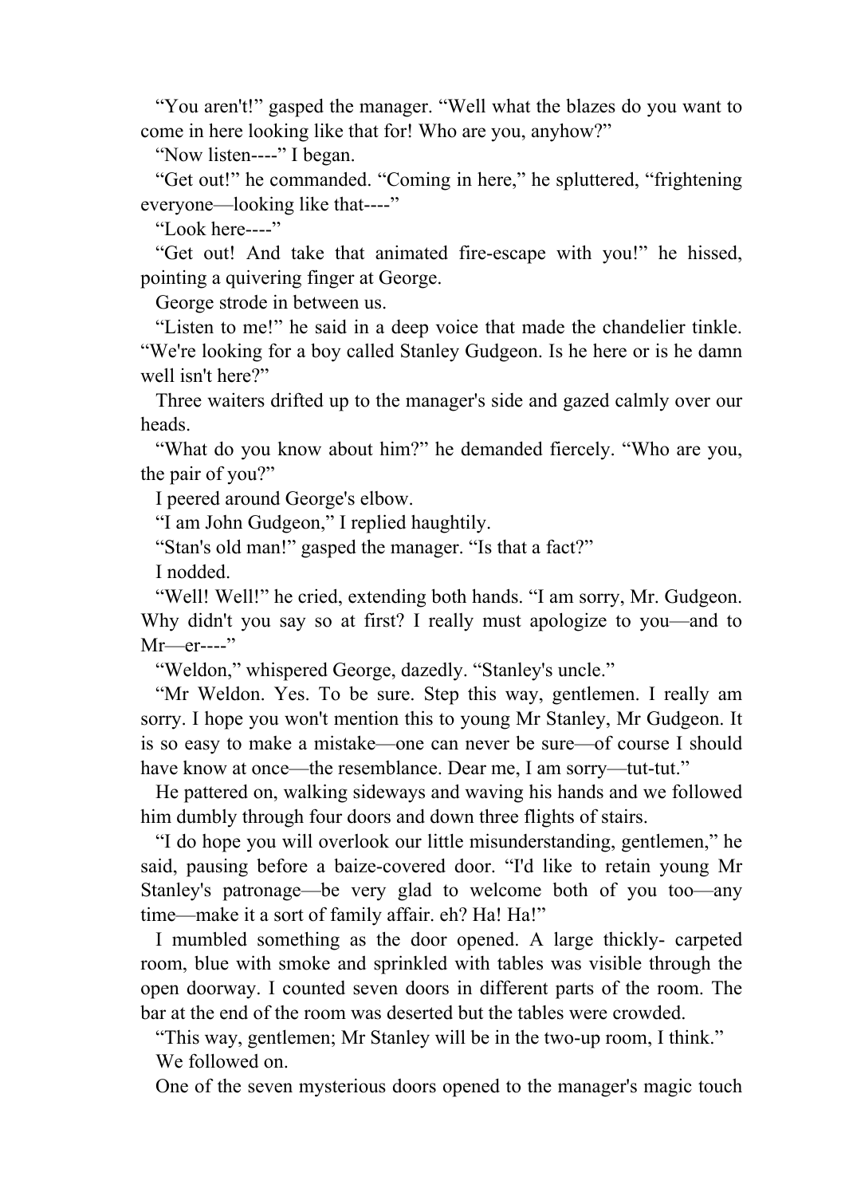"You aren't!" gasped the manager. "Well what the blazes do you want to come in here looking like that for! Who are you, anyhow?"

"Now listen----" I began.

"Get out!" he commanded. "Coming in here," he spluttered, "frightening everyone—looking like that----"

"Look here----"

"Get out! And take that animated fire-escape with you!" he hissed, pointing a quivering finger at George.

George strode in between us.

"Listen to me!" he said in a deep voice that made the chandelier tinkle. "We're looking for a boy called Stanley Gudgeon. Is he here or is he damn well isn't here?"

Three waiters drifted up to the manager's side and gazed calmly over our heads.

"What do you know about him?" he demanded fiercely. "Who are you, the pair of you?"

I peered around George's elbow.

"I am John Gudgeon," I replied haughtily.

"Stan's old man!" gasped the manager. "Is that a fact?"

I nodded.

"Well! Well!" he cried, extending both hands. "I am sorry, Mr. Gudgeon. Why didn't you say so at first? I really must apologize to you—and to Mr—er----"

"Weldon," whispered George, dazedly. "Stanley's uncle."

"Mr Weldon. Yes. To be sure. Step this way, gentlemen. I really am sorry. I hope you won't mention this to young Mr Stanley, Mr Gudgeon. It is so easy to make a mistake—one can never be sure—of course I should have know at once—the resemblance. Dear me, I am sorry—tut-tut."

He pattered on, walking sideways and waving his hands and we followed him dumbly through four doors and down three flights of stairs.

"I do hope you will overlook our little misunderstanding, gentlemen," he said, pausing before a baize-covered door. "I'd like to retain young Mr Stanley's patronage—be very glad to welcome both of you too—any time—make it a sort of family affair. eh? Ha! Ha!"

I mumbled something as the door opened. A large thickly- carpeted room, blue with smoke and sprinkled with tables was visible through the open doorway. I counted seven doors in different parts of the room. The bar at the end of the room was deserted but the tables were crowded.

"This way, gentlemen; Mr Stanley will be in the two-up room, I think."

We followed on.

One of the seven mysterious doors opened to the manager's magic touch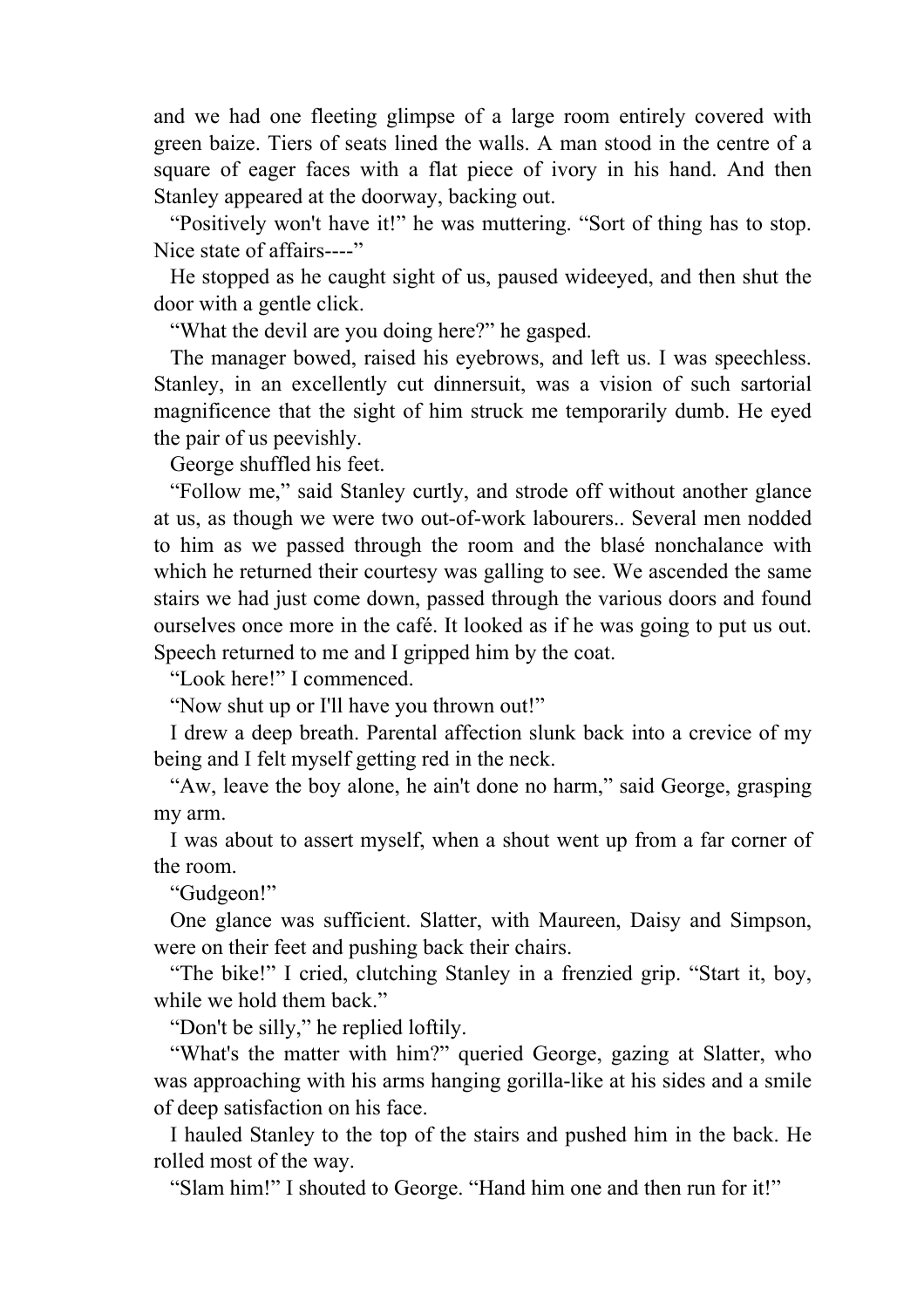and we had one fleeting glimpse of a large room entirely covered with green baize. Tiers of seats lined the walls. A man stood in the centre of a square of eager faces with a flat piece of ivory in his hand. And then Stanley appeared at the doorway, backing out.

"Positively won't have it!" he was muttering. "Sort of thing has to stop. Nice state of affairs----"

He stopped as he caught sight of us, paused wideeyed, and then shut the door with a gentle click.

"What the devil are you doing here?" he gasped.

The manager bowed, raised his eyebrows, and left us. I was speechless. Stanley, in an excellently cut dinnersuit, was a vision of such sartorial magnificence that the sight of him struck me temporarily dumb. He eyed the pair of us peevishly.

George shuffled his feet.

"Follow me," said Stanley curtly, and strode off without another glance at us, as though we were two out-of-work labourers.. Several men nodded to him as we passed through the room and the blasé nonchalance with which he returned their courtesy was galling to see. We ascended the same stairs we had just come down, passed through the various doors and found ourselves once more in the café. It looked as if he was going to put us out. Speech returned to me and I gripped him by the coat.

"Look here!" I commenced.

"Now shut up or I'll have you thrown out!"

I drew a deep breath. Parental affection slunk back into a crevice of my being and I felt myself getting red in the neck.

"Aw, leave the boy alone, he ain't done no harm," said George, grasping my arm.

I was about to assert myself, when a shout went up from a far corner of the room.

"Gudgeon!"

One glance was sufficient. Slatter, with Maureen, Daisy and Simpson, were on their feet and pushing back their chairs.

"The bike!" I cried, clutching Stanley in a frenzied grip. "Start it, boy, while we hold them back."

"Don't be silly," he replied loftily.

"What's the matter with him?" queried George, gazing at Slatter, who was approaching with his arms hanging gorilla-like at his sides and a smile of deep satisfaction on his face.

I hauled Stanley to the top of the stairs and pushed him in the back. He rolled most of the way.

"Slam him!" I shouted to George. "Hand him one and then run for it!"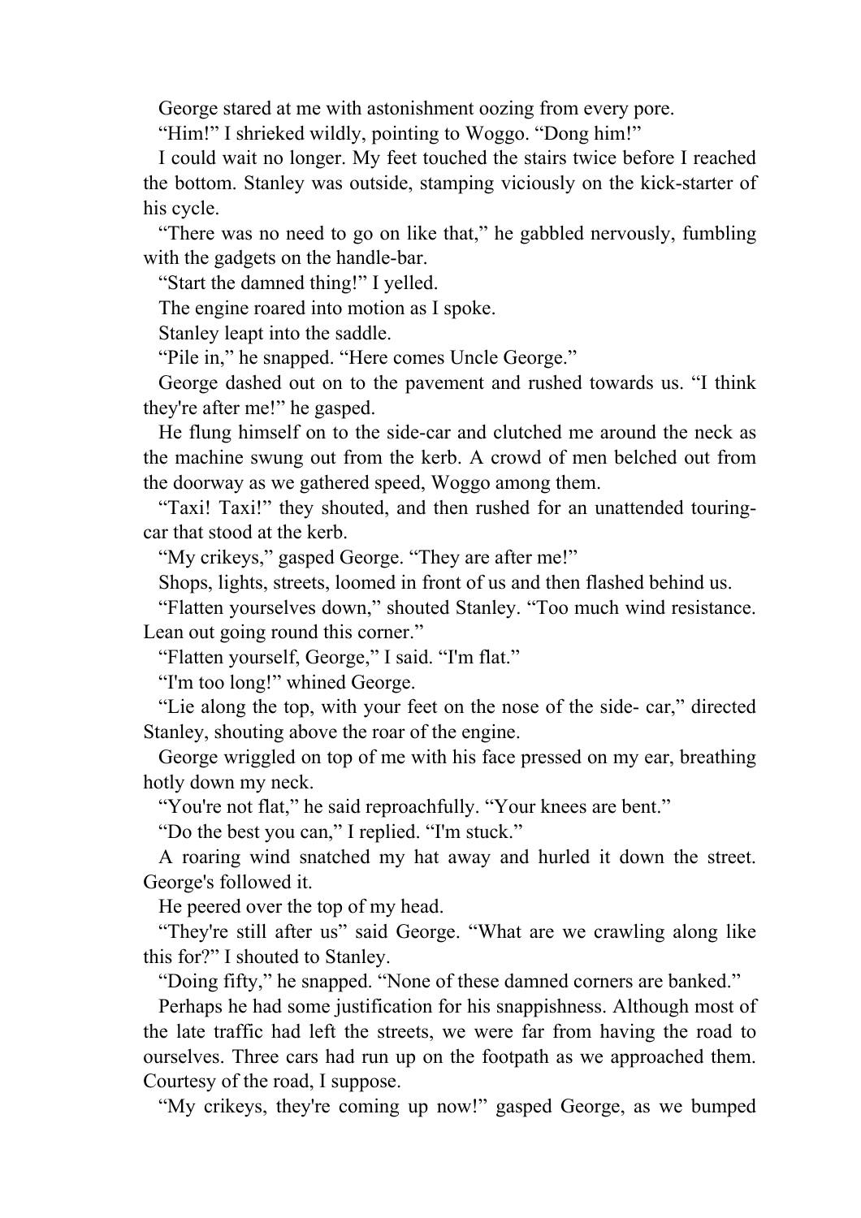George stared at me with astonishment oozing from every pore.

"Him!" I shrieked wildly, pointing to Woggo. "Dong him!"

I could wait no longer. My feet touched the stairs twice before I reached the bottom. Stanley was outside, stamping viciously on the kick-starter of his cycle.

"There was no need to go on like that," he gabbled nervously, fumbling with the gadgets on the handle-bar.

"Start the damned thing!" I yelled.

The engine roared into motion as I spoke.

Stanley leapt into the saddle.

"Pile in," he snapped. "Here comes Uncle George."

George dashed out on to the pavement and rushed towards us. "I think they're after me!" he gasped.

He flung himself on to the side-car and clutched me around the neck as the machine swung out from the kerb. A crowd of men belched out from the doorway as we gathered speed, Woggo among them.

"Taxi! Taxi!" they shouted, and then rushed for an unattended touring-car that stood at the kerb.

"My crikeys," gasped George. "They are after me!"

Shops, lights, streets, loomed in front of us and then flashed behind us.

"Flatten yourselves down," shouted Stanley. "Too much wind resistance. Lean out going round this corner."

"Flatten yourself, George," I said. "I'm flat."

"I'm too long!" whined George.

"Lie along the top, with your feet on the nose of the side- car," directed Stanley, shouting above the roar of the engine.

George wriggled on top of me with his face pressed on my ear, breathing hotly down my neck.

"You're not flat," he said reproachfully. "Your knees are bent."

"Do the best you can," I replied. "I'm stuck."

A roaring wind snatched my hat away and hurled it down the street. George's followed it.

He peered over the top of my head.

"They're still after us" said George. "What are we crawling along like this for?" I shouted to Stanley.

"Doing fifty," he snapped. "None of these damned corners are banked."

Perhaps he had some justification for his snappishness. Although most of the late traffic had left the streets, we were far from having the road to ourselves. Three cars had run up on the footpath as we approached them. Courtesy of the road, I suppose.

"My crikeys, they're coming up now!" gasped George, as we bumped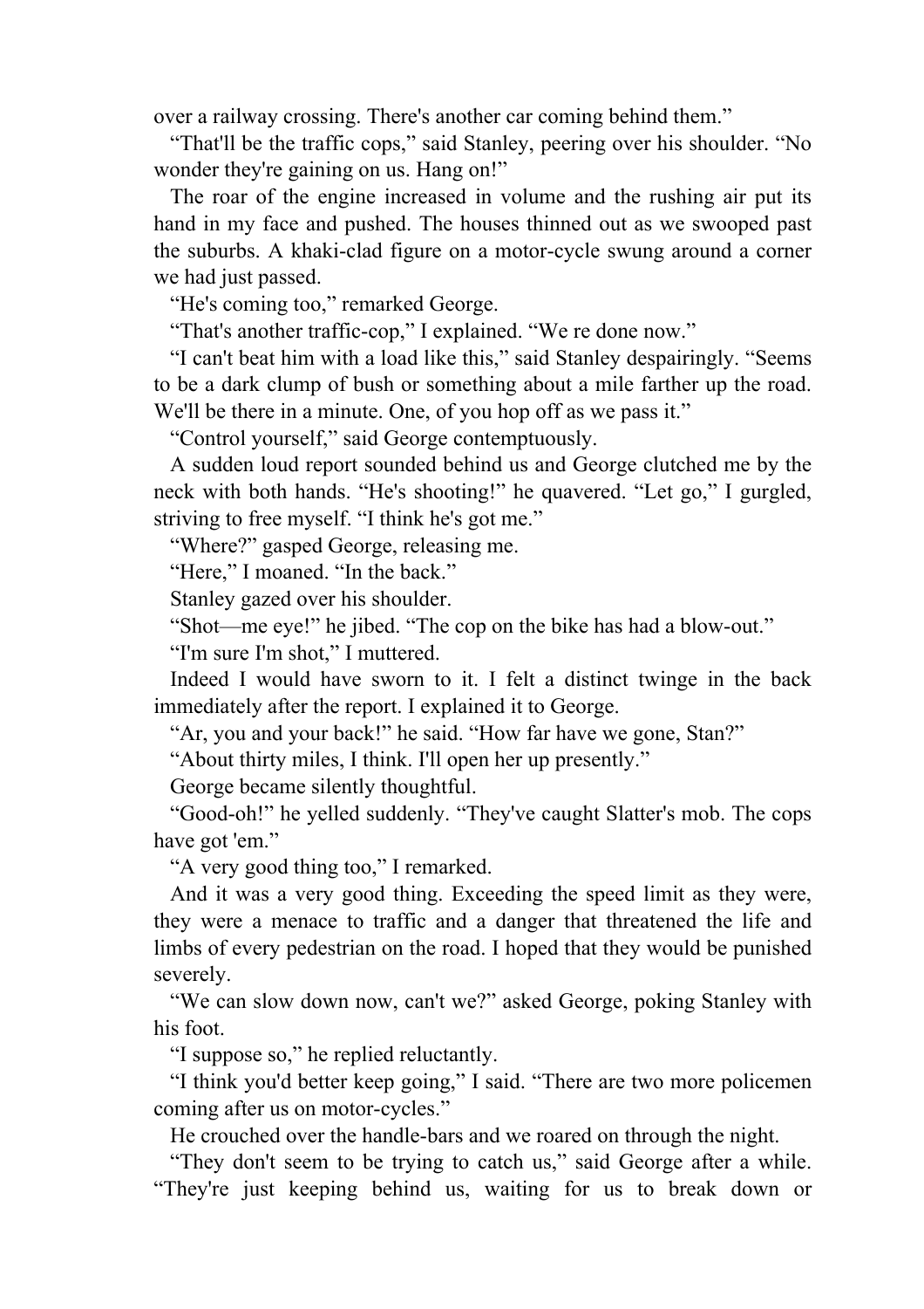over a railway crossing. There's another car coming behind them."

"That'll be the traffic cops," said Stanley, peering over his shoulder. "No wonder they're gaining on us. Hang on!"

The roar of the engine increased in volume and the rushing air put its hand in my face and pushed. The houses thinned out as we swooped past the suburbs. A khaki-clad figure on a motor-cycle swung around a corner we had just passed.

"He's coming too," remarked George.

"That's another traffic-cop," I explained. "We re done now."

"I can't beat him with a load like this," said Stanley despairingly. "Seems to be a dark clump of bush or something about a mile farther up the road. We'll be there in a minute. One, of you hop off as we pass it."

"Control yourself," said George contemptuously.

A sudden loud report sounded behind us and George clutched me by the neck with both hands. "He's shooting!" he quavered. "Let go," I gurgled, striving to free myself. "I think he's got me."

"Where?" gasped George, releasing me.

"Here," I moaned. "In the back."

Stanley gazed over his shoulder.

"Shot—me eye!" he jibed. "The cop on the bike has had a blow-out."

"I'm sure I'm shot," I muttered.

Indeed I would have sworn to it. I felt a distinct twinge in the back immediately after the report. I explained it to George.

"Ar, you and your back!" he said. "How far have we gone, Stan?"

"About thirty miles, I think. I'll open her up presently."

George became silently thoughtful.

"Good-oh!" he yelled suddenly. "They've caught Slatter's mob. The cops have got 'em."

"A very good thing too," I remarked.

And it was a very good thing. Exceeding the speed limit as they were, they were a menace to traffic and a danger that threatened the life and limbs of every pedestrian on the road. I hoped that they would be punished severely.

"We can slow down now, can't we?" asked George, poking Stanley with his foot.

"I suppose so," he replied reluctantly.

"I think you'd better keep going," I said. "There are two more policemen coming after us on motor-cycles."

He crouched over the handle-bars and we roared on through the night.

"They don't seem to be trying to catch us," said George after a while. "They're just keeping behind us, waiting for us to break down or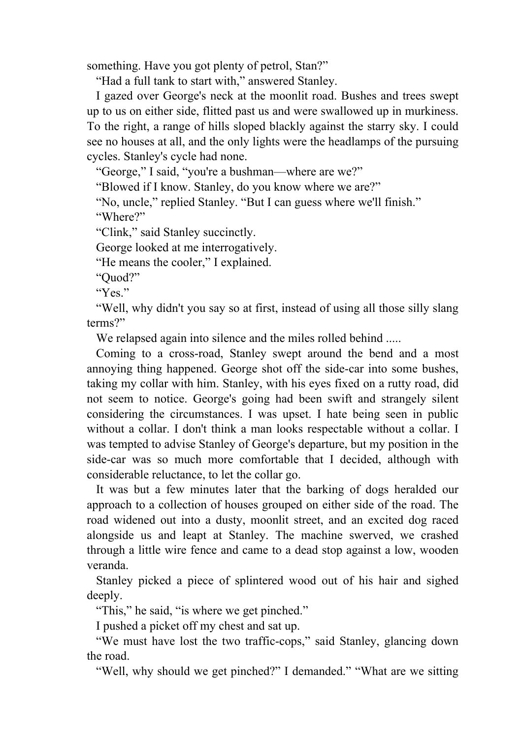something. Have you got plenty of petrol, Stan?"

"Had a full tank to start with," answered Stanley.

I gazed over George's neck at the moonlit road. Bushes and trees swept up to us on either side, flitted past us and were swallowed up in murkiness. To the right, a range of hills sloped blackly against the starry sky. I could see no houses at all, and the only lights were the headlamps of the pursuing cycles. Stanley's cycle had none.

"George," I said, "you're a bushman—where are we?"

"Blowed if I know. Stanley, do you know where we are?"

"No, uncle," replied Stanley. "But I can guess where we'll finish."

"Where?"

"Clink," said Stanley succinctly.

George looked at me interrogatively.

"He means the cooler," I explained.

"Quod?"

"Yes."

"Well, why didn't you say so at first, instead of using all those silly slang terms?"

We relapsed again into silence and the miles rolled behind .....

Coming to a cross-road, Stanley swept around the bend and a most annoying thing happened. George shot off the side-car into some bushes, taking my collar with him. Stanley, with his eyes fixed on a rutty road, did not seem to notice. George's going had been swift and strangely silent considering the circumstances. I was upset. I hate being seen in public without a collar. I don't think a man looks respectable without a collar. I was tempted to advise Stanley of George's departure, but my position in the side-car was so much more comfortable that I decided, although with considerable reluctance, to let the collar go.

It was but a few minutes later that the barking of dogs heralded our approach to a collection of houses grouped on either side of the road. The road widened out into a dusty, moonlit street, and an excited dog raced alongside us and leapt at Stanley. The machine swerved, we crashed through a little wire fence and came to a dead stop against a low, wooden veranda.

Stanley picked a piece of splintered wood out of his hair and sighed deeply.

"This," he said, "is where we get pinched."

I pushed a picket off my chest and sat up.

"We must have lost the two traffic-cops," said Stanley, glancing down the road.

"Well, why should we get pinched?" I demanded." "What are we sitting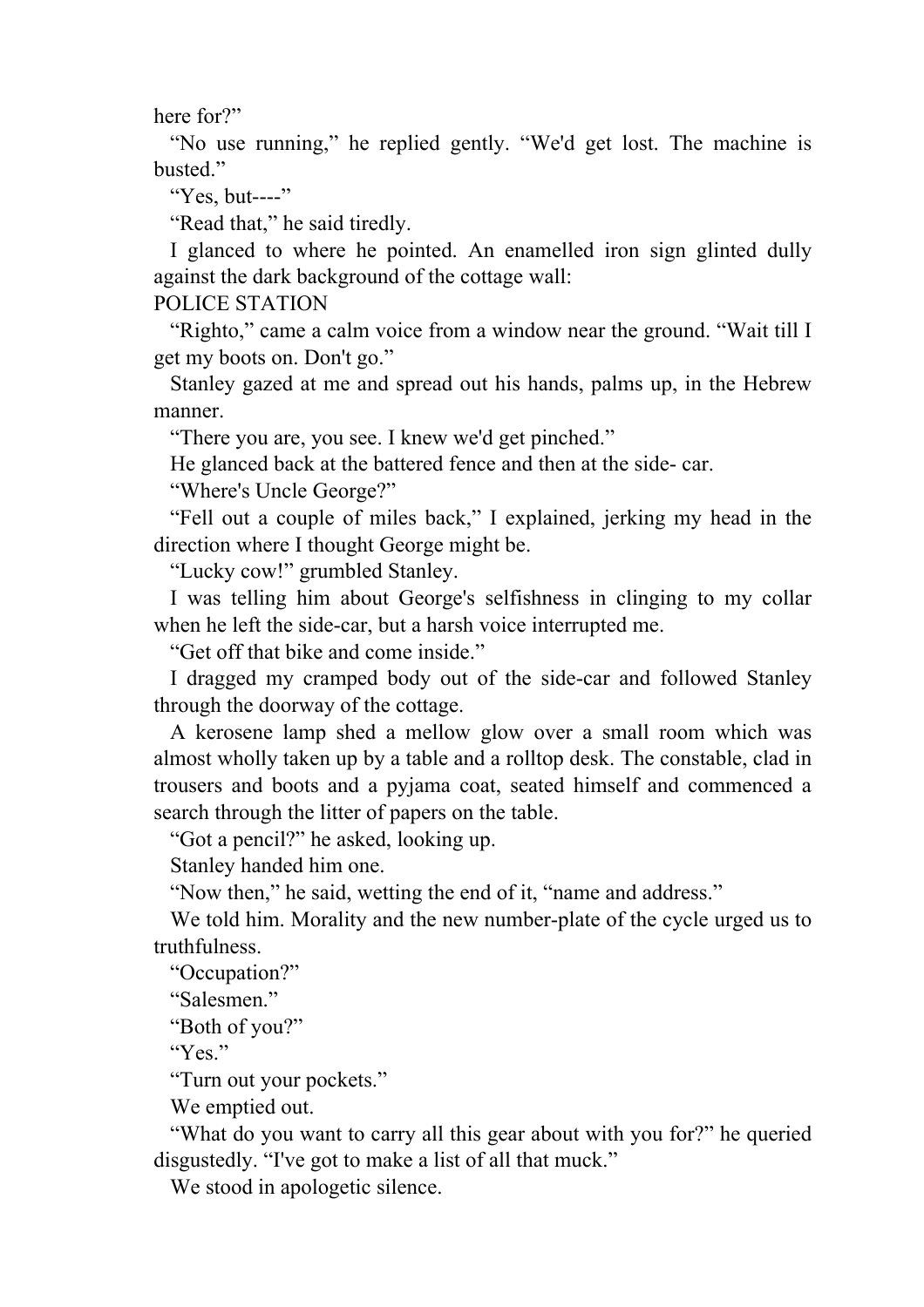here for?"

"No use running," he replied gently. "We'd get lost. The machine is busted."

"Yes, but----"

"Read that," he said tiredly.

I glanced to where he pointed. An enamelled iron sign glinted dully against the dark background of the cottage wall:

POLICE STATION

"Righto," came a calm voice from a window near the ground. "Wait till I get my boots on. Don't go."

Stanley gazed at me and spread out his hands, palms up, in the Hebrew manner.

"There you are, you see. I knew we'd get pinched."

He glanced back at the battered fence and then at the side- car.

"Where's Uncle George?"

"Fell out a couple of miles back," I explained, jerking my head in the direction where I thought George might be.

"Lucky cow!" grumbled Stanley.

I was telling him about George's selfishness in clinging to my collar when he left the side-car, but a harsh voice interrupted me.

"Get off that bike and come inside."

I dragged my cramped body out of the side-car and followed Stanley through the doorway of the cottage.

A kerosene lamp shed a mellow glow over a small room which was almost wholly taken up by a table and a rolltop desk. The constable, clad in trousers and boots and a pyjama coat, seated himself and commenced a search through the litter of papers on the table.

"Got a pencil?" he asked, looking up.

Stanley handed him one.

"Now then," he said, wetting the end of it, "name and address."

We told him. Morality and the new number-plate of the cycle urged us to truthfulness.

"Occupation?"

"Salesmen."

"Both of you?"

"Yes."

"Turn out your pockets."

We emptied out.

"What do you want to carry all this gear about with you for?" he queried disgustedly. "I've got to make a list of all that muck."

We stood in apologetic silence.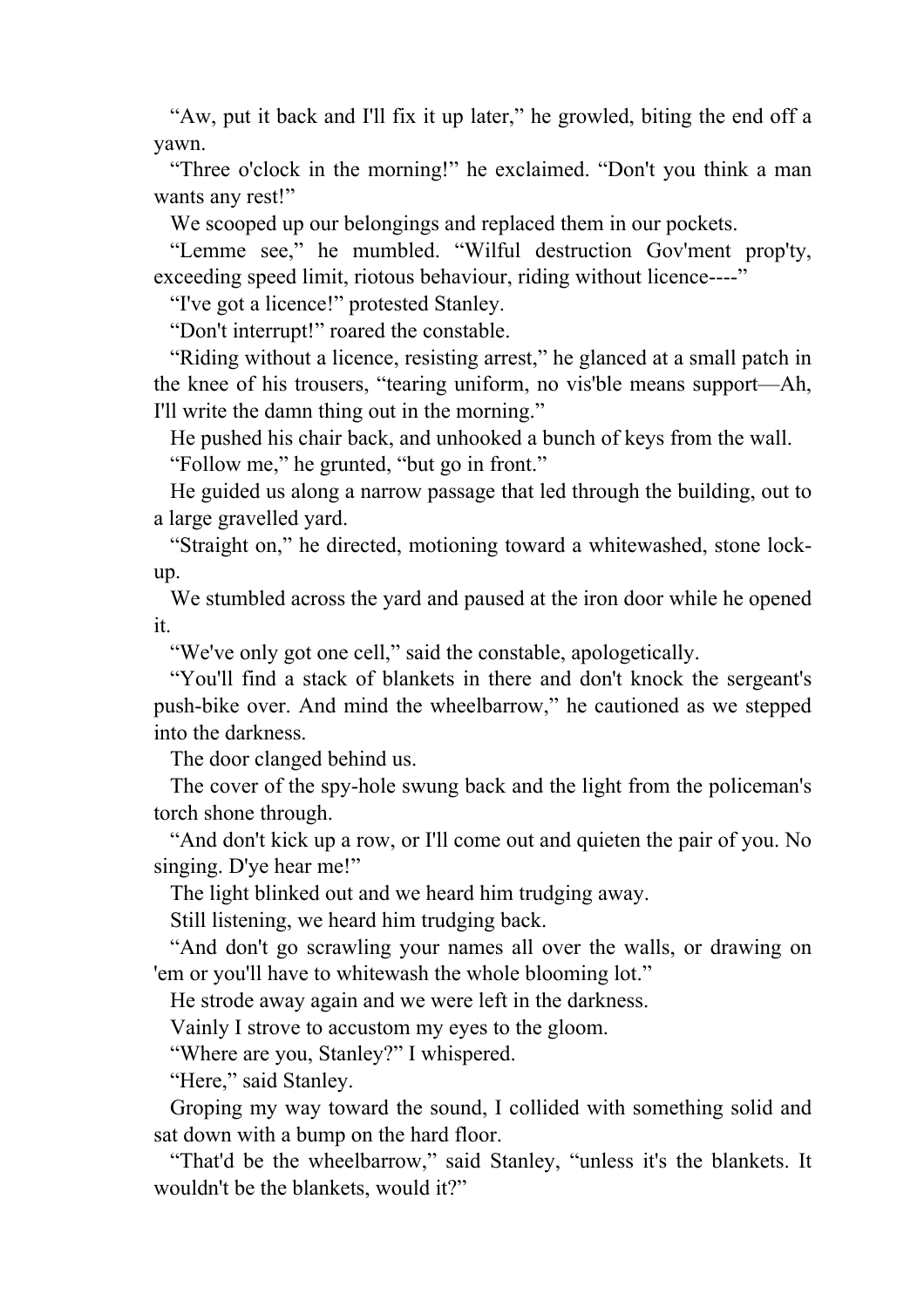"Aw, put it back and I'll fix it up later," he growled, biting the end off a yawn.

"Three o'clock in the morning!" he exclaimed. "Don't you think a man wants any rest!"

We scooped up our belongings and replaced them in our pockets.

"Lemme see," he mumbled. "Wilful destruction Gov'ment prop'ty, exceeding speed limit, riotous behaviour, riding without licence----"

"I've got a licence!" protested Stanley.

"Don't interrupt!" roared the constable.

"Riding without a licence, resisting arrest," he glanced at a small patch in the knee of his trousers, "tearing uniform, no vis'ble means support—Ah, I'll write the damn thing out in the morning."

He pushed his chair back, and unhooked a bunch of keys from the wall.

"Follow me," he grunted, "but go in front."

He guided us along a narrow passage that led through the building, out to a large gravelled yard.

"Straight on," he directed, motioning toward a whitewashed, stone lock-up.

We stumbled across the yard and paused at the iron door while he opened it.

"We've only got one cell," said the constable, apologetically.

"You'll find a stack of blankets in there and don't knock the sergeant's push-bike over. And mind the wheelbarrow," he cautioned as we stepped into the darkness.

The door clanged behind us.

The cover of the spy-hole swung back and the light from the policeman's torch shone through.

"And don't kick up a row, or I'll come out and quieten the pair of you. No singing. D'ye hear me!"

The light blinked out and we heard him trudging away.

Still listening, we heard him trudging back.

"And don't go scrawling your names all over the walls, or drawing on 'em or you'll have to whitewash the whole blooming lot."

He strode away again and we were left in the darkness.

Vainly I strove to accustom my eyes to the gloom.

"Where are you, Stanley?" I whispered.

"Here," said Stanley.

Groping my way toward the sound, I collided with something solid and sat down with a bump on the hard floor.

"That'd be the wheelbarrow," said Stanley, "unless it's the blankets. It wouldn't be the blankets, would it?"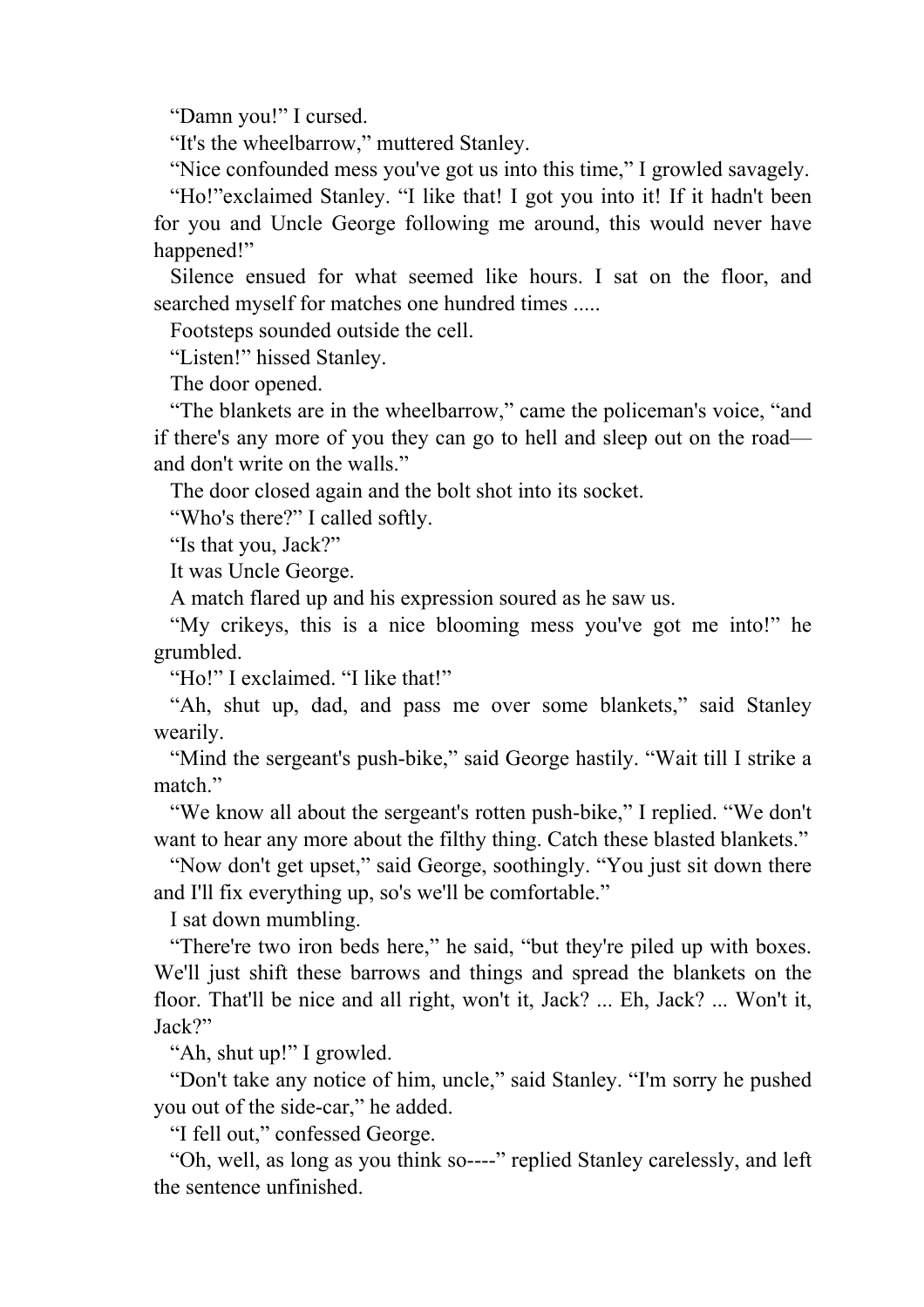“Damn you!” I cursed.

“It's the wheelbarrow,” muttered Stanley.

“Nice confounded mess you've got us into this time,” I growled savagely.

“Ho!”exclaimed Stanley. “I like that! I got you into it! If it hadn't been for you and Uncle George following me around, this would never have happened!”

Silence ensued for what seemed like hours. I sat on the floor, and searched myself for matches one hundred times .....

Footsteps sounded outside the cell.

“Listen!” hissed Stanley.

The door opened.

“The blankets are in the wheelbarrow,” came the policeman's voice, “and if there's any more of you they can go to hell and sleep out on the road—and don't write on the walls.”

The door closed again and the bolt shot into its socket.

“Who's there?” I called softly.

“Is that you, Jack?”

It was Uncle George.

A match flared up and his expression soured as he saw us.

“My crikeys, this is a nice blooming mess you've got me into!” he grumbled.

“Ho!” I exclaimed. “I like that!”

“Ah, shut up, dad, and pass me over some blankets,” said Stanley wearily.

“Mind the sergeant's push-bike,” said George hastily. “Wait till I strike a match.”

“We know all about the sergeant's rotten push-bike,” I replied. “We don't want to hear any more about the filthy thing. Catch these blasted blankets.”

“Now don't get upset,” said George, soothingly. “You just sit down there and I'll fix everything up, so's we'll be comfortable.”

I sat down mumbling.

“There're two iron beds here,” he said, “but they're piled up with boxes. We'll just shift these barrows and things and spread the blankets on the floor. That'll be nice and all right, won't it, Jack? ... Eh, Jack? ... Won't it, Jack?”

“Ah, shut up!” I growled.

“Don't take any notice of him, uncle,” said Stanley. “I'm sorry he pushed you out of the side-car,” he added.

“I fell out,” confessed George.

“Oh, well, as long as you think so----” replied Stanley carelessly, and left the sentence unfinished.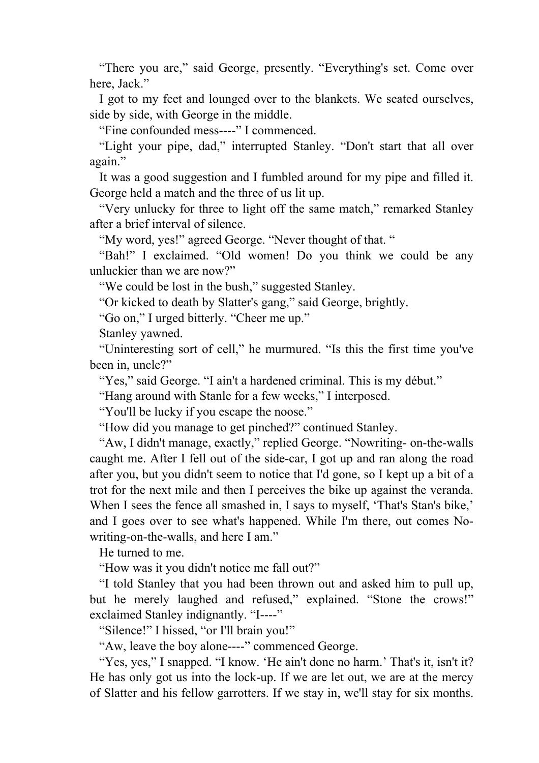"There you are," said George, presently. "Everything's set. Come over here, Jack."

I got to my feet and lounged over to the blankets. We seated ourselves, side by side, with George in the middle.

"Fine confounded mess----" I commenced.

"Light your pipe, dad," interrupted Stanley. "Don't start that all over again."

It was a good suggestion and I fumbled around for my pipe and filled it. George held a match and the three of us lit up.

"Very unlucky for three to light off the same match," remarked Stanley after a brief interval of silence.

"My word, yes!" agreed George. "Never thought of that. "

"Bah!" I exclaimed. "Old women! Do you think we could be any unluckier than we are now?"

"We could be lost in the bush," suggested Stanley.

"Or kicked to death by Slatter's gang," said George, brightly.

"Go on," I urged bitterly. "Cheer me up."

Stanley yawned.

"Uninteresting sort of cell," he murmured. "Is this the first time you've been in, uncle?"

"Yes," said George. "I ain't a hardened criminal. This is my début."

"Hang around with Stanle for a few weeks," I interposed.

"You'll be lucky if you escape the noose."

"How did you manage to get pinched?" continued Stanley.

"Aw, I didn't manage, exactly," replied George. "Nowriting- on-the-walls caught me. After I fell out of the side-car, I got up and ran along the road after you, but you didn't seem to notice that I'd gone, so I kept up a bit of a trot for the next mile and then I perceives the bike up against the veranda. When I sees the fence all smashed in, I says to myself, 'That's Stan's bike,' and I goes over to see what's happened. While I'm there, out comes No-writing-on-the-walls, and here I am."

He turned to me.

"How was it you didn't notice me fall out?"

"I told Stanley that you had been thrown out and asked him to pull up, but he merely laughed and refused," explained. "Stone the crows!" exclaimed Stanley indignantly. "I----"

"Silence!" I hissed, "or I'll brain you!"

"Aw, leave the boy alone----" commenced George.

"Yes, yes," I snapped. "I know. 'He ain't done no harm.' That's it, isn't it? He has only got us into the lock-up. If we are let out, we are at the mercy of Slatter and his fellow garrotters. If we stay in, we'll stay for six months.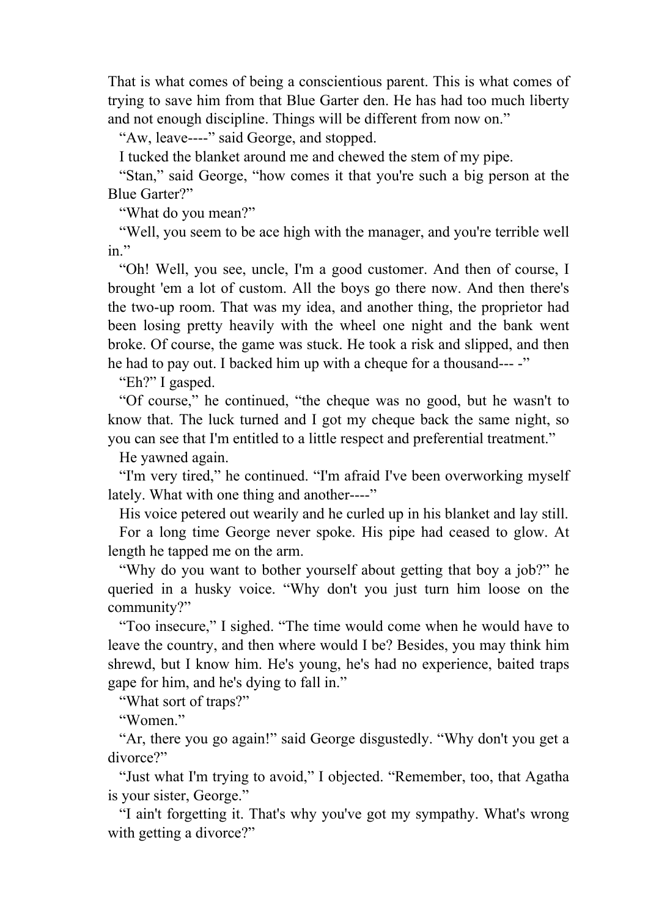That is what comes of being a conscientious parent. This is what comes of trying to save him from that Blue Garter den. He has had too much liberty and not enough discipline. Things will be different from now on.”

“Aw, leave----” said George, and stopped.

I tucked the blanket around me and chewed the stem of my pipe.

“Stan,” said George, “how comes it that you're such a big person at the Blue Garter?”

“What do you mean?”

“Well, you seem to be ace high with the manager, and you're terrible well in.”

“Oh! Well, you see, uncle, I'm a good customer. And then of course, I brought 'em a lot of custom. All the boys go there now. And then there's the two-up room. That was my idea, and another thing, the proprietor had been losing pretty heavily with the wheel one night and the bank went broke. Of course, the game was stuck. He took a risk and slipped, and then he had to pay out. I backed him up with a cheque for a thousand--- -”

“Eh?” I gasped.

“Of course,” he continued, “the cheque was no good, but he wasn't to know that. The luck turned and I got my cheque back the same night, so you can see that I'm entitled to a little respect and preferential treatment.”

He yawned again.

“I'm very tired,” he continued. “I'm afraid I've been overworking myself lately. What with one thing and another----”

His voice petered out wearily and he curled up in his blanket and lay still.

For a long time George never spoke. His pipe had ceased to glow. At length he tapped me on the arm.

“Why do you want to bother yourself about getting that boy a job?” he queried in a husky voice. “Why don't you just turn him loose on the community?”

“Too insecure,” I sighed. “The time would come when he would have to leave the country, and then where would I be? Besides, you may think him shrewd, but I know him. He's young, he's had no experience, baited traps gape for him, and he's dying to fall in.”

“What sort of traps?”

“Women.”

“Ar, there you go again!” said George disgustedly. “Why don't you get a divorce?”

“Just what I'm trying to avoid,” I objected. “Remember, too, that Agatha is your sister, George.”

“I ain't forgetting it. That's why you've got my sympathy. What's wrong with getting a divorce?”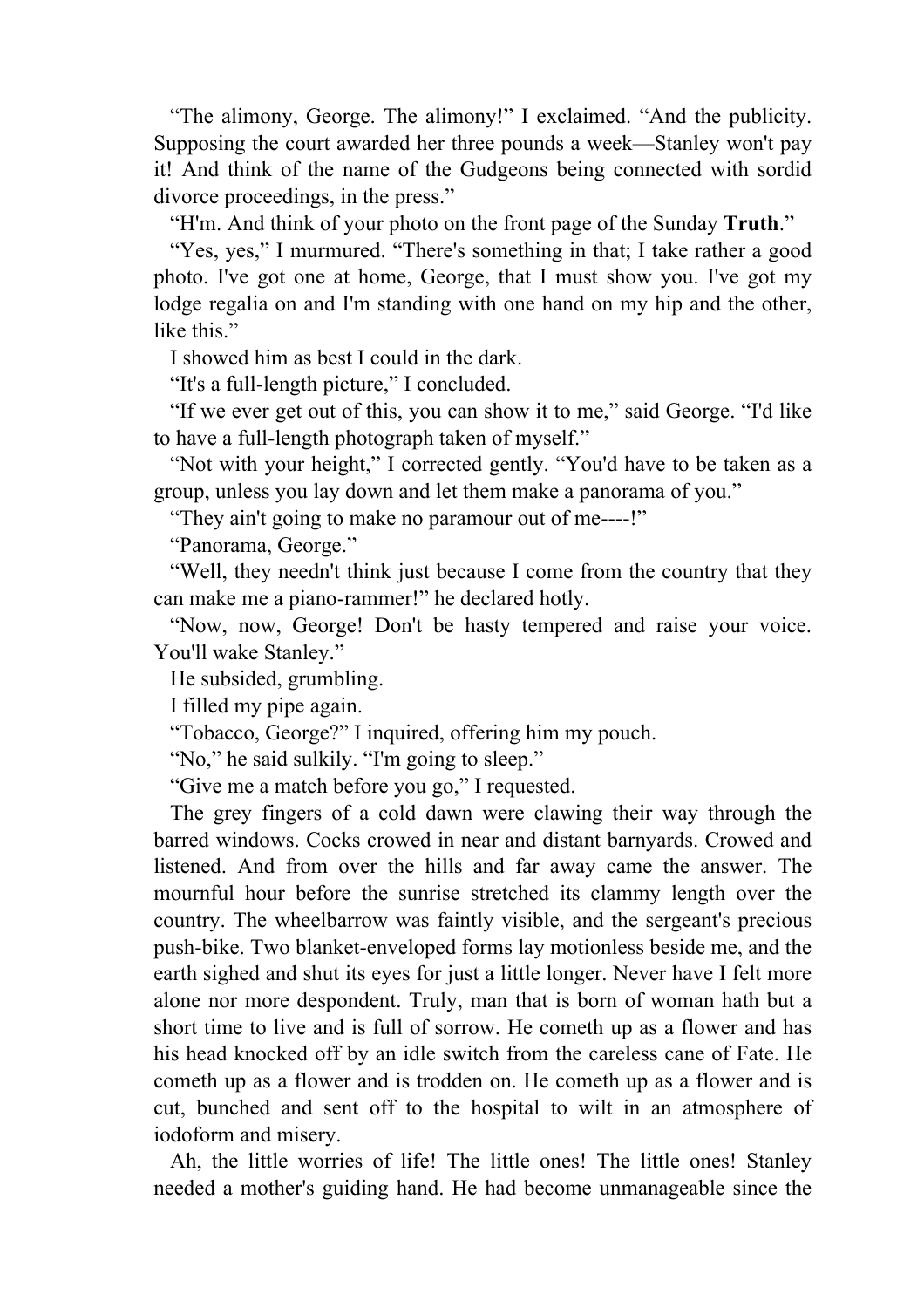“The alimony, George. The alimony!” I exclaimed. “And the publicity. Supposing the court awarded her three pounds a week—Stanley won't pay it! And think of the name of the Gudgeons being connected with sordid divorce proceedings, in the press.”

“H'm. And think of your photo on the front page of the Sunday **Truth**.”

“Yes, yes,” I murmured. “There's something in that; I take rather a good photo. I've got one at home, George, that I must show you. I've got my lodge regalia on and I'm standing with one hand on my hip and the other, like this.”

I showed him as best I could in the dark.

“It's a full-length picture,” I concluded.

“If we ever get out of this, you can show it to me,” said George. “I'd like to have a full-length photograph taken of myself.”

“Not with your height,” I corrected gently. “You'd have to be taken as a group, unless you lay down and let them make a panorama of you.”

“They ain't going to make no paramour out of me----!”

“Panorama, George.”

“Well, they needn't think just because I come from the country that they can make me a piano-rammer!” he declared hotly.

“Now, now, George! Don't be hasty tempered and raise your voice. You'll wake Stanley.”

He subsided, grumbling.

I filled my pipe again.

“Tobacco, George?” I inquired, offering him my pouch.

“No,” he said sulkily. “I'm going to sleep.”

“Give me a match before you go,” I requested.

The grey fingers of a cold dawn were clawing their way through the barred windows. Cocks crowed in near and distant barnyards. Crowed and listened. And from over the hills and far away came the answer. The mournful hour before the sunrise stretched its clammy length over the country. The wheelbarrow was faintly visible, and the sergeant's precious push-bike. Two blanket-enveloped forms lay motionless beside me, and the earth sighed and shut its eyes for just a little longer. Never have I felt more alone nor more despondent. Truly, man that is born of woman hath but a short time to live and is full of sorrow. He cometh up as a flower and has his head knocked off by an idle switch from the careless cane of Fate. He cometh up as a flower and is trodden on. He cometh up as a flower and is cut, bunched and sent off to the hospital to wilt in an atmosphere of iodoform and misery.

Ah, the little worries of life! The little ones! The little ones! Stanley needed a mother's guiding hand. He had become unmanageable since the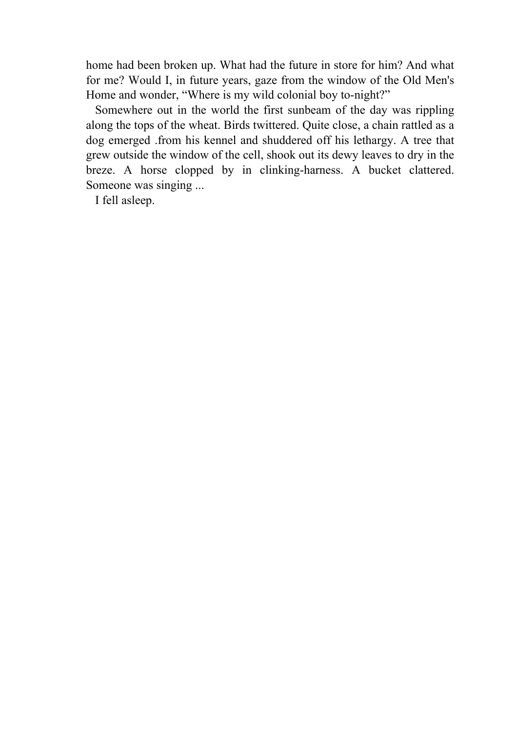home had been broken up. What had the future in store for him? And what for me? Would I, in future years, gaze from the window of the Old Men's Home and wonder, “Where is my wild colonial boy to-night?”

Somewhere out in the world the first sunbeam of the day was rippling along the tops of the wheat. Birds twittered. Quite close, a chain rattled as a dog emerged .from his kennel and shuddered off his lethargy. A tree that grew outside the window of the cell, shook out its dewy leaves to dry in the breze. A horse clopped by in clinking-harness. A bucket clattered. Someone was singing ...

I fell asleep.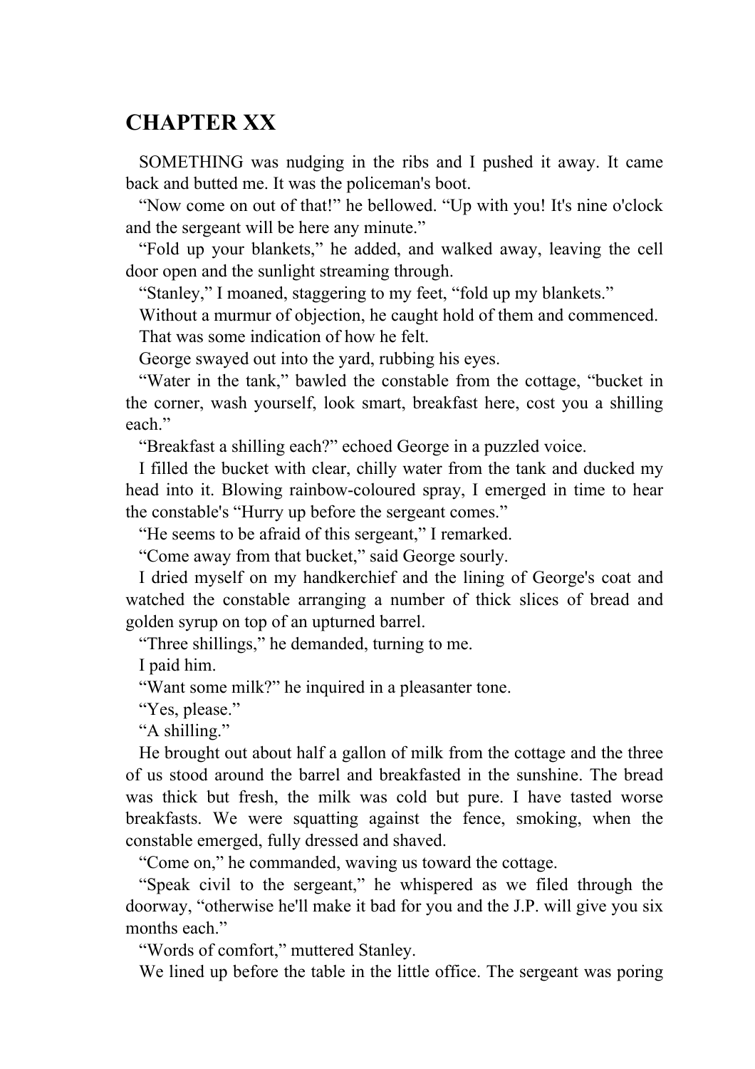## CHAPTER XX

SOMETHING was nudging in the ribs and I pushed it away. It came back and butted me. It was the policeman's boot.

"Now come on out of that!" he bellowed. "Up with you! It's nine o'clock and the sergeant will be here any minute."

"Fold up your blankets," he added, and walked away, leaving the cell door open and the sunlight streaming through.

"Stanley," I moaned, staggering to my feet, "fold up my blankets."

Without a murmur of objection, he caught hold of them and commenced.

That was some indication of how he felt.

George swayed out into the yard, rubbing his eyes.

"Water in the tank," bawled the constable from the cottage, "bucket in the corner, wash yourself, look smart, breakfast here, cost you a shilling each."

"Breakfast a shilling each?" echoed George in a puzzled voice.

I filled the bucket with clear, chilly water from the tank and ducked my head into it. Blowing rainbow-coloured spray, I emerged in time to hear the constable's "Hurry up before the sergeant comes."

"He seems to be afraid of this sergeant," I remarked.

"Come away from that bucket," said George sourly.

I dried myself on my handkerchief and the lining of George's coat and watched the constable arranging a number of thick slices of bread and golden syrup on top of an upturned barrel.

"Three shillings," he demanded, turning to me.

I paid him.

"Want some milk?" he inquired in a pleasanter tone.

"Yes, please."

"A shilling."

He brought out about half a gallon of milk from the cottage and the three of us stood around the barrel and breakfasted in the sunshine. The bread was thick but fresh, the milk was cold but pure. I have tasted worse breakfasts. We were squatting against the fence, smoking, when the constable emerged, fully dressed and shaved.

"Come on," he commanded, waving us toward the cottage.

"Speak civil to the sergeant," he whispered as we filed through the doorway, "otherwise he'll make it bad for you and the J.P. will give you six months each."

"Words of comfort," muttered Stanley.

We lined up before the table in the little office. The sergeant was poring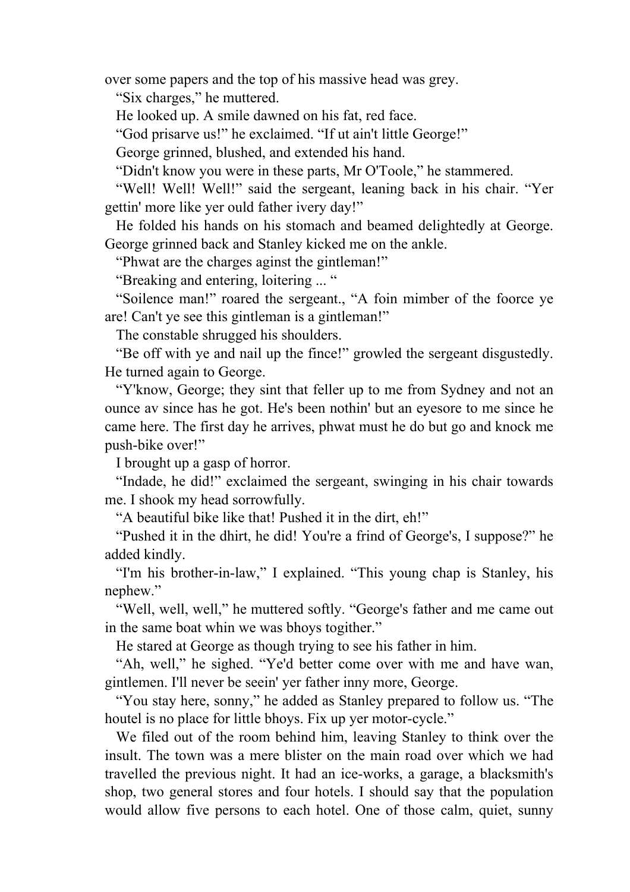over some papers and the top of his massive head was grey.

"Six charges," he muttered.

He looked up. A smile dawned on his fat, red face.

"God prisarve us!" he exclaimed. "If ut ain't little George!"

George grinned, blushed, and extended his hand.

"Didn't know you were in these parts, Mr O'Toole," he stammered.

"Well! Well! Well!" said the sergeant, leaning back in his chair. "Yer gettin' more like yer ould father ivery day!"

He folded his hands on his stomach and beamed delightedly at George. George grinned back and Stanley kicked me on the ankle.

"Phwat are the charges aginst the gintleman!"

"Breaking and entering, loitering ... "

"Soilence man!" roared the sergeant., "A foin mimber of the foorce ye are! Can't ye see this gintleman is a gintleman!"

The constable shrugged his shoulders.

"Be off with ye and nail up the fince!" growled the sergeant disgustedly. He turned again to George.

"Y'know, George; they sint that feller up to me from Sydney and not an ounce av since has he got. He's been nothin' but an eyesore to me since he came here. The first day he arrives, phwat must he do but go and knock me push-bike over!"

I brought up a gasp of horror.

"Indade, he did!" exclaimed the sergeant, swinging in his chair towards me. I shook my head sorrowfully.

"A beautiful bike like that! Pushed it in the dirt, eh!"

"Pushed it in the dhirt, he did! You're a frind of George's, I suppose?" he added kindly.

"I'm his brother-in-law," I explained. "This young chap is Stanley, his nephew."

"Well, well, well," he muttered softly. "George's father and me came out in the same boat whin we was bhoys togither."

He stared at George as though trying to see his father in him.

"Ah, well," he sighed. "Ye'd better come over with me and have wan, gintlemen. I'll never be seein' yer father inny more, George.

"You stay here, sonny," he added as Stanley prepared to follow us. "The houtel is no place for little bhoys. Fix up yer motor-cycle."

We filed out of the room behind him, leaving Stanley to think over the insult. The town was a mere blister on the main road over which we had travelled the previous night. It had an ice-works, a garage, a blacksmith's shop, two general stores and four hotels. I should say that the population would allow five persons to each hotel. One of those calm, quiet, sunny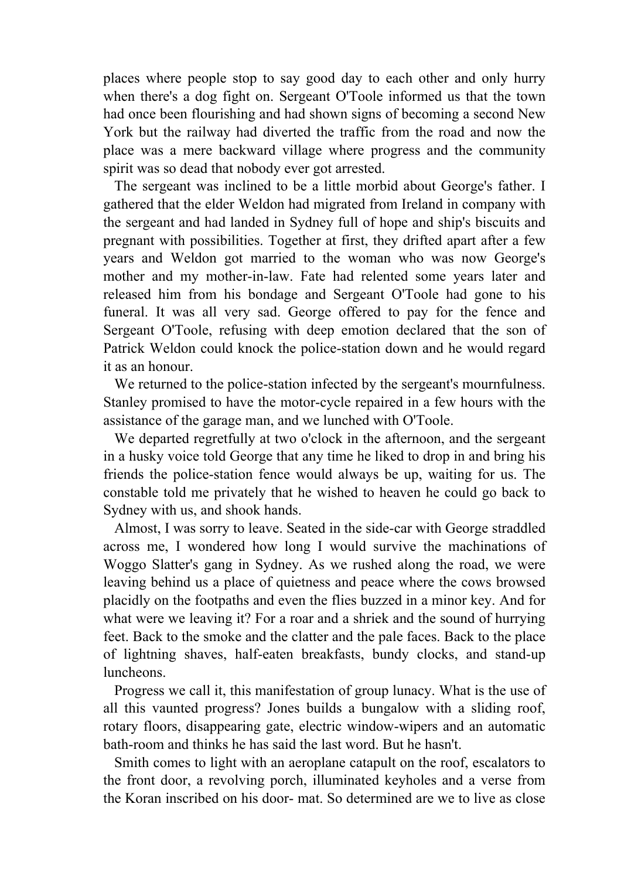places where people stop to say good day to each other and only hurry when there's a dog fight on. Sergeant O'Toole informed us that the town had once been flourishing and had shown signs of becoming a second New York but the railway had diverted the traffic from the road and now the place was a mere backward village where progress and the community spirit was so dead that nobody ever got arrested.

The sergeant was inclined to be a little morbid about George's father. I gathered that the elder Weldon had migrated from Ireland in company with the sergeant and had landed in Sydney full of hope and ship's biscuits and pregnant with possibilities. Together at first, they drifted apart after a few years and Weldon got married to the woman who was now George's mother and my mother-in-law. Fate had relented some years later and released him from his bondage and Sergeant O'Toole had gone to his funeral. It was all very sad. George offered to pay for the fence and Sergeant O'Toole, refusing with deep emotion declared that the son of Patrick Weldon could knock the police-station down and he would regard it as an honour.

We returned to the police-station infected by the sergeant's mournfulness. Stanley promised to have the motor-cycle repaired in a few hours with the assistance of the garage man, and we lunched with O'Toole.

We departed regretfully at two o'clock in the afternoon, and the sergeant in a husky voice told George that any time he liked to drop in and bring his friends the police-station fence would always be up, waiting for us. The constable told me privately that he wished to heaven he could go back to Sydney with us, and shook hands.

Almost, I was sorry to leave. Seated in the side-car with George straddled across me, I wondered how long I would survive the machinations of Woggo Slatter's gang in Sydney. As we rushed along the road, we were leaving behind us a place of quietness and peace where the cows browsed placidly on the footpaths and even the flies buzzed in a minor key. And for what were we leaving it? For a roar and a shriek and the sound of hurrying feet. Back to the smoke and the clatter and the pale faces. Back to the place of lightning shaves, half-eaten breakfasts, bundy clocks, and stand-up luncheons.

Progress we call it, this manifestation of group lunacy. What is the use of all this vaunted progress? Jones builds a bungalow with a sliding roof, rotary floors, disappearing gate, electric window-wipers and an automatic bath-room and thinks he has said the last word. But he hasn't.

Smith comes to light with an aeroplane catapult on the roof, escalators to the front door, a revolving porch, illuminated keyholes and a verse from the Koran inscribed on his door- mat. So determined are we to live as close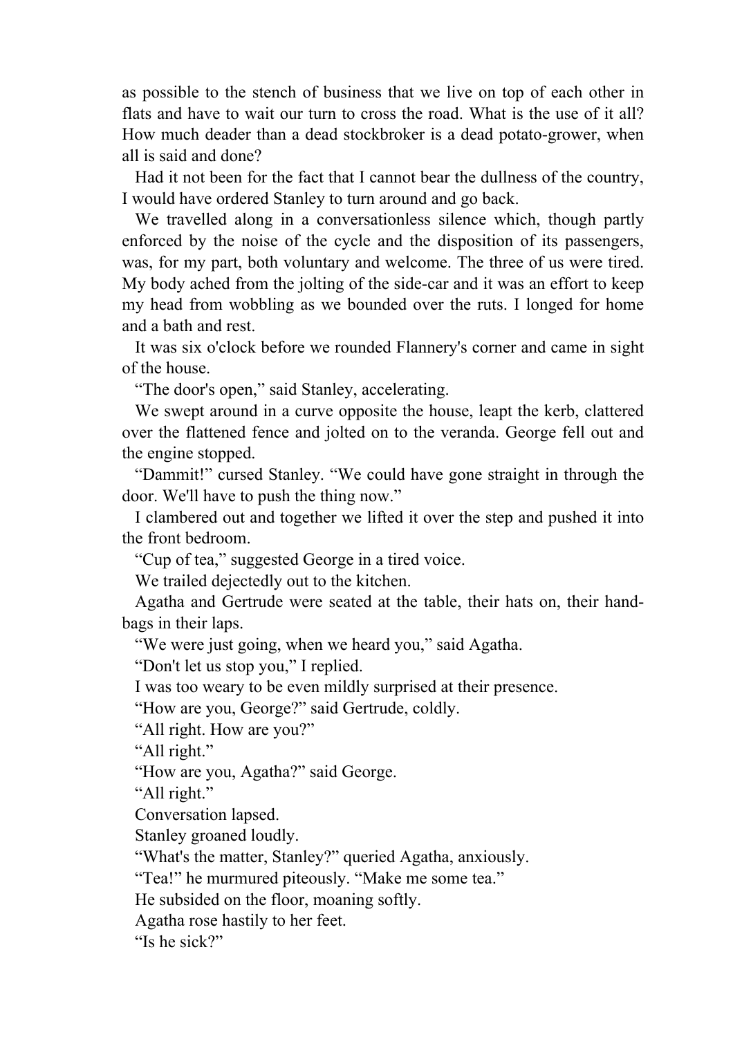as possible to the stench of business that we live on top of each other in flats and have to wait our turn to cross the road. What is the use of it all? How much deader than a dead stockbroker is a dead potato-grower, when all is said and done?

Had it not been for the fact that I cannot bear the dullness of the country, I would have ordered Stanley to turn around and go back.

We travelled along in a conversationless silence which, though partly enforced by the noise of the cycle and the disposition of its passengers, was, for my part, both voluntary and welcome. The three of us were tired. My body ached from the jolting of the side-car and it was an effort to keep my head from wobbling as we bounded over the ruts. I longed for home and a bath and rest.

It was six o'clock before we rounded Flannery's corner and came in sight of the house.

"The door's open," said Stanley, accelerating.

We swept around in a curve opposite the house, leapt the kerb, clattered over the flattened fence and jolted on to the veranda. George fell out and the engine stopped.

"Dammit!" cursed Stanley. "We could have gone straight in through the door. We'll have to push the thing now."

I clambered out and together we lifted it over the step and pushed it into the front bedroom.

"Cup of tea," suggested George in a tired voice.

We trailed dejectedly out to the kitchen.

Agatha and Gertrude were seated at the table, their hats on, their hand-bags in their laps.

"We were just going, when we heard you," said Agatha.

"Don't let us stop you," I replied.

I was too weary to be even mildly surprised at their presence.

"How are you, George?" said Gertrude, coldly.

"All right. How are you?"

"All right."

"How are you, Agatha?" said George.

"All right."

Conversation lapsed.

Stanley groaned loudly.

"What's the matter, Stanley?" queried Agatha, anxiously.

"Tea!" he murmured piteously. "Make me some tea."

He subsided on the floor, moaning softly.

Agatha rose hastily to her feet.

"Is he sick?"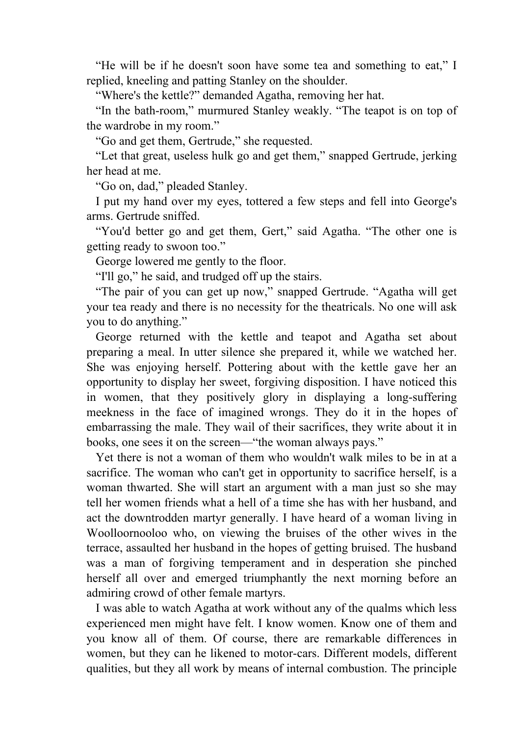"He will be if he doesn't soon have some tea and something to eat," I replied, kneeling and patting Stanley on the shoulder.

"Where's the kettle?" demanded Agatha, removing her hat.

"In the bath-room," murmured Stanley weakly. "The teapot is on top of the wardrobe in my room."

"Go and get them, Gertrude," she requested.

"Let that great, useless hulk go and get them," snapped Gertrude, jerking her head at me.

"Go on, dad," pleaded Stanley.

I put my hand over my eyes, tottered a few steps and fell into George's arms. Gertrude sniffed.

"You'd better go and get them, Gert," said Agatha. "The other one is getting ready to swoon too."

George lowered me gently to the floor.

"I'll go," he said, and trudged off up the stairs.

"The pair of you can get up now," snapped Gertrude. "Agatha will get your tea ready and there is no necessity for the theatricals. No one will ask you to do anything."

George returned with the kettle and teapot and Agatha set about preparing a meal. In utter silence she prepared it, while we watched her. She was enjoying herself. Pottering about with the kettle gave her an opportunity to display her sweet, forgiving disposition. I have noticed this in women, that they positively glory in displaying a long-suffering meekness in the face of imagined wrongs. They do it in the hopes of embarrassing the male. They wail of their sacrifices, they write about it in books, one sees it on the screen—"the woman always pays."

Yet there is not a woman of them who wouldn't walk miles to be in at a sacrifice. The woman who can't get in opportunity to sacrifice herself, is a woman thwarted. She will start an argument with a man just so she may tell her women friends what a hell of a time she has with her husband, and act the downtrodden martyr generally. I have heard of a woman living in Woolloornooloo who, on viewing the bruises of the other wives in the terrace, assaulted her husband in the hopes of getting bruised. The husband was a man of forgiving temperament and in desperation she pinched herself all over and emerged triumphantly the next morning before an admiring crowd of other female martyrs.

I was able to watch Agatha at work without any of the qualms which less experienced men might have felt. I know women. Know one of them and you know all of them. Of course, there are remarkable differences in women, but they can he likened to motor-cars. Different models, different qualities, but they all work by means of internal combustion. The principle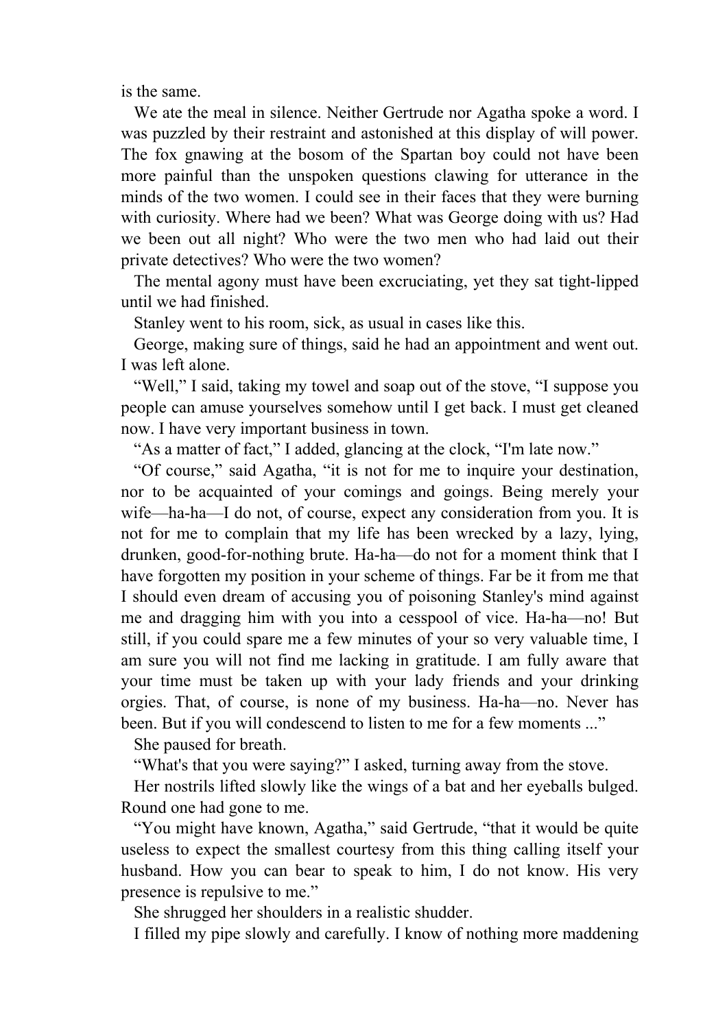is the same.

We ate the meal in silence. Neither Gertrude nor Agatha spoke a word. I was puzzled by their restraint and astonished at this display of will power. The fox gnawing at the bosom of the Spartan boy could not have been more painful than the unspoken questions clawing for utterance in the minds of the two women. I could see in their faces that they were burning with curiosity. Where had we been? What was George doing with us? Had we been out all night? Who were the two men who had laid out their private detectives? Who were the two women?

The mental agony must have been excruciating, yet they sat tight-lipped until we had finished.

Stanley went to his room, sick, as usual in cases like this.

George, making sure of things, said he had an appointment and went out. I was left alone.

"Well," I said, taking my towel and soap out of the stove, "I suppose you people can amuse yourselves somehow until I get back. I must get cleaned now. I have very important business in town.

"As a matter of fact," I added, glancing at the clock, "I'm late now."

"Of course," said Agatha, "it is not for me to inquire your destination, nor to be acquainted of your comings and goings. Being merely your wife—ha-ha—I do not, of course, expect any consideration from you. It is not for me to complain that my life has been wrecked by a lazy, lying, drunken, good-for-nothing brute. Ha-ha—do not for a moment think that I have forgotten my position in your scheme of things. Far be it from me that I should even dream of accusing you of poisoning Stanley's mind against me and dragging him with you into a cesspool of vice. Ha-ha—no! But still, if you could spare me a few minutes of your so very valuable time, I am sure you will not find me lacking in gratitude. I am fully aware that your time must be taken up with your lady friends and your drinking orgies. That, of course, is none of my business. Ha-ha—no. Never has been. But if you will condescend to listen to me for a few moments ..."

She paused for breath.

"What's that you were saying?" I asked, turning away from the stove.

Her nostrils lifted slowly like the wings of a bat and her eyeballs bulged. Round one had gone to me.

"You might have known, Agatha," said Gertrude, "that it would be quite useless to expect the smallest courtesy from this thing calling itself your husband. How you can bear to speak to him, I do not know. His very presence is repulsive to me."

She shrugged her shoulders in a realistic shudder.

I filled my pipe slowly and carefully. I know of nothing more maddening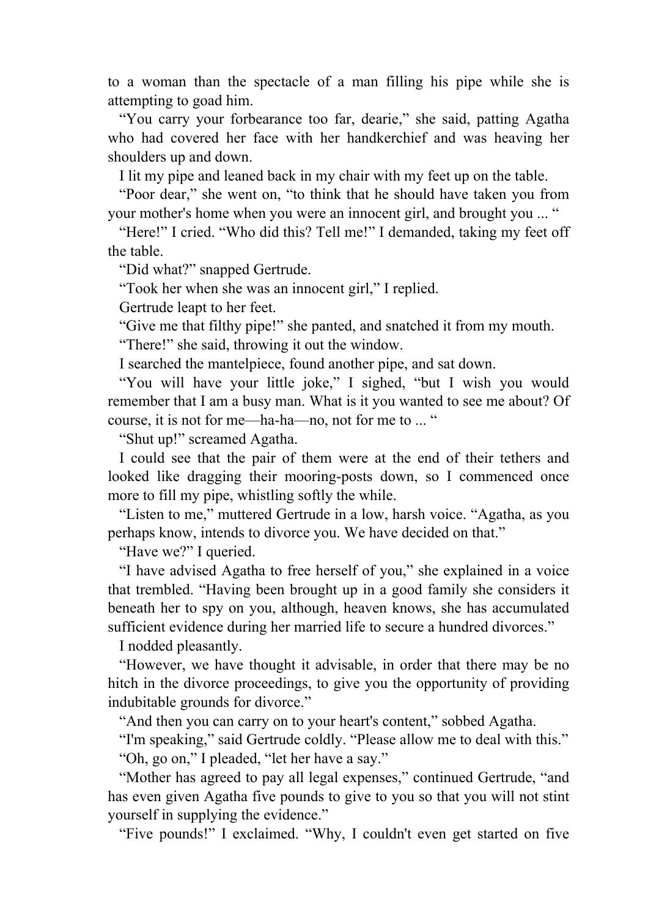to a woman than the spectacle of a man filling his pipe while she is attempting to goad him.

"You carry your forbearance too far, dearie," she said, patting Agatha who had covered her face with her handkerchief and was heaving her shoulders up and down.

I lit my pipe and leaned back in my chair with my feet up on the table.

"Poor dear," she went on, "to think that he should have taken you from your mother's home when you were an innocent girl, and brought you ... "

"Here!" I cried. "Who did this? Tell me!" I demanded, taking my feet off the table.

"Did what?" snapped Gertrude.

"Took her when she was an innocent girl," I replied.

Gertrude leapt to her feet.

"Give me that filthy pipe!" she panted, and snatched it from my mouth.

"There!" she said, throwing it out the window.

I searched the mantelpiece, found another pipe, and sat down.

"You will have your little joke," I sighed, "but I wish you would remember that I am a busy man. What is it you wanted to see me about? Of course, it is not for me—ha-ha—no, not for me to ... "

"Shut up!" screamed Agatha.

I could see that the pair of them were at the end of their tethers and looked like dragging their mooring-posts down, so I commenced once more to fill my pipe, whistling softly the while.

"Listen to me," muttered Gertrude in a low, harsh voice. "Agatha, as you perhaps know, intends to divorce you. We have decided on that."

"Have we?" I queried.

"I have advised Agatha to free herself of you," she explained in a voice that trembled. "Having been brought up in a good family she considers it beneath her to spy on you, although, heaven knows, she has accumulated sufficient evidence during her married life to secure a hundred divorces."

I nodded pleasantly.

"However, we have thought it advisable, in order that there may be no hitch in the divorce proceedings, to give you the opportunity of providing indubitable grounds for divorce."

"And then you can carry on to your heart's content," sobbed Agatha.

"I'm speaking," said Gertrude coldly. "Please allow me to deal with this."

"Oh, go on," I pleaded, "let her have a say."

"Mother has agreed to pay all legal expenses," continued Gertrude, "and has even given Agatha five pounds to give to you so that you will not stint yourself in supplying the evidence."

"Five pounds!" I exclaimed. "Why, I couldn't even get started on five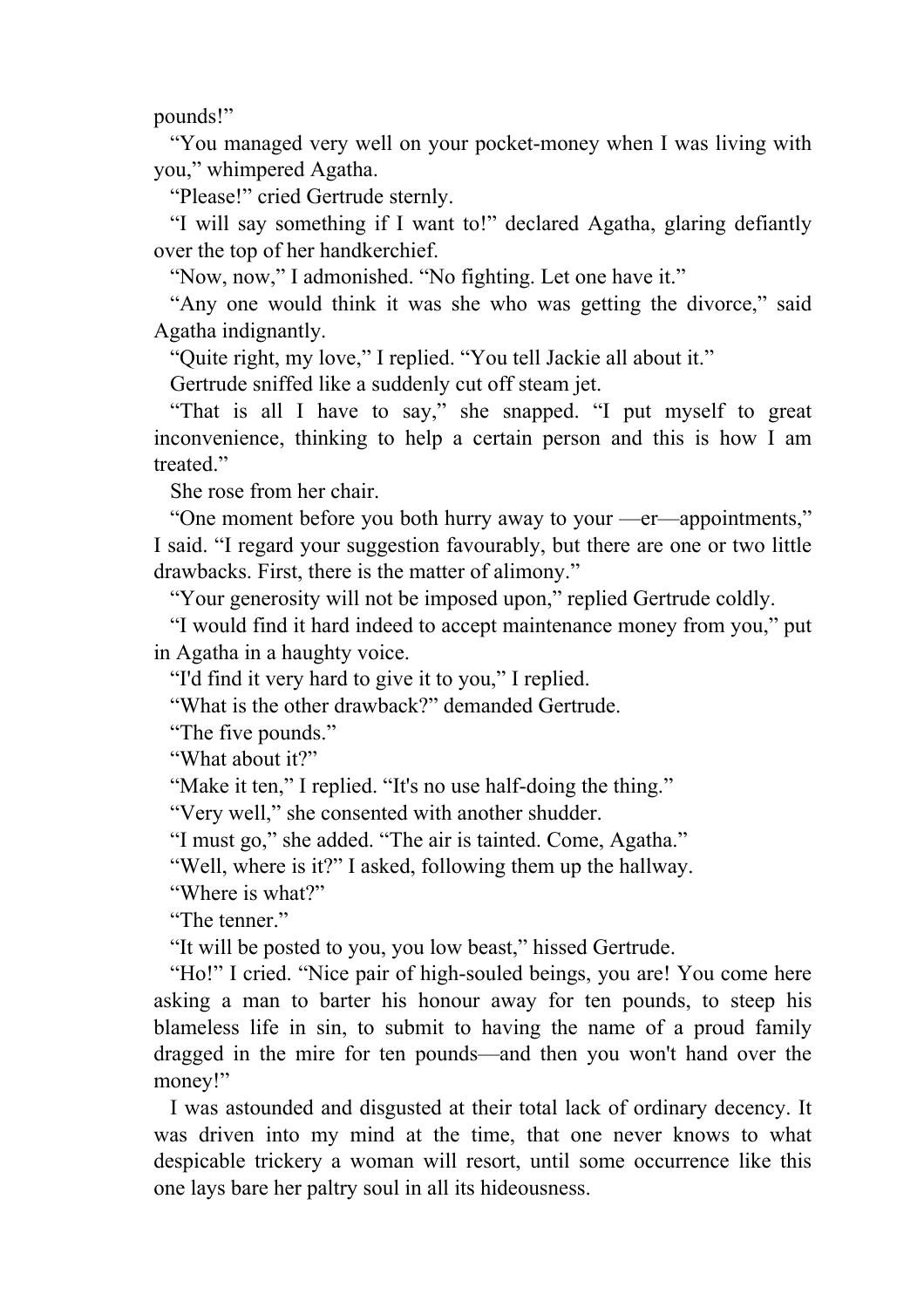pounds!”

“You managed very well on your pocket-money when I was living with you,” whimpered Agatha.

“Please!” cried Gertrude sternly.

“I will say something if I want to!” declared Agatha, glaring defiantly over the top of her handkerchief.

“Now, now,” I admonished. “No fighting. Let one have it.”

“Any one would think it was she who was getting the divorce,” said Agatha indignantly.

“Quite right, my love,” I replied. “You tell Jackie all about it.”

Gertrude sniffed like a suddenly cut off steam jet.

“That is all I have to say,” she snapped. “I put myself to great inconvenience, thinking to help a certain person and this is how I am treated.”

She rose from her chair.

“One moment before you both hurry away to your —er—appointments,” I said. “I regard your suggestion favourably, but there are one or two little drawbacks. First, there is the matter of alimony.”

“Your generosity will not be imposed upon,” replied Gertrude coldly.

“I would find it hard indeed to accept maintenance money from you,” put in Agatha in a haughty voice.

“I'd find it very hard to give it to you,” I replied.

“What is the other drawback?” demanded Gertrude.

“The five pounds.”

“What about it?”

“Make it ten,” I replied. “It's no use half-doing the thing.”

“Very well,” she consented with another shudder.

“I must go,” she added. “The air is tainted. Come, Agatha.”

“Well, where is it?” I asked, following them up the hallway.

“Where is what?”

“The tenner.”

“It will be posted to you, you low beast,” hissed Gertrude.

“Ho!” I cried. “Nice pair of high-souled beings, you are! You come here asking a man to barter his honour away for ten pounds, to steep his blameless life in sin, to submit to having the name of a proud family dragged in the mire for ten pounds—and then you won't hand over the money!”

I was astounded and disgusted at their total lack of ordinary decency. It was driven into my mind at the time, that one never knows to what despicable trickery a woman will resort, until some occurrence like this one lays bare her paltry soul in all its hideousness.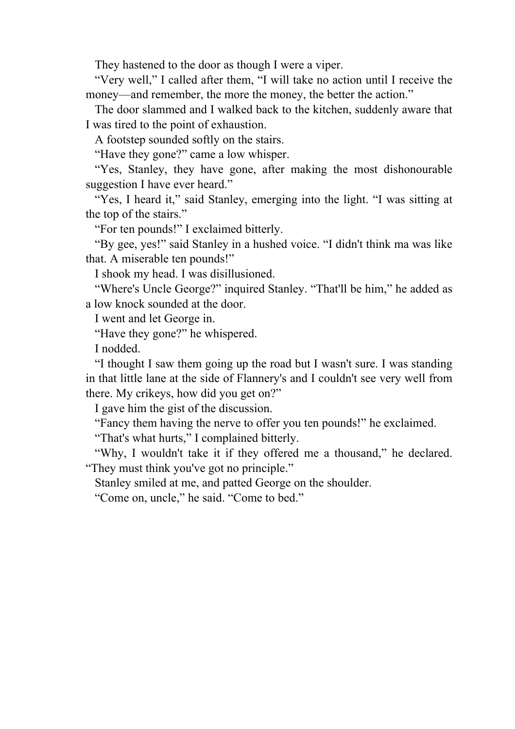They hastened to the door as though I were a viper.

“Very well,” I called after them, “I will take no action until I receive the money—and remember, the more the money, the better the action.”

The door slammed and I walked back to the kitchen, suddenly aware that I was tired to the point of exhaustion.

A footstep sounded softly on the stairs.

“Have they gone?” came a low whisper.

“Yes, Stanley, they have gone, after making the most dishonourable suggestion I have ever heard.”

“Yes, I heard it,” said Stanley, emerging into the light. “I was sitting at the top of the stairs.”

“For ten pounds!” I exclaimed bitterly.

“By gee, yes!” said Stanley in a hushed voice. “I didn't think ma was like that. A miserable ten pounds!”

I shook my head. I was disillusioned.

“Where's Uncle George?” inquired Stanley. “That'll be him,” he added as a low knock sounded at the door.

I went and let George in.

“Have they gone?” he whispered.

I nodded.

“I thought I saw them going up the road but I wasn't sure. I was standing in that little lane at the side of Flannery's and I couldn't see very well from there. My crikeys, how did you get on?”

I gave him the gist of the discussion.

“Fancy them having the nerve to offer you ten pounds!” he exclaimed.

“That's what hurts,” I complained bitterly.

“Why, I wouldn't take it if they offered me a thousand,” he declared. “They must think you've got no principle.”

Stanley smiled at me, and patted George on the shoulder.

“Come on, uncle,” he said. “Come to bed.”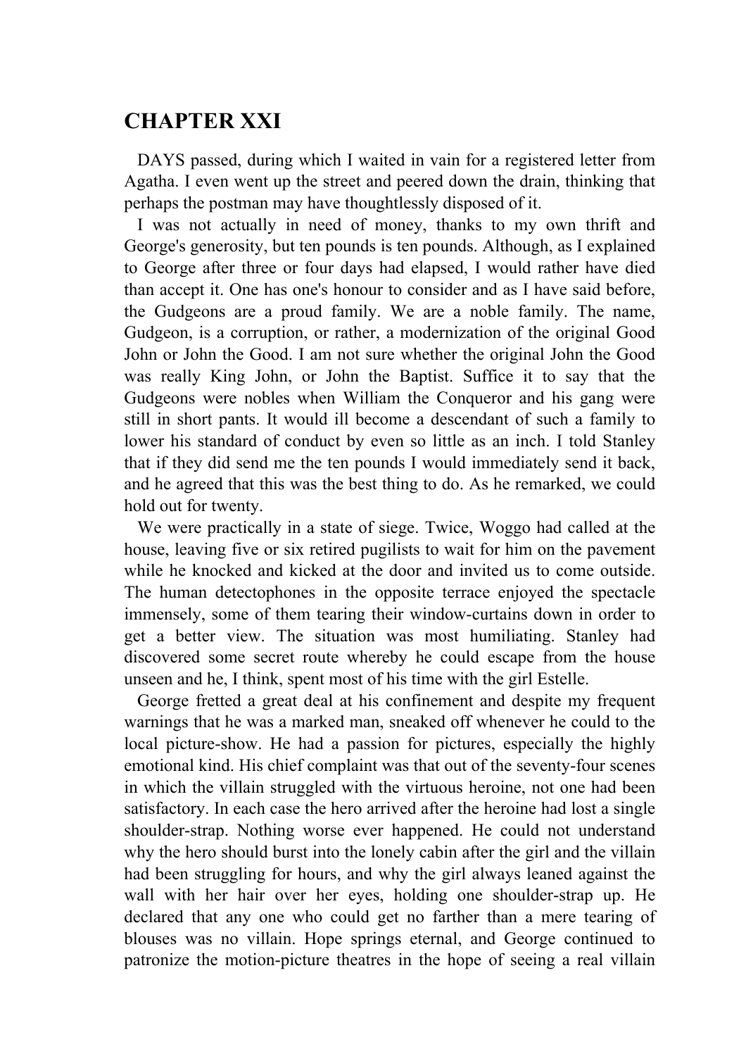# CHAPTER XXI

DAYS passed, during which I waited in vain for a registered letter from Agatha. I even went up the street and peered down the drain, thinking that perhaps the postman may have thoughtlessly disposed of it.

I was not actually in need of money, thanks to my own thrift and George's generosity, but ten pounds is ten pounds. Although, as I explained to George after three or four days had elapsed, I would rather have died than accept it. One has one's honour to consider and as I have said before, the Gudgeons are a proud family. We are a noble family. The name, Gudgeon, is a corruption, or rather, a modernization of the original Good John or John the Good. I am not sure whether the original John the Good was really King John, or John the Baptist. Suffice it to say that the Gudgeons were nobles when William the Conqueror and his gang were still in short pants. It would ill become a descendant of such a family to lower his standard of conduct by even so little as an inch. I told Stanley that if they did send me the ten pounds I would immediately send it back, and he agreed that this was the best thing to do. As he remarked, we could hold out for twenty.

We were practically in a state of siege. Twice, Woggo had called at the house, leaving five or six retired pugilists to wait for him on the pavement while he knocked and kicked at the door and invited us to come outside. The human detectophones in the opposite terrace enjoyed the spectacle immensely, some of them tearing their window-curtains down in order to get a better view. The situation was most humiliating. Stanley had discovered some secret route whereby he could escape from the house unseen and he, I think, spent most of his time with the girl Estelle.

George fretted a great deal at his confinement and despite my frequent warnings that he was a marked man, sneaked off whenever he could to the local picture-show. He had a passion for pictures, especially the highly emotional kind. His chief complaint was that out of the seventy-four scenes in which the villain struggled with the virtuous heroine, not one had been satisfactory. In each case the hero arrived after the heroine had lost a single shoulder-strap. Nothing worse ever happened. He could not understand why the hero should burst into the lonely cabin after the girl and the villain had been struggling for hours, and why the girl always leaned against the wall with her hair over her eyes, holding one shoulder-strap up. He declared that any one who could get no farther than a mere tearing of blouses was no villain. Hope springs eternal, and George continued to patronize the motion-picture theatres in the hope of seeing a real villain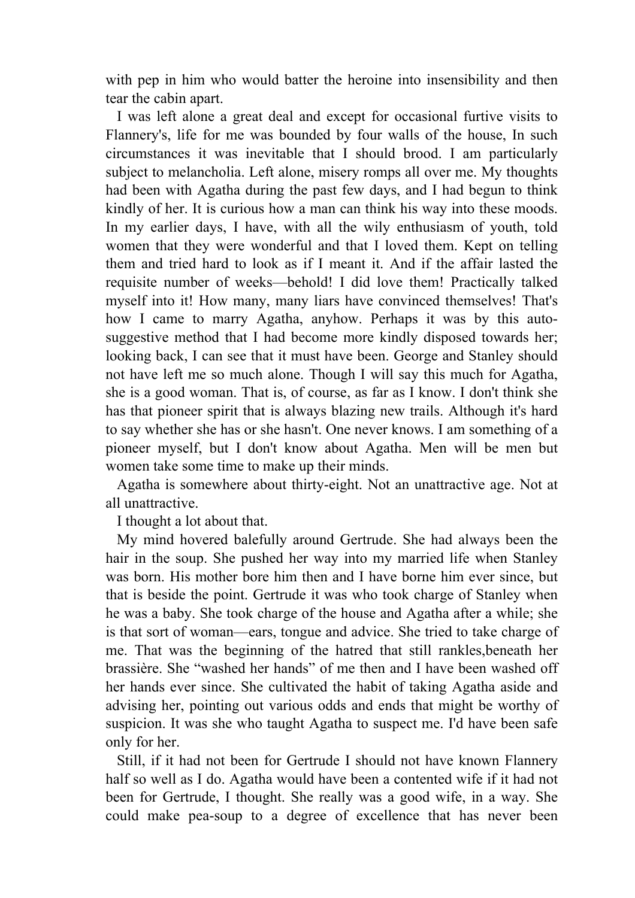with pep in him who would batter the heroine into insensibility and then tear the cabin apart.

I was left alone a great deal and except for occasional furtive visits to Flannery's, life for me was bounded by four walls of the house, In such circumstances it was inevitable that I should brood. I am particularly subject to melancholia. Left alone, misery romps all over me. My thoughts had been with Agatha during the past few days, and I had begun to think kindly of her. It is curious how a man can think his way into these moods. In my earlier days, I have, with all the wily enthusiasm of youth, told women that they were wonderful and that I loved them. Kept on telling them and tried hard to look as if I meant it. And if the affair lasted the requisite number of weeks—behold! I did love them! Practically talked myself into it! How many, many liars have convinced themselves! That's how I came to marry Agatha, anyhow. Perhaps it was by this auto-suggestive method that I had become more kindly disposed towards her; looking back, I can see that it must have been. George and Stanley should not have left me so much alone. Though I will say this much for Agatha, she is a good woman. That is, of course, as far as I know. I don't think she has that pioneer spirit that is always blazing new trails. Although it's hard to say whether she has or she hasn't. One never knows. I am something of a pioneer myself, but I don't know about Agatha. Men will be men but women take some time to make up their minds.

Agatha is somewhere about thirty-eight. Not an unattractive age. Not at all unattractive.

I thought a lot about that.

My mind hovered balefully around Gertrude. She had always been the hair in the soup. She pushed her way into my married life when Stanley was born. His mother bore him then and I have borne him ever since, but that is beside the point. Gertrude it was who took charge of Stanley when he was a baby. She took charge of the house and Agatha after a while; she is that sort of woman—ears, tongue and advice. She tried to take charge of me. That was the beginning of the hatred that still rankles,beneath her brassière. She "washed her hands" of me then and I have been washed off her hands ever since. She cultivated the habit of taking Agatha aside and advising her, pointing out various odds and ends that might be worthy of suspicion. It was she who taught Agatha to suspect me. I'd have been safe only for her.

Still, if it had not been for Gertrude I should not have known Flannery half so well as I do. Agatha would have been a contented wife if it had not been for Gertrude, I thought. She really was a good wife, in a way. She could make pea-soup to a degree of excellence that has never been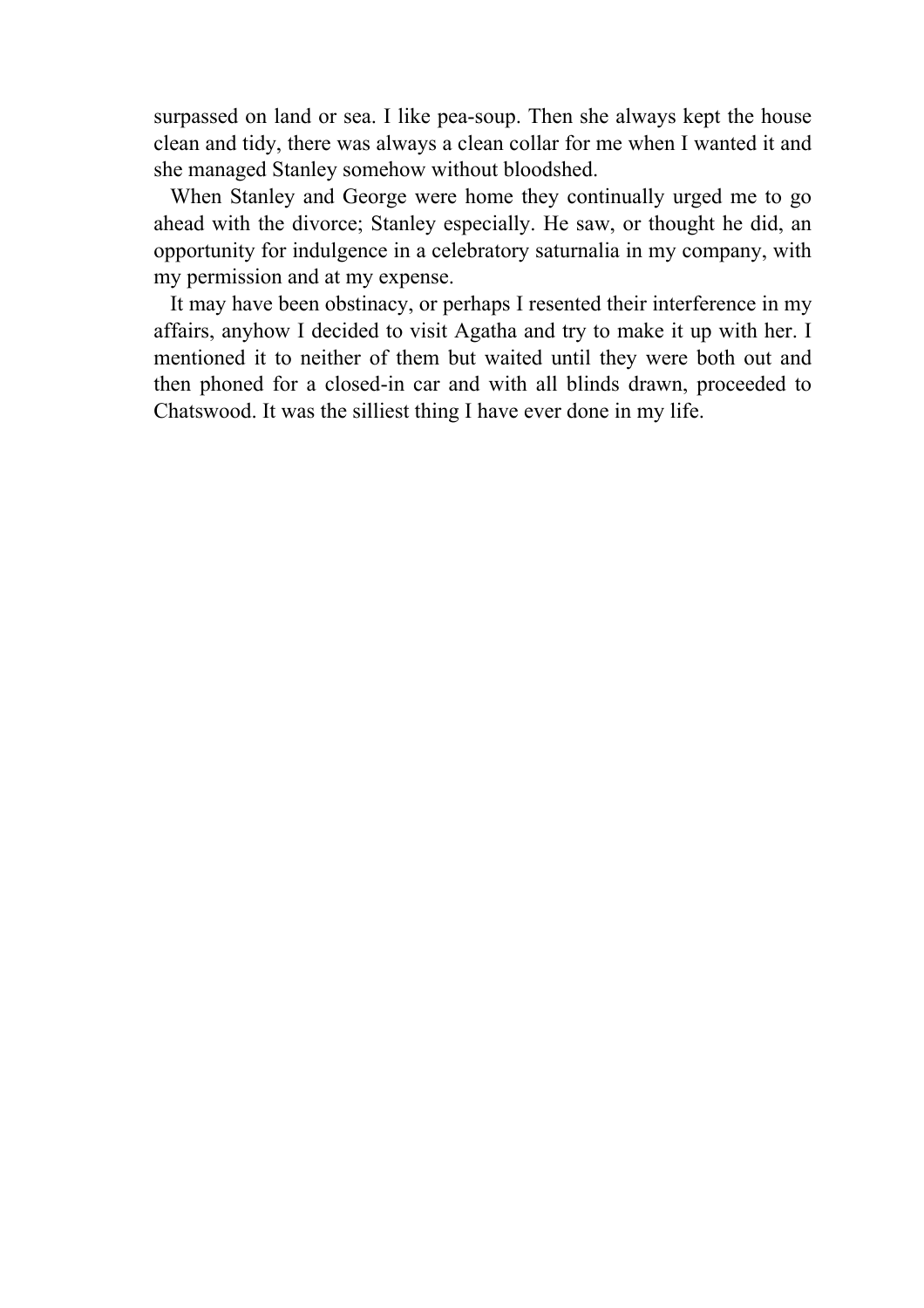surpassed on land or sea. I like pea-soup. Then she always kept the house clean and tidy, there was always a clean collar for me when I wanted it and she managed Stanley somehow without bloodshed.

When Stanley and George were home they continually urged me to go ahead with the divorce; Stanley especially. He saw, or thought he did, an opportunity for indulgence in a celebratory saturnalia in my company, with my permission and at my expense.

It may have been obstinacy, or perhaps I resented their interference in my affairs, anyhow I decided to visit Agatha and try to make it up with her. I mentioned it to neither of them but waited until they were both out and then phoned for a closed-in car and with all blinds drawn, proceeded to Chatswood. It was the silliest thing I have ever done in my life.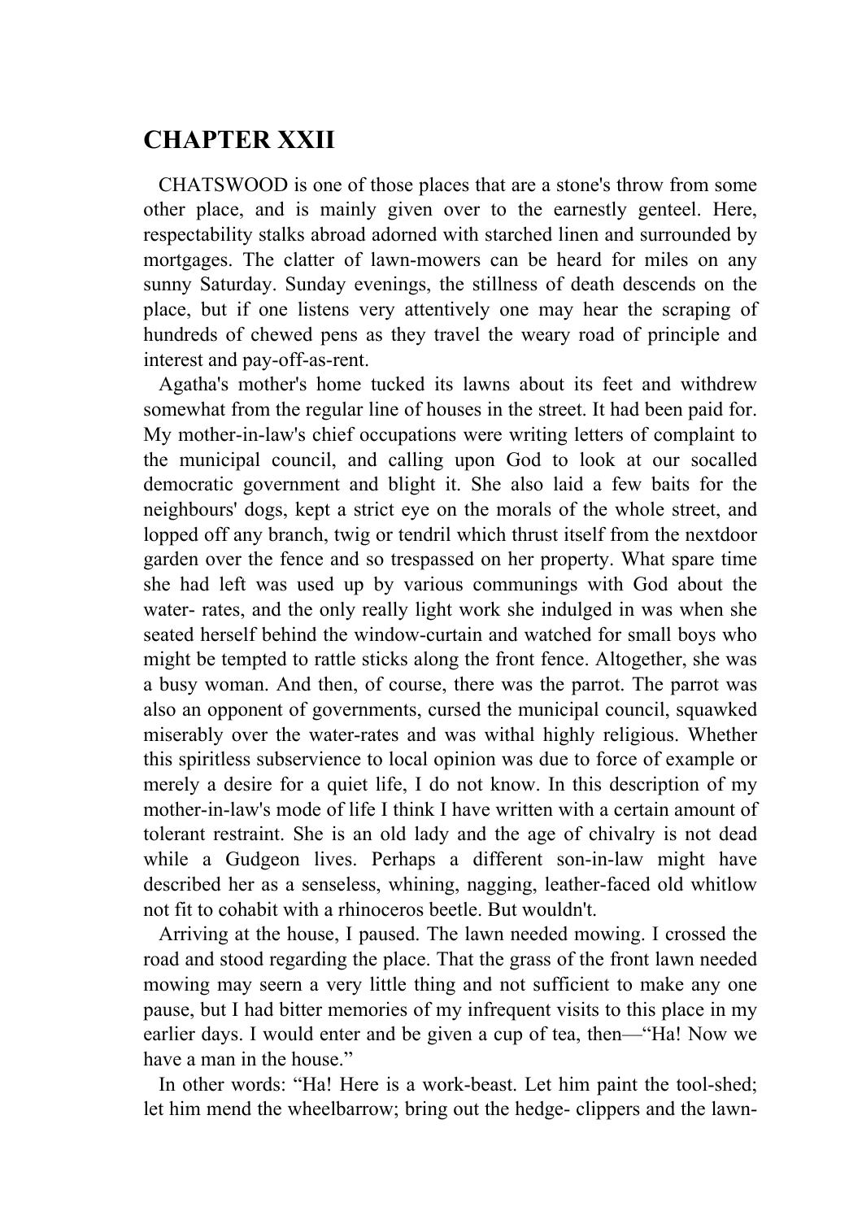# CHAPTER XXII

CHATSWOOD is one of those places that are a stone's throw from some other place, and is mainly given over to the earnestly genteel. Here, respectability stalks abroad adorned with starched linen and surrounded by mortgages. The clatter of lawn-mowers can be heard for miles on any sunny Saturday. Sunday evenings, the stillness of death descends on the place, but if one listens very attentively one may hear the scraping of hundreds of chewed pens as they travel the weary road of principle and interest and pay-off-as-rent.

Agatha's mother's home tucked its lawns about its feet and withdrew somewhat from the regular line of houses in the street. It had been paid for. My mother-in-law's chief occupations were writing letters of complaint to the municipal council, and calling upon God to look at our socalled democratic government and blight it. She also laid a few baits for the neighbours' dogs, kept a strict eye on the morals of the whole street, and lopped off any branch, twig or tendril which thrust itself from the nextdoor garden over the fence and so trespassed on her property. What spare time she had left was used up by various communings with God about the water- rates, and the only really light work she indulged in was when she seated herself behind the window-curtain and watched for small boys who might be tempted to rattle sticks along the front fence. Altogether, she was a busy woman. And then, of course, there was the parrot. The parrot was also an opponent of governments, cursed the municipal council, squawked miserably over the water-rates and was withal highly religious. Whether this spiritless subservience to local opinion was due to force of example or merely a desire for a quiet life, I do not know. In this description of my mother-in-law's mode of life I think I have written with a certain amount of tolerant restraint. She is an old lady and the age of chivalry is not dead while a Gudgeon lives. Perhaps a different son-in-law might have described her as a senseless, whining, nagging, leather-faced old whitlow not fit to cohabit with a rhinoceros beetle. But wouldn't.

Arriving at the house, I paused. The lawn needed mowing. I crossed the road and stood regarding the place. That the grass of the front lawn needed mowing may seern a very little thing and not sufficient to make any one pause, but I had bitter memories of my infrequent visits to this place in my earlier days. I would enter and be given a cup of tea, then—"Ha! Now we have a man in the house."

In other words: "Ha! Here is a work-beast. Let him paint the tool-shed; let him mend the wheelbarrow; bring out the hedge- clippers and the lawn-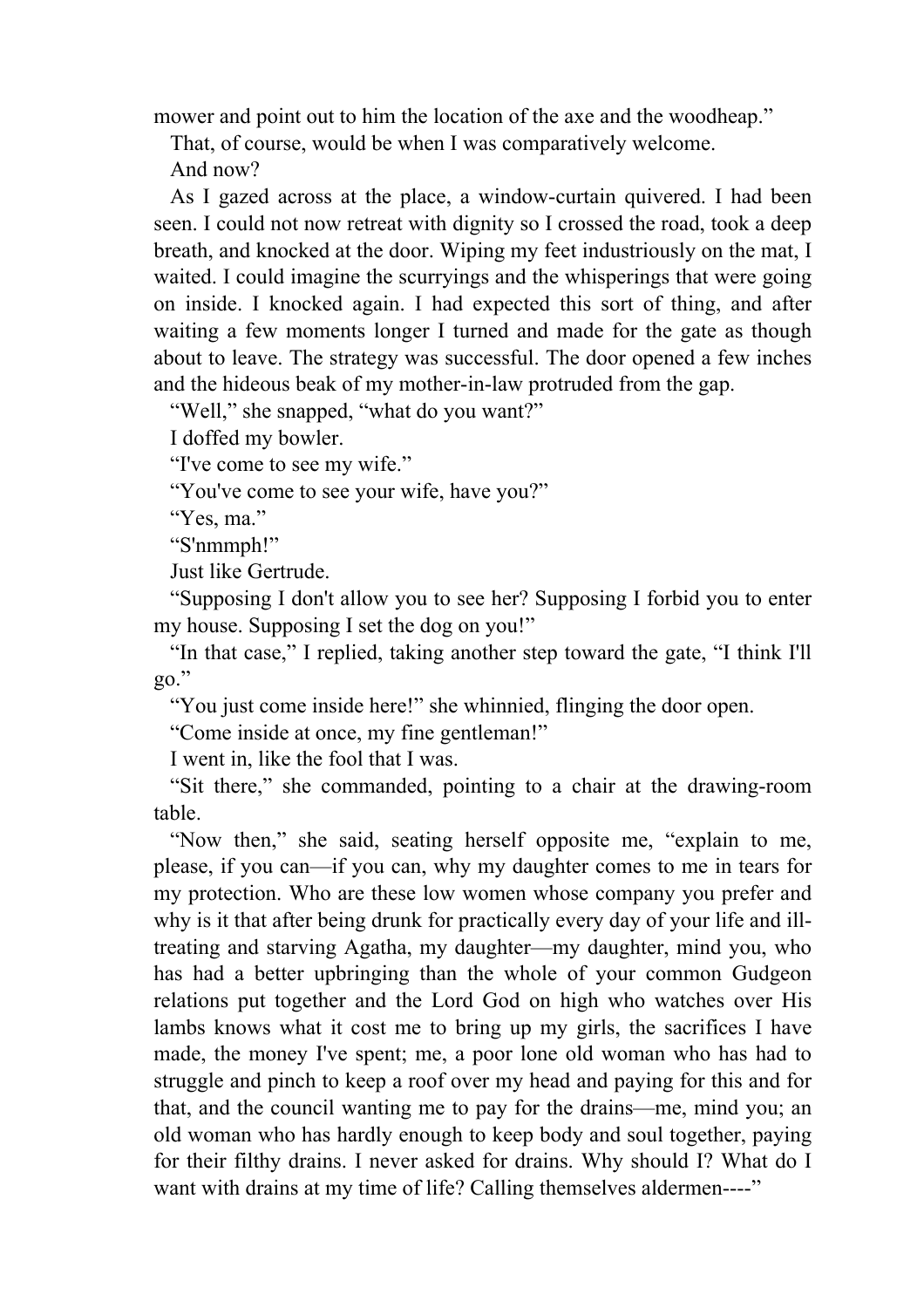mower and point out to him the location of the axe and the woodheap."

That, of course, would be when I was comparatively welcome.

And now?

As I gazed across at the place, a window-curtain quivered. I had been seen. I could not now retreat with dignity so I crossed the road, took a deep breath, and knocked at the door. Wiping my feet industriously on the mat, I waited. I could imagine the scurryings and the whisperings that were going on inside. I knocked again. I had expected this sort of thing, and after waiting a few moments longer I turned and made for the gate as though about to leave. The strategy was successful. The door opened a few inches and the hideous beak of my mother-in-law protruded from the gap.

"Well," she snapped, "what do you want?"

I doffed my bowler.

"I've come to see my wife."

"You've come to see your wife, have you?"

"Yes, ma."

"S'nmmph!"

Just like Gertrude.

"Supposing I don't allow you to see her? Supposing I forbid you to enter my house. Supposing I set the dog on you!"

"In that case," I replied, taking another step toward the gate, "I think I'll go."

"You just come inside here!" she whinnied, flinging the door open.

"Come inside at once, my fine gentleman!"

I went in, like the fool that I was.

"Sit there," she commanded, pointing to a chair at the drawing-room table.

"Now then," she said, seating herself opposite me, "explain to me, please, if you can—if you can, why my daughter comes to me in tears for my protection. Who are these low women whose company you prefer and why is it that after being drunk for practically every day of your life and ill-treating and starving Agatha, my daughter—my daughter, mind you, who has had a better upbringing than the whole of your common Gudgeon relations put together and the Lord God on high who watches over His lambs knows what it cost me to bring up my girls, the sacrifices I have made, the money I've spent; me, a poor lone old woman who has had to struggle and pinch to keep a roof over my head and paying for this and for that, and the council wanting me to pay for the drains—me, mind you; an old woman who has hardly enough to keep body and soul together, paying for their filthy drains. I never asked for drains. Why should I? What do I want with drains at my time of life? Calling themselves aldermen----"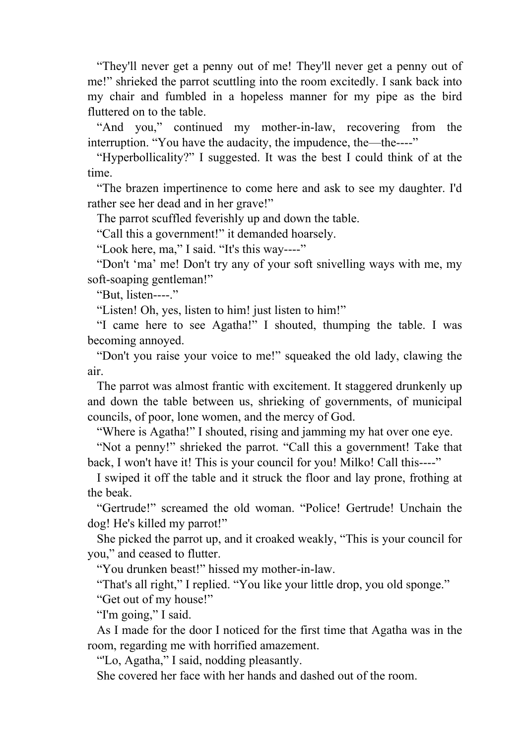"They'll never get a penny out of me! They'll never get a penny out of me!" shrieked the parrot scuttling into the room excitedly. I sank back into my chair and fumbled in a hopeless manner for my pipe as the bird fluttered on to the table.

"And you," continued my mother-in-law, recovering from the interruption. "You have the audacity, the impudence, the—the----"

"Hyperbollicality?" I suggested. It was the best I could think of at the time.

"The brazen impertinence to come here and ask to see my daughter. I'd rather see her dead and in her grave!"

The parrot scuffled feverishly up and down the table.

"Call this a government!" it demanded hoarsely.

"Look here, ma," I said. "It's this way----"

"Don't 'ma' me! Don't try any of your soft snivelling ways with me, my soft-soaping gentleman!"

"But, listen----."

"Listen! Oh, yes, listen to him! just listen to him!"

"I came here to see Agatha!" I shouted, thumping the table. I was becoming annoyed.

"Don't you raise your voice to me!" squeaked the old lady, clawing the air.

The parrot was almost frantic with excitement. It staggered drunkenly up and down the table between us, shrieking of governments, of municipal councils, of poor, lone women, and the mercy of God.

"Where is Agatha!" I shouted, rising and jamming my hat over one eye.

"Not a penny!" shrieked the parrot. "Call this a government! Take that back, I won't have it! This is your council for you! Milko! Call this----"

I swiped it off the table and it struck the floor and lay prone, frothing at the beak.

"Gertrude!" screamed the old woman. "Police! Gertrude! Unchain the dog! He's killed my parrot!"

She picked the parrot up, and it croaked weakly, "This is your council for you," and ceased to flutter.

"You drunken beast!" hissed my mother-in-law.

"That's all right," I replied. "You like your little drop, you old sponge."

"Get out of my house!"

"I'm going," I said.

As I made for the door I noticed for the first time that Agatha was in the room, regarding me with horrified amazement.

"'Lo, Agatha," I said, nodding pleasantly.

She covered her face with her hands and dashed out of the room.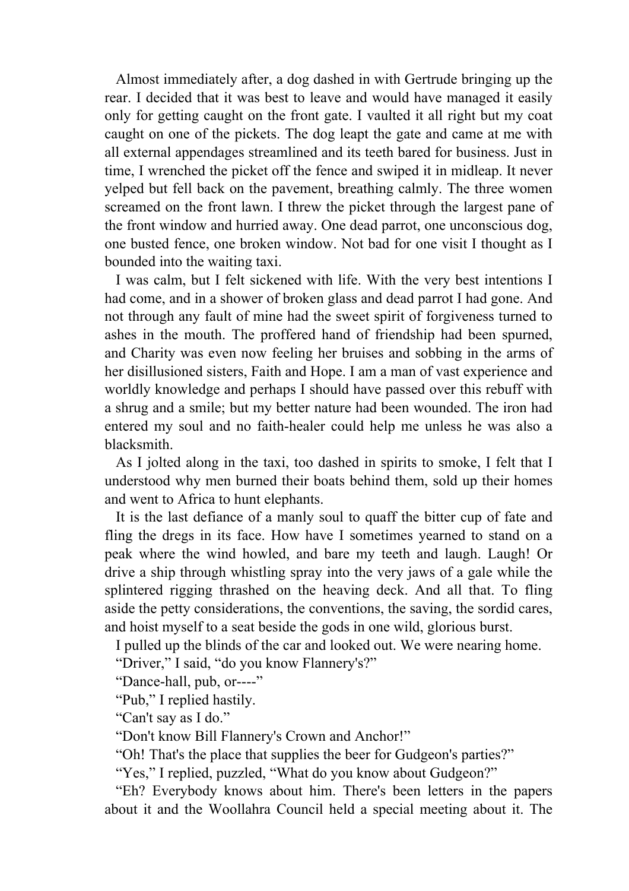Almost immediately after, a dog dashed in with Gertrude bringing up the rear. I decided that it was best to leave and would have managed it easily only for getting caught on the front gate. I vaulted it all right but my coat caught on one of the pickets. The dog leapt the gate and came at me with all external appendages streamlined and its teeth bared for business. Just in time, I wrenched the picket off the fence and swiped it in midleap. It never yelped but fell back on the pavement, breathing calmly. The three women screamed on the front lawn. I threw the picket through the largest pane of the front window and hurried away. One dead parrot, one unconscious dog, one busted fence, one broken window. Not bad for one visit I thought as I bounded into the waiting taxi.

I was calm, but I felt sickened with life. With the very best intentions I had come, and in a shower of broken glass and dead parrot I had gone. And not through any fault of mine had the sweet spirit of forgiveness turned to ashes in the mouth. The proffered hand of friendship had been spurned, and Charity was even now feeling her bruises and sobbing in the arms of her disillusioned sisters, Faith and Hope. I am a man of vast experience and worldly knowledge and perhaps I should have passed over this rebuff with a shrug and a smile; but my better nature had been wounded. The iron had entered my soul and no faith-healer could help me unless he was also a blacksmith.

As I jolted along in the taxi, too dashed in spirits to smoke, I felt that I understood why men burned their boats behind them, sold up their homes and went to Africa to hunt elephants.

It is the last defiance of a manly soul to quaff the bitter cup of fate and fling the dregs in its face. How have I sometimes yearned to stand on a peak where the wind howled, and bare my teeth and laugh. Laugh! Or drive a ship through whistling spray into the very jaws of a gale while the splintered rigging thrashed on the heaving deck. And all that. To fling aside the petty considerations, the conventions, the saving, the sordid cares, and hoist myself to a seat beside the gods in one wild, glorious burst.

I pulled up the blinds of the car and looked out. We were nearing home.

"Driver," I said, "do you know Flannery's?"

"Dance-hall, pub, or----"

"Pub," I replied hastily.

"Can't say as I do."

"Don't know Bill Flannery's Crown and Anchor!"

"Oh! That's the place that supplies the beer for Gudgeon's parties?"

"Yes," I replied, puzzled, "What do you know about Gudgeon?"

"Eh? Everybody knows about him. There's been letters in the papers about it and the Woollahra Council held a special meeting about it. The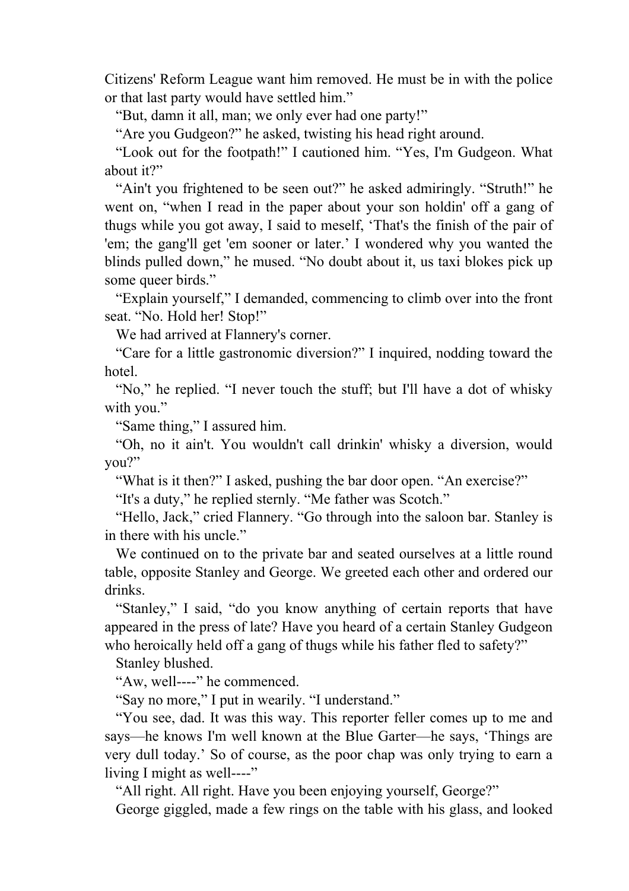Citizens' Reform League want him removed. He must be in with the police or that last party would have settled him.”

“But, damn it all, man; we only ever had one party!”

“Are you Gudgeon?” he asked, twisting his head right around.

“Look out for the footpath!” I cautioned him. “Yes, I'm Gudgeon. What about it?”

“Ain't you frightened to be seen out?” he asked admiringly. “Struth!” he went on, “when I read in the paper about your son holdin' off a gang of thugs while you got away, I said to meself, ‘That's the finish of the pair of 'em; the gang'll get 'em sooner or later.’ I wondered why you wanted the blinds pulled down,” he mused. “No doubt about it, us taxi blokes pick up some queer birds.”

“Explain yourself,” I demanded, commencing to climb over into the front seat. “No. Hold her! Stop!”

We had arrived at Flannery's corner.

“Care for a little gastronomic diversion?” I inquired, nodding toward the hotel.

“No,” he replied. “I never touch the stuff; but I'll have a dot of whisky with you.”

“Same thing,” I assured him.

“Oh, no it ain't. You wouldn't call drinkin' whisky a diversion, would you?”

“What is it then?” I asked, pushing the bar door open. “An exercise?”

“It's a duty,” he replied sternly. “Me father was Scotch.”

“Hello, Jack,” cried Flannery. “Go through into the saloon bar. Stanley is in there with his uncle.”

We continued on to the private bar and seated ourselves at a little round table, opposite Stanley and George. We greeted each other and ordered our drinks.

“Stanley,” I said, “do you know anything of certain reports that have appeared in the press of late? Have you heard of a certain Stanley Gudgeon who heroically held off a gang of thugs while his father fled to safety?”

Stanley blushed.

“Aw, well----” he commenced.

“Say no more,” I put in wearily. “I understand.”

“You see, dad. It was this way. This reporter feller comes up to me and says—he knows I'm well known at the Blue Garter—he says, ‘Things are very dull today.’ So of course, as the poor chap was only trying to earn a living I might as well----”

“All right. All right. Have you been enjoying yourself, George?”

George giggled, made a few rings on the table with his glass, and looked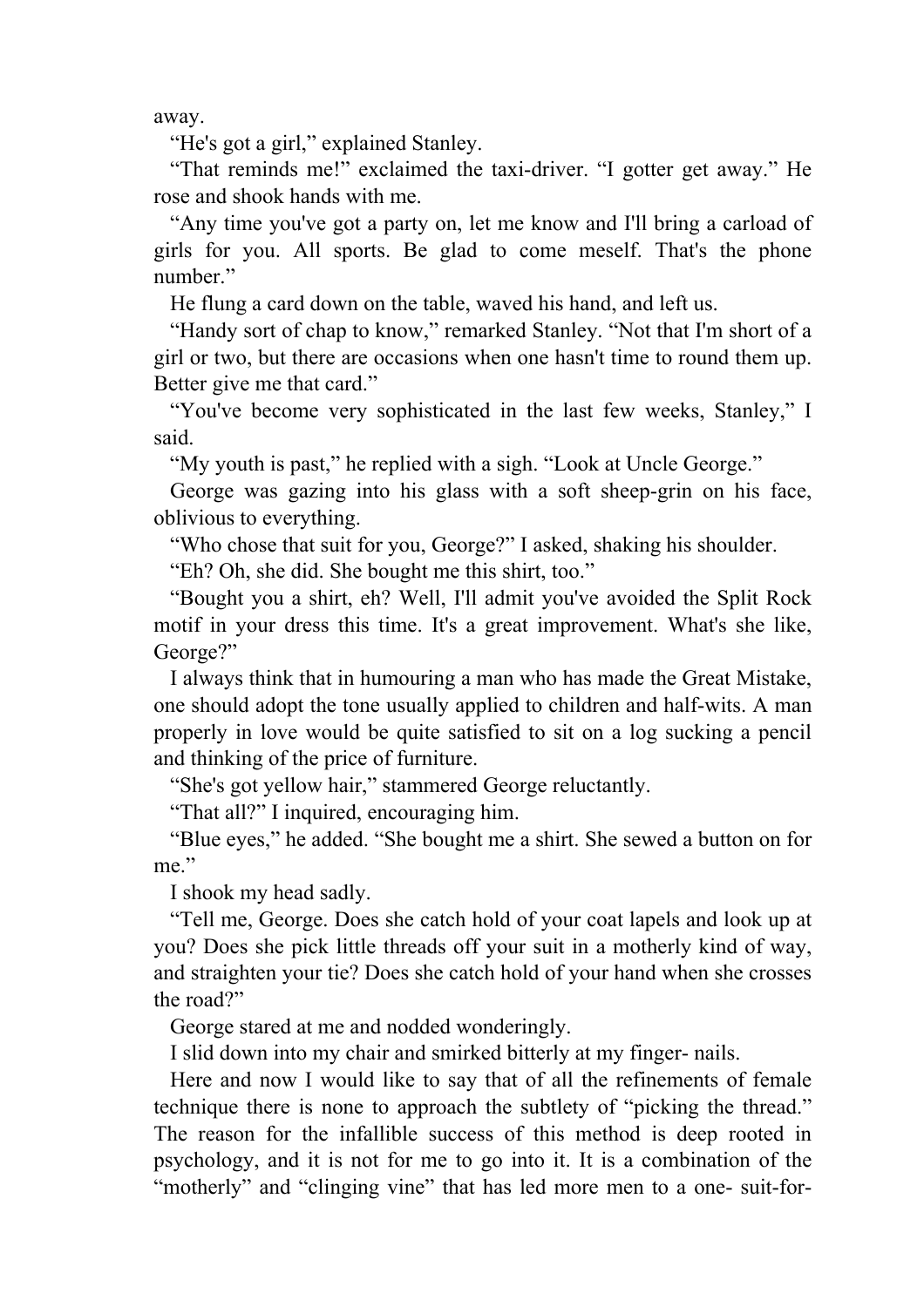away.

“He's got a girl,” explained Stanley.

“That reminds me!” exclaimed the taxi-driver. “I gotter get away.” He rose and shook hands with me.

“Any time you've got a party on, let me know and I'll bring a carload of girls for you. All sports. Be glad to come meself. That's the phone number.”

He flung a card down on the table, waved his hand, and left us.

“Handy sort of chap to know,” remarked Stanley. “Not that I'm short of a girl or two, but there are occasions when one hasn't time to round them up. Better give me that card.”

“You've become very sophisticated in the last few weeks, Stanley,” I said.

“My youth is past,” he replied with a sigh. “Look at Uncle George.”

George was gazing into his glass with a soft sheep-grin on his face, oblivious to everything.

“Who chose that suit for you, George?” I asked, shaking his shoulder.

“Eh? Oh, she did. She bought me this shirt, too.”

“Bought you a shirt, eh? Well, I'll admit you've avoided the Split Rock motif in your dress this time. It's a great improvement. What's she like, George?”

I always think that in humouring a man who has made the Great Mistake, one should adopt the tone usually applied to children and half-wits. A man properly in love would be quite satisfied to sit on a log sucking a pencil and thinking of the price of furniture.

“She's got yellow hair,” stammered George reluctantly.

“That all?” I inquired, encouraging him.

“Blue eyes,” he added. “She bought me a shirt. She sewed a button on for me.”

I shook my head sadly.

“Tell me, George. Does she catch hold of your coat lapels and look up at you? Does she pick little threads off your suit in a motherly kind of way, and straighten your tie? Does she catch hold of your hand when she crosses the road?”

George stared at me and nodded wonderingly.

I slid down into my chair and smirked bitterly at my finger- nails.

Here and now I would like to say that of all the refinements of female technique there is none to approach the subtlety of “picking the thread.” The reason for the infallible success of this method is deep rooted in psychology, and it is not for me to go into it. It is a combination of the “motherly” and “clinging vine” that has led more men to a one- suit-for-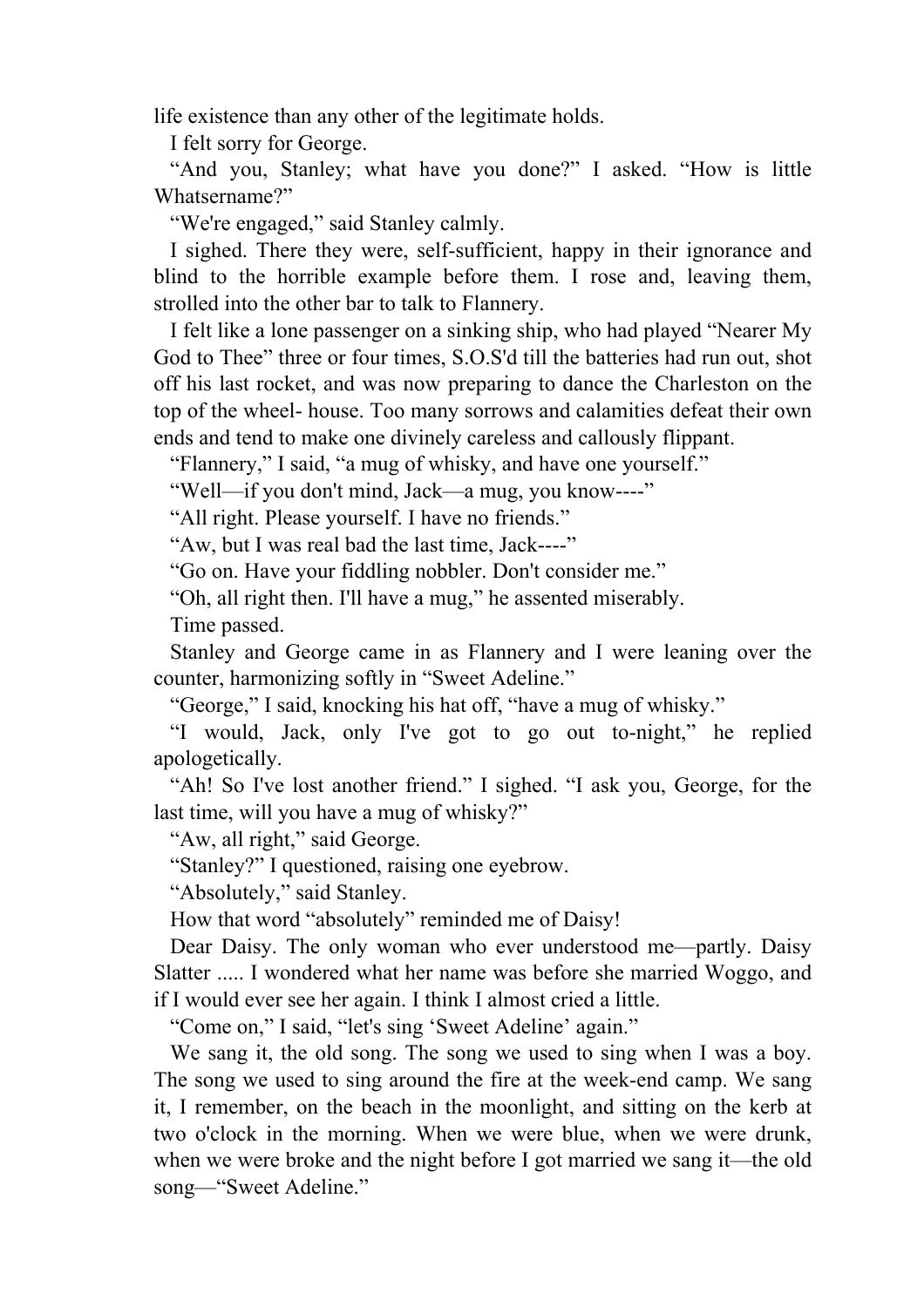life existence than any other of the legitimate holds.

I felt sorry for George.

“And you, Stanley; what have you done?” I asked. “How is little Whatsername?”

“We're engaged,” said Stanley calmly.

I sighed. There they were, self-sufficient, happy in their ignorance and blind to the horrible example before them. I rose and, leaving them, strolled into the other bar to talk to Flannery.

I felt like a lone passenger on a sinking ship, who had played “Nearer My God to Thee” three or four times, S.O.S'd till the batteries had run out, shot off his last rocket, and was now preparing to dance the Charleston on the top of the wheel- house. Too many sorrows and calamities defeat their own ends and tend to make one divinely careless and callously flippant.

“Flannery,” I said, “a mug of whisky, and have one yourself.”

“Well—if you don't mind, Jack—a mug, you know----”

“All right. Please yourself. I have no friends.”

“Aw, but I was real bad the last time, Jack----”

“Go on. Have your fiddling nobbler. Don't consider me.”

“Oh, all right then. I'll have a mug,” he assented miserably.

Time passed.

Stanley and George came in as Flannery and I were leaning over the counter, harmonizing softly in “Sweet Adeline.”

“George,” I said, knocking his hat off, “have a mug of whisky.”

“I would, Jack, only I've got to go out to-night,” he replied apologetically.

“Ah! So I've lost another friend.” I sighed. “I ask you, George, for the last time, will you have a mug of whisky?”

“Aw, all right,” said George.

“Stanley?” I questioned, raising one eyebrow.

“Absolutely,” said Stanley.

How that word “absolutely” reminded me of Daisy!

Dear Daisy. The only woman who ever understood me—partly. Daisy Slatter ..... I wondered what her name was before she married Woggo, and if I would ever see her again. I think I almost cried a little.

“Come on,” I said, “let's sing ‘Sweet Adeline’ again.”

We sang it, the old song. The song we used to sing when I was a boy. The song we used to sing around the fire at the week-end camp. We sang it, I remember, on the beach in the moonlight, and sitting on the kerb at two o'clock in the morning. When we were blue, when we were drunk, when we were broke and the night before I got married we sang it—the old song—“Sweet Adeline.”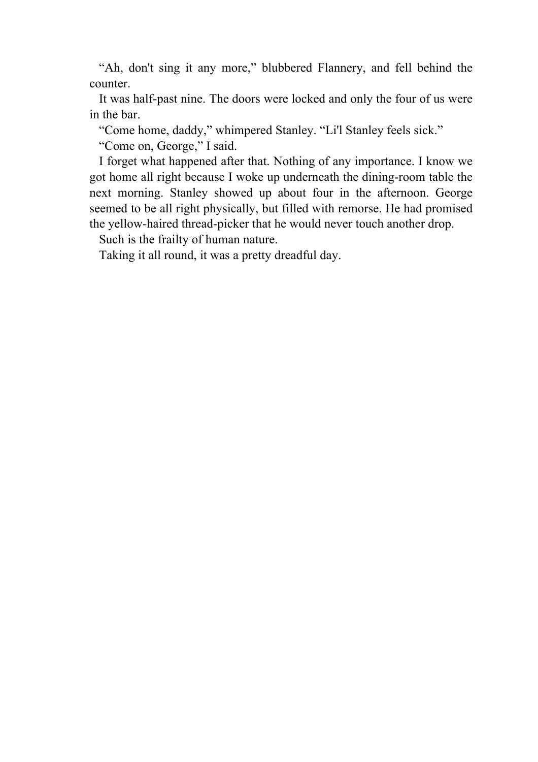"Ah, don't sing it any more," blubbered Flannery, and fell behind the counter.

It was half-past nine. The doors were locked and only the four of us were in the bar.

"Come home, daddy," whimpered Stanley. "Li'l Stanley feels sick."

"Come on, George," I said.

I forget what happened after that. Nothing of any importance. I know we got home all right because I woke up underneath the dining-room table the next morning. Stanley showed up about four in the afternoon. George seemed to be all right physically, but filled with remorse. He had promised the yellow-haired thread-picker that he would never touch another drop.

Such is the frailty of human nature.

Taking it all round, it was a pretty dreadful day.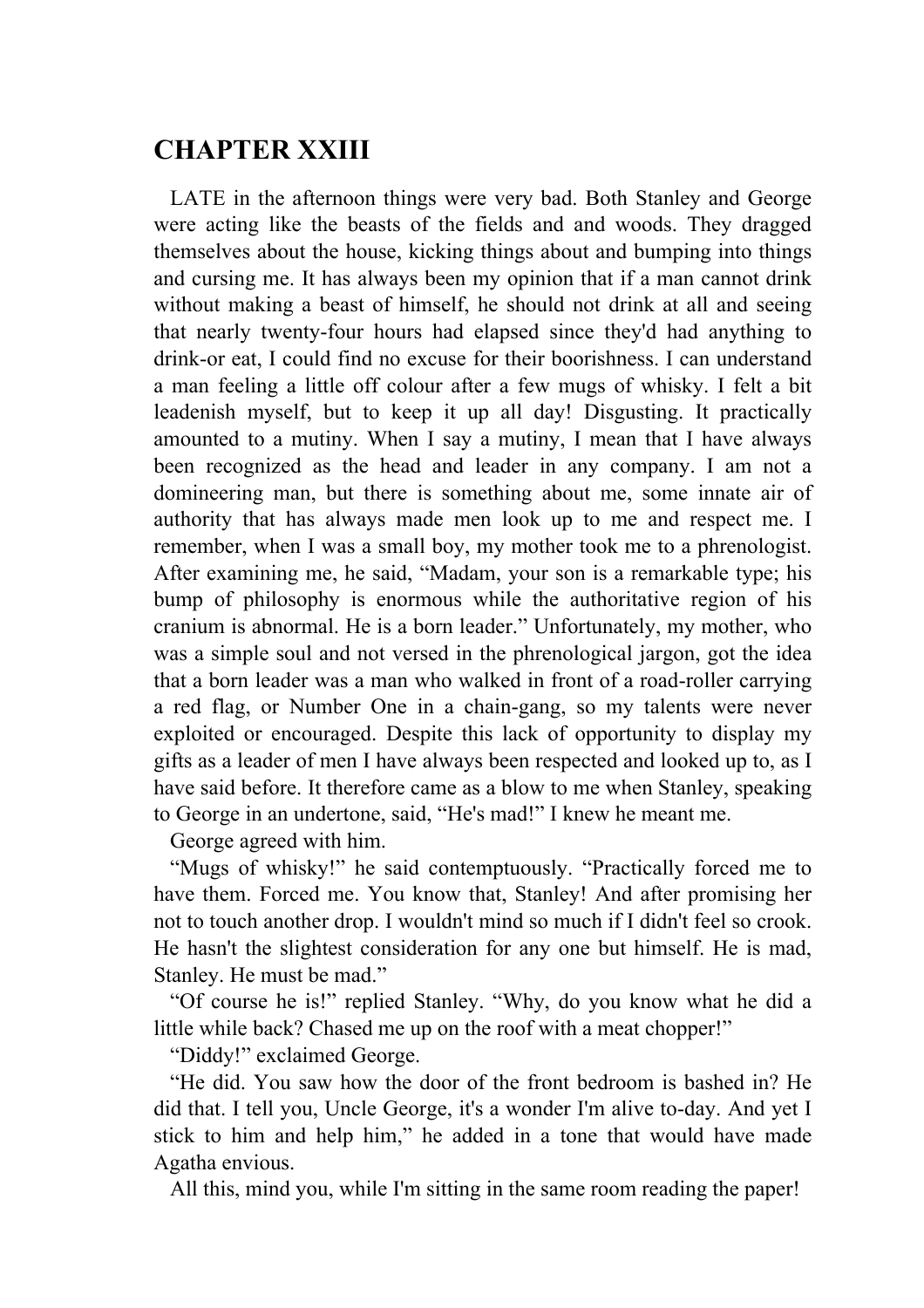# CHAPTER XXIII

LATE in the afternoon things were very bad. Both Stanley and George were acting like the beasts of the fields and and woods. They dragged themselves about the house, kicking things about and bumping into things and cursing me. It has always been my opinion that if a man cannot drink without making a beast of himself, he should not drink at all and seeing that nearly twenty-four hours had elapsed since they'd had anything to drink-or eat, I could find no excuse for their boorishness. I can understand a man feeling a little off colour after a few mugs of whisky. I felt a bit leadenish myself, but to keep it up all day! Disgusting. It practically amounted to a mutiny. When I say a mutiny, I mean that I have always been recognized as the head and leader in any company. I am not a domineering man, but there is something about me, some innate air of authority that has always made men look up to me and respect me. I remember, when I was a small boy, my mother took me to a phrenologist. After examining me, he said, "Madam, your son is a remarkable type; his bump of philosophy is enormous while the authoritative region of his cranium is abnormal. He is a born leader." Unfortunately, my mother, who was a simple soul and not versed in the phrenological jargon, got the idea that a born leader was a man who walked in front of a road-roller carrying a red flag, or Number One in a chain-gang, so my talents were never exploited or encouraged. Despite this lack of opportunity to display my gifts as a leader of men I have always been respected and looked up to, as I have said before. It therefore came as a blow to me when Stanley, speaking to George in an undertone, said, "He's mad!" I knew he meant me.

George agreed with him.

"Mugs of whisky!" he said contemptuously. "Practically forced me to have them. Forced me. You know that, Stanley! And after promising her not to touch another drop. I wouldn't mind so much if I didn't feel so crook. He hasn't the slightest consideration for any one but himself. He is mad, Stanley. He must be mad."

"Of course he is!" replied Stanley. "Why, do you know what he did a little while back? Chased me up on the roof with a meat chopper!"

"Diddy!" exclaimed George.

"He did. You saw how the door of the front bedroom is bashed in? He did that. I tell you, Uncle George, it's a wonder I'm alive to-day. And yet I stick to him and help him," he added in a tone that would have made Agatha envious.

All this, mind you, while I'm sitting in the same room reading the paper!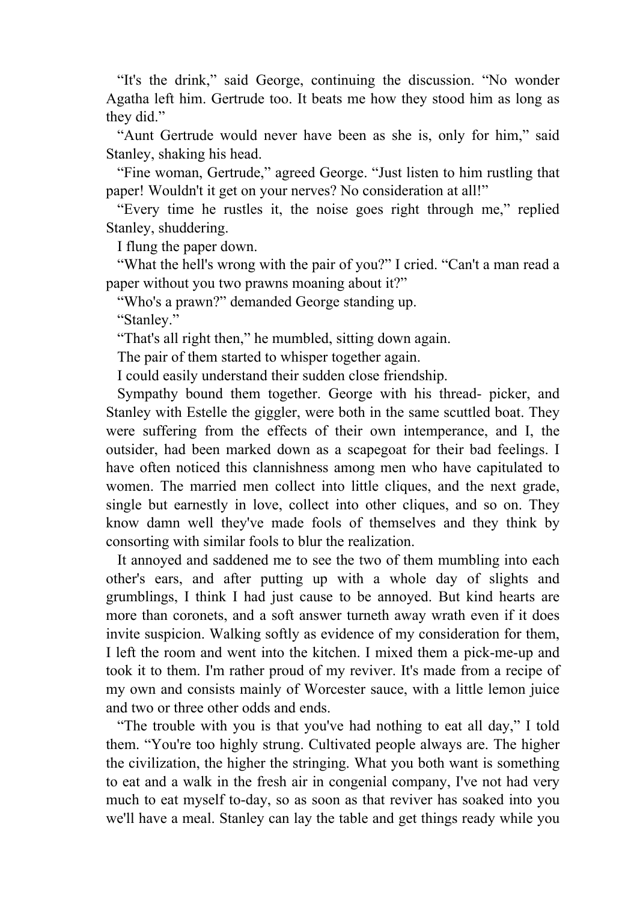"It's the drink," said George, continuing the discussion. "No wonder Agatha left him. Gertrude too. It beats me how they stood him as long as they did."

"Aunt Gertrude would never have been as she is, only for him," said Stanley, shaking his head.

"Fine woman, Gertrude," agreed George. "Just listen to him rustling that paper! Wouldn't it get on your nerves? No consideration at all!"

"Every time he rustles it, the noise goes right through me," replied Stanley, shuddering.

I flung the paper down.

"What the hell's wrong with the pair of you?" I cried. "Can't a man read a paper without you two prawns moaning about it?"

"Who's a prawn?" demanded George standing up.

"Stanley."

"That's all right then," he mumbled, sitting down again.

The pair of them started to whisper together again.

I could easily understand their sudden close friendship.

Sympathy bound them together. George with his thread- picker, and Stanley with Estelle the giggler, were both in the same scuttled boat. They were suffering from the effects of their own intemperance, and I, the outsider, had been marked down as a scapegoat for their bad feelings. I have often noticed this clannishness among men who have capitulated to women. The married men collect into little cliques, and the next grade, single but earnestly in love, collect into other cliques, and so on. They know damn well they've made fools of themselves and they think by consorting with similar fools to blur the realization.

It annoyed and saddened me to see the two of them mumbling into each other's ears, and after putting up with a whole day of slights and grumblings, I think I had just cause to be annoyed. But kind hearts are more than coronets, and a soft answer turneth away wrath even if it does invite suspicion. Walking softly as evidence of my consideration for them, I left the room and went into the kitchen. I mixed them a pick-me-up and took it to them. I'm rather proud of my reviver. It's made from a recipe of my own and consists mainly of Worcester sauce, with a little lemon juice and two or three other odds and ends.

"The trouble with you is that you've had nothing to eat all day," I told them. "You're too highly strung. Cultivated people always are. The higher the civilization, the higher the stringing. What you both want is something to eat and a walk in the fresh air in congenial company, I've not had very much to eat myself to-day, so as soon as that reviver has soaked into you we'll have a meal. Stanley can lay the table and get things ready while you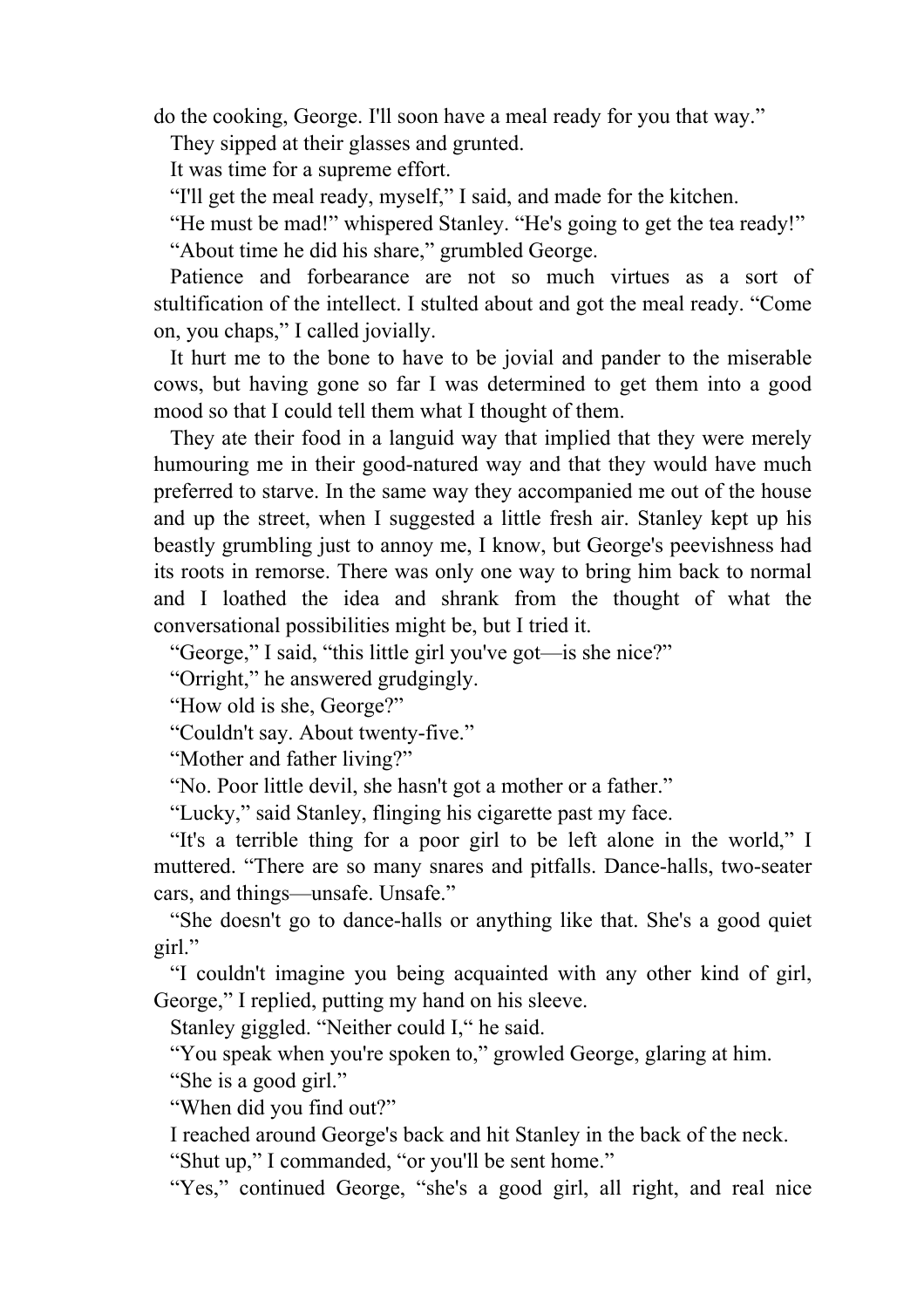do the cooking, George. I'll soon have a meal ready for you that way."

They sipped at their glasses and grunted.

It was time for a supreme effort.

"I'll get the meal ready, myself," I said, and made for the kitchen.

"He must be mad!" whispered Stanley. "He's going to get the tea ready!"

"About time he did his share," grumbled George.

Patience and forbearance are not so much virtues as a sort of stultification of the intellect. I stulted about and got the meal ready. "Come on, you chaps," I called jovially.

It hurt me to the bone to have to be jovial and pander to the miserable cows, but having gone so far I was determined to get them into a good mood so that I could tell them what I thought of them.

They ate their food in a languid way that implied that they were merely humouring me in their good-natured way and that they would have much preferred to starve. In the same way they accompanied me out of the house and up the street, when I suggested a little fresh air. Stanley kept up his beastly grumbling just to annoy me, I know, but George's peevishness had its roots in remorse. There was only one way to bring him back to normal and I loathed the idea and shrank from the thought of what the conversational possibilities might be, but I tried it.

"George," I said, "this little girl you've got—is she nice?"

"Orright," he answered grudgingly.

"How old is she, George?"

"Couldn't say. About twenty-five."

"Mother and father living?"

"No. Poor little devil, she hasn't got a mother or a father."

"Lucky," said Stanley, flinging his cigarette past my face.

"It's a terrible thing for a poor girl to be left alone in the world," I muttered. "There are so many snares and pitfalls. Dance-halls, two-seater cars, and things—unsafe. Unsafe."

"She doesn't go to dance-halls or anything like that. She's a good quiet girl."

"I couldn't imagine you being acquainted with any other kind of girl, George," I replied, putting my hand on his sleeve.

Stanley giggled. "Neither could I," he said.

"You speak when you're spoken to," growled George, glaring at him.

"She is a good girl."

"When did you find out?"

I reached around George's back and hit Stanley in the back of the neck.

"Shut up," I commanded, "or you'll be sent home."

"Yes," continued George, "she's a good girl, all right, and real nice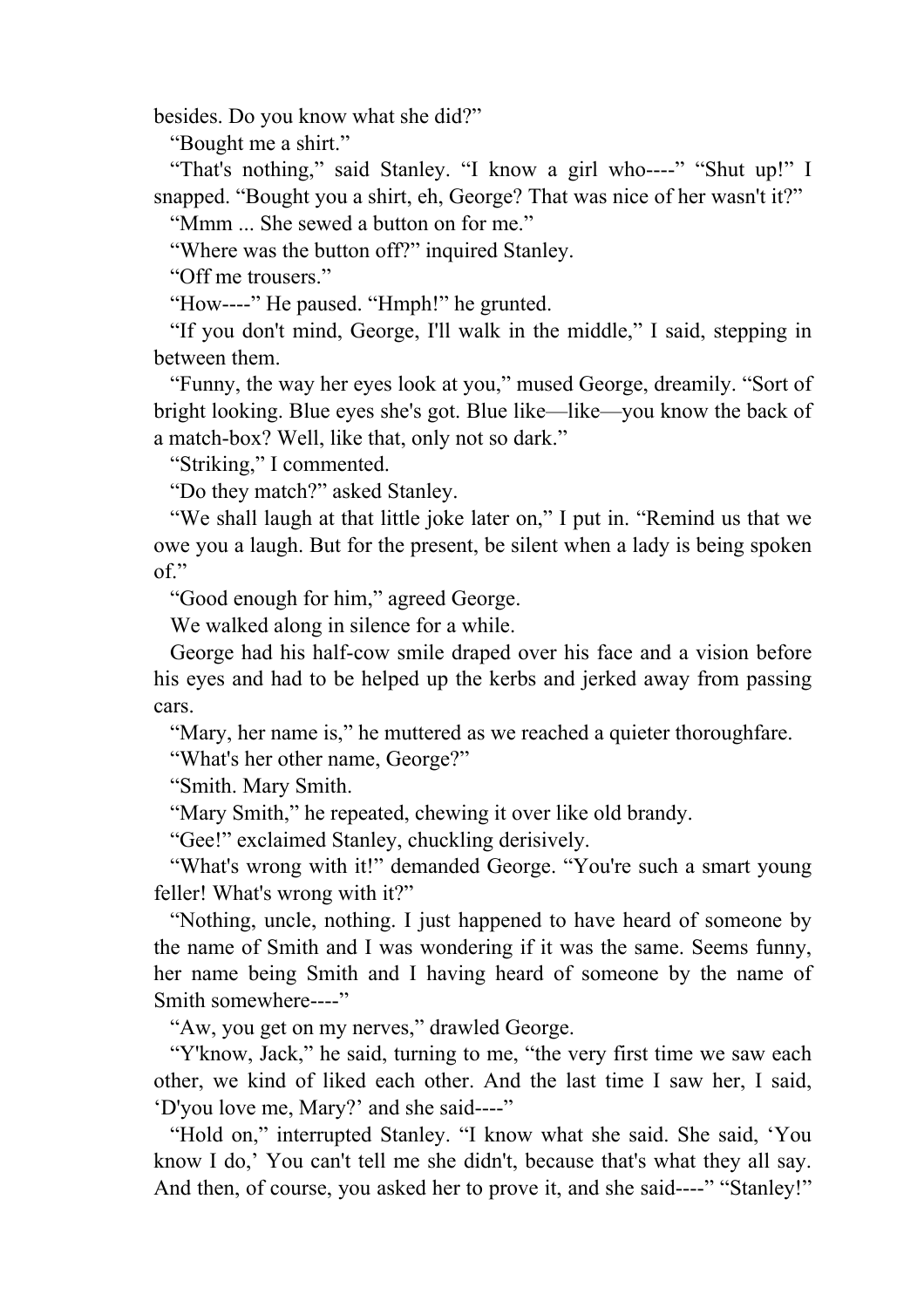besides. Do you know what she did?"

"Bought me a shirt."

"That's nothing," said Stanley. "I know a girl who----" "Shut up!" I snapped. "Bought you a shirt, eh, George? That was nice of her wasn't it?"

"Mmm ... She sewed a button on for me."

"Where was the button off?" inquired Stanley.

"Off me trousers."

"How----" He paused. "Hmph!" he grunted.

"If you don't mind, George, I'll walk in the middle," I said, stepping in between them.

"Funny, the way her eyes look at you," mused George, dreamily. "Sort of bright looking. Blue eyes she's got. Blue like—like—you know the back of a match-box? Well, like that, only not so dark."

"Striking," I commented.

"Do they match?" asked Stanley.

"We shall laugh at that little joke later on," I put in. "Remind us that we owe you a laugh. But for the present, be silent when a lady is being spoken of."

"Good enough for him," agreed George.

We walked along in silence for a while.

George had his half-cow smile draped over his face and a vision before his eyes and had to be helped up the kerbs and jerked away from passing cars.

"Mary, her name is," he muttered as we reached a quieter thoroughfare.

"What's her other name, George?"

"Smith. Mary Smith.

"Mary Smith," he repeated, chewing it over like old brandy.

"Gee!" exclaimed Stanley, chuckling derisively.

"What's wrong with it!" demanded George. "You're such a smart young feller! What's wrong with it?"

"Nothing, uncle, nothing. I just happened to have heard of someone by the name of Smith and I was wondering if it was the same. Seems funny, her name being Smith and I having heard of someone by the name of Smith somewhere----"

"Aw, you get on my nerves," drawled George.

"Y'know, Jack," he said, turning to me, "the very first time we saw each other, we kind of liked each other. And the last time I saw her, I said, 'D'you love me, Mary?' and she said----"

"Hold on," interrupted Stanley. "I know what she said. She said, 'You know I do,' You can't tell me she didn't, because that's what they all say. And then, of course, you asked her to prove it, and she said----" "Stanley!"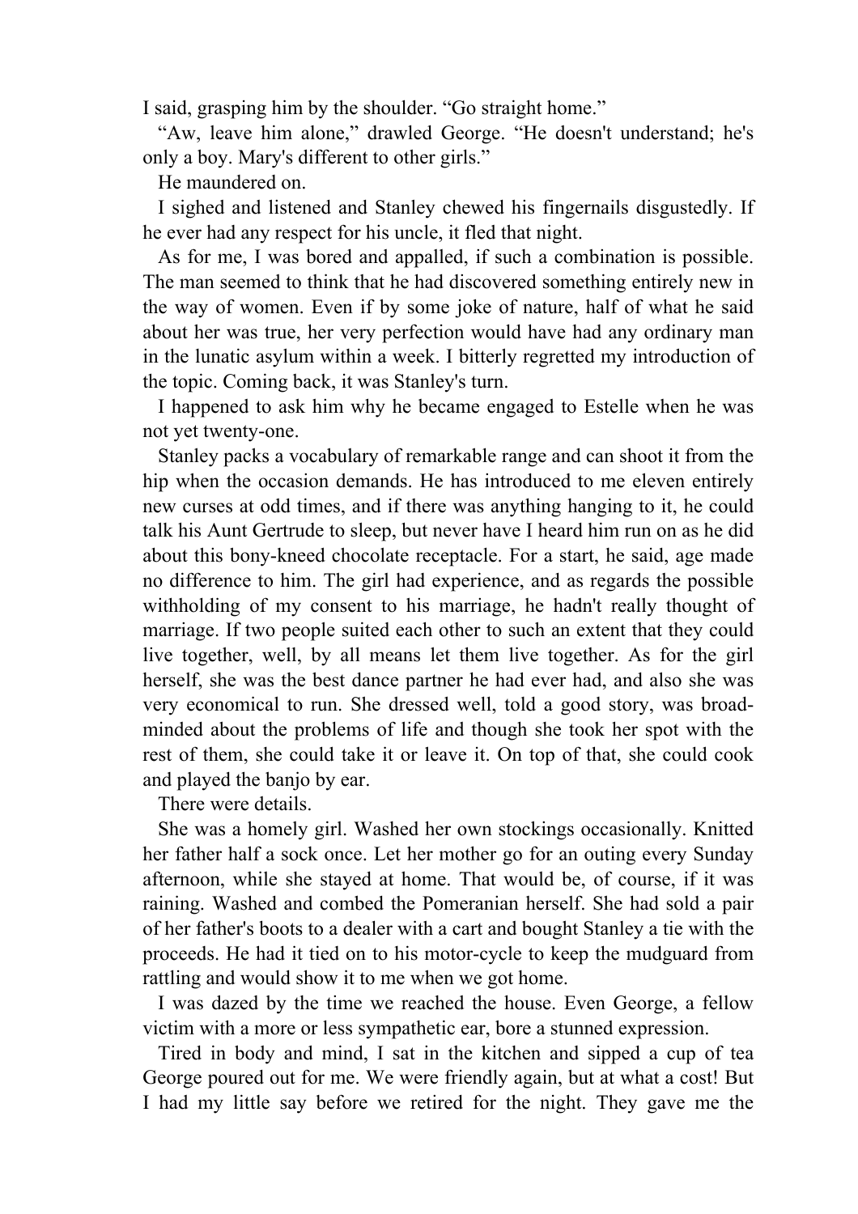I said, grasping him by the shoulder. "Go straight home."

"Aw, leave him alone," drawled George. "He doesn't understand; he's only a boy. Mary's different to other girls."

He maundered on.

I sighed and listened and Stanley chewed his fingernails disgustedly. If he ever had any respect for his uncle, it fled that night.

As for me, I was bored and appalled, if such a combination is possible. The man seemed to think that he had discovered something entirely new in the way of women. Even if by some joke of nature, half of what he said about her was true, her very perfection would have had any ordinary man in the lunatic asylum within a week. I bitterly regretted my introduction of the topic. Coming back, it was Stanley's turn.

I happened to ask him why he became engaged to Estelle when he was not yet twenty-one.

Stanley packs a vocabulary of remarkable range and can shoot it from the hip when the occasion demands. He has introduced to me eleven entirely new curses at odd times, and if there was anything hanging to it, he could talk his Aunt Gertrude to sleep, but never have I heard him run on as he did about this bony-kneed chocolate receptacle. For a start, he said, age made no difference to him. The girl had experience, and as regards the possible withholding of my consent to his marriage, he hadn't really thought of marriage. If two people suited each other to such an extent that they could live together, well, by all means let them live together. As for the girl herself, she was the best dance partner he had ever had, and also she was very economical to run. She dressed well, told a good story, was broad-minded about the problems of life and though she took her spot with the rest of them, she could take it or leave it. On top of that, she could cook and played the banjo by ear.

There were details.

She was a homely girl. Washed her own stockings occasionally. Knitted her father half a sock once. Let her mother go for an outing every Sunday afternoon, while she stayed at home. That would be, of course, if it was raining. Washed and combed the Pomeranian herself. She had sold a pair of her father's boots to a dealer with a cart and bought Stanley a tie with the proceeds. He had it tied on to his motor-cycle to keep the mudguard from rattling and would show it to me when we got home.

I was dazed by the time we reached the house. Even George, a fellow victim with a more or less sympathetic ear, bore a stunned expression.

Tired in body and mind, I sat in the kitchen and sipped a cup of tea George poured out for me. We were friendly again, but at what a cost! But I had my little say before we retired for the night. They gave me the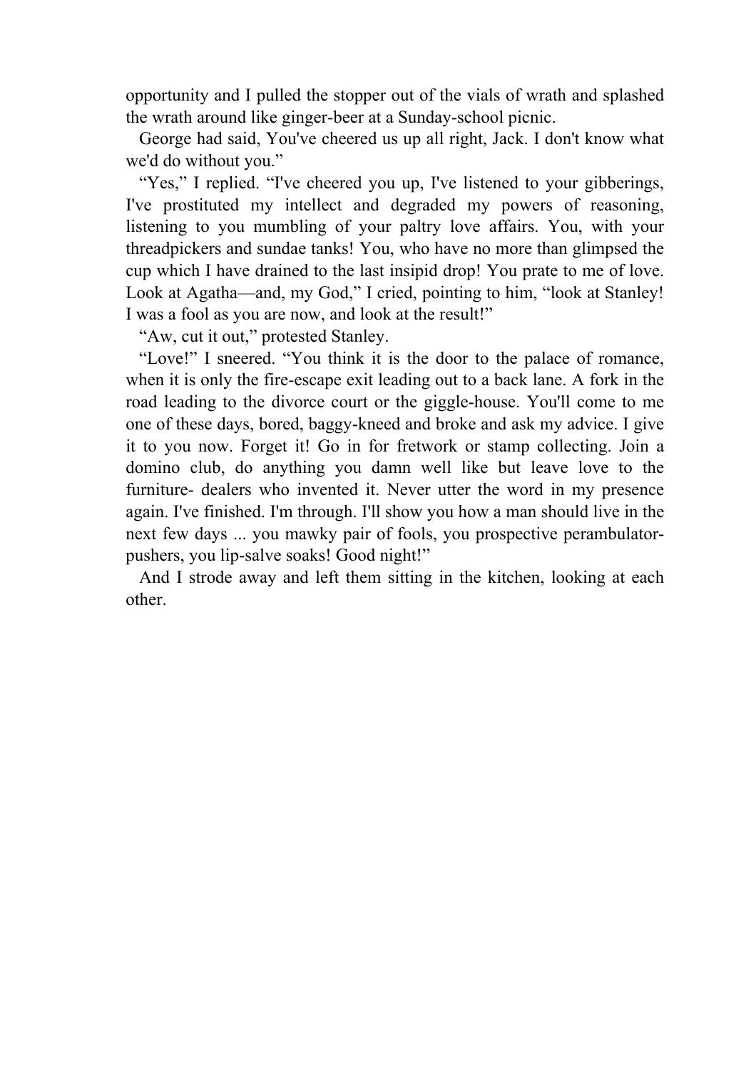opportunity and I pulled the stopper out of the vials of wrath and splashed the wrath around like ginger-beer at a Sunday-school picnic.

George had said, You've cheered us up all right, Jack. I don't know what we'd do without you."

"Yes," I replied. "I've cheered you up, I've listened to your gibberings, I've prostituted my intellect and degraded my powers of reasoning, listening to you mumbling of your paltry love affairs. You, with your threadpickers and sundae tanks! You, who have no more than glimpsed the cup which I have drained to the last insipid drop! You prate to me of love. Look at Agatha—and, my God," I cried, pointing to him, "look at Stanley! I was a fool as you are now, and look at the result!"

"Aw, cut it out," protested Stanley.

"Love!" I sneered. "You think it is the door to the palace of romance, when it is only the fire-escape exit leading out to a back lane. A fork in the road leading to the divorce court or the giggle-house. You'll come to me one of these days, bored, baggy-kneed and broke and ask my advice. I give it to you now. Forget it! Go in for fretwork or stamp collecting. Join a domino club, do anything you damn well like but leave love to the furniture- dealers who invented it. Never utter the word in my presence again. I've finished. I'm through. I'll show you how a man should live in the next few days ... you mawky pair of fools, you prospective perambulator-pushers, you lip-salve soaks! Good night!"

And I strode away and left them sitting in the kitchen, looking at each other.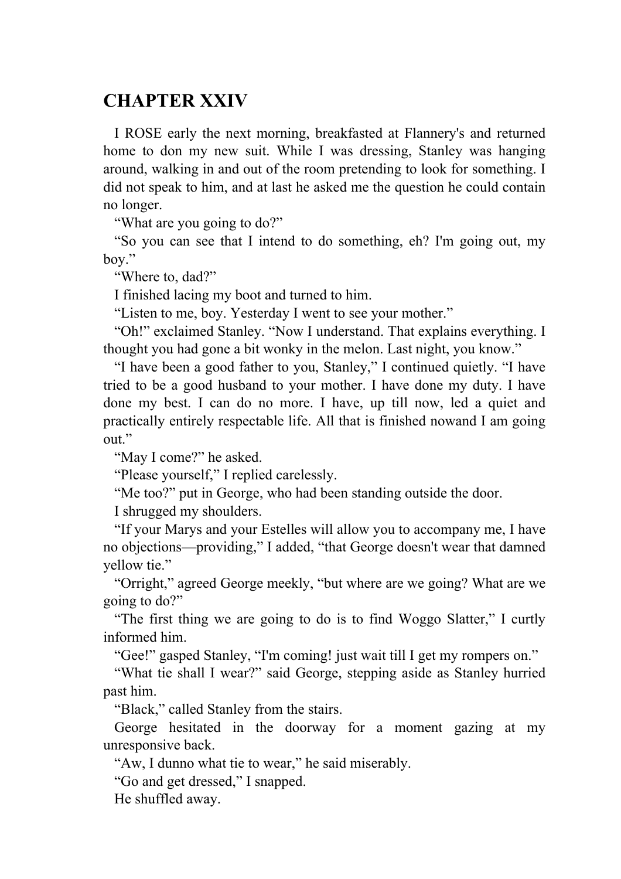# CHAPTER XXIV

I ROSE early the next morning, breakfasted at Flannery's and returned home to don my new suit. While I was dressing, Stanley was hanging around, walking in and out of the room pretending to look for something. I did not speak to him, and at last he asked me the question he could contain no longer.

"What are you going to do?"

"So you can see that I intend to do something, eh? I'm going out, my boy."

"Where to, dad?"

I finished lacing my boot and turned to him.

"Listen to me, boy. Yesterday I went to see your mother."

"Oh!" exclaimed Stanley. "Now I understand. That explains everything. I thought you had gone a bit wonky in the melon. Last night, you know."

"I have been a good father to you, Stanley," I continued quietly. "I have tried to be a good husband to your mother. I have done my duty. I have done my best. I can do no more. I have, up till now, led a quiet and practically entirely respectable life. All that is finished nowand I am going out."

"May I come?" he asked.

"Please yourself," I replied carelessly.

"Me too?" put in George, who had been standing outside the door.

I shrugged my shoulders.

"If your Marys and your Estelles will allow you to accompany me, I have no objections—providing," I added, "that George doesn't wear that damned yellow tie."

"Orright," agreed George meekly, "but where are we going? What are we going to do?"

"The first thing we are going to do is to find Woggo Slatter," I curtly informed him.

"Gee!" gasped Stanley, "I'm coming! just wait till I get my rompers on."

"What tie shall I wear?" said George, stepping aside as Stanley hurried past him.

"Black," called Stanley from the stairs.

George hesitated in the doorway for a moment gazing at my unresponsive back.

"Aw, I dunno what tie to wear," he said miserably.

"Go and get dressed," I snapped.

He shuffled away.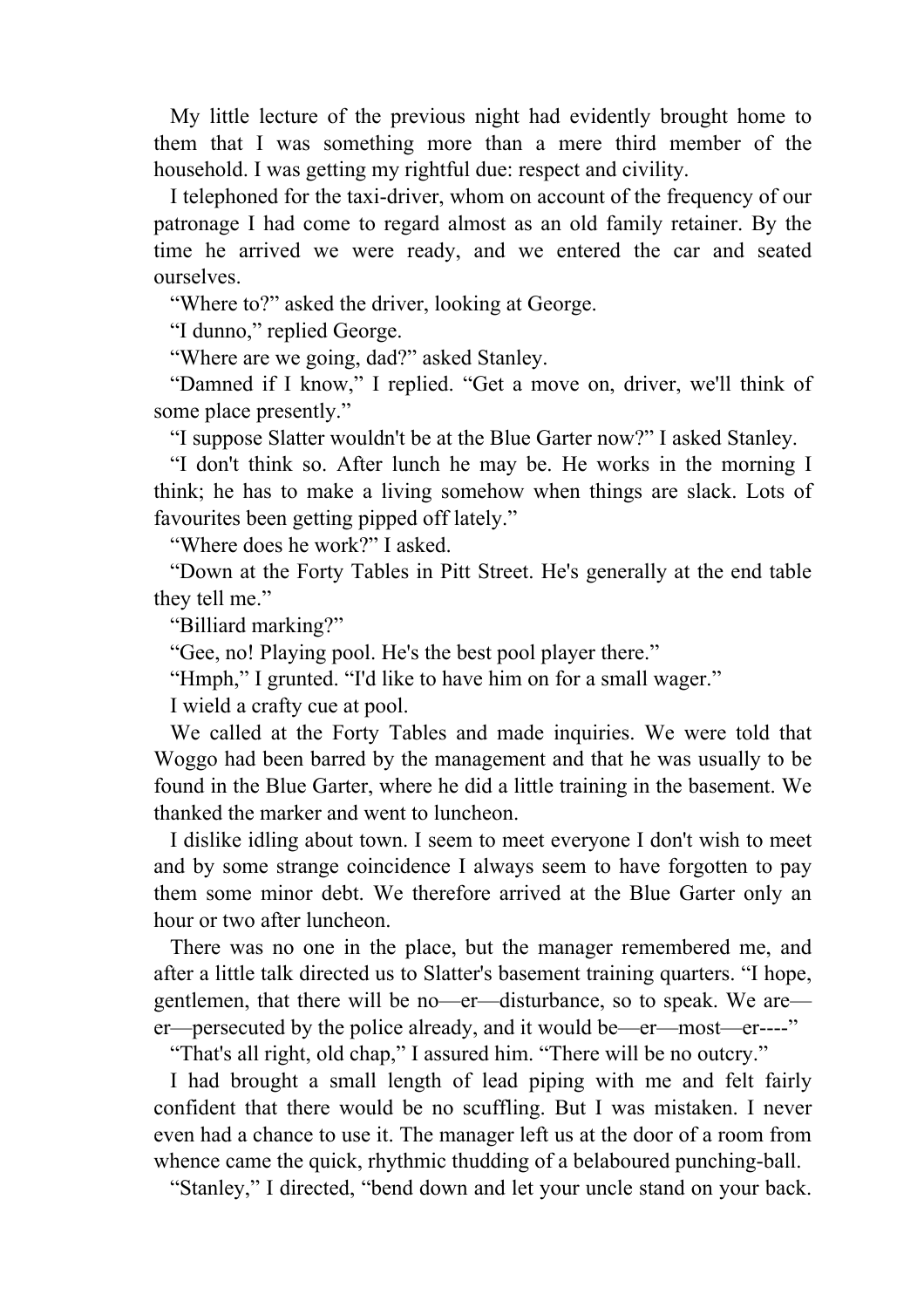My little lecture of the previous night had evidently brought home to them that I was something more than a mere third member of the household. I was getting my rightful due: respect and civility.

I telephoned for the taxi-driver, whom on account of the frequency of our patronage I had come to regard almost as an old family retainer. By the time he arrived we were ready, and we entered the car and seated ourselves.

"Where to?" asked the driver, looking at George.

"I dunno," replied George.

"Where are we going, dad?" asked Stanley.

"Damned if I know," I replied. "Get a move on, driver, we'll think of some place presently."

"I suppose Slatter wouldn't be at the Blue Garter now?" I asked Stanley.

"I don't think so. After lunch he may be. He works in the morning I think; he has to make a living somehow when things are slack. Lots of favourites been getting pipped off lately."

"Where does he work?" I asked.

"Down at the Forty Tables in Pitt Street. He's generally at the end table they tell me."

"Billiard marking?"

"Gee, no! Playing pool. He's the best pool player there."

"Hmph," I grunted. "I'd like to have him on for a small wager."

I wield a crafty cue at pool.

We called at the Forty Tables and made inquiries. We were told that Woggo had been barred by the management and that he was usually to be found in the Blue Garter, where he did a little training in the basement. We thanked the marker and went to luncheon.

I dislike idling about town. I seem to meet everyone I don't wish to meet and by some strange coincidence I always seem to have forgotten to pay them some minor debt. We therefore arrived at the Blue Garter only an hour or two after luncheon.

There was no one in the place, but the manager remembered me, and after a little talk directed us to Slatter's basement training quarters. "I hope, gentlemen, that there will be no—er—disturbance, so to speak. We are—er—persecuted by the police already, and it would be—er—most—er----"

"That's all right, old chap," I assured him. "There will be no outcry."

I had brought a small length of lead piping with me and felt fairly confident that there would be no scuffling. But I was mistaken. I never even had a chance to use it. The manager left us at the door of a room from whence came the quick, rhythmic thudding of a belaboured punching-ball.

"Stanley," I directed, "bend down and let your uncle stand on your back.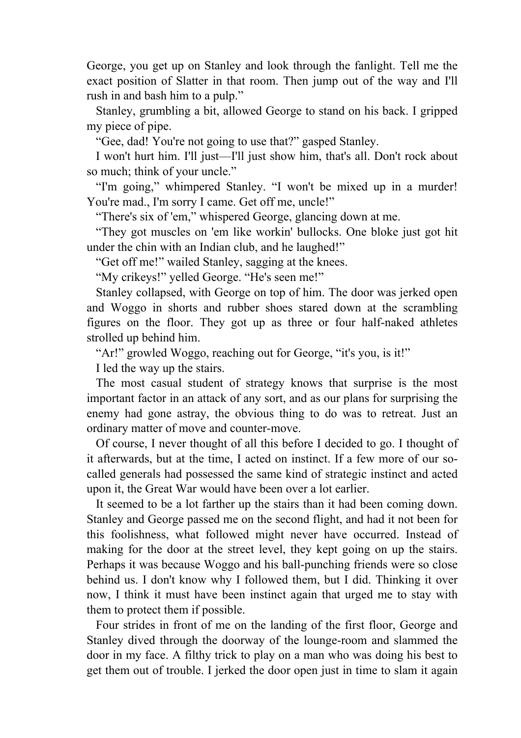George, you get up on Stanley and look through the fanlight. Tell me the exact position of Slatter in that room. Then jump out of the way and I'll rush in and bash him to a pulp."

Stanley, grumbling a bit, allowed George to stand on his back. I gripped my piece of pipe.

"Gee, dad! You're not going to use that?" gasped Stanley.

I won't hurt him. I'll just—I'll just show him, that's all. Don't rock about so much; think of your uncle."

"I'm going," whimpered Stanley. "I won't be mixed up in a murder! You're mad., I'm sorry I came. Get off me, uncle!"

"There's six of 'em," whispered George, glancing down at me.

"They got muscles on 'em like workin' bullocks. One bloke just got hit under the chin with an Indian club, and he laughed!"

"Get off me!" wailed Stanley, sagging at the knees.

"My crikeys!" yelled George. "He's seen me!"

Stanley collapsed, with George on top of him. The door was jerked open and Woggo in shorts and rubber shoes stared down at the scrambling figures on the floor. They got up as three or four half-naked athletes strolled up behind him.

"Ar!" growled Woggo, reaching out for George, "it's you, is it!"

I led the way up the stairs.

The most casual student of strategy knows that surprise is the most important factor in an attack of any sort, and as our plans for surprising the enemy had gone astray, the obvious thing to do was to retreat. Just an ordinary matter of move and counter-move.

Of course, I never thought of all this before I decided to go. I thought of it afterwards, but at the time, I acted on instinct. If a few more of our so-called generals had possessed the same kind of strategic instinct and acted upon it, the Great War would have been over a lot earlier.

It seemed to be a lot farther up the stairs than it had been coming down. Stanley and George passed me on the second flight, and had it not been for this foolishness, what followed might never have occurred. Instead of making for the door at the street level, they kept going on up the stairs. Perhaps it was because Woggo and his ball-punching friends were so close behind us. I don't know why I followed them, but I did. Thinking it over now, I think it must have been instinct again that urged me to stay with them to protect them if possible.

Four strides in front of me on the landing of the first floor, George and Stanley dived through the doorway of the lounge-room and slammed the door in my face. A filthy trick to play on a man who was doing his best to get them out of trouble. I jerked the door open just in time to slam it again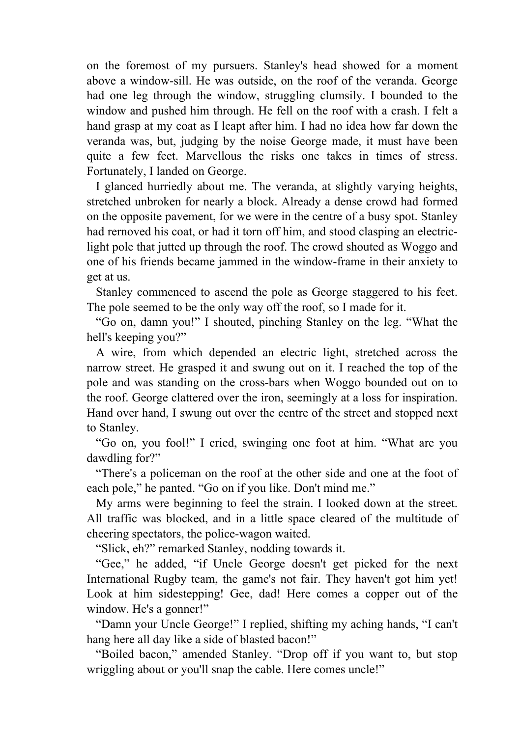on the foremost of my pursuers. Stanley's head showed for a moment above a window-sill. He was outside, on the roof of the veranda. George had one leg through the window, struggling clumsily. I bounded to the window and pushed him through. He fell on the roof with a crash. I felt a hand grasp at my coat as I leapt after him. I had no idea how far down the veranda was, but, judging by the noise George made, it must have been quite a few feet. Marvellous the risks one takes in times of stress. Fortunately, I landed on George.

I glanced hurriedly about me. The veranda, at slightly varying heights, stretched unbroken for nearly a block. Already a dense crowd had formed on the opposite pavement, for we were in the centre of a busy spot. Stanley had rernoved his coat, or had it torn off him, and stood clasping an electric-light pole that jutted up through the roof. The crowd shouted as Woggo and one of his friends became jammed in the window-frame in their anxiety to get at us.

Stanley commenced to ascend the pole as George staggered to his feet. The pole seemed to be the only way off the roof, so I made for it.

"Go on, damn you!" I shouted, pinching Stanley on the leg. "What the hell's keeping you?"

A wire, from which depended an electric light, stretched across the narrow street. He grasped it and swung out on it. I reached the top of the pole and was standing on the cross-bars when Woggo bounded out on to the roof. George clattered over the iron, seemingly at a loss for inspiration. Hand over hand, I swung out over the centre of the street and stopped next to Stanley.

"Go on, you fool!" I cried, swinging one foot at him. "What are you dawdling for?"

"There's a policeman on the roof at the other side and one at the foot of each pole," he panted. "Go on if you like. Don't mind me."

My arms were beginning to feel the strain. I looked down at the street. All traffic was blocked, and in a little space cleared of the multitude of cheering spectators, the police-wagon waited.

"Slick, eh?" remarked Stanley, nodding towards it.

"Gee," he added, "if Uncle George doesn't get picked for the next International Rugby team, the game's not fair. They haven't got him yet! Look at him sidestepping! Gee, dad! Here comes a copper out of the window. He's a gonner!"

"Damn your Uncle George!" I replied, shifting my aching hands, "I can't hang here all day like a side of blasted bacon!"

"Boiled bacon," amended Stanley. "Drop off if you want to, but stop wriggling about or you'll snap the cable. Here comes uncle!"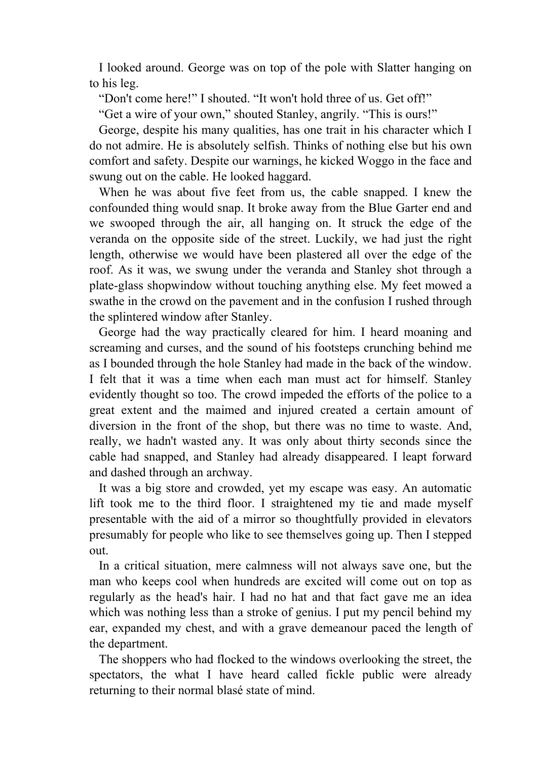I looked around. George was on top of the pole with Slatter hanging on to his leg.

“Don't come here!” I shouted. “It won't hold three of us. Get off!”

“Get a wire of your own,” shouted Stanley, angrily. “This is ours!”

George, despite his many qualities, has one trait in his character which I do not admire. He is absolutely selfish. Thinks of nothing else but his own comfort and safety. Despite our warnings, he kicked Woggo in the face and swung out on the cable. He looked haggard.

When he was about five feet from us, the cable snapped. I knew the confounded thing would snap. It broke away from the Blue Garter end and we swooped through the air, all hanging on. It struck the edge of the veranda on the opposite side of the street. Luckily, we had just the right length, otherwise we would have been plastered all over the edge of the roof. As it was, we swung under the veranda and Stanley shot through a plate-glass shopwindow without touching anything else. My feet mowed a swathe in the crowd on the pavement and in the confusion I rushed through the splintered window after Stanley.

George had the way practically cleared for him. I heard moaning and screaming and curses, and the sound of his footsteps crunching behind me as I bounded through the hole Stanley had made in the back of the window. I felt that it was a time when each man must act for himself. Stanley evidently thought so too. The crowd impeded the efforts of the police to a great extent and the maimed and injured created a certain amount of diversion in the front of the shop, but there was no time to waste. And, really, we hadn't wasted any. It was only about thirty seconds since the cable had snapped, and Stanley had already disappeared. I leapt forward and dashed through an archway.

It was a big store and crowded, yet my escape was easy. An automatic lift took me to the third floor. I straightened my tie and made myself presentable with the aid of a mirror so thoughtfully provided in elevators presumably for people who like to see themselves going up. Then I stepped out.

In a critical situation, mere calmness will not always save one, but the man who keeps cool when hundreds are excited will come out on top as regularly as the head's hair. I had no hat and that fact gave me an idea which was nothing less than a stroke of genius. I put my pencil behind my ear, expanded my chest, and with a grave demeanour paced the length of the department.

The shoppers who had flocked to the windows overlooking the street, the spectators, the what I have heard called fickle public were already returning to their normal blasé state of mind.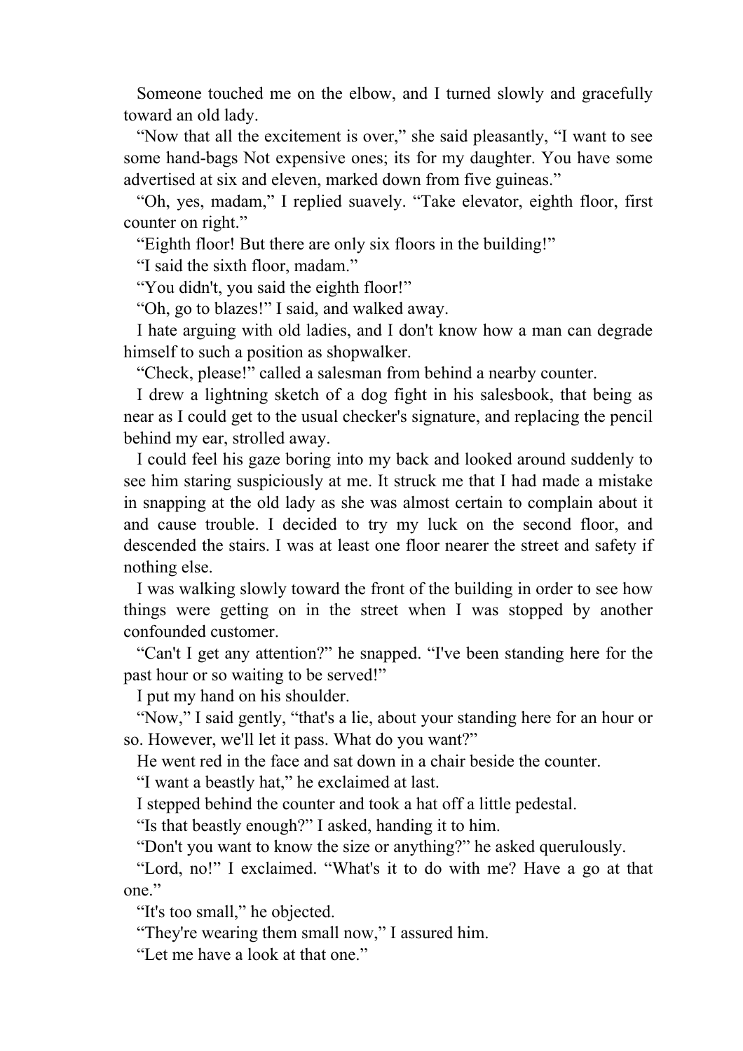Someone touched me on the elbow, and I turned slowly and gracefully toward an old lady.

"Now that all the excitement is over," she said pleasantly, "I want to see some hand-bags Not expensive ones; its for my daughter. You have some advertised at six and eleven, marked down from five guineas."

"Oh, yes, madam," I replied suavely. "Take elevator, eighth floor, first counter on right."

"Eighth floor! But there are only six floors in the building!"

"I said the sixth floor, madam."

"You didn't, you said the eighth floor!"

"Oh, go to blazes!" I said, and walked away.

I hate arguing with old ladies, and I don't know how a man can degrade himself to such a position as shopwalker.

"Check, please!" called a salesman from behind a nearby counter.

I drew a lightning sketch of a dog fight in his salesbook, that being as near as I could get to the usual checker's signature, and replacing the pencil behind my ear, strolled away.

I could feel his gaze boring into my back and looked around suddenly to see him staring suspiciously at me. It struck me that I had made a mistake in snapping at the old lady as she was almost certain to complain about it and cause trouble. I decided to try my luck on the second floor, and descended the stairs. I was at least one floor nearer the street and safety if nothing else.

I was walking slowly toward the front of the building in order to see how things were getting on in the street when I was stopped by another confounded customer.

"Can't I get any attention?" he snapped. "I've been standing here for the past hour or so waiting to be served!"

I put my hand on his shoulder.

"Now," I said gently, "that's a lie, about your standing here for an hour or so. However, we'll let it pass. What do you want?"

He went red in the face and sat down in a chair beside the counter.

"I want a beastly hat," he exclaimed at last.

I stepped behind the counter and took a hat off a little pedestal.

"Is that beastly enough?" I asked, handing it to him.

"Don't you want to know the size or anything?" he asked querulously.

"Lord, no!" I exclaimed. "What's it to do with me? Have a go at that one."

"It's too small," he objected.

"They're wearing them small now," I assured him.

"Let me have a look at that one."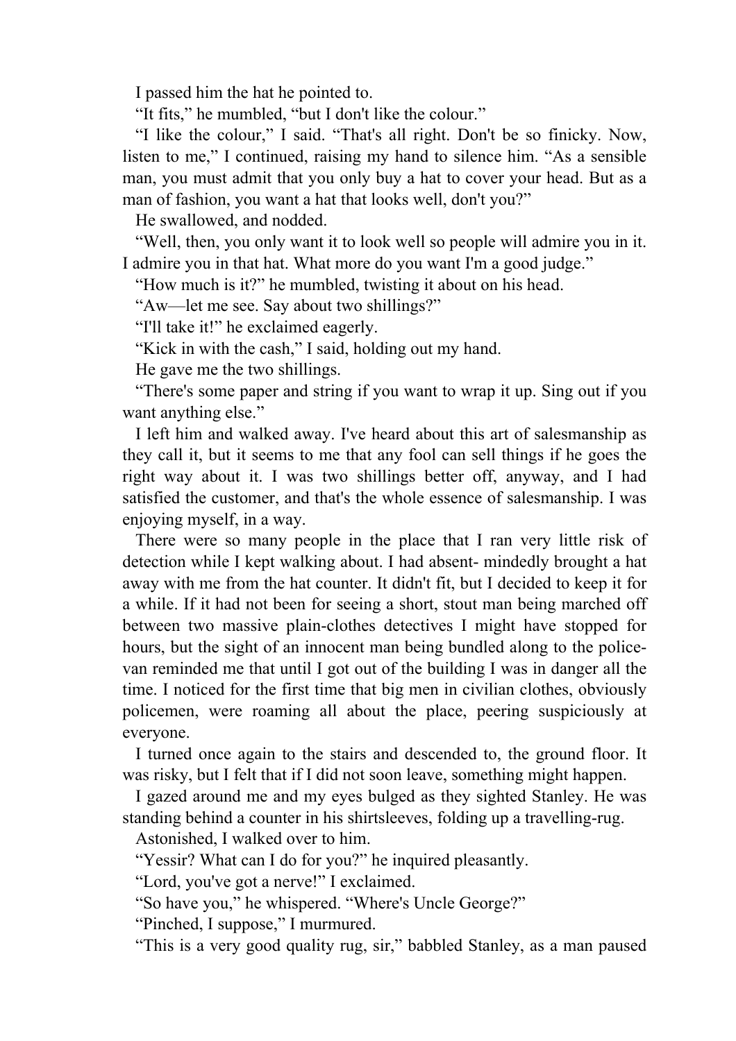I passed him the hat he pointed to.

“It fits,” he mumbled, “but I don't like the colour.”

“I like the colour,” I said. “That's all right. Don't be so finicky. Now, listen to me,” I continued, raising my hand to silence him. “As a sensible man, you must admit that you only buy a hat to cover your head. But as a man of fashion, you want a hat that looks well, don't you?”

He swallowed, and nodded.

“Well, then, you only want it to look well so people will admire you in it. I admire you in that hat. What more do you want I'm a good judge.”

“How much is it?” he mumbled, twisting it about on his head.

“Aw—let me see. Say about two shillings?”

“I'll take it!” he exclaimed eagerly.

“Kick in with the cash,” I said, holding out my hand.

He gave me the two shillings.

“There's some paper and string if you want to wrap it up. Sing out if you want anything else.”

I left him and walked away. I've heard about this art of salesmanship as they call it, but it seems to me that any fool can sell things if he goes the right way about it. I was two shillings better off, anyway, and I had satisfied the customer, and that's the whole essence of salesmanship. I was enjoying myself, in a way.

There were so many people in the place that I ran very little risk of detection while I kept walking about. I had absent- mindedly brought a hat away with me from the hat counter. It didn't fit, but I decided to keep it for a while. If it had not been for seeing a short, stout man being marched off between two massive plain-clothes detectives I might have stopped for hours, but the sight of an innocent man being bundled along to the police-van reminded me that until I got out of the building I was in danger all the time. I noticed for the first time that big men in civilian clothes, obviously policemen, were roaming all about the place, peering suspiciously at everyone.

I turned once again to the stairs and descended to, the ground floor. It was risky, but I felt that if I did not soon leave, something might happen.

I gazed around me and my eyes bulged as they sighted Stanley. He was standing behind a counter in his shirtsleeves, folding up a travelling-rug.

Astonished, I walked over to him.

“Yessir? What can I do for you?” he inquired pleasantly.

“Lord, you've got a nerve!” I exclaimed.

“So have you,” he whispered. “Where's Uncle George?”

“Pinched, I suppose,” I murmured.

“This is a very good quality rug, sir,” babbled Stanley, as a man paused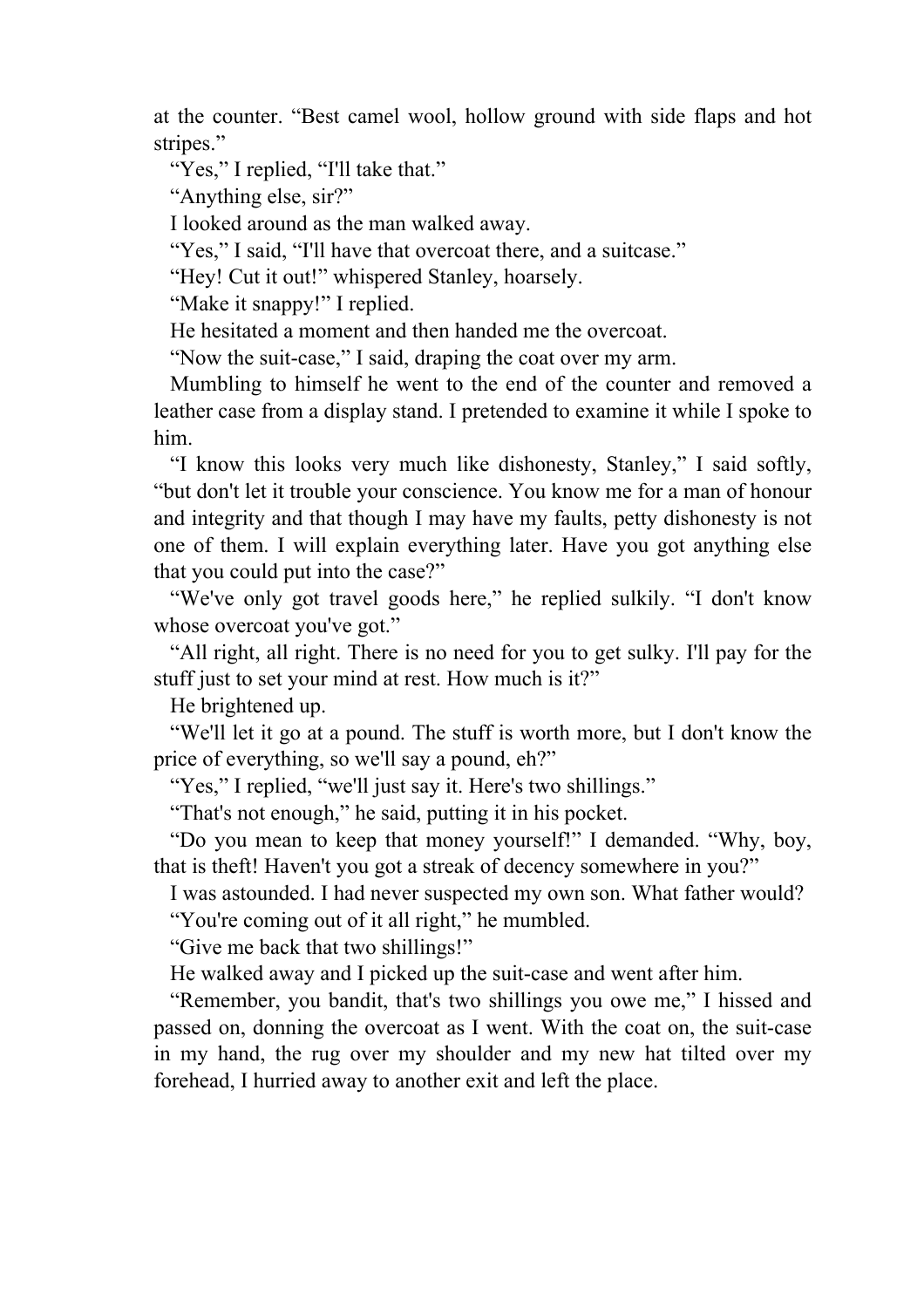at the counter. "Best camel wool, hollow ground with side flaps and hot stripes."

"Yes," I replied, "I'll take that."

"Anything else, sir?"

I looked around as the man walked away.

"Yes," I said, "I'll have that overcoat there, and a suitcase."

"Hey! Cut it out!" whispered Stanley, hoarsely.

"Make it snappy!" I replied.

He hesitated a moment and then handed me the overcoat.

"Now the suit-case," I said, draping the coat over my arm.

Mumbling to himself he went to the end of the counter and removed a leather case from a display stand. I pretended to examine it while I spoke to him.

"I know this looks very much like dishonesty, Stanley," I said softly, "but don't let it trouble your conscience. You know me for a man of honour and integrity and that though I may have my faults, petty dishonesty is not one of them. I will explain everything later. Have you got anything else that you could put into the case?"

"We've only got travel goods here," he replied sulkily. "I don't know whose overcoat you've got."

"All right, all right. There is no need for you to get sulky. I'll pay for the stuff just to set your mind at rest. How much is it?"

He brightened up.

"We'll let it go at a pound. The stuff is worth more, but I don't know the price of everything, so we'll say a pound, eh?"

"Yes," I replied, "we'll just say it. Here's two shillings."

"That's not enough," he said, putting it in his pocket.

"Do you mean to keep that money yourself!" I demanded. "Why, boy, that is theft! Haven't you got a streak of decency somewhere in you?"

I was astounded. I had never suspected my own son. What father would?

"You're coming out of it all right," he mumbled.

"Give me back that two shillings!"

He walked away and I picked up the suit-case and went after him.

"Remember, you bandit, that's two shillings you owe me," I hissed and passed on, donning the overcoat as I went. With the coat on, the suit-case in my hand, the rug over my shoulder and my new hat tilted over my forehead, I hurried away to another exit and left the place.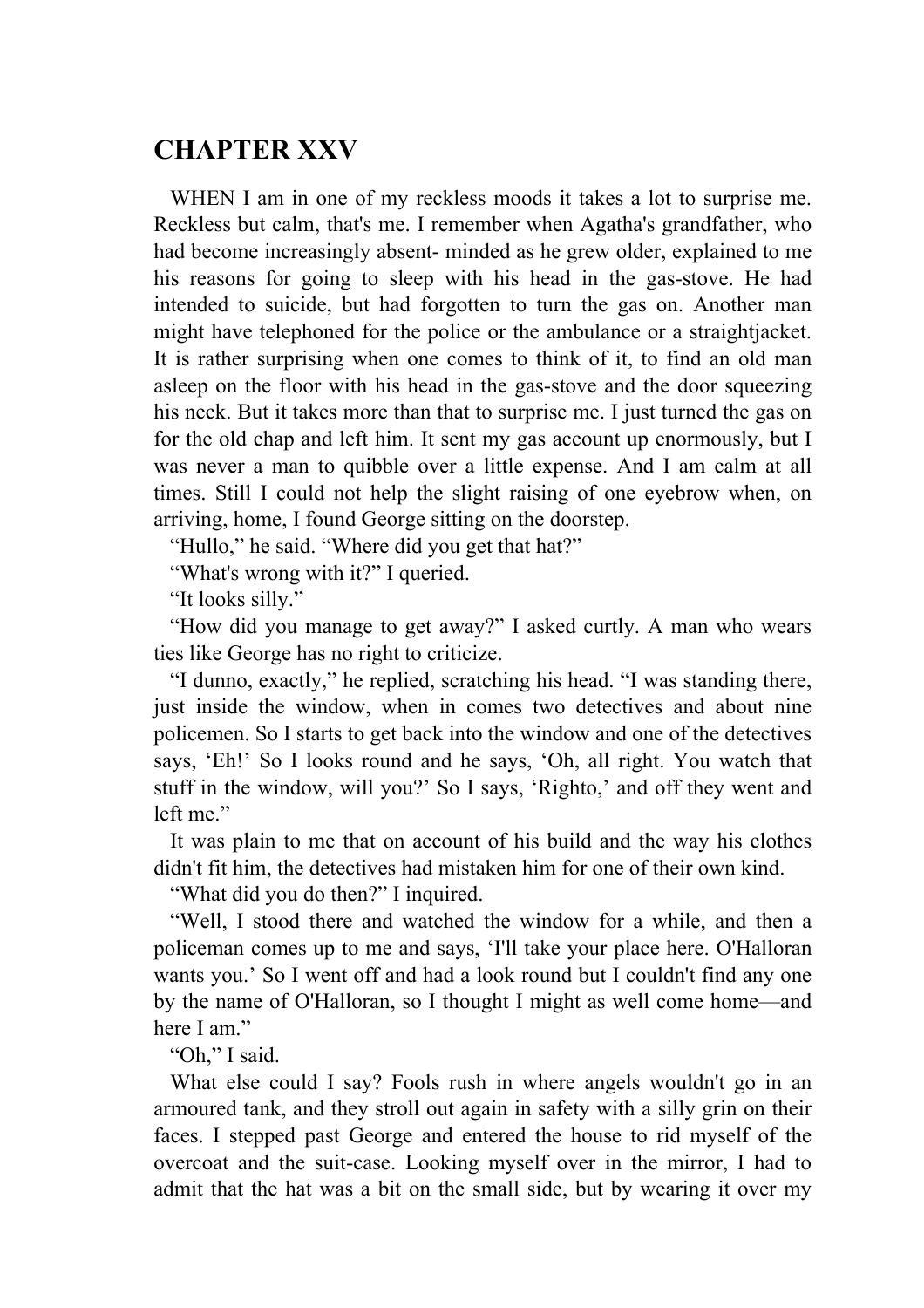# CHAPTER XXV

WHEN I am in one of my reckless moods it takes a lot to surprise me. Reckless but calm, that's me. I remember when Agatha's grandfather, who had become increasingly absent- minded as he grew older, explained to me his reasons for going to sleep with his head in the gas-stove. He had intended to suicide, but had forgotten to turn the gas on. Another man might have telephoned for the police or the ambulance or a straightjacket. It is rather surprising when one comes to think of it, to find an old man asleep on the floor with his head in the gas-stove and the door squeezing his neck. But it takes more than that to surprise me. I just turned the gas on for the old chap and left him. It sent my gas account up enormously, but I was never a man to quibble over a little expense. And I am calm at all times. Still I could not help the slight raising of one eyebrow when, on arriving, home, I found George sitting on the doorstep.

"Hullo," he said. "Where did you get that hat?"

"What's wrong with it?" I queried.

"It looks silly."

"How did you manage to get away?" I asked curtly. A man who wears ties like George has no right to criticize.

"I dunno, exactly," he replied, scratching his head. "I was standing there, just inside the window, when in comes two detectives and about nine policemen. So I starts to get back into the window and one of the detectives says, 'Eh!' So I looks round and he says, 'Oh, all right. You watch that stuff in the window, will you?' So I says, 'Righto,' and off they went and left me."

It was plain to me that on account of his build and the way his clothes didn't fit him, the detectives had mistaken him for one of their own kind.

"What did you do then?" I inquired.

"Well, I stood there and watched the window for a while, and then a policeman comes up to me and says, 'I'll take your place here. O'Halloran wants you.' So I went off and had a look round but I couldn't find any one by the name of O'Halloran, so I thought I might as well come home—and here I am."

"Oh," I said.

What else could I say? Fools rush in where angels wouldn't go in an armoured tank, and they stroll out again in safety with a silly grin on their faces. I stepped past George and entered the house to rid myself of the overcoat and the suit-case. Looking myself over in the mirror, I had to admit that the hat was a bit on the small side, but by wearing it over my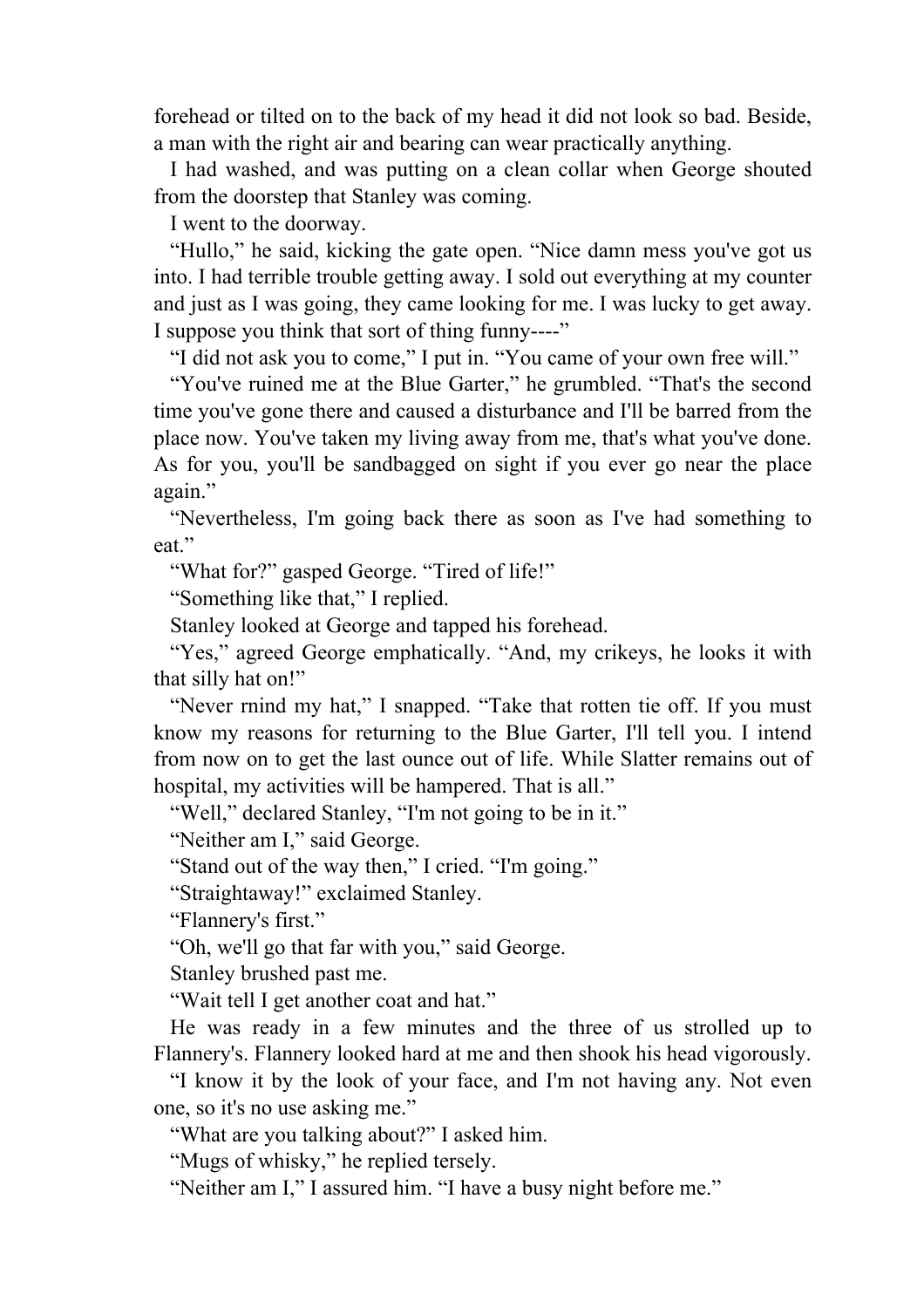forehead or tilted on to the back of my head it did not look so bad. Beside, a man with the right air and bearing can wear practically anything.

I had washed, and was putting on a clean collar when George shouted from the doorstep that Stanley was coming.

I went to the doorway.

"Hullo," he said, kicking the gate open. "Nice damn mess you've got us into. I had terrible trouble getting away. I sold out everything at my counter and just as I was going, they came looking for me. I was lucky to get away. I suppose you think that sort of thing funny----"

"I did not ask you to come," I put in. "You came of your own free will."

"You've ruined me at the Blue Garter," he grumbled. "That's the second time you've gone there and caused a disturbance and I'll be barred from the place now. You've taken my living away from me, that's what you've done. As for you, you'll be sandbagged on sight if you ever go near the place again."

"Nevertheless, I'm going back there as soon as I've had something to eat."

"What for?" gasped George. "Tired of life!"

"Something like that," I replied.

Stanley looked at George and tapped his forehead.

"Yes," agreed George emphatically. "And, my crikeys, he looks it with that silly hat on!"

"Never rnind my hat," I snapped. "Take that rotten tie off. If you must know my reasons for returning to the Blue Garter, I'll tell you. I intend from now on to get the last ounce out of life. While Slatter remains out of hospital, my activities will be hampered. That is all."

"Well," declared Stanley, "I'm not going to be in it."

"Neither am I," said George.

"Stand out of the way then," I cried. "I'm going."

"Straightaway!" exclaimed Stanley.

"Flannery's first."

"Oh, we'll go that far with you," said George.

Stanley brushed past me.

"Wait tell I get another coat and hat."

He was ready in a few minutes and the three of us strolled up to Flannery's. Flannery looked hard at me and then shook his head vigorously.

"I know it by the look of your face, and I'm not having any. Not even one, so it's no use asking me."

"What are you talking about?" I asked him.

"Mugs of whisky," he replied tersely.

"Neither am I," I assured him. "I have a busy night before me."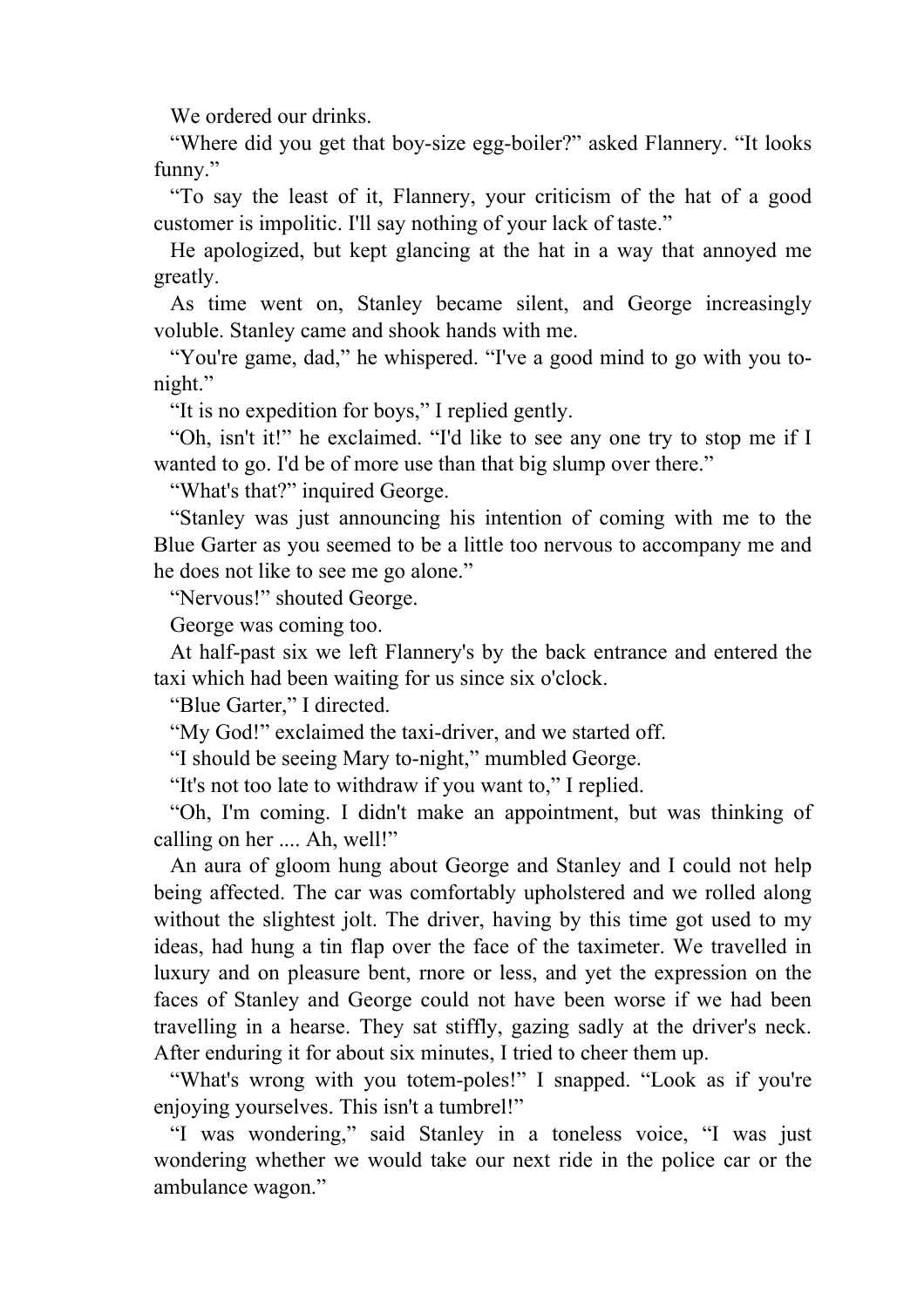We ordered our drinks.

"Where did you get that boy-size egg-boiler?" asked Flannery. "It looks funny."

"To say the least of it, Flannery, your criticism of the hat of a good customer is impolitic. I'll say nothing of your lack of taste."

He apologized, but kept glancing at the hat in a way that annoyed me greatly.

As time went on, Stanley became silent, and George increasingly voluble. Stanley came and shook hands with me.

"You're game, dad," he whispered. "I've a good mind to go with you to-night."

"It is no expedition for boys," I replied gently.

"Oh, isn't it!" he exclaimed. "I'd like to see any one try to stop me if I wanted to go. I'd be of more use than that big slump over there."

"What's that?" inquired George.

"Stanley was just announcing his intention of coming with me to the Blue Garter as you seemed to be a little too nervous to accompany me and he does not like to see me go alone."

"Nervous!" shouted George.

George was coming too.

At half-past six we left Flannery's by the back entrance and entered the taxi which had been waiting for us since six o'clock.

"Blue Garter," I directed.

"My God!" exclaimed the taxi-driver, and we started off.

"I should be seeing Mary to-night," mumbled George.

"It's not too late to withdraw if you want to," I replied.

"Oh, I'm coming. I didn't make an appointment, but was thinking of calling on her .... Ah, well!"

An aura of gloom hung about George and Stanley and I could not help being affected. The car was comfortably upholstered and we rolled along without the slightest jolt. The driver, having by this time got used to my ideas, had hung a tin flap over the face of the taximeter. We travelled in luxury and on pleasure bent, rnore or less, and yet the expression on the faces of Stanley and George could not have been worse if we had been travelling in a hearse. They sat stiffly, gazing sadly at the driver's neck. After enduring it for about six minutes, I tried to cheer them up.

"What's wrong with you totem-poles!" I snapped. "Look as if you're enjoying yourselves. This isn't a tumbrel!"

"I was wondering," said Stanley in a toneless voice, "I was just wondering whether we would take our next ride in the police car or the ambulance wagon."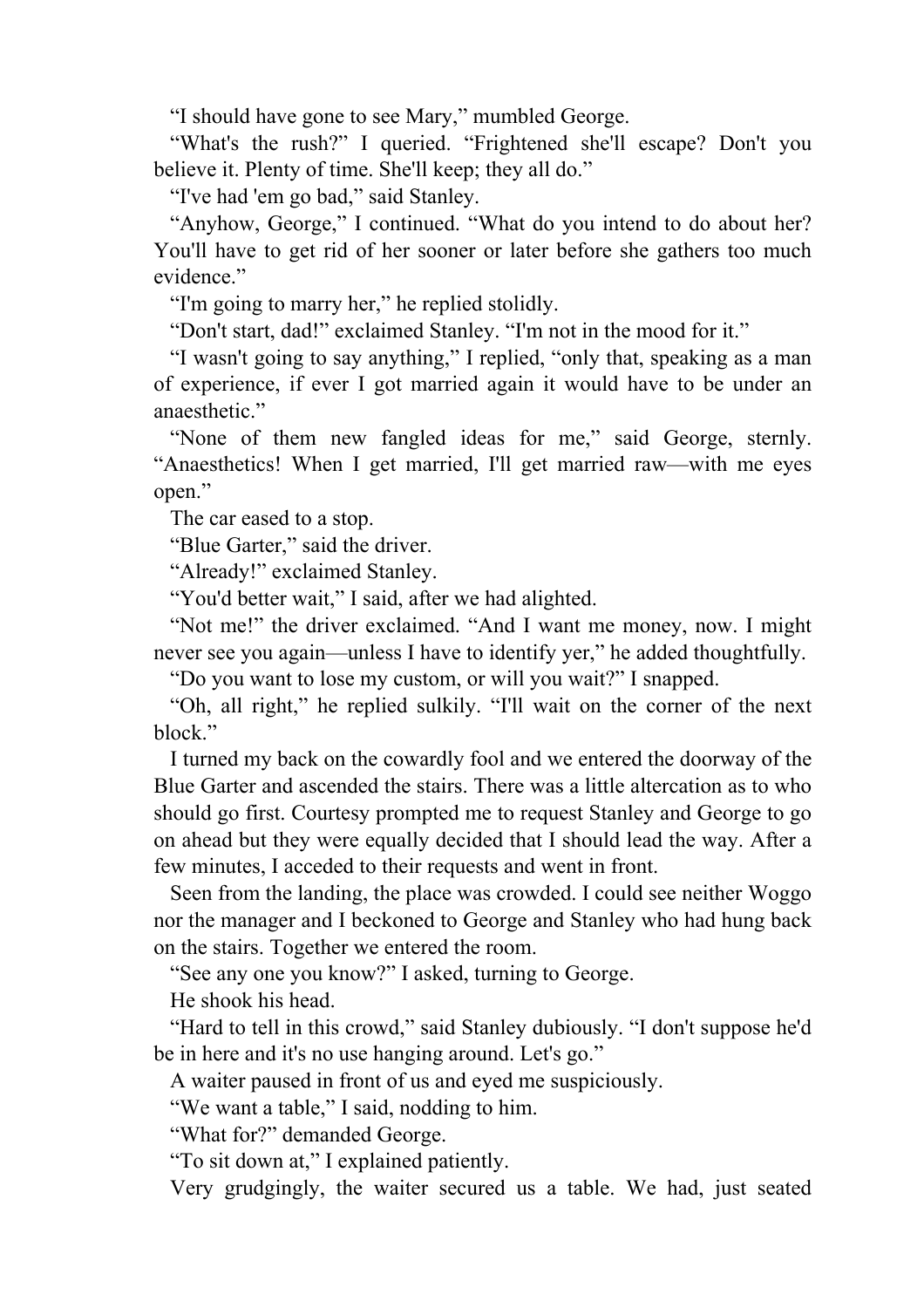"I should have gone to see Mary," mumbled George.

"What's the rush?" I queried. "Frightened she'll escape? Don't you believe it. Plenty of time. She'll keep; they all do."

"I've had 'em go bad," said Stanley.

"Anyhow, George," I continued. "What do you intend to do about her? You'll have to get rid of her sooner or later before she gathers too much evidence."

"I'm going to marry her," he replied stolidly.

"Don't start, dad!" exclaimed Stanley. "I'm not in the mood for it."

"I wasn't going to say anything," I replied, "only that, speaking as a man of experience, if ever I got married again it would have to be under an anaesthetic."

"None of them new fangled ideas for me," said George, sternly. "Anaesthetics! When I get married, I'll get married raw—with me eyes open."

The car eased to a stop.

"Blue Garter," said the driver.

"Already!" exclaimed Stanley.

"You'd better wait," I said, after we had alighted.

"Not me!" the driver exclaimed. "And I want me money, now. I might never see you again—unless I have to identify yer," he added thoughtfully.

"Do you want to lose my custom, or will you wait?" I snapped.

"Oh, all right," he replied sulkily. "I'll wait on the corner of the next block."

I turned my back on the cowardly fool and we entered the doorway of the Blue Garter and ascended the stairs. There was a little altercation as to who should go first. Courtesy prompted me to request Stanley and George to go on ahead but they were equally decided that I should lead the way. After a few minutes, I acceded to their requests and went in front.

Seen from the landing, the place was crowded. I could see neither Woggo nor the manager and I beckoned to George and Stanley who had hung back on the stairs. Together we entered the room.

"See any one you know?" I asked, turning to George.

He shook his head.

"Hard to tell in this crowd," said Stanley dubiously. "I don't suppose he'd be in here and it's no use hanging around. Let's go."

A waiter paused in front of us and eyed me suspiciously.

"We want a table," I said, nodding to him.

"What for?" demanded George.

"To sit down at," I explained patiently.

Very grudgingly, the waiter secured us a table. We had, just seated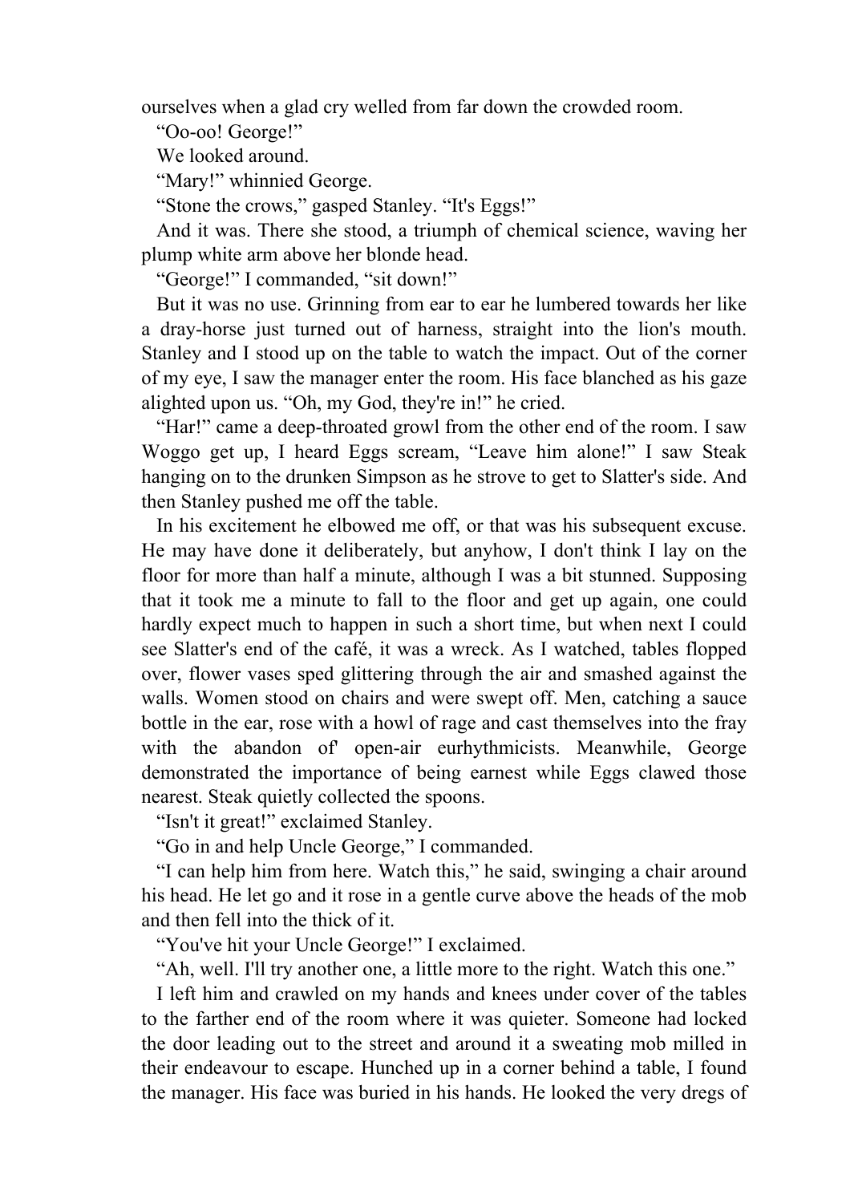ourselves when a glad cry welled from far down the crowded room.

“Oo-oo! George!”

We looked around.

“Mary!” whinnied George.

“Stone the crows,” gasped Stanley. “It's Eggs!”

And it was. There she stood, a triumph of chemical science, waving her plump white arm above her blonde head.

“George!” I commanded, “sit down!”

But it was no use. Grinning from ear to ear he lumbered towards her like a dray-horse just turned out of harness, straight into the lion's mouth. Stanley and I stood up on the table to watch the impact. Out of the corner of my eye, I saw the manager enter the room. His face blanched as his gaze alighted upon us. “Oh, my God, they're in!” he cried.

“Har!” came a deep-throated growl from the other end of the room. I saw Woggo get up, I heard Eggs scream, “Leave him alone!” I saw Steak hanging on to the drunken Simpson as he strove to get to Slatter's side. And then Stanley pushed me off the table.

In his excitement he elbowed me off, or that was his subsequent excuse. He may have done it deliberately, but anyhow, I don't think I lay on the floor for more than half a minute, although I was a bit stunned. Supposing that it took me a minute to fall to the floor and get up again, one could hardly expect much to happen in such a short time, but when next I could see Slatter's end of the café, it was a wreck. As I watched, tables flopped over, flower vases sped glittering through the air and smashed against the walls. Women stood on chairs and were swept off. Men, catching a sauce bottle in the ear, rose with a howl of rage and cast themselves into the fray with the abandon of' open-air eurhythmicists. Meanwhile, George demonstrated the importance of being earnest while Eggs clawed those nearest. Steak quietly collected the spoons.

“Isn't it great!” exclaimed Stanley.

“Go in and help Uncle George,” I commanded.

“I can help him from here. Watch this,” he said, swinging a chair around his head. He let go and it rose in a gentle curve above the heads of the mob and then fell into the thick of it.

“You've hit your Uncle George!” I exclaimed.

“Ah, well. I'll try another one, a little more to the right. Watch this one.”

I left him and crawled on my hands and knees under cover of the tables to the farther end of the room where it was quieter. Someone had locked the door leading out to the street and around it a sweating mob milled in their endeavour to escape. Hunched up in a corner behind a table, I found the manager. His face was buried in his hands. He looked the very dregs of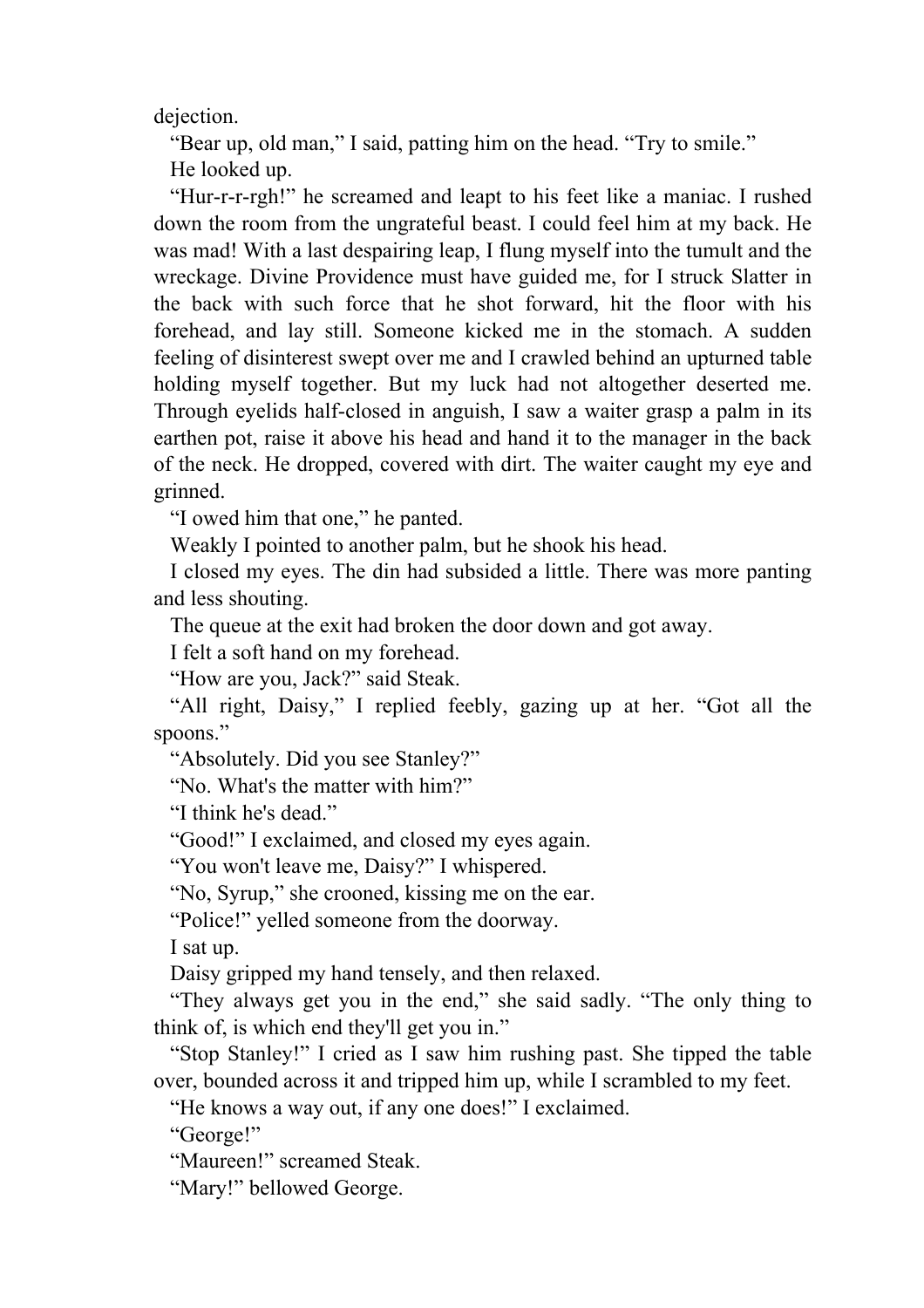dejection.

"Bear up, old man," I said, patting him on the head. "Try to smile."

He looked up.

"Hur-r-r-rgh!" he screamed and leapt to his feet like a maniac. I rushed down the room from the ungrateful beast. I could feel him at my back. He was mad! With a last despairing leap, I flung myself into the tumult and the wreckage. Divine Providence must have guided me, for I struck Slatter in the back with such force that he shot forward, hit the floor with his forehead, and lay still. Someone kicked me in the stomach. A sudden feeling of disinterest swept over me and I crawled behind an upturned table holding myself together. But my luck had not altogether deserted me. Through eyelids half-closed in anguish, I saw a waiter grasp a palm in its earthen pot, raise it above his head and hand it to the manager in the back of the neck. He dropped, covered with dirt. The waiter caught my eye and grinned.

"I owed him that one," he panted.

Weakly I pointed to another palm, but he shook his head.

I closed my eyes. The din had subsided a little. There was more panting and less shouting.

The queue at the exit had broken the door down and got away.

I felt a soft hand on my forehead.

"How are you, Jack?" said Steak.

"All right, Daisy," I replied feebly, gazing up at her. "Got all the spoons."

"Absolutely. Did you see Stanley?"

"No. What's the matter with him?"

"I think he's dead."

"Good!" I exclaimed, and closed my eyes again.

"You won't leave me, Daisy?" I whispered.

"No, Syrup," she crooned, kissing me on the ear.

"Police!" yelled someone from the doorway.

I sat up.

Daisy gripped my hand tensely, and then relaxed.

"They always get you in the end," she said sadly. "The only thing to think of, is which end they'll get you in."

"Stop Stanley!" I cried as I saw him rushing past. She tipped the table over, bounded across it and tripped him up, while I scrambled to my feet.

"He knows a way out, if any one does!" I exclaimed.

"George!"

"Maureen!" screamed Steak.

"Mary!" bellowed George.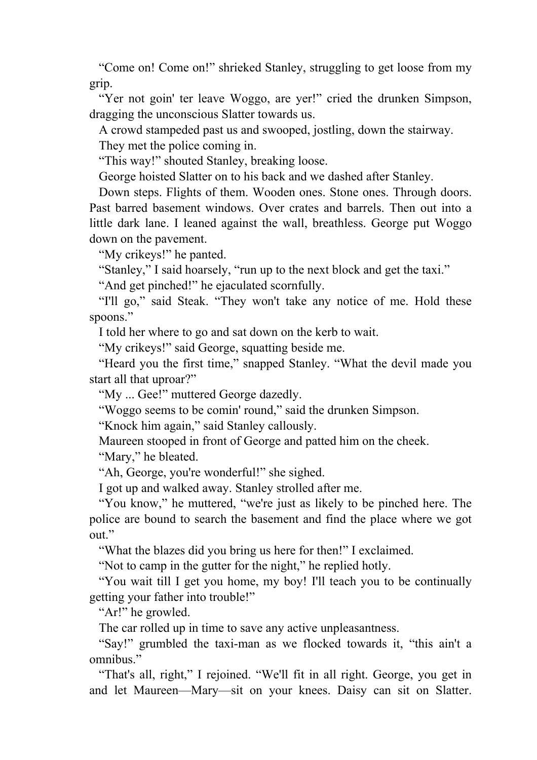“Come on! Come on!” shrieked Stanley, struggling to get loose from my grip.

“Yer not goin' ter leave Woggo, are yer!” cried the drunken Simpson, dragging the unconscious Slatter towards us.

A crowd stampeded past us and swooped, jostling, down the stairway.

They met the police coming in.

“This way!” shouted Stanley, breaking loose.

George hoisted Slatter on to his back and we dashed after Stanley.

Down steps. Flights of them. Wooden ones. Stone ones. Through doors. Past barred basement windows. Over crates and barrels. Then out into a little dark lane. I leaned against the wall, breathless. George put Woggo down on the pavement.

“My crikeys!” he panted.

“Stanley,” I said hoarsely, “run up to the next block and get the taxi.”

“And get pinched!” he ejaculated scornfully.

“I'll go,” said Steak. “They won't take any notice of me. Hold these spoons.”

I told her where to go and sat down on the kerb to wait.

“My crikeys!” said George, squatting beside me.

“Heard you the first time,” snapped Stanley. “What the devil made you start all that uproar?”

“My ... Gee!” muttered George dazedly.

“Woggo seems to be comin' round,” said the drunken Simpson.

“Knock him again,” said Stanley callously.

Maureen stooped in front of George and patted him on the cheek.

“Mary,” he bleated.

“Ah, George, you're wonderful!” she sighed.

I got up and walked away. Stanley strolled after me.

“You know,” he muttered, “we're just as likely to be pinched here. The police are bound to search the basement and find the place where we got out.”

“What the blazes did you bring us here for then!” I exclaimed.

“Not to camp in the gutter for the night,” he replied hotly.

“You wait till I get you home, my boy! I'll teach you to be continually getting your father into trouble!”

“Ar!” he growled.

The car rolled up in time to save any active unpleasantness.

“Say!” grumbled the taxi-man as we flocked towards it, “this ain't a omnibus.”

“That's all, right,” I rejoined. “We'll fit in all right. George, you get in and let Maureen—Mary—sit on your knees. Daisy can sit on Slatter.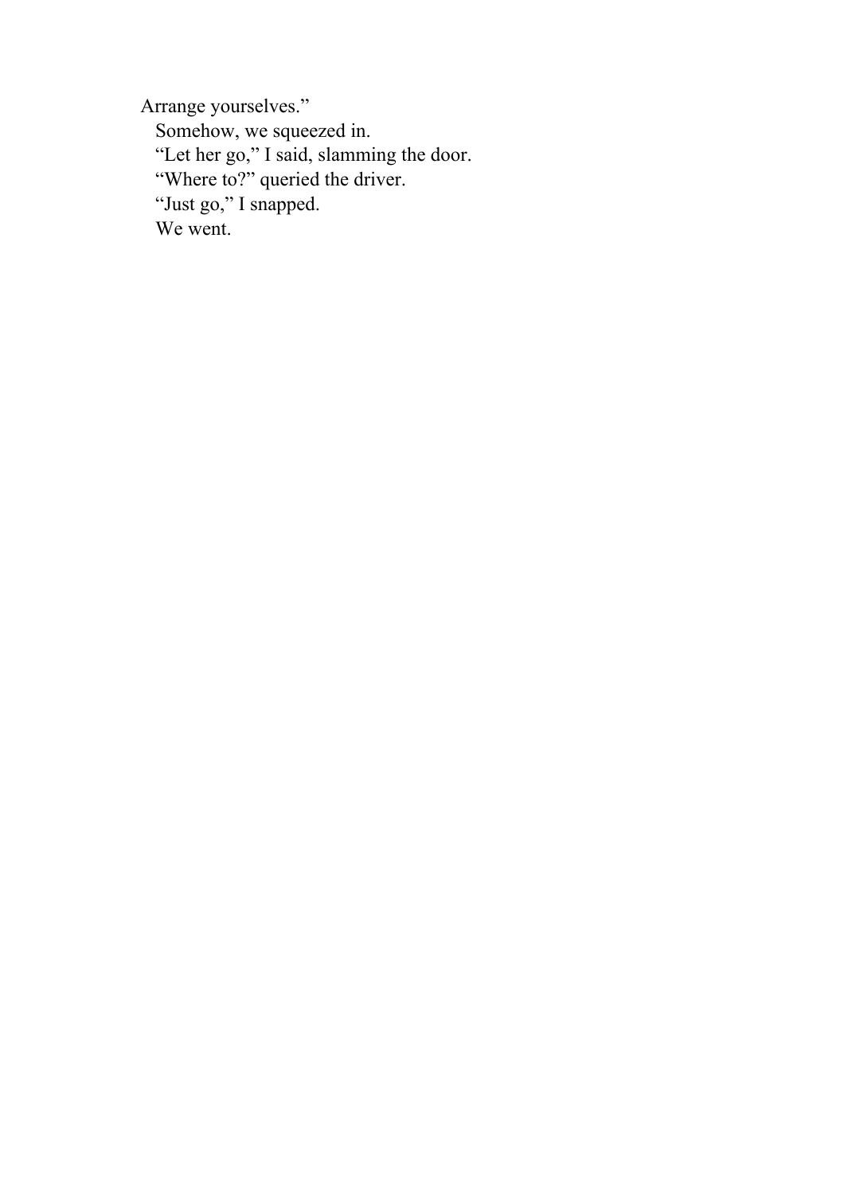Arrange yourselves."

Somehow, we squeezed in.

"Let her go," I said, slamming the door.

"Where to?" queried the driver.

"Just go," I snapped.

We went.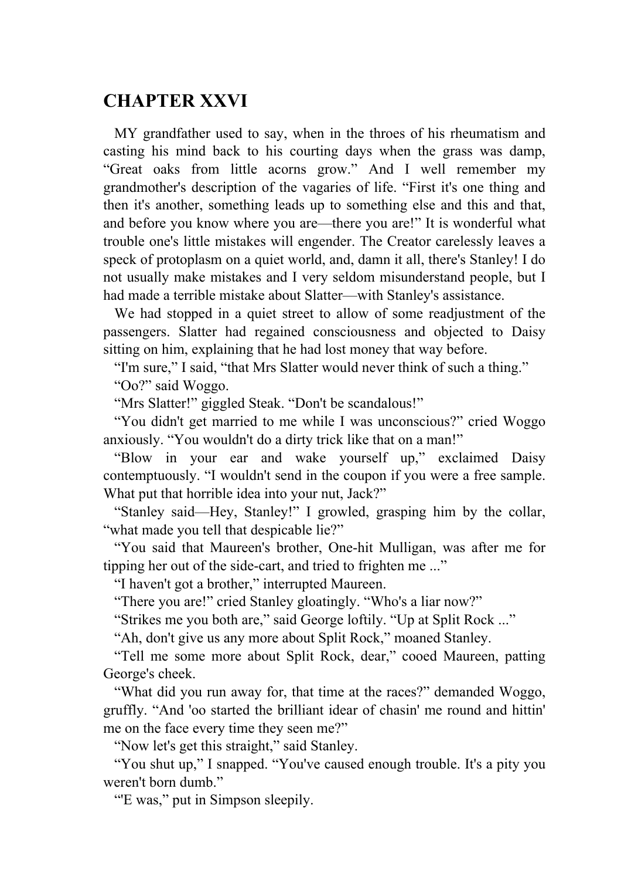# CHAPTER XXVI

MY grandfather used to say, when in the throes of his rheumatism and casting his mind back to his courting days when the grass was damp, "Great oaks from little acorns grow." And I well remember my grandmother's description of the vagaries of life. "First it's one thing and then it's another, something leads up to something else and this and that, and before you know where you are—there you are!" It is wonderful what trouble one's little mistakes will engender. The Creator carelessly leaves a speck of protoplasm on a quiet world, and, damn it all, there's Stanley! I do not usually make mistakes and I very seldom misunderstand people, but I had made a terrible mistake about Slatter—with Stanley's assistance.

We had stopped in a quiet street to allow of some readjustment of the passengers. Slatter had regained consciousness and objected to Daisy sitting on him, explaining that he had lost money that way before.

"I'm sure," I said, "that Mrs Slatter would never think of such a thing."

"Oo?" said Woggo.

"Mrs Slatter!" giggled Steak. "Don't be scandalous!"

"You didn't get married to me while I was unconscious?" cried Woggo anxiously. "You wouldn't do a dirty trick like that on a man!"

"Blow in your ear and wake yourself up," exclaimed Daisy contemptuously. "I wouldn't send in the coupon if you were a free sample. What put that horrible idea into your nut, Jack?"

"Stanley said—Hey, Stanley!" I growled, grasping him by the collar, "what made you tell that despicable lie?"

"You said that Maureen's brother, One-hit Mulligan, was after me for tipping her out of the side-cart, and tried to frighten me ..."

"I haven't got a brother," interrupted Maureen.

"There you are!" cried Stanley gloatingly. "Who's a liar now?"

"Strikes me you both are," said George loftily. "Up at Split Rock ..."

"Ah, don't give us any more about Split Rock," moaned Stanley.

"Tell me some more about Split Rock, dear," cooed Maureen, patting George's cheek.

"What did you run away for, that time at the races?" demanded Woggo, gruffly. "And 'oo started the brilliant idear of chasin' me round and hittin' me on the face every time they seen me?"

"Now let's get this straight," said Stanley.

"You shut up," I snapped. "You've caused enough trouble. It's a pity you weren't born dumb."

"'E was," put in Simpson sleepily.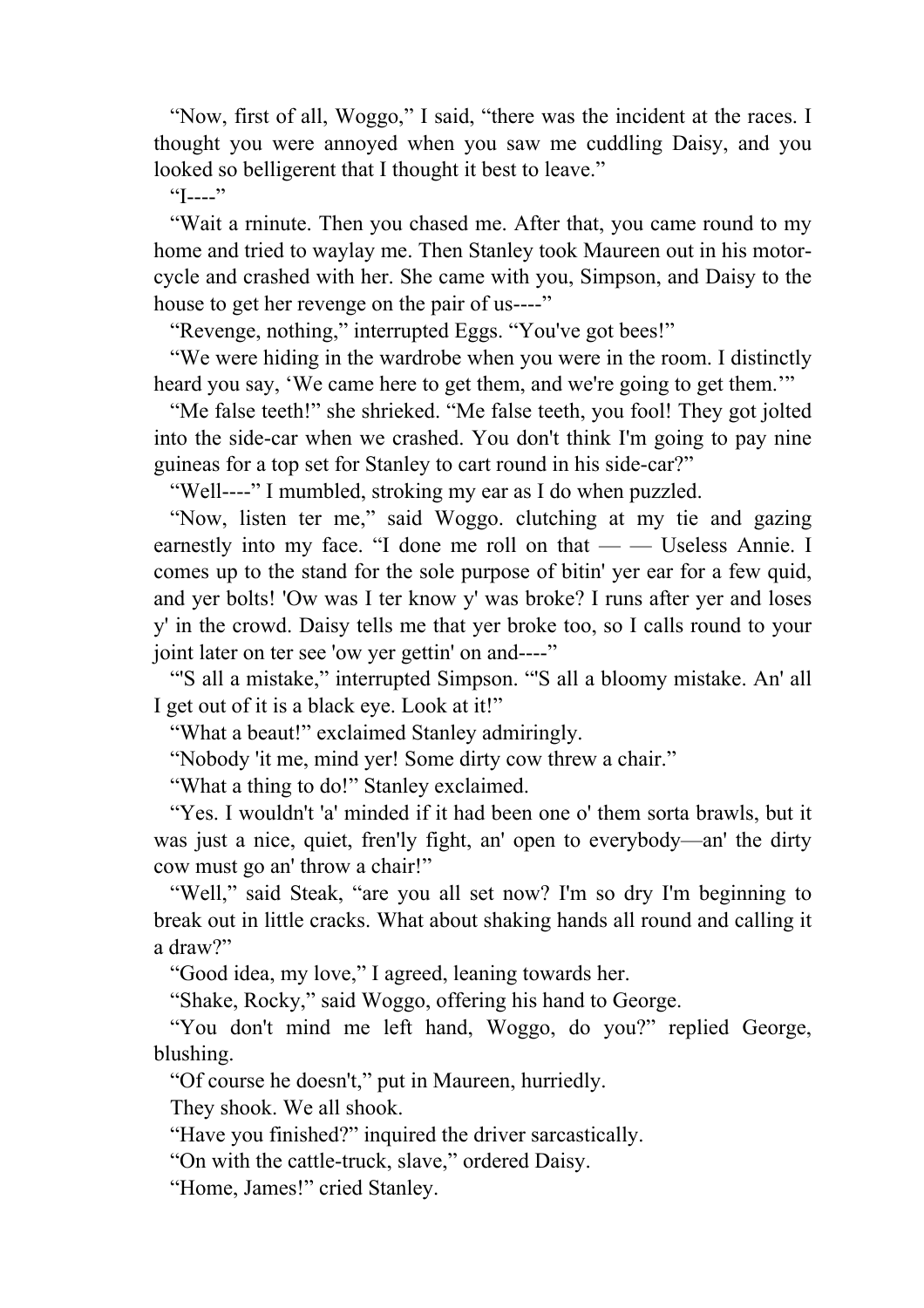“Now, first of all, Woggo,” I said, “there was the incident at the races. I thought you were annoyed when you saw me cuddling Daisy, and you looked so belligerent that I thought it best to leave.”

“I----”

“Wait a rninute. Then you chased me. After that, you came round to my home and tried to waylay me. Then Stanley took Maureen out in his motor-cycle and crashed with her. She came with you, Simpson, and Daisy to the house to get her revenge on the pair of us----”

“Revenge, nothing,” interrupted Eggs. “You've got bees!”

“We were hiding in the wardrobe when you were in the room. I distinctly heard you say, ‘We came here to get them, and we're going to get them.’”

“Me false teeth!” she shrieked. “Me false teeth, you fool! They got jolted into the side-car when we crashed. You don't think I'm going to pay nine guineas for a top set for Stanley to cart round in his side-car?”

“Well----” I mumbled, stroking my ear as I do when puzzled.

“Now, listen ter me,” said Woggo. clutching at my tie and gazing earnestly into my face. “I done me roll on that — — Useless Annie. I comes up to the stand for the sole purpose of bitin' yer ear for a few quid, and yer bolts! 'Ow was I ter know y' was broke? I runs after yer and loses y' in the crowd. Daisy tells me that yer broke too, so I calls round to your joint later on ter see 'ow yer gettin' on and----”

“'S all a mistake,” interrupted Simpson. “'S all a bloomy mistake. An' all I get out of it is a black eye. Look at it!”

“What a beaut!” exclaimed Stanley admiringly.

“Nobody 'it me, mind yer! Some dirty cow threw a chair.”

“What a thing to do!” Stanley exclaimed.

“Yes. I wouldn't 'a' minded if it had been one o' them sorta brawls, but it was just a nice, quiet, fren'ly fight, an' open to everybody—an' the dirty cow must go an' throw a chair!”

“Well,” said Steak, “are you all set now? I'm so dry I'm beginning to break out in little cracks. What about shaking hands all round and calling it a draw?”

“Good idea, my love,” I agreed, leaning towards her.

“Shake, Rocky,” said Woggo, offering his hand to George.

“You don't mind me left hand, Woggo, do you?” replied George, blushing.

“Of course he doesn't,” put in Maureen, hurriedly.

They shook. We all shook.

“Have you finished?” inquired the driver sarcastically.

“On with the cattle-truck, slave,” ordered Daisy.

“Home, James!” cried Stanley.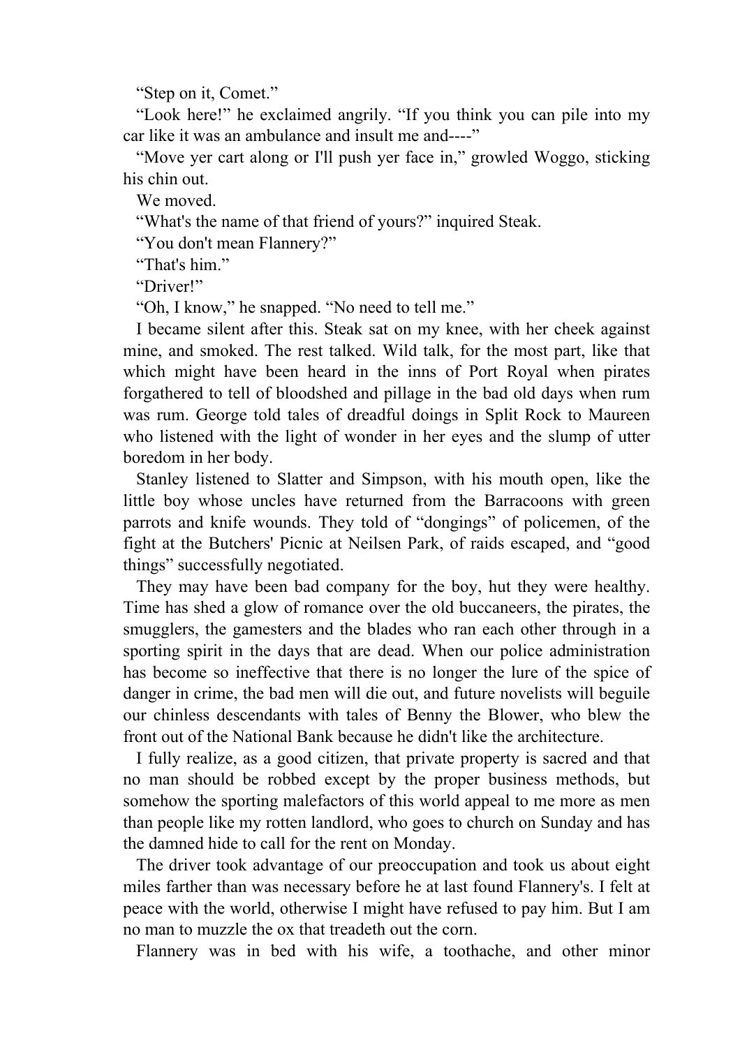"Step on it, Comet."

"Look here!" he exclaimed angrily. "If you think you can pile into my car like it was an ambulance and insult me and----"

"Move yer cart along or I'll push yer face in," growled Woggo, sticking his chin out.

We moved.

"What's the name of that friend of yours?" inquired Steak.

"You don't mean Flannery?"

"That's him."

"Driver!"

"Oh, I know," he snapped. "No need to tell me."

I became silent after this. Steak sat on my knee, with her cheek against mine, and smoked. The rest talked. Wild talk, for the most part, like that which might have been heard in the inns of Port Royal when pirates forgathered to tell of bloodshed and pillage in the bad old days when rum was rum. George told tales of dreadful doings in Split Rock to Maureen who listened with the light of wonder in her eyes and the slump of utter boredom in her body.

Stanley listened to Slatter and Simpson, with his mouth open, like the little boy whose uncles have returned from the Barracoons with green parrots and knife wounds. They told of "dongings" of policemen, of the fight at the Butchers' Picnic at Neilsen Park, of raids escaped, and "good things" successfully negotiated.

They may have been bad company for the boy, hut they were healthy. Time has shed a glow of romance over the old buccaneers, the pirates, the smugglers, the gamesters and the blades who ran each other through in a sporting spirit in the days that are dead. When our police administration has become so ineffective that there is no longer the lure of the spice of danger in crime, the bad men will die out, and future novelists will beguile our chinless descendants with tales of Benny the Blower, who blew the front out of the National Bank because he didn't like the architecture.

I fully realize, as a good citizen, that private property is sacred and that no man should be robbed except by the proper business methods, but somehow the sporting malefactors of this world appeal to me more as men than people like my rotten landlord, who goes to church on Sunday and has the damned hide to call for the rent on Monday.

The driver took advantage of our preoccupation and took us about eight miles farther than was necessary before he at last found Flannery's. I felt at peace with the world, otherwise I might have refused to pay him. But I am no man to muzzle the ox that treadeth out the corn.

Flannery was in bed with his wife, a toothache, and other minor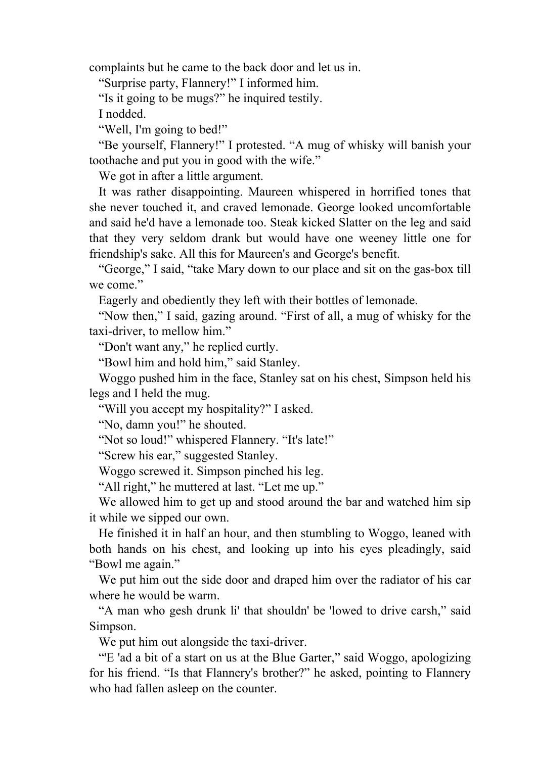complaints but he came to the back door and let us in.

"Surprise party, Flannery!" I informed him.

"Is it going to be mugs?" he inquired testily.

I nodded.

"Well, I'm going to bed!"

"Be yourself, Flannery!" I protested. "A mug of whisky will banish your toothache and put you in good with the wife."

We got in after a little argument.

It was rather disappointing. Maureen whispered in horrified tones that she never touched it, and craved lemonade. George looked uncomfortable and said he'd have a lemonade too. Steak kicked Slatter on the leg and said that they very seldom drank but would have one weeney little one for friendship's sake. All this for Maureen's and George's benefit.

"George," I said, "take Mary down to our place and sit on the gas-box till we come."

Eagerly and obediently they left with their bottles of lemonade.

"Now then," I said, gazing around. "First of all, a mug of whisky for the taxi-driver, to mellow him."

"Don't want any," he replied curtly.

"Bowl him and hold him," said Stanley.

Woggo pushed him in the face, Stanley sat on his chest, Simpson held his legs and I held the mug.

"Will you accept my hospitality?" I asked.

"No, damn you!" he shouted.

"Not so loud!" whispered Flannery. "It's late!"

"Screw his ear," suggested Stanley.

Woggo screwed it. Simpson pinched his leg.

"All right," he muttered at last. "Let me up."

We allowed him to get up and stood around the bar and watched him sip it while we sipped our own.

He finished it in half an hour, and then stumbling to Woggo, leaned with both hands on his chest, and looking up into his eyes pleadingly, said "Bowl me again."

We put him out the side door and draped him over the radiator of his car where he would be warm.

"A man who gesh drunk li' that shouldn' be 'lowed to drive carsh," said Simpson.

We put him out alongside the taxi-driver.

"'E 'ad a bit of a start on us at the Blue Garter," said Woggo, apologizing for his friend. "Is that Flannery's brother?" he asked, pointing to Flannery who had fallen asleep on the counter.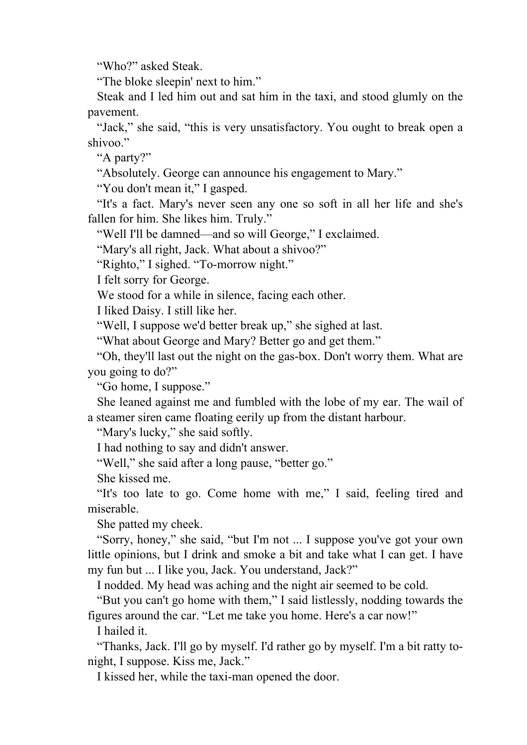“Who?” asked Steak.

“The bloke sleepin' next to him.”

Steak and I led him out and sat him in the taxi, and stood glumly on the pavement.

“Jack,” she said, “this is very unsatisfactory. You ought to break open a shivoo.”

“A party?”

“Absolutely. George can announce his engagement to Mary.”

“You don't mean it,” I gasped.

“It's a fact. Mary's never seen any one so soft in all her life and she's fallen for him. She likes him. Truly.”

“Well I'll be damned—and so will George,” I exclaimed.

“Mary's all right, Jack. What about a shivoo?”

“Righto,” I sighed. “To-morrow night.”

I felt sorry for George.

We stood for a while in silence, facing each other.

I liked Daisy. I still like her.

“Well, I suppose we'd better break up,” she sighed at last.

“What about George and Mary? Better go and get them.”

“Oh, they'll last out the night on the gas-box. Don't worry them. What are you going to do?”

“Go home, I suppose.”

She leaned against me and fumbled with the lobe of my ear. The wail of a steamer siren came floating eerily up from the distant harbour.

“Mary's lucky,” she said softly.

I had nothing to say and didn't answer.

“Well,” she said after a long pause, “better go.”

She kissed me.

“It's too late to go. Come home with me,” I said, feeling tired and miserable.

She patted my cheek.

“Sorry, honey,” she said, “but I'm not ... I suppose you've got your own little opinions, but I drink and smoke a bit and take what I can get. I have my fun but ... I like you, Jack. You understand, Jack?”

I nodded. My head was aching and the night air seemed to be cold.

“But you can't go home with them,” I said listlessly, nodding towards the figures around the car. “Let me take you home. Here's a car now!”

I hailed it.

“Thanks, Jack. I'll go by myself. I'd rather go by myself. I'm a bit ratty to-night, I suppose. Kiss me, Jack.”

I kissed her, while the taxi-man opened the door.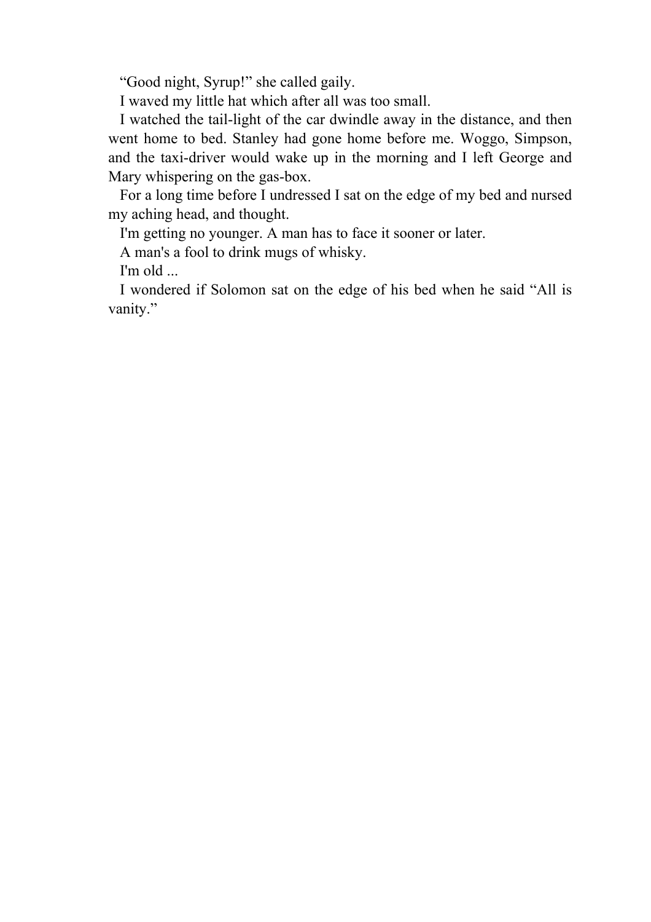“Good night, Syrup!” she called gaily.

I waved my little hat which after all was too small.

I watched the tail-light of the car dwindle away in the distance, and then went home to bed. Stanley had gone home before me. Woggo, Simpson, and the taxi-driver would wake up in the morning and I left George and Mary whispering on the gas-box.

For a long time before I undressed I sat on the edge of my bed and nursed my aching head, and thought.

I'm getting no younger. A man has to face it sooner or later.

A man's a fool to drink mugs of whisky.

I'm old ...

I wondered if Solomon sat on the edge of his bed when he said “All is vanity.”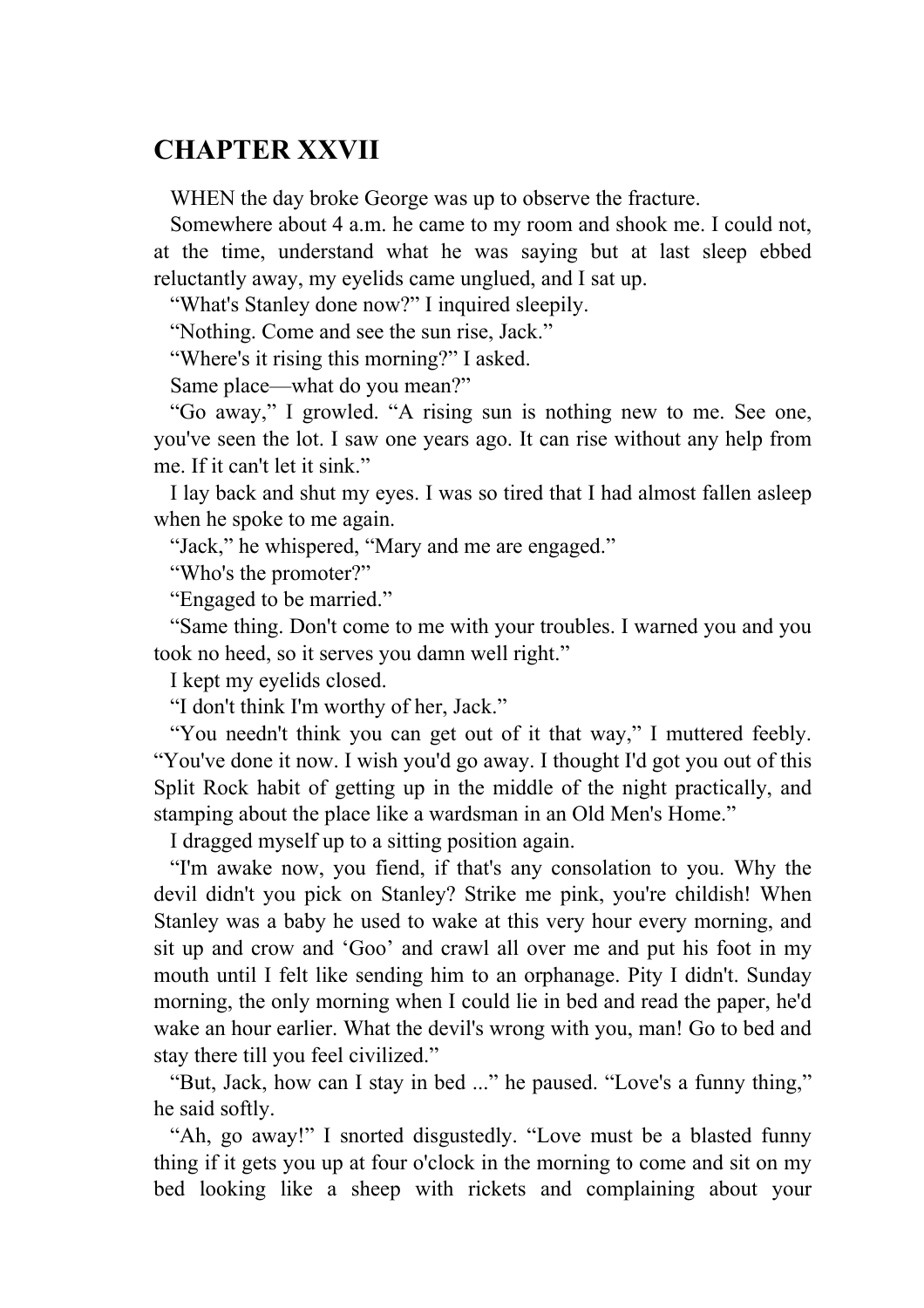# CHAPTER XXVII

WHEN the day broke George was up to observe the fracture.

Somewhere about 4 a.m. he came to my room and shook me. I could not, at the time, understand what he was saying but at last sleep ebbed reluctantly away, my eyelids came unglued, and I sat up.

"What's Stanley done now?" I inquired sleepily.

"Nothing. Come and see the sun rise, Jack."

"Where's it rising this morning?" I asked.

Same place—what do you mean?"

"Go away," I growled. "A rising sun is nothing new to me. See one, you've seen the lot. I saw one years ago. It can rise without any help from me. If it can't let it sink."

I lay back and shut my eyes. I was so tired that I had almost fallen asleep when he spoke to me again.

"Jack," he whispered, "Mary and me are engaged."

"Who's the promoter?"

"Engaged to be married."

"Same thing. Don't come to me with your troubles. I warned you and you took no heed, so it serves you damn well right."

I kept my eyelids closed.

"I don't think I'm worthy of her, Jack."

"You needn't think you can get out of it that way," I muttered feebly. "You've done it now. I wish you'd go away. I thought I'd got you out of this Split Rock habit of getting up in the middle of the night practically, and stamping about the place like a wardsman in an Old Men's Home."

I dragged myself up to a sitting position again.

"I'm awake now, you fiend, if that's any consolation to you. Why the devil didn't you pick on Stanley? Strike me pink, you're childish! When Stanley was a baby he used to wake at this very hour every morning, and sit up and crow and 'Goo' and crawl all over me and put his foot in my mouth until I felt like sending him to an orphanage. Pity I didn't. Sunday morning, the only morning when I could lie in bed and read the paper, he'd wake an hour earlier. What the devil's wrong with you, man! Go to bed and stay there till you feel civilized."

"But, Jack, how can I stay in bed ..." he paused. "Love's a funny thing," he said softly.

"Ah, go away!" I snorted disgustedly. "Love must be a blasted funny thing if it gets you up at four o'clock in the morning to come and sit on my bed looking like a sheep with rickets and complaining about your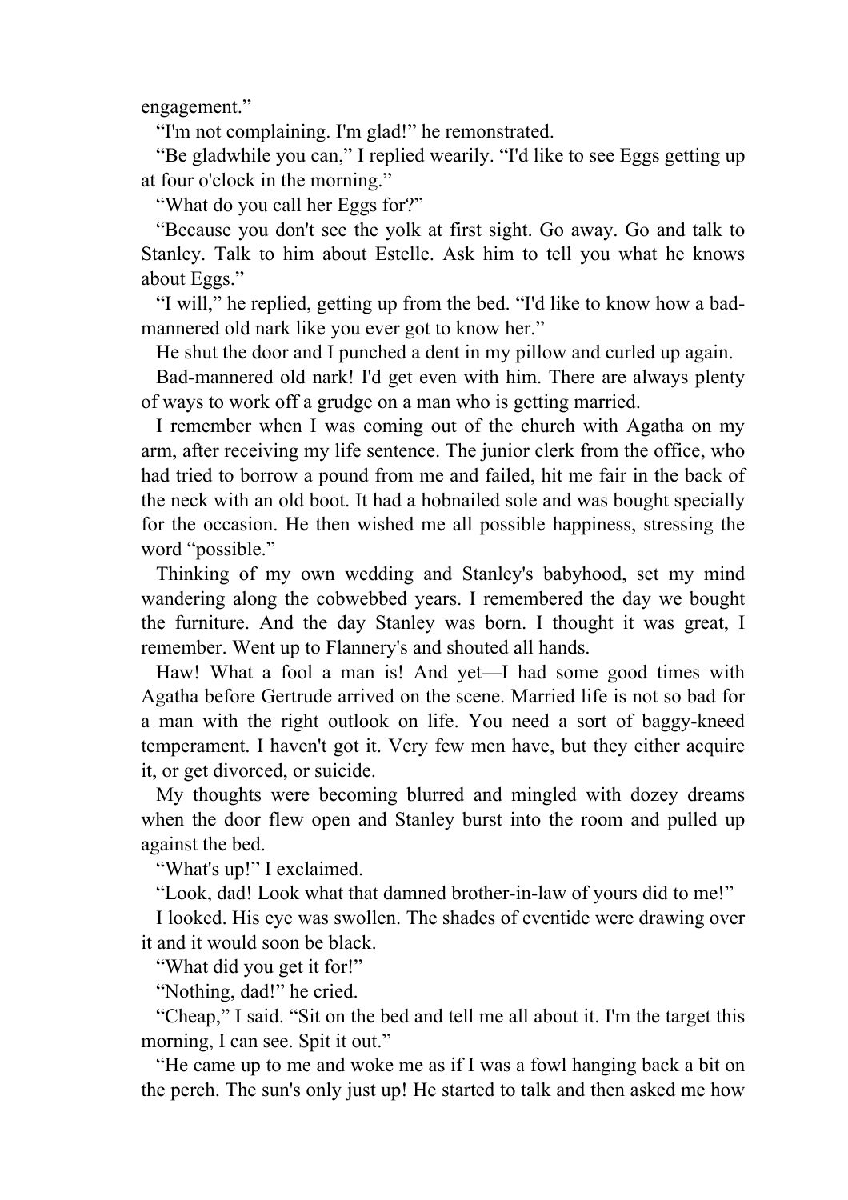engagement."

"I'm not complaining. I'm glad!" he remonstrated.

"Be gladwhile you can," I replied wearily. "I'd like to see Eggs getting up at four o'clock in the morning."

"What do you call her Eggs for?"

"Because you don't see the yolk at first sight. Go away. Go and talk to Stanley. Talk to him about Estelle. Ask him to tell you what he knows about Eggs."

"I will," he replied, getting up from the bed. "I'd like to know how a bad-mannered old nark like you ever got to know her."

He shut the door and I punched a dent in my pillow and curled up again.

Bad-mannered old nark! I'd get even with him. There are always plenty of ways to work off a grudge on a man who is getting married.

I remember when I was coming out of the church with Agatha on my arm, after receiving my life sentence. The junior clerk from the office, who had tried to borrow a pound from me and failed, hit me fair in the back of the neck with an old boot. It had a hobnailed sole and was bought specially for the occasion. He then wished me all possible happiness, stressing the word "possible."

Thinking of my own wedding and Stanley's babyhood, set my mind wandering along the cobwebbed years. I remembered the day we bought the furniture. And the day Stanley was born. I thought it was great, I remember. Went up to Flannery's and shouted all hands.

Haw! What a fool a man is! And yet—I had some good times with Agatha before Gertrude arrived on the scene. Married life is not so bad for a man with the right outlook on life. You need a sort of baggy-kneed temperament. I haven't got it. Very few men have, but they either acquire it, or get divorced, or suicide.

My thoughts were becoming blurred and mingled with dozey dreams when the door flew open and Stanley burst into the room and pulled up against the bed.

"What's up!" I exclaimed.

"Look, dad! Look what that damned brother-in-law of yours did to me!"

I looked. His eye was swollen. The shades of eventide were drawing over it and it would soon be black.

"What did you get it for!"

"Nothing, dad!" he cried.

"Cheap," I said. "Sit on the bed and tell me all about it. I'm the target this morning, I can see. Spit it out."

"He came up to me and woke me as if I was a fowl hanging back a bit on the perch. The sun's only just up! He started to talk and then asked me how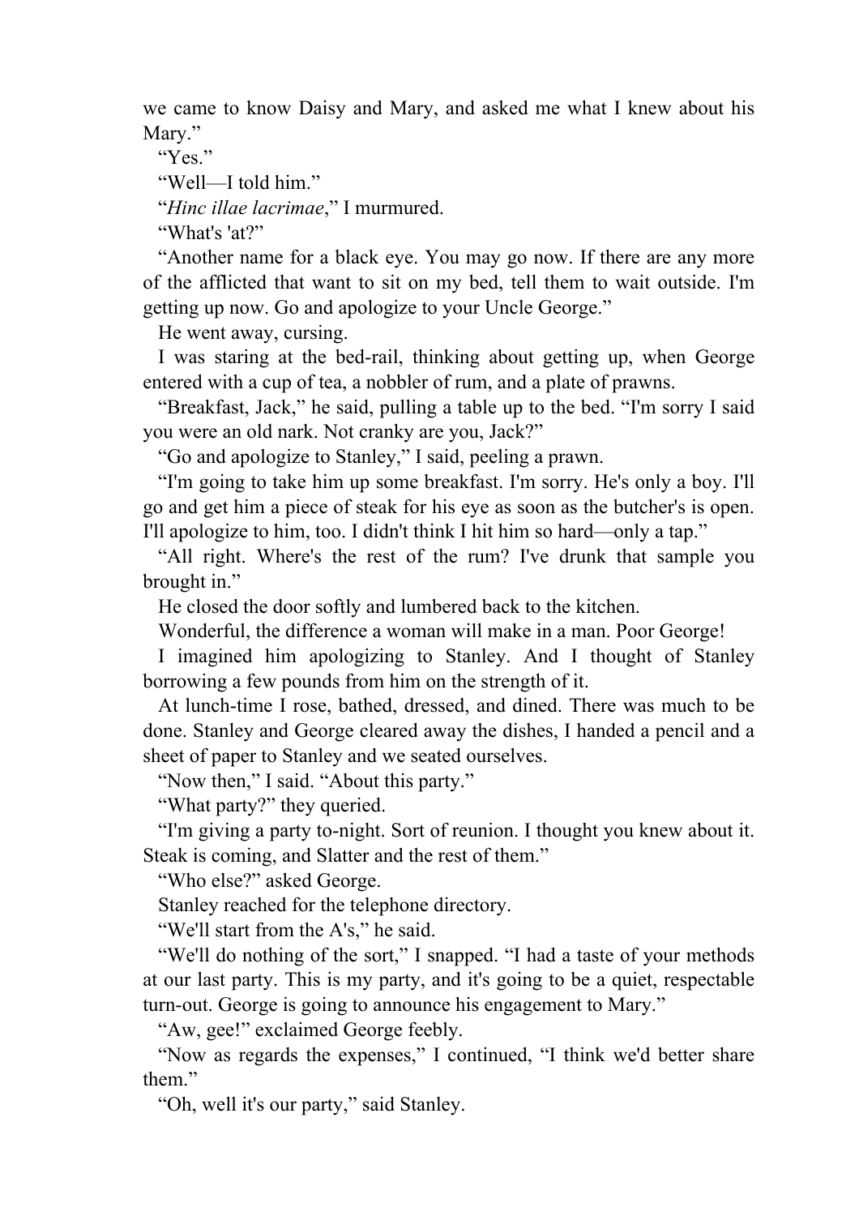we came to know Daisy and Mary, and asked me what I knew about his Mary."

"Yes."

"Well—I told him."

"*Hinc illae lacrimae*," I murmured.

"What's 'at?"

"Another name for a black eye. You may go now. If there are any more of the afflicted that want to sit on my bed, tell them to wait outside. I'm getting up now. Go and apologize to your Uncle George."

He went away, cursing.

I was staring at the bed-rail, thinking about getting up, when George entered with a cup of tea, a nobbler of rum, and a plate of prawns.

"Breakfast, Jack," he said, pulling a table up to the bed. "I'm sorry I said you were an old nark. Not cranky are you, Jack?"

"Go and apologize to Stanley," I said, peeling a prawn.

"I'm going to take him up some breakfast. I'm sorry. He's only a boy. I'll go and get him a piece of steak for his eye as soon as the butcher's is open. I'll apologize to him, too. I didn't think I hit him so hard—only a tap."

"All right. Where's the rest of the rum? I've drunk that sample you brought in."

He closed the door softly and lumbered back to the kitchen.

Wonderful, the difference a woman will make in a man. Poor George!

I imagined him apologizing to Stanley. And I thought of Stanley borrowing a few pounds from him on the strength of it.

At lunch-time I rose, bathed, dressed, and dined. There was much to be done. Stanley and George cleared away the dishes, I handed a pencil and a sheet of paper to Stanley and we seated ourselves.

"Now then," I said. "About this party."

"What party?" they queried.

"I'm giving a party to-night. Sort of reunion. I thought you knew about it. Steak is coming, and Slatter and the rest of them."

"Who else?" asked George.

Stanley reached for the telephone directory.

"We'll start from the A's," he said.

"We'll do nothing of the sort," I snapped. "I had a taste of your methods at our last party. This is my party, and it's going to be a quiet, respectable turn-out. George is going to announce his engagement to Mary."

"Aw, gee!" exclaimed George feebly.

"Now as regards the expenses," I continued, "I think we'd better share them."

"Oh, well it's our party," said Stanley.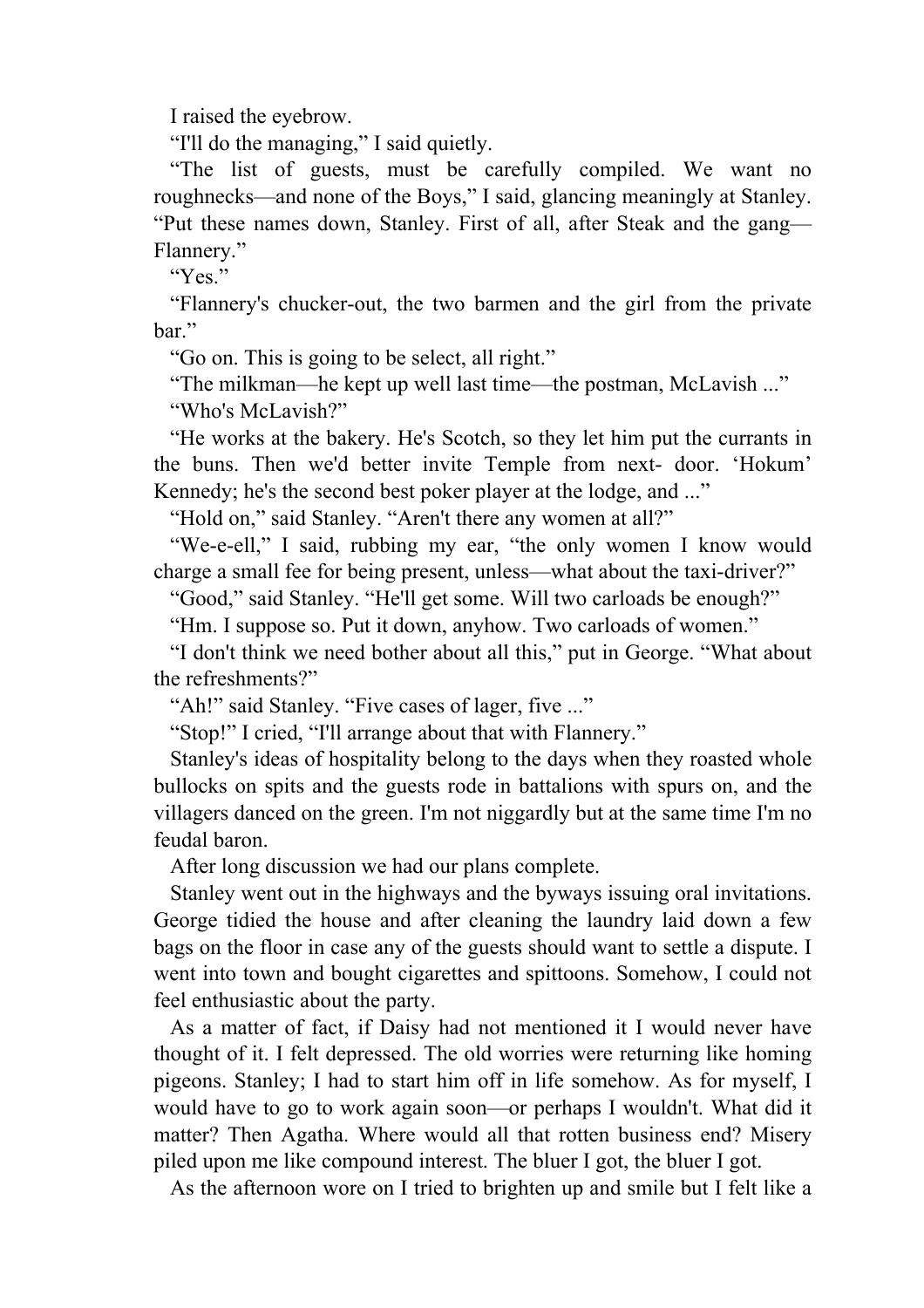I raised the eyebrow.

"I'll do the managing," I said quietly.

"The list of guests, must be carefully compiled. We want no roughnecks—and none of the Boys," I said, glancing meaningly at Stanley. "Put these names down, Stanley. First of all, after Steak and the gang—Flannery."

"Yes."

"Flannery's chucker-out, the two barmen and the girl from the private bar."

"Go on. This is going to be select, all right."

"The milkman—he kept up well last time—the postman, McLavish ..."

"Who's McLavish?"

"He works at the bakery. He's Scotch, so they let him put the currants in the buns. Then we'd better invite Temple from next- door. 'Hokum' Kennedy; he's the second best poker player at the lodge, and ..."

"Hold on," said Stanley. "Aren't there any women at all?"

"We-e-ell," I said, rubbing my ear, "the only women I know would charge a small fee for being present, unless—what about the taxi-driver?"

"Good," said Stanley. "He'll get some. Will two carloads be enough?"

"Hm. I suppose so. Put it down, anyhow. Two carloads of women."

"I don't think we need bother about all this," put in George. "What about the refreshments?"

"Ah!" said Stanley. "Five cases of lager, five ..."

"Stop!" I cried, "I'll arrange about that with Flannery."

Stanley's ideas of hospitality belong to the days when they roasted whole bullocks on spits and the guests rode in battalions with spurs on, and the villagers danced on the green. I'm not niggardly but at the same time I'm no feudal baron.

After long discussion we had our plans complete.

Stanley went out in the highways and the byways issuing oral invitations. George tidied the house and after cleaning the laundry laid down a few bags on the floor in case any of the guests should want to settle a dispute. I went into town and bought cigarettes and spittoons. Somehow, I could not feel enthusiastic about the party.

As a matter of fact, if Daisy had not mentioned it I would never have thought of it. I felt depressed. The old worries were returning like homing pigeons. Stanley; I had to start him off in life somehow. As for myself, I would have to go to work again soon—or perhaps I wouldn't. What did it matter? Then Agatha. Where would all that rotten business end? Misery piled upon me like compound interest. The bluer I got, the bluer I got.

As the afternoon wore on I tried to brighten up and smile but I felt like a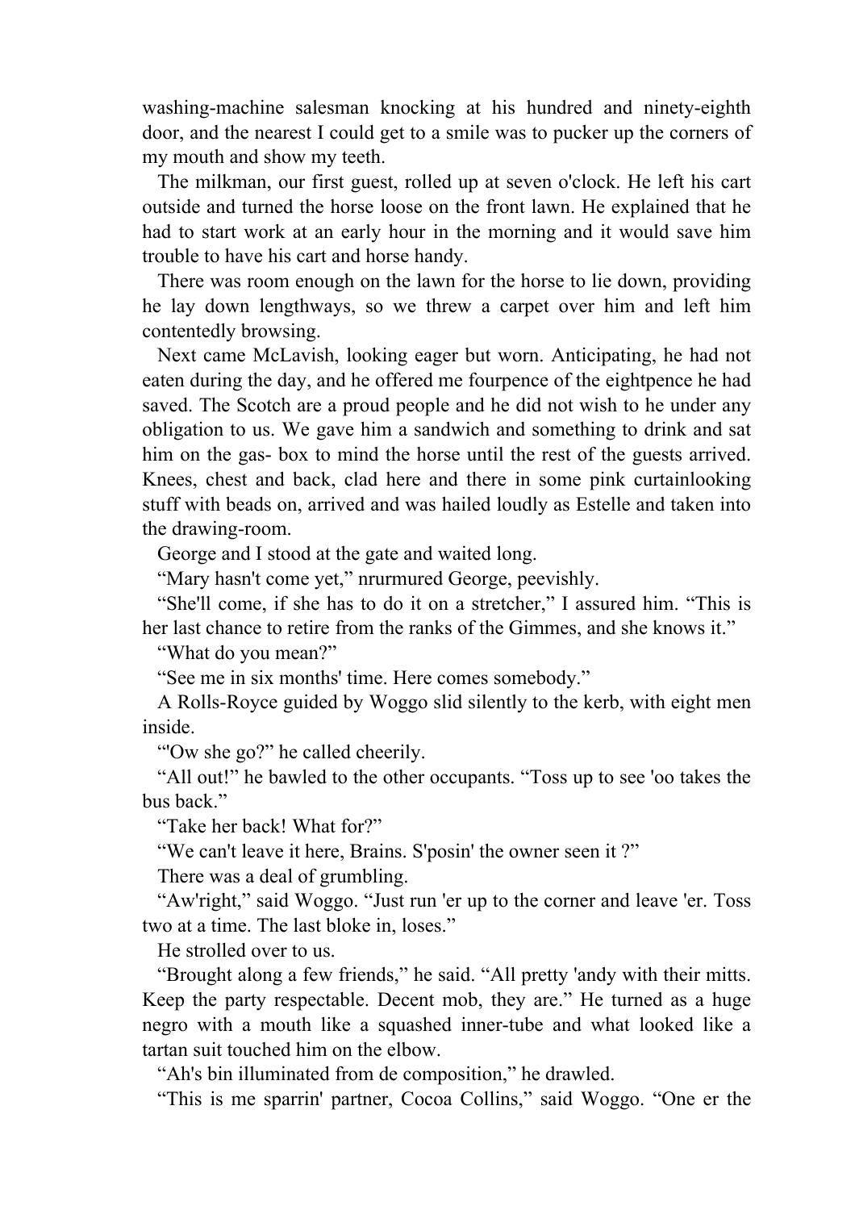washing-machine salesman knocking at his hundred and ninety-eighth door, and the nearest I could get to a smile was to pucker up the corners of my mouth and show my teeth.

The milkman, our first guest, rolled up at seven o'clock. He left his cart outside and turned the horse loose on the front lawn. He explained that he had to start work at an early hour in the morning and it would save him trouble to have his cart and horse handy.

There was room enough on the lawn for the horse to lie down, providing he lay down lengthways, so we threw a carpet over him and left him contentedly browsing.

Next came McLavish, looking eager but worn. Anticipating, he had not eaten during the day, and he offered me fourpence of the eightpence he had saved. The Scotch are a proud people and he did not wish to he under any obligation to us. We gave him a sandwich and something to drink and sat him on the gas- box to mind the horse until the rest of the guests arrived. Knees, chest and back, clad here and there in some pink curtainlooking stuff with beads on, arrived and was hailed loudly as Estelle and taken into the drawing-room.

George and I stood at the gate and waited long.

“Mary hasn't come yet,” nrurmured George, peevishly.

“She'll come, if she has to do it on a stretcher,” I assured him. “This is her last chance to retire from the ranks of the Gimmes, and she knows it.”

“What do you mean?”

“See me in six months' time. Here comes somebody.”

A Rolls-Royce guided by Woggo slid silently to the kerb, with eight men inside.

“'Ow she go?” he called cheerily.

“All out!” he bawled to the other occupants. “Toss up to see 'oo takes the bus back.”

“Take her back! What for?”

“We can't leave it here, Brains. S'posin' the owner seen it ?”

There was a deal of grumbling.

“Aw'right,” said Woggo. “Just run 'er up to the corner and leave 'er. Toss two at a time. The last bloke in, loses.”

He strolled over to us.

“Brought along a few friends,” he said. “All pretty 'andy with their mitts. Keep the party respectable. Decent mob, they are.” He turned as a huge negro with a mouth like a squashed inner-tube and what looked like a tartan suit touched him on the elbow.

“Ah's bin illuminated from de composition,” he drawled.

“This is me sparrin' partner, Cocoa Collins,” said Woggo. “One er the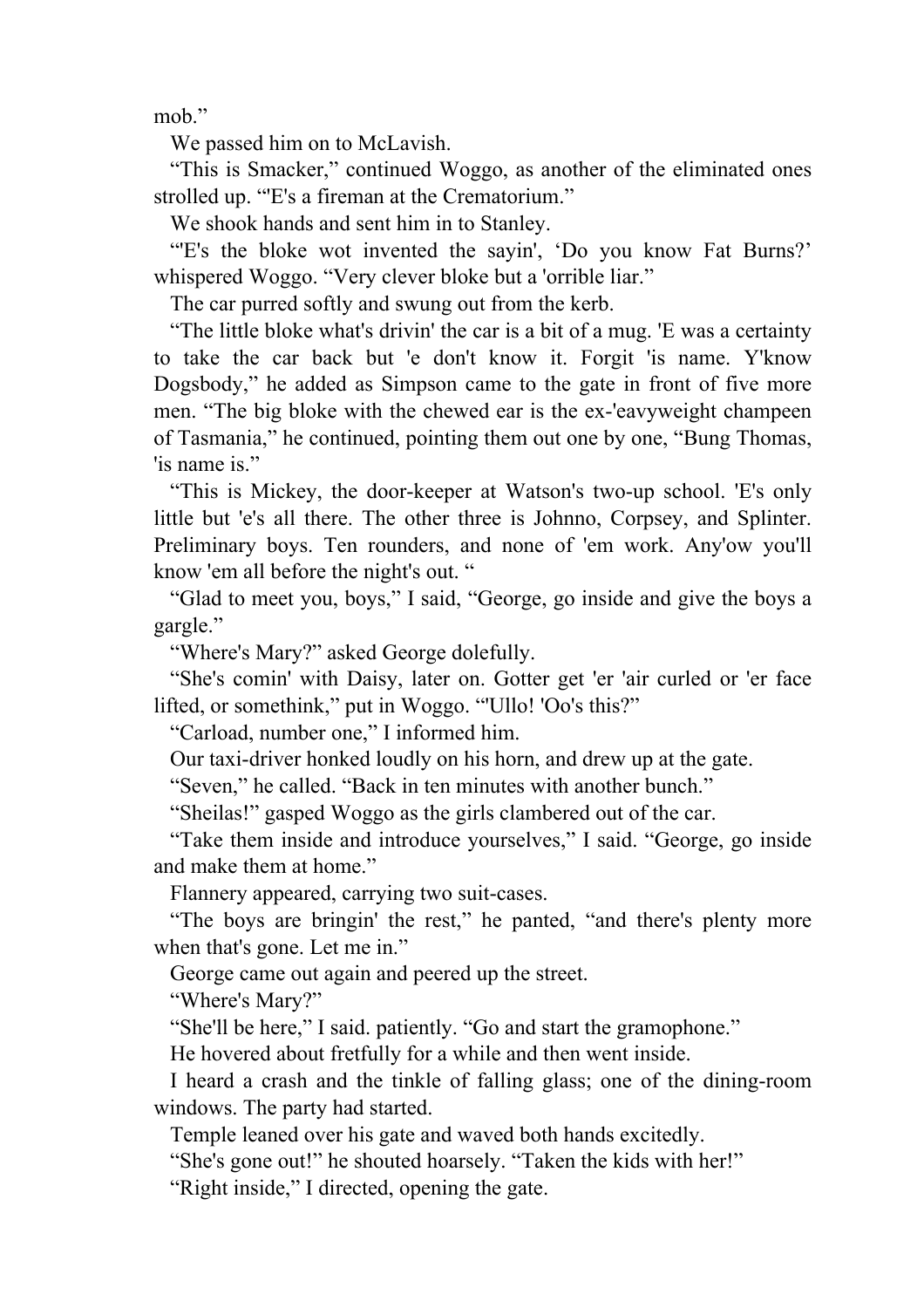mob."

We passed him on to McLavish.

"This is Smacker," continued Woggo, as another of the eliminated ones strolled up. "'E's a fireman at the Crematorium."

We shook hands and sent him in to Stanley.

"'E's the bloke wot invented the sayin', 'Do you know Fat Burns?' whispered Woggo. "Very clever bloke but a 'orrible liar."

The car purred softly and swung out from the kerb.

"The little bloke what's drivin' the car is a bit of a mug. 'E was a certainty to take the car back but 'e don't know it. Forgit 'is name. Y'know Dogsbody," he added as Simpson came to the gate in front of five more men. "The big bloke with the chewed ear is the ex-'eavyweight champeen of Tasmania," he continued, pointing them out one by one, "Bung Thomas, 'is name is."

"This is Mickey, the door-keeper at Watson's two-up school. 'E's only little but 'e's all there. The other three is Johnno, Corpsey, and Splinter. Preliminary boys. Ten rounders, and none of 'em work. Any'ow you'll know 'em all before the night's out. "

"Glad to meet you, boys," I said, "George, go inside and give the boys a gargle."

"Where's Mary?" asked George dolefully.

"She's comin' with Daisy, later on. Gotter get 'er 'air curled or 'er face lifted, or somethink," put in Woggo. "'Ullo! 'Oo's this?"

"Carload, number one," I informed him.

Our taxi-driver honked loudly on his horn, and drew up at the gate.

"Seven," he called. "Back in ten minutes with another bunch."

"Sheilas!" gasped Woggo as the girls clambered out of the car.

"Take them inside and introduce yourselves," I said. "George, go inside and make them at home."

Flannery appeared, carrying two suit-cases.

"The boys are bringin' the rest," he panted, "and there's plenty more when that's gone. Let me in."

George came out again and peered up the street.

"Where's Mary?"

"She'll be here," I said. patiently. "Go and start the gramophone."

He hovered about fretfully for a while and then went inside.

I heard a crash and the tinkle of falling glass; one of the dining-room windows. The party had started.

Temple leaned over his gate and waved both hands excitedly.

"She's gone out!" he shouted hoarsely. "Taken the kids with her!"

"Right inside," I directed, opening the gate.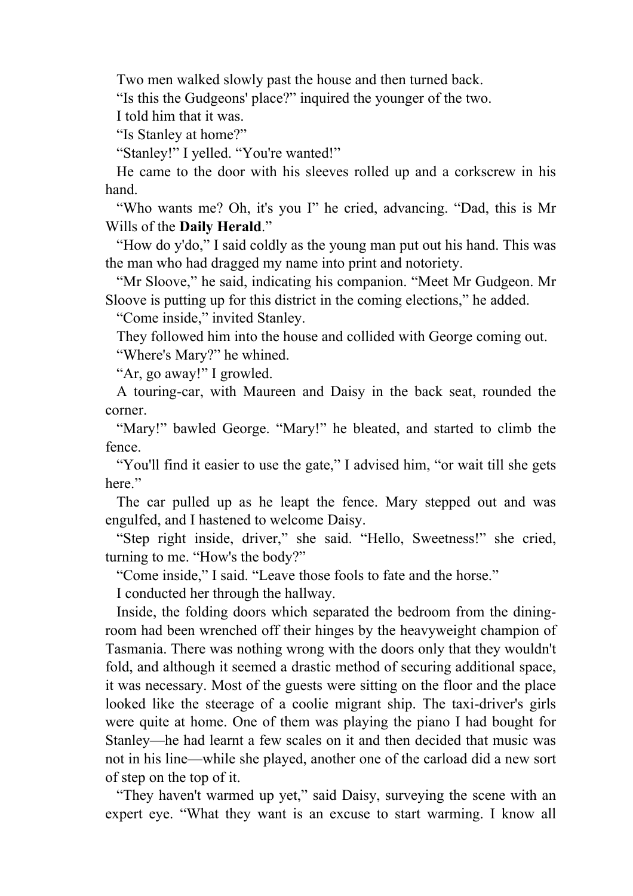Two men walked slowly past the house and then turned back.

“Is this the Gudgeons' place?” inquired the younger of the two.

I told him that it was.

“Is Stanley at home?”

“Stanley!” I yelled. “You're wanted!”

He came to the door with his sleeves rolled up and a corkscrew in his hand.

“Who wants me? Oh, it's you I” he cried, advancing. “Dad, this is Mr Wills of the **Daily Herald**.”

“How do y'do,” I said coldly as the young man put out his hand. This was the man who had dragged my name into print and notoriety.

“Mr Sloove,” he said, indicating his companion. “Meet Mr Gudgeon. Mr Sloove is putting up for this district in the coming elections,” he added.

“Come inside,” invited Stanley.

They followed him into the house and collided with George coming out.

“Where's Mary?” he whined.

“Ar, go away!” I growled.

A touring-car, with Maureen and Daisy in the back seat, rounded the corner.

“Mary!” bawled George. “Mary!” he bleated, and started to climb the fence.

“You'll find it easier to use the gate,” I advised him, “or wait till she gets here.”

The car pulled up as he leapt the fence. Mary stepped out and was engulfed, and I hastened to welcome Daisy.

“Step right inside, driver,” she said. “Hello, Sweetness!” she cried, turning to me. “How's the body?”

“Come inside,” I said. “Leave those fools to fate and the horse.”

I conducted her through the hallway.

Inside, the folding doors which separated the bedroom from the dining-room had been wrenched off their hinges by the heavyweight champion of Tasmania. There was nothing wrong with the doors only that they wouldn't fold, and although it seemed a drastic method of securing additional space, it was necessary. Most of the guests were sitting on the floor and the place looked like the steerage of a coolie migrant ship. The taxi-driver's girls were quite at home. One of them was playing the piano I had bought for Stanley—he had learnt a few scales on it and then decided that music was not in his line—while she played, another one of the carload did a new sort of step on the top of it.

“They haven't warmed up yet,” said Daisy, surveying the scene with an expert eye. “What they want is an excuse to start warming. I know all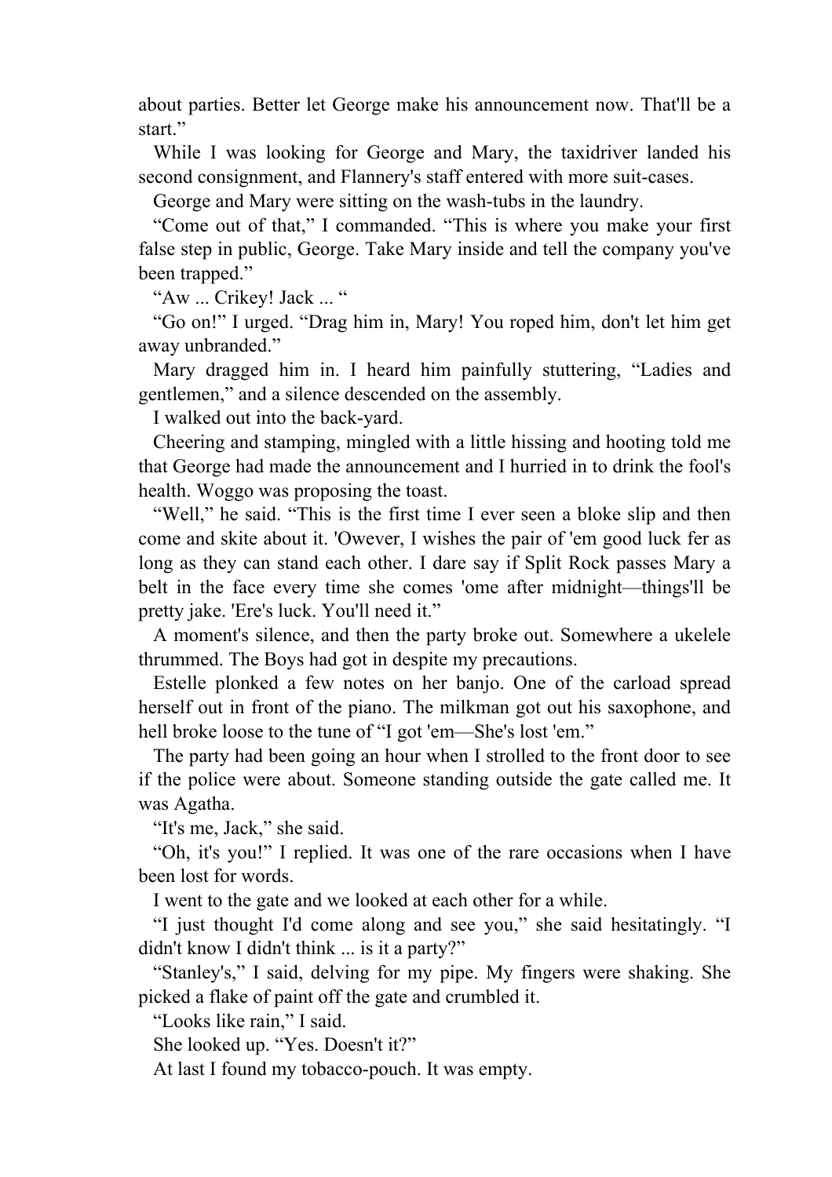about parties. Better let George make his announcement now. That'll be a start."

While I was looking for George and Mary, the taxidriver landed his second consignment, and Flannery's staff entered with more suit-cases.

George and Mary were sitting on the wash-tubs in the laundry.

"Come out of that," I commanded. "This is where you make your first false step in public, George. Take Mary inside and tell the company you've been trapped."

"Aw ... Crikey! Jack ... "

"Go on!" I urged. "Drag him in, Mary! You roped him, don't let him get away unbranded."

Mary dragged him in. I heard him painfully stuttering, "Ladies and gentlemen," and a silence descended on the assembly.

I walked out into the back-yard.

Cheering and stamping, mingled with a little hissing and hooting told me that George had made the announcement and I hurried in to drink the fool's health. Woggo was proposing the toast.

"Well," he said. "This is the first time I ever seen a bloke slip and then come and skite about it. 'Owever, I wishes the pair of 'em good luck fer as long as they can stand each other. I dare say if Split Rock passes Mary a belt in the face every time she comes 'ome after midnight—things'll be pretty jake. 'Ere's luck. You'll need it."

A moment's silence, and then the party broke out. Somewhere a ukelele thrummed. The Boys had got in despite my precautions.

Estelle plonked a few notes on her banjo. One of the carload spread herself out in front of the piano. The milkman got out his saxophone, and hell broke loose to the tune of "I got 'em—She's lost 'em."

The party had been going an hour when I strolled to the front door to see if the police were about. Someone standing outside the gate called me. It was Agatha.

"It's me, Jack," she said.

"Oh, it's you!" I replied. It was one of the rare occasions when I have been lost for words.

I went to the gate and we looked at each other for a while.

"I just thought I'd come along and see you," she said hesitatingly. "I didn't know I didn't think ... is it a party?"

"Stanley's," I said, delving for my pipe. My fingers were shaking. She picked a flake of paint off the gate and crumbled it.

"Looks like rain," I said.

She looked up. "Yes. Doesn't it?"

At last I found my tobacco-pouch. It was empty.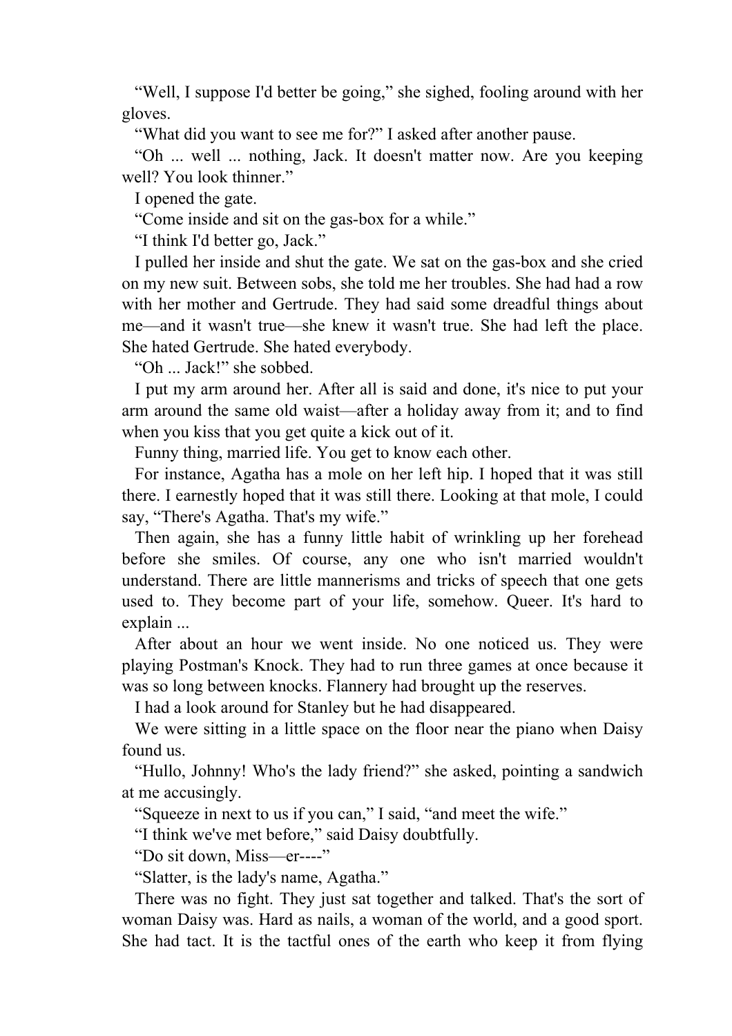“Well, I suppose I'd better be going,” she sighed, fooling around with her gloves.

“What did you want to see me for?” I asked after another pause.

“Oh ... well ... nothing, Jack. It doesn't matter now. Are you keeping well? You look thinner.”

I opened the gate.

“Come inside and sit on the gas-box for a while.”

“I think I'd better go, Jack.”

I pulled her inside and shut the gate. We sat on the gas-box and she cried on my new suit. Between sobs, she told me her troubles. She had had a row with her mother and Gertrude. They had said some dreadful things about me—and it wasn't true—she knew it wasn't true. She had left the place. She hated Gertrude. She hated everybody.

“Oh ... Jack!” she sobbed.

I put my arm around her. After all is said and done, it's nice to put your arm around the same old waist—after a holiday away from it; and to find when you kiss that you get quite a kick out of it.

Funny thing, married life. You get to know each other.

For instance, Agatha has a mole on her left hip. I hoped that it was still there. I earnestly hoped that it was still there. Looking at that mole, I could say, “There's Agatha. That's my wife.”

Then again, she has a funny little habit of wrinkling up her forehead before she smiles. Of course, any one who isn't married wouldn't understand. There are little mannerisms and tricks of speech that one gets used to. They become part of your life, somehow. Queer. It's hard to explain ...

After about an hour we went inside. No one noticed us. They were playing Postman's Knock. They had to run three games at once because it was so long between knocks. Flannery had brought up the reserves.

I had a look around for Stanley but he had disappeared.

We were sitting in a little space on the floor near the piano when Daisy found us.

“Hullo, Johnny! Who's the lady friend?” she asked, pointing a sandwich at me accusingly.

“Squeeze in next to us if you can,” I said, “and meet the wife.”

“I think we've met before,” said Daisy doubtfully.

“Do sit down, Miss—er----”

“Slatter, is the lady's name, Agatha.”

There was no fight. They just sat together and talked. That's the sort of woman Daisy was. Hard as nails, a woman of the world, and a good sport. She had tact. It is the tactful ones of the earth who keep it from flying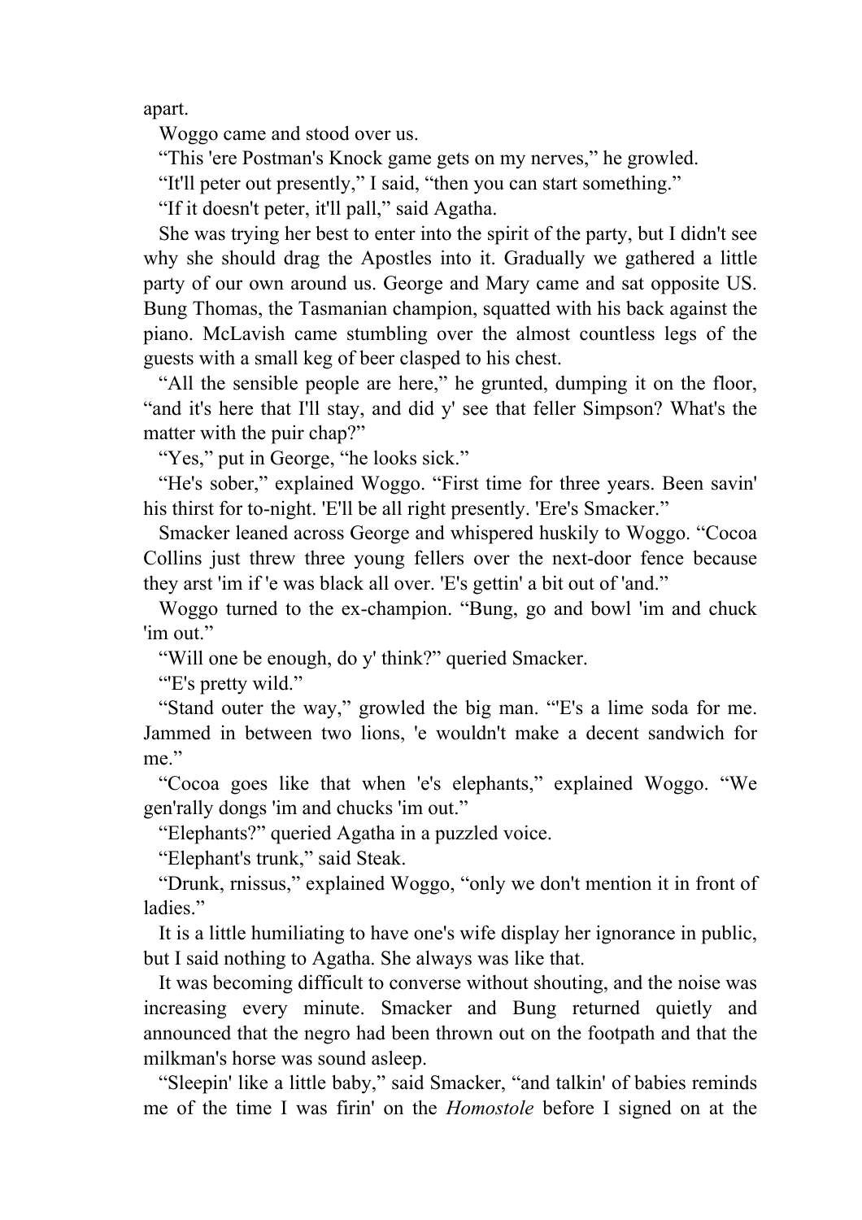apart.

Woggo came and stood over us.

“This 'ere Postman's Knock game gets on my nerves,” he growled.

“It'll peter out presently,” I said, “then you can start something.”

“If it doesn't peter, it'll pall,” said Agatha.

She was trying her best to enter into the spirit of the party, but I didn't see why she should drag the Apostles into it. Gradually we gathered a little party of our own around us. George and Mary came and sat opposite US. Bung Thomas, the Tasmanian champion, squatted with his back against the piano. McLavish came stumbling over the almost countless legs of the guests with a small keg of beer clasped to his chest.

“All the sensible people are here,” he grunted, dumping it on the floor, “and it's here that I'll stay, and did y' see that feller Simpson? What's the matter with the puir chap?”

“Yes,” put in George, “he looks sick.”

“He's sober,” explained Woggo. “First time for three years. Been savin' his thirst for to-night. 'E'll be all right presently. 'Ere's Smacker.”

Smacker leaned across George and whispered huskily to Woggo. “Cocoa Collins just threw three young fellers over the next-door fence because they arst 'im if 'e was black all over. 'E's gettin' a bit out of 'and.”

Woggo turned to the ex-champion. “Bung, go and bowl 'im and chuck 'im out.”

“Will one be enough, do y' think?” queried Smacker.

“'E's pretty wild.”

“Stand outer the way,” growled the big man. “'E's a lime soda for me. Jammed in between two lions, 'e wouldn't make a decent sandwich for me.”

“Cocoa goes like that when 'e's elephants,” explained Woggo. “We gen'rally dongs 'im and chucks 'im out.”

“Elephants?” queried Agatha in a puzzled voice.

“Elephant's trunk,” said Steak.

“Drunk, rnissus,” explained Woggo, “only we don't mention it in front of ladies.”

It is a little humiliating to have one's wife display her ignorance in public, but I said nothing to Agatha. She always was like that.

It was becoming difficult to converse without shouting, and the noise was increasing every minute. Smacker and Bung returned quietly and announced that the negro had been thrown out on the footpath and that the milkman's horse was sound asleep.

“Sleepin' like a little baby,” said Smacker, “and talkin' of babies reminds me of the time I was firin' on the *Homostole* before I signed on at the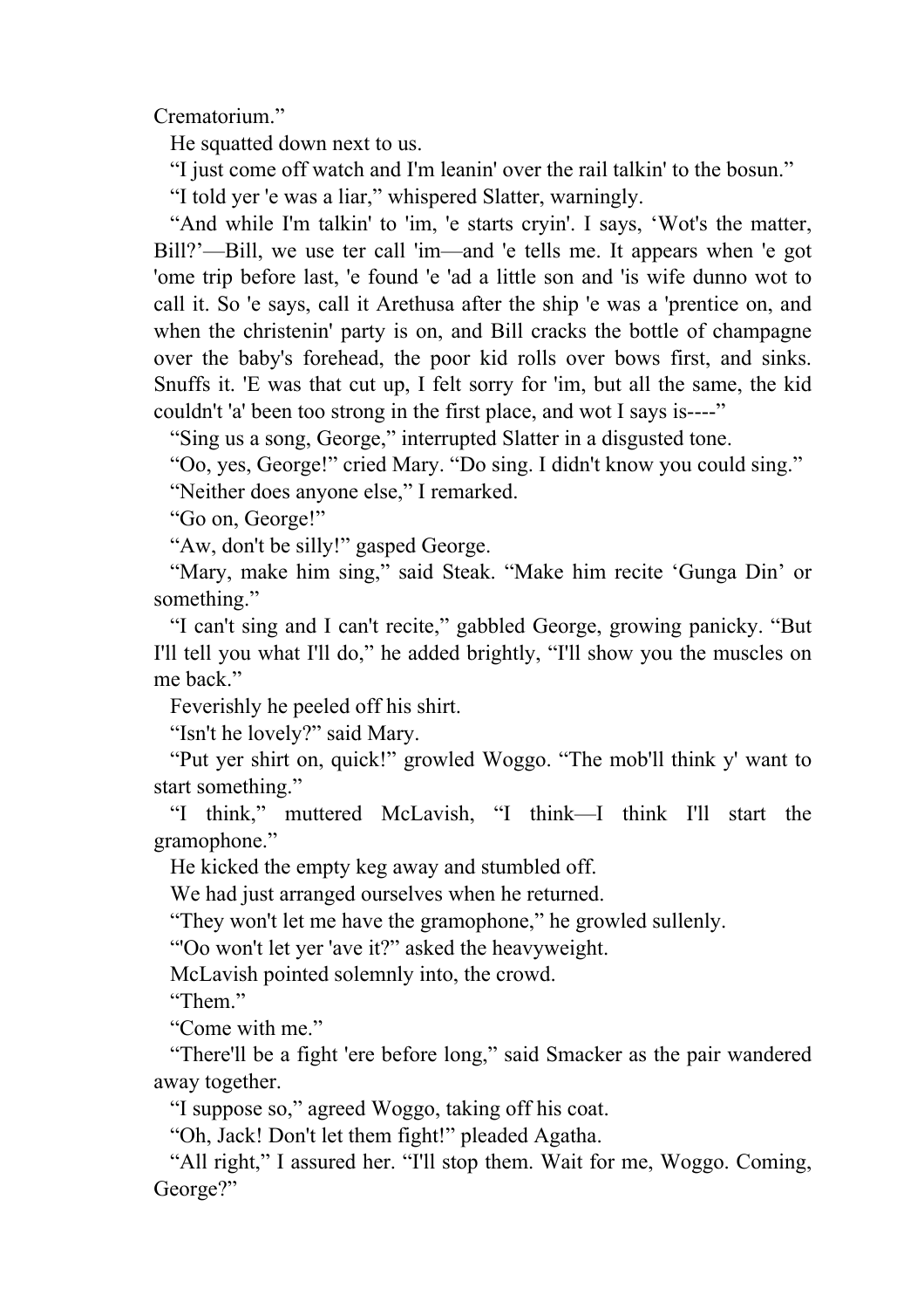Crematorium."

He squatted down next to us.

"I just come off watch and I'm leanin' over the rail talkin' to the bosun."

"I told yer 'e was a liar," whispered Slatter, warningly.

"And while I'm talkin' to 'im, 'e starts cryin'. I says, 'Wot's the matter, Bill?'—Bill, we use ter call 'im—and 'e tells me. It appears when 'e got 'ome trip before last, 'e found 'e 'ad a little son and 'is wife dunno wot to call it. So 'e says, call it Arethusa after the ship 'e was a 'prentice on, and when the christenin' party is on, and Bill cracks the bottle of champagne over the baby's forehead, the poor kid rolls over bows first, and sinks. Snuffs it. 'E was that cut up, I felt sorry for 'im, but all the same, the kid couldn't 'a' been too strong in the first place, and wot I says is----"

"Sing us a song, George," interrupted Slatter in a disgusted tone.

"Oo, yes, George!" cried Mary. "Do sing. I didn't know you could sing."

"Neither does anyone else," I remarked.

"Go on, George!"

"Aw, don't be silly!" gasped George.

"Mary, make him sing," said Steak. "Make him recite 'Gunga Din' or something."

"I can't sing and I can't recite," gabbled George, growing panicky. "But I'll tell you what I'll do," he added brightly, "I'll show you the muscles on me back."

Feverishly he peeled off his shirt.

"Isn't he lovely?" said Mary.

"Put yer shirt on, quick!" growled Woggo. "The mob'll think y' want to start something."

"I think," muttered McLavish, "I think—I think I'll start the gramophone."

He kicked the empty keg away and stumbled off.

We had just arranged ourselves when he returned.

"They won't let me have the gramophone," he growled sullenly.

"'Oo won't let yer 'ave it?" asked the heavyweight.

McLavish pointed solemnly into, the crowd.

"Them."

"Come with me."

"There'll be a fight 'ere before long," said Smacker as the pair wandered away together.

"I suppose so," agreed Woggo, taking off his coat.

"Oh, Jack! Don't let them fight!" pleaded Agatha.

"All right," I assured her. "I'll stop them. Wait for me, Woggo. Coming, George?"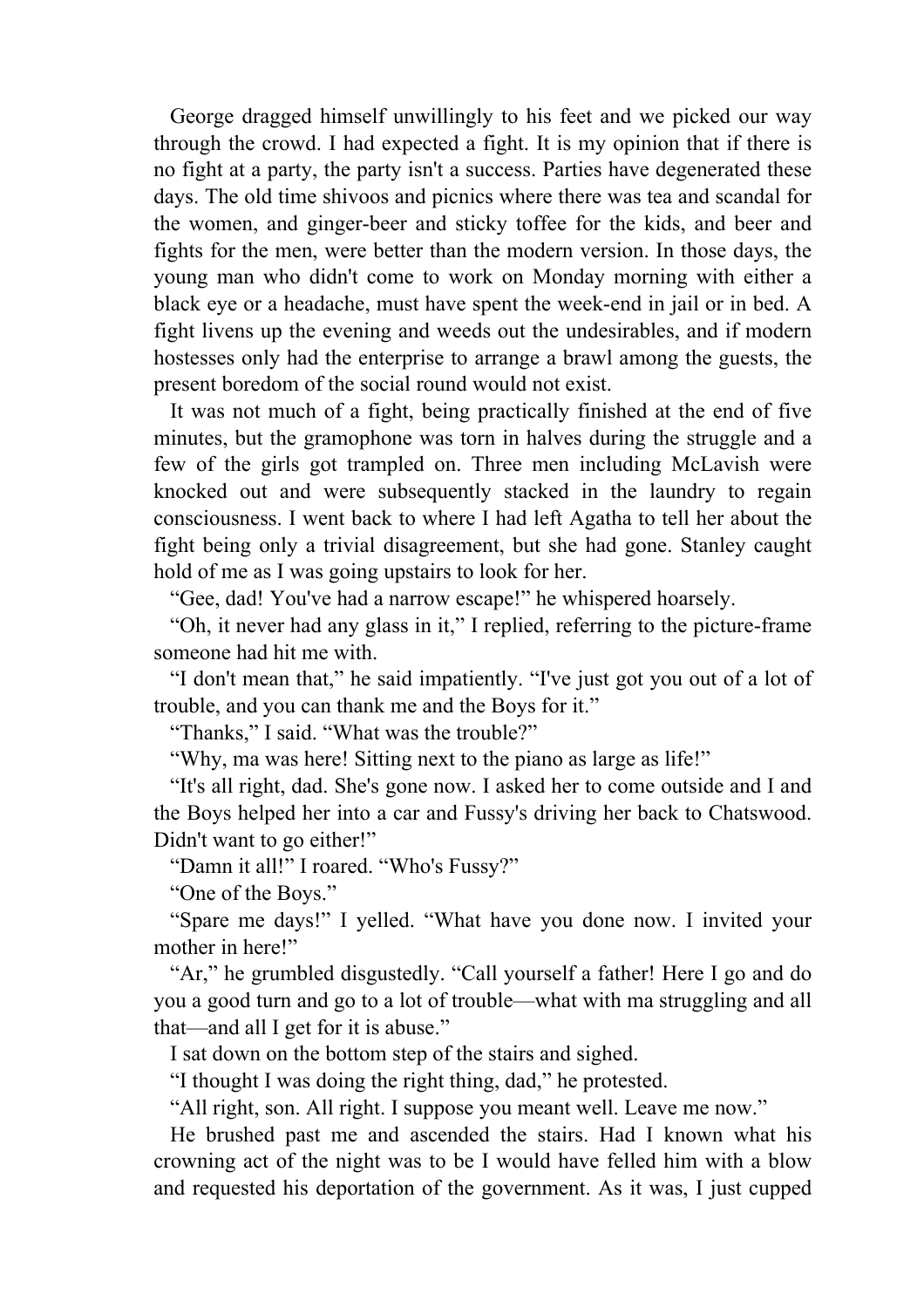George dragged himself unwillingly to his feet and we picked our way through the crowd. I had expected a fight. It is my opinion that if there is no fight at a party, the party isn't a success. Parties have degenerated these days. The old time shivoos and picnics where there was tea and scandal for the women, and ginger-beer and sticky toffee for the kids, and beer and fights for the men, were better than the modern version. In those days, the young man who didn't come to work on Monday morning with either a black eye or a headache, must have spent the week-end in jail or in bed. A fight livens up the evening and weeds out the undesirables, and if modern hostesses only had the enterprise to arrange a brawl among the guests, the present boredom of the social round would not exist.

It was not much of a fight, being practically finished at the end of five minutes, but the gramophone was torn in halves during the struggle and a few of the girls got trampled on. Three men including McLavish were knocked out and were subsequently stacked in the laundry to regain consciousness. I went back to where I had left Agatha to tell her about the fight being only a trivial disagreement, but she had gone. Stanley caught hold of me as I was going upstairs to look for her.

"Gee, dad! You've had a narrow escape!" he whispered hoarsely.

"Oh, it never had any glass in it," I replied, referring to the picture-frame someone had hit me with.

"I don't mean that," he said impatiently. "I've just got you out of a lot of trouble, and you can thank me and the Boys for it."

"Thanks," I said. "What was the trouble?"

"Why, ma was here! Sitting next to the piano as large as life!"

"It's all right, dad. She's gone now. I asked her to come outside and I and the Boys helped her into a car and Fussy's driving her back to Chatswood. Didn't want to go either!"

"Damn it all!" I roared. "Who's Fussy?"

"One of the Boys."

"Spare me days!" I yelled. "What have you done now. I invited your mother in here!"

"Ar," he grumbled disgustedly. "Call yourself a father! Here I go and do you a good turn and go to a lot of trouble—what with ma struggling and all that—and all I get for it is abuse."

I sat down on the bottom step of the stairs and sighed.

"I thought I was doing the right thing, dad," he protested.

"All right, son. All right. I suppose you meant well. Leave me now."

He brushed past me and ascended the stairs. Had I known what his crowning act of the night was to be I would have felled him with a blow and requested his deportation of the government. As it was, I just cupped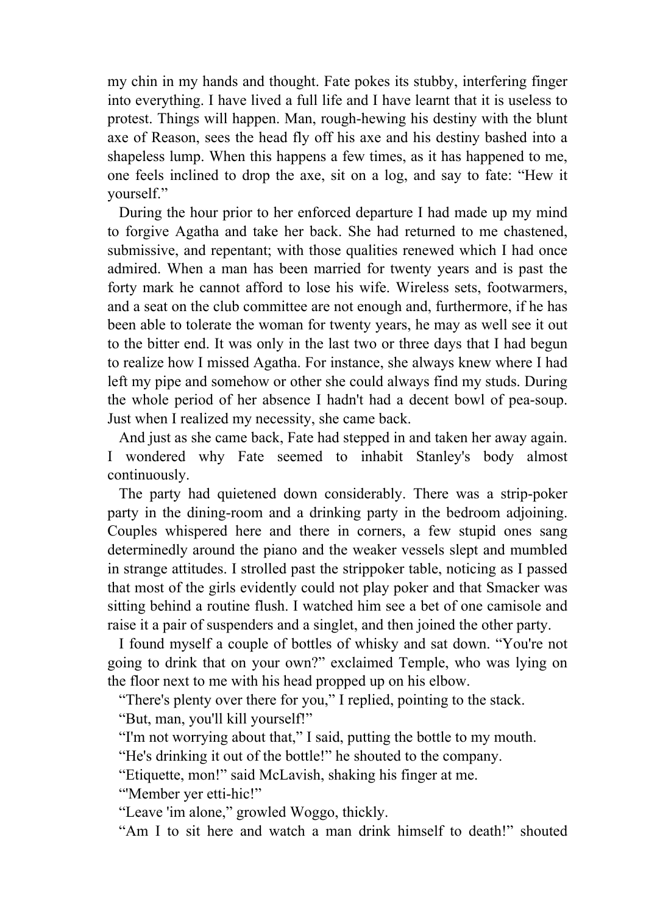my chin in my hands and thought. Fate pokes its stubby, interfering finger into everything. I have lived a full life and I have learnt that it is useless to protest. Things will happen. Man, rough-hewing his destiny with the blunt axe of Reason, sees the head fly off his axe and his destiny bashed into a shapeless lump. When this happens a few times, as it has happened to me, one feels inclined to drop the axe, sit on a log, and say to fate: "Hew it yourself."

During the hour prior to her enforced departure I had made up my mind to forgive Agatha and take her back. She had returned to me chastened, submissive, and repentant; with those qualities renewed which I had once admired. When a man has been married for twenty years and is past the forty mark he cannot afford to lose his wife. Wireless sets, footwarmers, and a seat on the club committee are not enough and, furthermore, if he has been able to tolerate the woman for twenty years, he may as well see it out to the bitter end. It was only in the last two or three days that I had begun to realize how I missed Agatha. For instance, she always knew where I had left my pipe and somehow or other she could always find my studs. During the whole period of her absence I hadn't had a decent bowl of pea-soup. Just when I realized my necessity, she came back.

And just as she came back, Fate had stepped in and taken her away again. I wondered why Fate seemed to inhabit Stanley's body almost continuously.

The party had quietened down considerably. There was a strip-poker party in the dining-room and a drinking party in the bedroom adjoining. Couples whispered here and there in corners, a few stupid ones sang determinedly around the piano and the weaker vessels slept and mumbled in strange attitudes. I strolled past the strippoker table, noticing as I passed that most of the girls evidently could not play poker and that Smacker was sitting behind a routine flush. I watched him see a bet of one camisole and raise it a pair of suspenders and a singlet, and then joined the other party.

I found myself a couple of bottles of whisky and sat down. "You're not going to drink that on your own?" exclaimed Temple, who was lying on the floor next to me with his head propped up on his elbow.

"There's plenty over there for you," I replied, pointing to the stack.

"But, man, you'll kill yourself!"

"I'm not worrying about that," I said, putting the bottle to my mouth.

"He's drinking it out of the bottle!" he shouted to the company.

"Etiquette, mon!" said McLavish, shaking his finger at me.

"'Member yer etti-hic!"

"Leave 'im alone," growled Woggo, thickly.

"Am I to sit here and watch a man drink himself to death!" shouted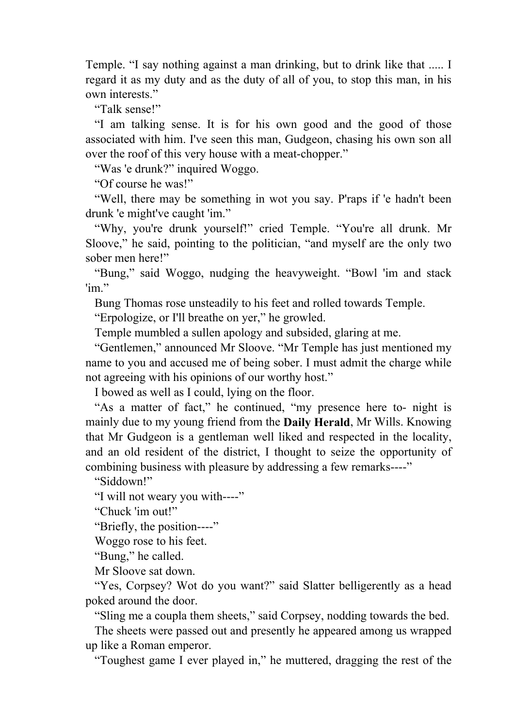Temple. “I say nothing against a man drinking, but to drink like that ..... I regard it as my duty and as the duty of all of you, to stop this man, in his own interests.”

“Talk sense!”

“I am talking sense. It is for his own good and the good of those associated with him. I've seen this man, Gudgeon, chasing his own son all over the roof of this very house with a meat-chopper.”

“Was 'e drunk?” inquired Woggo.

“Of course he was!”

“Well, there may be something in wot you say. P'raps if 'e hadn't been drunk 'e might've caught 'im.”

“Why, you're drunk yourself!” cried Temple. “You're all drunk. Mr Sloove,” he said, pointing to the politician, “and myself are the only two sober men here!”

“Bung,” said Woggo, nudging the heavyweight. “Bowl 'im and stack 'im.”

Bung Thomas rose unsteadily to his feet and rolled towards Temple.

“Erpologize, or I'll breathe on yer,” he growled.

Temple mumbled a sullen apology and subsided, glaring at me.

“Gentlemen,” announced Mr Sloove. “Mr Temple has just mentioned my name to you and accused me of being sober. I must admit the charge while not agreeing with his opinions of our worthy host.”

I bowed as well as I could, lying on the floor.

“As a matter of fact,” he continued, “my presence here to- night is mainly due to my young friend from the **Daily Herald**, Mr Wills. Knowing that Mr Gudgeon is a gentleman well liked and respected in the locality, and an old resident of the district, I thought to seize the opportunity of combining business with pleasure by addressing a few remarks----”

“Siddown!”

“I will not weary you with----”

“Chuck 'im out!”

“Briefly, the position----”

Woggo rose to his feet.

“Bung,” he called.

Mr Sloove sat down.

“Yes, Corpsey? Wot do you want?” said Slatter belligerently as a head poked around the door.

“Sling me a coupla them sheets,” said Corpsey, nodding towards the bed.

The sheets were passed out and presently he appeared among us wrapped up like a Roman emperor.

“Toughest game I ever played in,” he muttered, dragging the rest of the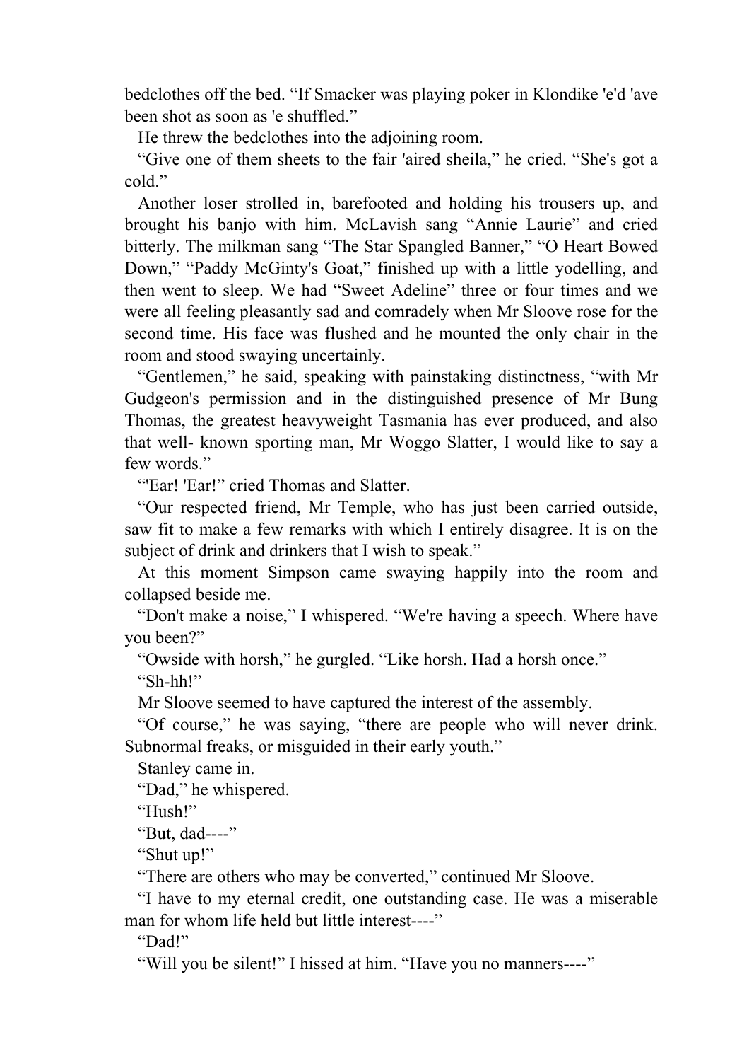bedclothes off the bed. "If Smacker was playing poker in Klondike 'e'd 'ave been shot as soon as 'e shuffled."

He threw the bedclothes into the adjoining room.

"Give one of them sheets to the fair 'aired sheila," he cried. "She's got a cold."

Another loser strolled in, barefooted and holding his trousers up, and brought his banjo with him. McLavish sang "Annie Laurie" and cried bitterly. The milkman sang "The Star Spangled Banner," "O Heart Bowed Down," "Paddy McGinty's Goat," finished up with a little yodelling, and then went to sleep. We had "Sweet Adeline" three or four times and we were all feeling pleasantly sad and comradely when Mr Sloove rose for the second time. His face was flushed and he mounted the only chair in the room and stood swaying uncertainly.

"Gentlemen," he said, speaking with painstaking distinctness, "with Mr Gudgeon's permission and in the distinguished presence of Mr Bung Thomas, the greatest heavyweight Tasmania has ever produced, and also that well- known sporting man, Mr Woggo Slatter, I would like to say a few words."

"'Ear! 'Ear!" cried Thomas and Slatter.

"Our respected friend, Mr Temple, who has just been carried outside, saw fit to make a few remarks with which I entirely disagree. It is on the subject of drink and drinkers that I wish to speak."

At this moment Simpson came swaying happily into the room and collapsed beside me.

"Don't make a noise," I whispered. "We're having a speech. Where have you been?"

"Owside with horsh," he gurgled. "Like horsh. Had a horsh once."

"Sh-hh!"

Mr Sloove seemed to have captured the interest of the assembly.

"Of course," he was saying, "there are people who will never drink. Subnormal freaks, or misguided in their early youth."

Stanley came in.

"Dad," he whispered.

"Hush!"

"But, dad----"

"Shut up!"

"There are others who may be converted," continued Mr Sloove.

"I have to my eternal credit, one outstanding case. He was a miserable man for whom life held but little interest----"

"Dad!"

"Will you be silent!" I hissed at him. "Have you no manners----"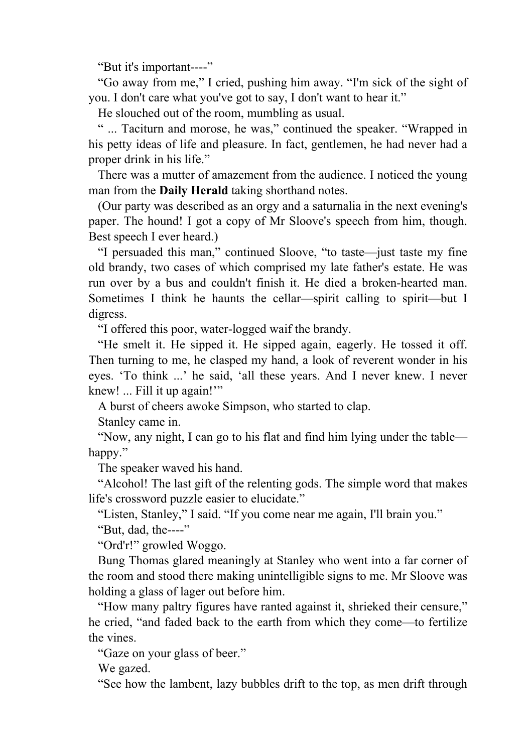"But it's important----"

"Go away from me," I cried, pushing him away. "I'm sick of the sight of you. I don't care what you've got to say, I don't want to hear it."

He slouched out of the room, mumbling as usual.

" ... Taciturn and morose, he was," continued the speaker. "Wrapped in his petty ideas of life and pleasure. In fact, gentlemen, he had never had a proper drink in his life."

There was a mutter of amazement from the audience. I noticed the young man from the **Daily Herald** taking shorthand notes.

(Our party was described as an orgy and a saturnalia in the next evening's paper. The hound! I got a copy of Mr Sloove's speech from him, though. Best speech I ever heard.)

"I persuaded this man," continued Sloove, "to taste—just taste my fine old brandy, two cases of which comprised my late father's estate. He was run over by a bus and couldn't finish it. He died a broken-hearted man. Sometimes I think he haunts the cellar—spirit calling to spirit—but I digress.

"I offered this poor, water-logged waif the brandy.

"He smelt it. He sipped it. He sipped again, eagerly. He tossed it off. Then turning to me, he clasped my hand, a look of reverent wonder in his eyes. 'To think ...' he said, 'all these years. And I never knew. I never knew! ... Fill it up again!'"

A burst of cheers awoke Simpson, who started to clap.

Stanley came in.

"Now, any night, I can go to his flat and find him lying under the table—happy."

The speaker waved his hand.

"Alcohol! The last gift of the relenting gods. The simple word that makes life's crossword puzzle easier to elucidate."

"Listen, Stanley," I said. "If you come near me again, I'll brain you."

"But, dad, the----"

"Ord'r!" growled Woggo.

Bung Thomas glared meaningly at Stanley who went into a far corner of the room and stood there making unintelligible signs to me. Mr Sloove was holding a glass of lager out before him.

"How many paltry figures have ranted against it, shrieked their censure," he cried, "and faded back to the earth from which they come—to fertilize the vines.

"Gaze on your glass of beer."

We gazed.

"See how the lambent, lazy bubbles drift to the top, as men drift through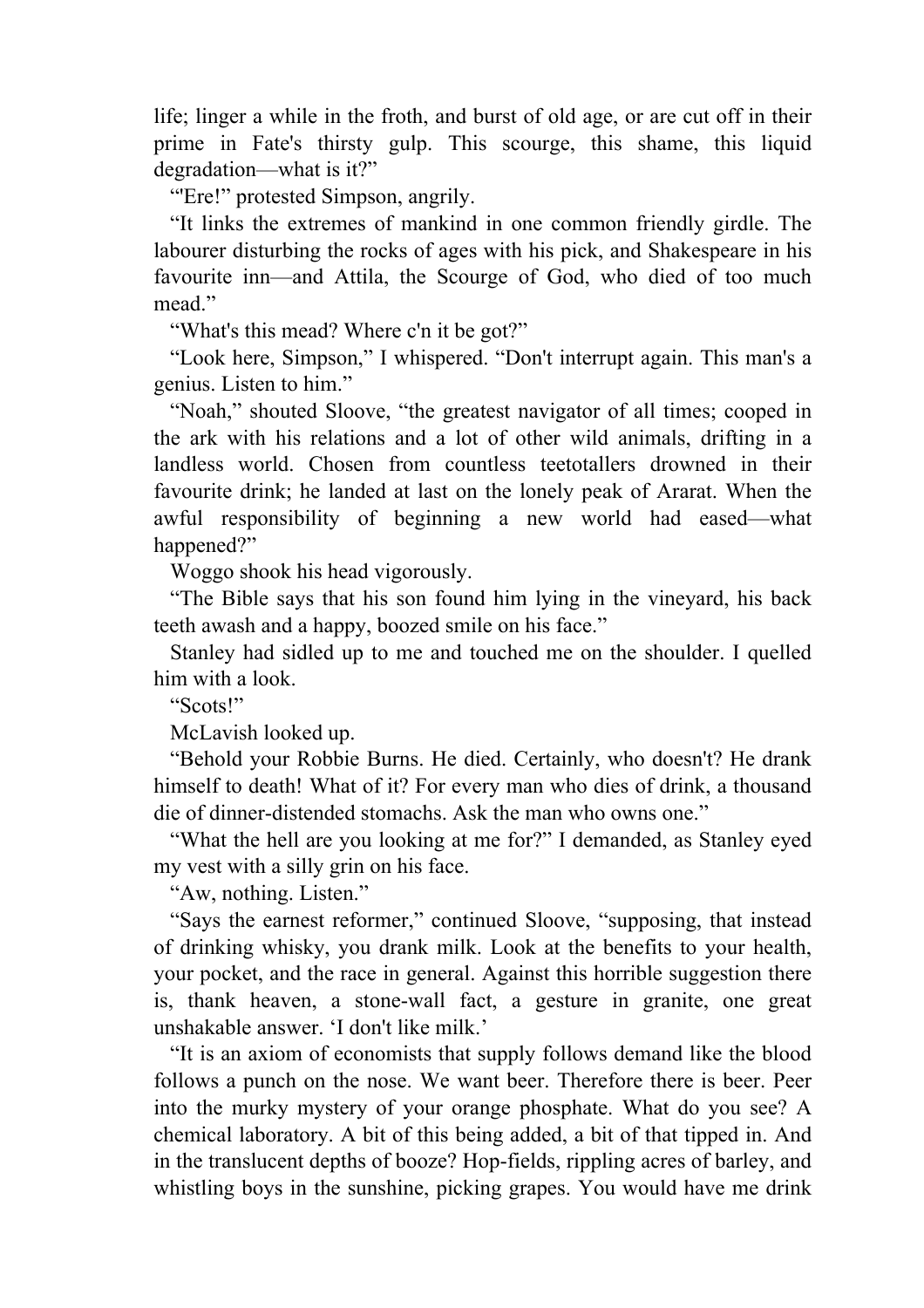life; linger a while in the froth, and burst of old age, or are cut off in their prime in Fate's thirsty gulp. This scourge, this shame, this liquid degradation—what is it?"

"'Ere!" protested Simpson, angrily.

"It links the extremes of mankind in one common friendly girdle. The labourer disturbing the rocks of ages with his pick, and Shakespeare in his favourite inn—and Attila, the Scourge of God, who died of too much mead."

"What's this mead? Where c'n it be got?"

"Look here, Simpson," I whispered. "Don't interrupt again. This man's a genius. Listen to him."

"Noah," shouted Sloove, "the greatest navigator of all times; cooped in the ark with his relations and a lot of other wild animals, drifting in a landless world. Chosen from countless teetotallers drowned in their favourite drink; he landed at last on the lonely peak of Ararat. When the awful responsibility of beginning a new world had eased—what happened?"

Woggo shook his head vigorously.

"The Bible says that his son found him lying in the vineyard, his back teeth awash and a happy, boozed smile on his face."

Stanley had sidled up to me and touched me on the shoulder. I quelled him with a look.

"Scots!"

McLavish looked up.

"Behold your Robbie Burns. He died. Certainly, who doesn't? He drank himself to death! What of it? For every man who dies of drink, a thousand die of dinner-distended stomachs. Ask the man who owns one."

"What the hell are you looking at me for?" I demanded, as Stanley eyed my vest with a silly grin on his face.

"Aw, nothing. Listen."

"Says the earnest reformer," continued Sloove, "supposing, that instead of drinking whisky, you drank milk. Look at the benefits to your health, your pocket, and the race in general. Against this horrible suggestion there is, thank heaven, a stone-wall fact, a gesture in granite, one great unshakable answer. 'I don't like milk.'

"It is an axiom of economists that supply follows demand like the blood follows a punch on the nose. We want beer. Therefore there is beer. Peer into the murky mystery of your orange phosphate. What do you see? A chemical laboratory. A bit of this being added, a bit of that tipped in. And in the translucent depths of booze? Hop-fields, rippling acres of barley, and whistling boys in the sunshine, picking grapes. You would have me drink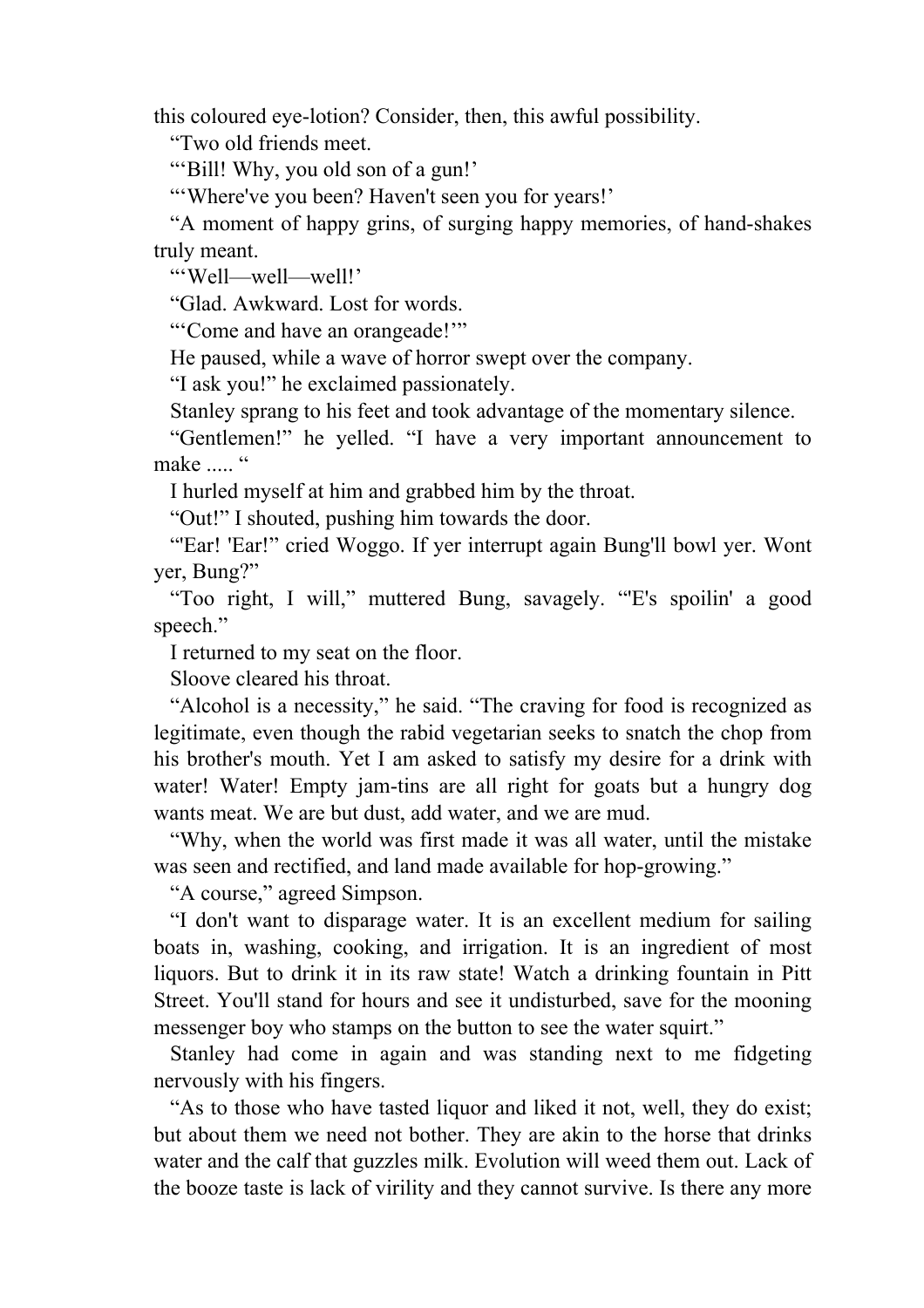this coloured eye-lotion? Consider, then, this awful possibility.

"Two old friends meet.

"'Bill! Why, you old son of a gun!'

"'Where've you been? Haven't seen you for years!'

"A moment of happy grins, of surging happy memories, of hand-shakes truly meant.

"'Well—well—well!'

"Glad. Awkward. Lost for words.

"'Come and have an orangeade!'"

He paused, while a wave of horror swept over the company.

"I ask you!" he exclaimed passionately.

Stanley sprang to his feet and took advantage of the momentary silence.

"Gentlemen!" he yelled. "I have a very important announcement to make ..... "

I hurled myself at him and grabbed him by the throat.

"Out!" I shouted, pushing him towards the door.

"'Ear! 'Ear!" cried Woggo. If yer interrupt again Bung'll bowl yer. Wont yer, Bung?"

"Too right, I will," muttered Bung, savagely. "'E's spoilin' a good speech."

I returned to my seat on the floor.

Sloove cleared his throat.

"Alcohol is a necessity," he said. "The craving for food is recognized as legitimate, even though the rabid vegetarian seeks to snatch the chop from his brother's mouth. Yet I am asked to satisfy my desire for a drink with water! Water! Empty jam-tins are all right for goats but a hungry dog wants meat. We are but dust, add water, and we are mud.

"Why, when the world was first made it was all water, until the mistake was seen and rectified, and land made available for hop-growing."

"A course," agreed Simpson.

"I don't want to disparage water. It is an excellent medium for sailing boats in, washing, cooking, and irrigation. It is an ingredient of most liquors. But to drink it in its raw state! Watch a drinking fountain in Pitt Street. You'll stand for hours and see it undisturbed, save for the mooning messenger boy who stamps on the button to see the water squirt."

Stanley had come in again and was standing next to me fidgeting nervously with his fingers.

"As to those who have tasted liquor and liked it not, well, they do exist; but about them we need not bother. They are akin to the horse that drinks water and the calf that guzzles milk. Evolution will weed them out. Lack of the booze taste is lack of virility and they cannot survive. Is there any more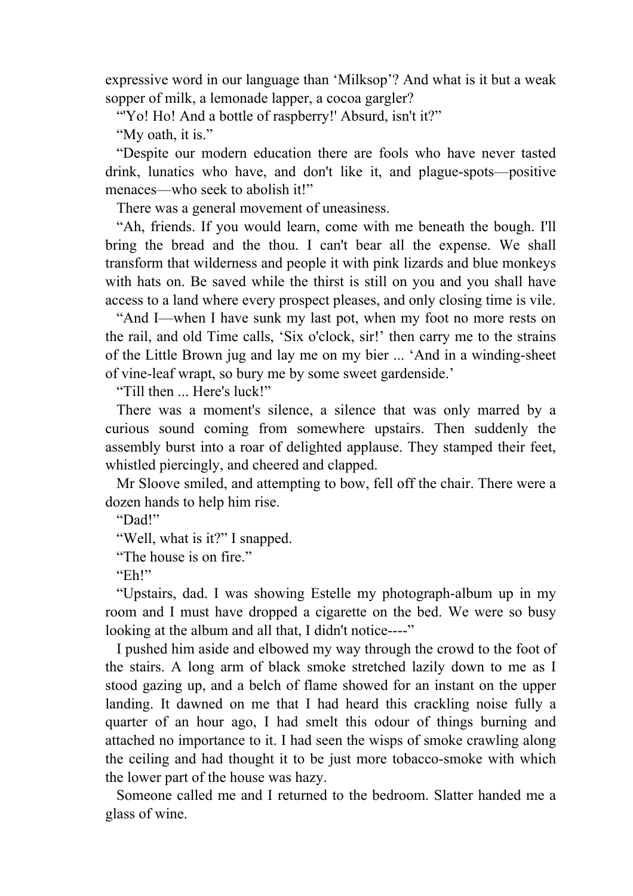expressive word in our language than ‘Milksop’? And what is it but a weak sopper of milk, a lemonade lapper, a cocoa gargler?

“'Yo! Ho! And a bottle of raspberry!' Absurd, isn't it?”

“My oath, it is.”

“Despite our modern education there are fools who have never tasted drink, lunatics who have, and don't like it, and plague-spots—positive menaces—who seek to abolish it!”

There was a general movement of uneasiness.

“Ah, friends. If you would learn, come with me beneath the bough. I'll bring the bread and the thou. I can't bear all the expense. We shall transform that wilderness and people it with pink lizards and blue monkeys with hats on. Be saved while the thirst is still on you and you shall have access to a land where every prospect pleases, and only closing time is vile.

“And I—when I have sunk my last pot, when my foot no more rests on the rail, and old Time calls, ‘Six o'clock, sir!’ then carry me to the strains of the Little Brown jug and lay me on my bier ... ‘And in a winding-sheet of vine-leaf wrapt, so bury me by some sweet gardenside.’

“Till then ... Here's luck!”

There was a moment's silence, a silence that was only marred by a curious sound coming from somewhere upstairs. Then suddenly the assembly burst into a roar of delighted applause. They stamped their feet, whistled piercingly, and cheered and clapped.

Mr Sloove smiled, and attempting to bow, fell off the chair. There were a dozen hands to help him rise.

“Dad!”

“Well, what is it?” I snapped.

“The house is on fire.”

“Eh!”

“Upstairs, dad. I was showing Estelle my photograph-album up in my room and I must have dropped a cigarette on the bed. We were so busy looking at the album and all that, I didn't notice----”

I pushed him aside and elbowed my way through the crowd to the foot of the stairs. A long arm of black smoke stretched lazily down to me as I stood gazing up, and a belch of flame showed for an instant on the upper landing. It dawned on me that I had heard this crackling noise fully a quarter of an hour ago, I had smelt this odour of things burning and attached no importance to it. I had seen the wisps of smoke crawling along the ceiling and had thought it to be just more tobacco-smoke with which the lower part of the house was hazy.

Someone called me and I returned to the bedroom. Slatter handed me a glass of wine.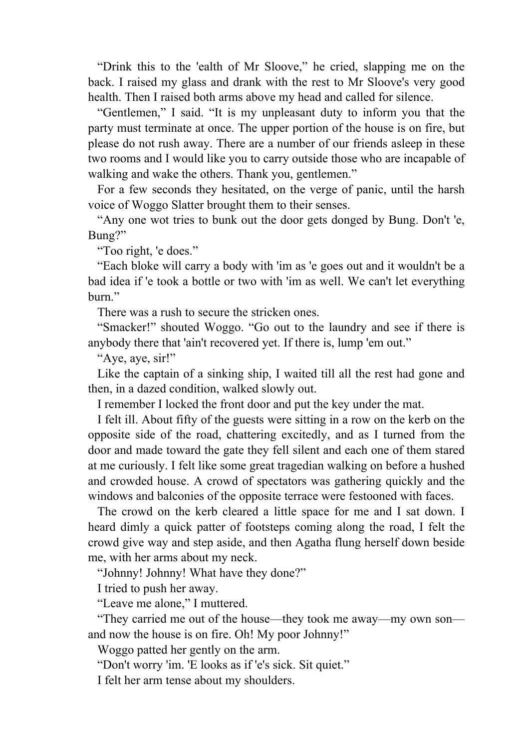"Drink this to the 'ealth of Mr Sloove," he cried, slapping me on the back. I raised my glass and drank with the rest to Mr Sloove's very good health. Then I raised both arms above my head and called for silence.

"Gentlemen," I said. "It is my unpleasant duty to inform you that the party must terminate at once. The upper portion of the house is on fire, but please do not rush away. There are a number of our friends asleep in these two rooms and I would like you to carry outside those who are incapable of walking and wake the others. Thank you, gentlemen."

For a few seconds they hesitated, on the verge of panic, until the harsh voice of Woggo Slatter brought them to their senses.

"Any one wot tries to bunk out the door gets donged by Bung. Don't 'e, Bung?"

"Too right, 'e does."

"Each bloke will carry a body with 'im as 'e goes out and it wouldn't be a bad idea if 'e took a bottle or two with 'im as well. We can't let everything burn."

There was a rush to secure the stricken ones.

"Smacker!" shouted Woggo. "Go out to the laundry and see if there is anybody there that 'ain't recovered yet. If there is, lump 'em out."

"Aye, aye, sir!"

Like the captain of a sinking ship, I waited till all the rest had gone and then, in a dazed condition, walked slowly out.

I remember I locked the front door and put the key under the mat.

I felt ill. About fifty of the guests were sitting in a row on the kerb on the opposite side of the road, chattering excitedly, and as I turned from the door and made toward the gate they fell silent and each one of them stared at me curiously. I felt like some great tragedian walking on before a hushed and crowded house. A crowd of spectators was gathering quickly and the windows and balconies of the opposite terrace were festooned with faces.

The crowd on the kerb cleared a little space for me and I sat down. I heard dimly a quick patter of footsteps coming along the road, I felt the crowd give way and step aside, and then Agatha flung herself down beside me, with her arms about my neck.

"Johnny! Johnny! What have they done?"

I tried to push her away.

"Leave me alone," I muttered.

"They carried me out of the house—they took me away—my own son—and now the house is on fire. Oh! My poor Johnny!"

Woggo patted her gently on the arm.

"Don't worry 'im. 'E looks as if 'e's sick. Sit quiet."

I felt her arm tense about my shoulders.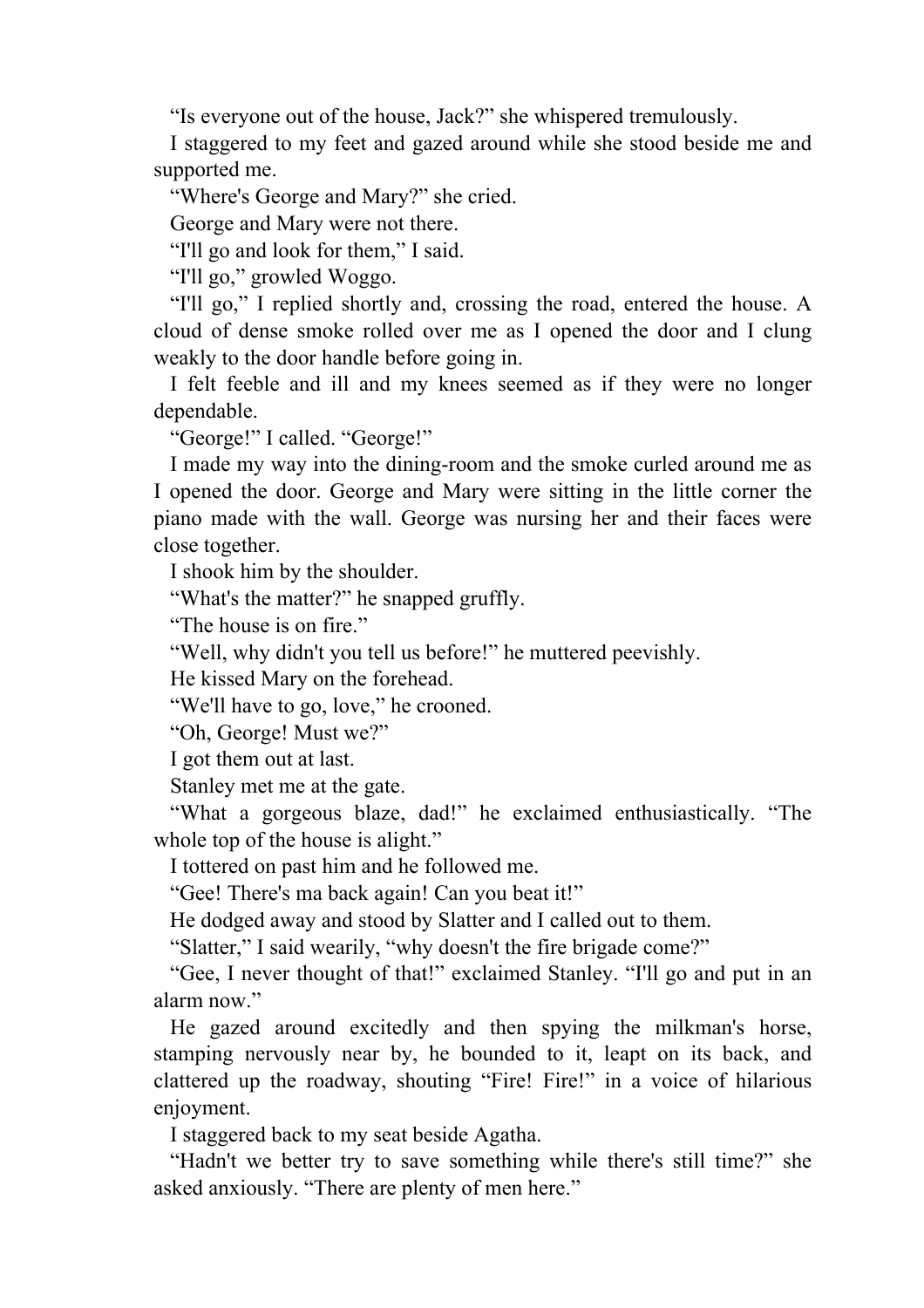“Is everyone out of the house, Jack?” she whispered tremulously.

I staggered to my feet and gazed around while she stood beside me and supported me.

“Where's George and Mary?” she cried.

George and Mary were not there.

“I'll go and look for them,” I said.

“I'll go,” growled Woggo.

“I'll go,” I replied shortly and, crossing the road, entered the house. A cloud of dense smoke rolled over me as I opened the door and I clung weakly to the door handle before going in.

I felt feeble and ill and my knees seemed as if they were no longer dependable.

“George!” I called. “George!”

I made my way into the dining-room and the smoke curled around me as I opened the door. George and Mary were sitting in the little corner the piano made with the wall. George was nursing her and their faces were close together.

I shook him by the shoulder.

“What's the matter?” he snapped gruffly.

“The house is on fire.”

“Well, why didn't you tell us before!” he muttered peevishly.

He kissed Mary on the forehead.

“We'll have to go, love,” he crooned.

“Oh, George! Must we?”

I got them out at last.

Stanley met me at the gate.

“What a gorgeous blaze, dad!” he exclaimed enthusiastically. “The whole top of the house is alight.”

I tottered on past him and he followed me.

“Gee! There's ma back again! Can you beat it!”

He dodged away and stood by Slatter and I called out to them.

“Slatter,” I said wearily, “why doesn't the fire brigade come?”

“Gee, I never thought of that!” exclaimed Stanley. “I'll go and put in an alarm now.”

He gazed around excitedly and then spying the milkman's horse, stamping nervously near by, he bounded to it, leapt on its back, and clattered up the roadway, shouting “Fire! Fire!” in a voice of hilarious enjoyment.

I staggered back to my seat beside Agatha.

“Hadn't we better try to save something while there's still time?” she asked anxiously. “There are plenty of men here.”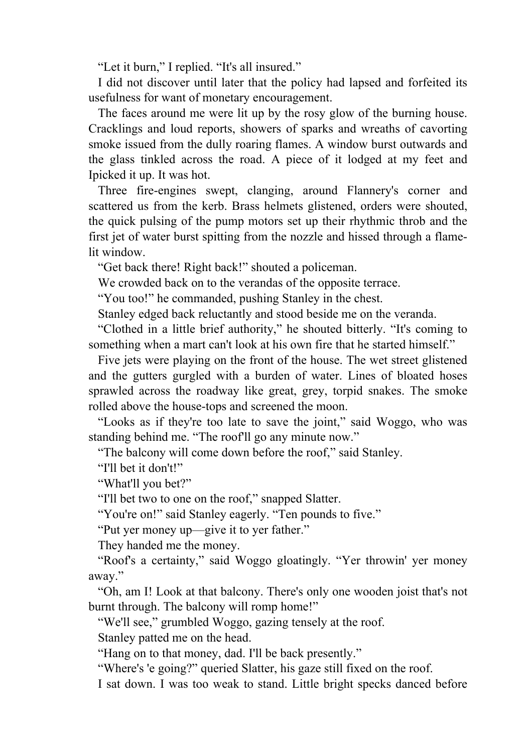“Let it burn,” I replied. “It's all insured.”

I did not discover until later that the policy had lapsed and forfeited its usefulness for want of monetary encouragement.

The faces around me were lit up by the rosy glow of the burning house. Cracklings and loud reports, showers of sparks and wreaths of cavorting smoke issued from the dully roaring flames. A window burst outwards and the glass tinkled across the road. A piece of it lodged at my feet and Ipicked it up. It was hot.

Three fire-engines swept, clanging, around Flannery's corner and scattered us from the kerb. Brass helmets glistened, orders were shouted, the quick pulsing of the pump motors set up their rhythmic throb and the first jet of water burst spitting from the nozzle and hissed through a flame-lit window.

“Get back there! Right back!” shouted a policeman.

We crowded back on to the verandas of the opposite terrace.

“You too!” he commanded, pushing Stanley in the chest.

Stanley edged back reluctantly and stood beside me on the veranda.

“Clothed in a little brief authority,” he shouted bitterly. “It's coming to something when a mart can't look at his own fire that he started himself.”

Five jets were playing on the front of the house. The wet street glistened and the gutters gurgled with a burden of water. Lines of bloated hoses sprawled across the roadway like great, grey, torpid snakes. The smoke rolled above the house-tops and screened the moon.

“Looks as if they're too late to save the joint,” said Woggo, who was standing behind me. “The roof'll go any minute now.”

“The balcony will come down before the roof,” said Stanley.

“I'll bet it don't!”

“What'll you bet?”

“I'll bet two to one on the roof,” snapped Slatter.

“You're on!” said Stanley eagerly. “Ten pounds to five.”

“Put yer money up—give it to yer father.”

They handed me the money.

“Roof's a certainty,” said Woggo gloatingly. “Yer throwin' yer money away.”

“Oh, am I! Look at that balcony. There's only one wooden joist that's not burnt through. The balcony will romp home!”

“We'll see,” grumbled Woggo, gazing tensely at the roof.

Stanley patted me on the head.

“Hang on to that money, dad. I'll be back presently.”

“Where's 'e going?” queried Slatter, his gaze still fixed on the roof.

I sat down. I was too weak to stand. Little bright specks danced before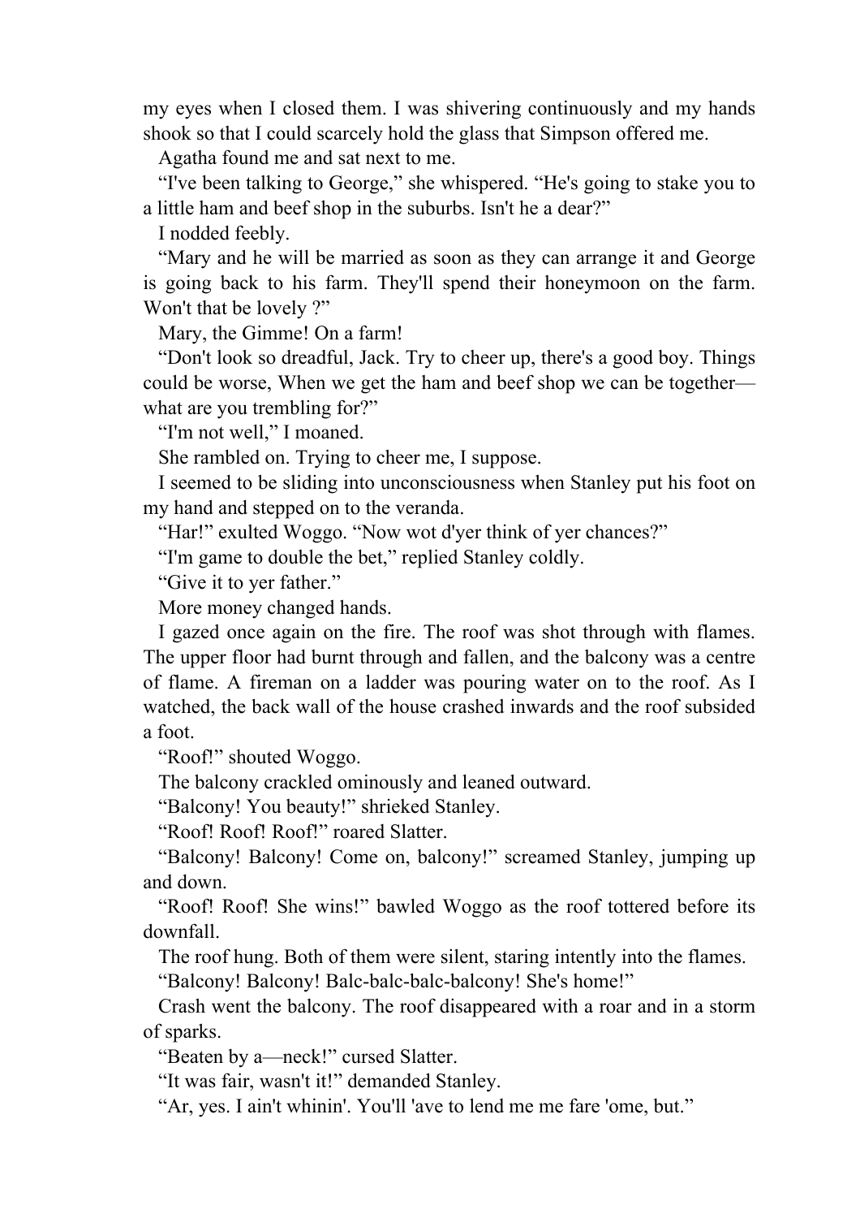my eyes when I closed them. I was shivering continuously and my hands shook so that I could scarcely hold the glass that Simpson offered me.

Agatha found me and sat next to me.

"I've been talking to George," she whispered. "He's going to stake you to a little ham and beef shop in the suburbs. Isn't he a dear?"

I nodded feebly.

"Mary and he will be married as soon as they can arrange it and George is going back to his farm. They'll spend their honeymoon on the farm. Won't that be lovely ?"

Mary, the Gimme! On a farm!

"Don't look so dreadful, Jack. Try to cheer up, there's a good boy. Things could be worse, When we get the ham and beef shop we can be together—what are you trembling for?"

"I'm not well," I moaned.

She rambled on. Trying to cheer me, I suppose.

I seemed to be sliding into unconsciousness when Stanley put his foot on my hand and stepped on to the veranda.

"Har!" exulted Woggo. "Now wot d'yer think of yer chances?"

"I'm game to double the bet," replied Stanley coldly.

"Give it to yer father."

More money changed hands.

I gazed once again on the fire. The roof was shot through with flames. The upper floor had burnt through and fallen, and the balcony was a centre of flame. A fireman on a ladder was pouring water on to the roof. As I watched, the back wall of the house crashed inwards and the roof subsided a foot.

"Roof!" shouted Woggo.

The balcony crackled ominously and leaned outward.

"Balcony! You beauty!" shrieked Stanley.

"Roof! Roof! Roof!" roared Slatter.

"Balcony! Balcony! Come on, balcony!" screamed Stanley, jumping up and down.

"Roof! Roof! She wins!" bawled Woggo as the roof tottered before its downfall.

The roof hung. Both of them were silent, staring intently into the flames.

"Balcony! Balcony! Balc-balc-balc-balcony! She's home!"

Crash went the balcony. The roof disappeared with a roar and in a storm of sparks.

"Beaten by a—neck!" cursed Slatter.

"It was fair, wasn't it!" demanded Stanley.

"Ar, yes. I ain't whinin'. You'll 'ave to lend me me fare 'ome, but."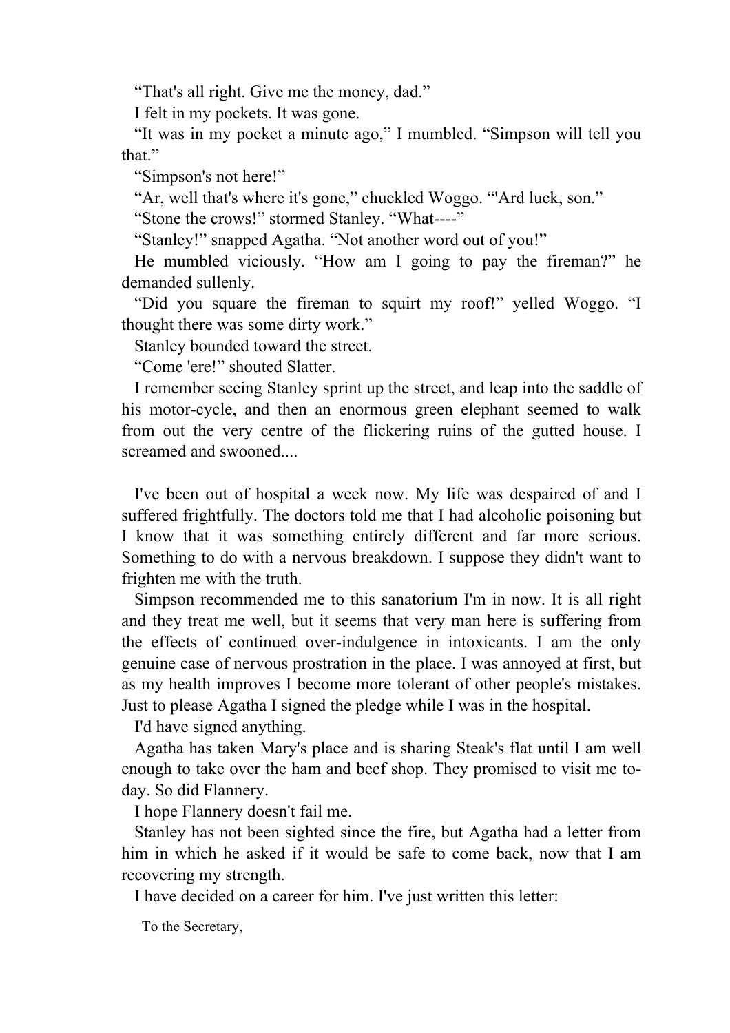"That's all right. Give me the money, dad."

I felt in my pockets. It was gone.

"It was in my pocket a minute ago," I mumbled. "Simpson will tell you that."

"Simpson's not here!"

"Ar, well that's where it's gone," chuckled Woggo. "'Ard luck, son."

"Stone the crows!" stormed Stanley. "What----"

"Stanley!" snapped Agatha. "Not another word out of you!"

He mumbled viciously. "How am I going to pay the fireman?" he demanded sullenly.

"Did you square the fireman to squirt my roof!" yelled Woggo. "I thought there was some dirty work."

Stanley bounded toward the street.

"Come 'ere!" shouted Slatter.

I remember seeing Stanley sprint up the street, and leap into the saddle of his motor-cycle, and then an enormous green elephant seemed to walk from out the very centre of the flickering ruins of the gutted house. I screamed and swooned....

I've been out of hospital a week now. My life was despaired of and I suffered frightfully. The doctors told me that I had alcoholic poisoning but I know that it was something entirely different and far more serious. Something to do with a nervous breakdown. I suppose they didn't want to frighten me with the truth.

Simpson recommended me to this sanatorium I'm in now. It is all right and they treat me well, but it seems that very man here is suffering from the effects of continued over-indulgence in intoxicants. I am the only genuine case of nervous prostration in the place. I was annoyed at first, but as my health improves I become more tolerant of other people's mistakes. Just to please Agatha I signed the pledge while I was in the hospital.

I'd have signed anything.

Agatha has taken Mary's place and is sharing Steak's flat until I am well enough to take over the ham and beef shop. They promised to visit me to-day. So did Flannery.

I hope Flannery doesn't fail me.

Stanley has not been sighted since the fire, but Agatha had a letter from him in which he asked if it would be safe to come back, now that I am recovering my strength.

I have decided on a career for him. I've just written this letter:

To the Secretary,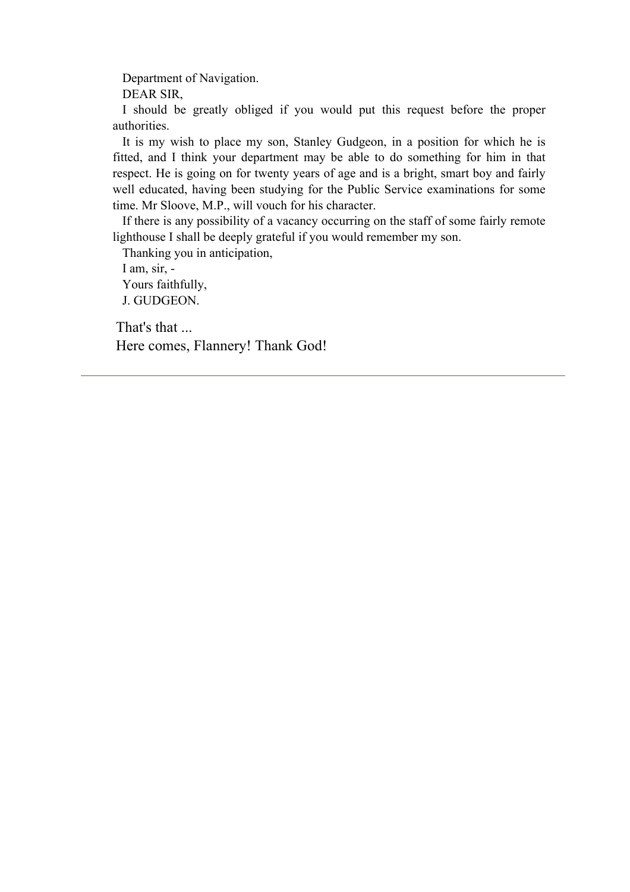Department of Navigation.

DEAR SIR,

I should be greatly obliged if you would put this request before the proper authorities.

It is my wish to place my son, Stanley Gudgeon, in a position for which he is fitted, and I think your department may be able to do something for him in that respect. He is going on for twenty years of age and is a bright, smart boy and fairly well educated, having been studying for the Public Service examinations for some time. Mr Sloove, M.P., will vouch for his character.

If there is any possibility of a vacancy occurring on the staff of some fairly remote lighthouse I shall be deeply grateful if you would remember my son.

Thanking you in anticipation,

I am, sir, -

Yours faithfully,

J. GUDGEON.

That's that ...

Here comes, Flannery! Thank God!

---